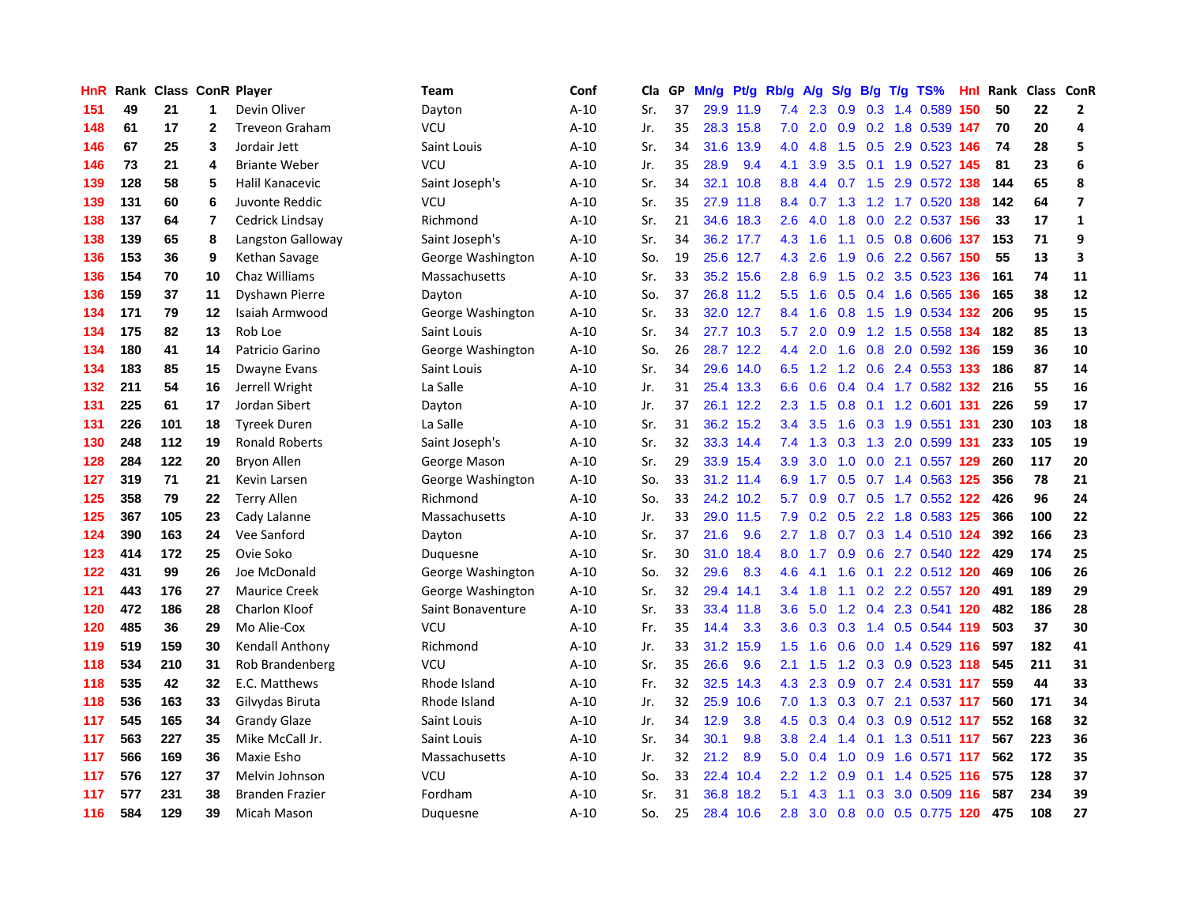| HnR | Rank | Class | ConR | Player | Team | Conf | Cla | GP | Mn/g | Pt/g | Rb/g | A/g | S/g | B/g | T/g | TS% | HnI | Rank | Class | ConR |
|---|---|---|---|---|---|---|---|---|---|---|---|---|---|---|---|---|---|---|---|---|
| 151 | 49 | 21 | 1 | Devin Oliver | Dayton | A-10 | Sr. | 37 | 29.9 | 11.9 | 7.4 | 2.3 | 0.9 | 0.3 | 1.4 | 0.589 | 150 | 50 | 22 | 2 |
| 148 | 61 | 17 | 2 | Treveon Graham | VCU | A-10 | Jr. | 35 | 28.3 | 15.8 | 7.0 | 2.0 | 0.9 | 0.2 | 1.8 | 0.539 | 147 | 70 | 20 | 4 |
| 146 | 67 | 25 | 3 | Jordair Jett | Saint Louis | A-10 | Sr. | 34 | 31.6 | 13.9 | 4.0 | 4.8 | 1.5 | 0.5 | 2.9 | 0.523 | 146 | 74 | 28 | 5 |
| 146 | 73 | 21 | 4 | Briante Weber | VCU | A-10 | Jr. | 35 | 28.9 | 9.4 | 4.1 | 3.9 | 3.5 | 0.1 | 1.9 | 0.527 | 145 | 81 | 23 | 6 |
| 139 | 128 | 58 | 5 | Halil Kanacevic | Saint Joseph's | A-10 | Sr. | 34 | 32.1 | 10.8 | 8.8 | 4.4 | 0.7 | 1.5 | 2.9 | 0.572 | 138 | 144 | 65 | 8 |
| 139 | 131 | 60 | 6 | Juvonte Reddic | VCU | A-10 | Sr. | 35 | 27.9 | 11.8 | 8.4 | 0.7 | 1.3 | 1.2 | 1.7 | 0.520 | 138 | 142 | 64 | 7 |
| 138 | 137 | 64 | 7 | Cedrick Lindsay | Richmond | A-10 | Sr. | 21 | 34.6 | 18.3 | 2.6 | 4.0 | 1.8 | 0.0 | 2.2 | 0.537 | 156 | 33 | 17 | 1 |
| 138 | 139 | 65 | 8 | Langston Galloway | Saint Joseph's | A-10 | Sr. | 34 | 36.2 | 17.7 | 4.3 | 1.6 | 1.1 | 0.5 | 0.8 | 0.606 | 137 | 153 | 71 | 9 |
| 136 | 153 | 36 | 9 | Kethan Savage | George Washington | A-10 | So. | 19 | 25.6 | 12.7 | 4.3 | 2.6 | 1.9 | 0.6 | 2.2 | 0.567 | 150 | 55 | 13 | 3 |
| 136 | 154 | 70 | 10 | Chaz Williams | Massachusetts | A-10 | Sr. | 33 | 35.2 | 15.6 | 2.8 | 6.9 | 1.5 | 0.2 | 3.5 | 0.523 | 136 | 161 | 74 | 11 |
| 136 | 159 | 37 | 11 | Dyshawn Pierre | Dayton | A-10 | So. | 37 | 26.8 | 11.2 | 5.5 | 1.6 | 0.5 | 0.4 | 1.6 | 0.565 | 136 | 165 | 38 | 12 |
| 134 | 171 | 79 | 12 | Isaiah Armwood | George Washington | A-10 | Sr. | 33 | 32.0 | 12.7 | 8.4 | 1.6 | 0.8 | 1.5 | 1.9 | 0.534 | 132 | 206 | 95 | 15 |
| 134 | 175 | 82 | 13 | Rob Loe | Saint Louis | A-10 | Sr. | 34 | 27.7 | 10.3 | 5.7 | 2.0 | 0.9 | 1.2 | 1.5 | 0.558 | 134 | 182 | 85 | 13 |
| 134 | 180 | 41 | 14 | Patricio Garino | George Washington | A-10 | So. | 26 | 28.7 | 12.2 | 4.4 | 2.0 | 1.6 | 0.8 | 2.0 | 0.592 | 136 | 159 | 36 | 10 |
| 134 | 183 | 85 | 15 | Dwayne Evans | Saint Louis | A-10 | Sr. | 34 | 29.6 | 14.0 | 6.5 | 1.2 | 1.2 | 0.6 | 2.4 | 0.553 | 133 | 186 | 87 | 14 |
| 132 | 211 | 54 | 16 | Jerrell Wright | La Salle | A-10 | Jr. | 31 | 25.4 | 13.3 | 6.6 | 0.6 | 0.4 | 0.4 | 1.7 | 0.582 | 132 | 216 | 55 | 16 |
| 131 | 225 | 61 | 17 | Jordan Sibert | Dayton | A-10 | Jr. | 37 | 26.1 | 12.2 | 2.3 | 1.5 | 0.8 | 0.1 | 1.2 | 0.601 | 131 | 226 | 59 | 17 |
| 131 | 226 | 101 | 18 | Tyreek Duren | La Salle | A-10 | Sr. | 31 | 36.2 | 15.2 | 3.4 | 3.5 | 1.6 | 0.3 | 1.9 | 0.551 | 131 | 230 | 103 | 18 |
| 130 | 248 | 112 | 19 | Ronald Roberts | Saint Joseph's | A-10 | Sr. | 32 | 33.3 | 14.4 | 7.4 | 1.3 | 0.3 | 1.3 | 2.0 | 0.599 | 131 | 233 | 105 | 19 |
| 128 | 284 | 122 | 20 | Bryon Allen | George Mason | A-10 | Sr. | 29 | 33.9 | 15.4 | 3.9 | 3.0 | 1.0 | 0.0 | 2.1 | 0.557 | 129 | 260 | 117 | 20 |
| 127 | 319 | 71 | 21 | Kevin Larsen | George Washington | A-10 | So. | 33 | 31.2 | 11.4 | 6.9 | 1.7 | 0.5 | 0.7 | 1.4 | 0.563 | 125 | 356 | 78 | 21 |
| 125 | 358 | 79 | 22 | Terry Allen | Richmond | A-10 | So. | 33 | 24.2 | 10.2 | 5.7 | 0.9 | 0.7 | 0.5 | 1.7 | 0.552 | 122 | 426 | 96 | 24 |
| 125 | 367 | 105 | 23 | Cady Lalanne | Massachusetts | A-10 | Jr. | 33 | 29.0 | 11.5 | 7.9 | 0.2 | 0.5 | 2.2 | 1.8 | 0.583 | 125 | 366 | 100 | 22 |
| 124 | 390 | 163 | 24 | Vee Sanford | Dayton | A-10 | Sr. | 37 | 21.6 | 9.6 | 2.7 | 1.8 | 0.7 | 0.3 | 1.4 | 0.510 | 124 | 392 | 166 | 23 |
| 123 | 414 | 172 | 25 | Ovie Soko | Duquesne | A-10 | Sr. | 30 | 31.0 | 18.4 | 8.0 | 1.7 | 0.9 | 0.6 | 2.7 | 0.540 | 122 | 429 | 174 | 25 |
| 122 | 431 | 99 | 26 | Joe McDonald | George Washington | A-10 | So. | 32 | 29.6 | 8.3 | 4.6 | 4.1 | 1.6 | 0.1 | 2.2 | 0.512 | 120 | 469 | 106 | 26 |
| 121 | 443 | 176 | 27 | Maurice Creek | George Washington | A-10 | Sr. | 32 | 29.4 | 14.1 | 3.4 | 1.8 | 1.1 | 0.2 | 2.2 | 0.557 | 120 | 491 | 189 | 29 |
| 120 | 472 | 186 | 28 | Charlon Kloof | Saint Bonaventure | A-10 | Sr. | 33 | 33.4 | 11.8 | 3.6 | 5.0 | 1.2 | 0.4 | 2.3 | 0.541 | 120 | 482 | 186 | 28 |
| 120 | 485 | 36 | 29 | Mo Alie-Cox | VCU | A-10 | Fr. | 35 | 14.4 | 3.3 | 3.6 | 0.3 | 0.3 | 1.4 | 0.5 | 0.544 | 119 | 503 | 37 | 30 |
| 119 | 519 | 159 | 30 | Kendall Anthony | Richmond | A-10 | Jr. | 33 | 31.2 | 15.9 | 1.5 | 1.6 | 0.6 | 0.0 | 1.4 | 0.529 | 116 | 597 | 182 | 41 |
| 118 | 534 | 210 | 31 | Rob Brandenberg | VCU | A-10 | Sr. | 35 | 26.6 | 9.6 | 2.1 | 1.5 | 1.2 | 0.3 | 0.9 | 0.523 | 118 | 545 | 211 | 31 |
| 118 | 535 | 42 | 32 | E.C. Matthews | Rhode Island | A-10 | Fr. | 32 | 32.5 | 14.3 | 4.3 | 2.3 | 0.9 | 0.7 | 2.4 | 0.531 | 117 | 559 | 44 | 33 |
| 118 | 536 | 163 | 33 | Gilvydas Biruta | Rhode Island | A-10 | Jr. | 32 | 25.9 | 10.6 | 7.0 | 1.3 | 0.3 | 0.7 | 2.1 | 0.537 | 117 | 560 | 171 | 34 |
| 117 | 545 | 165 | 34 | Grandy Glaze | Saint Louis | A-10 | Jr. | 34 | 12.9 | 3.8 | 4.5 | 0.3 | 0.4 | 0.3 | 0.9 | 0.512 | 117 | 552 | 168 | 32 |
| 117 | 563 | 227 | 35 | Mike McCall Jr. | Saint Louis | A-10 | Sr. | 34 | 30.1 | 9.8 | 3.8 | 2.4 | 1.4 | 0.1 | 1.3 | 0.511 | 117 | 567 | 223 | 36 |
| 117 | 566 | 169 | 36 | Maxie Esho | Massachusetts | A-10 | Jr. | 32 | 21.2 | 8.9 | 5.0 | 0.4 | 1.0 | 0.9 | 1.6 | 0.571 | 117 | 562 | 172 | 35 |
| 117 | 576 | 127 | 37 | Melvin Johnson | VCU | A-10 | So. | 33 | 22.4 | 10.4 | 2.2 | 1.2 | 0.9 | 0.1 | 1.4 | 0.525 | 116 | 575 | 128 | 37 |
| 117 | 577 | 231 | 38 | Branden Frazier | Fordham | A-10 | Sr. | 31 | 36.8 | 18.2 | 5.1 | 4.3 | 1.1 | 0.3 | 3.0 | 0.509 | 116 | 587 | 234 | 39 |
| 116 | 584 | 129 | 39 | Micah Mason | Duquesne | A-10 | So. | 25 | 28.4 | 10.6 | 2.8 | 3.0 | 0.8 | 0.0 | 0.5 | 0.775 | 120 | 475 | 108 | 27 |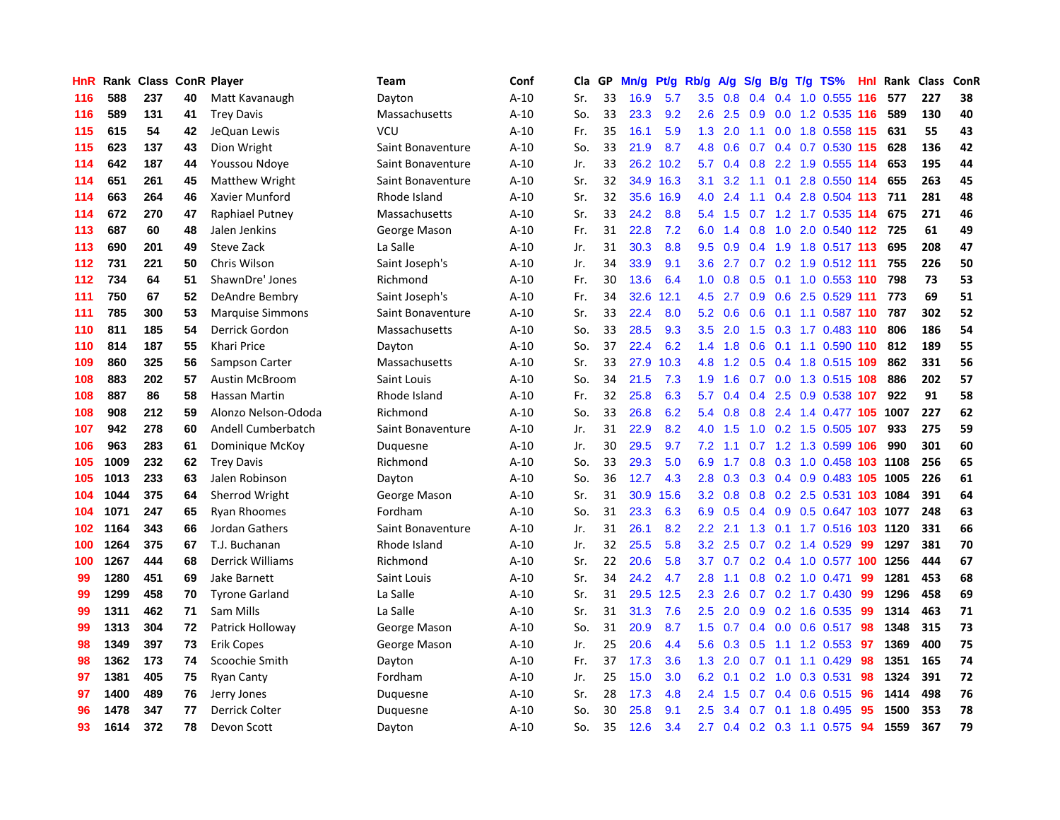| HnR | Rank | Class | ConR | Player | Team | Conf | Cla | GP | Mn/g | Pt/g | Rb/g | A/g | S/g | B/g | T/g | TS% | HnI | Rank | Class | ConR |
|---|---|---|---|---|---|---|---|---|---|---|---|---|---|---|---|---|---|---|---|---|
| 116 | 588 | 237 | 40 | Matt Kavanaugh | Dayton | A-10 | Sr. | 33 | 16.9 | 5.7 | 3.5 | 0.8 | 0.4 | 0.4 | 1.0 | 0.555 | 116 | 577 | 227 | 38 |
| 116 | 589 | 131 | 41 | Trey Davis | Massachusetts | A-10 | So. | 33 | 23.3 | 9.2 | 2.6 | 2.5 | 0.9 | 0.0 | 1.2 | 0.535 | 116 | 589 | 130 | 40 |
| 115 | 615 | 54 | 42 | JeQuan Lewis | VCU | A-10 | Fr. | 35 | 16.1 | 5.9 | 1.3 | 2.0 | 1.1 | 0.0 | 1.8 | 0.558 | 115 | 631 | 55 | 43 |
| 115 | 623 | 137 | 43 | Dion Wright | Saint Bonaventure | A-10 | So. | 33 | 21.9 | 8.7 | 4.8 | 0.6 | 0.7 | 0.4 | 0.7 | 0.530 | 115 | 628 | 136 | 42 |
| 114 | 642 | 187 | 44 | Youssou Ndoye | Saint Bonaventure | A-10 | Jr. | 33 | 26.2 | 10.2 | 5.7 | 0.4 | 0.8 | 2.2 | 1.9 | 0.555 | 114 | 653 | 195 | 44 |
| 114 | 651 | 261 | 45 | Matthew Wright | Saint Bonaventure | A-10 | Sr. | 32 | 34.9 | 16.3 | 3.1 | 3.2 | 1.1 | 0.1 | 2.8 | 0.550 | 114 | 655 | 263 | 45 |
| 114 | 663 | 264 | 46 | Xavier Munford | Rhode Island | A-10 | Sr. | 32 | 35.6 | 16.9 | 4.0 | 2.4 | 1.1 | 0.4 | 2.8 | 0.504 | 113 | 711 | 281 | 48 |
| 114 | 672 | 270 | 47 | Raphiael Putney | Massachusetts | A-10 | Sr. | 33 | 24.2 | 8.8 | 5.4 | 1.5 | 0.7 | 1.2 | 1.7 | 0.535 | 114 | 675 | 271 | 46 |
| 113 | 687 | 60 | 48 | Jalen Jenkins | George Mason | A-10 | Fr. | 31 | 22.8 | 7.2 | 6.0 | 1.4 | 0.8 | 1.0 | 2.0 | 0.540 | 112 | 725 | 61 | 49 |
| 113 | 690 | 201 | 49 | Steve Zack | La Salle | A-10 | Jr. | 31 | 30.3 | 8.8 | 9.5 | 0.9 | 0.4 | 1.9 | 1.8 | 0.517 | 113 | 695 | 208 | 47 |
| 112 | 731 | 221 | 50 | Chris Wilson | Saint Joseph's | A-10 | Jr. | 34 | 33.9 | 9.1 | 3.6 | 2.7 | 0.7 | 0.2 | 1.9 | 0.512 | 111 | 755 | 226 | 50 |
| 112 | 734 | 64 | 51 | ShawnDre' Jones | Richmond | A-10 | Fr. | 30 | 13.6 | 6.4 | 1.0 | 0.8 | 0.5 | 0.1 | 1.0 | 0.553 | 110 | 798 | 73 | 53 |
| 111 | 750 | 67 | 52 | DeAndre Bembry | Saint Joseph's | A-10 | Fr. | 34 | 32.6 | 12.1 | 4.5 | 2.7 | 0.9 | 0.6 | 2.5 | 0.529 | 111 | 773 | 69 | 51 |
| 111 | 785 | 300 | 53 | Marquise Simmons | Saint Bonaventure | A-10 | Sr. | 33 | 22.4 | 8.0 | 5.2 | 0.6 | 0.6 | 0.1 | 1.1 | 0.587 | 110 | 787 | 302 | 52 |
| 110 | 811 | 185 | 54 | Derrick Gordon | Massachusetts | A-10 | So. | 33 | 28.5 | 9.3 | 3.5 | 2.0 | 1.5 | 0.3 | 1.7 | 0.483 | 110 | 806 | 186 | 54 |
| 110 | 814 | 187 | 55 | Khari Price | Dayton | A-10 | So. | 37 | 22.4 | 6.2 | 1.4 | 1.8 | 0.6 | 0.1 | 1.1 | 0.590 | 110 | 812 | 189 | 55 |
| 109 | 860 | 325 | 56 | Sampson Carter | Massachusetts | A-10 | Sr. | 33 | 27.9 | 10.3 | 4.8 | 1.2 | 0.5 | 0.4 | 1.8 | 0.515 | 109 | 862 | 331 | 56 |
| 108 | 883 | 202 | 57 | Austin McBroom | Saint Louis | A-10 | So. | 34 | 21.5 | 7.3 | 1.9 | 1.6 | 0.7 | 0.0 | 1.3 | 0.515 | 108 | 886 | 202 | 57 |
| 108 | 887 | 86 | 58 | Hassan Martin | Rhode Island | A-10 | Fr. | 32 | 25.8 | 6.3 | 5.7 | 0.4 | 0.4 | 2.5 | 0.9 | 0.538 | 107 | 922 | 91 | 58 |
| 108 | 908 | 212 | 59 | Alonzo Nelson-Ododa | Richmond | A-10 | So. | 33 | 26.8 | 6.2 | 5.4 | 0.8 | 0.8 | 2.4 | 1.4 | 0.477 | 105 | 1007 | 227 | 62 |
| 107 | 942 | 278 | 60 | Andell Cumberbatch | Saint Bonaventure | A-10 | Jr. | 31 | 22.9 | 8.2 | 4.0 | 1.5 | 1.0 | 0.2 | 1.5 | 0.505 | 107 | 933 | 275 | 59 |
| 106 | 963 | 283 | 61 | Dominique McKoy | Duquesne | A-10 | Jr. | 30 | 29.5 | 9.7 | 7.2 | 1.1 | 0.7 | 1.2 | 1.3 | 0.599 | 106 | 990 | 301 | 60 |
| 105 | 1009 | 232 | 62 | Trey Davis | Richmond | A-10 | So. | 33 | 29.3 | 5.0 | 6.9 | 1.7 | 0.8 | 0.3 | 1.0 | 0.458 | 103 | 1108 | 256 | 65 |
| 105 | 1013 | 233 | 63 | Jalen Robinson | Dayton | A-10 | So. | 36 | 12.7 | 4.3 | 2.8 | 0.3 | 0.3 | 0.4 | 0.9 | 0.483 | 105 | 1005 | 226 | 61 |
| 104 | 1044 | 375 | 64 | Sherrod Wright | George Mason | A-10 | Sr. | 31 | 30.9 | 15.6 | 3.2 | 0.8 | 0.8 | 0.2 | 2.5 | 0.531 | 103 | 1084 | 391 | 64 |
| 104 | 1071 | 247 | 65 | Ryan Rhoomes | Fordham | A-10 | So. | 31 | 23.3 | 6.3 | 6.9 | 0.5 | 0.4 | 0.9 | 0.5 | 0.647 | 103 | 1077 | 248 | 63 |
| 102 | 1164 | 343 | 66 | Jordan Gathers | Saint Bonaventure | A-10 | Jr. | 31 | 26.1 | 8.2 | 2.2 | 2.1 | 1.3 | 0.1 | 1.7 | 0.516 | 103 | 1120 | 331 | 66 |
| 100 | 1264 | 375 | 67 | T.J. Buchanan | Rhode Island | A-10 | Jr. | 32 | 25.5 | 5.8 | 3.2 | 2.5 | 0.7 | 0.2 | 1.4 | 0.529 | 99 | 1297 | 381 | 70 |
| 100 | 1267 | 444 | 68 | Derrick Williams | Richmond | A-10 | Sr. | 22 | 20.6 | 5.8 | 3.7 | 0.7 | 0.2 | 0.4 | 1.0 | 0.577 | 100 | 1256 | 444 | 67 |
| 99 | 1280 | 451 | 69 | Jake Barnett | Saint Louis | A-10 | Sr. | 34 | 24.2 | 4.7 | 2.8 | 1.1 | 0.8 | 0.2 | 1.0 | 0.471 | 99 | 1281 | 453 | 68 |
| 99 | 1299 | 458 | 70 | Tyrone Garland | La Salle | A-10 | Sr. | 31 | 29.5 | 12.5 | 2.3 | 2.6 | 0.7 | 0.2 | 1.7 | 0.430 | 99 | 1296 | 458 | 69 |
| 99 | 1311 | 462 | 71 | Sam Mills | La Salle | A-10 | Sr. | 31 | 31.3 | 7.6 | 2.5 | 2.0 | 0.9 | 0.2 | 1.6 | 0.535 | 99 | 1314 | 463 | 71 |
| 99 | 1313 | 304 | 72 | Patrick Holloway | George Mason | A-10 | So. | 31 | 20.9 | 8.7 | 1.5 | 0.7 | 0.4 | 0.0 | 0.6 | 0.517 | 98 | 1348 | 315 | 73 |
| 98 | 1349 | 397 | 73 | Erik Copes | George Mason | A-10 | Jr. | 25 | 20.6 | 4.4 | 5.6 | 0.3 | 0.5 | 1.1 | 1.2 | 0.553 | 97 | 1369 | 400 | 75 |
| 98 | 1362 | 173 | 74 | Scoochie Smith | Dayton | A-10 | Fr. | 37 | 17.3 | 3.6 | 1.3 | 2.0 | 0.7 | 0.1 | 1.1 | 0.429 | 98 | 1351 | 165 | 74 |
| 97 | 1381 | 405 | 75 | Ryan Canty | Fordham | A-10 | Jr. | 25 | 15.0 | 3.0 | 6.2 | 0.1 | 0.2 | 1.0 | 0.3 | 0.531 | 98 | 1324 | 391 | 72 |
| 97 | 1400 | 489 | 76 | Jerry Jones | Duquesne | A-10 | Sr. | 28 | 17.3 | 4.8 | 2.4 | 1.5 | 0.7 | 0.4 | 0.6 | 0.515 | 96 | 1414 | 498 | 76 |
| 96 | 1478 | 347 | 77 | Derrick Colter | Duquesne | A-10 | So. | 30 | 25.8 | 9.1 | 2.5 | 3.4 | 0.7 | 0.1 | 1.8 | 0.495 | 95 | 1500 | 353 | 78 |
| 93 | 1614 | 372 | 78 | Devon Scott | Dayton | A-10 | So. | 35 | 12.6 | 3.4 | 2.7 | 0.4 | 0.2 | 0.3 | 1.1 | 0.575 | 94 | 1559 | 367 | 79 |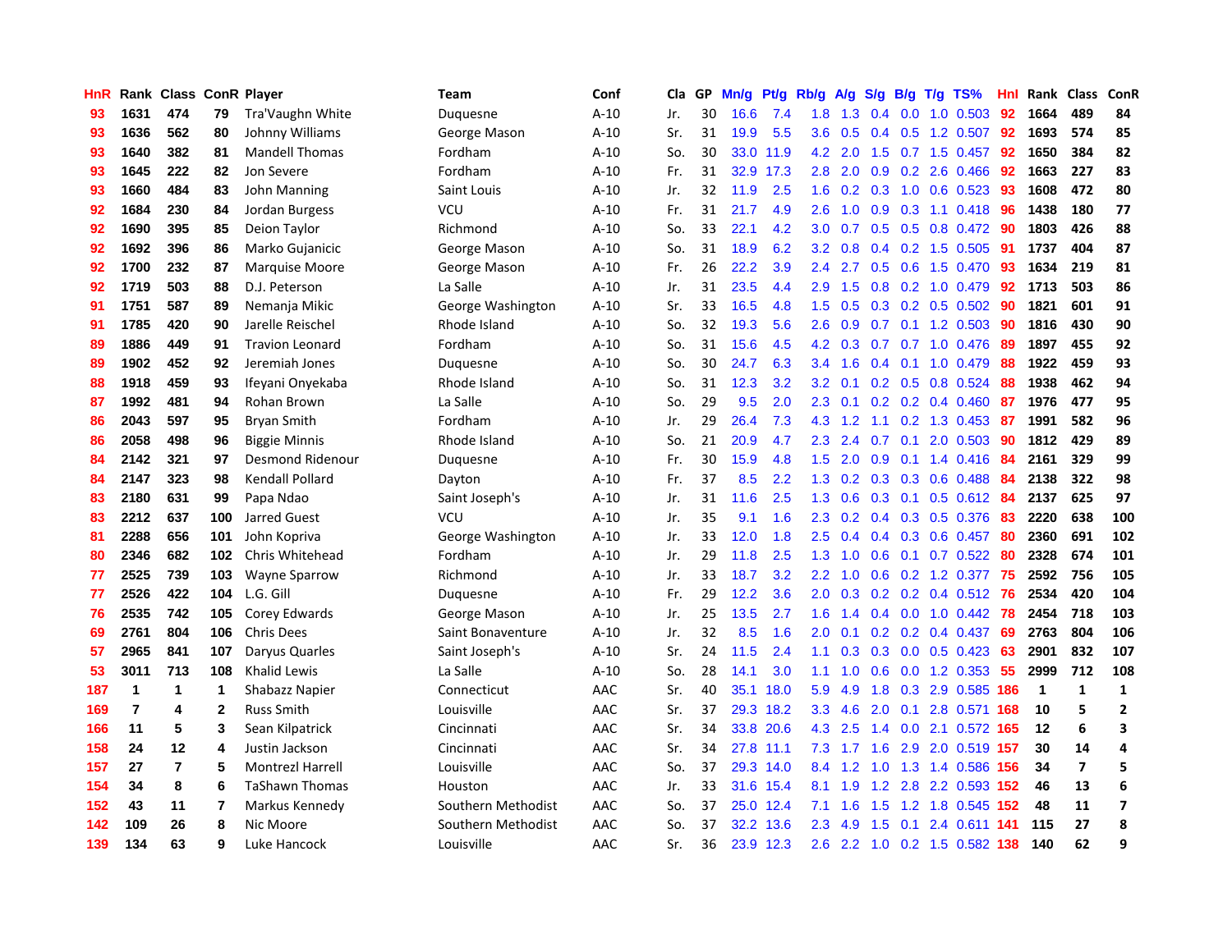| HnR | Rank | Class | ConR | Player | Team | Conf | Cla | GP | Mn/g | Pt/g | Rb/g | A/g | S/g | B/g | T/g | TS% | HnI | Rank | Class | ConR |
|---|---|---|---|---|---|---|---|---|---|---|---|---|---|---|---|---|---|---|---|---|
| 93 | 1631 | 474 | 79 | Tra'Vaughn White | Duquesne | A-10 | Jr. | 30 | 16.6 | 7.4 | 1.8 | 1.3 | 0.4 | 0.0 | 1.0 | 0.503 | 92 | 1664 | 489 | 84 |
| 93 | 1636 | 562 | 80 | Johnny Williams | George Mason | A-10 | Sr. | 31 | 19.9 | 5.5 | 3.6 | 0.5 | 0.4 | 0.5 | 1.2 | 0.507 | 92 | 1693 | 574 | 85 |
| 93 | 1640 | 382 | 81 | Mandell Thomas | Fordham | A-10 | So. | 30 | 33.0 | 11.9 | 4.2 | 2.0 | 1.5 | 0.7 | 1.5 | 0.457 | 92 | 1650 | 384 | 82 |
| 93 | 1645 | 222 | 82 | Jon Severe | Fordham | A-10 | Fr. | 31 | 32.9 | 17.3 | 2.8 | 2.0 | 0.9 | 0.2 | 2.6 | 0.466 | 92 | 1663 | 227 | 83 |
| 93 | 1660 | 484 | 83 | John Manning | Saint Louis | A-10 | Jr. | 32 | 11.9 | 2.5 | 1.6 | 0.2 | 0.3 | 1.0 | 0.6 | 0.523 | 93 | 1608 | 472 | 80 |
| 92 | 1684 | 230 | 84 | Jordan Burgess | VCU | A-10 | Fr. | 31 | 21.7 | 4.9 | 2.6 | 1.0 | 0.9 | 0.3 | 1.1 | 0.418 | 96 | 1438 | 180 | 77 |
| 92 | 1690 | 395 | 85 | Deion Taylor | Richmond | A-10 | So. | 33 | 22.1 | 4.2 | 3.0 | 0.7 | 0.5 | 0.5 | 0.8 | 0.472 | 90 | 1803 | 426 | 88 |
| 92 | 1692 | 396 | 86 | Marko Gujanicic | George Mason | A-10 | So. | 31 | 18.9 | 6.2 | 3.2 | 0.8 | 0.4 | 0.2 | 1.5 | 0.505 | 91 | 1737 | 404 | 87 |
| 92 | 1700 | 232 | 87 | Marquise Moore | George Mason | A-10 | Fr. | 26 | 22.2 | 3.9 | 2.4 | 2.7 | 0.5 | 0.6 | 1.5 | 0.470 | 93 | 1634 | 219 | 81 |
| 92 | 1719 | 503 | 88 | D.J. Peterson | La Salle | A-10 | Jr. | 31 | 23.5 | 4.4 | 2.9 | 1.5 | 0.8 | 0.2 | 1.0 | 0.479 | 92 | 1713 | 503 | 86 |
| 91 | 1751 | 587 | 89 | Nemanja Mikic | George Washington | A-10 | Sr. | 33 | 16.5 | 4.8 | 1.5 | 0.5 | 0.3 | 0.2 | 0.5 | 0.502 | 90 | 1821 | 601 | 91 |
| 91 | 1785 | 420 | 90 | Jarelle Reischel | Rhode Island | A-10 | So. | 32 | 19.3 | 5.6 | 2.6 | 0.9 | 0.7 | 0.1 | 1.2 | 0.503 | 90 | 1816 | 430 | 90 |
| 89 | 1886 | 449 | 91 | Travion Leonard | Fordham | A-10 | So. | 31 | 15.6 | 4.5 | 4.2 | 0.3 | 0.7 | 0.7 | 1.0 | 0.476 | 89 | 1897 | 455 | 92 |
| 89 | 1902 | 452 | 92 | Jeremiah Jones | Duquesne | A-10 | So. | 30 | 24.7 | 6.3 | 3.4 | 1.6 | 0.4 | 0.1 | 1.0 | 0.479 | 88 | 1922 | 459 | 93 |
| 88 | 1918 | 459 | 93 | Ifeyani Onyekaba | Rhode Island | A-10 | So. | 31 | 12.3 | 3.2 | 3.2 | 0.1 | 0.2 | 0.5 | 0.8 | 0.524 | 88 | 1938 | 462 | 94 |
| 87 | 1992 | 481 | 94 | Rohan Brown | La Salle | A-10 | So. | 29 | 9.5 | 2.0 | 2.3 | 0.1 | 0.2 | 0.2 | 0.4 | 0.460 | 87 | 1976 | 477 | 95 |
| 86 | 2043 | 597 | 95 | Bryan Smith | Fordham | A-10 | Jr. | 29 | 26.4 | 7.3 | 4.3 | 1.2 | 1.1 | 0.2 | 1.3 | 0.453 | 87 | 1991 | 582 | 96 |
| 86 | 2058 | 498 | 96 | Biggie Minnis | Rhode Island | A-10 | So. | 21 | 20.9 | 4.7 | 2.3 | 2.4 | 0.7 | 0.1 | 2.0 | 0.503 | 90 | 1812 | 429 | 89 |
| 84 | 2142 | 321 | 97 | Desmond Ridenour | Duquesne | A-10 | Fr. | 30 | 15.9 | 4.8 | 1.5 | 2.0 | 0.9 | 0.1 | 1.4 | 0.416 | 84 | 2161 | 329 | 99 |
| 84 | 2147 | 323 | 98 | Kendall Pollard | Dayton | A-10 | Fr. | 37 | 8.5 | 2.2 | 1.3 | 0.2 | 0.3 | 0.3 | 0.6 | 0.488 | 84 | 2138 | 322 | 98 |
| 83 | 2180 | 631 | 99 | Papa Ndao | Saint Joseph's | A-10 | Jr. | 31 | 11.6 | 2.5 | 1.3 | 0.6 | 0.3 | 0.1 | 0.5 | 0.612 | 84 | 2137 | 625 | 97 |
| 83 | 2212 | 637 | 100 | Jarred Guest | VCU | A-10 | Jr. | 35 | 9.1 | 1.6 | 2.3 | 0.2 | 0.4 | 0.3 | 0.5 | 0.376 | 83 | 2220 | 638 | 100 |
| 81 | 2288 | 656 | 101 | John Kopriva | George Washington | A-10 | Jr. | 33 | 12.0 | 1.8 | 2.5 | 0.4 | 0.4 | 0.3 | 0.6 | 0.457 | 80 | 2360 | 691 | 102 |
| 80 | 2346 | 682 | 102 | Chris Whitehead | Fordham | A-10 | Jr. | 29 | 11.8 | 2.5 | 1.3 | 1.0 | 0.6 | 0.1 | 0.7 | 0.522 | 80 | 2328 | 674 | 101 |
| 77 | 2525 | 739 | 103 | Wayne Sparrow | Richmond | A-10 | Jr. | 33 | 18.7 | 3.2 | 2.2 | 1.0 | 0.6 | 0.2 | 1.2 | 0.377 | 75 | 2592 | 756 | 105 |
| 77 | 2526 | 422 | 104 | L.G. Gill | Duquesne | A-10 | Fr. | 29 | 12.2 | 3.6 | 2.0 | 0.3 | 0.2 | 0.2 | 0.4 | 0.512 | 76 | 2534 | 420 | 104 |
| 76 | 2535 | 742 | 105 | Corey Edwards | George Mason | A-10 | Jr. | 25 | 13.5 | 2.7 | 1.6 | 1.4 | 0.4 | 0.0 | 1.0 | 0.442 | 78 | 2454 | 718 | 103 |
| 69 | 2761 | 804 | 106 | Chris Dees | Saint Bonaventure | A-10 | Jr. | 32 | 8.5 | 1.6 | 2.0 | 0.1 | 0.2 | 0.2 | 0.4 | 0.437 | 69 | 2763 | 804 | 106 |
| 57 | 2965 | 841 | 107 | Daryus Quarles | Saint Joseph's | A-10 | Sr. | 24 | 11.5 | 2.4 | 1.1 | 0.3 | 0.3 | 0.0 | 0.5 | 0.423 | 63 | 2901 | 832 | 107 |
| 53 | 3011 | 713 | 108 | Khalid Lewis | La Salle | A-10 | So. | 28 | 14.1 | 3.0 | 1.1 | 1.0 | 0.6 | 0.0 | 1.2 | 0.353 | 55 | 2999 | 712 | 108 |
| 187 | 1 | 1 | 1 | Shabazz Napier | Connecticut | AAC | Sr. | 40 | 35.1 | 18.0 | 5.9 | 4.9 | 1.8 | 0.3 | 2.9 | 0.585 | 186 | 1 | 1 | 1 |
| 169 | 7 | 4 | 2 | Russ Smith | Louisville | AAC | Sr. | 37 | 29.3 | 18.2 | 3.3 | 4.6 | 2.0 | 0.1 | 2.8 | 0.571 | 168 | 10 | 5 | 2 |
| 166 | 11 | 5 | 3 | Sean Kilpatrick | Cincinnati | AAC | Sr. | 34 | 33.8 | 20.6 | 4.3 | 2.5 | 1.4 | 0.0 | 2.1 | 0.572 | 165 | 12 | 6 | 3 |
| 158 | 24 | 12 | 4 | Justin Jackson | Cincinnati | AAC | Sr. | 34 | 27.8 | 11.1 | 7.3 | 1.7 | 1.6 | 2.9 | 2.0 | 0.519 | 157 | 30 | 14 | 4 |
| 157 | 27 | 7 | 5 | Montrezl Harrell | Louisville | AAC | So. | 37 | 29.3 | 14.0 | 8.4 | 1.2 | 1.0 | 1.3 | 1.4 | 0.586 | 156 | 34 | 7 | 5 |
| 154 | 34 | 8 | 6 | TaShawn Thomas | Houston | AAC | Jr. | 33 | 31.6 | 15.4 | 8.1 | 1.9 | 1.2 | 2.8 | 2.2 | 0.593 | 152 | 46 | 13 | 6 |
| 152 | 43 | 11 | 7 | Markus Kennedy | Southern Methodist | AAC | So. | 37 | 25.0 | 12.4 | 7.1 | 1.6 | 1.5 | 1.2 | 1.8 | 0.545 | 152 | 48 | 11 | 7 |
| 142 | 109 | 26 | 8 | Nic Moore | Southern Methodist | AAC | So. | 37 | 32.2 | 13.6 | 2.3 | 4.9 | 1.5 | 0.1 | 2.4 | 0.611 | 141 | 115 | 27 | 8 |
| 139 | 134 | 63 | 9 | Luke Hancock | Louisville | AAC | Sr. | 36 | 23.9 | 12.3 | 2.6 | 2.2 | 1.0 | 0.2 | 1.5 | 0.582 | 138 | 140 | 62 | 9 |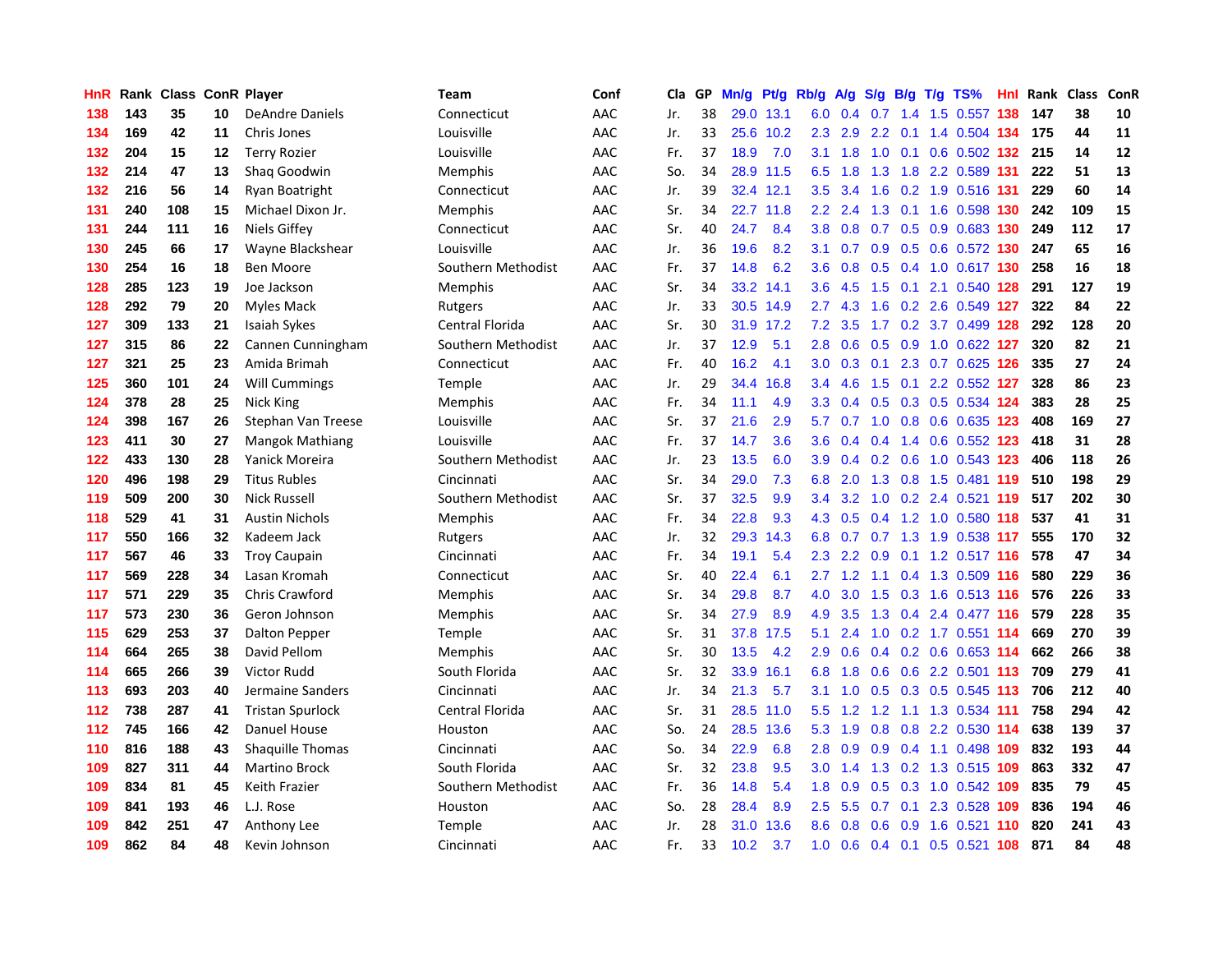| HnR | Rank | Class | ConR | Player | Team | Conf | Cla | GP | Mn/g | Pt/g | Rb/g | A/g | S/g | B/g | T/g | TS% | HnI | Rank | Class | ConR |
|---|---|---|---|---|---|---|---|---|---|---|---|---|---|---|---|---|---|---|---|---|
| 138 | 143 | 35 | 10 | DeAndre Daniels | Connecticut | AAC | Jr. | 38 | 29.0 | 13.1 | 6.0 | 0.4 | 0.7 | 1.4 | 1.5 | 0.557 | 138 | 147 | 38 | 10 |
| 134 | 169 | 42 | 11 | Chris Jones | Louisville | AAC | Jr. | 33 | 25.6 | 10.2 | 2.3 | 2.9 | 2.2 | 0.1 | 1.4 | 0.504 | 134 | 175 | 44 | 11 |
| 132 | 204 | 15 | 12 | Terry Rozier | Louisville | AAC | Fr. | 37 | 18.9 | 7.0 | 3.1 | 1.8 | 1.0 | 0.1 | 0.6 | 0.502 | 132 | 215 | 14 | 12 |
| 132 | 214 | 47 | 13 | Shaq Goodwin | Memphis | AAC | So. | 34 | 28.9 | 11.5 | 6.5 | 1.8 | 1.3 | 1.8 | 2.2 | 0.589 | 131 | 222 | 51 | 13 |
| 132 | 216 | 56 | 14 | Ryan Boatright | Connecticut | AAC | Jr. | 39 | 32.4 | 12.1 | 3.5 | 3.4 | 1.6 | 0.2 | 1.9 | 0.516 | 131 | 229 | 60 | 14 |
| 131 | 240 | 108 | 15 | Michael Dixon Jr. | Memphis | AAC | Sr. | 34 | 22.7 | 11.8 | 2.2 | 2.4 | 1.3 | 0.1 | 1.6 | 0.598 | 130 | 242 | 109 | 15 |
| 131 | 244 | 111 | 16 | Niels Giffey | Connecticut | AAC | Sr. | 40 | 24.7 | 8.4 | 3.8 | 0.8 | 0.7 | 0.5 | 0.9 | 0.683 | 130 | 249 | 112 | 17 |
| 130 | 245 | 66 | 17 | Wayne Blackshear | Louisville | AAC | Jr. | 36 | 19.6 | 8.2 | 3.1 | 0.7 | 0.9 | 0.5 | 0.6 | 0.572 | 130 | 247 | 65 | 16 |
| 130 | 254 | 16 | 18 | Ben Moore | Southern Methodist | AAC | Fr. | 37 | 14.8 | 6.2 | 3.6 | 0.8 | 0.5 | 0.4 | 1.0 | 0.617 | 130 | 258 | 16 | 18 |
| 128 | 285 | 123 | 19 | Joe Jackson | Memphis | AAC | Sr. | 34 | 33.2 | 14.1 | 3.6 | 4.5 | 1.5 | 0.1 | 2.1 | 0.540 | 128 | 291 | 127 | 19 |
| 128 | 292 | 79 | 20 | Myles Mack | Rutgers | AAC | Jr. | 33 | 30.5 | 14.9 | 2.7 | 4.3 | 1.6 | 0.2 | 2.6 | 0.549 | 127 | 322 | 84 | 22 |
| 127 | 309 | 133 | 21 | Isaiah Sykes | Central Florida | AAC | Sr. | 30 | 31.9 | 17.2 | 7.2 | 3.5 | 1.7 | 0.2 | 3.7 | 0.499 | 128 | 292 | 128 | 20 |
| 127 | 315 | 86 | 22 | Cannen Cunningham | Southern Methodist | AAC | Jr. | 37 | 12.9 | 5.1 | 2.8 | 0.6 | 0.5 | 0.9 | 1.0 | 0.622 | 127 | 320 | 82 | 21 |
| 127 | 321 | 25 | 23 | Amida Brimah | Connecticut | AAC | Fr. | 40 | 16.2 | 4.1 | 3.0 | 0.3 | 0.1 | 2.3 | 0.7 | 0.625 | 126 | 335 | 27 | 24 |
| 125 | 360 | 101 | 24 | Will Cummings | Temple | AAC | Jr. | 29 | 34.4 | 16.8 | 3.4 | 4.6 | 1.5 | 0.1 | 2.2 | 0.552 | 127 | 328 | 86 | 23 |
| 124 | 378 | 28 | 25 | Nick King | Memphis | AAC | Fr. | 34 | 11.1 | 4.9 | 3.3 | 0.4 | 0.5 | 0.3 | 0.5 | 0.534 | 124 | 383 | 28 | 25 |
| 124 | 398 | 167 | 26 | Stephan Van Treese | Louisville | AAC | Sr. | 37 | 21.6 | 2.9 | 5.7 | 0.7 | 1.0 | 0.8 | 0.6 | 0.635 | 123 | 408 | 169 | 27 |
| 123 | 411 | 30 | 27 | Mangok Mathiang | Louisville | AAC | Fr. | 37 | 14.7 | 3.6 | 3.6 | 0.4 | 0.4 | 1.4 | 0.6 | 0.552 | 123 | 418 | 31 | 28 |
| 122 | 433 | 130 | 28 | Yanick Moreira | Southern Methodist | AAC | Jr. | 23 | 13.5 | 6.0 | 3.9 | 0.4 | 0.2 | 0.6 | 1.0 | 0.543 | 123 | 406 | 118 | 26 |
| 120 | 496 | 198 | 29 | Titus Rubles | Cincinnati | AAC | Sr. | 34 | 29.0 | 7.3 | 6.8 | 2.0 | 1.3 | 0.8 | 1.5 | 0.481 | 119 | 510 | 198 | 29 |
| 119 | 509 | 200 | 30 | Nick Russell | Southern Methodist | AAC | Sr. | 37 | 32.5 | 9.9 | 3.4 | 3.2 | 1.0 | 0.2 | 2.4 | 0.521 | 119 | 517 | 202 | 30 |
| 118 | 529 | 41 | 31 | Austin Nichols | Memphis | AAC | Fr. | 34 | 22.8 | 9.3 | 4.3 | 0.5 | 0.4 | 1.2 | 1.0 | 0.580 | 118 | 537 | 41 | 31 |
| 117 | 550 | 166 | 32 | Kadeem Jack | Rutgers | AAC | Jr. | 32 | 29.3 | 14.3 | 6.8 | 0.7 | 0.7 | 1.3 | 1.9 | 0.538 | 117 | 555 | 170 | 32 |
| 117 | 567 | 46 | 33 | Troy Caupain | Cincinnati | AAC | Fr. | 34 | 19.1 | 5.4 | 2.3 | 2.2 | 0.9 | 0.1 | 1.2 | 0.517 | 116 | 578 | 47 | 34 |
| 117 | 569 | 228 | 34 | Lasan Kromah | Connecticut | AAC | Sr. | 40 | 22.4 | 6.1 | 2.7 | 1.2 | 1.1 | 0.4 | 1.3 | 0.509 | 116 | 580 | 229 | 36 |
| 117 | 571 | 229 | 35 | Chris Crawford | Memphis | AAC | Sr. | 34 | 29.8 | 8.7 | 4.0 | 3.0 | 1.5 | 0.3 | 1.6 | 0.513 | 116 | 576 | 226 | 33 |
| 117 | 573 | 230 | 36 | Geron Johnson | Memphis | AAC | Sr. | 34 | 27.9 | 8.9 | 4.9 | 3.5 | 1.3 | 0.4 | 2.4 | 0.477 | 116 | 579 | 228 | 35 |
| 115 | 629 | 253 | 37 | Dalton Pepper | Temple | AAC | Sr. | 31 | 37.8 | 17.5 | 5.1 | 2.4 | 1.0 | 0.2 | 1.7 | 0.551 | 114 | 669 | 270 | 39 |
| 114 | 664 | 265 | 38 | David Pellom | Memphis | AAC | Sr. | 30 | 13.5 | 4.2 | 2.9 | 0.6 | 0.4 | 0.2 | 0.6 | 0.653 | 114 | 662 | 266 | 38 |
| 114 | 665 | 266 | 39 | Victor Rudd | South Florida | AAC | Sr. | 32 | 33.9 | 16.1 | 6.8 | 1.8 | 0.6 | 0.6 | 2.2 | 0.501 | 113 | 709 | 279 | 41 |
| 113 | 693 | 203 | 40 | Jermaine Sanders | Cincinnati | AAC | Jr. | 34 | 21.3 | 5.7 | 3.1 | 1.0 | 0.5 | 0.3 | 0.5 | 0.545 | 113 | 706 | 212 | 40 |
| 112 | 738 | 287 | 41 | Tristan Spurlock | Central Florida | AAC | Sr. | 31 | 28.5 | 11.0 | 5.5 | 1.2 | 1.2 | 1.1 | 1.3 | 0.534 | 111 | 758 | 294 | 42 |
| 112 | 745 | 166 | 42 | Danuel House | Houston | AAC | So. | 24 | 28.5 | 13.6 | 5.3 | 1.9 | 0.8 | 0.8 | 2.2 | 0.530 | 114 | 638 | 139 | 37 |
| 110 | 816 | 188 | 43 | Shaquille Thomas | Cincinnati | AAC | So. | 34 | 22.9 | 6.8 | 2.8 | 0.9 | 0.9 | 0.4 | 1.1 | 0.498 | 109 | 832 | 193 | 44 |
| 109 | 827 | 311 | 44 | Martino Brock | South Florida | AAC | Sr. | 32 | 23.8 | 9.5 | 3.0 | 1.4 | 1.3 | 0.2 | 1.3 | 0.515 | 109 | 863 | 332 | 47 |
| 109 | 834 | 81 | 45 | Keith Frazier | Southern Methodist | AAC | Fr. | 36 | 14.8 | 5.4 | 1.8 | 0.9 | 0.5 | 0.3 | 1.0 | 0.542 | 109 | 835 | 79 | 45 |
| 109 | 841 | 193 | 46 | L.J. Rose | Houston | AAC | So. | 28 | 28.4 | 8.9 | 2.5 | 5.5 | 0.7 | 0.1 | 2.3 | 0.528 | 109 | 836 | 194 | 46 |
| 109 | 842 | 251 | 47 | Anthony Lee | Temple | AAC | Jr. | 28 | 31.0 | 13.6 | 8.6 | 0.8 | 0.6 | 0.9 | 1.6 | 0.521 | 110 | 820 | 241 | 43 |
| 109 | 862 | 84 | 48 | Kevin Johnson | Cincinnati | AAC | Fr. | 33 | 10.2 | 3.7 | 1.0 | 0.6 | 0.4 | 0.1 | 0.5 | 0.521 | 108 | 871 | 84 | 48 |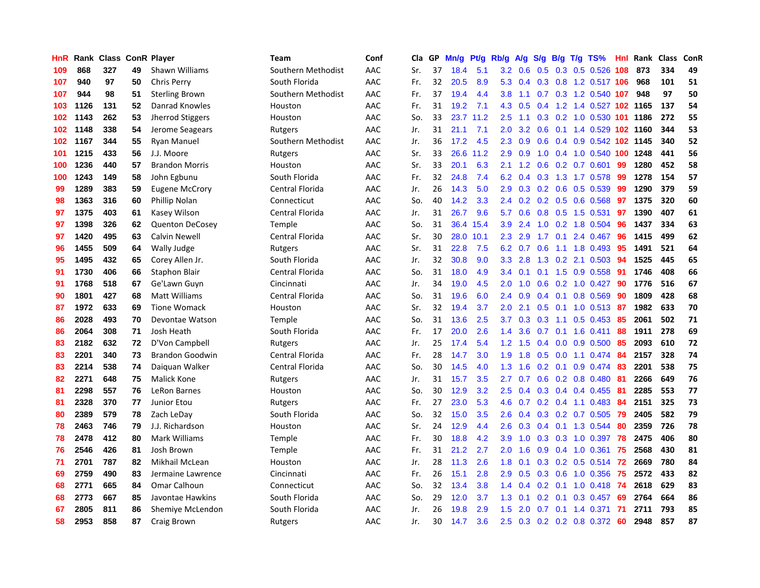| HnR | Rank | Class | ConR | Player | Team | Conf | Cla | GP | Mn/g | Pt/g | Rb/g | A/g | S/g | B/g | T/g | TS% | HnI | Rank | Class | ConR |
|---|---|---|---|---|---|---|---|---|---|---|---|---|---|---|---|---|---|---|---|---|
| 109 | 868 | 327 | 49 | Shawn Williams | Southern Methodist | AAC | Sr. | 37 | 18.4 | 5.1 | 3.2 | 0.6 | 0.5 | 0.3 | 0.5 | 0.526 | 108 | 873 | 334 | 49 |
| 107 | 940 | 97 | 50 | Chris Perry | South Florida | AAC | Fr. | 32 | 20.5 | 8.9 | 5.3 | 0.4 | 0.3 | 0.8 | 1.2 | 0.517 | 106 | 968 | 101 | 51 |
| 107 | 944 | 98 | 51 | Sterling Brown | Southern Methodist | AAC | Fr. | 37 | 19.4 | 4.4 | 3.8 | 1.1 | 0.7 | 0.3 | 1.2 | 0.540 | 107 | 948 | 97 | 50 |
| 103 | 1126 | 131 | 52 | Danrad Knowles | Houston | AAC | Fr. | 31 | 19.2 | 7.1 | 4.3 | 0.5 | 0.4 | 1.2 | 1.4 | 0.527 | 102 | 1165 | 137 | 54 |
| 102 | 1143 | 262 | 53 | Jherrod Stiggers | Houston | AAC | So. | 33 | 23.7 | 11.2 | 2.5 | 1.1 | 0.3 | 0.2 | 1.0 | 0.530 | 101 | 1186 | 272 | 55 |
| 102 | 1148 | 338 | 54 | Jerome Seagears | Rutgers | AAC | Jr. | 31 | 21.1 | 7.1 | 2.0 | 3.2 | 0.6 | 0.1 | 1.4 | 0.529 | 102 | 1160 | 344 | 53 |
| 102 | 1167 | 344 | 55 | Ryan Manuel | Southern Methodist | AAC | Jr. | 36 | 17.2 | 4.5 | 2.3 | 0.9 | 0.6 | 0.4 | 0.9 | 0.542 | 102 | 1145 | 340 | 52 |
| 101 | 1215 | 433 | 56 | J.J. Moore | Rutgers | AAC | Sr. | 33 | 26.6 | 11.2 | 2.9 | 0.9 | 1.0 | 0.4 | 1.0 | 0.540 | 100 | 1248 | 441 | 56 |
| 100 | 1236 | 440 | 57 | Brandon Morris | Houston | AAC | Sr. | 33 | 20.1 | 6.3 | 2.1 | 1.2 | 0.6 | 0.2 | 0.7 | 0.601 | 99 | 1280 | 452 | 58 |
| 100 | 1243 | 149 | 58 | John Egbunu | South Florida | AAC | Fr. | 32 | 24.8 | 7.4 | 6.2 | 0.4 | 0.3 | 1.3 | 1.7 | 0.578 | 99 | 1278 | 154 | 57 |
| 99 | 1289 | 383 | 59 | Eugene McCrory | Central Florida | AAC | Jr. | 26 | 14.3 | 5.0 | 2.9 | 0.3 | 0.2 | 0.6 | 0.5 | 0.539 | 99 | 1290 | 379 | 59 |
| 98 | 1363 | 316 | 60 | Phillip Nolan | Connecticut | AAC | So. | 40 | 14.2 | 3.3 | 2.4 | 0.2 | 0.2 | 0.5 | 0.6 | 0.568 | 97 | 1375 | 320 | 60 |
| 97 | 1375 | 403 | 61 | Kasey Wilson | Central Florida | AAC | Jr. | 31 | 26.7 | 9.6 | 5.7 | 0.6 | 0.8 | 0.5 | 1.5 | 0.531 | 97 | 1390 | 407 | 61 |
| 97 | 1398 | 326 | 62 | Quenton DeCosey | Temple | AAC | So. | 31 | 36.4 | 15.4 | 3.9 | 2.4 | 1.0 | 0.2 | 1.8 | 0.504 | 96 | 1437 | 334 | 63 |
| 97 | 1420 | 495 | 63 | Calvin Newell | Central Florida | AAC | Sr. | 30 | 28.0 | 10.1 | 2.3 | 2.9 | 1.7 | 0.1 | 2.4 | 0.467 | 96 | 1415 | 499 | 62 |
| 96 | 1455 | 509 | 64 | Wally Judge | Rutgers | AAC | Sr. | 31 | 22.8 | 7.5 | 6.2 | 0.7 | 0.6 | 1.1 | 1.8 | 0.493 | 95 | 1491 | 521 | 64 |
| 95 | 1495 | 432 | 65 | Corey Allen Jr. | South Florida | AAC | Jr. | 32 | 30.8 | 9.0 | 3.3 | 2.8 | 1.3 | 0.2 | 2.1 | 0.503 | 94 | 1525 | 445 | 65 |
| 91 | 1730 | 406 | 66 | Staphon Blair | Central Florida | AAC | So. | 31 | 18.0 | 4.9 | 3.4 | 0.1 | 0.1 | 1.5 | 0.9 | 0.558 | 91 | 1746 | 408 | 66 |
| 91 | 1768 | 518 | 67 | Ge'Lawn Guyn | Cincinnati | AAC | Jr. | 34 | 19.0 | 4.5 | 2.0 | 1.0 | 0.6 | 0.2 | 1.0 | 0.427 | 90 | 1776 | 516 | 67 |
| 90 | 1801 | 427 | 68 | Matt Williams | Central Florida | AAC | So. | 31 | 19.6 | 6.0 | 2.4 | 0.9 | 0.4 | 0.1 | 0.8 | 0.569 | 90 | 1809 | 428 | 68 |
| 87 | 1972 | 633 | 69 | Tione Womack | Houston | AAC | Sr. | 32 | 19.4 | 3.7 | 2.0 | 2.1 | 0.5 | 0.1 | 1.0 | 0.513 | 87 | 1982 | 633 | 70 |
| 86 | 2028 | 493 | 70 | Devontae Watson | Temple | AAC | So. | 31 | 13.6 | 2.5 | 3.7 | 0.3 | 0.3 | 1.1 | 0.5 | 0.453 | 85 | 2061 | 502 | 71 |
| 86 | 2064 | 308 | 71 | Josh Heath | South Florida | AAC | Fr. | 17 | 20.0 | 2.6 | 1.4 | 3.6 | 0.7 | 0.1 | 1.6 | 0.411 | 88 | 1911 | 278 | 69 |
| 83 | 2182 | 632 | 72 | D'Von Campbell | Rutgers | AAC | Jr. | 25 | 17.4 | 5.4 | 1.2 | 1.5 | 0.4 | 0.0 | 0.9 | 0.500 | 85 | 2093 | 610 | 72 |
| 83 | 2201 | 340 | 73 | Brandon Goodwin | Central Florida | AAC | Fr. | 28 | 14.7 | 3.0 | 1.9 | 1.8 | 0.5 | 0.0 | 1.1 | 0.474 | 84 | 2157 | 328 | 74 |
| 83 | 2214 | 538 | 74 | Daiquan Walker | Central Florida | AAC | So. | 30 | 14.5 | 4.0 | 1.3 | 1.6 | 0.2 | 0.1 | 0.9 | 0.474 | 83 | 2201 | 538 | 75 |
| 82 | 2271 | 648 | 75 | Malick Kone | Rutgers | AAC | Jr. | 31 | 15.7 | 3.5 | 2.7 | 0.7 | 0.6 | 0.2 | 0.8 | 0.480 | 81 | 2266 | 649 | 76 |
| 81 | 2298 | 557 | 76 | LeRon Barnes | Houston | AAC | So. | 30 | 12.9 | 3.2 | 2.5 | 0.4 | 0.3 | 0.4 | 0.4 | 0.455 | 81 | 2285 | 553 | 77 |
| 81 | 2328 | 370 | 77 | Junior Etou | Rutgers | AAC | Fr. | 27 | 23.0 | 5.3 | 4.6 | 0.7 | 0.2 | 0.4 | 1.1 | 0.483 | 84 | 2151 | 325 | 73 |
| 80 | 2389 | 579 | 78 | Zach LeDay | South Florida | AAC | So. | 32 | 15.0 | 3.5 | 2.6 | 0.4 | 0.3 | 0.2 | 0.7 | 0.505 | 79 | 2405 | 582 | 79 |
| 78 | 2463 | 746 | 79 | J.J. Richardson | Houston | AAC | Sr. | 24 | 12.9 | 4.4 | 2.6 | 0.3 | 0.4 | 0.1 | 1.3 | 0.544 | 80 | 2359 | 726 | 78 |
| 78 | 2478 | 412 | 80 | Mark Williams | Temple | AAC | Fr. | 30 | 18.8 | 4.2 | 3.9 | 1.0 | 0.3 | 0.3 | 1.0 | 0.397 | 78 | 2475 | 406 | 80 |
| 76 | 2546 | 426 | 81 | Josh Brown | Temple | AAC | Fr. | 31 | 21.2 | 2.7 | 2.0 | 1.6 | 0.9 | 0.4 | 1.0 | 0.361 | 75 | 2568 | 430 | 81 |
| 71 | 2701 | 787 | 82 | Mikhail McLean | Houston | AAC | Jr. | 28 | 11.3 | 2.6 | 1.8 | 0.1 | 0.3 | 0.2 | 0.5 | 0.514 | 72 | 2669 | 780 | 84 |
| 69 | 2759 | 490 | 83 | Jermaine Lawrence | Cincinnati | AAC | Fr. | 26 | 15.1 | 2.8 | 2.9 | 0.5 | 0.3 | 0.6 | 1.0 | 0.356 | 75 | 2572 | 433 | 82 |
| 68 | 2771 | 665 | 84 | Omar Calhoun | Connecticut | AAC | So. | 32 | 13.4 | 3.8 | 1.4 | 0.4 | 0.2 | 0.1 | 1.0 | 0.418 | 74 | 2618 | 629 | 83 |
| 68 | 2773 | 667 | 85 | Javontae Hawkins | South Florida | AAC | So. | 29 | 12.0 | 3.7 | 1.3 | 0.1 | 0.2 | 0.1 | 0.3 | 0.457 | 69 | 2764 | 664 | 86 |
| 67 | 2805 | 811 | 86 | Shemiye McLendon | South Florida | AAC | Jr. | 26 | 19.8 | 2.9 | 1.5 | 2.0 | 0.7 | 0.1 | 1.4 | 0.371 | 71 | 2711 | 793 | 85 |
| 58 | 2953 | 858 | 87 | Craig Brown | Rutgers | AAC | Jr. | 30 | 14.7 | 3.6 | 2.5 | 0.3 | 0.2 | 0.2 | 0.8 | 0.372 | 60 | 2948 | 857 | 87 |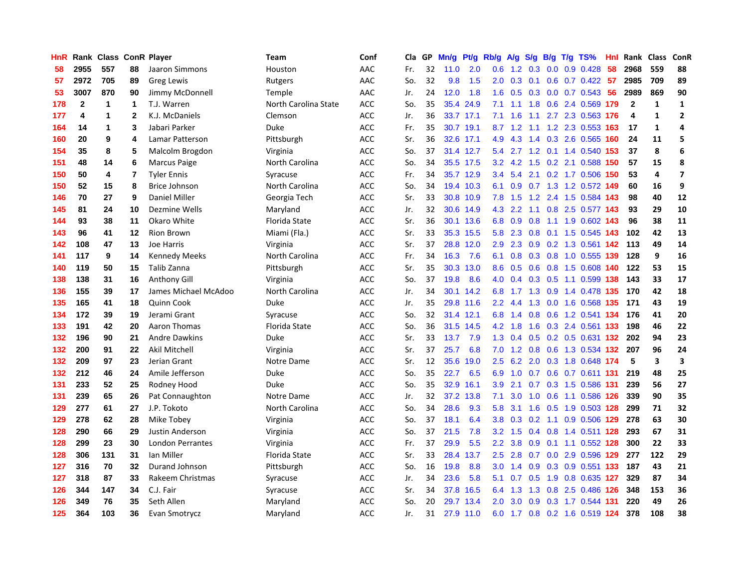| HnR | Rank | Class | ConR | Player | Team | Conf | Cla | GP | Mn/g | Pt/g | Rb/g | A/g | S/g | B/g | T/g | TS% | HnI | Rank | Class | ConR |
|---|---|---|---|---|---|---|---|---|---|---|---|---|---|---|---|---|---|---|---|---|
| 58 | 2955 | 557 | 88 | Jaaron Simmons | Houston | AAC | Fr. | 32 | 11.0 | 2.0 | 0.6 | 1.2 | 0.3 | 0.0 | 0.9 | 0.428 | 58 | 2968 | 559 | 88 |
| 57 | 2972 | 705 | 89 | Greg Lewis | Rutgers | AAC | So. | 32 | 9.8 | 1.5 | 2.0 | 0.3 | 0.1 | 0.6 | 0.7 | 0.422 | 57 | 2985 | 709 | 89 |
| 53 | 3007 | 870 | 90 | Jimmy McDonnell | Temple | AAC | Jr. | 24 | 12.0 | 1.8 | 1.6 | 0.5 | 0.3 | 0.0 | 0.7 | 0.543 | 56 | 2989 | 869 | 90 |
| 178 | 2 | 1 | 1 | T.J. Warren | North Carolina State | ACC | So. | 35 | 35.4 | 24.9 | 7.1 | 1.1 | 1.8 | 0.6 | 2.4 | 0.569 | 179 | 2 | 1 | 1 |
| 177 | 4 | 1 | 2 | K.J. McDaniels | Clemson | ACC | Jr. | 36 | 33.7 | 17.1 | 7.1 | 1.6 | 1.1 | 2.7 | 2.3 | 0.563 | 176 | 4 | 1 | 2 |
| 164 | 14 | 1 | 3 | Jabari Parker | Duke | ACC | Fr. | 35 | 30.7 | 19.1 | 8.7 | 1.2 | 1.1 | 1.2 | 2.3 | 0.553 | 163 | 17 | 1 | 4 |
| 160 | 20 | 9 | 4 | Lamar Patterson | Pittsburgh | ACC | Sr. | 36 | 32.6 | 17.1 | 4.9 | 4.3 | 1.4 | 0.3 | 2.6 | 0.565 | 160 | 24 | 11 | 5 |
| 154 | 35 | 8 | 5 | Malcolm Brogdon | Virginia | ACC | So. | 37 | 31.4 | 12.7 | 5.4 | 2.7 | 1.2 | 0.1 | 1.4 | 0.540 | 153 | 37 | 8 | 6 |
| 151 | 48 | 14 | 6 | Marcus Paige | North Carolina | ACC | So. | 34 | 35.5 | 17.5 | 3.2 | 4.2 | 1.5 | 0.2 | 2.1 | 0.588 | 150 | 57 | 15 | 8 |
| 150 | 50 | 4 | 7 | Tyler Ennis | Syracuse | ACC | Fr. | 34 | 35.7 | 12.9 | 3.4 | 5.4 | 2.1 | 0.2 | 1.7 | 0.506 | 150 | 53 | 4 | 7 |
| 150 | 52 | 15 | 8 | Brice Johnson | North Carolina | ACC | So. | 34 | 19.4 | 10.3 | 6.1 | 0.9 | 0.7 | 1.3 | 1.2 | 0.572 | 149 | 60 | 16 | 9 |
| 146 | 70 | 27 | 9 | Daniel Miller | Georgia Tech | ACC | Sr. | 33 | 30.8 | 10.9 | 7.8 | 1.5 | 1.2 | 2.4 | 1.5 | 0.584 | 143 | 98 | 40 | 12 |
| 145 | 81 | 24 | 10 | Dezmine Wells | Maryland | ACC | Jr. | 32 | 30.6 | 14.9 | 4.3 | 2.2 | 1.1 | 0.8 | 2.5 | 0.577 | 143 | 93 | 29 | 10 |
| 144 | 93 | 38 | 11 | Okaro White | Florida State | ACC | Sr. | 36 | 30.1 | 13.6 | 6.8 | 0.9 | 0.8 | 1.1 | 1.9 | 0.602 | 143 | 96 | 38 | 11 |
| 143 | 96 | 41 | 12 | Rion Brown | Miami (Fla.) | ACC | Sr. | 33 | 35.3 | 15.5 | 5.8 | 2.3 | 0.8 | 0.1 | 1.5 | 0.545 | 143 | 102 | 42 | 13 |
| 142 | 108 | 47 | 13 | Joe Harris | Virginia | ACC | Sr. | 37 | 28.8 | 12.0 | 2.9 | 2.3 | 0.9 | 0.2 | 1.3 | 0.561 | 142 | 113 | 49 | 14 |
| 141 | 117 | 9 | 14 | Kennedy Meeks | North Carolina | ACC | Fr. | 34 | 16.3 | 7.6 | 6.1 | 0.8 | 0.3 | 0.8 | 1.0 | 0.555 | 139 | 128 | 9 | 16 |
| 140 | 119 | 50 | 15 | Talib Zanna | Pittsburgh | ACC | Sr. | 35 | 30.3 | 13.0 | 8.6 | 0.5 | 0.6 | 0.8 | 1.5 | 0.608 | 140 | 122 | 53 | 15 |
| 138 | 138 | 31 | 16 | Anthony Gill | Virginia | ACC | So. | 37 | 19.8 | 8.6 | 4.0 | 0.4 | 0.3 | 0.5 | 1.1 | 0.599 | 138 | 143 | 33 | 17 |
| 136 | 155 | 39 | 17 | James Michael McAdoo | North Carolina | ACC | Jr. | 34 | 30.1 | 14.2 | 6.8 | 1.7 | 1.3 | 0.9 | 1.4 | 0.478 | 135 | 170 | 42 | 18 |
| 135 | 165 | 41 | 18 | Quinn Cook | Duke | ACC | Jr. | 35 | 29.8 | 11.6 | 2.2 | 4.4 | 1.3 | 0.0 | 1.6 | 0.568 | 135 | 171 | 43 | 19 |
| 134 | 172 | 39 | 19 | Jerami Grant | Syracuse | ACC | So. | 32 | 31.4 | 12.1 | 6.8 | 1.4 | 0.8 | 0.6 | 1.2 | 0.541 | 134 | 176 | 41 | 20 |
| 133 | 191 | 42 | 20 | Aaron Thomas | Florida State | ACC | So. | 36 | 31.5 | 14.5 | 4.2 | 1.8 | 1.6 | 0.3 | 2.4 | 0.561 | 133 | 198 | 46 | 22 |
| 132 | 196 | 90 | 21 | Andre Dawkins | Duke | ACC | Sr. | 33 | 13.7 | 7.9 | 1.3 | 0.4 | 0.5 | 0.2 | 0.5 | 0.631 | 132 | 202 | 94 | 23 |
| 132 | 200 | 91 | 22 | Akil Mitchell | Virginia | ACC | Sr. | 37 | 25.7 | 6.8 | 7.0 | 1.2 | 0.8 | 0.6 | 1.3 | 0.534 | 132 | 207 | 96 | 24 |
| 132 | 209 | 97 | 23 | Jerian Grant | Notre Dame | ACC | Sr. | 12 | 35.6 | 19.0 | 2.5 | 6.2 | 2.0 | 0.3 | 1.8 | 0.648 | 174 | 5 | 3 | 3 |
| 132 | 212 | 46 | 24 | Amile Jefferson | Duke | ACC | So. | 35 | 22.7 | 6.5 | 6.9 | 1.0 | 0.7 | 0.6 | 0.7 | 0.611 | 131 | 219 | 48 | 25 |
| 131 | 233 | 52 | 25 | Rodney Hood | Duke | ACC | So. | 35 | 32.9 | 16.1 | 3.9 | 2.1 | 0.7 | 0.3 | 1.5 | 0.586 | 131 | 239 | 56 | 27 |
| 131 | 239 | 65 | 26 | Pat Connaughton | Notre Dame | ACC | Jr. | 32 | 37.2 | 13.8 | 7.1 | 3.0 | 1.0 | 0.6 | 1.1 | 0.586 | 126 | 339 | 90 | 35 |
| 129 | 277 | 61 | 27 | J.P. Tokoto | North Carolina | ACC | So. | 34 | 28.6 | 9.3 | 5.8 | 3.1 | 1.6 | 0.5 | 1.9 | 0.503 | 128 | 299 | 71 | 32 |
| 129 | 278 | 62 | 28 | Mike Tobey | Virginia | ACC | So. | 37 | 18.1 | 6.4 | 3.8 | 0.3 | 0.2 | 1.1 | 0.9 | 0.506 | 129 | 278 | 63 | 30 |
| 128 | 290 | 66 | 29 | Justin Anderson | Virginia | ACC | So. | 37 | 21.5 | 7.8 | 3.2 | 1.5 | 0.4 | 0.8 | 1.4 | 0.511 | 128 | 293 | 67 | 31 |
| 128 | 299 | 23 | 30 | London Perrantes | Virginia | ACC | Fr. | 37 | 29.9 | 5.5 | 2.2 | 3.8 | 0.9 | 0.1 | 1.1 | 0.552 | 128 | 300 | 22 | 33 |
| 128 | 306 | 131 | 31 | Ian Miller | Florida State | ACC | Sr. | 33 | 28.4 | 13.7 | 2.5 | 2.8 | 0.7 | 0.0 | 2.9 | 0.596 | 129 | 277 | 122 | 29 |
| 127 | 316 | 70 | 32 | Durand Johnson | Pittsburgh | ACC | So. | 16 | 19.8 | 8.8 | 3.0 | 1.4 | 0.9 | 0.3 | 0.9 | 0.551 | 133 | 187 | 43 | 21 |
| 127 | 318 | 87 | 33 | Rakeem Christmas | Syracuse | ACC | Jr. | 34 | 23.6 | 5.8 | 5.1 | 0.7 | 0.5 | 1.9 | 0.8 | 0.635 | 127 | 329 | 87 | 34 |
| 126 | 344 | 147 | 34 | C.J. Fair | Syracuse | ACC | Sr. | 34 | 37.8 | 16.5 | 6.4 | 1.3 | 1.3 | 0.8 | 2.5 | 0.486 | 126 | 348 | 153 | 36 |
| 126 | 349 | 76 | 35 | Seth Allen | Maryland | ACC | So. | 20 | 29.7 | 13.4 | 2.0 | 3.0 | 0.9 | 0.3 | 1.7 | 0.544 | 131 | 220 | 49 | 26 |
| 125 | 364 | 103 | 36 | Evan Smotrycz | Maryland | ACC | Jr. | 31 | 27.9 | 11.0 | 6.0 | 1.7 | 0.8 | 0.2 | 1.6 | 0.519 | 124 | 378 | 108 | 38 |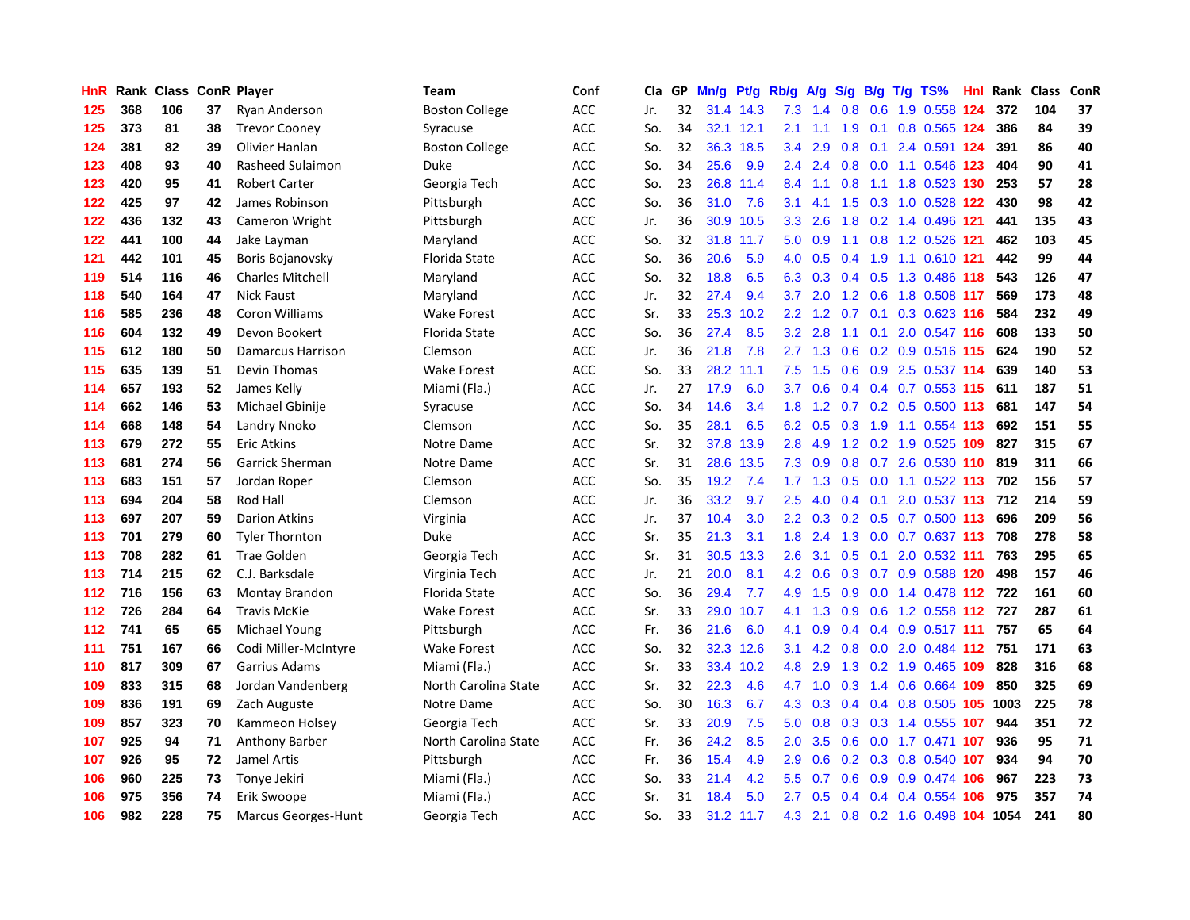| HnR | Rank | Class | ConR | Player | Team | Conf | Cla | GP | Mn/g | Pt/g | Rb/g | A/g | S/g | B/g | T/g | TS% | HnI | Rank | Class | ConR |
|---|---|---|---|---|---|---|---|---|---|---|---|---|---|---|---|---|---|---|---|---|
| 125 | 368 | 106 | 37 | Ryan Anderson | Boston College | ACC | Jr. | 32 | 31.4 | 14.3 | 7.3 | 1.4 | 0.8 | 0.6 | 1.9 | 0.558 | 124 | 372 | 104 | 37 |
| 125 | 373 | 81 | 38 | Trevor Cooney | Syracuse | ACC | So. | 34 | 32.1 | 12.1 | 2.1 | 1.1 | 1.9 | 0.1 | 0.8 | 0.565 | 124 | 386 | 84 | 39 |
| 124 | 381 | 82 | 39 | Olivier Hanlan | Boston College | ACC | So. | 32 | 36.3 | 18.5 | 3.4 | 2.9 | 0.8 | 0.1 | 2.4 | 0.591 | 124 | 391 | 86 | 40 |
| 123 | 408 | 93 | 40 | Rasheed Sulaimon | Duke | ACC | So. | 34 | 25.6 | 9.9 | 2.4 | 2.4 | 0.8 | 0.0 | 1.1 | 0.546 | 123 | 404 | 90 | 41 |
| 123 | 420 | 95 | 41 | Robert Carter | Georgia Tech | ACC | So. | 23 | 26.8 | 11.4 | 8.4 | 1.1 | 0.8 | 1.1 | 1.8 | 0.523 | 130 | 253 | 57 | 28 |
| 122 | 425 | 97 | 42 | James Robinson | Pittsburgh | ACC | So. | 36 | 31.0 | 7.6 | 3.1 | 4.1 | 1.5 | 0.3 | 1.0 | 0.528 | 122 | 430 | 98 | 42 |
| 122 | 436 | 132 | 43 | Cameron Wright | Pittsburgh | ACC | Jr. | 36 | 30.9 | 10.5 | 3.3 | 2.6 | 1.8 | 0.2 | 1.4 | 0.496 | 121 | 441 | 135 | 43 |
| 122 | 441 | 100 | 44 | Jake Layman | Maryland | ACC | So. | 32 | 31.8 | 11.7 | 5.0 | 0.9 | 1.1 | 0.8 | 1.2 | 0.526 | 121 | 462 | 103 | 45 |
| 121 | 442 | 101 | 45 | Boris Bojanovsky | Florida State | ACC | So. | 36 | 20.6 | 5.9 | 4.0 | 0.5 | 0.4 | 1.9 | 1.1 | 0.610 | 121 | 442 | 99 | 44 |
| 119 | 514 | 116 | 46 | Charles Mitchell | Maryland | ACC | So. | 32 | 18.8 | 6.5 | 6.3 | 0.3 | 0.4 | 0.5 | 1.3 | 0.486 | 118 | 543 | 126 | 47 |
| 118 | 540 | 164 | 47 | Nick Faust | Maryland | ACC | Jr. | 32 | 27.4 | 9.4 | 3.7 | 2.0 | 1.2 | 0.6 | 1.8 | 0.508 | 117 | 569 | 173 | 48 |
| 116 | 585 | 236 | 48 | Coron Williams | Wake Forest | ACC | Sr. | 33 | 25.3 | 10.2 | 2.2 | 1.2 | 0.7 | 0.1 | 0.3 | 0.623 | 116 | 584 | 232 | 49 |
| 116 | 604 | 132 | 49 | Devon Bookert | Florida State | ACC | So. | 36 | 27.4 | 8.5 | 3.2 | 2.8 | 1.1 | 0.1 | 2.0 | 0.547 | 116 | 608 | 133 | 50 |
| 115 | 612 | 180 | 50 | Damarcus Harrison | Clemson | ACC | Jr. | 36 | 21.8 | 7.8 | 2.7 | 1.3 | 0.6 | 0.2 | 0.9 | 0.516 | 115 | 624 | 190 | 52 |
| 115 | 635 | 139 | 51 | Devin Thomas | Wake Forest | ACC | So. | 33 | 28.2 | 11.1 | 7.5 | 1.5 | 0.6 | 0.9 | 2.5 | 0.537 | 114 | 639 | 140 | 53 |
| 114 | 657 | 193 | 52 | James Kelly | Miami (Fla.) | ACC | Jr. | 27 | 17.9 | 6.0 | 3.7 | 0.6 | 0.4 | 0.4 | 0.7 | 0.553 | 115 | 611 | 187 | 51 |
| 114 | 662 | 146 | 53 | Michael Gbinije | Syracuse | ACC | So. | 34 | 14.6 | 3.4 | 1.8 | 1.2 | 0.7 | 0.2 | 0.5 | 0.500 | 113 | 681 | 147 | 54 |
| 114 | 668 | 148 | 54 | Landry Nnoko | Clemson | ACC | So. | 35 | 28.1 | 6.5 | 6.2 | 0.5 | 0.3 | 1.9 | 1.1 | 0.554 | 113 | 692 | 151 | 55 |
| 113 | 679 | 272 | 55 | Eric Atkins | Notre Dame | ACC | Sr. | 32 | 37.8 | 13.9 | 2.8 | 4.9 | 1.2 | 0.2 | 1.9 | 0.525 | 109 | 827 | 315 | 67 |
| 113 | 681 | 274 | 56 | Garrick Sherman | Notre Dame | ACC | Sr. | 31 | 28.6 | 13.5 | 7.3 | 0.9 | 0.8 | 0.7 | 2.6 | 0.530 | 110 | 819 | 311 | 66 |
| 113 | 683 | 151 | 57 | Jordan Roper | Clemson | ACC | So. | 35 | 19.2 | 7.4 | 1.7 | 1.3 | 0.5 | 0.0 | 1.1 | 0.522 | 113 | 702 | 156 | 57 |
| 113 | 694 | 204 | 58 | Rod Hall | Clemson | ACC | Jr. | 36 | 33.2 | 9.7 | 2.5 | 4.0 | 0.4 | 0.1 | 2.0 | 0.537 | 113 | 712 | 214 | 59 |
| 113 | 697 | 207 | 59 | Darion Atkins | Virginia | ACC | Jr. | 37 | 10.4 | 3.0 | 2.2 | 0.3 | 0.2 | 0.5 | 0.7 | 0.500 | 113 | 696 | 209 | 56 |
| 113 | 701 | 279 | 60 | Tyler Thornton | Duke | ACC | Sr. | 35 | 21.3 | 3.1 | 1.8 | 2.4 | 1.3 | 0.0 | 0.7 | 0.637 | 113 | 708 | 278 | 58 |
| 113 | 708 | 282 | 61 | Trae Golden | Georgia Tech | ACC | Sr. | 31 | 30.5 | 13.3 | 2.6 | 3.1 | 0.5 | 0.1 | 2.0 | 0.532 | 111 | 763 | 295 | 65 |
| 113 | 714 | 215 | 62 | C.J. Barksdale | Virginia Tech | ACC | Jr. | 21 | 20.0 | 8.1 | 4.2 | 0.6 | 0.3 | 0.7 | 0.9 | 0.588 | 120 | 498 | 157 | 46 |
| 112 | 716 | 156 | 63 | Montay Brandon | Florida State | ACC | So. | 36 | 29.4 | 7.7 | 4.9 | 1.5 | 0.9 | 0.0 | 1.4 | 0.478 | 112 | 722 | 161 | 60 |
| 112 | 726 | 284 | 64 | Travis McKie | Wake Forest | ACC | Sr. | 33 | 29.0 | 10.7 | 4.1 | 1.3 | 0.9 | 0.6 | 1.2 | 0.558 | 112 | 727 | 287 | 61 |
| 112 | 741 | 65 | 65 | Michael Young | Pittsburgh | ACC | Fr. | 36 | 21.6 | 6.0 | 4.1 | 0.9 | 0.4 | 0.4 | 0.9 | 0.517 | 111 | 757 | 65 | 64 |
| 111 | 751 | 167 | 66 | Codi Miller-McIntyre | Wake Forest | ACC | So. | 32 | 32.3 | 12.6 | 3.1 | 4.2 | 0.8 | 0.0 | 2.0 | 0.484 | 112 | 751 | 171 | 63 |
| 110 | 817 | 309 | 67 | Garrius Adams | Miami (Fla.) | ACC | Sr. | 33 | 33.4 | 10.2 | 4.8 | 2.9 | 1.3 | 0.2 | 1.9 | 0.465 | 109 | 828 | 316 | 68 |
| 109 | 833 | 315 | 68 | Jordan Vandenberg | North Carolina State | ACC | Sr. | 32 | 22.3 | 4.6 | 4.7 | 1.0 | 0.3 | 1.4 | 0.6 | 0.664 | 109 | 850 | 325 | 69 |
| 109 | 836 | 191 | 69 | Zach Auguste | Notre Dame | ACC | So. | 30 | 16.3 | 6.7 | 4.3 | 0.3 | 0.4 | 0.4 | 0.8 | 0.505 | 105 | 1003 | 225 | 78 |
| 109 | 857 | 323 | 70 | Kammeon Holsey | Georgia Tech | ACC | Sr. | 33 | 20.9 | 7.5 | 5.0 | 0.8 | 0.3 | 0.3 | 1.4 | 0.555 | 107 | 944 | 351 | 72 |
| 107 | 925 | 94 | 71 | Anthony Barber | North Carolina State | ACC | Fr. | 36 | 24.2 | 8.5 | 2.0 | 3.5 | 0.6 | 0.0 | 1.7 | 0.471 | 107 | 936 | 95 | 71 |
| 107 | 926 | 95 | 72 | Jamel Artis | Pittsburgh | ACC | Fr. | 36 | 15.4 | 4.9 | 2.9 | 0.6 | 0.2 | 0.3 | 0.8 | 0.540 | 107 | 934 | 94 | 70 |
| 106 | 960 | 225 | 73 | Tonye Jekiri | Miami (Fla.) | ACC | So. | 33 | 21.4 | 4.2 | 5.5 | 0.7 | 0.6 | 0.9 | 0.9 | 0.474 | 106 | 967 | 223 | 73 |
| 106 | 975 | 356 | 74 | Erik Swoope | Miami (Fla.) | ACC | Sr. | 31 | 18.4 | 5.0 | 2.7 | 0.5 | 0.4 | 0.4 | 0.4 | 0.554 | 106 | 975 | 357 | 74 |
| 106 | 982 | 228 | 75 | Marcus Georges-Hunt | Georgia Tech | ACC | So. | 33 | 31.2 | 11.7 | 4.3 | 2.1 | 0.8 | 0.2 | 1.6 | 0.498 | 104 | 1054 | 241 | 80 |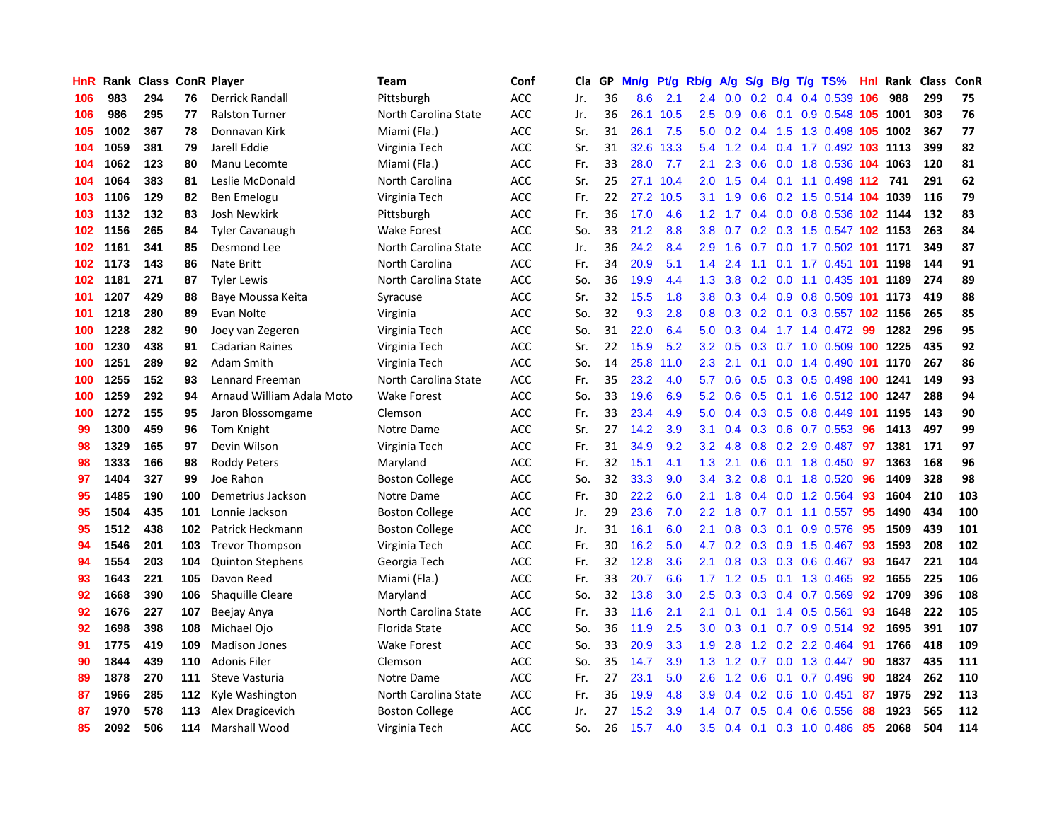| HnR | Rank | Class | ConR | Player | Team | Conf | Cla | GP | Mn/g | Pt/g | Rb/g | A/g | S/g | B/g | T/g | TS% | HnI | Rank | Class | ConR |
|---|---|---|---|---|---|---|---|---|---|---|---|---|---|---|---|---|---|---|---|---|
| 106 | 983 | 294 | 76 | Derrick Randall | Pittsburgh | ACC | Jr. | 36 | 8.6 | 2.1 | 2.4 | 0.0 | 0.2 | 0.4 | 0.4 | 0.539 | 106 | 988 | 299 | 75 |
| 106 | 986 | 295 | 77 | Ralston Turner | North Carolina State | ACC | Jr. | 36 | 26.1 | 10.5 | 2.5 | 0.9 | 0.6 | 0.1 | 0.9 | 0.548 | 105 | 1001 | 303 | 76 |
| 105 | 1002 | 367 | 78 | Donnavan Kirk | Miami (Fla.) | ACC | Sr. | 31 | 26.1 | 7.5 | 5.0 | 0.2 | 0.4 | 1.5 | 1.3 | 0.498 | 105 | 1002 | 367 | 77 |
| 104 | 1059 | 381 | 79 | Jarell Eddie | Virginia Tech | ACC | Sr. | 31 | 32.6 | 13.3 | 5.4 | 1.2 | 0.4 | 0.4 | 1.7 | 0.492 | 103 | 1113 | 399 | 82 |
| 104 | 1062 | 123 | 80 | Manu Lecomte | Miami (Fla.) | ACC | Fr. | 33 | 28.0 | 7.7 | 2.1 | 2.3 | 0.6 | 0.0 | 1.8 | 0.536 | 104 | 1063 | 120 | 81 |
| 104 | 1064 | 383 | 81 | Leslie McDonald | North Carolina | ACC | Sr. | 25 | 27.1 | 10.4 | 2.0 | 1.5 | 0.4 | 0.1 | 1.1 | 0.498 | 112 | 741 | 291 | 62 |
| 103 | 1106 | 129 | 82 | Ben Emelogu | Virginia Tech | ACC | Fr. | 22 | 27.2 | 10.5 | 3.1 | 1.9 | 0.6 | 0.2 | 1.5 | 0.514 | 104 | 1039 | 116 | 79 |
| 103 | 1132 | 132 | 83 | Josh Newkirk | Pittsburgh | ACC | Fr. | 36 | 17.0 | 4.6 | 1.2 | 1.7 | 0.4 | 0.0 | 0.8 | 0.536 | 102 | 1144 | 132 | 83 |
| 102 | 1156 | 265 | 84 | Tyler Cavanaugh | Wake Forest | ACC | So. | 33 | 21.2 | 8.8 | 3.8 | 0.7 | 0.2 | 0.3 | 1.5 | 0.547 | 102 | 1153 | 263 | 84 |
| 102 | 1161 | 341 | 85 | Desmond Lee | North Carolina State | ACC | Jr. | 36 | 24.2 | 8.4 | 2.9 | 1.6 | 0.7 | 0.0 | 1.7 | 0.502 | 101 | 1171 | 349 | 87 |
| 102 | 1173 | 143 | 86 | Nate Britt | North Carolina | ACC | Fr. | 34 | 20.9 | 5.1 | 1.4 | 2.4 | 1.1 | 0.1 | 1.7 | 0.451 | 101 | 1198 | 144 | 91 |
| 102 | 1181 | 271 | 87 | Tyler Lewis | North Carolina State | ACC | So. | 36 | 19.9 | 4.4 | 1.3 | 3.8 | 0.2 | 0.0 | 1.1 | 0.435 | 101 | 1189 | 274 | 89 |
| 101 | 1207 | 429 | 88 | Baye Moussa Keita | Syracuse | ACC | Sr. | 32 | 15.5 | 1.8 | 3.8 | 0.3 | 0.4 | 0.9 | 0.8 | 0.509 | 101 | 1173 | 419 | 88 |
| 101 | 1218 | 280 | 89 | Evan Nolte | Virginia | ACC | So. | 32 | 9.3 | 2.8 | 0.8 | 0.3 | 0.2 | 0.1 | 0.3 | 0.557 | 102 | 1156 | 265 | 85 |
| 100 | 1228 | 282 | 90 | Joey van Zegeren | Virginia Tech | ACC | So. | 31 | 22.0 | 6.4 | 5.0 | 0.3 | 0.4 | 1.7 | 1.4 | 0.472 | 99 | 1282 | 296 | 95 |
| 100 | 1230 | 438 | 91 | Cadarian Raines | Virginia Tech | ACC | Sr. | 22 | 15.9 | 5.2 | 3.2 | 0.5 | 0.3 | 0.7 | 1.0 | 0.509 | 100 | 1225 | 435 | 92 |
| 100 | 1251 | 289 | 92 | Adam Smith | Virginia Tech | ACC | So. | 14 | 25.8 | 11.0 | 2.3 | 2.1 | 0.1 | 0.0 | 1.4 | 0.490 | 101 | 1170 | 267 | 86 |
| 100 | 1255 | 152 | 93 | Lennard Freeman | North Carolina State | ACC | Fr. | 35 | 23.2 | 4.0 | 5.7 | 0.6 | 0.5 | 0.3 | 0.5 | 0.498 | 100 | 1241 | 149 | 93 |
| 100 | 1259 | 292 | 94 | Arnaud William Adala Moto | Wake Forest | ACC | So. | 33 | 19.6 | 6.9 | 5.2 | 0.6 | 0.5 | 0.1 | 1.6 | 0.512 | 100 | 1247 | 288 | 94 |
| 100 | 1272 | 155 | 95 | Jaron Blossomgame | Clemson | ACC | Fr. | 33 | 23.4 | 4.9 | 5.0 | 0.4 | 0.3 | 0.5 | 0.8 | 0.449 | 101 | 1195 | 143 | 90 |
| 99 | 1300 | 459 | 96 | Tom Knight | Notre Dame | ACC | Sr. | 27 | 14.2 | 3.9 | 3.1 | 0.4 | 0.3 | 0.6 | 0.7 | 0.553 | 96 | 1413 | 497 | 99 |
| 98 | 1329 | 165 | 97 | Devin Wilson | Virginia Tech | ACC | Fr. | 31 | 34.9 | 9.2 | 3.2 | 4.8 | 0.8 | 0.2 | 2.9 | 0.487 | 97 | 1381 | 171 | 97 |
| 98 | 1333 | 166 | 98 | Roddy Peters | Maryland | ACC | Fr. | 32 | 15.1 | 4.1 | 1.3 | 2.1 | 0.6 | 0.1 | 1.8 | 0.450 | 97 | 1363 | 168 | 96 |
| 97 | 1404 | 327 | 99 | Joe Rahon | Boston College | ACC | So. | 32 | 33.3 | 9.0 | 3.4 | 3.2 | 0.8 | 0.1 | 1.8 | 0.520 | 96 | 1409 | 328 | 98 |
| 95 | 1485 | 190 | 100 | Demetrius Jackson | Notre Dame | ACC | Fr. | 30 | 22.2 | 6.0 | 2.1 | 1.8 | 0.4 | 0.0 | 1.2 | 0.564 | 93 | 1604 | 210 | 103 |
| 95 | 1504 | 435 | 101 | Lonnie Jackson | Boston College | ACC | Jr. | 29 | 23.6 | 7.0 | 2.2 | 1.8 | 0.7 | 0.1 | 1.1 | 0.557 | 95 | 1490 | 434 | 100 |
| 95 | 1512 | 438 | 102 | Patrick Heckmann | Boston College | ACC | Jr. | 31 | 16.1 | 6.0 | 2.1 | 0.8 | 0.3 | 0.1 | 0.9 | 0.576 | 95 | 1509 | 439 | 101 |
| 94 | 1546 | 201 | 103 | Trevor Thompson | Virginia Tech | ACC | Fr. | 30 | 16.2 | 5.0 | 4.7 | 0.2 | 0.3 | 0.9 | 1.5 | 0.467 | 93 | 1593 | 208 | 102 |
| 94 | 1554 | 203 | 104 | Quinton Stephens | Georgia Tech | ACC | Fr. | 32 | 12.8 | 3.6 | 2.1 | 0.8 | 0.3 | 0.3 | 0.6 | 0.467 | 93 | 1647 | 221 | 104 |
| 93 | 1643 | 221 | 105 | Davon Reed | Miami (Fla.) | ACC | Fr. | 33 | 20.7 | 6.6 | 1.7 | 1.2 | 0.5 | 0.1 | 1.3 | 0.465 | 92 | 1655 | 225 | 106 |
| 92 | 1668 | 390 | 106 | Shaquille Cleare | Maryland | ACC | So. | 32 | 13.8 | 3.0 | 2.5 | 0.3 | 0.3 | 0.4 | 0.7 | 0.569 | 92 | 1709 | 396 | 108 |
| 92 | 1676 | 227 | 107 | Beejay Anya | North Carolina State | ACC | Fr. | 33 | 11.6 | 2.1 | 2.1 | 0.1 | 0.1 | 1.4 | 0.5 | 0.561 | 93 | 1648 | 222 | 105 |
| 92 | 1698 | 398 | 108 | Michael Ojo | Florida State | ACC | So. | 36 | 11.9 | 2.5 | 3.0 | 0.3 | 0.1 | 0.7 | 0.9 | 0.514 | 92 | 1695 | 391 | 107 |
| 91 | 1775 | 419 | 109 | Madison Jones | Wake Forest | ACC | So. | 33 | 20.9 | 3.3 | 1.9 | 2.8 | 1.2 | 0.2 | 2.2 | 0.464 | 91 | 1766 | 418 | 109 |
| 90 | 1844 | 439 | 110 | Adonis Filer | Clemson | ACC | So. | 35 | 14.7 | 3.9 | 1.3 | 1.2 | 0.7 | 0.0 | 1.3 | 0.447 | 90 | 1837 | 435 | 111 |
| 89 | 1878 | 270 | 111 | Steve Vasturia | Notre Dame | ACC | Fr. | 27 | 23.1 | 5.0 | 2.6 | 1.2 | 0.6 | 0.1 | 0.7 | 0.496 | 90 | 1824 | 262 | 110 |
| 87 | 1966 | 285 | 112 | Kyle Washington | North Carolina State | ACC | Fr. | 36 | 19.9 | 4.8 | 3.9 | 0.4 | 0.2 | 0.6 | 1.0 | 0.451 | 87 | 1975 | 292 | 113 |
| 87 | 1970 | 578 | 113 | Alex Dragicevich | Boston College | ACC | Jr. | 27 | 15.2 | 3.9 | 1.4 | 0.7 | 0.5 | 0.4 | 0.6 | 0.556 | 88 | 1923 | 565 | 112 |
| 85 | 2092 | 506 | 114 | Marshall Wood | Virginia Tech | ACC | So. | 26 | 15.7 | 4.0 | 3.5 | 0.4 | 0.1 | 0.3 | 1.0 | 0.486 | 85 | 2068 | 504 | 114 |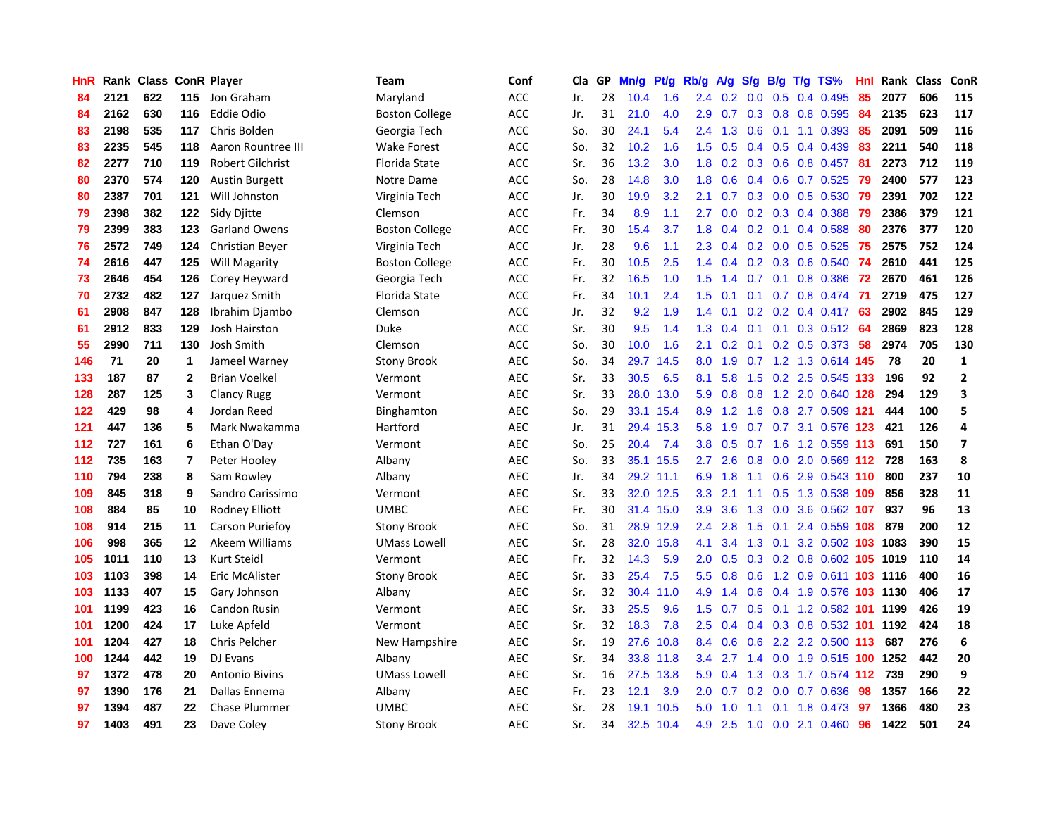| HnR | Rank | Class | ConR | Player | Team | Conf | Cla | GP | Mn/g | Pt/g | Rb/g | A/g | S/g | B/g | T/g | TS% | HnI | Rank | Class | ConR |
|---|---|---|---|---|---|---|---|---|---|---|---|---|---|---|---|---|---|---|---|---|
| 84 | 2121 | 622 | 115 | Jon Graham | Maryland | ACC | Jr. | 28 | 10.4 | 1.6 | 2.4 | 0.2 | 0.0 | 0.5 | 0.4 | 0.495 | 85 | 2077 | 606 | 115 |
| 84 | 2162 | 630 | 116 | Eddie Odio | Boston College | ACC | Jr. | 31 | 21.0 | 4.0 | 2.9 | 0.7 | 0.3 | 0.8 | 0.8 | 0.595 | 84 | 2135 | 623 | 117 |
| 83 | 2198 | 535 | 117 | Chris Bolden | Georgia Tech | ACC | So. | 30 | 24.1 | 5.4 | 2.4 | 1.3 | 0.6 | 0.1 | 1.1 | 0.393 | 85 | 2091 | 509 | 116 |
| 83 | 2235 | 545 | 118 | Aaron Rountree III | Wake Forest | ACC | So. | 32 | 10.2 | 1.6 | 1.5 | 0.5 | 0.4 | 0.5 | 0.4 | 0.439 | 83 | 2211 | 540 | 118 |
| 82 | 2277 | 710 | 119 | Robert Gilchrist | Florida State | ACC | Sr. | 36 | 13.2 | 3.0 | 1.8 | 0.2 | 0.3 | 0.6 | 0.8 | 0.457 | 81 | 2273 | 712 | 119 |
| 80 | 2370 | 574 | 120 | Austin Burgett | Notre Dame | ACC | So. | 28 | 14.8 | 3.0 | 1.8 | 0.6 | 0.4 | 0.6 | 0.7 | 0.525 | 79 | 2400 | 577 | 123 |
| 80 | 2387 | 701 | 121 | Will Johnston | Virginia Tech | ACC | Jr. | 30 | 19.9 | 3.2 | 2.1 | 0.7 | 0.3 | 0.0 | 0.5 | 0.530 | 79 | 2391 | 702 | 122 |
| 79 | 2398 | 382 | 122 | Sidy Djitte | Clemson | ACC | Fr. | 34 | 8.9 | 1.1 | 2.7 | 0.0 | 0.2 | 0.3 | 0.4 | 0.388 | 79 | 2386 | 379 | 121 |
| 79 | 2399 | 383 | 123 | Garland Owens | Boston College | ACC | Fr. | 30 | 15.4 | 3.7 | 1.8 | 0.4 | 0.2 | 0.1 | 0.4 | 0.588 | 80 | 2376 | 377 | 120 |
| 76 | 2572 | 749 | 124 | Christian Beyer | Virginia Tech | ACC | Jr. | 28 | 9.6 | 1.1 | 2.3 | 0.4 | 0.2 | 0.0 | 0.5 | 0.525 | 75 | 2575 | 752 | 124 |
| 74 | 2616 | 447 | 125 | Will Magarity | Boston College | ACC | Fr. | 30 | 10.5 | 2.5 | 1.4 | 0.4 | 0.2 | 0.3 | 0.6 | 0.540 | 74 | 2610 | 441 | 125 |
| 73 | 2646 | 454 | 126 | Corey Heyward | Georgia Tech | ACC | Fr. | 32 | 16.5 | 1.0 | 1.5 | 1.4 | 0.7 | 0.1 | 0.8 | 0.386 | 72 | 2670 | 461 | 126 |
| 70 | 2732 | 482 | 127 | Jarquez Smith | Florida State | ACC | Fr. | 34 | 10.1 | 2.4 | 1.5 | 0.1 | 0.1 | 0.7 | 0.8 | 0.474 | 71 | 2719 | 475 | 127 |
| 61 | 2908 | 847 | 128 | Ibrahim Djambo | Clemson | ACC | Jr. | 32 | 9.2 | 1.9 | 1.4 | 0.1 | 0.2 | 0.2 | 0.4 | 0.417 | 63 | 2902 | 845 | 129 |
| 61 | 2912 | 833 | 129 | Josh Hairston | Duke | ACC | Sr. | 30 | 9.5 | 1.4 | 1.3 | 0.4 | 0.1 | 0.1 | 0.3 | 0.512 | 64 | 2869 | 823 | 128 |
| 55 | 2990 | 711 | 130 | Josh Smith | Clemson | ACC | So. | 30 | 10.0 | 1.6 | 2.1 | 0.2 | 0.1 | 0.2 | 0.5 | 0.373 | 58 | 2974 | 705 | 130 |
| 146 | 71 | 20 | 1 | Jameel Warney | Stony Brook | AEC | So. | 34 | 29.7 | 14.5 | 8.0 | 1.9 | 0.7 | 1.2 | 1.3 | 0.614 | 145 | 78 | 20 | 1 |
| 133 | 187 | 87 | 2 | Brian Voelkel | Vermont | AEC | Sr. | 33 | 30.5 | 6.5 | 8.1 | 5.8 | 1.5 | 0.2 | 2.5 | 0.545 | 133 | 196 | 92 | 2 |
| 128 | 287 | 125 | 3 | Clancy Rugg | Vermont | AEC | Sr. | 33 | 28.0 | 13.0 | 5.9 | 0.8 | 0.8 | 1.2 | 2.0 | 0.640 | 128 | 294 | 129 | 3 |
| 122 | 429 | 98 | 4 | Jordan Reed | Binghamton | AEC | So. | 29 | 33.1 | 15.4 | 8.9 | 1.2 | 1.6 | 0.8 | 2.7 | 0.509 | 121 | 444 | 100 | 5 |
| 121 | 447 | 136 | 5 | Mark Nwakamma | Hartford | AEC | Jr. | 31 | 29.4 | 15.3 | 5.8 | 1.9 | 0.7 | 0.7 | 3.1 | 0.576 | 123 | 421 | 126 | 4 |
| 112 | 727 | 161 | 6 | Ethan O'Day | Vermont | AEC | So. | 25 | 20.4 | 7.4 | 3.8 | 0.5 | 0.7 | 1.6 | 1.2 | 0.559 | 113 | 691 | 150 | 7 |
| 112 | 735 | 163 | 7 | Peter Hooley | Albany | AEC | So. | 33 | 35.1 | 15.5 | 2.7 | 2.6 | 0.8 | 0.0 | 2.0 | 0.569 | 112 | 728 | 163 | 8 |
| 110 | 794 | 238 | 8 | Sam Rowley | Albany | AEC | Jr. | 34 | 29.2 | 11.1 | 6.9 | 1.8 | 1.1 | 0.6 | 2.9 | 0.543 | 110 | 800 | 237 | 10 |
| 109 | 845 | 318 | 9 | Sandro Carissimo | Vermont | AEC | Sr. | 33 | 32.0 | 12.5 | 3.3 | 2.1 | 1.1 | 0.5 | 1.3 | 0.538 | 109 | 856 | 328 | 11 |
| 108 | 884 | 85 | 10 | Rodney Elliott | UMBC | AEC | Fr. | 30 | 31.4 | 15.0 | 3.9 | 3.6 | 1.3 | 0.0 | 3.6 | 0.562 | 107 | 937 | 96 | 13 |
| 108 | 914 | 215 | 11 | Carson Puriefoy | Stony Brook | AEC | So. | 31 | 28.9 | 12.9 | 2.4 | 2.8 | 1.5 | 0.1 | 2.4 | 0.559 | 108 | 879 | 200 | 12 |
| 106 | 998 | 365 | 12 | Akeem Williams | UMass Lowell | AEC | Sr. | 28 | 32.0 | 15.8 | 4.1 | 3.4 | 1.3 | 0.1 | 3.2 | 0.502 | 103 | 1083 | 390 | 15 |
| 105 | 1011 | 110 | 13 | Kurt Steidl | Vermont | AEC | Fr. | 32 | 14.3 | 5.9 | 2.0 | 0.5 | 0.3 | 0.2 | 0.8 | 0.602 | 105 | 1019 | 110 | 14 |
| 103 | 1103 | 398 | 14 | Eric McAlister | Stony Brook | AEC | Sr. | 33 | 25.4 | 7.5 | 5.5 | 0.8 | 0.6 | 1.2 | 0.9 | 0.611 | 103 | 1116 | 400 | 16 |
| 103 | 1133 | 407 | 15 | Gary Johnson | Albany | AEC | Sr. | 32 | 30.4 | 11.0 | 4.9 | 1.4 | 0.6 | 0.4 | 1.9 | 0.576 | 103 | 1130 | 406 | 17 |
| 101 | 1199 | 423 | 16 | Candon Rusin | Vermont | AEC | Sr. | 33 | 25.5 | 9.6 | 1.5 | 0.7 | 0.5 | 0.1 | 1.2 | 0.582 | 101 | 1199 | 426 | 19 |
| 101 | 1200 | 424 | 17 | Luke Apfeld | Vermont | AEC | Sr. | 32 | 18.3 | 7.8 | 2.5 | 0.4 | 0.4 | 0.3 | 0.8 | 0.532 | 101 | 1192 | 424 | 18 |
| 101 | 1204 | 427 | 18 | Chris Pelcher | New Hampshire | AEC | Sr. | 19 | 27.6 | 10.8 | 8.4 | 0.6 | 0.6 | 2.2 | 2.2 | 0.500 | 113 | 687 | 276 | 6 |
| 100 | 1244 | 442 | 19 | DJ Evans | Albany | AEC | Sr. | 34 | 33.8 | 11.8 | 3.4 | 2.7 | 1.4 | 0.0 | 1.9 | 0.515 | 100 | 1252 | 442 | 20 |
| 97 | 1372 | 478 | 20 | Antonio Bivins | UMass Lowell | AEC | Sr. | 16 | 27.5 | 13.8 | 5.9 | 0.4 | 1.3 | 0.3 | 1.7 | 0.574 | 112 | 739 | 290 | 9 |
| 97 | 1390 | 176 | 21 | Dallas Ennema | Albany | AEC | Fr. | 23 | 12.1 | 3.9 | 2.0 | 0.7 | 0.2 | 0.0 | 0.7 | 0.636 | 98 | 1357 | 166 | 22 |
| 97 | 1394 | 487 | 22 | Chase Plummer | UMBC | AEC | Sr. | 28 | 19.1 | 10.5 | 5.0 | 1.0 | 1.1 | 0.1 | 1.8 | 0.473 | 97 | 1366 | 480 | 23 |
| 97 | 1403 | 491 | 23 | Dave Coley | Stony Brook | AEC | Sr. | 34 | 32.5 | 10.4 | 4.9 | 2.5 | 1.0 | 0.0 | 2.1 | 0.460 | 96 | 1422 | 501 | 24 |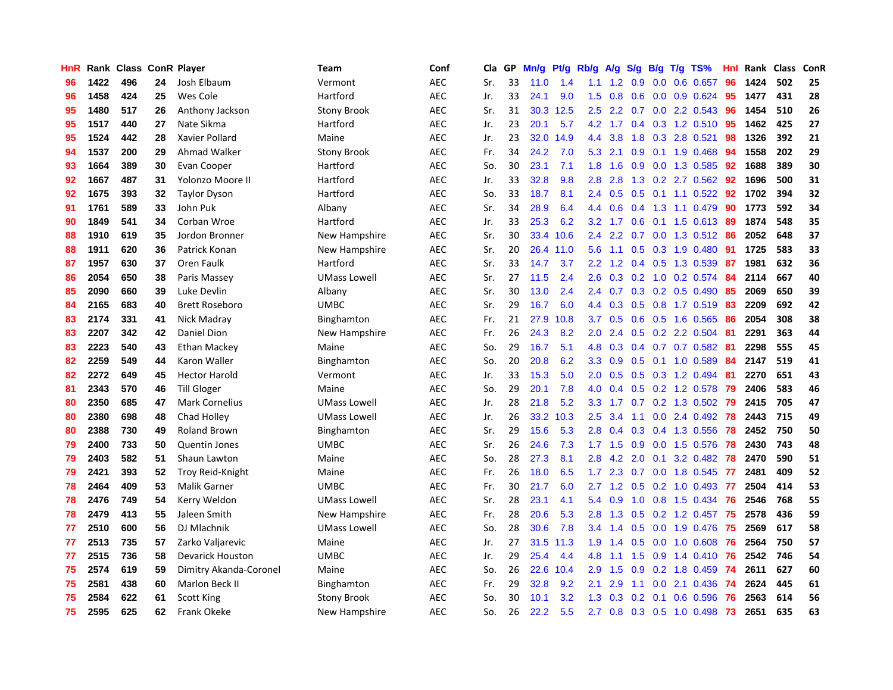| HnR | Rank | Class | ConR | Player | Team | Conf | Cla | GP | Mn/g | Pt/g | Rb/g | A/g | S/g | B/g | T/g | TS% | HnI | Rank | Class | ConR |
|---|---|---|---|---|---|---|---|---|---|---|---|---|---|---|---|---|---|---|---|---|
| 96 | 1422 | 496 | 24 | Josh Elbaum | Vermont | AEC | Sr. | 33 | 11.0 | 1.4 | 1.1 | 1.2 | 0.9 | 0.0 | 0.6 | 0.657 | 96 | 1424 | 502 | 25 |
| 96 | 1458 | 424 | 25 | Wes Cole | Hartford | AEC | Jr. | 33 | 24.1 | 9.0 | 1.5 | 0.8 | 0.6 | 0.0 | 0.9 | 0.624 | 95 | 1477 | 431 | 28 |
| 95 | 1480 | 517 | 26 | Anthony Jackson | Stony Brook | AEC | Sr. | 31 | 30.3 | 12.5 | 2.5 | 2.2 | 0.7 | 0.0 | 2.2 | 0.543 | 96 | 1454 | 510 | 26 |
| 95 | 1517 | 440 | 27 | Nate Sikma | Hartford | AEC | Jr. | 23 | 20.1 | 5.7 | 4.2 | 1.7 | 0.4 | 0.3 | 1.2 | 0.510 | 95 | 1462 | 425 | 27 |
| 95 | 1524 | 442 | 28 | Xavier Pollard | Maine | AEC | Jr. | 23 | 32.0 | 14.9 | 4.4 | 3.8 | 1.8 | 0.3 | 2.8 | 0.521 | 98 | 1326 | 392 | 21 |
| 94 | 1537 | 200 | 29 | Ahmad Walker | Stony Brook | AEC | Fr. | 34 | 24.2 | 7.0 | 5.3 | 2.1 | 0.9 | 0.1 | 1.9 | 0.468 | 94 | 1558 | 202 | 29 |
| 93 | 1664 | 389 | 30 | Evan Cooper | Hartford | AEC | So. | 30 | 23.1 | 7.1 | 1.8 | 1.6 | 0.9 | 0.0 | 1.3 | 0.585 | 92 | 1688 | 389 | 30 |
| 92 | 1667 | 487 | 31 | Yolonzo Moore II | Hartford | AEC | Jr. | 33 | 32.8 | 9.8 | 2.8 | 2.8 | 1.3 | 0.2 | 2.7 | 0.562 | 92 | 1696 | 500 | 31 |
| 92 | 1675 | 393 | 32 | Taylor Dyson | Hartford | AEC | So. | 33 | 18.7 | 8.1 | 2.4 | 0.5 | 0.5 | 0.1 | 1.1 | 0.522 | 92 | 1702 | 394 | 32 |
| 91 | 1761 | 589 | 33 | John Puk | Albany | AEC | Sr. | 34 | 28.9 | 6.4 | 4.4 | 0.6 | 0.4 | 1.3 | 1.1 | 0.479 | 90 | 1773 | 592 | 34 |
| 90 | 1849 | 541 | 34 | Corban Wroe | Hartford | AEC | Jr. | 33 | 25.3 | 6.2 | 3.2 | 1.7 | 0.6 | 0.1 | 1.5 | 0.613 | 89 | 1874 | 548 | 35 |
| 88 | 1910 | 619 | 35 | Jordon Bronner | New Hampshire | AEC | Sr. | 30 | 33.4 | 10.6 | 2.4 | 2.2 | 0.7 | 0.0 | 1.3 | 0.512 | 86 | 2052 | 648 | 37 |
| 88 | 1911 | 620 | 36 | Patrick Konan | New Hampshire | AEC | Sr. | 20 | 26.4 | 11.0 | 5.6 | 1.1 | 0.5 | 0.3 | 1.9 | 0.480 | 91 | 1725 | 583 | 33 |
| 87 | 1957 | 630 | 37 | Oren Faulk | Hartford | AEC | Sr. | 33 | 14.7 | 3.7 | 2.2 | 1.2 | 0.4 | 0.5 | 1.3 | 0.539 | 87 | 1981 | 632 | 36 |
| 86 | 2054 | 650 | 38 | Paris Massey | UMass Lowell | AEC | Sr. | 27 | 11.5 | 2.4 | 2.6 | 0.3 | 0.2 | 1.0 | 0.2 | 0.574 | 84 | 2114 | 667 | 40 |
| 85 | 2090 | 660 | 39 | Luke Devlin | Albany | AEC | Sr. | 30 | 13.0 | 2.4 | 2.4 | 0.7 | 0.3 | 0.2 | 0.5 | 0.490 | 85 | 2069 | 650 | 39 |
| 84 | 2165 | 683 | 40 | Brett Roseboro | UMBC | AEC | Sr. | 29 | 16.7 | 6.0 | 4.4 | 0.3 | 0.5 | 0.8 | 1.7 | 0.519 | 83 | 2209 | 692 | 42 |
| 83 | 2174 | 331 | 41 | Nick Madray | Binghamton | AEC | Fr. | 21 | 27.9 | 10.8 | 3.7 | 0.5 | 0.6 | 0.5 | 1.6 | 0.565 | 86 | 2054 | 308 | 38 |
| 83 | 2207 | 342 | 42 | Daniel Dion | New Hampshire | AEC | Fr. | 26 | 24.3 | 8.2 | 2.0 | 2.4 | 0.5 | 0.2 | 2.2 | 0.504 | 81 | 2291 | 363 | 44 |
| 83 | 2223 | 540 | 43 | Ethan Mackey | Maine | AEC | So. | 29 | 16.7 | 5.1 | 4.8 | 0.3 | 0.4 | 0.7 | 0.7 | 0.582 | 81 | 2298 | 555 | 45 |
| 82 | 2259 | 549 | 44 | Karon Waller | Binghamton | AEC | So. | 20 | 20.8 | 6.2 | 3.3 | 0.9 | 0.5 | 0.1 | 1.0 | 0.589 | 84 | 2147 | 519 | 41 |
| 82 | 2272 | 649 | 45 | Hector Harold | Vermont | AEC | Jr. | 33 | 15.3 | 5.0 | 2.0 | 0.5 | 0.5 | 0.3 | 1.2 | 0.494 | 81 | 2270 | 651 | 43 |
| 81 | 2343 | 570 | 46 | Till Gloger | Maine | AEC | So. | 29 | 20.1 | 7.8 | 4.0 | 0.4 | 0.5 | 0.2 | 1.2 | 0.578 | 79 | 2406 | 583 | 46 |
| 80 | 2350 | 685 | 47 | Mark Cornelius | UMass Lowell | AEC | Jr. | 28 | 21.8 | 5.2 | 3.3 | 1.7 | 0.7 | 0.2 | 1.3 | 0.502 | 79 | 2415 | 705 | 47 |
| 80 | 2380 | 698 | 48 | Chad Holley | UMass Lowell | AEC | Jr. | 26 | 33.2 | 10.3 | 2.5 | 3.4 | 1.1 | 0.0 | 2.4 | 0.492 | 78 | 2443 | 715 | 49 |
| 80 | 2388 | 730 | 49 | Roland Brown | Binghamton | AEC | Sr. | 29 | 15.6 | 5.3 | 2.8 | 0.4 | 0.3 | 0.4 | 1.3 | 0.556 | 78 | 2452 | 750 | 50 |
| 79 | 2400 | 733 | 50 | Quentin Jones | UMBC | AEC | Sr. | 26 | 24.6 | 7.3 | 1.7 | 1.5 | 0.9 | 0.0 | 1.5 | 0.576 | 78 | 2430 | 743 | 48 |
| 79 | 2403 | 582 | 51 | Shaun Lawton | Maine | AEC | So. | 28 | 27.3 | 8.1 | 2.8 | 4.2 | 2.0 | 0.1 | 3.2 | 0.482 | 78 | 2470 | 590 | 51 |
| 79 | 2421 | 393 | 52 | Troy Reid-Knight | Maine | AEC | Fr. | 26 | 18.0 | 6.5 | 1.7 | 2.3 | 0.7 | 0.0 | 1.8 | 0.545 | 77 | 2481 | 409 | 52 |
| 78 | 2464 | 409 | 53 | Malik Garner | UMBC | AEC | Fr. | 30 | 21.7 | 6.0 | 2.7 | 1.2 | 0.5 | 0.2 | 1.0 | 0.493 | 77 | 2504 | 414 | 53 |
| 78 | 2476 | 749 | 54 | Kerry Weldon | UMass Lowell | AEC | Sr. | 28 | 23.1 | 4.1 | 5.4 | 0.9 | 1.0 | 0.8 | 1.5 | 0.434 | 76 | 2546 | 768 | 55 |
| 78 | 2479 | 413 | 55 | Jaleen Smith | New Hampshire | AEC | Fr. | 28 | 20.6 | 5.3 | 2.8 | 1.3 | 0.5 | 0.2 | 1.2 | 0.457 | 75 | 2578 | 436 | 59 |
| 77 | 2510 | 600 | 56 | DJ Mlachnik | UMass Lowell | AEC | So. | 28 | 30.6 | 7.8 | 3.4 | 1.4 | 0.5 | 0.0 | 1.9 | 0.476 | 75 | 2569 | 617 | 58 |
| 77 | 2513 | 735 | 57 | Zarko Valjarevic | Maine | AEC | Jr. | 27 | 31.5 | 11.3 | 1.9 | 1.4 | 0.5 | 0.0 | 1.0 | 0.608 | 76 | 2564 | 750 | 57 |
| 77 | 2515 | 736 | 58 | Devarick Houston | UMBC | AEC | Jr. | 29 | 25.4 | 4.4 | 4.8 | 1.1 | 1.5 | 0.9 | 1.4 | 0.410 | 76 | 2542 | 746 | 54 |
| 75 | 2574 | 619 | 59 | Dimitry Akanda-Coronel | Maine | AEC | So. | 26 | 22.6 | 10.4 | 2.9 | 1.5 | 0.9 | 0.2 | 1.8 | 0.459 | 74 | 2611 | 627 | 60 |
| 75 | 2581 | 438 | 60 | Marlon Beck II | Binghamton | AEC | Fr. | 29 | 32.8 | 9.2 | 2.1 | 2.9 | 1.1 | 0.0 | 2.1 | 0.436 | 74 | 2624 | 445 | 61 |
| 75 | 2584 | 622 | 61 | Scott King | Stony Brook | AEC | So. | 30 | 10.1 | 3.2 | 1.3 | 0.3 | 0.2 | 0.1 | 0.6 | 0.596 | 76 | 2563 | 614 | 56 |
| 75 | 2595 | 625 | 62 | Frank Okeke | New Hampshire | AEC | So. | 26 | 22.2 | 5.5 | 2.7 | 0.8 | 0.3 | 0.5 | 1.0 | 0.498 | 73 | 2651 | 635 | 63 |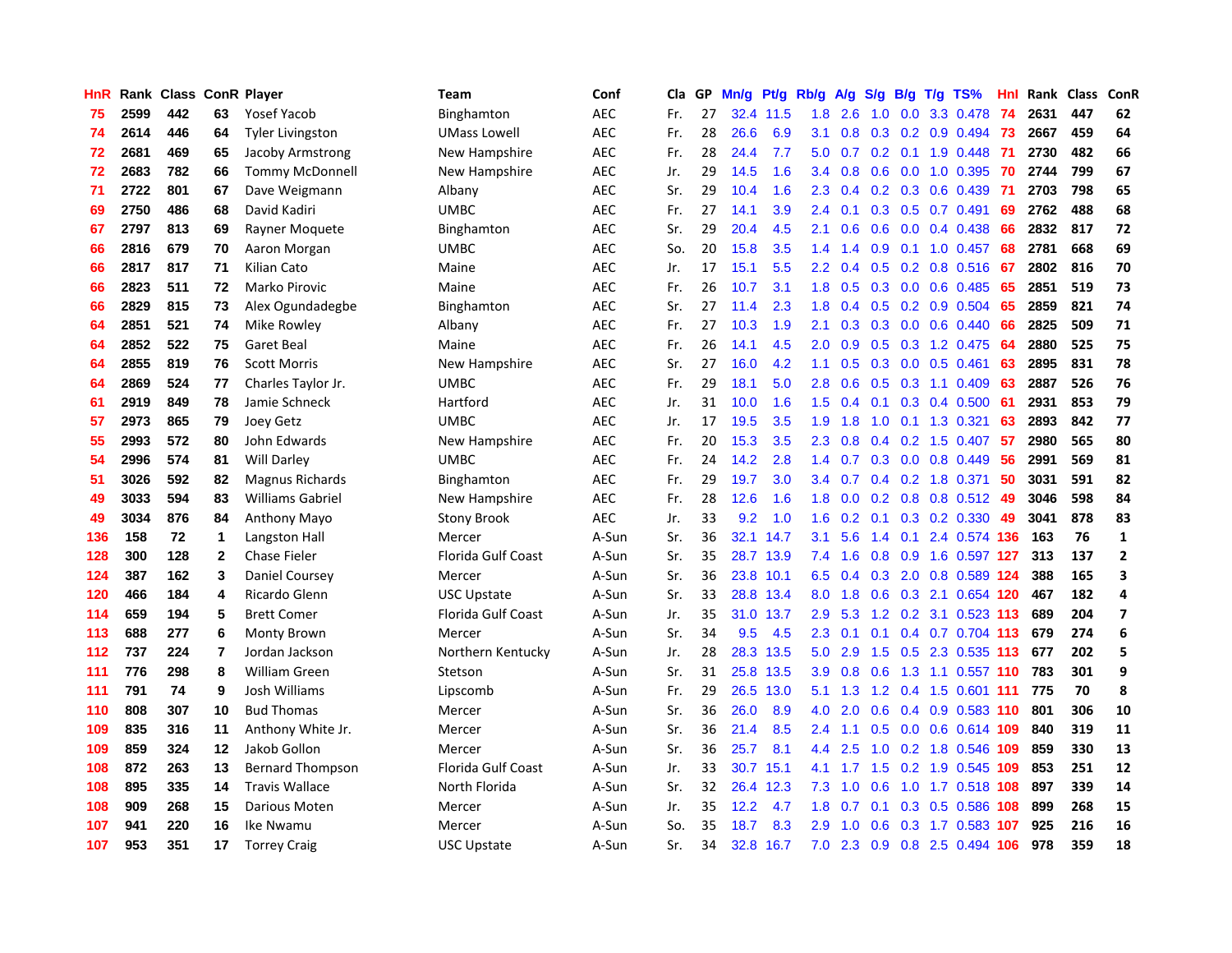| HnR | Rank | Class | ConR | Player | Team | Conf | Cla | GP | Mn/g | Pt/g | Rb/g | A/g | S/g | B/g | T/g | TS% | HnI | Rank | Class | ConR |
|---|---|---|---|---|---|---|---|---|---|---|---|---|---|---|---|---|---|---|---|---|
| 75 | 2599 | 442 | 63 | Yosef Yacob | Binghamton | AEC | Fr. | 27 | 32.4 | 11.5 | 1.8 | 2.6 | 1.0 | 0.0 | 3.3 | 0.478 | 74 | 2631 | 447 | 62 |
| 74 | 2614 | 446 | 64 | Tyler Livingston | UMass Lowell | AEC | Fr. | 28 | 26.6 | 6.9 | 3.1 | 0.8 | 0.3 | 0.2 | 0.9 | 0.494 | 73 | 2667 | 459 | 64 |
| 72 | 2681 | 469 | 65 | Jacoby Armstrong | New Hampshire | AEC | Fr. | 28 | 24.4 | 7.7 | 5.0 | 0.7 | 0.2 | 0.1 | 1.9 | 0.448 | 71 | 2730 | 482 | 66 |
| 72 | 2683 | 782 | 66 | Tommy McDonnell | New Hampshire | AEC | Jr. | 29 | 14.5 | 1.6 | 3.4 | 0.8 | 0.6 | 0.0 | 1.0 | 0.395 | 70 | 2744 | 799 | 67 |
| 71 | 2722 | 801 | 67 | Dave Weigmann | Albany | AEC | Sr. | 29 | 10.4 | 1.6 | 2.3 | 0.4 | 0.2 | 0.3 | 0.6 | 0.439 | 71 | 2703 | 798 | 65 |
| 69 | 2750 | 486 | 68 | David Kadiri | UMBC | AEC | Fr. | 27 | 14.1 | 3.9 | 2.4 | 0.1 | 0.3 | 0.5 | 0.7 | 0.491 | 69 | 2762 | 488 | 68 |
| 67 | 2797 | 813 | 69 | Rayner Moquete | Binghamton | AEC | Sr. | 29 | 20.4 | 4.5 | 2.1 | 0.6 | 0.6 | 0.0 | 0.4 | 0.438 | 66 | 2832 | 817 | 72 |
| 66 | 2816 | 679 | 70 | Aaron Morgan | UMBC | AEC | So. | 20 | 15.8 | 3.5 | 1.4 | 1.4 | 0.9 | 0.1 | 1.0 | 0.457 | 68 | 2781 | 668 | 69 |
| 66 | 2817 | 817 | 71 | Kilian Cato | Maine | AEC | Jr. | 17 | 15.1 | 5.5 | 2.2 | 0.4 | 0.5 | 0.2 | 0.8 | 0.516 | 67 | 2802 | 816 | 70 |
| 66 | 2823 | 511 | 72 | Marko Pirovic | Maine | AEC | Fr. | 26 | 10.7 | 3.1 | 1.8 | 0.5 | 0.3 | 0.0 | 0.6 | 0.485 | 65 | 2851 | 519 | 73 |
| 66 | 2829 | 815 | 73 | Alex Ogundadegbe | Binghamton | AEC | Sr. | 27 | 11.4 | 2.3 | 1.8 | 0.4 | 0.5 | 0.2 | 0.9 | 0.504 | 65 | 2859 | 821 | 74 |
| 64 | 2851 | 521 | 74 | Mike Rowley | Albany | AEC | Fr. | 27 | 10.3 | 1.9 | 2.1 | 0.3 | 0.3 | 0.0 | 0.6 | 0.440 | 66 | 2825 | 509 | 71 |
| 64 | 2852 | 522 | 75 | Garet Beal | Maine | AEC | Fr. | 26 | 14.1 | 4.5 | 2.0 | 0.9 | 0.5 | 0.3 | 1.2 | 0.475 | 64 | 2880 | 525 | 75 |
| 64 | 2855 | 819 | 76 | Scott Morris | New Hampshire | AEC | Sr. | 27 | 16.0 | 4.2 | 1.1 | 0.5 | 0.3 | 0.0 | 0.5 | 0.461 | 63 | 2895 | 831 | 78 |
| 64 | 2869 | 524 | 77 | Charles Taylor Jr. | UMBC | AEC | Fr. | 29 | 18.1 | 5.0 | 2.8 | 0.6 | 0.5 | 0.3 | 1.1 | 0.409 | 63 | 2887 | 526 | 76 |
| 61 | 2919 | 849 | 78 | Jamie Schneck | Hartford | AEC | Jr. | 31 | 10.0 | 1.6 | 1.5 | 0.4 | 0.1 | 0.3 | 0.4 | 0.500 | 61 | 2931 | 853 | 79 |
| 57 | 2973 | 865 | 79 | Joey Getz | UMBC | AEC | Jr. | 17 | 19.5 | 3.5 | 1.9 | 1.8 | 1.0 | 0.1 | 1.3 | 0.321 | 63 | 2893 | 842 | 77 |
| 55 | 2993 | 572 | 80 | John Edwards | New Hampshire | AEC | Fr. | 20 | 15.3 | 3.5 | 2.3 | 0.8 | 0.4 | 0.2 | 1.5 | 0.407 | 57 | 2980 | 565 | 80 |
| 54 | 2996 | 574 | 81 | Will Darley | UMBC | AEC | Fr. | 24 | 14.2 | 2.8 | 1.4 | 0.7 | 0.3 | 0.0 | 0.8 | 0.449 | 56 | 2991 | 569 | 81 |
| 51 | 3026 | 592 | 82 | Magnus Richards | Binghamton | AEC | Fr. | 29 | 19.7 | 3.0 | 3.4 | 0.7 | 0.4 | 0.2 | 1.8 | 0.371 | 50 | 3031 | 591 | 82 |
| 49 | 3033 | 594 | 83 | Williams Gabriel | New Hampshire | AEC | Fr. | 28 | 12.6 | 1.6 | 1.8 | 0.0 | 0.2 | 0.8 | 0.8 | 0.512 | 49 | 3046 | 598 | 84 |
| 49 | 3034 | 876 | 84 | Anthony Mayo | Stony Brook | AEC | Jr. | 33 | 9.2 | 1.0 | 1.6 | 0.2 | 0.1 | 0.3 | 0.2 | 0.330 | 49 | 3041 | 878 | 83 |
| 136 | 158 | 72 | 1 | Langston Hall | Mercer | A-Sun | Sr. | 36 | 32.1 | 14.7 | 3.1 | 5.6 | 1.4 | 0.1 | 2.4 | 0.574 | 136 | 163 | 76 | 1 |
| 128 | 300 | 128 | 2 | Chase Fieler | Florida Gulf Coast | A-Sun | Sr. | 35 | 28.7 | 13.9 | 7.4 | 1.6 | 0.8 | 0.9 | 1.6 | 0.597 | 127 | 313 | 137 | 2 |
| 124 | 387 | 162 | 3 | Daniel Coursey | Mercer | A-Sun | Sr. | 36 | 23.8 | 10.1 | 6.5 | 0.4 | 0.3 | 2.0 | 0.8 | 0.589 | 124 | 388 | 165 | 3 |
| 120 | 466 | 184 | 4 | Ricardo Glenn | USC Upstate | A-Sun | Sr. | 33 | 28.8 | 13.4 | 8.0 | 1.8 | 0.6 | 0.3 | 2.1 | 0.654 | 120 | 467 | 182 | 4 |
| 114 | 659 | 194 | 5 | Brett Comer | Florida Gulf Coast | A-Sun | Jr. | 35 | 31.0 | 13.7 | 2.9 | 5.3 | 1.2 | 0.2 | 3.1 | 0.523 | 113 | 689 | 204 | 7 |
| 113 | 688 | 277 | 6 | Monty Brown | Mercer | A-Sun | Sr. | 34 | 9.5 | 4.5 | 2.3 | 0.1 | 0.1 | 0.4 | 0.7 | 0.704 | 113 | 679 | 274 | 6 |
| 112 | 737 | 224 | 7 | Jordan Jackson | Northern Kentucky | A-Sun | Jr. | 28 | 28.3 | 13.5 | 5.0 | 2.9 | 1.5 | 0.5 | 2.3 | 0.535 | 113 | 677 | 202 | 5 |
| 111 | 776 | 298 | 8 | William Green | Stetson | A-Sun | Sr. | 31 | 25.8 | 13.5 | 3.9 | 0.8 | 0.6 | 1.3 | 1.1 | 0.557 | 110 | 783 | 301 | 9 |
| 111 | 791 | 74 | 9 | Josh Williams | Lipscomb | A-Sun | Fr. | 29 | 26.5 | 13.0 | 5.1 | 1.3 | 1.2 | 0.4 | 1.5 | 0.601 | 111 | 775 | 70 | 8 |
| 110 | 808 | 307 | 10 | Bud Thomas | Mercer | A-Sun | Sr. | 36 | 26.0 | 8.9 | 4.0 | 2.0 | 0.6 | 0.4 | 0.9 | 0.583 | 110 | 801 | 306 | 10 |
| 109 | 835 | 316 | 11 | Anthony White Jr. | Mercer | A-Sun | Sr. | 36 | 21.4 | 8.5 | 2.4 | 1.1 | 0.5 | 0.0 | 0.6 | 0.614 | 109 | 840 | 319 | 11 |
| 109 | 859 | 324 | 12 | Jakob Gollon | Mercer | A-Sun | Sr. | 36 | 25.7 | 8.1 | 4.4 | 2.5 | 1.0 | 0.2 | 1.8 | 0.546 | 109 | 859 | 330 | 13 |
| 108 | 872 | 263 | 13 | Bernard Thompson | Florida Gulf Coast | A-Sun | Jr. | 33 | 30.7 | 15.1 | 4.1 | 1.7 | 1.5 | 0.2 | 1.9 | 0.545 | 109 | 853 | 251 | 12 |
| 108 | 895 | 335 | 14 | Travis Wallace | North Florida | A-Sun | Sr. | 32 | 26.4 | 12.3 | 7.3 | 1.0 | 0.6 | 1.0 | 1.7 | 0.518 | 108 | 897 | 339 | 14 |
| 108 | 909 | 268 | 15 | Darious Moten | Mercer | A-Sun | Jr. | 35 | 12.2 | 4.7 | 1.8 | 0.7 | 0.1 | 0.3 | 0.5 | 0.586 | 108 | 899 | 268 | 15 |
| 107 | 941 | 220 | 16 | Ike Nwamu | Mercer | A-Sun | So. | 35 | 18.7 | 8.3 | 2.9 | 1.0 | 0.6 | 0.3 | 1.7 | 0.583 | 107 | 925 | 216 | 16 |
| 107 | 953 | 351 | 17 | Torrey Craig | USC Upstate | A-Sun | Sr. | 34 | 32.8 | 16.7 | 7.0 | 2.3 | 0.9 | 0.8 | 2.5 | 0.494 | 106 | 978 | 359 | 18 |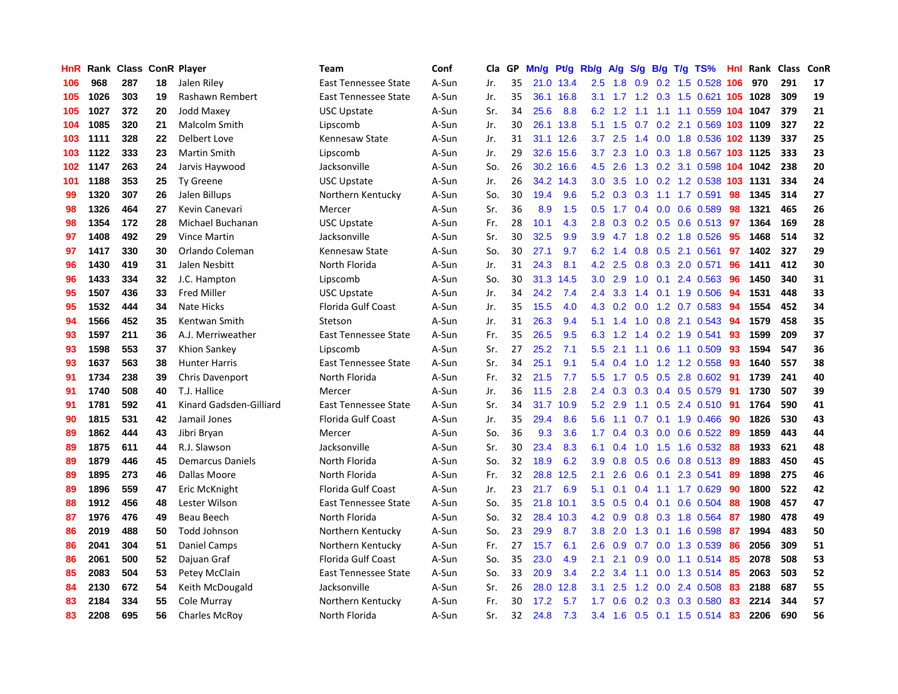| HnR | Rank | Class | ConR | Player | Team | Conf | Cla | GP | Mn/g | Pt/g | Rb/g | A/g | S/g | B/g | T/g | TS% | HnI | Rank | Class | ConR |
|---|---|---|---|---|---|---|---|---|---|---|---|---|---|---|---|---|---|---|---|---|
| 106 | 968 | 287 | 18 | Jalen Riley | East Tennessee State | A-Sun | Jr. | 35 | 21.0 | 13.4 | 2.5 | 1.8 | 0.9 | 0.2 | 1.5 | 0.528 | 106 | 970 | 291 | 17 |
| 105 | 1026 | 303 | 19 | Rashawn Rembert | East Tennessee State | A-Sun | Jr. | 35 | 36.1 | 16.8 | 3.1 | 1.7 | 1.2 | 0.3 | 1.5 | 0.621 | 105 | 1028 | 309 | 19 |
| 105 | 1027 | 372 | 20 | Jodd Maxey | USC Upstate | A-Sun | Sr. | 34 | 25.6 | 8.8 | 6.2 | 1.2 | 1.1 | 1.1 | 1.1 | 0.559 | 104 | 1047 | 379 | 21 |
| 104 | 1085 | 320 | 21 | Malcolm Smith | Lipscomb | A-Sun | Jr. | 30 | 26.1 | 13.8 | 5.1 | 1.5 | 0.7 | 0.2 | 2.1 | 0.569 | 103 | 1109 | 327 | 22 |
| 103 | 1111 | 328 | 22 | Delbert Love | Kennesaw State | A-Sun | Jr. | 31 | 31.1 | 12.6 | 3.7 | 2.5 | 1.4 | 0.0 | 1.8 | 0.536 | 102 | 1139 | 337 | 25 |
| 103 | 1122 | 333 | 23 | Martin Smith | Lipscomb | A-Sun | Jr. | 29 | 32.6 | 15.6 | 3.7 | 2.3 | 1.0 | 0.3 | 1.8 | 0.567 | 103 | 1125 | 333 | 23 |
| 102 | 1147 | 263 | 24 | Jarvis Haywood | Jacksonville | A-Sun | So. | 26 | 30.2 | 16.6 | 4.5 | 2.6 | 1.3 | 0.2 | 3.1 | 0.598 | 104 | 1042 | 238 | 20 |
| 101 | 1188 | 353 | 25 | Ty Greene | USC Upstate | A-Sun | Jr. | 26 | 34.2 | 14.3 | 3.0 | 3.5 | 1.0 | 0.2 | 1.2 | 0.538 | 103 | 1131 | 334 | 24 |
| 99 | 1320 | 307 | 26 | Jalen Billups | Northern Kentucky | A-Sun | So. | 30 | 19.4 | 9.6 | 5.2 | 0.3 | 0.3 | 1.1 | 1.7 | 0.591 | 98 | 1345 | 314 | 27 |
| 98 | 1326 | 464 | 27 | Kevin Canevari | Mercer | A-Sun | Sr. | 36 | 8.9 | 1.5 | 0.5 | 1.7 | 0.4 | 0.0 | 0.6 | 0.589 | 98 | 1321 | 465 | 26 |
| 98 | 1354 | 172 | 28 | Michael Buchanan | USC Upstate | A-Sun | Fr. | 28 | 10.1 | 4.3 | 2.8 | 0.3 | 0.2 | 0.5 | 0.6 | 0.513 | 97 | 1364 | 169 | 28 |
| 97 | 1408 | 492 | 29 | Vince Martin | Jacksonville | A-Sun | Sr. | 30 | 32.5 | 9.9 | 3.9 | 4.7 | 1.8 | 0.2 | 1.8 | 0.526 | 95 | 1468 | 514 | 32 |
| 97 | 1417 | 330 | 30 | Orlando Coleman | Kennesaw State | A-Sun | So. | 30 | 27.1 | 9.7 | 6.2 | 1.4 | 0.8 | 0.5 | 2.1 | 0.561 | 97 | 1402 | 327 | 29 |
| 96 | 1430 | 419 | 31 | Jalen Nesbitt | North Florida | A-Sun | Jr. | 31 | 24.3 | 8.1 | 4.2 | 2.5 | 0.8 | 0.3 | 2.0 | 0.571 | 96 | 1411 | 412 | 30 |
| 96 | 1433 | 334 | 32 | J.C. Hampton | Lipscomb | A-Sun | So. | 30 | 31.3 | 14.5 | 3.0 | 2.9 | 1.0 | 0.1 | 2.4 | 0.563 | 96 | 1450 | 340 | 31 |
| 95 | 1507 | 436 | 33 | Fred Miller | USC Upstate | A-Sun | Jr. | 34 | 24.2 | 7.4 | 2.4 | 3.3 | 1.4 | 0.1 | 1.9 | 0.506 | 94 | 1531 | 448 | 33 |
| 95 | 1532 | 444 | 34 | Nate Hicks | Florida Gulf Coast | A-Sun | Jr. | 35 | 15.5 | 4.0 | 4.3 | 0.2 | 0.0 | 1.2 | 0.7 | 0.583 | 94 | 1554 | 452 | 34 |
| 94 | 1566 | 452 | 35 | Kentwan Smith | Stetson | A-Sun | Jr. | 31 | 26.3 | 9.4 | 5.1 | 1.4 | 1.0 | 0.8 | 2.1 | 0.543 | 94 | 1579 | 458 | 35 |
| 93 | 1597 | 211 | 36 | A.J. Merriweather | East Tennessee State | A-Sun | Fr. | 35 | 26.5 | 9.5 | 6.3 | 1.2 | 1.4 | 0.2 | 1.9 | 0.541 | 93 | 1599 | 209 | 37 |
| 93 | 1598 | 553 | 37 | Khion Sankey | Lipscomb | A-Sun | Sr. | 27 | 25.2 | 7.1 | 5.5 | 2.1 | 1.1 | 0.6 | 1.1 | 0.509 | 93 | 1594 | 547 | 36 |
| 93 | 1637 | 563 | 38 | Hunter Harris | East Tennessee State | A-Sun | Sr. | 34 | 25.1 | 9.1 | 5.4 | 0.4 | 1.0 | 1.2 | 1.2 | 0.558 | 93 | 1640 | 557 | 38 |
| 91 | 1734 | 238 | 39 | Chris Davenport | North Florida | A-Sun | Fr. | 32 | 21.5 | 7.7 | 5.5 | 1.7 | 0.5 | 0.5 | 2.8 | 0.602 | 91 | 1739 | 241 | 40 |
| 91 | 1740 | 508 | 40 | T.J. Hallice | Mercer | A-Sun | Jr. | 36 | 11.5 | 2.8 | 2.4 | 0.3 | 0.3 | 0.4 | 0.5 | 0.579 | 91 | 1730 | 507 | 39 |
| 91 | 1781 | 592 | 41 | Kinard Gadsden-Gilliard | East Tennessee State | A-Sun | Sr. | 34 | 31.7 | 10.9 | 5.2 | 2.9 | 1.1 | 0.5 | 2.4 | 0.510 | 91 | 1764 | 590 | 41 |
| 90 | 1815 | 531 | 42 | Jamail Jones | Florida Gulf Coast | A-Sun | Jr. | 35 | 29.4 | 8.6 | 5.6 | 1.1 | 0.7 | 0.1 | 1.9 | 0.466 | 90 | 1826 | 530 | 43 |
| 89 | 1862 | 444 | 43 | Jibri Bryan | Mercer | A-Sun | So. | 36 | 9.3 | 3.6 | 1.7 | 0.4 | 0.3 | 0.0 | 0.6 | 0.522 | 89 | 1859 | 443 | 44 |
| 89 | 1875 | 611 | 44 | R.J. Slawson | Jacksonville | A-Sun | Sr. | 30 | 23.4 | 8.3 | 6.1 | 0.4 | 1.0 | 1.5 | 1.6 | 0.532 | 88 | 1933 | 621 | 48 |
| 89 | 1879 | 446 | 45 | Demarcus Daniels | North Florida | A-Sun | So. | 32 | 18.9 | 6.2 | 3.9 | 0.8 | 0.5 | 0.6 | 0.8 | 0.513 | 89 | 1883 | 450 | 45 |
| 89 | 1895 | 273 | 46 | Dallas Moore | North Florida | A-Sun | Fr. | 32 | 28.8 | 12.5 | 2.1 | 2.6 | 0.6 | 0.1 | 2.3 | 0.541 | 89 | 1898 | 275 | 46 |
| 89 | 1896 | 559 | 47 | Eric McKnight | Florida Gulf Coast | A-Sun | Jr. | 23 | 21.7 | 6.9 | 5.1 | 0.1 | 0.4 | 1.1 | 1.7 | 0.629 | 90 | 1800 | 522 | 42 |
| 88 | 1912 | 456 | 48 | Lester Wilson | East Tennessee State | A-Sun | So. | 35 | 21.8 | 10.1 | 3.5 | 0.5 | 0.4 | 0.1 | 0.6 | 0.504 | 88 | 1908 | 457 | 47 |
| 87 | 1976 | 476 | 49 | Beau Beech | North Florida | A-Sun | So. | 32 | 28.4 | 10.3 | 4.2 | 0.9 | 0.8 | 0.3 | 1.8 | 0.564 | 87 | 1980 | 478 | 49 |
| 86 | 2019 | 488 | 50 | Todd Johnson | Northern Kentucky | A-Sun | So. | 23 | 29.9 | 8.7 | 3.8 | 2.0 | 1.3 | 0.1 | 1.6 | 0.598 | 87 | 1994 | 483 | 50 |
| 86 | 2041 | 304 | 51 | Daniel Camps | Northern Kentucky | A-Sun | Fr. | 27 | 15.7 | 6.1 | 2.6 | 0.9 | 0.7 | 0.0 | 1.3 | 0.539 | 86 | 2056 | 309 | 51 |
| 86 | 2061 | 500 | 52 | Dajuan Graf | Florida Gulf Coast | A-Sun | So. | 35 | 23.0 | 4.9 | 2.1 | 2.1 | 0.9 | 0.0 | 1.1 | 0.514 | 85 | 2078 | 508 | 53 |
| 85 | 2083 | 504 | 53 | Petey McClain | East Tennessee State | A-Sun | So. | 33 | 20.9 | 3.4 | 2.2 | 3.4 | 1.1 | 0.0 | 1.3 | 0.514 | 85 | 2063 | 503 | 52 |
| 84 | 2130 | 672 | 54 | Keith McDougald | Jacksonville | A-Sun | Sr. | 26 | 28.0 | 12.8 | 3.1 | 2.5 | 1.2 | 0.0 | 2.4 | 0.508 | 83 | 2188 | 687 | 55 |
| 83 | 2184 | 334 | 55 | Cole Murray | Northern Kentucky | A-Sun | Fr. | 30 | 17.2 | 5.7 | 1.7 | 0.6 | 0.2 | 0.3 | 0.3 | 0.580 | 83 | 2214 | 344 | 57 |
| 83 | 2208 | 695 | 56 | Charles McRoy | North Florida | A-Sun | Sr. | 32 | 24.8 | 7.3 | 3.4 | 1.6 | 0.5 | 0.1 | 1.5 | 0.514 | 83 | 2206 | 690 | 56 |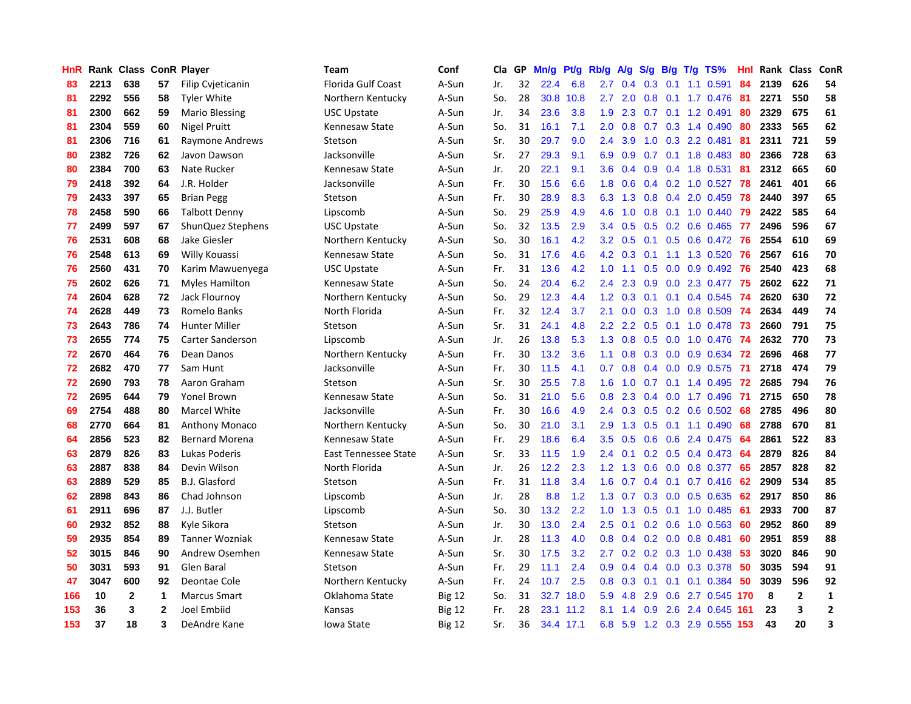| HnR | Rank | Class | ConR | Player | Team | Conf | Cla | GP | Mn/g | Pt/g | Rb/g | A/g | S/g | B/g | T/g | TS% | HnI | Rank | Class | ConR |
|---|---|---|---|---|---|---|---|---|---|---|---|---|---|---|---|---|---|---|---|---|
| 83 | 2213 | 638 | 57 | Filip Cvjeticanin | Florida Gulf Coast | A-Sun | Jr. | 32 | 22.4 | 6.8 | 2.7 | 0.4 | 0.3 | 0.1 | 1.1 | 0.591 | 84 | 2139 | 626 | 54 |
| 81 | 2292 | 556 | 58 | Tyler White | Northern Kentucky | A-Sun | So. | 28 | 30.8 | 10.8 | 2.7 | 2.0 | 0.8 | 0.1 | 1.7 | 0.476 | 81 | 2271 | 550 | 58 |
| 81 | 2300 | 662 | 59 | Mario Blessing | USC Upstate | A-Sun | Jr. | 34 | 23.6 | 3.8 | 1.9 | 2.3 | 0.7 | 0.1 | 1.2 | 0.491 | 80 | 2329 | 675 | 61 |
| 81 | 2304 | 559 | 60 | Nigel Pruitt | Kennesaw State | A-Sun | So. | 31 | 16.1 | 7.1 | 2.0 | 0.8 | 0.7 | 0.3 | 1.4 | 0.490 | 80 | 2333 | 565 | 62 |
| 81 | 2306 | 716 | 61 | Raymone Andrews | Stetson | A-Sun | Sr. | 30 | 29.7 | 9.0 | 2.4 | 3.9 | 1.0 | 0.3 | 2.2 | 0.481 | 81 | 2311 | 721 | 59 |
| 80 | 2382 | 726 | 62 | Javon Dawson | Jacksonville | A-Sun | Sr. | 27 | 29.3 | 9.1 | 6.9 | 0.9 | 0.7 | 0.1 | 1.8 | 0.483 | 80 | 2366 | 728 | 63 |
| 80 | 2384 | 700 | 63 | Nate Rucker | Kennesaw State | A-Sun | Jr. | 20 | 22.1 | 9.1 | 3.6 | 0.4 | 0.9 | 0.4 | 1.8 | 0.531 | 81 | 2312 | 665 | 60 |
| 79 | 2418 | 392 | 64 | J.R. Holder | Jacksonville | A-Sun | Fr. | 30 | 15.6 | 6.6 | 1.8 | 0.6 | 0.4 | 0.2 | 1.0 | 0.527 | 78 | 2461 | 401 | 66 |
| 79 | 2433 | 397 | 65 | Brian Pegg | Stetson | A-Sun | Fr. | 30 | 28.9 | 8.3 | 6.3 | 1.3 | 0.8 | 0.4 | 2.0 | 0.459 | 78 | 2440 | 397 | 65 |
| 78 | 2458 | 590 | 66 | Talbott Denny | Lipscomb | A-Sun | So. | 29 | 25.9 | 4.9 | 4.6 | 1.0 | 0.8 | 0.1 | 1.0 | 0.440 | 79 | 2422 | 585 | 64 |
| 77 | 2499 | 597 | 67 | ShunQuez Stephens | USC Upstate | A-Sun | So. | 32 | 13.5 | 2.9 | 3.4 | 0.5 | 0.5 | 0.2 | 0.6 | 0.465 | 77 | 2496 | 596 | 67 |
| 76 | 2531 | 608 | 68 | Jake Giesler | Northern Kentucky | A-Sun | So. | 30 | 16.1 | 4.2 | 3.2 | 0.5 | 0.1 | 0.5 | 0.6 | 0.472 | 76 | 2554 | 610 | 69 |
| 76 | 2548 | 613 | 69 | Willy Kouassi | Kennesaw State | A-Sun | So. | 31 | 17.6 | 4.6 | 4.2 | 0.3 | 0.1 | 1.1 | 1.3 | 0.520 | 76 | 2567 | 616 | 70 |
| 76 | 2560 | 431 | 70 | Karim Mawuenyega | USC Upstate | A-Sun | Fr. | 31 | 13.6 | 4.2 | 1.0 | 1.1 | 0.5 | 0.0 | 0.9 | 0.492 | 76 | 2540 | 423 | 68 |
| 75 | 2602 | 626 | 71 | Myles Hamilton | Kennesaw State | A-Sun | So. | 24 | 20.4 | 6.2 | 2.4 | 2.3 | 0.9 | 0.0 | 2.3 | 0.477 | 75 | 2602 | 622 | 71 |
| 74 | 2604 | 628 | 72 | Jack Flournoy | Northern Kentucky | A-Sun | So. | 29 | 12.3 | 4.4 | 1.2 | 0.3 | 0.1 | 0.1 | 0.4 | 0.545 | 74 | 2620 | 630 | 72 |
| 74 | 2628 | 449 | 73 | Romelo Banks | North Florida | A-Sun | Fr. | 32 | 12.4 | 3.7 | 2.1 | 0.0 | 0.3 | 1.0 | 0.8 | 0.509 | 74 | 2634 | 449 | 74 |
| 73 | 2643 | 786 | 74 | Hunter Miller | Stetson | A-Sun | Sr. | 31 | 24.1 | 4.8 | 2.2 | 2.2 | 0.5 | 0.1 | 1.0 | 0.478 | 73 | 2660 | 791 | 75 |
| 73 | 2655 | 774 | 75 | Carter Sanderson | Lipscomb | A-Sun | Jr. | 26 | 13.8 | 5.3 | 1.3 | 0.8 | 0.5 | 0.0 | 1.0 | 0.476 | 74 | 2632 | 770 | 73 |
| 72 | 2670 | 464 | 76 | Dean Danos | Northern Kentucky | A-Sun | Fr. | 30 | 13.2 | 3.6 | 1.1 | 0.8 | 0.3 | 0.0 | 0.9 | 0.634 | 72 | 2696 | 468 | 77 |
| 72 | 2682 | 470 | 77 | Sam Hunt | Jacksonville | A-Sun | Fr. | 30 | 11.5 | 4.1 | 0.7 | 0.8 | 0.4 | 0.0 | 0.9 | 0.575 | 71 | 2718 | 474 | 79 |
| 72 | 2690 | 793 | 78 | Aaron Graham | Stetson | A-Sun | Sr. | 30 | 25.5 | 7.8 | 1.6 | 1.0 | 0.7 | 0.1 | 1.4 | 0.495 | 72 | 2685 | 794 | 76 |
| 72 | 2695 | 644 | 79 | Yonel Brown | Kennesaw State | A-Sun | So. | 31 | 21.0 | 5.6 | 0.8 | 2.3 | 0.4 | 0.0 | 1.7 | 0.496 | 71 | 2715 | 650 | 78 |
| 69 | 2754 | 488 | 80 | Marcel White | Jacksonville | A-Sun | Fr. | 30 | 16.6 | 4.9 | 2.4 | 0.3 | 0.5 | 0.2 | 0.6 | 0.502 | 68 | 2785 | 496 | 80 |
| 68 | 2770 | 664 | 81 | Anthony Monaco | Northern Kentucky | A-Sun | So. | 30 | 21.0 | 3.1 | 2.9 | 1.3 | 0.5 | 0.1 | 1.1 | 0.490 | 68 | 2788 | 670 | 81 |
| 64 | 2856 | 523 | 82 | Bernard Morena | Kennesaw State | A-Sun | Fr. | 29 | 18.6 | 6.4 | 3.5 | 0.5 | 0.6 | 0.6 | 2.4 | 0.475 | 64 | 2861 | 522 | 83 |
| 63 | 2879 | 826 | 83 | Lukas Poderis | East Tennessee State | A-Sun | Sr. | 33 | 11.5 | 1.9 | 2.4 | 0.1 | 0.2 | 0.5 | 0.4 | 0.473 | 64 | 2879 | 826 | 84 |
| 63 | 2887 | 838 | 84 | Devin Wilson | North Florida | A-Sun | Jr. | 26 | 12.2 | 2.3 | 1.2 | 1.3 | 0.6 | 0.0 | 0.8 | 0.377 | 65 | 2857 | 828 | 82 |
| 63 | 2889 | 529 | 85 | B.J. Glasford | Stetson | A-Sun | Fr. | 31 | 11.8 | 3.4 | 1.6 | 0.7 | 0.4 | 0.1 | 0.7 | 0.416 | 62 | 2909 | 534 | 85 |
| 62 | 2898 | 843 | 86 | Chad Johnson | Lipscomb | A-Sun | Jr. | 28 | 8.8 | 1.2 | 1.3 | 0.7 | 0.3 | 0.0 | 0.5 | 0.635 | 62 | 2917 | 850 | 86 |
| 61 | 2911 | 696 | 87 | J.J. Butler | Lipscomb | A-Sun | So. | 30 | 13.2 | 2.2 | 1.0 | 1.3 | 0.5 | 0.1 | 1.0 | 0.485 | 61 | 2933 | 700 | 87 |
| 60 | 2932 | 852 | 88 | Kyle Sikora | Stetson | A-Sun | Jr. | 30 | 13.0 | 2.4 | 2.5 | 0.1 | 0.2 | 0.6 | 1.0 | 0.563 | 60 | 2952 | 860 | 89 |
| 59 | 2935 | 854 | 89 | Tanner Wozniak | Kennesaw State | A-Sun | Jr. | 28 | 11.3 | 4.0 | 0.8 | 0.4 | 0.2 | 0.0 | 0.8 | 0.481 | 60 | 2951 | 859 | 88 |
| 52 | 3015 | 846 | 90 | Andrew Osemhen | Kennesaw State | A-Sun | Sr. | 30 | 17.5 | 3.2 | 2.7 | 0.2 | 0.2 | 0.3 | 1.0 | 0.438 | 53 | 3020 | 846 | 90 |
| 50 | 3031 | 593 | 91 | Glen Baral | Stetson | A-Sun | Fr. | 29 | 11.1 | 2.4 | 0.9 | 0.4 | 0.4 | 0.0 | 0.3 | 0.378 | 50 | 3035 | 594 | 91 |
| 47 | 3047 | 600 | 92 | Deontae Cole | Northern Kentucky | A-Sun | Fr. | 24 | 10.7 | 2.5 | 0.8 | 0.3 | 0.1 | 0.1 | 0.1 | 0.384 | 50 | 3039 | 596 | 92 |
| 166 | 10 | 2 | 1 | Marcus Smart | Oklahoma State | Big 12 | So. | 31 | 32.7 | 18.0 | 5.9 | 4.8 | 2.9 | 0.6 | 2.7 | 0.545 | 170 | 8 | 2 | 1 |
| 153 | 36 | 3 | 2 | Joel Embiid | Kansas | Big 12 | Fr. | 28 | 23.1 | 11.2 | 8.1 | 1.4 | 0.9 | 2.6 | 2.4 | 0.645 | 161 | 23 | 3 | 2 |
| 153 | 37 | 18 | 3 | DeAndre Kane | Iowa State | Big 12 | Sr. | 36 | 34.4 | 17.1 | 6.8 | 5.9 | 1.2 | 0.3 | 2.9 | 0.555 | 153 | 43 | 20 | 3 |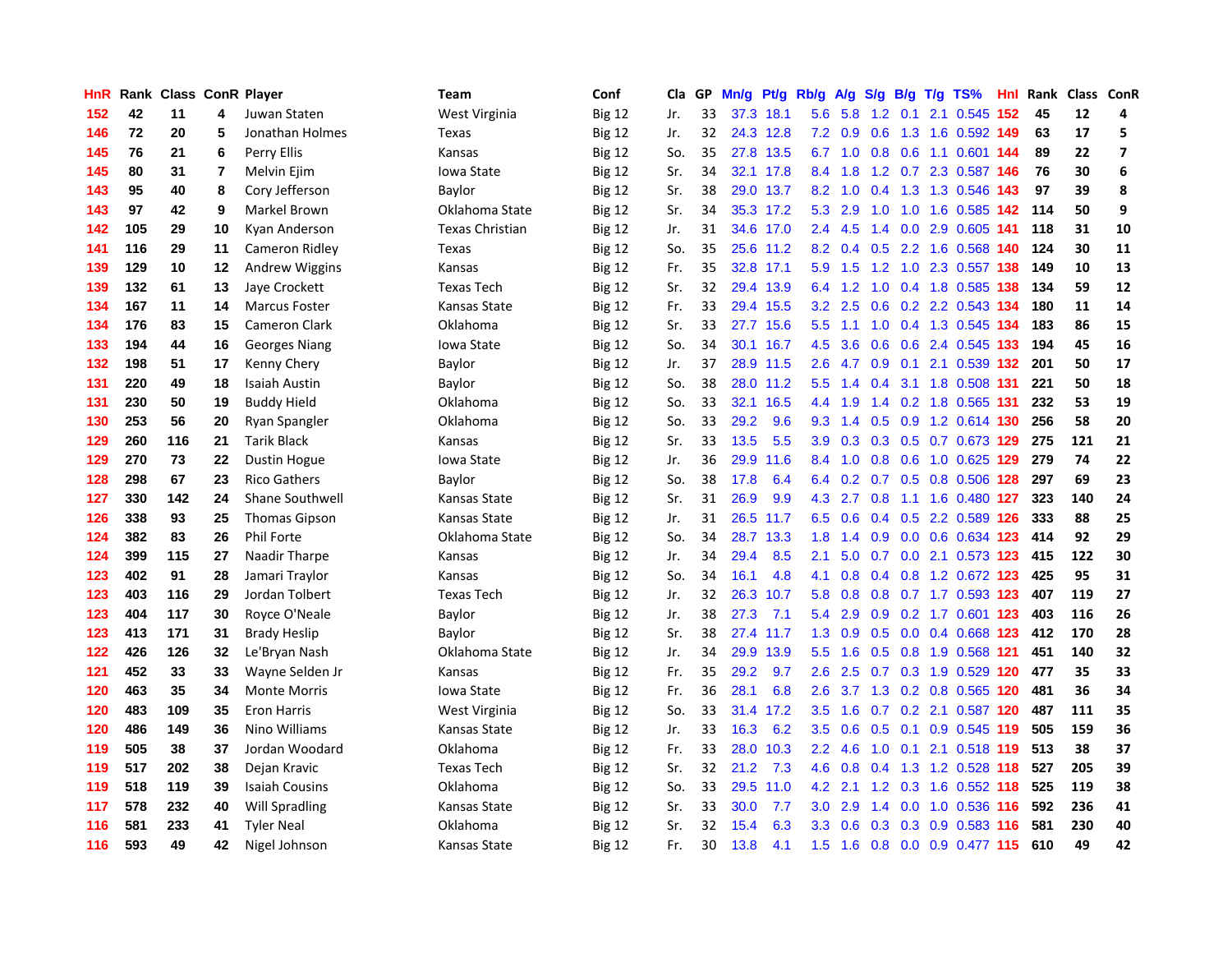| HnR | Rank | Class | ConR | Player | Team | Conf | Cla | GP | Mn/g | Pt/g | Rb/g | A/g | S/g | B/g | T/g | TS% | HnI | Rank | Class | ConR |
|---|---|---|---|---|---|---|---|---|---|---|---|---|---|---|---|---|---|---|---|---|
| 152 | 42 | 11 | 4 | Juwan Staten | West Virginia | Big 12 | Jr. | 33 | 37.3 | 18.1 | 5.6 | 5.8 | 1.2 | 0.1 | 2.1 | 0.545 | 152 | 45 | 12 | 4 |
| 146 | 72 | 20 | 5 | Jonathan Holmes | Texas | Big 12 | Jr. | 32 | 24.3 | 12.8 | 7.2 | 0.9 | 0.6 | 1.3 | 1.6 | 0.592 | 149 | 63 | 17 | 5 |
| 145 | 76 | 21 | 6 | Perry Ellis | Kansas | Big 12 | So. | 35 | 27.8 | 13.5 | 6.7 | 1.0 | 0.8 | 0.6 | 1.1 | 0.601 | 144 | 89 | 22 | 7 |
| 145 | 80 | 31 | 7 | Melvin Ejim | Iowa State | Big 12 | Sr. | 34 | 32.1 | 17.8 | 8.4 | 1.8 | 1.2 | 0.7 | 2.3 | 0.587 | 146 | 76 | 30 | 6 |
| 143 | 95 | 40 | 8 | Cory Jefferson | Baylor | Big 12 | Sr. | 38 | 29.0 | 13.7 | 8.2 | 1.0 | 0.4 | 1.3 | 1.3 | 0.546 | 143 | 97 | 39 | 8 |
| 143 | 97 | 42 | 9 | Markel Brown | Oklahoma State | Big 12 | Sr. | 34 | 35.3 | 17.2 | 5.3 | 2.9 | 1.0 | 1.0 | 1.6 | 0.585 | 142 | 114 | 50 | 9 |
| 142 | 105 | 29 | 10 | Kyan Anderson | Texas Christian | Big 12 | Jr. | 31 | 34.6 | 17.0 | 2.4 | 4.5 | 1.4 | 0.0 | 2.9 | 0.605 | 141 | 118 | 31 | 10 |
| 141 | 116 | 29 | 11 | Cameron Ridley | Texas | Big 12 | So. | 35 | 25.6 | 11.2 | 8.2 | 0.4 | 0.5 | 2.2 | 1.6 | 0.568 | 140 | 124 | 30 | 11 |
| 139 | 129 | 10 | 12 | Andrew Wiggins | Kansas | Big 12 | Fr. | 35 | 32.8 | 17.1 | 5.9 | 1.5 | 1.2 | 1.0 | 2.3 | 0.557 | 138 | 149 | 10 | 13 |
| 139 | 132 | 61 | 13 | Jaye Crockett | Texas Tech | Big 12 | Sr. | 32 | 29.4 | 13.9 | 6.4 | 1.2 | 1.0 | 0.4 | 1.8 | 0.585 | 138 | 134 | 59 | 12 |
| 134 | 167 | 11 | 14 | Marcus Foster | Kansas State | Big 12 | Fr. | 33 | 29.4 | 15.5 | 3.2 | 2.5 | 0.6 | 0.2 | 2.2 | 0.543 | 134 | 180 | 11 | 14 |
| 134 | 176 | 83 | 15 | Cameron Clark | Oklahoma | Big 12 | Sr. | 33 | 27.7 | 15.6 | 5.5 | 1.1 | 1.0 | 0.4 | 1.3 | 0.545 | 134 | 183 | 86 | 15 |
| 133 | 194 | 44 | 16 | Georges Niang | Iowa State | Big 12 | So. | 34 | 30.1 | 16.7 | 4.5 | 3.6 | 0.6 | 0.6 | 2.4 | 0.545 | 133 | 194 | 45 | 16 |
| 132 | 198 | 51 | 17 | Kenny Chery | Baylor | Big 12 | Jr. | 37 | 28.9 | 11.5 | 2.6 | 4.7 | 0.9 | 0.1 | 2.1 | 0.539 | 132 | 201 | 50 | 17 |
| 131 | 220 | 49 | 18 | Isaiah Austin | Baylor | Big 12 | So. | 38 | 28.0 | 11.2 | 5.5 | 1.4 | 0.4 | 3.1 | 1.8 | 0.508 | 131 | 221 | 50 | 18 |
| 131 | 230 | 50 | 19 | Buddy Hield | Oklahoma | Big 12 | So. | 33 | 32.1 | 16.5 | 4.4 | 1.9 | 1.4 | 0.2 | 1.8 | 0.565 | 131 | 232 | 53 | 19 |
| 130 | 253 | 56 | 20 | Ryan Spangler | Oklahoma | Big 12 | So. | 33 | 29.2 | 9.6 | 9.3 | 1.4 | 0.5 | 0.9 | 1.2 | 0.614 | 130 | 256 | 58 | 20 |
| 129 | 260 | 116 | 21 | Tarik Black | Kansas | Big 12 | Sr. | 33 | 13.5 | 5.5 | 3.9 | 0.3 | 0.3 | 0.5 | 0.7 | 0.673 | 129 | 275 | 121 | 21 |
| 129 | 270 | 73 | 22 | Dustin Hogue | Iowa State | Big 12 | Jr. | 36 | 29.9 | 11.6 | 8.4 | 1.0 | 0.8 | 0.6 | 1.0 | 0.625 | 129 | 279 | 74 | 22 |
| 128 | 298 | 67 | 23 | Rico Gathers | Baylor | Big 12 | So. | 38 | 17.8 | 6.4 | 6.4 | 0.2 | 0.7 | 0.5 | 0.8 | 0.506 | 128 | 297 | 69 | 23 |
| 127 | 330 | 142 | 24 | Shane Southwell | Kansas State | Big 12 | Sr. | 31 | 26.9 | 9.9 | 4.3 | 2.7 | 0.8 | 1.1 | 1.6 | 0.480 | 127 | 323 | 140 | 24 |
| 126 | 338 | 93 | 25 | Thomas Gipson | Kansas State | Big 12 | Jr. | 31 | 26.5 | 11.7 | 6.5 | 0.6 | 0.4 | 0.5 | 2.2 | 0.589 | 126 | 333 | 88 | 25 |
| 124 | 382 | 83 | 26 | Phil Forte | Oklahoma State | Big 12 | So. | 34 | 28.7 | 13.3 | 1.8 | 1.4 | 0.9 | 0.0 | 0.6 | 0.634 | 123 | 414 | 92 | 29 |
| 124 | 399 | 115 | 27 | Naadir Tharpe | Kansas | Big 12 | Jr. | 34 | 29.4 | 8.5 | 2.1 | 5.0 | 0.7 | 0.0 | 2.1 | 0.573 | 123 | 415 | 122 | 30 |
| 123 | 402 | 91 | 28 | Jamari Traylor | Kansas | Big 12 | So. | 34 | 16.1 | 4.8 | 4.1 | 0.8 | 0.4 | 0.8 | 1.2 | 0.672 | 123 | 425 | 95 | 31 |
| 123 | 403 | 116 | 29 | Jordan Tolbert | Texas Tech | Big 12 | Jr. | 32 | 26.3 | 10.7 | 5.8 | 0.8 | 0.8 | 0.7 | 1.7 | 0.593 | 123 | 407 | 119 | 27 |
| 123 | 404 | 117 | 30 | Royce O'Neale | Baylor | Big 12 | Jr. | 38 | 27.3 | 7.1 | 5.4 | 2.9 | 0.9 | 0.2 | 1.7 | 0.601 | 123 | 403 | 116 | 26 |
| 123 | 413 | 171 | 31 | Brady Heslip | Baylor | Big 12 | Sr. | 38 | 27.4 | 11.7 | 1.3 | 0.9 | 0.5 | 0.0 | 0.4 | 0.668 | 123 | 412 | 170 | 28 |
| 122 | 426 | 126 | 32 | Le'Bryan Nash | Oklahoma State | Big 12 | Jr. | 34 | 29.9 | 13.9 | 5.5 | 1.6 | 0.5 | 0.8 | 1.9 | 0.568 | 121 | 451 | 140 | 32 |
| 121 | 452 | 33 | 33 | Wayne Selden Jr | Kansas | Big 12 | Fr. | 35 | 29.2 | 9.7 | 2.6 | 2.5 | 0.7 | 0.3 | 1.9 | 0.529 | 120 | 477 | 35 | 33 |
| 120 | 463 | 35 | 34 | Monte Morris | Iowa State | Big 12 | Fr. | 36 | 28.1 | 6.8 | 2.6 | 3.7 | 1.3 | 0.2 | 0.8 | 0.565 | 120 | 481 | 36 | 34 |
| 120 | 483 | 109 | 35 | Eron Harris | West Virginia | Big 12 | So. | 33 | 31.4 | 17.2 | 3.5 | 1.6 | 0.7 | 0.2 | 2.1 | 0.587 | 120 | 487 | 111 | 35 |
| 120 | 486 | 149 | 36 | Nino Williams | Kansas State | Big 12 | Jr. | 33 | 16.3 | 6.2 | 3.5 | 0.6 | 0.5 | 0.1 | 0.9 | 0.545 | 119 | 505 | 159 | 36 |
| 119 | 505 | 38 | 37 | Jordan Woodard | Oklahoma | Big 12 | Fr. | 33 | 28.0 | 10.3 | 2.2 | 4.6 | 1.0 | 0.1 | 2.1 | 0.518 | 119 | 513 | 38 | 37 |
| 119 | 517 | 202 | 38 | Dejan Kravic | Texas Tech | Big 12 | Sr. | 32 | 21.2 | 7.3 | 4.6 | 0.8 | 0.4 | 1.3 | 1.2 | 0.528 | 118 | 527 | 205 | 39 |
| 119 | 518 | 119 | 39 | Isaiah Cousins | Oklahoma | Big 12 | So. | 33 | 29.5 | 11.0 | 4.2 | 2.1 | 1.2 | 0.3 | 1.6 | 0.552 | 118 | 525 | 119 | 38 |
| 117 | 578 | 232 | 40 | Will Spradling | Kansas State | Big 12 | Sr. | 33 | 30.0 | 7.7 | 3.0 | 2.9 | 1.4 | 0.0 | 1.0 | 0.536 | 116 | 592 | 236 | 41 |
| 116 | 581 | 233 | 41 | Tyler Neal | Oklahoma | Big 12 | Sr. | 32 | 15.4 | 6.3 | 3.3 | 0.6 | 0.3 | 0.3 | 0.9 | 0.583 | 116 | 581 | 230 | 40 |
| 116 | 593 | 49 | 42 | Nigel Johnson | Kansas State | Big 12 | Fr. | 30 | 13.8 | 4.1 | 1.5 | 1.6 | 0.8 | 0.0 | 0.9 | 0.477 | 115 | 610 | 49 | 42 |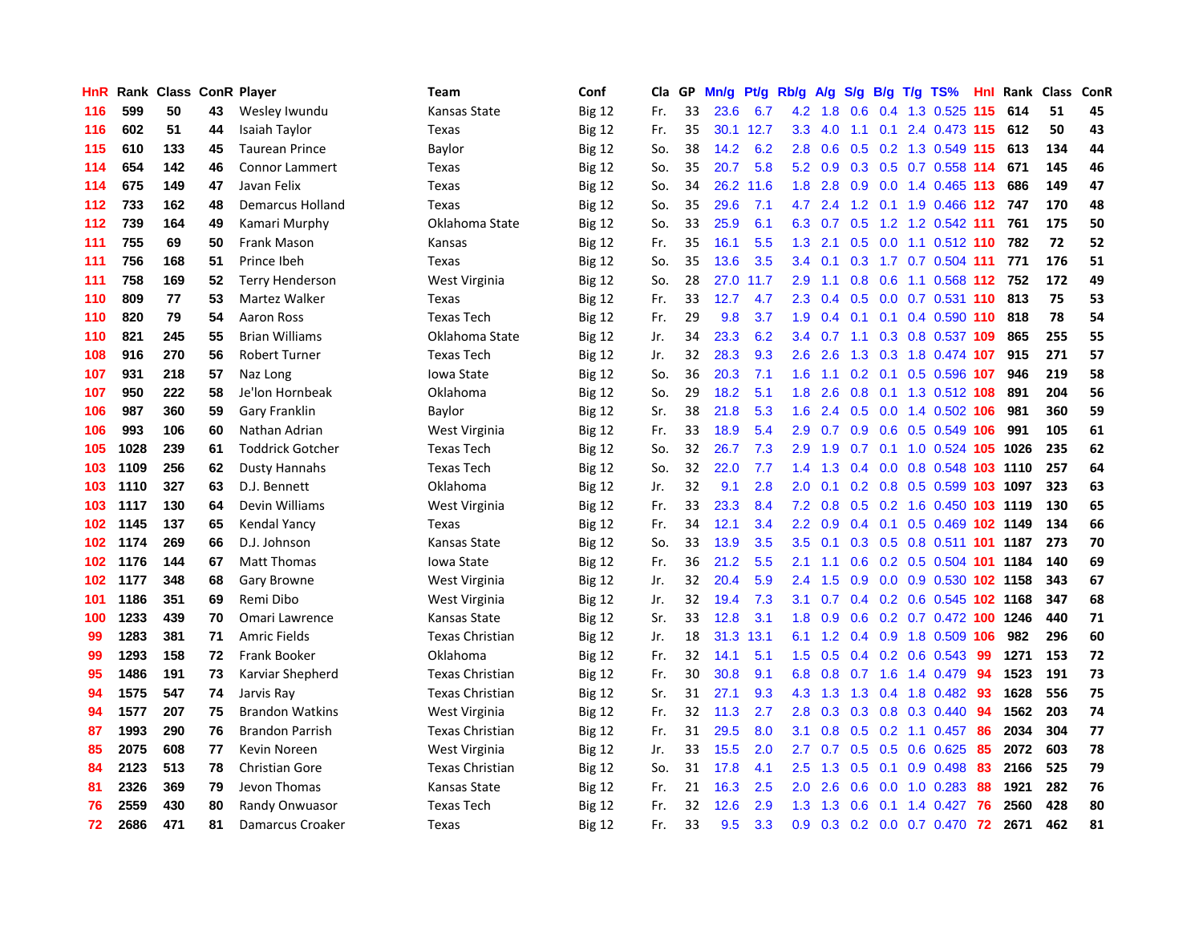| HnR | Rank | Class | ConR | Player | Team | Conf | Cla | GP | Mn/g | Pt/g | Rb/g | A/g | S/g | B/g | T/g | TS% | HnI | Rank | Class | ConR |
|---|---|---|---|---|---|---|---|---|---|---|---|---|---|---|---|---|---|---|---|---|
| 116 | 599 | 50 | 43 | Wesley Iwundu | Kansas State | Big 12 | Fr. | 33 | 23.6 | 6.7 | 4.2 | 1.8 | 0.6 | 0.4 | 1.3 | 0.525 | 115 | 614 | 51 | 45 |
| 116 | 602 | 51 | 44 | Isaiah Taylor | Texas | Big 12 | Fr. | 35 | 30.1 | 12.7 | 3.3 | 4.0 | 1.1 | 0.1 | 2.4 | 0.473 | 115 | 612 | 50 | 43 |
| 115 | 610 | 133 | 45 | Taurean Prince | Baylor | Big 12 | So. | 38 | 14.2 | 6.2 | 2.8 | 0.6 | 0.5 | 0.2 | 1.3 | 0.549 | 115 | 613 | 134 | 44 |
| 114 | 654 | 142 | 46 | Connor Lammert | Texas | Big 12 | So. | 35 | 20.7 | 5.8 | 5.2 | 0.9 | 0.3 | 0.5 | 0.7 | 0.558 | 114 | 671 | 145 | 46 |
| 114 | 675 | 149 | 47 | Javan Felix | Texas | Big 12 | So. | 34 | 26.2 | 11.6 | 1.8 | 2.8 | 0.9 | 0.0 | 1.4 | 0.465 | 113 | 686 | 149 | 47 |
| 112 | 733 | 162 | 48 | Demarcus Holland | Texas | Big 12 | So. | 35 | 29.6 | 7.1 | 4.7 | 2.4 | 1.2 | 0.1 | 1.9 | 0.466 | 112 | 747 | 170 | 48 |
| 112 | 739 | 164 | 49 | Kamari Murphy | Oklahoma State | Big 12 | So. | 33 | 25.9 | 6.1 | 6.3 | 0.7 | 0.5 | 1.2 | 1.2 | 0.542 | 111 | 761 | 175 | 50 |
| 111 | 755 | 69 | 50 | Frank Mason | Kansas | Big 12 | Fr. | 35 | 16.1 | 5.5 | 1.3 | 2.1 | 0.5 | 0.0 | 1.1 | 0.512 | 110 | 782 | 72 | 52 |
| 111 | 756 | 168 | 51 | Prince Ibeh | Texas | Big 12 | So. | 35 | 13.6 | 3.5 | 3.4 | 0.1 | 0.3 | 1.7 | 0.7 | 0.504 | 111 | 771 | 176 | 51 |
| 111 | 758 | 169 | 52 | Terry Henderson | West Virginia | Big 12 | So. | 28 | 27.0 | 11.7 | 2.9 | 1.1 | 0.8 | 0.6 | 1.1 | 0.568 | 112 | 752 | 172 | 49 |
| 110 | 809 | 77 | 53 | Martez Walker | Texas | Big 12 | Fr. | 33 | 12.7 | 4.7 | 2.3 | 0.4 | 0.5 | 0.0 | 0.7 | 0.531 | 110 | 813 | 75 | 53 |
| 110 | 820 | 79 | 54 | Aaron Ross | Texas Tech | Big 12 | Fr. | 29 | 9.8 | 3.7 | 1.9 | 0.4 | 0.1 | 0.1 | 0.4 | 0.590 | 110 | 818 | 78 | 54 |
| 110 | 821 | 245 | 55 | Brian Williams | Oklahoma State | Big 12 | Jr. | 34 | 23.3 | 6.2 | 3.4 | 0.7 | 1.1 | 0.3 | 0.8 | 0.537 | 109 | 865 | 255 | 55 |
| 108 | 916 | 270 | 56 | Robert Turner | Texas Tech | Big 12 | Jr. | 32 | 28.3 | 9.3 | 2.6 | 2.6 | 1.3 | 0.3 | 1.8 | 0.474 | 107 | 915 | 271 | 57 |
| 107 | 931 | 218 | 57 | Naz Long | Iowa State | Big 12 | So. | 36 | 20.3 | 7.1 | 1.6 | 1.1 | 0.2 | 0.1 | 0.5 | 0.596 | 107 | 946 | 219 | 58 |
| 107 | 950 | 222 | 58 | Je'lon Hornbeak | Oklahoma | Big 12 | So. | 29 | 18.2 | 5.1 | 1.8 | 2.6 | 0.8 | 0.1 | 1.3 | 0.512 | 108 | 891 | 204 | 56 |
| 106 | 987 | 360 | 59 | Gary Franklin | Baylor | Big 12 | Sr. | 38 | 21.8 | 5.3 | 1.6 | 2.4 | 0.5 | 0.0 | 1.4 | 0.502 | 106 | 981 | 360 | 59 |
| 106 | 993 | 106 | 60 | Nathan Adrian | West Virginia | Big 12 | Fr. | 33 | 18.9 | 5.4 | 2.9 | 0.7 | 0.9 | 0.6 | 0.5 | 0.549 | 106 | 991 | 105 | 61 |
| 105 | 1028 | 239 | 61 | Toddrick Gotcher | Texas Tech | Big 12 | So. | 32 | 26.7 | 7.3 | 2.9 | 1.9 | 0.7 | 0.1 | 1.0 | 0.524 | 105 | 1026 | 235 | 62 |
| 103 | 1109 | 256 | 62 | Dusty Hannahs | Texas Tech | Big 12 | So. | 32 | 22.0 | 7.7 | 1.4 | 1.3 | 0.4 | 0.0 | 0.8 | 0.548 | 103 | 1110 | 257 | 64 |
| 103 | 1110 | 327 | 63 | D.J. Bennett | Oklahoma | Big 12 | Jr. | 32 | 9.1 | 2.8 | 2.0 | 0.1 | 0.2 | 0.8 | 0.5 | 0.599 | 103 | 1097 | 323 | 63 |
| 103 | 1117 | 130 | 64 | Devin Williams | West Virginia | Big 12 | Fr. | 33 | 23.3 | 8.4 | 7.2 | 0.8 | 0.5 | 0.2 | 1.6 | 0.450 | 103 | 1119 | 130 | 65 |
| 102 | 1145 | 137 | 65 | Kendal Yancy | Texas | Big 12 | Fr. | 34 | 12.1 | 3.4 | 2.2 | 0.9 | 0.4 | 0.1 | 0.5 | 0.469 | 102 | 1149 | 134 | 66 |
| 102 | 1174 | 269 | 66 | D.J. Johnson | Kansas State | Big 12 | So. | 33 | 13.9 | 3.5 | 3.5 | 0.1 | 0.3 | 0.5 | 0.8 | 0.511 | 101 | 1187 | 273 | 70 |
| 102 | 1176 | 144 | 67 | Matt Thomas | Iowa State | Big 12 | Fr. | 36 | 21.2 | 5.5 | 2.1 | 1.1 | 0.6 | 0.2 | 0.5 | 0.504 | 101 | 1184 | 140 | 69 |
| 102 | 1177 | 348 | 68 | Gary Browne | West Virginia | Big 12 | Jr. | 32 | 20.4 | 5.9 | 2.4 | 1.5 | 0.9 | 0.0 | 0.9 | 0.530 | 102 | 1158 | 343 | 67 |
| 101 | 1186 | 351 | 69 | Remi Dibo | West Virginia | Big 12 | Jr. | 32 | 19.4 | 7.3 | 3.1 | 0.7 | 0.4 | 0.2 | 0.6 | 0.545 | 102 | 1168 | 347 | 68 |
| 100 | 1233 | 439 | 70 | Omari Lawrence | Kansas State | Big 12 | Sr. | 33 | 12.8 | 3.1 | 1.8 | 0.9 | 0.6 | 0.2 | 0.7 | 0.472 | 100 | 1246 | 440 | 71 |
| 99 | 1283 | 381 | 71 | Amric Fields | Texas Christian | Big 12 | Jr. | 18 | 31.3 | 13.1 | 6.1 | 1.2 | 0.4 | 0.9 | 1.8 | 0.509 | 106 | 982 | 296 | 60 |
| 99 | 1293 | 158 | 72 | Frank Booker | Oklahoma | Big 12 | Fr. | 32 | 14.1 | 5.1 | 1.5 | 0.5 | 0.4 | 0.2 | 0.6 | 0.543 | 99 | 1271 | 153 | 72 |
| 95 | 1486 | 191 | 73 | Karviar Shepherd | Texas Christian | Big 12 | Fr. | 30 | 30.8 | 9.1 | 6.8 | 0.8 | 0.7 | 1.6 | 1.4 | 0.479 | 94 | 1523 | 191 | 73 |
| 94 | 1575 | 547 | 74 | Jarvis Ray | Texas Christian | Big 12 | Sr. | 31 | 27.1 | 9.3 | 4.3 | 1.3 | 1.3 | 0.4 | 1.8 | 0.482 | 93 | 1628 | 556 | 75 |
| 94 | 1577 | 207 | 75 | Brandon Watkins | West Virginia | Big 12 | Fr. | 32 | 11.3 | 2.7 | 2.8 | 0.3 | 0.3 | 0.8 | 0.3 | 0.440 | 94 | 1562 | 203 | 74 |
| 87 | 1993 | 290 | 76 | Brandon Parrish | Texas Christian | Big 12 | Fr. | 31 | 29.5 | 8.0 | 3.1 | 0.8 | 0.5 | 0.2 | 1.1 | 0.457 | 86 | 2034 | 304 | 77 |
| 85 | 2075 | 608 | 77 | Kevin Noreen | West Virginia | Big 12 | Jr. | 33 | 15.5 | 2.0 | 2.7 | 0.7 | 0.5 | 0.5 | 0.6 | 0.625 | 85 | 2072 | 603 | 78 |
| 84 | 2123 | 513 | 78 | Christian Gore | Texas Christian | Big 12 | So. | 31 | 17.8 | 4.1 | 2.5 | 1.3 | 0.5 | 0.1 | 0.9 | 0.498 | 83 | 2166 | 525 | 79 |
| 81 | 2326 | 369 | 79 | Jevon Thomas | Kansas State | Big 12 | Fr. | 21 | 16.3 | 2.5 | 2.0 | 2.6 | 0.6 | 0.0 | 1.0 | 0.283 | 88 | 1921 | 282 | 76 |
| 76 | 2559 | 430 | 80 | Randy Onwuasor | Texas Tech | Big 12 | Fr. | 32 | 12.6 | 2.9 | 1.3 | 1.3 | 0.6 | 0.1 | 1.4 | 0.427 | 76 | 2560 | 428 | 80 |
| 72 | 2686 | 471 | 81 | Damarcus Croaker | Texas | Big 12 | Fr. | 33 | 9.5 | 3.3 | 0.9 | 0.3 | 0.2 | 0.0 | 0.7 | 0.470 | 72 | 2671 | 462 | 81 |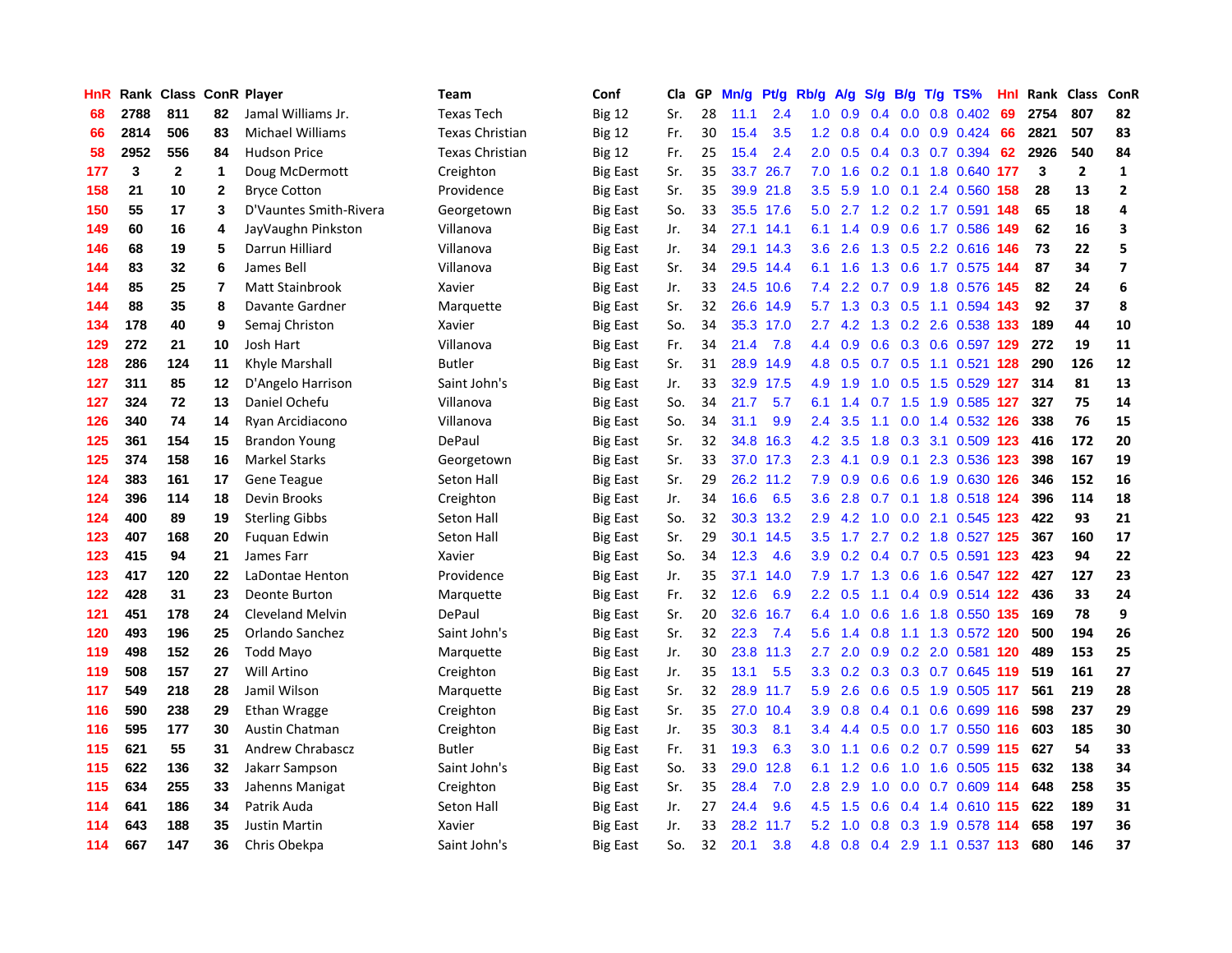| HnR | Rank | Class | ConR | Player | Team | Conf | Cla | GP | Mn/g | Pt/g | Rb/g | A/g | S/g | B/g | T/g | TS% | HnI | Rank | Class | ConR |
|---|---|---|---|---|---|---|---|---|---|---|---|---|---|---|---|---|---|---|---|---|
| 68 | 2788 | 811 | 82 | Jamal Williams Jr. | Texas Tech | Big 12 | Sr. | 28 | 11.1 | 2.4 | 1.0 | 0.9 | 0.4 | 0.0 | 0.8 | 0.402 | 69 | 2754 | 807 | 82 |
| 66 | 2814 | 506 | 83 | Michael Williams | Texas Christian | Big 12 | Fr. | 30 | 15.4 | 3.5 | 1.2 | 0.8 | 0.4 | 0.0 | 0.9 | 0.424 | 66 | 2821 | 507 | 83 |
| 58 | 2952 | 556 | 84 | Hudson Price | Texas Christian | Big 12 | Fr. | 25 | 15.4 | 2.4 | 2.0 | 0.5 | 0.4 | 0.3 | 0.7 | 0.394 | 62 | 2926 | 540 | 84 |
| 177 | 3 | 2 | 1 | Doug McDermott | Creighton | Big East | Sr. | 35 | 33.7 | 26.7 | 7.0 | 1.6 | 0.2 | 0.1 | 1.8 | 0.640 | 177 | 3 | 2 | 1 |
| 158 | 21 | 10 | 2 | Bryce Cotton | Providence | Big East | Sr. | 35 | 39.9 | 21.8 | 3.5 | 5.9 | 1.0 | 0.1 | 2.4 | 0.560 | 158 | 28 | 13 | 2 |
| 150 | 55 | 17 | 3 | D'Vauntes Smith-Rivera | Georgetown | Big East | So. | 33 | 35.5 | 17.6 | 5.0 | 2.7 | 1.2 | 0.2 | 1.7 | 0.591 | 148 | 65 | 18 | 4 |
| 149 | 60 | 16 | 4 | JayVaughn Pinkston | Villanova | Big East | Jr. | 34 | 27.1 | 14.1 | 6.1 | 1.4 | 0.9 | 0.6 | 1.7 | 0.586 | 149 | 62 | 16 | 3 |
| 146 | 68 | 19 | 5 | Darrun Hilliard | Villanova | Big East | Jr. | 34 | 29.1 | 14.3 | 3.6 | 2.6 | 1.3 | 0.5 | 2.2 | 0.616 | 146 | 73 | 22 | 5 |
| 144 | 83 | 32 | 6 | James Bell | Villanova | Big East | Sr. | 34 | 29.5 | 14.4 | 6.1 | 1.6 | 1.3 | 0.6 | 1.7 | 0.575 | 144 | 87 | 34 | 7 |
| 144 | 85 | 25 | 7 | Matt Stainbrook | Xavier | Big East | Jr. | 33 | 24.5 | 10.6 | 7.4 | 2.2 | 0.7 | 0.9 | 1.8 | 0.576 | 145 | 82 | 24 | 6 |
| 144 | 88 | 35 | 8 | Davante Gardner | Marquette | Big East | Sr. | 32 | 26.6 | 14.9 | 5.7 | 1.3 | 0.3 | 0.5 | 1.1 | 0.594 | 143 | 92 | 37 | 8 |
| 134 | 178 | 40 | 9 | Semaj Christon | Xavier | Big East | So. | 34 | 35.3 | 17.0 | 2.7 | 4.2 | 1.3 | 0.2 | 2.6 | 0.538 | 133 | 189 | 44 | 10 |
| 129 | 272 | 21 | 10 | Josh Hart | Villanova | Big East | Fr. | 34 | 21.4 | 7.8 | 4.4 | 0.9 | 0.6 | 0.3 | 0.6 | 0.597 | 129 | 272 | 19 | 11 |
| 128 | 286 | 124 | 11 | Khyle Marshall | Butler | Big East | Sr. | 31 | 28.9 | 14.9 | 4.8 | 0.5 | 0.7 | 0.5 | 1.1 | 0.521 | 128 | 290 | 126 | 12 |
| 127 | 311 | 85 | 12 | D'Angelo Harrison | Saint John's | Big East | Jr. | 33 | 32.9 | 17.5 | 4.9 | 1.9 | 1.0 | 0.5 | 1.5 | 0.529 | 127 | 314 | 81 | 13 |
| 127 | 324 | 72 | 13 | Daniel Ochefu | Villanova | Big East | So. | 34 | 21.7 | 5.7 | 6.1 | 1.4 | 0.7 | 1.5 | 1.9 | 0.585 | 127 | 327 | 75 | 14 |
| 126 | 340 | 74 | 14 | Ryan Arcidiacono | Villanova | Big East | So. | 34 | 31.1 | 9.9 | 2.4 | 3.5 | 1.1 | 0.0 | 1.4 | 0.532 | 126 | 338 | 76 | 15 |
| 125 | 361 | 154 | 15 | Brandon Young | DePaul | Big East | Sr. | 32 | 34.8 | 16.3 | 4.2 | 3.5 | 1.8 | 0.3 | 3.1 | 0.509 | 123 | 416 | 172 | 20 |
| 125 | 374 | 158 | 16 | Markel Starks | Georgetown | Big East | Sr. | 33 | 37.0 | 17.3 | 2.3 | 4.1 | 0.9 | 0.1 | 2.3 | 0.536 | 123 | 398 | 167 | 19 |
| 124 | 383 | 161 | 17 | Gene Teague | Seton Hall | Big East | Sr. | 29 | 26.2 | 11.2 | 7.9 | 0.9 | 0.6 | 0.6 | 1.9 | 0.630 | 126 | 346 | 152 | 16 |
| 124 | 396 | 114 | 18 | Devin Brooks | Creighton | Big East | Jr. | 34 | 16.6 | 6.5 | 3.6 | 2.8 | 0.7 | 0.1 | 1.8 | 0.518 | 124 | 396 | 114 | 18 |
| 124 | 400 | 89 | 19 | Sterling Gibbs | Seton Hall | Big East | So. | 32 | 30.3 | 13.2 | 2.9 | 4.2 | 1.0 | 0.0 | 2.1 | 0.545 | 123 | 422 | 93 | 21 |
| 123 | 407 | 168 | 20 | Fuquan Edwin | Seton Hall | Big East | Sr. | 29 | 30.1 | 14.5 | 3.5 | 1.7 | 2.7 | 0.2 | 1.8 | 0.527 | 125 | 367 | 160 | 17 |
| 123 | 415 | 94 | 21 | James Farr | Xavier | Big East | So. | 34 | 12.3 | 4.6 | 3.9 | 0.2 | 0.4 | 0.7 | 0.5 | 0.591 | 123 | 423 | 94 | 22 |
| 123 | 417 | 120 | 22 | LaDontae Henton | Providence | Big East | Jr. | 35 | 37.1 | 14.0 | 7.9 | 1.7 | 1.3 | 0.6 | 1.6 | 0.547 | 122 | 427 | 127 | 23 |
| 122 | 428 | 31 | 23 | Deonte Burton | Marquette | Big East | Fr. | 32 | 12.6 | 6.9 | 2.2 | 0.5 | 1.1 | 0.4 | 0.9 | 0.514 | 122 | 436 | 33 | 24 |
| 121 | 451 | 178 | 24 | Cleveland Melvin | DePaul | Big East | Sr. | 20 | 32.6 | 16.7 | 6.4 | 1.0 | 0.6 | 1.6 | 1.8 | 0.550 | 135 | 169 | 78 | 9 |
| 120 | 493 | 196 | 25 | Orlando Sanchez | Saint John's | Big East | Sr. | 32 | 22.3 | 7.4 | 5.6 | 1.4 | 0.8 | 1.1 | 1.3 | 0.572 | 120 | 500 | 194 | 26 |
| 119 | 498 | 152 | 26 | Todd Mayo | Marquette | Big East | Jr. | 30 | 23.8 | 11.3 | 2.7 | 2.0 | 0.9 | 0.2 | 2.0 | 0.581 | 120 | 489 | 153 | 25 |
| 119 | 508 | 157 | 27 | Will Artino | Creighton | Big East | Jr. | 35 | 13.1 | 5.5 | 3.3 | 0.2 | 0.3 | 0.3 | 0.7 | 0.645 | 119 | 519 | 161 | 27 |
| 117 | 549 | 218 | 28 | Jamil Wilson | Marquette | Big East | Sr. | 32 | 28.9 | 11.7 | 5.9 | 2.6 | 0.6 | 0.5 | 1.9 | 0.505 | 117 | 561 | 219 | 28 |
| 116 | 590 | 238 | 29 | Ethan Wragge | Creighton | Big East | Sr. | 35 | 27.0 | 10.4 | 3.9 | 0.8 | 0.4 | 0.1 | 0.6 | 0.699 | 116 | 598 | 237 | 29 |
| 116 | 595 | 177 | 30 | Austin Chatman | Creighton | Big East | Jr. | 35 | 30.3 | 8.1 | 3.4 | 4.4 | 0.5 | 0.0 | 1.7 | 0.550 | 116 | 603 | 185 | 30 |
| 115 | 621 | 55 | 31 | Andrew Chrabascz | Butler | Big East | Fr. | 31 | 19.3 | 6.3 | 3.0 | 1.1 | 0.6 | 0.2 | 0.7 | 0.599 | 115 | 627 | 54 | 33 |
| 115 | 622 | 136 | 32 | Jakarr Sampson | Saint John's | Big East | So. | 33 | 29.0 | 12.8 | 6.1 | 1.2 | 0.6 | 1.0 | 1.6 | 0.505 | 115 | 632 | 138 | 34 |
| 115 | 634 | 255 | 33 | Jahenns Manigat | Creighton | Big East | Sr. | 35 | 28.4 | 7.0 | 2.8 | 2.9 | 1.0 | 0.0 | 0.7 | 0.609 | 114 | 648 | 258 | 35 |
| 114 | 641 | 186 | 34 | Patrik Auda | Seton Hall | Big East | Jr. | 27 | 24.4 | 9.6 | 4.5 | 1.5 | 0.6 | 0.4 | 1.4 | 0.610 | 115 | 622 | 189 | 31 |
| 114 | 643 | 188 | 35 | Justin Martin | Xavier | Big East | Jr. | 33 | 28.2 | 11.7 | 5.2 | 1.0 | 0.8 | 0.3 | 1.9 | 0.578 | 114 | 658 | 197 | 36 |
| 114 | 667 | 147 | 36 | Chris Obekpa | Saint John's | Big East | So. | 32 | 20.1 | 3.8 | 4.8 | 0.8 | 0.4 | 2.9 | 1.1 | 0.537 | 113 | 680 | 146 | 37 |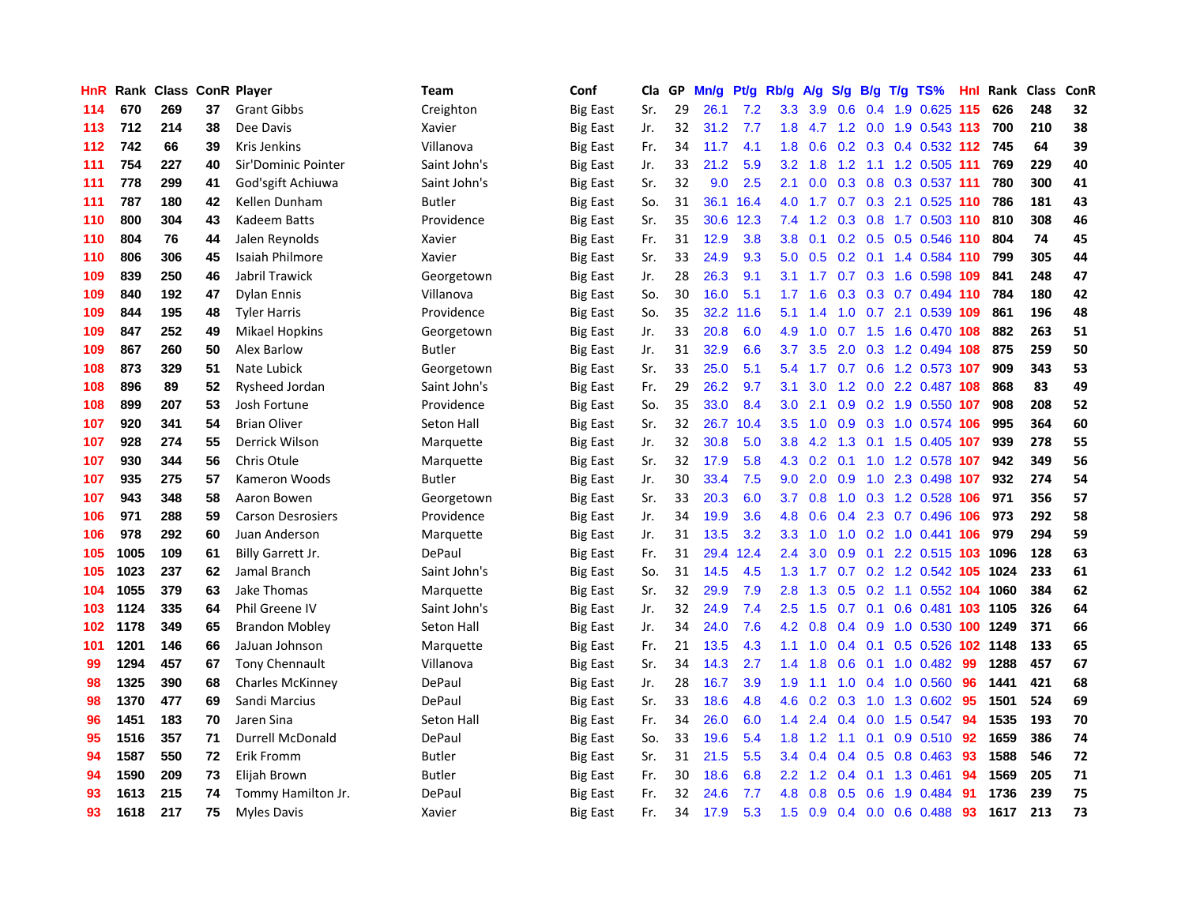| HnR | Rank | Class | ConR | Player | Team | Conf | Cla | GP | Mn/g | Pt/g | Rb/g | A/g | S/g | B/g | T/g | TS% | HnI | Rank | Class | ConR |
|---|---|---|---|---|---|---|---|---|---|---|---|---|---|---|---|---|---|---|---|---|
| 114 | 670 | 269 | 37 | Grant Gibbs | Creighton | Big East | Sr. | 29 | 26.1 | 7.2 | 3.3 | 3.9 | 0.6 | 0.4 | 1.9 | 0.625 | 115 | 626 | 248 | 32 |
| 113 | 712 | 214 | 38 | Dee Davis | Xavier | Big East | Jr. | 32 | 31.2 | 7.7 | 1.8 | 4.7 | 1.2 | 0.0 | 1.9 | 0.543 | 113 | 700 | 210 | 38 |
| 112 | 742 | 66 | 39 | Kris Jenkins | Villanova | Big East | Fr. | 34 | 11.7 | 4.1 | 1.8 | 0.6 | 0.2 | 0.3 | 0.4 | 0.532 | 112 | 745 | 64 | 39 |
| 111 | 754 | 227 | 40 | Sir'Dominic Pointer | Saint John's | Big East | Jr. | 33 | 21.2 | 5.9 | 3.2 | 1.8 | 1.2 | 1.1 | 1.2 | 0.505 | 111 | 769 | 229 | 40 |
| 111 | 778 | 299 | 41 | God'sgift Achiuwa | Saint John's | Big East | Sr. | 32 | 9.0 | 2.5 | 2.1 | 0.0 | 0.3 | 0.8 | 0.3 | 0.537 | 111 | 780 | 300 | 41 |
| 111 | 787 | 180 | 42 | Kellen Dunham | Butler | Big East | So. | 31 | 36.1 | 16.4 | 4.0 | 1.7 | 0.7 | 0.3 | 2.1 | 0.525 | 110 | 786 | 181 | 43 |
| 110 | 800 | 304 | 43 | Kadeem Batts | Providence | Big East | Sr. | 35 | 30.6 | 12.3 | 7.4 | 1.2 | 0.3 | 0.8 | 1.7 | 0.503 | 110 | 810 | 308 | 46 |
| 110 | 804 | 76 | 44 | Jalen Reynolds | Xavier | Big East | Fr. | 31 | 12.9 | 3.8 | 3.8 | 0.1 | 0.2 | 0.5 | 0.5 | 0.546 | 110 | 804 | 74 | 45 |
| 110 | 806 | 306 | 45 | Isaiah Philmore | Xavier | Big East | Sr. | 33 | 24.9 | 9.3 | 5.0 | 0.5 | 0.2 | 0.1 | 1.4 | 0.584 | 110 | 799 | 305 | 44 |
| 109 | 839 | 250 | 46 | Jabril Trawick | Georgetown | Big East | Jr. | 28 | 26.3 | 9.1 | 3.1 | 1.7 | 0.7 | 0.3 | 1.6 | 0.598 | 109 | 841 | 248 | 47 |
| 109 | 840 | 192 | 47 | Dylan Ennis | Villanova | Big East | So. | 30 | 16.0 | 5.1 | 1.7 | 1.6 | 0.3 | 0.3 | 0.7 | 0.494 | 110 | 784 | 180 | 42 |
| 109 | 844 | 195 | 48 | Tyler Harris | Providence | Big East | So. | 35 | 32.2 | 11.6 | 5.1 | 1.4 | 1.0 | 0.7 | 2.1 | 0.539 | 109 | 861 | 196 | 48 |
| 109 | 847 | 252 | 49 | Mikael Hopkins | Georgetown | Big East | Jr. | 33 | 20.8 | 6.0 | 4.9 | 1.0 | 0.7 | 1.5 | 1.6 | 0.470 | 108 | 882 | 263 | 51 |
| 109 | 867 | 260 | 50 | Alex Barlow | Butler | Big East | Jr. | 31 | 32.9 | 6.6 | 3.7 | 3.5 | 2.0 | 0.3 | 1.2 | 0.494 | 108 | 875 | 259 | 50 |
| 108 | 873 | 329 | 51 | Nate Lubick | Georgetown | Big East | Sr. | 33 | 25.0 | 5.1 | 5.4 | 1.7 | 0.7 | 0.6 | 1.2 | 0.573 | 107 | 909 | 343 | 53 |
| 108 | 896 | 89 | 52 | Rysheed Jordan | Saint John's | Big East | Fr. | 29 | 26.2 | 9.7 | 3.1 | 3.0 | 1.2 | 0.0 | 2.2 | 0.487 | 108 | 868 | 83 | 49 |
| 108 | 899 | 207 | 53 | Josh Fortune | Providence | Big East | So. | 35 | 33.0 | 8.4 | 3.0 | 2.1 | 0.9 | 0.2 | 1.9 | 0.550 | 107 | 908 | 208 | 52 |
| 107 | 920 | 341 | 54 | Brian Oliver | Seton Hall | Big East | Sr. | 32 | 26.7 | 10.4 | 3.5 | 1.0 | 0.9 | 0.3 | 1.0 | 0.574 | 106 | 995 | 364 | 60 |
| 107 | 928 | 274 | 55 | Derrick Wilson | Marquette | Big East | Jr. | 32 | 30.8 | 5.0 | 3.8 | 4.2 | 1.3 | 0.1 | 1.5 | 0.405 | 107 | 939 | 278 | 55 |
| 107 | 930 | 344 | 56 | Chris Otule | Marquette | Big East | Sr. | 32 | 17.9 | 5.8 | 4.3 | 0.2 | 0.1 | 1.0 | 1.2 | 0.578 | 107 | 942 | 349 | 56 |
| 107 | 935 | 275 | 57 | Kameron Woods | Butler | Big East | Jr. | 30 | 33.4 | 7.5 | 9.0 | 2.0 | 0.9 | 1.0 | 2.3 | 0.498 | 107 | 932 | 274 | 54 |
| 107 | 943 | 348 | 58 | Aaron Bowen | Georgetown | Big East | Sr. | 33 | 20.3 | 6.0 | 3.7 | 0.8 | 1.0 | 0.3 | 1.2 | 0.528 | 106 | 971 | 356 | 57 |
| 106 | 971 | 288 | 59 | Carson Desrosiers | Providence | Big East | Jr. | 34 | 19.9 | 3.6 | 4.8 | 0.6 | 0.4 | 2.3 | 0.7 | 0.496 | 106 | 973 | 292 | 58 |
| 106 | 978 | 292 | 60 | Juan Anderson | Marquette | Big East | Jr. | 31 | 13.5 | 3.2 | 3.3 | 1.0 | 1.0 | 0.2 | 1.0 | 0.441 | 106 | 979 | 294 | 59 |
| 105 | 1005 | 109 | 61 | Billy Garrett Jr. | DePaul | Big East | Fr. | 31 | 29.4 | 12.4 | 2.4 | 3.0 | 0.9 | 0.1 | 2.2 | 0.515 | 103 | 1096 | 128 | 63 |
| 105 | 1023 | 237 | 62 | Jamal Branch | Saint John's | Big East | So. | 31 | 14.5 | 4.5 | 1.3 | 1.7 | 0.7 | 0.2 | 1.2 | 0.542 | 105 | 1024 | 233 | 61 |
| 104 | 1055 | 379 | 63 | Jake Thomas | Marquette | Big East | Sr. | 32 | 29.9 | 7.9 | 2.8 | 1.3 | 0.5 | 0.2 | 1.1 | 0.552 | 104 | 1060 | 384 | 62 |
| 103 | 1124 | 335 | 64 | Phil Greene IV | Saint John's | Big East | Jr. | 32 | 24.9 | 7.4 | 2.5 | 1.5 | 0.7 | 0.1 | 0.6 | 0.481 | 103 | 1105 | 326 | 64 |
| 102 | 1178 | 349 | 65 | Brandon Mobley | Seton Hall | Big East | Jr. | 34 | 24.0 | 7.6 | 4.2 | 0.8 | 0.4 | 0.9 | 1.0 | 0.530 | 100 | 1249 | 371 | 66 |
| 101 | 1201 | 146 | 66 | JaJuan Johnson | Marquette | Big East | Fr. | 21 | 13.5 | 4.3 | 1.1 | 1.0 | 0.4 | 0.1 | 0.5 | 0.526 | 102 | 1148 | 133 | 65 |
| 99 | 1294 | 457 | 67 | Tony Chennault | Villanova | Big East | Sr. | 34 | 14.3 | 2.7 | 1.4 | 1.8 | 0.6 | 0.1 | 1.0 | 0.482 | 99 | 1288 | 457 | 67 |
| 98 | 1325 | 390 | 68 | Charles McKinney | DePaul | Big East | Jr. | 28 | 16.7 | 3.9 | 1.9 | 1.1 | 1.0 | 0.4 | 1.0 | 0.560 | 96 | 1441 | 421 | 68 |
| 98 | 1370 | 477 | 69 | Sandi Marcius | DePaul | Big East | Sr. | 33 | 18.6 | 4.8 | 4.6 | 0.2 | 0.3 | 1.0 | 1.3 | 0.602 | 95 | 1501 | 524 | 69 |
| 96 | 1451 | 183 | 70 | Jaren Sina | Seton Hall | Big East | Fr. | 34 | 26.0 | 6.0 | 1.4 | 2.4 | 0.4 | 0.0 | 1.5 | 0.547 | 94 | 1535 | 193 | 70 |
| 95 | 1516 | 357 | 71 | Durrell McDonald | DePaul | Big East | So. | 33 | 19.6 | 5.4 | 1.8 | 1.2 | 1.1 | 0.1 | 0.9 | 0.510 | 92 | 1659 | 386 | 74 |
| 94 | 1587 | 550 | 72 | Erik Fromm | Butler | Big East | Sr. | 31 | 21.5 | 5.5 | 3.4 | 0.4 | 0.4 | 0.5 | 0.8 | 0.463 | 93 | 1588 | 546 | 72 |
| 94 | 1590 | 209 | 73 | Elijah Brown | Butler | Big East | Fr. | 30 | 18.6 | 6.8 | 2.2 | 1.2 | 0.4 | 0.1 | 1.3 | 0.461 | 94 | 1569 | 205 | 71 |
| 93 | 1613 | 215 | 74 | Tommy Hamilton Jr. | DePaul | Big East | Fr. | 32 | 24.6 | 7.7 | 4.8 | 0.8 | 0.5 | 0.6 | 1.9 | 0.484 | 91 | 1736 | 239 | 75 |
| 93 | 1618 | 217 | 75 | Myles Davis | Xavier | Big East | Fr. | 34 | 17.9 | 5.3 | 1.5 | 0.9 | 0.4 | 0.0 | 0.6 | 0.488 | 93 | 1617 | 213 | 73 |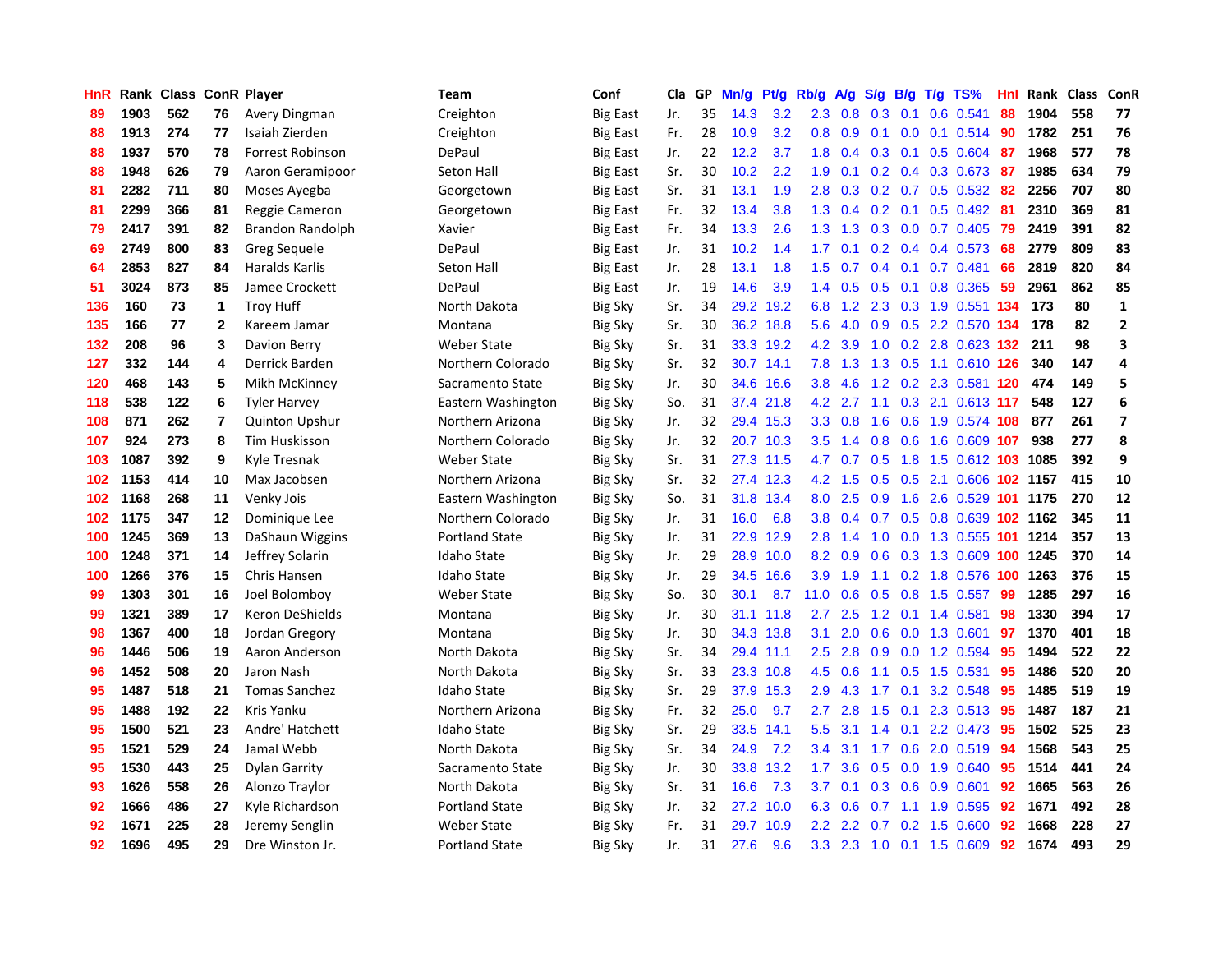| HnR | Rank | Class | ConR | Player | Team | Conf | Cla | GP | Mn/g | Pt/g | Rb/g | A/g | S/g | B/g | T/g | TS% | HnI | Rank | Class | ConR |
|---|---|---|---|---|---|---|---|---|---|---|---|---|---|---|---|---|---|---|---|---|
| 89 | 1903 | 562 | 76 | Avery Dingman | Creighton | Big East | Jr. | 35 | 14.3 | 3.2 | 2.3 | 0.8 | 0.3 | 0.1 | 0.6 | 0.541 | 88 | 1904 | 558 | 77 |
| 88 | 1913 | 274 | 77 | Isaiah Zierden | Creighton | Big East | Fr. | 28 | 10.9 | 3.2 | 0.8 | 0.9 | 0.1 | 0.0 | 0.1 | 0.514 | 90 | 1782 | 251 | 76 |
| 88 | 1937 | 570 | 78 | Forrest Robinson | DePaul | Big East | Jr. | 22 | 12.2 | 3.7 | 1.8 | 0.4 | 0.3 | 0.1 | 0.5 | 0.604 | 87 | 1968 | 577 | 78 |
| 88 | 1948 | 626 | 79 | Aaron Geramipoor | Seton Hall | Big East | Sr. | 30 | 10.2 | 2.2 | 1.9 | 0.1 | 0.2 | 0.4 | 0.3 | 0.673 | 87 | 1985 | 634 | 79 |
| 81 | 2282 | 711 | 80 | Moses Ayegba | Georgetown | Big East | Sr. | 31 | 13.1 | 1.9 | 2.8 | 0.3 | 0.2 | 0.7 | 0.5 | 0.532 | 82 | 2256 | 707 | 80 |
| 81 | 2299 | 366 | 81 | Reggie Cameron | Georgetown | Big East | Fr. | 32 | 13.4 | 3.8 | 1.3 | 0.4 | 0.2 | 0.1 | 0.5 | 0.492 | 81 | 2310 | 369 | 81 |
| 79 | 2417 | 391 | 82 | Brandon Randolph | Xavier | Big East | Fr. | 34 | 13.3 | 2.6 | 1.3 | 1.3 | 0.3 | 0.0 | 0.7 | 0.405 | 79 | 2419 | 391 | 82 |
| 69 | 2749 | 800 | 83 | Greg Sequele | DePaul | Big East | Jr. | 31 | 10.2 | 1.4 | 1.7 | 0.1 | 0.2 | 0.4 | 0.4 | 0.573 | 68 | 2779 | 809 | 83 |
| 64 | 2853 | 827 | 84 | Haralds Karlis | Seton Hall | Big East | Jr. | 28 | 13.1 | 1.8 | 1.5 | 0.7 | 0.4 | 0.1 | 0.7 | 0.481 | 66 | 2819 | 820 | 84 |
| 51 | 3024 | 873 | 85 | Jamee Crockett | DePaul | Big East | Jr. | 19 | 14.6 | 3.9 | 1.4 | 0.5 | 0.5 | 0.1 | 0.8 | 0.365 | 59 | 2961 | 862 | 85 |
| 136 | 160 | 73 | 1 | Troy Huff | North Dakota | Big Sky | Sr. | 34 | 29.2 | 19.2 | 6.8 | 1.2 | 2.3 | 0.3 | 1.9 | 0.551 | 134 | 173 | 80 | 1 |
| 135 | 166 | 77 | 2 | Kareem Jamar | Montana | Big Sky | Sr. | 30 | 36.2 | 18.8 | 5.6 | 4.0 | 0.9 | 0.5 | 2.2 | 0.570 | 134 | 178 | 82 | 2 |
| 132 | 208 | 96 | 3 | Davion Berry | Weber State | Big Sky | Sr. | 31 | 33.3 | 19.2 | 4.2 | 3.9 | 1.0 | 0.2 | 2.8 | 0.623 | 132 | 211 | 98 | 3 |
| 127 | 332 | 144 | 4 | Derrick Barden | Northern Colorado | Big Sky | Sr. | 32 | 30.7 | 14.1 | 7.8 | 1.3 | 1.3 | 0.5 | 1.1 | 0.610 | 126 | 340 | 147 | 4 |
| 120 | 468 | 143 | 5 | Mikh McKinney | Sacramento State | Big Sky | Jr. | 30 | 34.6 | 16.6 | 3.8 | 4.6 | 1.2 | 0.2 | 2.3 | 0.581 | 120 | 474 | 149 | 5 |
| 118 | 538 | 122 | 6 | Tyler Harvey | Eastern Washington | Big Sky | So. | 31 | 37.4 | 21.8 | 4.2 | 2.7 | 1.1 | 0.3 | 2.1 | 0.613 | 117 | 548 | 127 | 6 |
| 108 | 871 | 262 | 7 | Quinton Upshur | Northern Arizona | Big Sky | Jr. | 32 | 29.4 | 15.3 | 3.3 | 0.8 | 1.6 | 0.6 | 1.9 | 0.574 | 108 | 877 | 261 | 7 |
| 107 | 924 | 273 | 8 | Tim Huskisson | Northern Colorado | Big Sky | Jr. | 32 | 20.7 | 10.3 | 3.5 | 1.4 | 0.8 | 0.6 | 1.6 | 0.609 | 107 | 938 | 277 | 8 |
| 103 | 1087 | 392 | 9 | Kyle Tresnak | Weber State | Big Sky | Sr. | 31 | 27.3 | 11.5 | 4.7 | 0.7 | 0.5 | 1.8 | 1.5 | 0.612 | 103 | 1085 | 392 | 9 |
| 102 | 1153 | 414 | 10 | Max Jacobsen | Northern Arizona | Big Sky | Sr. | 32 | 27.4 | 12.3 | 4.2 | 1.5 | 0.5 | 0.5 | 2.1 | 0.606 | 102 | 1157 | 415 | 10 |
| 102 | 1168 | 268 | 11 | Venky Jois | Eastern Washington | Big Sky | So. | 31 | 31.8 | 13.4 | 8.0 | 2.5 | 0.9 | 1.6 | 2.6 | 0.529 | 101 | 1175 | 270 | 12 |
| 102 | 1175 | 347 | 12 | Dominique Lee | Northern Colorado | Big Sky | Jr. | 31 | 16.0 | 6.8 | 3.8 | 0.4 | 0.7 | 0.5 | 0.8 | 0.639 | 102 | 1162 | 345 | 11 |
| 100 | 1245 | 369 | 13 | DaShaun Wiggins | Portland State | Big Sky | Jr. | 31 | 22.9 | 12.9 | 2.8 | 1.4 | 1.0 | 0.0 | 1.3 | 0.555 | 101 | 1214 | 357 | 13 |
| 100 | 1248 | 371 | 14 | Jeffrey Solarin | Idaho State | Big Sky | Jr. | 29 | 28.9 | 10.0 | 8.2 | 0.9 | 0.6 | 0.3 | 1.3 | 0.609 | 100 | 1245 | 370 | 14 |
| 100 | 1266 | 376 | 15 | Chris Hansen | Idaho State | Big Sky | Jr. | 29 | 34.5 | 16.6 | 3.9 | 1.9 | 1.1 | 0.2 | 1.8 | 0.576 | 100 | 1263 | 376 | 15 |
| 99 | 1303 | 301 | 16 | Joel Bolomboy | Weber State | Big Sky | So. | 30 | 30.1 | 8.7 | 11.0 | 0.6 | 0.5 | 0.8 | 1.5 | 0.557 | 99 | 1285 | 297 | 16 |
| 99 | 1321 | 389 | 17 | Keron DeShields | Montana | Big Sky | Jr. | 30 | 31.1 | 11.8 | 2.7 | 2.5 | 1.2 | 0.1 | 1.4 | 0.581 | 98 | 1330 | 394 | 17 |
| 98 | 1367 | 400 | 18 | Jordan Gregory | Montana | Big Sky | Jr. | 30 | 34.3 | 13.8 | 3.1 | 2.0 | 0.6 | 0.0 | 1.3 | 0.601 | 97 | 1370 | 401 | 18 |
| 96 | 1446 | 506 | 19 | Aaron Anderson | North Dakota | Big Sky | Sr. | 34 | 29.4 | 11.1 | 2.5 | 2.8 | 0.9 | 0.0 | 1.2 | 0.594 | 95 | 1494 | 522 | 22 |
| 96 | 1452 | 508 | 20 | Jaron Nash | North Dakota | Big Sky | Sr. | 33 | 23.3 | 10.8 | 4.5 | 0.6 | 1.1 | 0.5 | 1.5 | 0.531 | 95 | 1486 | 520 | 20 |
| 95 | 1487 | 518 | 21 | Tomas Sanchez | Idaho State | Big Sky | Sr. | 29 | 37.9 | 15.3 | 2.9 | 4.3 | 1.7 | 0.1 | 3.2 | 0.548 | 95 | 1485 | 519 | 19 |
| 95 | 1488 | 192 | 22 | Kris Yanku | Northern Arizona | Big Sky | Fr. | 32 | 25.0 | 9.7 | 2.7 | 2.8 | 1.5 | 0.1 | 2.3 | 0.513 | 95 | 1487 | 187 | 21 |
| 95 | 1500 | 521 | 23 | Andre' Hatchett | Idaho State | Big Sky | Sr. | 29 | 33.5 | 14.1 | 5.5 | 3.1 | 1.4 | 0.1 | 2.2 | 0.473 | 95 | 1502 | 525 | 23 |
| 95 | 1521 | 529 | 24 | Jamal Webb | North Dakota | Big Sky | Sr. | 34 | 24.9 | 7.2 | 3.4 | 3.1 | 1.7 | 0.6 | 2.0 | 0.519 | 94 | 1568 | 543 | 25 |
| 95 | 1530 | 443 | 25 | Dylan Garrity | Sacramento State | Big Sky | Jr. | 30 | 33.8 | 13.2 | 1.7 | 3.6 | 0.5 | 0.0 | 1.9 | 0.640 | 95 | 1514 | 441 | 24 |
| 93 | 1626 | 558 | 26 | Alonzo Traylor | North Dakota | Big Sky | Sr. | 31 | 16.6 | 7.3 | 3.7 | 0.1 | 0.3 | 0.6 | 0.9 | 0.601 | 92 | 1665 | 563 | 26 |
| 92 | 1666 | 486 | 27 | Kyle Richardson | Portland State | Big Sky | Jr. | 32 | 27.2 | 10.0 | 6.3 | 0.6 | 0.7 | 1.1 | 1.9 | 0.595 | 92 | 1671 | 492 | 28 |
| 92 | 1671 | 225 | 28 | Jeremy Senglin | Weber State | Big Sky | Fr. | 31 | 29.7 | 10.9 | 2.2 | 2.2 | 0.7 | 0.2 | 1.5 | 0.600 | 92 | 1668 | 228 | 27 |
| 92 | 1696 | 495 | 29 | Dre Winston Jr. | Portland State | Big Sky | Jr. | 31 | 27.6 | 9.6 | 3.3 | 2.3 | 1.0 | 0.1 | 1.5 | 0.609 | 92 | 1674 | 493 | 29 |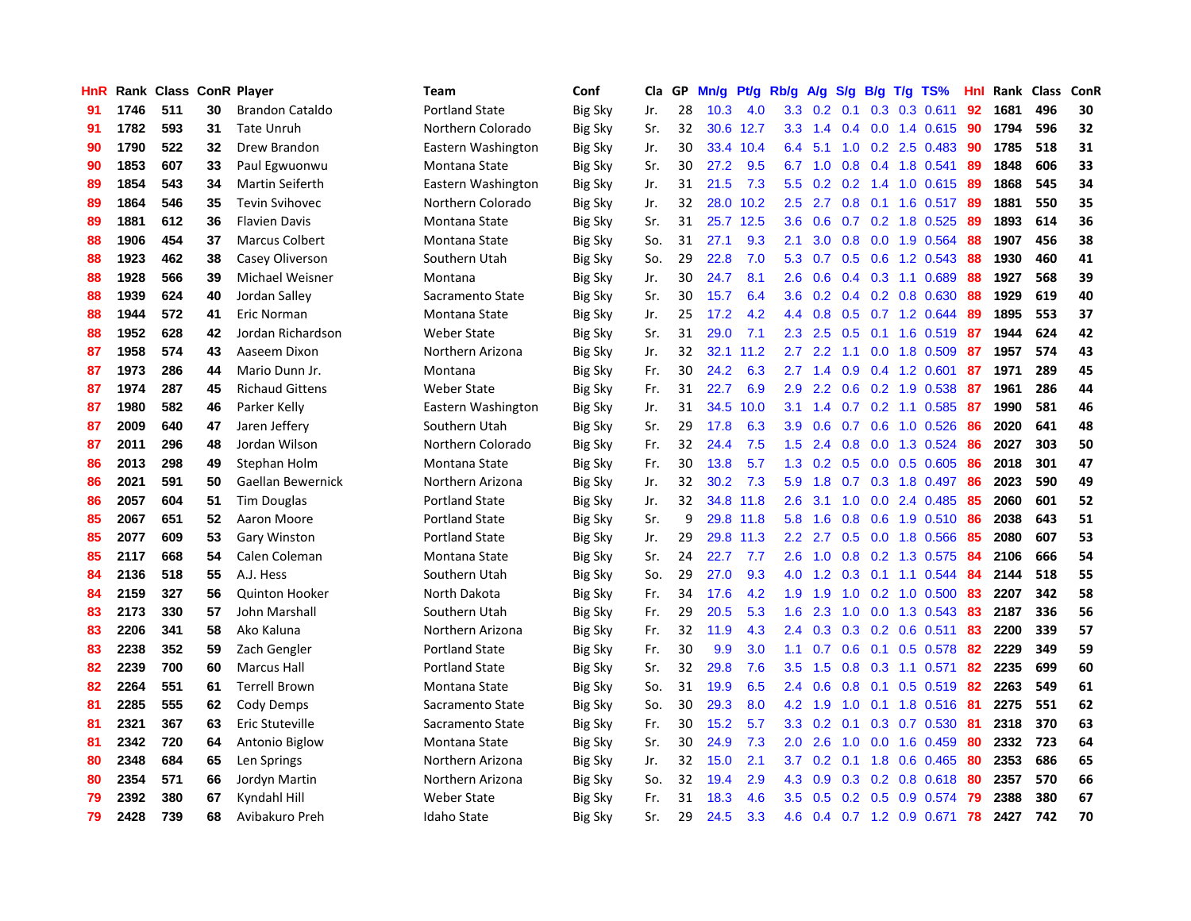| HnR | Rank | Class | ConR | Player | Team | Conf | Cla | GP | Mn/g | Pt/g | Rb/g | A/g | S/g | B/g | T/g | TS% | HnI | Rank | Class | ConR |
|---|---|---|---|---|---|---|---|---|---|---|---|---|---|---|---|---|---|---|---|---|
| 91 | 1746 | 511 | 30 | Brandon Cataldo | Portland State | Big Sky | Jr. | 28 | 10.3 | 4.0 | 3.3 | 0.2 | 0.1 | 0.3 | 0.3 | 0.611 | 92 | 1681 | 496 | 30 |
| 91 | 1782 | 593 | 31 | Tate Unruh | Northern Colorado | Big Sky | Sr. | 32 | 30.6 | 12.7 | 3.3 | 1.4 | 0.4 | 0.0 | 1.4 | 0.615 | 90 | 1794 | 596 | 32 |
| 90 | 1790 | 522 | 32 | Drew Brandon | Eastern Washington | Big Sky | Jr. | 30 | 33.4 | 10.4 | 6.4 | 5.1 | 1.0 | 0.2 | 2.5 | 0.483 | 90 | 1785 | 518 | 31 |
| 90 | 1853 | 607 | 33 | Paul Egwuonwu | Montana State | Big Sky | Sr. | 30 | 27.2 | 9.5 | 6.7 | 1.0 | 0.8 | 0.4 | 1.8 | 0.541 | 89 | 1848 | 606 | 33 |
| 89 | 1854 | 543 | 34 | Martin Seiferth | Eastern Washington | Big Sky | Jr. | 31 | 21.5 | 7.3 | 5.5 | 0.2 | 0.2 | 1.4 | 1.0 | 0.615 | 89 | 1868 | 545 | 34 |
| 89 | 1864 | 546 | 35 | Tevin Svihovec | Northern Colorado | Big Sky | Jr. | 32 | 28.0 | 10.2 | 2.5 | 2.7 | 0.8 | 0.1 | 1.6 | 0.517 | 89 | 1881 | 550 | 35 |
| 89 | 1881 | 612 | 36 | Flavien Davis | Montana State | Big Sky | Sr. | 31 | 25.7 | 12.5 | 3.6 | 0.6 | 0.7 | 0.2 | 1.8 | 0.525 | 89 | 1893 | 614 | 36 |
| 88 | 1906 | 454 | 37 | Marcus Colbert | Montana State | Big Sky | So. | 31 | 27.1 | 9.3 | 2.1 | 3.0 | 0.8 | 0.0 | 1.9 | 0.564 | 88 | 1907 | 456 | 38 |
| 88 | 1923 | 462 | 38 | Casey Oliverson | Southern Utah | Big Sky | So. | 29 | 22.8 | 7.0 | 5.3 | 0.7 | 0.5 | 0.6 | 1.2 | 0.543 | 88 | 1930 | 460 | 41 |
| 88 | 1928 | 566 | 39 | Michael Weisner | Montana | Big Sky | Jr. | 30 | 24.7 | 8.1 | 2.6 | 0.6 | 0.4 | 0.3 | 1.1 | 0.689 | 88 | 1927 | 568 | 39 |
| 88 | 1939 | 624 | 40 | Jordan Salley | Sacramento State | Big Sky | Sr. | 30 | 15.7 | 6.4 | 3.6 | 0.2 | 0.4 | 0.2 | 0.8 | 0.630 | 88 | 1929 | 619 | 40 |
| 88 | 1944 | 572 | 41 | Eric Norman | Montana State | Big Sky | Jr. | 25 | 17.2 | 4.2 | 4.4 | 0.8 | 0.5 | 0.7 | 1.2 | 0.644 | 89 | 1895 | 553 | 37 |
| 88 | 1952 | 628 | 42 | Jordan Richardson | Weber State | Big Sky | Sr. | 31 | 29.0 | 7.1 | 2.3 | 2.5 | 0.5 | 0.1 | 1.6 | 0.519 | 87 | 1944 | 624 | 42 |
| 87 | 1958 | 574 | 43 | Aaseem Dixon | Northern Arizona | Big Sky | Jr. | 32 | 32.1 | 11.2 | 2.7 | 2.2 | 1.1 | 0.0 | 1.8 | 0.509 | 87 | 1957 | 574 | 43 |
| 87 | 1973 | 286 | 44 | Mario Dunn Jr. | Montana | Big Sky | Fr. | 30 | 24.2 | 6.3 | 2.7 | 1.4 | 0.9 | 0.4 | 1.2 | 0.601 | 87 | 1971 | 289 | 45 |
| 87 | 1974 | 287 | 45 | Richaud Gittens | Weber State | Big Sky | Fr. | 31 | 22.7 | 6.9 | 2.9 | 2.2 | 0.6 | 0.2 | 1.9 | 0.538 | 87 | 1961 | 286 | 44 |
| 87 | 1980 | 582 | 46 | Parker Kelly | Eastern Washington | Big Sky | Jr. | 31 | 34.5 | 10.0 | 3.1 | 1.4 | 0.7 | 0.2 | 1.1 | 0.585 | 87 | 1990 | 581 | 46 |
| 87 | 2009 | 640 | 47 | Jaren Jeffery | Southern Utah | Big Sky | Sr. | 29 | 17.8 | 6.3 | 3.9 | 0.6 | 0.7 | 0.6 | 1.0 | 0.526 | 86 | 2020 | 641 | 48 |
| 87 | 2011 | 296 | 48 | Jordan Wilson | Northern Colorado | Big Sky | Fr. | 32 | 24.4 | 7.5 | 1.5 | 2.4 | 0.8 | 0.0 | 1.3 | 0.524 | 86 | 2027 | 303 | 50 |
| 86 | 2013 | 298 | 49 | Stephan Holm | Montana State | Big Sky | Fr. | 30 | 13.8 | 5.7 | 1.3 | 0.2 | 0.5 | 0.0 | 0.5 | 0.605 | 86 | 2018 | 301 | 47 |
| 86 | 2021 | 591 | 50 | Gaellan Bewernick | Northern Arizona | Big Sky | Jr. | 32 | 30.2 | 7.3 | 5.9 | 1.8 | 0.7 | 0.3 | 1.8 | 0.497 | 86 | 2023 | 590 | 49 |
| 86 | 2057 | 604 | 51 | Tim Douglas | Portland State | Big Sky | Jr. | 32 | 34.8 | 11.8 | 2.6 | 3.1 | 1.0 | 0.0 | 2.4 | 0.485 | 85 | 2060 | 601 | 52 |
| 85 | 2067 | 651 | 52 | Aaron Moore | Portland State | Big Sky | Sr. | 9 | 29.8 | 11.8 | 5.8 | 1.6 | 0.8 | 0.6 | 1.9 | 0.510 | 86 | 2038 | 643 | 51 |
| 85 | 2077 | 609 | 53 | Gary Winston | Portland State | Big Sky | Jr. | 29 | 29.8 | 11.3 | 2.2 | 2.7 | 0.5 | 0.0 | 1.8 | 0.566 | 85 | 2080 | 607 | 53 |
| 85 | 2117 | 668 | 54 | Calen Coleman | Montana State | Big Sky | Sr. | 24 | 22.7 | 7.7 | 2.6 | 1.0 | 0.8 | 0.2 | 1.3 | 0.575 | 84 | 2106 | 666 | 54 |
| 84 | 2136 | 518 | 55 | A.J. Hess | Southern Utah | Big Sky | So. | 29 | 27.0 | 9.3 | 4.0 | 1.2 | 0.3 | 0.1 | 1.1 | 0.544 | 84 | 2144 | 518 | 55 |
| 84 | 2159 | 327 | 56 | Quinton Hooker | North Dakota | Big Sky | Fr. | 34 | 17.6 | 4.2 | 1.9 | 1.9 | 1.0 | 0.2 | 1.0 | 0.500 | 83 | 2207 | 342 | 58 |
| 83 | 2173 | 330 | 57 | John Marshall | Southern Utah | Big Sky | Fr. | 29 | 20.5 | 5.3 | 1.6 | 2.3 | 1.0 | 0.0 | 1.3 | 0.543 | 83 | 2187 | 336 | 56 |
| 83 | 2206 | 341 | 58 | Ako Kaluna | Northern Arizona | Big Sky | Fr. | 32 | 11.9 | 4.3 | 2.4 | 0.3 | 0.3 | 0.2 | 0.6 | 0.511 | 83 | 2200 | 339 | 57 |
| 83 | 2238 | 352 | 59 | Zach Gengler | Portland State | Big Sky | Fr. | 30 | 9.9 | 3.0 | 1.1 | 0.7 | 0.6 | 0.1 | 0.5 | 0.578 | 82 | 2229 | 349 | 59 |
| 82 | 2239 | 700 | 60 | Marcus Hall | Portland State | Big Sky | Sr. | 32 | 29.8 | 7.6 | 3.5 | 1.5 | 0.8 | 0.3 | 1.1 | 0.571 | 82 | 2235 | 699 | 60 |
| 82 | 2264 | 551 | 61 | Terrell Brown | Montana State | Big Sky | So. | 31 | 19.9 | 6.5 | 2.4 | 0.6 | 0.8 | 0.1 | 0.5 | 0.519 | 82 | 2263 | 549 | 61 |
| 81 | 2285 | 555 | 62 | Cody Demps | Sacramento State | Big Sky | So. | 30 | 29.3 | 8.0 | 4.2 | 1.9 | 1.0 | 0.1 | 1.8 | 0.516 | 81 | 2275 | 551 | 62 |
| 81 | 2321 | 367 | 63 | Eric Stuteville | Sacramento State | Big Sky | Fr. | 30 | 15.2 | 5.7 | 3.3 | 0.2 | 0.1 | 0.3 | 0.7 | 0.530 | 81 | 2318 | 370 | 63 |
| 81 | 2342 | 720 | 64 | Antonio Biglow | Montana State | Big Sky | Sr. | 30 | 24.9 | 7.3 | 2.0 | 2.6 | 1.0 | 0.0 | 1.6 | 0.459 | 80 | 2332 | 723 | 64 |
| 80 | 2348 | 684 | 65 | Len Springs | Northern Arizona | Big Sky | Jr. | 32 | 15.0 | 2.1 | 3.7 | 0.2 | 0.1 | 1.8 | 0.6 | 0.465 | 80 | 2353 | 686 | 65 |
| 80 | 2354 | 571 | 66 | Jordyn Martin | Northern Arizona | Big Sky | So. | 32 | 19.4 | 2.9 | 4.3 | 0.9 | 0.3 | 0.2 | 0.8 | 0.618 | 80 | 2357 | 570 | 66 |
| 79 | 2392 | 380 | 67 | Kyndahl Hill | Weber State | Big Sky | Fr. | 31 | 18.3 | 4.6 | 3.5 | 0.5 | 0.2 | 0.5 | 0.9 | 0.574 | 79 | 2388 | 380 | 67 |
| 79 | 2428 | 739 | 68 | Avibakuro Preh | Idaho State | Big Sky | Sr. | 29 | 24.5 | 3.3 | 4.6 | 0.4 | 0.7 | 1.2 | 0.9 | 0.671 | 78 | 2427 | 742 | 70 |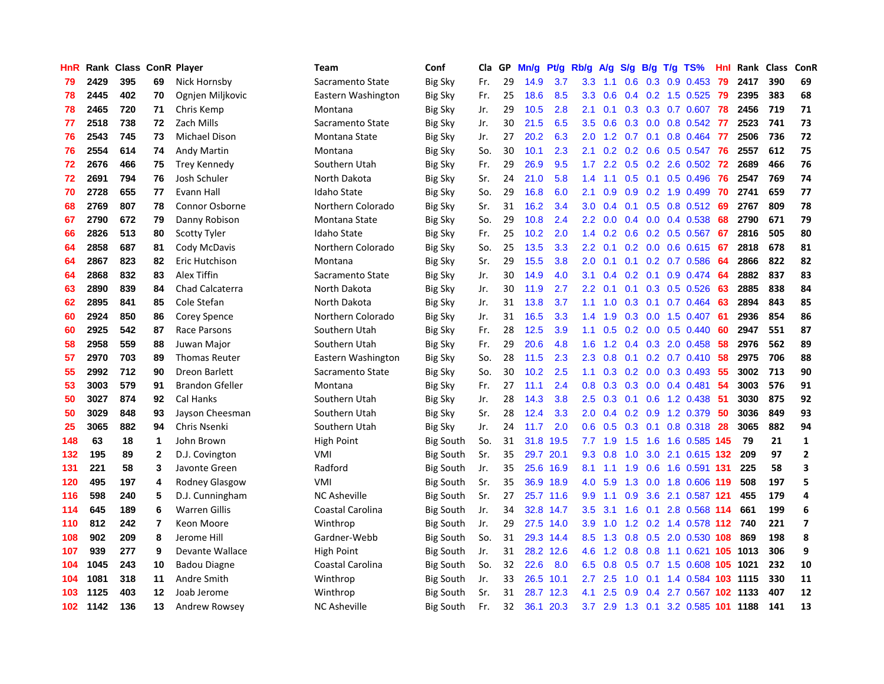| HnR | Rank | Class | ConR | Player | Team | Conf | Cla | GP | Mn/g | Pt/g | Rb/g | A/g | S/g | B/g | T/g | TS% | HnI | Rank | Class | ConR |
|---|---|---|---|---|---|---|---|---|---|---|---|---|---|---|---|---|---|---|---|---|
| 79 | 2429 | 395 | 69 | Nick Hornsby | Sacramento State | Big Sky | Fr. | 29 | 14.9 | 3.7 | 3.3 | 1.1 | 0.6 | 0.3 | 0.9 | 0.453 | 79 | 2417 | 390 | 69 |
| 78 | 2445 | 402 | 70 | Ognjen Miljkovic | Eastern Washington | Big Sky | Fr. | 25 | 18.6 | 8.5 | 3.3 | 0.6 | 0.4 | 0.2 | 1.5 | 0.525 | 79 | 2395 | 383 | 68 |
| 78 | 2465 | 720 | 71 | Chris Kemp | Montana | Big Sky | Jr. | 29 | 10.5 | 2.8 | 2.1 | 0.1 | 0.3 | 0.3 | 0.7 | 0.607 | 78 | 2456 | 719 | 71 |
| 77 | 2518 | 738 | 72 | Zach Mills | Sacramento State | Big Sky | Jr. | 30 | 21.5 | 6.5 | 3.5 | 0.6 | 0.3 | 0.0 | 0.8 | 0.542 | 77 | 2523 | 741 | 73 |
| 76 | 2543 | 745 | 73 | Michael Dison | Montana State | Big Sky | Jr. | 27 | 20.2 | 6.3 | 2.0 | 1.2 | 0.7 | 0.1 | 0.8 | 0.464 | 77 | 2506 | 736 | 72 |
| 76 | 2554 | 614 | 74 | Andy Martin | Montana | Big Sky | So. | 30 | 10.1 | 2.3 | 2.1 | 0.2 | 0.2 | 0.6 | 0.5 | 0.547 | 76 | 2557 | 612 | 75 |
| 72 | 2676 | 466 | 75 | Trey Kennedy | Southern Utah | Big Sky | Fr. | 29 | 26.9 | 9.5 | 1.7 | 2.2 | 0.5 | 0.2 | 2.6 | 0.502 | 72 | 2689 | 466 | 76 |
| 72 | 2691 | 794 | 76 | Josh Schuler | North Dakota | Big Sky | Sr. | 24 | 21.0 | 5.8 | 1.4 | 1.1 | 0.5 | 0.1 | 0.5 | 0.496 | 76 | 2547 | 769 | 74 |
| 70 | 2728 | 655 | 77 | Evann Hall | Idaho State | Big Sky | So. | 29 | 16.8 | 6.0 | 2.1 | 0.9 | 0.9 | 0.2 | 1.9 | 0.499 | 70 | 2741 | 659 | 77 |
| 68 | 2769 | 807 | 78 | Connor Osborne | Northern Colorado | Big Sky | Sr. | 31 | 16.2 | 3.4 | 3.0 | 0.4 | 0.1 | 0.5 | 0.8 | 0.512 | 69 | 2767 | 809 | 78 |
| 67 | 2790 | 672 | 79 | Danny Robison | Montana State | Big Sky | So. | 29 | 10.8 | 2.4 | 2.2 | 0.0 | 0.4 | 0.0 | 0.4 | 0.538 | 68 | 2790 | 671 | 79 |
| 66 | 2826 | 513 | 80 | Scotty Tyler | Idaho State | Big Sky | Fr. | 25 | 10.2 | 2.0 | 1.4 | 0.2 | 0.6 | 0.2 | 0.5 | 0.567 | 67 | 2816 | 505 | 80 |
| 64 | 2858 | 687 | 81 | Cody McDavis | Northern Colorado | Big Sky | So. | 25 | 13.5 | 3.3 | 2.2 | 0.1 | 0.2 | 0.0 | 0.6 | 0.615 | 67 | 2818 | 678 | 81 |
| 64 | 2867 | 823 | 82 | Eric Hutchison | Montana | Big Sky | Sr. | 29 | 15.5 | 3.8 | 2.0 | 0.1 | 0.1 | 0.2 | 0.7 | 0.586 | 64 | 2866 | 822 | 82 |
| 64 | 2868 | 832 | 83 | Alex Tiffin | Sacramento State | Big Sky | Jr. | 30 | 14.9 | 4.0 | 3.1 | 0.4 | 0.2 | 0.1 | 0.9 | 0.474 | 64 | 2882 | 837 | 83 |
| 63 | 2890 | 839 | 84 | Chad Calcaterra | North Dakota | Big Sky | Jr. | 30 | 11.9 | 2.7 | 2.2 | 0.1 | 0.1 | 0.3 | 0.5 | 0.526 | 63 | 2885 | 838 | 84 |
| 62 | 2895 | 841 | 85 | Cole Stefan | North Dakota | Big Sky | Jr. | 31 | 13.8 | 3.7 | 1.1 | 1.0 | 0.3 | 0.1 | 0.7 | 0.464 | 63 | 2894 | 843 | 85 |
| 60 | 2924 | 850 | 86 | Corey Spence | Northern Colorado | Big Sky | Jr. | 31 | 16.5 | 3.3 | 1.4 | 1.9 | 0.3 | 0.0 | 1.5 | 0.407 | 61 | 2936 | 854 | 86 |
| 60 | 2925 | 542 | 87 | Race Parsons | Southern Utah | Big Sky | Fr. | 28 | 12.5 | 3.9 | 1.1 | 0.5 | 0.2 | 0.0 | 0.5 | 0.440 | 60 | 2947 | 551 | 87 |
| 58 | 2958 | 559 | 88 | Juwan Major | Southern Utah | Big Sky | Fr. | 29 | 20.6 | 4.8 | 1.6 | 1.2 | 0.4 | 0.3 | 2.0 | 0.458 | 58 | 2976 | 562 | 89 |
| 57 | 2970 | 703 | 89 | Thomas Reuter | Eastern Washington | Big Sky | So. | 28 | 11.5 | 2.3 | 2.3 | 0.8 | 0.1 | 0.2 | 0.7 | 0.410 | 58 | 2975 | 706 | 88 |
| 55 | 2992 | 712 | 90 | Dreon Barlett | Sacramento State | Big Sky | So. | 30 | 10.2 | 2.5 | 1.1 | 0.3 | 0.2 | 0.0 | 0.3 | 0.493 | 55 | 3002 | 713 | 90 |
| 53 | 3003 | 579 | 91 | Brandon Gfeller | Montana | Big Sky | Fr. | 27 | 11.1 | 2.4 | 0.8 | 0.3 | 0.3 | 0.0 | 0.4 | 0.481 | 54 | 3003 | 576 | 91 |
| 50 | 3027 | 874 | 92 | Cal Hanks | Southern Utah | Big Sky | Jr. | 28 | 14.3 | 3.8 | 2.5 | 0.3 | 0.1 | 0.6 | 1.2 | 0.438 | 51 | 3030 | 875 | 92 |
| 50 | 3029 | 848 | 93 | Jayson Cheesman | Southern Utah | Big Sky | Sr. | 28 | 12.4 | 3.3 | 2.0 | 0.4 | 0.2 | 0.9 | 1.2 | 0.379 | 50 | 3036 | 849 | 93 |
| 25 | 3065 | 882 | 94 | Chris Nsenki | Southern Utah | Big Sky | Jr. | 24 | 11.7 | 2.0 | 0.6 | 0.5 | 0.3 | 0.1 | 0.8 | 0.318 | 28 | 3065 | 882 | 94 |
| 148 | 63 | 18 | 1 | John Brown | High Point | Big South | So. | 31 | 31.8 | 19.5 | 7.7 | 1.9 | 1.5 | 1.6 | 1.6 | 0.585 | 145 | 79 | 21 | 1 |
| 132 | 195 | 89 | 2 | D.J. Covington | VMI | Big South | Sr. | 35 | 29.7 | 20.1 | 9.3 | 0.8 | 1.0 | 3.0 | 2.1 | 0.615 | 132 | 209 | 97 | 2 |
| 131 | 221 | 58 | 3 | Javonte Green | Radford | Big South | Jr. | 35 | 25.6 | 16.9 | 8.1 | 1.1 | 1.9 | 0.6 | 1.6 | 0.591 | 131 | 225 | 58 | 3 |
| 120 | 495 | 197 | 4 | Rodney Glasgow | VMI | Big South | Sr. | 35 | 36.9 | 18.9 | 4.0 | 5.9 | 1.3 | 0.0 | 1.8 | 0.606 | 119 | 508 | 197 | 5 |
| 116 | 598 | 240 | 5 | D.J. Cunningham | NC Asheville | Big South | Sr. | 27 | 25.7 | 11.6 | 9.9 | 1.1 | 0.9 | 3.6 | 2.1 | 0.587 | 121 | 455 | 179 | 4 |
| 114 | 645 | 189 | 6 | Warren Gillis | Coastal Carolina | Big South | Jr. | 34 | 32.8 | 14.7 | 3.5 | 3.1 | 1.6 | 0.1 | 2.8 | 0.568 | 114 | 661 | 199 | 6 |
| 110 | 812 | 242 | 7 | Keon Moore | Winthrop | Big South | Jr. | 29 | 27.5 | 14.0 | 3.9 | 1.0 | 1.2 | 0.2 | 1.4 | 0.578 | 112 | 740 | 221 | 7 |
| 108 | 902 | 209 | 8 | Jerome Hill | Gardner-Webb | Big South | So. | 31 | 29.3 | 14.4 | 8.5 | 1.3 | 0.8 | 0.5 | 2.0 | 0.530 | 108 | 869 | 198 | 8 |
| 107 | 939 | 277 | 9 | Devante Wallace | High Point | Big South | Jr. | 31 | 28.2 | 12.6 | 4.6 | 1.2 | 0.8 | 0.8 | 1.1 | 0.621 | 105 | 1013 | 306 | 9 |
| 104 | 1045 | 243 | 10 | Badou Diagne | Coastal Carolina | Big South | So. | 32 | 22.6 | 8.0 | 6.5 | 0.8 | 0.5 | 0.7 | 1.5 | 0.608 | 105 | 1021 | 232 | 10 |
| 104 | 1081 | 318 | 11 | Andre Smith | Winthrop | Big South | Jr. | 33 | 26.5 | 10.1 | 2.7 | 2.5 | 1.0 | 0.1 | 1.4 | 0.584 | 103 | 1115 | 330 | 11 |
| 103 | 1125 | 403 | 12 | Joab Jerome | Winthrop | Big South | Sr. | 31 | 28.7 | 12.3 | 4.1 | 2.5 | 0.9 | 0.4 | 2.7 | 0.567 | 102 | 1133 | 407 | 12 |
| 102 | 1142 | 136 | 13 | Andrew Rowsey | NC Asheville | Big South | Fr. | 32 | 36.1 | 20.3 | 3.7 | 2.9 | 1.3 | 0.1 | 3.2 | 0.585 | 101 | 1188 | 141 | 13 |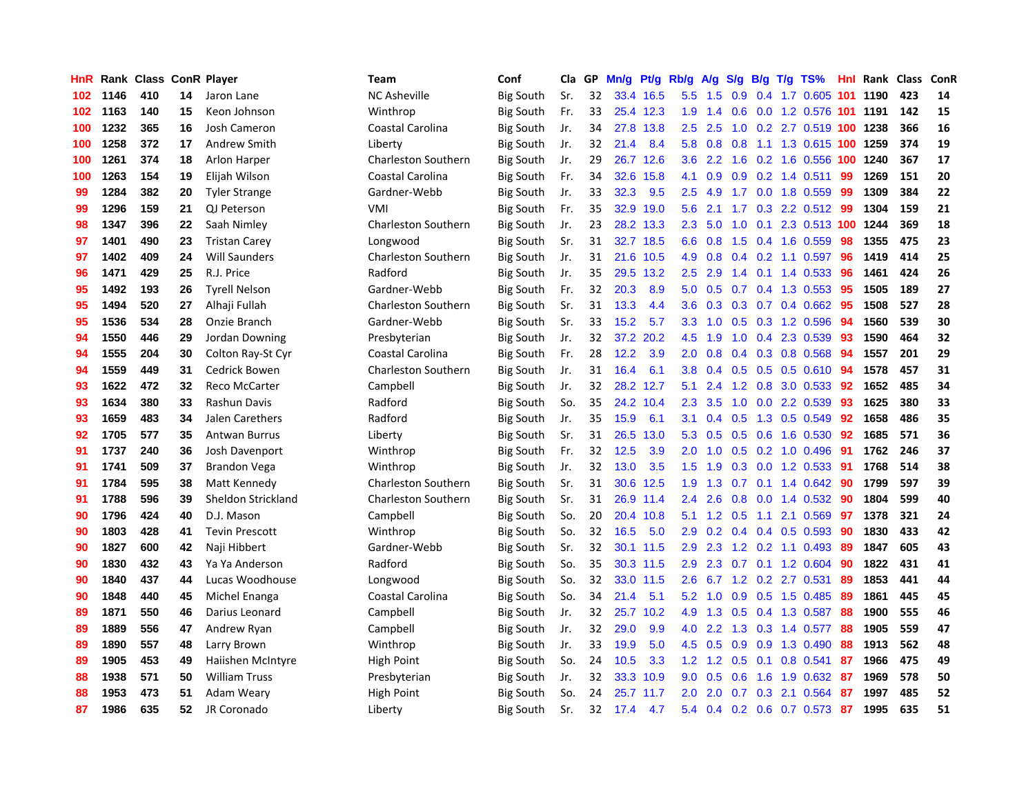| HnR | Rank | Class | ConR | Player | Team | Conf | Cla | GP | Mn/g | Pt/g | Rb/g | A/g | S/g | B/g | T/g | TS% | HnI | Rank | Class | ConR |
|---|---|---|---|---|---|---|---|---|---|---|---|---|---|---|---|---|---|---|---|---|
| 102 | 1146 | 410 | 14 | Jaron Lane | NC Asheville | Big South | Sr. | 32 | 33.4 | 16.5 | 5.5 | 1.5 | 0.9 | 0.4 | 1.7 | 0.605 | 101 | 1190 | 423 | 14 |
| 102 | 1163 | 140 | 15 | Keon Johnson | Winthrop | Big South | Fr. | 33 | 25.4 | 12.3 | 1.9 | 1.4 | 0.6 | 0.0 | 1.2 | 0.576 | 101 | 1191 | 142 | 15 |
| 100 | 1232 | 365 | 16 | Josh Cameron | Coastal Carolina | Big South | Jr. | 34 | 27.8 | 13.8 | 2.5 | 2.5 | 1.0 | 0.2 | 2.7 | 0.519 | 100 | 1238 | 366 | 16 |
| 100 | 1258 | 372 | 17 | Andrew Smith | Liberty | Big South | Jr. | 32 | 21.4 | 8.4 | 5.8 | 0.8 | 0.8 | 1.1 | 1.3 | 0.615 | 100 | 1259 | 374 | 19 |
| 100 | 1261 | 374 | 18 | Arlon Harper | Charleston Southern | Big South | Jr. | 29 | 26.7 | 12.6 | 3.6 | 2.2 | 1.6 | 0.2 | 1.6 | 0.556 | 100 | 1240 | 367 | 17 |
| 100 | 1263 | 154 | 19 | Elijah Wilson | Coastal Carolina | Big South | Fr. | 34 | 32.6 | 15.8 | 4.1 | 0.9 | 0.9 | 0.2 | 1.4 | 0.511 | 99 | 1269 | 151 | 20 |
| 99 | 1284 | 382 | 20 | Tyler Strange | Gardner-Webb | Big South | Jr. | 33 | 32.3 | 9.5 | 2.5 | 4.9 | 1.7 | 0.0 | 1.8 | 0.559 | 99 | 1309 | 384 | 22 |
| 99 | 1296 | 159 | 21 | QJ Peterson | VMI | Big South | Fr. | 35 | 32.9 | 19.0 | 5.6 | 2.1 | 1.7 | 0.3 | 2.2 | 0.512 | 99 | 1304 | 159 | 21 |
| 98 | 1347 | 396 | 22 | Saah Nimley | Charleston Southern | Big South | Jr. | 23 | 28.2 | 13.3 | 2.3 | 5.0 | 1.0 | 0.1 | 2.3 | 0.513 | 100 | 1244 | 369 | 18 |
| 97 | 1401 | 490 | 23 | Tristan Carey | Longwood | Big South | Sr. | 31 | 32.7 | 18.5 | 6.6 | 0.8 | 1.5 | 0.4 | 1.6 | 0.559 | 98 | 1355 | 475 | 23 |
| 97 | 1402 | 409 | 24 | Will Saunders | Charleston Southern | Big South | Jr. | 31 | 21.6 | 10.5 | 4.9 | 0.8 | 0.4 | 0.2 | 1.1 | 0.597 | 96 | 1419 | 414 | 25 |
| 96 | 1471 | 429 | 25 | R.J. Price | Radford | Big South | Jr. | 35 | 29.5 | 13.2 | 2.5 | 2.9 | 1.4 | 0.1 | 1.4 | 0.533 | 96 | 1461 | 424 | 26 |
| 95 | 1492 | 193 | 26 | Tyrell Nelson | Gardner-Webb | Big South | Fr. | 32 | 20.3 | 8.9 | 5.0 | 0.5 | 0.7 | 0.4 | 1.3 | 0.553 | 95 | 1505 | 189 | 27 |
| 95 | 1494 | 520 | 27 | Alhaji Fullah | Charleston Southern | Big South | Sr. | 31 | 13.3 | 4.4 | 3.6 | 0.3 | 0.3 | 0.7 | 0.4 | 0.662 | 95 | 1508 | 527 | 28 |
| 95 | 1536 | 534 | 28 | Onzie Branch | Gardner-Webb | Big South | Sr. | 33 | 15.2 | 5.7 | 3.3 | 1.0 | 0.5 | 0.3 | 1.2 | 0.596 | 94 | 1560 | 539 | 30 |
| 94 | 1550 | 446 | 29 | Jordan Downing | Presbyterian | Big South | Jr. | 32 | 37.2 | 20.2 | 4.5 | 1.9 | 1.0 | 0.4 | 2.3 | 0.539 | 93 | 1590 | 464 | 32 |
| 94 | 1555 | 204 | 30 | Colton Ray-St Cyr | Coastal Carolina | Big South | Fr. | 28 | 12.2 | 3.9 | 2.0 | 0.8 | 0.4 | 0.3 | 0.8 | 0.568 | 94 | 1557 | 201 | 29 |
| 94 | 1559 | 449 | 31 | Cedrick Bowen | Charleston Southern | Big South | Jr. | 31 | 16.4 | 6.1 | 3.8 | 0.4 | 0.5 | 0.5 | 0.5 | 0.610 | 94 | 1578 | 457 | 31 |
| 93 | 1622 | 472 | 32 | Reco McCarter | Campbell | Big South | Jr. | 32 | 28.2 | 12.7 | 5.1 | 2.4 | 1.2 | 0.8 | 3.0 | 0.533 | 92 | 1652 | 485 | 34 |
| 93 | 1634 | 380 | 33 | Rashun Davis | Radford | Big South | So. | 35 | 24.2 | 10.4 | 2.3 | 3.5 | 1.0 | 0.0 | 2.2 | 0.539 | 93 | 1625 | 380 | 33 |
| 93 | 1659 | 483 | 34 | Jalen Carethers | Radford | Big South | Jr. | 35 | 15.9 | 6.1 | 3.1 | 0.4 | 0.5 | 1.3 | 0.5 | 0.549 | 92 | 1658 | 486 | 35 |
| 92 | 1705 | 577 | 35 | Antwan Burrus | Liberty | Big South | Sr. | 31 | 26.5 | 13.0 | 5.3 | 0.5 | 0.5 | 0.6 | 1.6 | 0.530 | 92 | 1685 | 571 | 36 |
| 91 | 1737 | 240 | 36 | Josh Davenport | Winthrop | Big South | Fr. | 32 | 12.5 | 3.9 | 2.0 | 1.0 | 0.5 | 0.2 | 1.0 | 0.496 | 91 | 1762 | 246 | 37 |
| 91 | 1741 | 509 | 37 | Brandon Vega | Winthrop | Big South | Jr. | 32 | 13.0 | 3.5 | 1.5 | 1.9 | 0.3 | 0.0 | 1.2 | 0.533 | 91 | 1768 | 514 | 38 |
| 91 | 1784 | 595 | 38 | Matt Kennedy | Charleston Southern | Big South | Sr. | 31 | 30.6 | 12.5 | 1.9 | 1.3 | 0.7 | 0.1 | 1.4 | 0.642 | 90 | 1799 | 597 | 39 |
| 91 | 1788 | 596 | 39 | Sheldon Strickland | Charleston Southern | Big South | Sr. | 31 | 26.9 | 11.4 | 2.4 | 2.6 | 0.8 | 0.0 | 1.4 | 0.532 | 90 | 1804 | 599 | 40 |
| 90 | 1796 | 424 | 40 | D.J. Mason | Campbell | Big South | So. | 20 | 20.4 | 10.8 | 5.1 | 1.2 | 0.5 | 1.1 | 2.1 | 0.569 | 97 | 1378 | 321 | 24 |
| 90 | 1803 | 428 | 41 | Tevin Prescott | Winthrop | Big South | So. | 32 | 16.5 | 5.0 | 2.9 | 0.2 | 0.4 | 0.4 | 0.5 | 0.593 | 90 | 1830 | 433 | 42 |
| 90 | 1827 | 600 | 42 | Naji Hibbert | Gardner-Webb | Big South | Sr. | 32 | 30.1 | 11.5 | 2.9 | 2.3 | 1.2 | 0.2 | 1.1 | 0.493 | 89 | 1847 | 605 | 43 |
| 90 | 1830 | 432 | 43 | Ya Ya Anderson | Radford | Big South | So. | 35 | 30.3 | 11.5 | 2.9 | 2.3 | 0.7 | 0.1 | 1.2 | 0.604 | 90 | 1822 | 431 | 41 |
| 90 | 1840 | 437 | 44 | Lucas Woodhouse | Longwood | Big South | So. | 32 | 33.0 | 11.5 | 2.6 | 6.7 | 1.2 | 0.2 | 2.7 | 0.531 | 89 | 1853 | 441 | 44 |
| 90 | 1848 | 440 | 45 | Michel Enanga | Coastal Carolina | Big South | So. | 34 | 21.4 | 5.1 | 5.2 | 1.0 | 0.9 | 0.5 | 1.5 | 0.485 | 89 | 1861 | 445 | 45 |
| 89 | 1871 | 550 | 46 | Darius Leonard | Campbell | Big South | Jr. | 32 | 25.7 | 10.2 | 4.9 | 1.3 | 0.5 | 0.4 | 1.3 | 0.587 | 88 | 1900 | 555 | 46 |
| 89 | 1889 | 556 | 47 | Andrew Ryan | Campbell | Big South | Jr. | 32 | 29.0 | 9.9 | 4.0 | 2.2 | 1.3 | 0.3 | 1.4 | 0.577 | 88 | 1905 | 559 | 47 |
| 89 | 1890 | 557 | 48 | Larry Brown | Winthrop | Big South | Jr. | 33 | 19.9 | 5.0 | 4.5 | 0.5 | 0.9 | 0.9 | 1.3 | 0.490 | 88 | 1913 | 562 | 48 |
| 89 | 1905 | 453 | 49 | Haiishen McIntyre | High Point | Big South | So. | 24 | 10.5 | 3.3 | 1.2 | 1.2 | 0.5 | 0.1 | 0.8 | 0.541 | 87 | 1966 | 475 | 49 |
| 88 | 1938 | 571 | 50 | William Truss | Presbyterian | Big South | Jr. | 32 | 33.3 | 10.9 | 9.0 | 0.5 | 0.6 | 1.6 | 1.9 | 0.632 | 87 | 1969 | 578 | 50 |
| 88 | 1953 | 473 | 51 | Adam Weary | High Point | Big South | So. | 24 | 25.7 | 11.7 | 2.0 | 2.0 | 0.7 | 0.3 | 2.1 | 0.564 | 87 | 1997 | 485 | 52 |
| 87 | 1986 | 635 | 52 | JR Coronado | Liberty | Big South | Sr. | 32 | 17.4 | 4.7 | 5.4 | 0.4 | 0.2 | 0.6 | 0.7 | 0.573 | 87 | 1995 | 635 | 51 |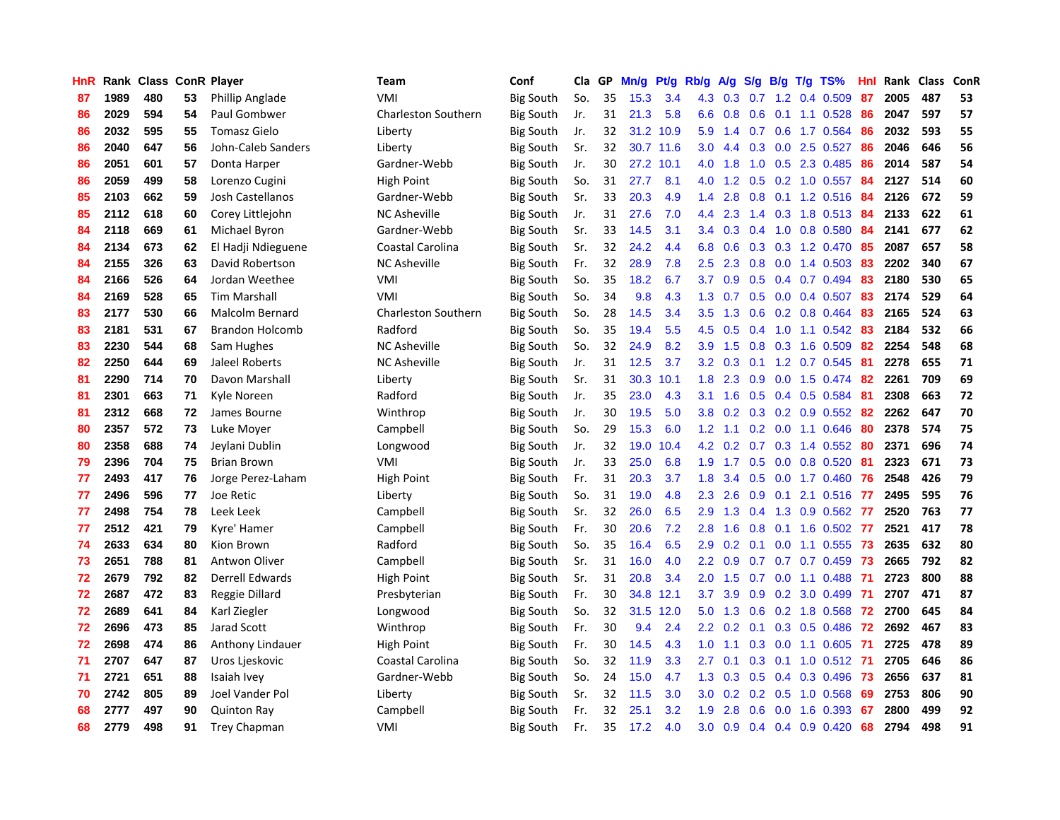| HnR | Rank | Class | ConR | Player | Team | Conf | Cla | GP | Mn/g | Pt/g | Rb/g | A/g | S/g | B/g | T/g | TS% | HnI | Rank | Class | ConR |
|---|---|---|---|---|---|---|---|---|---|---|---|---|---|---|---|---|---|---|---|---|
| 87 | 1989 | 480 | 53 | Phillip Anglade | VMI | Big South | So. | 35 | 15.3 | 3.4 | 4.3 | 0.3 | 0.7 | 1.2 | 0.4 | 0.509 | 87 | 2005 | 487 | 53 |
| 86 | 2029 | 594 | 54 | Paul Gombwer | Charleston Southern | Big South | Jr. | 31 | 21.3 | 5.8 | 6.6 | 0.8 | 0.6 | 0.1 | 1.1 | 0.528 | 86 | 2047 | 597 | 57 |
| 86 | 2032 | 595 | 55 | Tomasz Gielo | Liberty | Big South | Jr. | 32 | 31.2 | 10.9 | 5.9 | 1.4 | 0.7 | 0.6 | 1.7 | 0.564 | 86 | 2032 | 593 | 55 |
| 86 | 2040 | 647 | 56 | John-Caleb Sanders | Liberty | Big South | Sr. | 32 | 30.7 | 11.6 | 3.0 | 4.4 | 0.3 | 0.0 | 2.5 | 0.527 | 86 | 2046 | 646 | 56 |
| 86 | 2051 | 601 | 57 | Donta Harper | Gardner-Webb | Big South | Jr. | 30 | 27.2 | 10.1 | 4.0 | 1.8 | 1.0 | 0.5 | 2.3 | 0.485 | 86 | 2014 | 587 | 54 |
| 86 | 2059 | 499 | 58 | Lorenzo Cugini | High Point | Big South | So. | 31 | 27.7 | 8.1 | 4.0 | 1.2 | 0.5 | 0.2 | 1.0 | 0.557 | 84 | 2127 | 514 | 60 |
| 85 | 2103 | 662 | 59 | Josh Castellanos | Gardner-Webb | Big South | Sr. | 33 | 20.3 | 4.9 | 1.4 | 2.8 | 0.8 | 0.1 | 1.2 | 0.516 | 84 | 2126 | 672 | 59 |
| 85 | 2112 | 618 | 60 | Corey Littlejohn | NC Asheville | Big South | Jr. | 31 | 27.6 | 7.0 | 4.4 | 2.3 | 1.4 | 0.3 | 1.8 | 0.513 | 84 | 2133 | 622 | 61 |
| 84 | 2118 | 669 | 61 | Michael Byron | Gardner-Webb | Big South | Sr. | 33 | 14.5 | 3.1 | 3.4 | 0.3 | 0.4 | 1.0 | 0.8 | 0.580 | 84 | 2141 | 677 | 62 |
| 84 | 2134 | 673 | 62 | El Hadji Ndieguene | Coastal Carolina | Big South | Sr. | 32 | 24.2 | 4.4 | 6.8 | 0.6 | 0.3 | 0.3 | 1.2 | 0.470 | 85 | 2087 | 657 | 58 |
| 84 | 2155 | 326 | 63 | David Robertson | NC Asheville | Big South | Fr. | 32 | 28.9 | 7.8 | 2.5 | 2.3 | 0.8 | 0.0 | 1.4 | 0.503 | 83 | 2202 | 340 | 67 |
| 84 | 2166 | 526 | 64 | Jordan Weethee | VMI | Big South | So. | 35 | 18.2 | 6.7 | 3.7 | 0.9 | 0.5 | 0.4 | 0.7 | 0.494 | 83 | 2180 | 530 | 65 |
| 84 | 2169 | 528 | 65 | Tim Marshall | VMI | Big South | So. | 34 | 9.8 | 4.3 | 1.3 | 0.7 | 0.5 | 0.0 | 0.4 | 0.507 | 83 | 2174 | 529 | 64 |
| 83 | 2177 | 530 | 66 | Malcolm Bernard | Charleston Southern | Big South | So. | 28 | 14.5 | 3.4 | 3.5 | 1.3 | 0.6 | 0.2 | 0.8 | 0.464 | 83 | 2165 | 524 | 63 |
| 83 | 2181 | 531 | 67 | Brandon Holcomb | Radford | Big South | So. | 35 | 19.4 | 5.5 | 4.5 | 0.5 | 0.4 | 1.0 | 1.1 | 0.542 | 83 | 2184 | 532 | 66 |
| 83 | 2230 | 544 | 68 | Sam Hughes | NC Asheville | Big South | So. | 32 | 24.9 | 8.2 | 3.9 | 1.5 | 0.8 | 0.3 | 1.6 | 0.509 | 82 | 2254 | 548 | 68 |
| 82 | 2250 | 644 | 69 | Jaleel Roberts | NC Asheville | Big South | Jr. | 31 | 12.5 | 3.7 | 3.2 | 0.3 | 0.1 | 1.2 | 0.7 | 0.545 | 81 | 2278 | 655 | 71 |
| 81 | 2290 | 714 | 70 | Davon Marshall | Liberty | Big South | Sr. | 31 | 30.3 | 10.1 | 1.8 | 2.3 | 0.9 | 0.0 | 1.5 | 0.474 | 82 | 2261 | 709 | 69 |
| 81 | 2301 | 663 | 71 | Kyle Noreen | Radford | Big South | Jr. | 35 | 23.0 | 4.3 | 3.1 | 1.6 | 0.5 | 0.4 | 0.5 | 0.584 | 81 | 2308 | 663 | 72 |
| 81 | 2312 | 668 | 72 | James Bourne | Winthrop | Big South | Jr. | 30 | 19.5 | 5.0 | 3.8 | 0.2 | 0.3 | 0.2 | 0.9 | 0.552 | 82 | 2262 | 647 | 70 |
| 80 | 2357 | 572 | 73 | Luke Moyer | Campbell | Big South | So. | 29 | 15.3 | 6.0 | 1.2 | 1.1 | 0.2 | 0.0 | 1.1 | 0.646 | 80 | 2378 | 574 | 75 |
| 80 | 2358 | 688 | 74 | Jeylani Dublin | Longwood | Big South | Jr. | 32 | 19.0 | 10.4 | 4.2 | 0.2 | 0.7 | 0.3 | 1.4 | 0.552 | 80 | 2371 | 696 | 74 |
| 79 | 2396 | 704 | 75 | Brian Brown | VMI | Big South | Jr. | 33 | 25.0 | 6.8 | 1.9 | 1.7 | 0.5 | 0.0 | 0.8 | 0.520 | 81 | 2323 | 671 | 73 |
| 77 | 2493 | 417 | 76 | Jorge Perez-Laham | High Point | Big South | Fr. | 31 | 20.3 | 3.7 | 1.8 | 3.4 | 0.5 | 0.0 | 1.7 | 0.460 | 76 | 2548 | 426 | 79 |
| 77 | 2496 | 596 | 77 | Joe Retic | Liberty | Big South | So. | 31 | 19.0 | 4.8 | 2.3 | 2.6 | 0.9 | 0.1 | 2.1 | 0.516 | 77 | 2495 | 595 | 76 |
| 77 | 2498 | 754 | 78 | Leek Leek | Campbell | Big South | Sr. | 32 | 26.0 | 6.5 | 2.9 | 1.3 | 0.4 | 1.3 | 0.9 | 0.562 | 77 | 2520 | 763 | 77 |
| 77 | 2512 | 421 | 79 | Kyre' Hamer | Campbell | Big South | Fr. | 30 | 20.6 | 7.2 | 2.8 | 1.6 | 0.8 | 0.1 | 1.6 | 0.502 | 77 | 2521 | 417 | 78 |
| 74 | 2633 | 634 | 80 | Kion Brown | Radford | Big South | So. | 35 | 16.4 | 6.5 | 2.9 | 0.2 | 0.1 | 0.0 | 1.1 | 0.555 | 73 | 2635 | 632 | 80 |
| 73 | 2651 | 788 | 81 | Antwon Oliver | Campbell | Big South | Sr. | 31 | 16.0 | 4.0 | 2.2 | 0.9 | 0.7 | 0.7 | 0.7 | 0.459 | 73 | 2665 | 792 | 82 |
| 72 | 2679 | 792 | 82 | Derrell Edwards | High Point | Big South | Sr. | 31 | 20.8 | 3.4 | 2.0 | 1.5 | 0.7 | 0.0 | 1.1 | 0.488 | 71 | 2723 | 800 | 88 |
| 72 | 2687 | 472 | 83 | Reggie Dillard | Presbyterian | Big South | Fr. | 30 | 34.8 | 12.1 | 3.7 | 3.9 | 0.9 | 0.2 | 3.0 | 0.499 | 71 | 2707 | 471 | 87 |
| 72 | 2689 | 641 | 84 | Karl Ziegler | Longwood | Big South | So. | 32 | 31.5 | 12.0 | 5.0 | 1.3 | 0.6 | 0.2 | 1.8 | 0.568 | 72 | 2700 | 645 | 84 |
| 72 | 2696 | 473 | 85 | Jarad Scott | Winthrop | Big South | Fr. | 30 | 9.4 | 2.4 | 2.2 | 0.2 | 0.1 | 0.3 | 0.5 | 0.486 | 72 | 2692 | 467 | 83 |
| 72 | 2698 | 474 | 86 | Anthony Lindauer | High Point | Big South | Fr. | 30 | 14.5 | 4.3 | 1.0 | 1.1 | 0.3 | 0.0 | 1.1 | 0.605 | 71 | 2725 | 478 | 89 |
| 71 | 2707 | 647 | 87 | Uros Ljeskovic | Coastal Carolina | Big South | So. | 32 | 11.9 | 3.3 | 2.7 | 0.1 | 0.3 | 0.1 | 1.0 | 0.512 | 71 | 2705 | 646 | 86 |
| 71 | 2721 | 651 | 88 | Isaiah Ivey | Gardner-Webb | Big South | So. | 24 | 15.0 | 4.7 | 1.3 | 0.3 | 0.5 | 0.4 | 0.3 | 0.496 | 73 | 2656 | 637 | 81 |
| 70 | 2742 | 805 | 89 | Joel Vander Pol | Liberty | Big South | Sr. | 32 | 11.5 | 3.0 | 3.0 | 0.2 | 0.2 | 0.5 | 1.0 | 0.568 | 69 | 2753 | 806 | 90 |
| 68 | 2777 | 497 | 90 | Quinton Ray | Campbell | Big South | Fr. | 32 | 25.1 | 3.2 | 1.9 | 2.8 | 0.6 | 0.0 | 1.6 | 0.393 | 67 | 2800 | 499 | 92 |
| 68 | 2779 | 498 | 91 | Trey Chapman | VMI | Big South | Fr. | 35 | 17.2 | 4.0 | 3.0 | 0.9 | 0.4 | 0.4 | 0.9 | 0.420 | 68 | 2794 | 498 | 91 |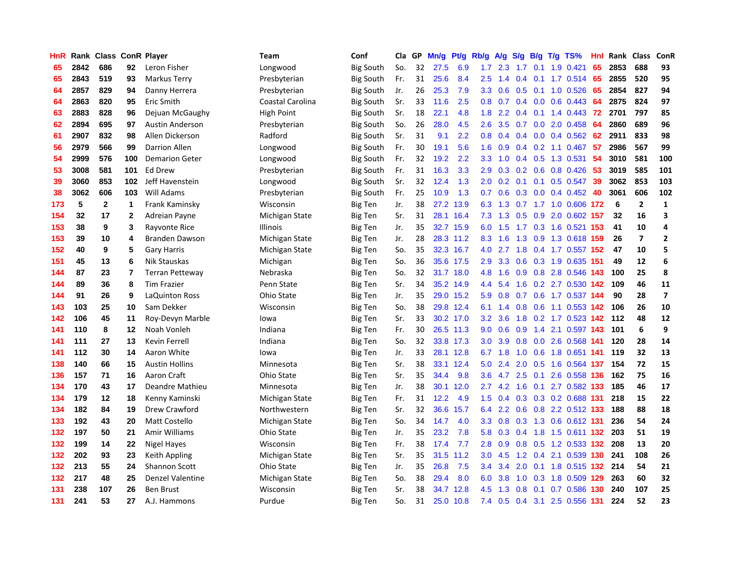| HnR | Rank | Class | ConR | Player | Team | Conf | Cla | GP | Mn/g | Pt/g | Rb/g | A/g | S/g | B/g | T/g | TS% | HnI | Rank | Class | ConR |
|---|---|---|---|---|---|---|---|---|---|---|---|---|---|---|---|---|---|---|---|---|
| 65 | 2842 | 686 | 92 | Leron Fisher | Longwood | Big South | So. | 32 | 27.5 | 6.9 | 1.7 | 2.3 | 1.7 | 0.1 | 1.9 | 0.421 | 65 | 2853 | 688 | 93 |
| 65 | 2843 | 519 | 93 | Markus Terry | Presbyterian | Big South | Fr. | 31 | 25.6 | 8.4 | 2.5 | 1.4 | 0.4 | 0.1 | 1.7 | 0.514 | 65 | 2855 | 520 | 95 |
| 64 | 2857 | 829 | 94 | Danny Herrera | Presbyterian | Big South | Jr. | 26 | 25.3 | 7.9 | 3.3 | 0.6 | 0.5 | 0.1 | 1.0 | 0.526 | 65 | 2854 | 827 | 94 |
| 64 | 2863 | 820 | 95 | Eric Smith | Coastal Carolina | Big South | Sr. | 33 | 11.6 | 2.5 | 0.8 | 0.7 | 0.4 | 0.0 | 0.6 | 0.443 | 64 | 2875 | 824 | 97 |
| 63 | 2883 | 828 | 96 | Dejuan McGaughy | High Point | Big South | Sr. | 18 | 22.1 | 4.8 | 1.8 | 2.2 | 0.4 | 0.1 | 1.4 | 0.443 | 72 | 2701 | 797 | 85 |
| 62 | 2894 | 695 | 97 | Austin Anderson | Presbyterian | Big South | So. | 26 | 28.0 | 4.5 | 2.6 | 3.5 | 0.7 | 0.0 | 2.0 | 0.458 | 64 | 2860 | 689 | 96 |
| 61 | 2907 | 832 | 98 | Allen Dickerson | Radford | Big South | Sr. | 31 | 9.1 | 2.2 | 0.8 | 0.4 | 0.4 | 0.0 | 0.4 | 0.562 | 62 | 2911 | 833 | 98 |
| 56 | 2979 | 566 | 99 | Darrion Allen | Longwood | Big South | Fr. | 30 | 19.1 | 5.6 | 1.6 | 0.9 | 0.4 | 0.2 | 1.1 | 0.467 | 57 | 2986 | 567 | 99 |
| 54 | 2999 | 576 | 100 | Demarion Geter | Longwood | Big South | Fr. | 32 | 19.2 | 2.2 | 3.3 | 1.0 | 0.4 | 0.5 | 1.3 | 0.531 | 54 | 3010 | 581 | 100 |
| 53 | 3008 | 581 | 101 | Ed Drew | Presbyterian | Big South | Fr. | 31 | 16.3 | 3.3 | 2.9 | 0.3 | 0.2 | 0.6 | 0.8 | 0.426 | 53 | 3019 | 585 | 101 |
| 39 | 3060 | 853 | 102 | Jeff Havenstein | Longwood | Big South | Sr. | 32 | 12.4 | 1.3 | 2.0 | 0.2 | 0.1 | 0.1 | 0.5 | 0.547 | 39 | 3062 | 853 | 103 |
| 38 | 3062 | 606 | 103 | Will Adams | Presbyterian | Big South | Fr. | 25 | 10.9 | 1.3 | 0.7 | 0.6 | 0.3 | 0.0 | 0.4 | 0.452 | 40 | 3061 | 606 | 102 |
| 173 | 5 | 2 | 1 | Frank Kaminsky | Wisconsin | Big Ten | Jr. | 38 | 27.2 | 13.9 | 6.3 | 1.3 | 0.7 | 1.7 | 1.0 | 0.606 | 172 | 6 | 2 | 1 |
| 154 | 32 | 17 | 2 | Adreian Payne | Michigan State | Big Ten | Sr. | 31 | 28.1 | 16.4 | 7.3 | 1.3 | 0.5 | 0.9 | 2.0 | 0.602 | 157 | 32 | 16 | 3 |
| 153 | 38 | 9 | 3 | Rayvonte Rice | Illinois | Big Ten | Jr. | 35 | 32.7 | 15.9 | 6.0 | 1.5 | 1.7 | 0.3 | 1.6 | 0.521 | 153 | 41 | 10 | 4 |
| 153 | 39 | 10 | 4 | Branden Dawson | Michigan State | Big Ten | Jr. | 28 | 28.3 | 11.2 | 8.3 | 1.6 | 1.3 | 0.9 | 1.3 | 0.618 | 159 | 26 | 7 | 2 |
| 152 | 40 | 9 | 5 | Gary Harris | Michigan State | Big Ten | So. | 35 | 32.3 | 16.7 | 4.0 | 2.7 | 1.8 | 0.4 | 1.7 | 0.557 | 152 | 47 | 10 | 5 |
| 151 | 45 | 13 | 6 | Nik Stauskas | Michigan | Big Ten | So. | 36 | 35.6 | 17.5 | 2.9 | 3.3 | 0.6 | 0.3 | 1.9 | 0.635 | 151 | 49 | 12 | 6 |
| 144 | 87 | 23 | 7 | Terran Petteway | Nebraska | Big Ten | So. | 32 | 31.7 | 18.0 | 4.8 | 1.6 | 0.9 | 0.8 | 2.8 | 0.546 | 143 | 100 | 25 | 8 |
| 144 | 89 | 36 | 8 | Tim Frazier | Penn State | Big Ten | Sr. | 34 | 35.2 | 14.9 | 4.4 | 5.4 | 1.6 | 0.2 | 2.7 | 0.530 | 142 | 109 | 46 | 11 |
| 144 | 91 | 26 | 9 | LaQuinton Ross | Ohio State | Big Ten | Jr. | 35 | 29.0 | 15.2 | 5.9 | 0.8 | 0.7 | 0.6 | 1.7 | 0.537 | 144 | 90 | 28 | 7 |
| 143 | 103 | 25 | 10 | Sam Dekker | Wisconsin | Big Ten | So. | 38 | 29.8 | 12.4 | 6.1 | 1.4 | 0.8 | 0.6 | 1.1 | 0.553 | 142 | 106 | 26 | 10 |
| 142 | 106 | 45 | 11 | Roy-Devyn Marble | Iowa | Big Ten | Sr. | 33 | 30.2 | 17.0 | 3.2 | 3.6 | 1.8 | 0.2 | 1.7 | 0.523 | 142 | 112 | 48 | 12 |
| 141 | 110 | 8 | 12 | Noah Vonleh | Indiana | Big Ten | Fr. | 30 | 26.5 | 11.3 | 9.0 | 0.6 | 0.9 | 1.4 | 2.1 | 0.597 | 143 | 101 | 6 | 9 |
| 141 | 111 | 27 | 13 | Kevin Ferrell | Indiana | Big Ten | So. | 32 | 33.8 | 17.3 | 3.0 | 3.9 | 0.8 | 0.0 | 2.6 | 0.568 | 141 | 120 | 28 | 14 |
| 141 | 112 | 30 | 14 | Aaron White | Iowa | Big Ten | Jr. | 33 | 28.1 | 12.8 | 6.7 | 1.8 | 1.0 | 0.6 | 1.8 | 0.651 | 141 | 119 | 32 | 13 |
| 138 | 140 | 66 | 15 | Austin Hollins | Minnesota | Big Ten | Sr. | 38 | 33.1 | 12.4 | 5.0 | 2.4 | 2.0 | 0.5 | 1.6 | 0.564 | 137 | 154 | 72 | 15 |
| 136 | 157 | 71 | 16 | Aaron Craft | Ohio State | Big Ten | Sr. | 35 | 34.4 | 9.8 | 3.6 | 4.7 | 2.5 | 0.1 | 2.6 | 0.558 | 136 | 162 | 75 | 16 |
| 134 | 170 | 43 | 17 | Deandre Mathieu | Minnesota | Big Ten | Jr. | 38 | 30.1 | 12.0 | 2.7 | 4.2 | 1.6 | 0.1 | 2.7 | 0.582 | 133 | 185 | 46 | 17 |
| 134 | 179 | 12 | 18 | Kenny Kaminski | Michigan State | Big Ten | Fr. | 31 | 12.2 | 4.9 | 1.5 | 0.4 | 0.3 | 0.3 | 0.2 | 0.688 | 131 | 218 | 15 | 22 |
| 134 | 182 | 84 | 19 | Drew Crawford | Northwestern | Big Ten | Sr. | 32 | 36.6 | 15.7 | 6.4 | 2.2 | 0.6 | 0.8 | 2.2 | 0.512 | 133 | 188 | 88 | 18 |
| 133 | 192 | 43 | 20 | Matt Costello | Michigan State | Big Ten | So. | 34 | 14.7 | 4.0 | 3.3 | 0.8 | 0.3 | 1.3 | 0.6 | 0.612 | 131 | 236 | 54 | 24 |
| 132 | 197 | 50 | 21 | Amir Williams | Ohio State | Big Ten | Jr. | 35 | 23.2 | 7.8 | 5.8 | 0.3 | 0.4 | 1.8 | 1.5 | 0.611 | 132 | 203 | 51 | 19 |
| 132 | 199 | 14 | 22 | Nigel Hayes | Wisconsin | Big Ten | Fr. | 38 | 17.4 | 7.7 | 2.8 | 0.9 | 0.8 | 0.5 | 1.2 | 0.533 | 132 | 208 | 13 | 20 |
| 132 | 202 | 93 | 23 | Keith Appling | Michigan State | Big Ten | Sr. | 35 | 31.5 | 11.2 | 3.0 | 4.5 | 1.2 | 0.4 | 2.1 | 0.539 | 130 | 241 | 108 | 26 |
| 132 | 213 | 55 | 24 | Shannon Scott | Ohio State | Big Ten | Jr. | 35 | 26.8 | 7.5 | 3.4 | 3.4 | 2.0 | 0.1 | 1.8 | 0.515 | 132 | 214 | 54 | 21 |
| 132 | 217 | 48 | 25 | Denzel Valentine | Michigan State | Big Ten | So. | 38 | 29.4 | 8.0 | 6.0 | 3.8 | 1.0 | 0.3 | 1.8 | 0.509 | 129 | 263 | 60 | 32 |
| 131 | 238 | 107 | 26 | Ben Brust | Wisconsin | Big Ten | Sr. | 38 | 34.7 | 12.8 | 4.5 | 1.3 | 0.8 | 0.1 | 0.7 | 0.586 | 130 | 240 | 107 | 25 |
| 131 | 241 | 53 | 27 | A.J. Hammons | Purdue | Big Ten | So. | 31 | 25.0 | 10.8 | 7.4 | 0.5 | 0.4 | 3.1 | 2.5 | 0.556 | 131 | 224 | 52 | 23 |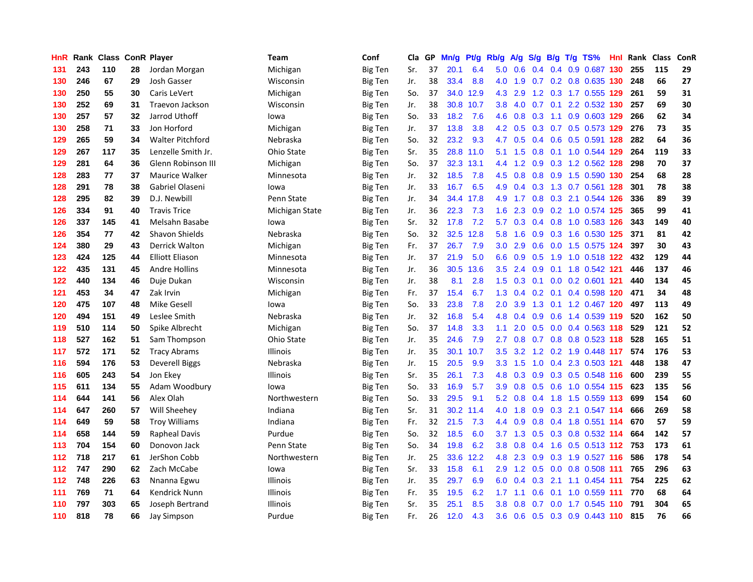| HnR | Rank | Class | ConR | Player | Team | Conf | Cla | GP | Mn/g | Pt/g | Rb/g | A/g | S/g | B/g | T/g | TS% | HnI | Rank | Class | ConR |
|---|---|---|---|---|---|---|---|---|---|---|---|---|---|---|---|---|---|---|---|---|
| 131 | 243 | 110 | 28 | Jordan Morgan | Michigan | Big Ten | Sr. | 37 | 20.1 | 6.4 | 5.0 | 0.6 | 0.4 | 0.4 | 0.9 | 0.687 | 130 | 255 | 115 | 29 |
| 130 | 246 | 67 | 29 | Josh Gasser | Wisconsin | Big Ten | Jr. | 38 | 33.4 | 8.8 | 4.0 | 1.9 | 0.7 | 0.2 | 0.8 | 0.635 | 130 | 248 | 66 | 27 |
| 130 | 250 | 55 | 30 | Caris LeVert | Michigan | Big Ten | So. | 37 | 34.0 | 12.9 | 4.3 | 2.9 | 1.2 | 0.3 | 1.7 | 0.555 | 129 | 261 | 59 | 31 |
| 130 | 252 | 69 | 31 | Traevon Jackson | Wisconsin | Big Ten | Jr. | 38 | 30.8 | 10.7 | 3.8 | 4.0 | 0.7 | 0.1 | 2.2 | 0.532 | 130 | 257 | 69 | 30 |
| 130 | 257 | 57 | 32 | Jarrod Uthoff | Iowa | Big Ten | So. | 33 | 18.2 | 7.6 | 4.6 | 0.8 | 0.3 | 1.1 | 0.9 | 0.603 | 129 | 266 | 62 | 34 |
| 130 | 258 | 71 | 33 | Jon Horford | Michigan | Big Ten | Jr. | 37 | 13.8 | 3.8 | 4.2 | 0.5 | 0.3 | 0.7 | 0.5 | 0.573 | 129 | 276 | 73 | 35 |
| 129 | 265 | 59 | 34 | Walter Pitchford | Nebraska | Big Ten | So. | 32 | 23.2 | 9.3 | 4.7 | 0.5 | 0.4 | 0.6 | 0.5 | 0.591 | 128 | 282 | 64 | 36 |
| 129 | 267 | 117 | 35 | Lenzelle Smith Jr. | Ohio State | Big Ten | Sr. | 35 | 28.8 | 11.0 | 5.1 | 1.5 | 0.8 | 0.1 | 1.0 | 0.544 | 129 | 264 | 119 | 33 |
| 129 | 281 | 64 | 36 | Glenn Robinson III | Michigan | Big Ten | So. | 37 | 32.3 | 13.1 | 4.4 | 1.2 | 0.9 | 0.3 | 1.2 | 0.562 | 128 | 298 | 70 | 37 |
| 128 | 283 | 77 | 37 | Maurice Walker | Minnesota | Big Ten | Jr. | 32 | 18.5 | 7.8 | 4.5 | 0.8 | 0.8 | 0.9 | 1.5 | 0.590 | 130 | 254 | 68 | 28 |
| 128 | 291 | 78 | 38 | Gabriel Olaseni | Iowa | Big Ten | Jr. | 33 | 16.7 | 6.5 | 4.9 | 0.4 | 0.3 | 1.3 | 0.7 | 0.561 | 128 | 301 | 78 | 38 |
| 128 | 295 | 82 | 39 | D.J. Newbill | Penn State | Big Ten | Jr. | 34 | 34.4 | 17.8 | 4.9 | 1.7 | 0.8 | 0.3 | 2.1 | 0.544 | 126 | 336 | 89 | 39 |
| 126 | 334 | 91 | 40 | Travis Trice | Michigan State | Big Ten | Jr. | 36 | 22.3 | 7.3 | 1.6 | 2.3 | 0.9 | 0.2 | 1.0 | 0.574 | 125 | 365 | 99 | 41 |
| 126 | 337 | 145 | 41 | Melsahn Basabe | Iowa | Big Ten | Sr. | 32 | 17.8 | 7.2 | 5.7 | 0.3 | 0.4 | 0.8 | 1.0 | 0.583 | 126 | 343 | 149 | 40 |
| 126 | 354 | 77 | 42 | Shavon Shields | Nebraska | Big Ten | So. | 32 | 32.5 | 12.8 | 5.8 | 1.6 | 0.9 | 0.3 | 1.6 | 0.530 | 125 | 371 | 81 | 42 |
| 124 | 380 | 29 | 43 | Derrick Walton | Michigan | Big Ten | Fr. | 37 | 26.7 | 7.9 | 3.0 | 2.9 | 0.6 | 0.0 | 1.5 | 0.575 | 124 | 397 | 30 | 43 |
| 123 | 424 | 125 | 44 | Elliott Eliason | Minnesota | Big Ten | Jr. | 37 | 21.9 | 5.0 | 6.6 | 0.9 | 0.5 | 1.9 | 1.0 | 0.518 | 122 | 432 | 129 | 44 |
| 122 | 435 | 131 | 45 | Andre Hollins | Minnesota | Big Ten | Jr. | 36 | 30.5 | 13.6 | 3.5 | 2.4 | 0.9 | 0.1 | 1.8 | 0.542 | 121 | 446 | 137 | 46 |
| 122 | 440 | 134 | 46 | Duje Dukan | Wisconsin | Big Ten | Jr. | 38 | 8.1 | 2.8 | 1.5 | 0.3 | 0.1 | 0.0 | 0.2 | 0.601 | 121 | 440 | 134 | 45 |
| 121 | 453 | 34 | 47 | Zak Irvin | Michigan | Big Ten | Fr. | 37 | 15.4 | 6.7 | 1.3 | 0.4 | 0.2 | 0.1 | 0.4 | 0.598 | 120 | 471 | 34 | 48 |
| 120 | 475 | 107 | 48 | Mike Gesell | Iowa | Big Ten | So. | 33 | 23.8 | 7.8 | 2.0 | 3.9 | 1.3 | 0.1 | 1.2 | 0.467 | 120 | 497 | 113 | 49 |
| 120 | 494 | 151 | 49 | Leslee Smith | Nebraska | Big Ten | Jr. | 32 | 16.8 | 5.4 | 4.8 | 0.4 | 0.9 | 0.6 | 1.4 | 0.539 | 119 | 520 | 162 | 50 |
| 119 | 510 | 114 | 50 | Spike Albrecht | Michigan | Big Ten | So. | 37 | 14.8 | 3.3 | 1.1 | 2.0 | 0.5 | 0.0 | 0.4 | 0.563 | 118 | 529 | 121 | 52 |
| 118 | 527 | 162 | 51 | Sam Thompson | Ohio State | Big Ten | Jr. | 35 | 24.6 | 7.9 | 2.7 | 0.8 | 0.7 | 0.8 | 0.8 | 0.523 | 118 | 528 | 165 | 51 |
| 117 | 572 | 171 | 52 | Tracy Abrams | Illinois | Big Ten | Jr. | 35 | 30.1 | 10.7 | 3.5 | 3.2 | 1.2 | 0.2 | 1.9 | 0.448 | 117 | 574 | 176 | 53 |
| 116 | 594 | 176 | 53 | Deverell Biggs | Nebraska | Big Ten | Jr. | 15 | 20.5 | 9.9 | 3.3 | 1.5 | 1.0 | 0.4 | 2.3 | 0.503 | 121 | 448 | 138 | 47 |
| 116 | 605 | 243 | 54 | Jon Ekey | Illinois | Big Ten | Sr. | 35 | 26.1 | 7.3 | 4.8 | 0.3 | 0.9 | 0.3 | 0.5 | 0.548 | 116 | 600 | 239 | 55 |
| 115 | 611 | 134 | 55 | Adam Woodbury | Iowa | Big Ten | So. | 33 | 16.9 | 5.7 | 3.9 | 0.8 | 0.5 | 0.6 | 1.0 | 0.554 | 115 | 623 | 135 | 56 |
| 114 | 644 | 141 | 56 | Alex Olah | Northwestern | Big Ten | So. | 33 | 29.5 | 9.1 | 5.2 | 0.8 | 0.4 | 1.8 | 1.5 | 0.559 | 113 | 699 | 154 | 60 |
| 114 | 647 | 260 | 57 | Will Sheehey | Indiana | Big Ten | Sr. | 31 | 30.2 | 11.4 | 4.0 | 1.8 | 0.9 | 0.3 | 2.1 | 0.547 | 114 | 666 | 269 | 58 |
| 114 | 649 | 59 | 58 | Troy Williams | Indiana | Big Ten | Fr. | 32 | 21.5 | 7.3 | 4.4 | 0.9 | 0.8 | 0.4 | 1.8 | 0.551 | 114 | 670 | 57 | 59 |
| 114 | 658 | 144 | 59 | Rapheal Davis | Purdue | Big Ten | So. | 32 | 18.5 | 6.0 | 3.7 | 1.3 | 0.5 | 0.3 | 0.8 | 0.532 | 114 | 664 | 142 | 57 |
| 113 | 704 | 154 | 60 | Donovon Jack | Penn State | Big Ten | So. | 34 | 19.8 | 6.2 | 3.8 | 0.8 | 0.4 | 1.6 | 0.5 | 0.513 | 112 | 753 | 173 | 61 |
| 112 | 718 | 217 | 61 | JerShon Cobb | Northwestern | Big Ten | Jr. | 25 | 33.6 | 12.2 | 4.8 | 2.3 | 0.9 | 0.3 | 1.9 | 0.527 | 116 | 586 | 178 | 54 |
| 112 | 747 | 290 | 62 | Zach McCabe | Iowa | Big Ten | Sr. | 33 | 15.8 | 6.1 | 2.9 | 1.2 | 0.5 | 0.0 | 0.8 | 0.508 | 111 | 765 | 296 | 63 |
| 112 | 748 | 226 | 63 | Nnanna Egwu | Illinois | Big Ten | Jr. | 35 | 29.7 | 6.9 | 6.0 | 0.4 | 0.3 | 2.1 | 1.1 | 0.454 | 111 | 754 | 225 | 62 |
| 111 | 769 | 71 | 64 | Kendrick Nunn | Illinois | Big Ten | Fr. | 35 | 19.5 | 6.2 | 1.7 | 1.1 | 0.6 | 0.1 | 1.0 | 0.559 | 111 | 770 | 68 | 64 |
| 110 | 797 | 303 | 65 | Joseph Bertrand | Illinois | Big Ten | Sr. | 35 | 25.1 | 8.5 | 3.8 | 0.8 | 0.7 | 0.0 | 1.7 | 0.545 | 110 | 791 | 304 | 65 |
| 110 | 818 | 78 | 66 | Jay Simpson | Purdue | Big Ten | Fr. | 26 | 12.0 | 4.3 | 3.6 | 0.6 | 0.5 | 0.3 | 0.9 | 0.443 | 110 | 815 | 76 | 66 |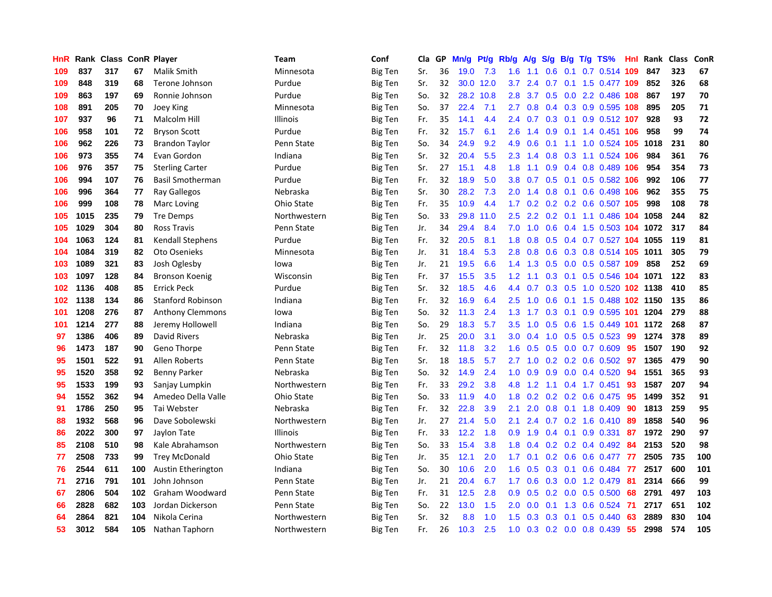| HnR | Rank | Class | ConR | Player | Team | Conf | Cla | GP | Mn/g | Pt/g | Rb/g | A/g | S/g | B/g | T/g | TS% | HnI | Rank | Class | ConR |
|---|---|---|---|---|---|---|---|---|---|---|---|---|---|---|---|---|---|---|---|---|
| 109 | 837 | 317 | 67 | Malik Smith | Minnesota | Big Ten | Sr. | 36 | 19.0 | 7.3 | 1.6 | 1.1 | 0.6 | 0.1 | 0.7 | 0.514 | 109 | 847 | 323 | 67 |
| 109 | 848 | 319 | 68 | Terone Johnson | Purdue | Big Ten | Sr. | 32 | 30.0 | 12.0 | 3.7 | 2.4 | 0.7 | 0.1 | 1.5 | 0.477 | 109 | 852 | 326 | 68 |
| 109 | 863 | 197 | 69 | Ronnie Johnson | Purdue | Big Ten | So. | 32 | 28.2 | 10.8 | 2.8 | 3.7 | 0.5 | 0.0 | 2.2 | 0.486 | 108 | 867 | 197 | 70 |
| 108 | 891 | 205 | 70 | Joey King | Minnesota | Big Ten | So. | 37 | 22.4 | 7.1 | 2.7 | 0.8 | 0.4 | 0.3 | 0.9 | 0.595 | 108 | 895 | 205 | 71 |
| 107 | 937 | 96 | 71 | Malcolm Hill | Illinois | Big Ten | Fr. | 35 | 14.1 | 4.4 | 2.4 | 0.7 | 0.3 | 0.1 | 0.9 | 0.512 | 107 | 928 | 93 | 72 |
| 106 | 958 | 101 | 72 | Bryson Scott | Purdue | Big Ten | Fr. | 32 | 15.7 | 6.1 | 2.6 | 1.4 | 0.9 | 0.1 | 1.4 | 0.451 | 106 | 958 | 99 | 74 |
| 106 | 962 | 226 | 73 | Brandon Taylor | Penn State | Big Ten | So. | 34 | 24.9 | 9.2 | 4.9 | 0.6 | 0.1 | 1.1 | 1.0 | 0.524 | 105 | 1018 | 231 | 80 |
| 106 | 973 | 355 | 74 | Evan Gordon | Indiana | Big Ten | Sr. | 32 | 20.4 | 5.5 | 2.3 | 1.4 | 0.8 | 0.3 | 1.1 | 0.524 | 106 | 984 | 361 | 76 |
| 106 | 976 | 357 | 75 | Sterling Carter | Purdue | Big Ten | Sr. | 27 | 15.1 | 4.8 | 1.8 | 1.1 | 0.9 | 0.4 | 0.8 | 0.489 | 106 | 954 | 354 | 73 |
| 106 | 994 | 107 | 76 | Basil Smotherman | Purdue | Big Ten | Fr. | 32 | 18.9 | 5.0 | 3.8 | 0.7 | 0.5 | 0.1 | 0.5 | 0.582 | 106 | 992 | 106 | 77 |
| 106 | 996 | 364 | 77 | Ray Gallegos | Nebraska | Big Ten | Sr. | 30 | 28.2 | 7.3 | 2.0 | 1.4 | 0.8 | 0.1 | 0.6 | 0.498 | 106 | 962 | 355 | 75 |
| 106 | 999 | 108 | 78 | Marc Loving | Ohio State | Big Ten | Fr. | 35 | 10.9 | 4.4 | 1.7 | 0.2 | 0.2 | 0.2 | 0.6 | 0.507 | 105 | 998 | 108 | 78 |
| 105 | 1015 | 235 | 79 | Tre Demps | Northwestern | Big Ten | So. | 33 | 29.8 | 11.0 | 2.5 | 2.2 | 0.2 | 0.1 | 1.1 | 0.486 | 104 | 1058 | 244 | 82 |
| 105 | 1029 | 304 | 80 | Ross Travis | Penn State | Big Ten | Jr. | 34 | 29.4 | 8.4 | 7.0 | 1.0 | 0.6 | 0.4 | 1.5 | 0.503 | 104 | 1072 | 317 | 84 |
| 104 | 1063 | 124 | 81 | Kendall Stephens | Purdue | Big Ten | Fr. | 32 | 20.5 | 8.1 | 1.8 | 0.8 | 0.5 | 0.4 | 0.7 | 0.527 | 104 | 1055 | 119 | 81 |
| 104 | 1084 | 319 | 82 | Oto Osenieks | Minnesota | Big Ten | Jr. | 31 | 18.4 | 5.3 | 2.8 | 0.8 | 0.6 | 0.3 | 0.8 | 0.514 | 105 | 1011 | 305 | 79 |
| 103 | 1089 | 321 | 83 | Josh Oglesby | Iowa | Big Ten | Jr. | 21 | 19.5 | 6.6 | 1.4 | 1.3 | 0.5 | 0.0 | 0.5 | 0.587 | 109 | 858 | 252 | 69 |
| 103 | 1097 | 128 | 84 | Bronson Koenig | Wisconsin | Big Ten | Fr. | 37 | 15.5 | 3.5 | 1.2 | 1.1 | 0.3 | 0.1 | 0.5 | 0.546 | 104 | 1071 | 122 | 83 |
| 102 | 1136 | 408 | 85 | Errick Peck | Purdue | Big Ten | Sr. | 32 | 18.5 | 4.6 | 4.4 | 0.7 | 0.3 | 0.5 | 1.0 | 0.520 | 102 | 1138 | 410 | 85 |
| 102 | 1138 | 134 | 86 | Stanford Robinson | Indiana | Big Ten | Fr. | 32 | 16.9 | 6.4 | 2.5 | 1.0 | 0.6 | 0.1 | 1.5 | 0.488 | 102 | 1150 | 135 | 86 |
| 101 | 1208 | 276 | 87 | Anthony Clemmons | Iowa | Big Ten | So. | 32 | 11.3 | 2.4 | 1.3 | 1.7 | 0.3 | 0.1 | 0.9 | 0.595 | 101 | 1204 | 279 | 88 |
| 101 | 1214 | 277 | 88 | Jeremy Hollowell | Indiana | Big Ten | So. | 29 | 18.3 | 5.7 | 3.5 | 1.0 | 0.5 | 0.6 | 1.5 | 0.449 | 101 | 1172 | 268 | 87 |
| 97 | 1386 | 406 | 89 | David Rivers | Nebraska | Big Ten | Jr. | 25 | 20.0 | 3.1 | 3.0 | 0.4 | 1.0 | 0.5 | 0.5 | 0.523 | 99 | 1274 | 378 | 89 |
| 96 | 1473 | 187 | 90 | Geno Thorpe | Penn State | Big Ten | Fr. | 32 | 11.8 | 3.2 | 1.6 | 0.5 | 0.5 | 0.0 | 0.7 | 0.609 | 95 | 1507 | 190 | 92 |
| 95 | 1501 | 522 | 91 | Allen Roberts | Penn State | Big Ten | Sr. | 18 | 18.5 | 5.7 | 2.7 | 1.0 | 0.2 | 0.2 | 0.6 | 0.502 | 97 | 1365 | 479 | 90 |
| 95 | 1520 | 358 | 92 | Benny Parker | Nebraska | Big Ten | So. | 32 | 14.9 | 2.4 | 1.0 | 0.9 | 0.9 | 0.0 | 0.4 | 0.520 | 94 | 1551 | 365 | 93 |
| 95 | 1533 | 199 | 93 | Sanjay Lumpkin | Northwestern | Big Ten | Fr. | 33 | 29.2 | 3.8 | 4.8 | 1.2 | 1.1 | 0.4 | 1.7 | 0.451 | 93 | 1587 | 207 | 94 |
| 94 | 1552 | 362 | 94 | Amedeo Della Valle | Ohio State | Big Ten | So. | 33 | 11.9 | 4.0 | 1.8 | 0.2 | 0.2 | 0.2 | 0.6 | 0.475 | 95 | 1499 | 352 | 91 |
| 91 | 1786 | 250 | 95 | Tai Webster | Nebraska | Big Ten | Fr. | 32 | 22.8 | 3.9 | 2.1 | 2.0 | 0.8 | 0.1 | 1.8 | 0.409 | 90 | 1813 | 259 | 95 |
| 88 | 1932 | 568 | 96 | Dave Sobolewski | Northwestern | Big Ten | Jr. | 27 | 21.4 | 5.0 | 2.1 | 2.4 | 0.7 | 0.2 | 1.6 | 0.410 | 89 | 1858 | 540 | 96 |
| 86 | 2022 | 300 | 97 | Jaylon Tate | Illinois | Big Ten | Fr. | 33 | 12.2 | 1.8 | 0.9 | 1.9 | 0.4 | 0.1 | 0.9 | 0.331 | 87 | 1972 | 290 | 97 |
| 85 | 2108 | 510 | 98 | Kale Abrahamson | Northwestern | Big Ten | So. | 33 | 15.4 | 3.8 | 1.8 | 0.4 | 0.2 | 0.2 | 0.4 | 0.492 | 84 | 2153 | 520 | 98 |
| 77 | 2508 | 733 | 99 | Trey McDonald | Ohio State | Big Ten | Jr. | 35 | 12.1 | 2.0 | 1.7 | 0.1 | 0.2 | 0.6 | 0.6 | 0.477 | 77 | 2505 | 735 | 100 |
| 76 | 2544 | 611 | 100 | Austin Etherington | Indiana | Big Ten | So. | 30 | 10.6 | 2.0 | 1.6 | 0.5 | 0.3 | 0.1 | 0.6 | 0.484 | 77 | 2517 | 600 | 101 |
| 71 | 2716 | 791 | 101 | John Johnson | Penn State | Big Ten | Jr. | 21 | 20.4 | 6.7 | 1.7 | 0.6 | 0.3 | 0.0 | 1.2 | 0.479 | 81 | 2314 | 666 | 99 |
| 67 | 2806 | 504 | 102 | Graham Woodward | Penn State | Big Ten | Fr. | 31 | 12.5 | 2.8 | 0.9 | 0.5 | 0.2 | 0.0 | 0.5 | 0.500 | 68 | 2791 | 497 | 103 |
| 66 | 2828 | 682 | 103 | Jordan Dickerson | Penn State | Big Ten | So. | 22 | 13.0 | 1.5 | 2.0 | 0.0 | 0.1 | 1.3 | 0.6 | 0.524 | 71 | 2717 | 651 | 102 |
| 64 | 2864 | 821 | 104 | Nikola Cerina | Northwestern | Big Ten | Sr. | 32 | 8.8 | 1.0 | 1.5 | 0.3 | 0.3 | 0.1 | 0.5 | 0.440 | 63 | 2889 | 830 | 104 |
| 53 | 3012 | 584 | 105 | Nathan Taphorn | Northwestern | Big Ten | Fr. | 26 | 10.3 | 2.5 | 1.0 | 0.3 | 0.2 | 0.0 | 0.8 | 0.439 | 55 | 2998 | 574 | 105 |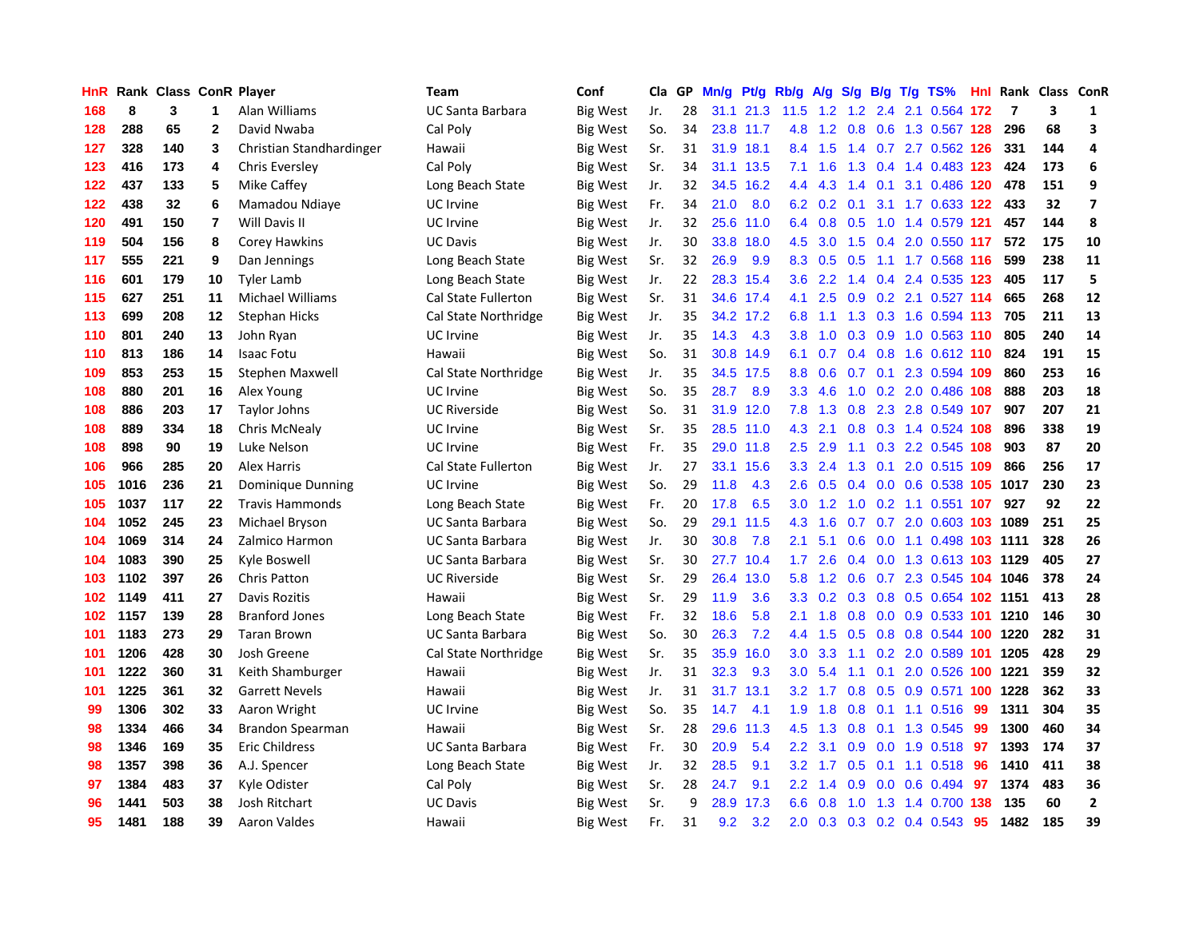| HnR | Rank | Class | ConR | Player | Team | Conf | Cla | GP | Mn/g | Pt/g | Rb/g | A/g | S/g | B/g | T/g | TS% | HnI | Rank | Class | ConR |
|---|---|---|---|---|---|---|---|---|---|---|---|---|---|---|---|---|---|---|---|---|
| 168 | 8 | 3 | 1 | Alan Williams | UC Santa Barbara | Big West | Jr. | 28 | 31.1 | 21.3 | 11.5 | 1.2 | 1.2 | 2.4 | 2.1 | 0.564 | 172 | 7 | 3 | 1 |
| 128 | 288 | 65 | 2 | David Nwaba | Cal Poly | Big West | So. | 34 | 23.8 | 11.7 | 4.8 | 1.2 | 0.8 | 0.6 | 1.3 | 0.567 | 128 | 296 | 68 | 3 |
| 127 | 328 | 140 | 3 | Christian Standhardinger | Hawaii | Big West | Sr. | 31 | 31.9 | 18.1 | 8.4 | 1.5 | 1.4 | 0.7 | 2.7 | 0.562 | 126 | 331 | 144 | 4 |
| 123 | 416 | 173 | 4 | Chris Eversley | Cal Poly | Big West | Sr. | 34 | 31.1 | 13.5 | 7.1 | 1.6 | 1.3 | 0.4 | 1.4 | 0.483 | 123 | 424 | 173 | 6 |
| 122 | 437 | 133 | 5 | Mike Caffey | Long Beach State | Big West | Jr. | 32 | 34.5 | 16.2 | 4.4 | 4.3 | 1.4 | 0.1 | 3.1 | 0.486 | 120 | 478 | 151 | 9 |
| 122 | 438 | 32 | 6 | Mamadou Ndiaye | UC Irvine | Big West | Fr. | 34 | 21.0 | 8.0 | 6.2 | 0.2 | 0.1 | 3.1 | 1.7 | 0.633 | 122 | 433 | 32 | 7 |
| 120 | 491 | 150 | 7 | Will Davis II | UC Irvine | Big West | Jr. | 32 | 25.6 | 11.0 | 6.4 | 0.8 | 0.5 | 1.0 | 1.4 | 0.579 | 121 | 457 | 144 | 8 |
| 119 | 504 | 156 | 8 | Corey Hawkins | UC Davis | Big West | Jr. | 30 | 33.8 | 18.0 | 4.5 | 3.0 | 1.5 | 0.4 | 2.0 | 0.550 | 117 | 572 | 175 | 10 |
| 117 | 555 | 221 | 9 | Dan Jennings | Long Beach State | Big West | Sr. | 32 | 26.9 | 9.9 | 8.3 | 0.5 | 0.5 | 1.1 | 1.7 | 0.568 | 116 | 599 | 238 | 11 |
| 116 | 601 | 179 | 10 | Tyler Lamb | Long Beach State | Big West | Jr. | 22 | 28.3 | 15.4 | 3.6 | 2.2 | 1.4 | 0.4 | 2.4 | 0.535 | 123 | 405 | 117 | 5 |
| 115 | 627 | 251 | 11 | Michael Williams | Cal State Fullerton | Big West | Sr. | 31 | 34.6 | 17.4 | 4.1 | 2.5 | 0.9 | 0.2 | 2.1 | 0.527 | 114 | 665 | 268 | 12 |
| 113 | 699 | 208 | 12 | Stephan Hicks | Cal State Northridge | Big West | Jr. | 35 | 34.2 | 17.2 | 6.8 | 1.1 | 1.3 | 0.3 | 1.6 | 0.594 | 113 | 705 | 211 | 13 |
| 110 | 801 | 240 | 13 | John Ryan | UC Irvine | Big West | Jr. | 35 | 14.3 | 4.3 | 3.8 | 1.0 | 0.3 | 0.9 | 1.0 | 0.563 | 110 | 805 | 240 | 14 |
| 110 | 813 | 186 | 14 | Isaac Fotu | Hawaii | Big West | So. | 31 | 30.8 | 14.9 | 6.1 | 0.7 | 0.4 | 0.8 | 1.6 | 0.612 | 110 | 824 | 191 | 15 |
| 109 | 853 | 253 | 15 | Stephen Maxwell | Cal State Northridge | Big West | Jr. | 35 | 34.5 | 17.5 | 8.8 | 0.6 | 0.7 | 0.1 | 2.3 | 0.594 | 109 | 860 | 253 | 16 |
| 108 | 880 | 201 | 16 | Alex Young | UC Irvine | Big West | So. | 35 | 28.7 | 8.9 | 3.3 | 4.6 | 1.0 | 0.2 | 2.0 | 0.486 | 108 | 888 | 203 | 18 |
| 108 | 886 | 203 | 17 | Taylor Johns | UC Riverside | Big West | So. | 31 | 31.9 | 12.0 | 7.8 | 1.3 | 0.8 | 2.3 | 2.8 | 0.549 | 107 | 907 | 207 | 21 |
| 108 | 889 | 334 | 18 | Chris McNealy | UC Irvine | Big West | Sr. | 35 | 28.5 | 11.0 | 4.3 | 2.1 | 0.8 | 0.3 | 1.4 | 0.524 | 108 | 896 | 338 | 19 |
| 108 | 898 | 90 | 19 | Luke Nelson | UC Irvine | Big West | Fr. | 35 | 29.0 | 11.8 | 2.5 | 2.9 | 1.1 | 0.3 | 2.2 | 0.545 | 108 | 903 | 87 | 20 |
| 106 | 966 | 285 | 20 | Alex Harris | Cal State Fullerton | Big West | Jr. | 27 | 33.1 | 15.6 | 3.3 | 2.4 | 1.3 | 0.1 | 2.0 | 0.515 | 109 | 866 | 256 | 17 |
| 105 | 1016 | 236 | 21 | Dominique Dunning | UC Irvine | Big West | So. | 29 | 11.8 | 4.3 | 2.6 | 0.5 | 0.4 | 0.0 | 0.6 | 0.538 | 105 | 1017 | 230 | 23 |
| 105 | 1037 | 117 | 22 | Travis Hammonds | Long Beach State | Big West | Fr. | 20 | 17.8 | 6.5 | 3.0 | 1.2 | 1.0 | 0.2 | 1.1 | 0.551 | 107 | 927 | 92 | 22 |
| 104 | 1052 | 245 | 23 | Michael Bryson | UC Santa Barbara | Big West | So. | 29 | 29.1 | 11.5 | 4.3 | 1.6 | 0.7 | 0.7 | 2.0 | 0.603 | 103 | 1089 | 251 | 25 |
| 104 | 1069 | 314 | 24 | Zalmico Harmon | UC Santa Barbara | Big West | Jr. | 30 | 30.8 | 7.8 | 2.1 | 5.1 | 0.6 | 0.0 | 1.1 | 0.498 | 103 | 1111 | 328 | 26 |
| 104 | 1083 | 390 | 25 | Kyle Boswell | UC Santa Barbara | Big West | Sr. | 30 | 27.7 | 10.4 | 1.7 | 2.6 | 0.4 | 0.0 | 1.3 | 0.613 | 103 | 1129 | 405 | 27 |
| 103 | 1102 | 397 | 26 | Chris Patton | UC Riverside | Big West | Sr. | 29 | 26.4 | 13.0 | 5.8 | 1.2 | 0.6 | 0.7 | 2.3 | 0.545 | 104 | 1046 | 378 | 24 |
| 102 | 1149 | 411 | 27 | Davis Rozitis | Hawaii | Big West | Sr. | 29 | 11.9 | 3.6 | 3.3 | 0.2 | 0.3 | 0.8 | 0.5 | 0.654 | 102 | 1151 | 413 | 28 |
| 102 | 1157 | 139 | 28 | Branford Jones | Long Beach State | Big West | Fr. | 32 | 18.6 | 5.8 | 2.1 | 1.8 | 0.8 | 0.0 | 0.9 | 0.533 | 101 | 1210 | 146 | 30 |
| 101 | 1183 | 273 | 29 | Taran Brown | UC Santa Barbara | Big West | So. | 30 | 26.3 | 7.2 | 4.4 | 1.5 | 0.5 | 0.8 | 0.8 | 0.544 | 100 | 1220 | 282 | 31 |
| 101 | 1206 | 428 | 30 | Josh Greene | Cal State Northridge | Big West | Sr. | 35 | 35.9 | 16.0 | 3.0 | 3.3 | 1.1 | 0.2 | 2.0 | 0.589 | 101 | 1205 | 428 | 29 |
| 101 | 1222 | 360 | 31 | Keith Shamburger | Hawaii | Big West | Jr. | 31 | 32.3 | 9.3 | 3.0 | 5.4 | 1.1 | 0.1 | 2.0 | 0.526 | 100 | 1221 | 359 | 32 |
| 101 | 1225 | 361 | 32 | Garrett Nevels | Hawaii | Big West | Jr. | 31 | 31.7 | 13.1 | 3.2 | 1.7 | 0.8 | 0.5 | 0.9 | 0.571 | 100 | 1228 | 362 | 33 |
| 99 | 1306 | 302 | 33 | Aaron Wright | UC Irvine | Big West | So. | 35 | 14.7 | 4.1 | 1.9 | 1.8 | 0.8 | 0.1 | 1.1 | 0.516 | 99 | 1311 | 304 | 35 |
| 98 | 1334 | 466 | 34 | Brandon Spearman | Hawaii | Big West | Sr. | 28 | 29.6 | 11.3 | 4.5 | 1.3 | 0.8 | 0.1 | 1.3 | 0.545 | 99 | 1300 | 460 | 34 |
| 98 | 1346 | 169 | 35 | Eric Childress | UC Santa Barbara | Big West | Fr. | 30 | 20.9 | 5.4 | 2.2 | 3.1 | 0.9 | 0.0 | 1.9 | 0.518 | 97 | 1393 | 174 | 37 |
| 98 | 1357 | 398 | 36 | A.J. Spencer | Long Beach State | Big West | Jr. | 32 | 28.5 | 9.1 | 3.2 | 1.7 | 0.5 | 0.1 | 1.1 | 0.518 | 96 | 1410 | 411 | 38 |
| 97 | 1384 | 483 | 37 | Kyle Odister | Cal Poly | Big West | Sr. | 28 | 24.7 | 9.1 | 2.2 | 1.4 | 0.9 | 0.0 | 0.6 | 0.494 | 97 | 1374 | 483 | 36 |
| 96 | 1441 | 503 | 38 | Josh Ritchart | UC Davis | Big West | Sr. | 9 | 28.9 | 17.3 | 6.6 | 0.8 | 1.0 | 1.3 | 1.4 | 0.700 | 138 | 135 | 60 | 2 |
| 95 | 1481 | 188 | 39 | Aaron Valdes | Hawaii | Big West | Fr. | 31 | 9.2 | 3.2 | 2.0 | 0.3 | 0.3 | 0.2 | 0.4 | 0.543 | 95 | 1482 | 185 | 39 |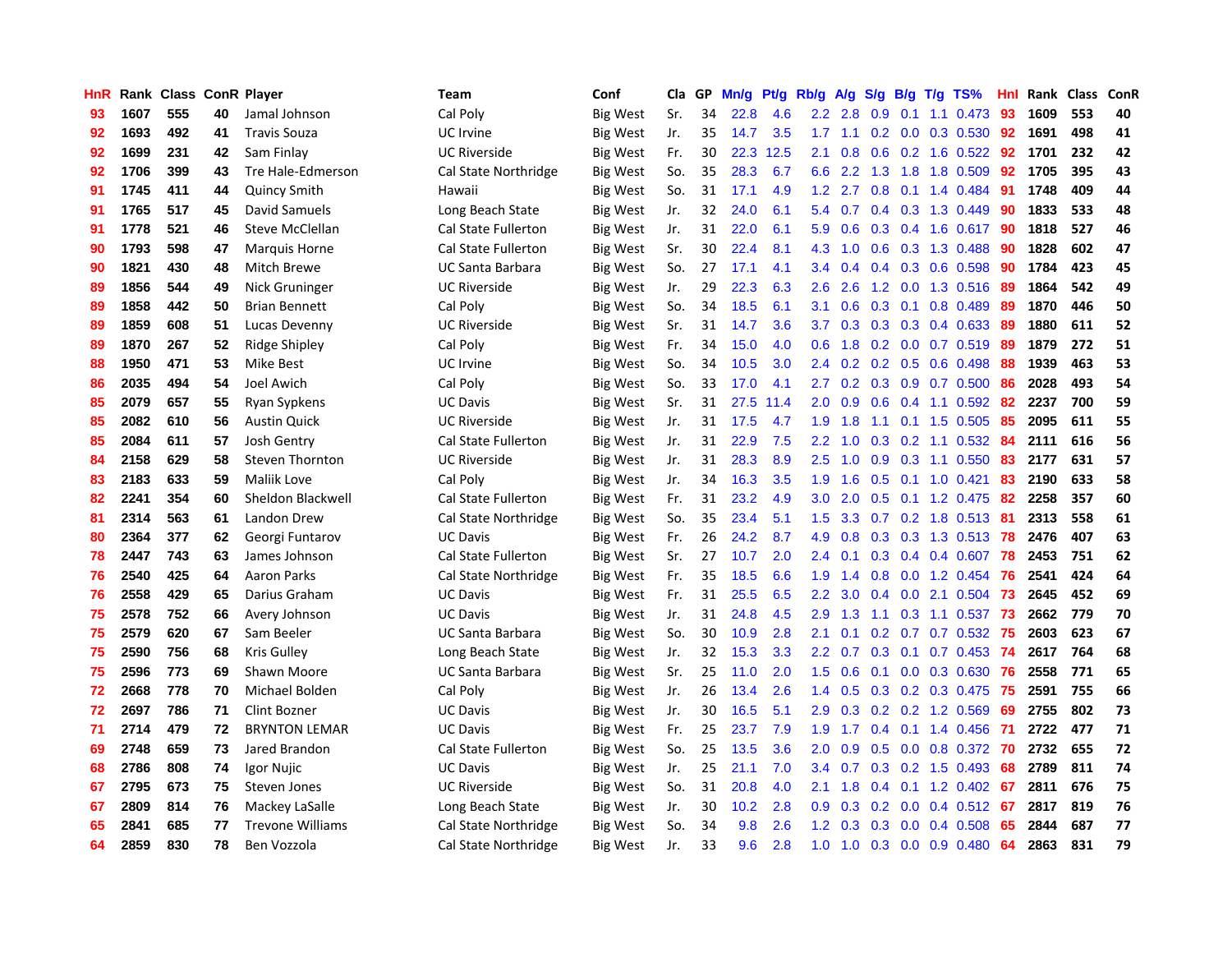| HnR | Rank | Class | ConR | Player | Team | Conf | Cla | GP | Mn/g | Pt/g | Rb/g | A/g | S/g | B/g | T/g | TS% | HnI | Rank | Class | ConR |
|---|---|---|---|---|---|---|---|---|---|---|---|---|---|---|---|---|---|---|---|---|
| 93 | 1607 | 555 | 40 | Jamal Johnson | Cal Poly | Big West | Sr. | 34 | 22.8 | 4.6 | 2.2 | 2.8 | 0.9 | 0.1 | 1.1 | 0.473 | 93 | 1609 | 553 | 40 |
| 92 | 1693 | 492 | 41 | Travis Souza | UC Irvine | Big West | Jr. | 35 | 14.7 | 3.5 | 1.7 | 1.1 | 0.2 | 0.0 | 0.3 | 0.530 | 92 | 1691 | 498 | 41 |
| 92 | 1699 | 231 | 42 | Sam Finlay | UC Riverside | Big West | Fr. | 30 | 22.3 | 12.5 | 2.1 | 0.8 | 0.6 | 0.2 | 1.6 | 0.522 | 92 | 1701 | 232 | 42 |
| 92 | 1706 | 399 | 43 | Tre Hale-Edmerson | Cal State Northridge | Big West | So. | 35 | 28.3 | 6.7 | 6.6 | 2.2 | 1.3 | 1.8 | 1.8 | 0.509 | 92 | 1705 | 395 | 43 |
| 91 | 1745 | 411 | 44 | Quincy Smith | Hawaii | Big West | So. | 31 | 17.1 | 4.9 | 1.2 | 2.7 | 0.8 | 0.1 | 1.4 | 0.484 | 91 | 1748 | 409 | 44 |
| 91 | 1765 | 517 | 45 | David Samuels | Long Beach State | Big West | Jr. | 32 | 24.0 | 6.1 | 5.4 | 0.7 | 0.4 | 0.3 | 1.3 | 0.449 | 90 | 1833 | 533 | 48 |
| 91 | 1778 | 521 | 46 | Steve McClellan | Cal State Fullerton | Big West | Jr. | 31 | 22.0 | 6.1 | 5.9 | 0.6 | 0.3 | 0.4 | 1.6 | 0.617 | 90 | 1818 | 527 | 46 |
| 90 | 1793 | 598 | 47 | Marquis Horne | Cal State Fullerton | Big West | Sr. | 30 | 22.4 | 8.1 | 4.3 | 1.0 | 0.6 | 0.3 | 1.3 | 0.488 | 90 | 1828 | 602 | 47 |
| 90 | 1821 | 430 | 48 | Mitch Brewe | UC Santa Barbara | Big West | So. | 27 | 17.1 | 4.1 | 3.4 | 0.4 | 0.4 | 0.3 | 0.6 | 0.598 | 90 | 1784 | 423 | 45 |
| 89 | 1856 | 544 | 49 | Nick Gruninger | UC Riverside | Big West | Jr. | 29 | 22.3 | 6.3 | 2.6 | 2.6 | 1.2 | 0.0 | 1.3 | 0.516 | 89 | 1864 | 542 | 49 |
| 89 | 1858 | 442 | 50 | Brian Bennett | Cal Poly | Big West | So. | 34 | 18.5 | 6.1 | 3.1 | 0.6 | 0.3 | 0.1 | 0.8 | 0.489 | 89 | 1870 | 446 | 50 |
| 89 | 1859 | 608 | 51 | Lucas Devenny | UC Riverside | Big West | Sr. | 31 | 14.7 | 3.6 | 3.7 | 0.3 | 0.3 | 0.3 | 0.4 | 0.633 | 89 | 1880 | 611 | 52 |
| 89 | 1870 | 267 | 52 | Ridge Shipley | Cal Poly | Big West | Fr. | 34 | 15.0 | 4.0 | 0.6 | 1.8 | 0.2 | 0.0 | 0.7 | 0.519 | 89 | 1879 | 272 | 51 |
| 88 | 1950 | 471 | 53 | Mike Best | UC Irvine | Big West | So. | 34 | 10.5 | 3.0 | 2.4 | 0.2 | 0.2 | 0.5 | 0.6 | 0.498 | 88 | 1939 | 463 | 53 |
| 86 | 2035 | 494 | 54 | Joel Awich | Cal Poly | Big West | So. | 33 | 17.0 | 4.1 | 2.7 | 0.2 | 0.3 | 0.9 | 0.7 | 0.500 | 86 | 2028 | 493 | 54 |
| 85 | 2079 | 657 | 55 | Ryan Sypkens | UC Davis | Big West | Sr. | 31 | 27.5 | 11.4 | 2.0 | 0.9 | 0.6 | 0.4 | 1.1 | 0.592 | 82 | 2237 | 700 | 59 |
| 85 | 2082 | 610 | 56 | Austin Quick | UC Riverside | Big West | Jr. | 31 | 17.5 | 4.7 | 1.9 | 1.8 | 1.1 | 0.1 | 1.5 | 0.505 | 85 | 2095 | 611 | 55 |
| 85 | 2084 | 611 | 57 | Josh Gentry | Cal State Fullerton | Big West | Jr. | 31 | 22.9 | 7.5 | 2.2 | 1.0 | 0.3 | 0.2 | 1.1 | 0.532 | 84 | 2111 | 616 | 56 |
| 84 | 2158 | 629 | 58 | Steven Thornton | UC Riverside | Big West | Jr. | 31 | 28.3 | 8.9 | 2.5 | 1.0 | 0.9 | 0.3 | 1.1 | 0.550 | 83 | 2177 | 631 | 57 |
| 83 | 2183 | 633 | 59 | Maliik Love | Cal Poly | Big West | Jr. | 34 | 16.3 | 3.5 | 1.9 | 1.6 | 0.5 | 0.1 | 1.0 | 0.421 | 83 | 2190 | 633 | 58 |
| 82 | 2241 | 354 | 60 | Sheldon Blackwell | Cal State Fullerton | Big West | Fr. | 31 | 23.2 | 4.9 | 3.0 | 2.0 | 0.5 | 0.1 | 1.2 | 0.475 | 82 | 2258 | 357 | 60 |
| 81 | 2314 | 563 | 61 | Landon Drew | Cal State Northridge | Big West | So. | 35 | 23.4 | 5.1 | 1.5 | 3.3 | 0.7 | 0.2 | 1.8 | 0.513 | 81 | 2313 | 558 | 61 |
| 80 | 2364 | 377 | 62 | Georgi Funtarov | UC Davis | Big West | Fr. | 26 | 24.2 | 8.7 | 4.9 | 0.8 | 0.3 | 0.3 | 1.3 | 0.513 | 78 | 2476 | 407 | 63 |
| 78 | 2447 | 743 | 63 | James Johnson | Cal State Fullerton | Big West | Sr. | 27 | 10.7 | 2.0 | 2.4 | 0.1 | 0.3 | 0.4 | 0.4 | 0.607 | 78 | 2453 | 751 | 62 |
| 76 | 2540 | 425 | 64 | Aaron Parks | Cal State Northridge | Big West | Fr. | 35 | 18.5 | 6.6 | 1.9 | 1.4 | 0.8 | 0.0 | 1.2 | 0.454 | 76 | 2541 | 424 | 64 |
| 76 | 2558 | 429 | 65 | Darius Graham | UC Davis | Big West | Fr. | 31 | 25.5 | 6.5 | 2.2 | 3.0 | 0.4 | 0.0 | 2.1 | 0.504 | 73 | 2645 | 452 | 69 |
| 75 | 2578 | 752 | 66 | Avery Johnson | UC Davis | Big West | Jr. | 31 | 24.8 | 4.5 | 2.9 | 1.3 | 1.1 | 0.3 | 1.1 | 0.537 | 73 | 2662 | 779 | 70 |
| 75 | 2579 | 620 | 67 | Sam Beeler | UC Santa Barbara | Big West | So. | 30 | 10.9 | 2.8 | 2.1 | 0.1 | 0.2 | 0.7 | 0.7 | 0.532 | 75 | 2603 | 623 | 67 |
| 75 | 2590 | 756 | 68 | Kris Gulley | Long Beach State | Big West | Jr. | 32 | 15.3 | 3.3 | 2.2 | 0.7 | 0.3 | 0.1 | 0.7 | 0.453 | 74 | 2617 | 764 | 68 |
| 75 | 2596 | 773 | 69 | Shawn Moore | UC Santa Barbara | Big West | Sr. | 25 | 11.0 | 2.0 | 1.5 | 0.6 | 0.1 | 0.0 | 0.3 | 0.630 | 76 | 2558 | 771 | 65 |
| 72 | 2668 | 778 | 70 | Michael Bolden | Cal Poly | Big West | Jr. | 26 | 13.4 | 2.6 | 1.4 | 0.5 | 0.3 | 0.2 | 0.3 | 0.475 | 75 | 2591 | 755 | 66 |
| 72 | 2697 | 786 | 71 | Clint Bozner | UC Davis | Big West | Jr. | 30 | 16.5 | 5.1 | 2.9 | 0.3 | 0.2 | 0.2 | 1.2 | 0.569 | 69 | 2755 | 802 | 73 |
| 71 | 2714 | 479 | 72 | BRYNTON LEMAR | UC Davis | Big West | Fr. | 25 | 23.7 | 7.9 | 1.9 | 1.7 | 0.4 | 0.1 | 1.4 | 0.456 | 71 | 2722 | 477 | 71 |
| 69 | 2748 | 659 | 73 | Jared Brandon | Cal State Fullerton | Big West | So. | 25 | 13.5 | 3.6 | 2.0 | 0.9 | 0.5 | 0.0 | 0.8 | 0.372 | 70 | 2732 | 655 | 72 |
| 68 | 2786 | 808 | 74 | Igor Nujic | UC Davis | Big West | Jr. | 25 | 21.1 | 7.0 | 3.4 | 0.7 | 0.3 | 0.2 | 1.5 | 0.493 | 68 | 2789 | 811 | 74 |
| 67 | 2795 | 673 | 75 | Steven Jones | UC Riverside | Big West | So. | 31 | 20.8 | 4.0 | 2.1 | 1.8 | 0.4 | 0.1 | 1.2 | 0.402 | 67 | 2811 | 676 | 75 |
| 67 | 2809 | 814 | 76 | Mackey LaSalle | Long Beach State | Big West | Jr. | 30 | 10.2 | 2.8 | 0.9 | 0.3 | 0.2 | 0.0 | 0.4 | 0.512 | 67 | 2817 | 819 | 76 |
| 65 | 2841 | 685 | 77 | Trevone Williams | Cal State Northridge | Big West | So. | 34 | 9.8 | 2.6 | 1.2 | 0.3 | 0.3 | 0.0 | 0.4 | 0.508 | 65 | 2844 | 687 | 77 |
| 64 | 2859 | 830 | 78 | Ben Vozzola | Cal State Northridge | Big West | Jr. | 33 | 9.6 | 2.8 | 1.0 | 1.0 | 0.3 | 0.0 | 0.9 | 0.480 | 64 | 2863 | 831 | 79 |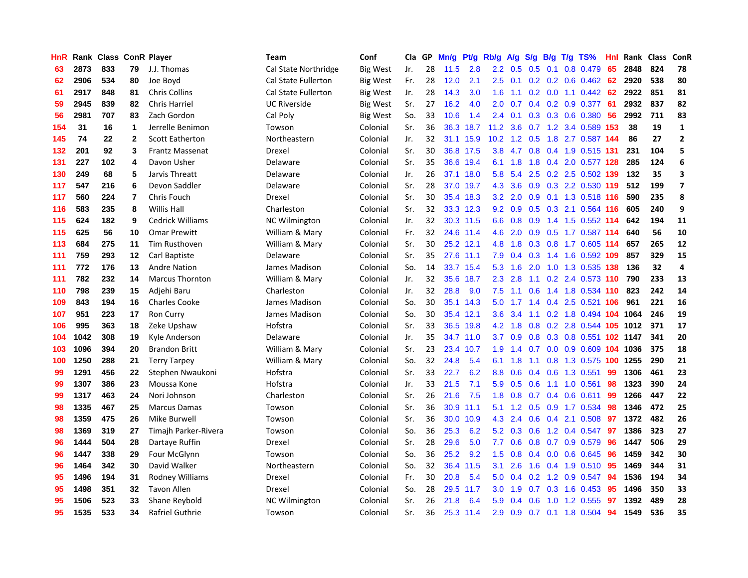| HnR | Rank | Class | ConR | Player | Team | Conf | Cla | GP | Mn/g | Pt/g | Rb/g | A/g | S/g | B/g | T/g | TS% | HnI | Rank | Class | ConR |
|---|---|---|---|---|---|---|---|---|---|---|---|---|---|---|---|---|---|---|---|---|
| 63 | 2873 | 833 | 79 | J.J. Thomas | Cal State Northridge | Big West | Jr. | 28 | 11.5 | 2.8 | 2.2 | 0.5 | 0.5 | 0.1 | 0.8 | 0.479 | 65 | 2848 | 824 | 78 |
| 62 | 2906 | 534 | 80 | Joe Boyd | Cal State Fullerton | Big West | Fr. | 28 | 12.0 | 2.1 | 2.5 | 0.1 | 0.2 | 0.2 | 0.6 | 0.462 | 62 | 2920 | 538 | 80 |
| 61 | 2917 | 848 | 81 | Chris Collins | Cal State Fullerton | Big West | Jr. | 28 | 14.3 | 3.0 | 1.6 | 1.1 | 0.2 | 0.0 | 1.1 | 0.442 | 62 | 2922 | 851 | 81 |
| 59 | 2945 | 839 | 82 | Chris Harriel | UC Riverside | Big West | Sr. | 27 | 16.2 | 4.0 | 2.0 | 0.7 | 0.4 | 0.2 | 0.9 | 0.377 | 61 | 2932 | 837 | 82 |
| 56 | 2981 | 707 | 83 | Zach Gordon | Cal Poly | Big West | So. | 33 | 10.6 | 1.4 | 2.4 | 0.1 | 0.3 | 0.3 | 0.6 | 0.380 | 56 | 2992 | 711 | 83 |
| 154 | 31 | 16 | 1 | Jerrelle Benimon | Towson | Colonial | Sr. | 36 | 36.3 | 18.7 | 11.2 | 3.6 | 0.7 | 1.2 | 3.4 | 0.589 | 153 | 38 | 19 | 1 |
| 145 | 74 | 22 | 2 | Scott Eatherton | Northeastern | Colonial | Jr. | 32 | 31.1 | 15.9 | 10.2 | 1.2 | 0.5 | 1.8 | 2.7 | 0.587 | 144 | 86 | 27 | 2 |
| 132 | 201 | 92 | 3 | Frantz Massenat | Drexel | Colonial | Sr. | 30 | 36.8 | 17.5 | 3.8 | 4.7 | 0.8 | 0.4 | 1.9 | 0.515 | 131 | 231 | 104 | 5 |
| 131 | 227 | 102 | 4 | Davon Usher | Delaware | Colonial | Sr. | 35 | 36.6 | 19.4 | 6.1 | 1.8 | 1.8 | 0.4 | 2.0 | 0.577 | 128 | 285 | 124 | 6 |
| 130 | 249 | 68 | 5 | Jarvis Threatt | Delaware | Colonial | Jr. | 26 | 37.1 | 18.0 | 5.8 | 5.4 | 2.5 | 0.2 | 2.5 | 0.502 | 139 | 132 | 35 | 3 |
| 117 | 547 | 216 | 6 | Devon Saddler | Delaware | Colonial | Sr. | 28 | 37.0 | 19.7 | 4.3 | 3.6 | 0.9 | 0.3 | 2.2 | 0.530 | 119 | 512 | 199 | 7 |
| 117 | 560 | 224 | 7 | Chris Fouch | Drexel | Colonial | Sr. | 30 | 35.4 | 18.3 | 3.2 | 2.0 | 0.9 | 0.1 | 1.3 | 0.518 | 116 | 590 | 235 | 8 |
| 116 | 583 | 235 | 8 | Willis Hall | Charleston | Colonial | Sr. | 32 | 33.3 | 12.3 | 9.2 | 0.9 | 0.5 | 0.3 | 2.1 | 0.564 | 116 | 605 | 240 | 9 |
| 115 | 624 | 182 | 9 | Cedrick Williams | NC Wilmington | Colonial | Jr. | 32 | 30.3 | 11.5 | 6.6 | 0.8 | 0.9 | 1.4 | 1.5 | 0.552 | 114 | 642 | 194 | 11 |
| 115 | 625 | 56 | 10 | Omar Prewitt | William & Mary | Colonial | Fr. | 32 | 24.6 | 11.4 | 4.6 | 2.0 | 0.9 | 0.5 | 1.7 | 0.587 | 114 | 640 | 56 | 10 |
| 113 | 684 | 275 | 11 | Tim Rusthoven | William & Mary | Colonial | Sr. | 30 | 25.2 | 12.1 | 4.8 | 1.8 | 0.3 | 0.8 | 1.7 | 0.605 | 114 | 657 | 265 | 12 |
| 111 | 759 | 293 | 12 | Carl Baptiste | Delaware | Colonial | Sr. | 35 | 27.6 | 11.1 | 7.9 | 0.4 | 0.3 | 1.4 | 1.6 | 0.592 | 109 | 857 | 329 | 15 |
| 111 | 772 | 176 | 13 | Andre Nation | James Madison | Colonial | So. | 14 | 33.7 | 15.4 | 5.3 | 1.6 | 2.0 | 1.0 | 1.3 | 0.535 | 138 | 136 | 32 | 4 |
| 111 | 782 | 232 | 14 | Marcus Thornton | William & Mary | Colonial | Jr. | 32 | 35.6 | 18.7 | 2.3 | 2.8 | 1.1 | 0.2 | 2.4 | 0.573 | 110 | 790 | 233 | 13 |
| 110 | 798 | 239 | 15 | Adjehi Baru | Charleston | Colonial | Jr. | 32 | 28.8 | 9.0 | 7.5 | 1.1 | 0.6 | 1.4 | 1.8 | 0.534 | 110 | 823 | 242 | 14 |
| 109 | 843 | 194 | 16 | Charles Cooke | James Madison | Colonial | So. | 30 | 35.1 | 14.3 | 5.0 | 1.7 | 1.4 | 0.4 | 2.5 | 0.521 | 106 | 961 | 221 | 16 |
| 107 | 951 | 223 | 17 | Ron Curry | James Madison | Colonial | So. | 30 | 35.4 | 12.1 | 3.6 | 3.4 | 1.1 | 0.2 | 1.8 | 0.494 | 104 | 1064 | 246 | 19 |
| 106 | 995 | 363 | 18 | Zeke Upshaw | Hofstra | Colonial | Sr. | 33 | 36.5 | 19.8 | 4.2 | 1.8 | 0.8 | 0.2 | 2.8 | 0.544 | 105 | 1012 | 371 | 17 |
| 104 | 1042 | 308 | 19 | Kyle Anderson | Delaware | Colonial | Jr. | 35 | 34.7 | 11.0 | 3.7 | 0.9 | 0.8 | 0.3 | 0.8 | 0.551 | 102 | 1147 | 341 | 20 |
| 103 | 1096 | 394 | 20 | Brandon Britt | William & Mary | Colonial | Sr. | 23 | 23.4 | 10.7 | 1.9 | 1.4 | 0.7 | 0.0 | 0.9 | 0.609 | 104 | 1036 | 375 | 18 |
| 100 | 1250 | 288 | 21 | Terry Tarpey | William & Mary | Colonial | So. | 32 | 24.8 | 5.4 | 6.1 | 1.8 | 1.1 | 0.8 | 1.3 | 0.575 | 100 | 1255 | 290 | 21 |
| 99 | 1291 | 456 | 22 | Stephen Nwaukoni | Hofstra | Colonial | Sr. | 33 | 22.7 | 6.2 | 8.8 | 0.6 | 0.4 | 0.6 | 1.3 | 0.551 | 99 | 1306 | 461 | 23 |
| 99 | 1307 | 386 | 23 | Moussa Kone | Hofstra | Colonial | Jr. | 33 | 21.5 | 7.1 | 5.9 | 0.5 | 0.6 | 1.1 | 1.0 | 0.561 | 98 | 1323 | 390 | 24 |
| 99 | 1317 | 463 | 24 | Nori Johnson | Charleston | Colonial | Sr. | 26 | 21.6 | 7.5 | 1.8 | 0.8 | 0.7 | 0.4 | 0.6 | 0.611 | 99 | 1266 | 447 | 22 |
| 98 | 1335 | 467 | 25 | Marcus Damas | Towson | Colonial | Sr. | 36 | 30.9 | 11.1 | 5.1 | 1.2 | 0.5 | 0.9 | 1.7 | 0.534 | 98 | 1346 | 472 | 25 |
| 98 | 1359 | 475 | 26 | Mike Burwell | Towson | Colonial | Sr. | 36 | 30.0 | 10.9 | 4.3 | 2.4 | 0.6 | 0.4 | 2.1 | 0.508 | 97 | 1372 | 482 | 26 |
| 98 | 1369 | 319 | 27 | Timajh Parker-Rivera | Towson | Colonial | So. | 36 | 25.3 | 6.2 | 5.2 | 0.3 | 0.6 | 1.2 | 0.4 | 0.547 | 97 | 1386 | 323 | 27 |
| 96 | 1444 | 504 | 28 | Dartaye Ruffin | Drexel | Colonial | Sr. | 28 | 29.6 | 5.0 | 7.7 | 0.6 | 0.8 | 0.7 | 0.9 | 0.579 | 96 | 1447 | 506 | 29 |
| 96 | 1447 | 338 | 29 | Four McGlynn | Towson | Colonial | So. | 36 | 25.2 | 9.2 | 1.5 | 0.8 | 0.4 | 0.0 | 0.6 | 0.645 | 96 | 1459 | 342 | 30 |
| 96 | 1464 | 342 | 30 | David Walker | Northeastern | Colonial | So. | 32 | 36.4 | 11.5 | 3.1 | 2.6 | 1.6 | 0.4 | 1.9 | 0.510 | 95 | 1469 | 344 | 31 |
| 95 | 1496 | 194 | 31 | Rodney Williams | Drexel | Colonial | Fr. | 30 | 20.8 | 5.4 | 5.0 | 0.4 | 0.2 | 1.2 | 0.9 | 0.547 | 94 | 1536 | 194 | 34 |
| 95 | 1498 | 351 | 32 | Tavon Allen | Drexel | Colonial | So. | 28 | 29.5 | 11.7 | 3.0 | 1.9 | 0.7 | 0.3 | 1.6 | 0.453 | 95 | 1496 | 350 | 33 |
| 95 | 1506 | 523 | 33 | Shane Reybold | NC Wilmington | Colonial | Sr. | 26 | 21.8 | 6.4 | 5.9 | 0.4 | 0.6 | 1.0 | 1.2 | 0.555 | 97 | 1392 | 489 | 28 |
| 95 | 1535 | 533 | 34 | Rafriel Guthrie | Towson | Colonial | Sr. | 36 | 25.3 | 11.4 | 2.9 | 0.9 | 0.7 | 0.1 | 1.8 | 0.504 | 94 | 1549 | 536 | 35 |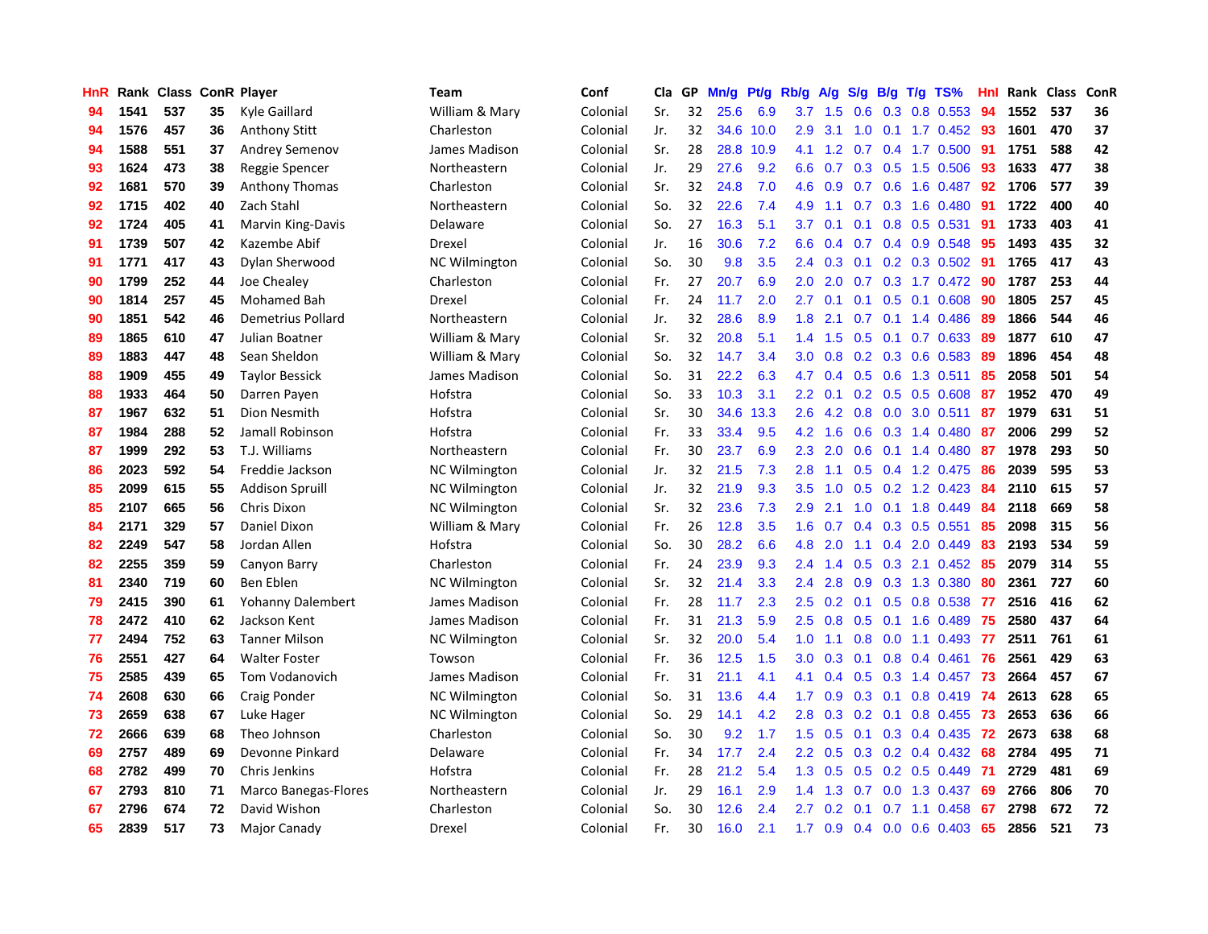| HnR | Rank | Class | ConR | Player | Team | Conf | Cla | GP | Mn/g | Pt/g | Rb/g | A/g | S/g | B/g | T/g | TS% | HnI | Rank | Class | ConR |
|---|---|---|---|---|---|---|---|---|---|---|---|---|---|---|---|---|---|---|---|---|
| 94 | 1541 | 537 | 35 | Kyle Gaillard | William & Mary | Colonial | Sr. | 32 | 25.6 | 6.9 | 3.7 | 1.5 | 0.6 | 0.3 | 0.8 | 0.553 | 94 | 1552 | 537 | 36 |
| 94 | 1576 | 457 | 36 | Anthony Stitt | Charleston | Colonial | Jr. | 32 | 34.6 | 10.0 | 2.9 | 3.1 | 1.0 | 0.1 | 1.7 | 0.452 | 93 | 1601 | 470 | 37 |
| 94 | 1588 | 551 | 37 | Andrey Semenov | James Madison | Colonial | Sr. | 28 | 28.8 | 10.9 | 4.1 | 1.2 | 0.7 | 0.4 | 1.7 | 0.500 | 91 | 1751 | 588 | 42 |
| 93 | 1624 | 473 | 38 | Reggie Spencer | Northeastern | Colonial | Jr. | 29 | 27.6 | 9.2 | 6.6 | 0.7 | 0.3 | 0.5 | 1.5 | 0.506 | 93 | 1633 | 477 | 38 |
| 92 | 1681 | 570 | 39 | Anthony Thomas | Charleston | Colonial | Sr. | 32 | 24.8 | 7.0 | 4.6 | 0.9 | 0.7 | 0.6 | 1.6 | 0.487 | 92 | 1706 | 577 | 39 |
| 92 | 1715 | 402 | 40 | Zach Stahl | Northeastern | Colonial | So. | 32 | 22.6 | 7.4 | 4.9 | 1.1 | 0.7 | 0.3 | 1.6 | 0.480 | 91 | 1722 | 400 | 40 |
| 92 | 1724 | 405 | 41 | Marvin King-Davis | Delaware | Colonial | So. | 27 | 16.3 | 5.1 | 3.7 | 0.1 | 0.1 | 0.8 | 0.5 | 0.531 | 91 | 1733 | 403 | 41 |
| 91 | 1739 | 507 | 42 | Kazembe Abif | Drexel | Colonial | Jr. | 16 | 30.6 | 7.2 | 6.6 | 0.4 | 0.7 | 0.4 | 0.9 | 0.548 | 95 | 1493 | 435 | 32 |
| 91 | 1771 | 417 | 43 | Dylan Sherwood | NC Wilmington | Colonial | So. | 30 | 9.8 | 3.5 | 2.4 | 0.3 | 0.1 | 0.2 | 0.3 | 0.502 | 91 | 1765 | 417 | 43 |
| 90 | 1799 | 252 | 44 | Joe Chealey | Charleston | Colonial | Fr. | 27 | 20.7 | 6.9 | 2.0 | 2.0 | 0.7 | 0.3 | 1.7 | 0.472 | 90 | 1787 | 253 | 44 |
| 90 | 1814 | 257 | 45 | Mohamed Bah | Drexel | Colonial | Fr. | 24 | 11.7 | 2.0 | 2.7 | 0.1 | 0.1 | 0.5 | 0.1 | 0.608 | 90 | 1805 | 257 | 45 |
| 90 | 1851 | 542 | 46 | Demetrius Pollard | Northeastern | Colonial | Jr. | 32 | 28.6 | 8.9 | 1.8 | 2.1 | 0.7 | 0.1 | 1.4 | 0.486 | 89 | 1866 | 544 | 46 |
| 89 | 1865 | 610 | 47 | Julian Boatner | William & Mary | Colonial | Sr. | 32 | 20.8 | 5.1 | 1.4 | 1.5 | 0.5 | 0.1 | 0.7 | 0.633 | 89 | 1877 | 610 | 47 |
| 89 | 1883 | 447 | 48 | Sean Sheldon | William & Mary | Colonial | So. | 32 | 14.7 | 3.4 | 3.0 | 0.8 | 0.2 | 0.3 | 0.6 | 0.583 | 89 | 1896 | 454 | 48 |
| 88 | 1909 | 455 | 49 | Taylor Bessick | James Madison | Colonial | So. | 31 | 22.2 | 6.3 | 4.7 | 0.4 | 0.5 | 0.6 | 1.3 | 0.511 | 85 | 2058 | 501 | 54 |
| 88 | 1933 | 464 | 50 | Darren Payen | Hofstra | Colonial | So. | 33 | 10.3 | 3.1 | 2.2 | 0.1 | 0.2 | 0.5 | 0.5 | 0.608 | 87 | 1952 | 470 | 49 |
| 87 | 1967 | 632 | 51 | Dion Nesmith | Hofstra | Colonial | Sr. | 30 | 34.6 | 13.3 | 2.6 | 4.2 | 0.8 | 0.0 | 3.0 | 0.511 | 87 | 1979 | 631 | 51 |
| 87 | 1984 | 288 | 52 | Jamall Robinson | Hofstra | Colonial | Fr. | 33 | 33.4 | 9.5 | 4.2 | 1.6 | 0.6 | 0.3 | 1.4 | 0.480 | 87 | 2006 | 299 | 52 |
| 87 | 1999 | 292 | 53 | T.J. Williams | Northeastern | Colonial | Fr. | 30 | 23.7 | 6.9 | 2.3 | 2.0 | 0.6 | 0.1 | 1.4 | 0.480 | 87 | 1978 | 293 | 50 |
| 86 | 2023 | 592 | 54 | Freddie Jackson | NC Wilmington | Colonial | Jr. | 32 | 21.5 | 7.3 | 2.8 | 1.1 | 0.5 | 0.4 | 1.2 | 0.475 | 86 | 2039 | 595 | 53 |
| 85 | 2099 | 615 | 55 | Addison Spruill | NC Wilmington | Colonial | Jr. | 32 | 21.9 | 9.3 | 3.5 | 1.0 | 0.5 | 0.2 | 1.2 | 0.423 | 84 | 2110 | 615 | 57 |
| 85 | 2107 | 665 | 56 | Chris Dixon | NC Wilmington | Colonial | Sr. | 32 | 23.6 | 7.3 | 2.9 | 2.1 | 1.0 | 0.1 | 1.8 | 0.449 | 84 | 2118 | 669 | 58 |
| 84 | 2171 | 329 | 57 | Daniel Dixon | William & Mary | Colonial | Fr. | 26 | 12.8 | 3.5 | 1.6 | 0.7 | 0.4 | 0.3 | 0.5 | 0.551 | 85 | 2098 | 315 | 56 |
| 82 | 2249 | 547 | 58 | Jordan Allen | Hofstra | Colonial | So. | 30 | 28.2 | 6.6 | 4.8 | 2.0 | 1.1 | 0.4 | 2.0 | 0.449 | 83 | 2193 | 534 | 59 |
| 82 | 2255 | 359 | 59 | Canyon Barry | Charleston | Colonial | Fr. | 24 | 23.9 | 9.3 | 2.4 | 1.4 | 0.5 | 0.3 | 2.1 | 0.452 | 85 | 2079 | 314 | 55 |
| 81 | 2340 | 719 | 60 | Ben Eblen | NC Wilmington | Colonial | Sr. | 32 | 21.4 | 3.3 | 2.4 | 2.8 | 0.9 | 0.3 | 1.3 | 0.380 | 80 | 2361 | 727 | 60 |
| 79 | 2415 | 390 | 61 | Yohanny Dalembert | James Madison | Colonial | Fr. | 28 | 11.7 | 2.3 | 2.5 | 0.2 | 0.1 | 0.5 | 0.8 | 0.538 | 77 | 2516 | 416 | 62 |
| 78 | 2472 | 410 | 62 | Jackson Kent | James Madison | Colonial | Fr. | 31 | 21.3 | 5.9 | 2.5 | 0.8 | 0.5 | 0.1 | 1.6 | 0.489 | 75 | 2580 | 437 | 64 |
| 77 | 2494 | 752 | 63 | Tanner Milson | NC Wilmington | Colonial | Sr. | 32 | 20.0 | 5.4 | 1.0 | 1.1 | 0.8 | 0.0 | 1.1 | 0.493 | 77 | 2511 | 761 | 61 |
| 76 | 2551 | 427 | 64 | Walter Foster | Towson | Colonial | Fr. | 36 | 12.5 | 1.5 | 3.0 | 0.3 | 0.1 | 0.8 | 0.4 | 0.461 | 76 | 2561 | 429 | 63 |
| 75 | 2585 | 439 | 65 | Tom Vodanovich | James Madison | Colonial | Fr. | 31 | 21.1 | 4.1 | 4.1 | 0.4 | 0.5 | 0.3 | 1.4 | 0.457 | 73 | 2664 | 457 | 67 |
| 74 | 2608 | 630 | 66 | Craig Ponder | NC Wilmington | Colonial | So. | 31 | 13.6 | 4.4 | 1.7 | 0.9 | 0.3 | 0.1 | 0.8 | 0.419 | 74 | 2613 | 628 | 65 |
| 73 | 2659 | 638 | 67 | Luke Hager | NC Wilmington | Colonial | So. | 29 | 14.1 | 4.2 | 2.8 | 0.3 | 0.2 | 0.1 | 0.8 | 0.455 | 73 | 2653 | 636 | 66 |
| 72 | 2666 | 639 | 68 | Theo Johnson | Charleston | Colonial | So. | 30 | 9.2 | 1.7 | 1.5 | 0.5 | 0.1 | 0.3 | 0.4 | 0.435 | 72 | 2673 | 638 | 68 |
| 69 | 2757 | 489 | 69 | Devonne Pinkard | Delaware | Colonial | Fr. | 34 | 17.7 | 2.4 | 2.2 | 0.5 | 0.3 | 0.2 | 0.4 | 0.432 | 68 | 2784 | 495 | 71 |
| 68 | 2782 | 499 | 70 | Chris Jenkins | Hofstra | Colonial | Fr. | 28 | 21.2 | 5.4 | 1.3 | 0.5 | 0.5 | 0.2 | 0.5 | 0.449 | 71 | 2729 | 481 | 69 |
| 67 | 2793 | 810 | 71 | Marco Banegas-Flores | Northeastern | Colonial | Jr. | 29 | 16.1 | 2.9 | 1.4 | 1.3 | 0.7 | 0.0 | 1.3 | 0.437 | 69 | 2766 | 806 | 70 |
| 67 | 2796 | 674 | 72 | David Wishon | Charleston | Colonial | So. | 30 | 12.6 | 2.4 | 2.7 | 0.2 | 0.1 | 0.7 | 1.1 | 0.458 | 67 | 2798 | 672 | 72 |
| 65 | 2839 | 517 | 73 | Major Canady | Drexel | Colonial | Fr. | 30 | 16.0 | 2.1 | 1.7 | 0.9 | 0.4 | 0.0 | 0.6 | 0.403 | 65 | 2856 | 521 | 73 |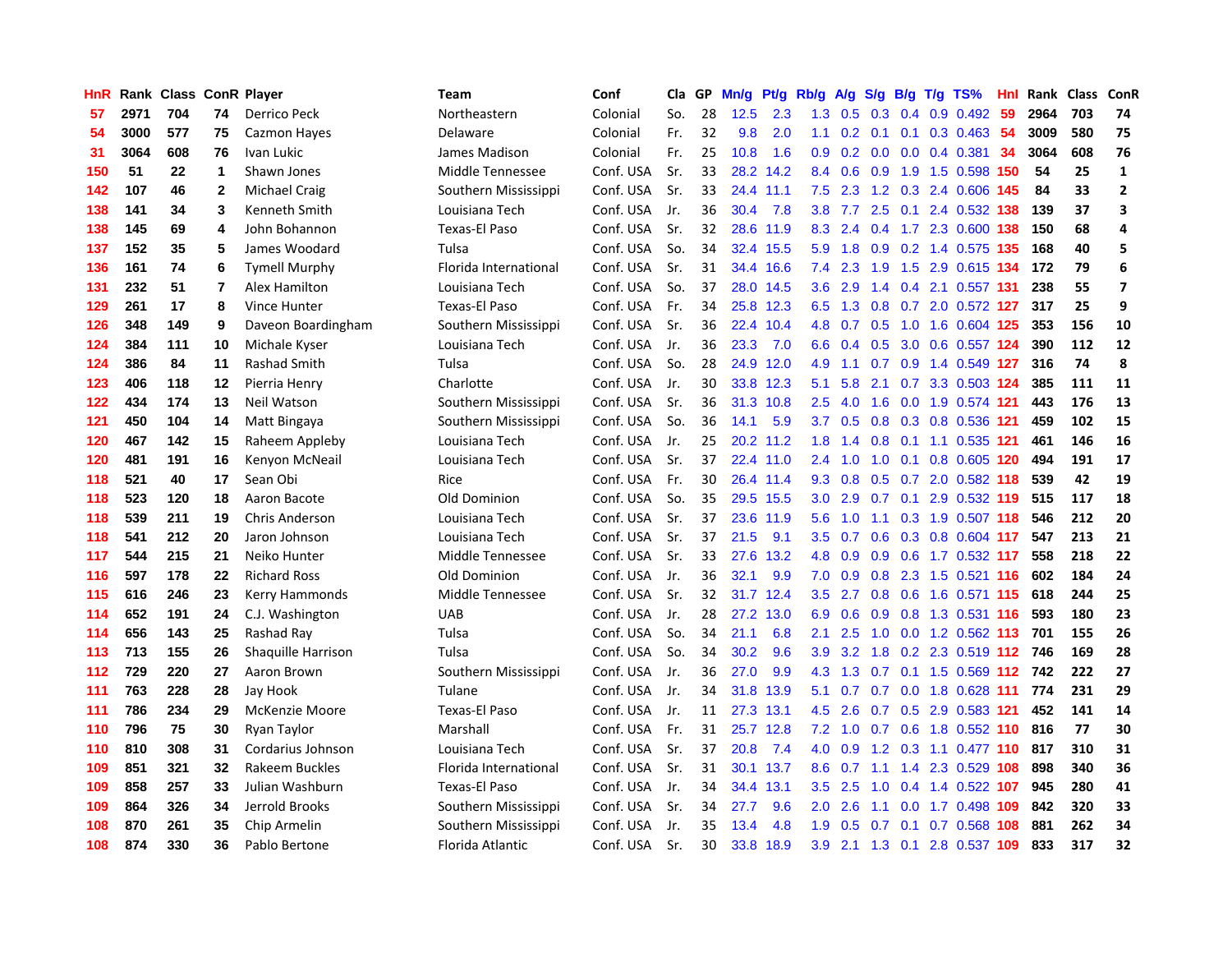| HnR | Rank | Class | ConR | Player | Team | Conf | Cla | GP | Mn/g | Pt/g | Rb/g | A/g | S/g | B/g | T/g | TS% | HnI | Rank | Class | ConR |
|---|---|---|---|---|---|---|---|---|---|---|---|---|---|---|---|---|---|---|---|---|
| 57 | 2971 | 704 | 74 | Derrico Peck | Northeastern | Colonial | So. | 28 | 12.5 | 2.3 | 1.3 | 0.5 | 0.3 | 0.4 | 0.9 | 0.492 | 59 | 2964 | 703 | 74 |
| 54 | 3000 | 577 | 75 | Cazmon Hayes | Delaware | Colonial | Fr. | 32 | 9.8 | 2.0 | 1.1 | 0.2 | 0.1 | 0.1 | 0.3 | 0.463 | 54 | 3009 | 580 | 75 |
| 31 | 3064 | 608 | 76 | Ivan Lukic | James Madison | Colonial | Fr. | 25 | 10.8 | 1.6 | 0.9 | 0.2 | 0.0 | 0.0 | 0.4 | 0.381 | 34 | 3064 | 608 | 76 |
| 150 | 51 | 22 | 1 | Shawn Jones | Middle Tennessee | Conf. USA | Sr. | 33 | 28.2 | 14.2 | 8.4 | 0.6 | 0.9 | 1.9 | 1.5 | 0.598 | 150 | 54 | 25 | 1 |
| 142 | 107 | 46 | 2 | Michael Craig | Southern Mississippi | Conf. USA | Sr. | 33 | 24.4 | 11.1 | 7.5 | 2.3 | 1.2 | 0.3 | 2.4 | 0.606 | 145 | 84 | 33 | 2 |
| 138 | 141 | 34 | 3 | Kenneth Smith | Louisiana Tech | Conf. USA | Jr. | 36 | 30.4 | 7.8 | 3.8 | 7.7 | 2.5 | 0.1 | 2.4 | 0.532 | 138 | 139 | 37 | 3 |
| 138 | 145 | 69 | 4 | John Bohannon | Texas-El Paso | Conf. USA | Sr. | 32 | 28.6 | 11.9 | 8.3 | 2.4 | 0.4 | 1.7 | 2.3 | 0.600 | 138 | 150 | 68 | 4 |
| 137 | 152 | 35 | 5 | James Woodard | Tulsa | Conf. USA | So. | 34 | 32.4 | 15.5 | 5.9 | 1.8 | 0.9 | 0.2 | 1.4 | 0.575 | 135 | 168 | 40 | 5 |
| 136 | 161 | 74 | 6 | Tymell Murphy | Florida International | Conf. USA | Sr. | 31 | 34.4 | 16.6 | 7.4 | 2.3 | 1.9 | 1.5 | 2.9 | 0.615 | 134 | 172 | 79 | 6 |
| 131 | 232 | 51 | 7 | Alex Hamilton | Louisiana Tech | Conf. USA | So. | 37 | 28.0 | 14.5 | 3.6 | 2.9 | 1.4 | 0.4 | 2.1 | 0.557 | 131 | 238 | 55 | 7 |
| 129 | 261 | 17 | 8 | Vince Hunter | Texas-El Paso | Conf. USA | Fr. | 34 | 25.8 | 12.3 | 6.5 | 1.3 | 0.8 | 0.7 | 2.0 | 0.572 | 127 | 317 | 25 | 9 |
| 126 | 348 | 149 | 9 | Daveon Boardingham | Southern Mississippi | Conf. USA | Sr. | 36 | 22.4 | 10.4 | 4.8 | 0.7 | 0.5 | 1.0 | 1.6 | 0.604 | 125 | 353 | 156 | 10 |
| 124 | 384 | 111 | 10 | Michale Kyser | Louisiana Tech | Conf. USA | Jr. | 36 | 23.3 | 7.0 | 6.6 | 0.4 | 0.5 | 3.0 | 0.6 | 0.557 | 124 | 390 | 112 | 12 |
| 124 | 386 | 84 | 11 | Rashad Smith | Tulsa | Conf. USA | So. | 28 | 24.9 | 12.0 | 4.9 | 1.1 | 0.7 | 0.9 | 1.4 | 0.549 | 127 | 316 | 74 | 8 |
| 123 | 406 | 118 | 12 | Pierria Henry | Charlotte | Conf. USA | Jr. | 30 | 33.8 | 12.3 | 5.1 | 5.8 | 2.1 | 0.7 | 3.3 | 0.503 | 124 | 385 | 111 | 11 |
| 122 | 434 | 174 | 13 | Neil Watson | Southern Mississippi | Conf. USA | Sr. | 36 | 31.3 | 10.8 | 2.5 | 4.0 | 1.6 | 0.0 | 1.9 | 0.574 | 121 | 443 | 176 | 13 |
| 121 | 450 | 104 | 14 | Matt Bingaya | Southern Mississippi | Conf. USA | So. | 36 | 14.1 | 5.9 | 3.7 | 0.5 | 0.8 | 0.3 | 0.8 | 0.536 | 121 | 459 | 102 | 15 |
| 120 | 467 | 142 | 15 | Raheem Appleby | Louisiana Tech | Conf. USA | Jr. | 25 | 20.2 | 11.2 | 1.8 | 1.4 | 0.8 | 0.1 | 1.1 | 0.535 | 121 | 461 | 146 | 16 |
| 120 | 481 | 191 | 16 | Kenyon McNeail | Louisiana Tech | Conf. USA | Sr. | 37 | 22.4 | 11.0 | 2.4 | 1.0 | 1.0 | 0.1 | 0.8 | 0.605 | 120 | 494 | 191 | 17 |
| 118 | 521 | 40 | 17 | Sean Obi | Rice | Conf. USA | Fr. | 30 | 26.4 | 11.4 | 9.3 | 0.8 | 0.5 | 0.7 | 2.0 | 0.582 | 118 | 539 | 42 | 19 |
| 118 | 523 | 120 | 18 | Aaron Bacote | Old Dominion | Conf. USA | So. | 35 | 29.5 | 15.5 | 3.0 | 2.9 | 0.7 | 0.1 | 2.9 | 0.532 | 119 | 515 | 117 | 18 |
| 118 | 539 | 211 | 19 | Chris Anderson | Louisiana Tech | Conf. USA | Sr. | 37 | 23.6 | 11.9 | 5.6 | 1.0 | 1.1 | 0.3 | 1.9 | 0.507 | 118 | 546 | 212 | 20 |
| 118 | 541 | 212 | 20 | Jaron Johnson | Louisiana Tech | Conf. USA | Sr. | 37 | 21.5 | 9.1 | 3.5 | 0.7 | 0.6 | 0.3 | 0.8 | 0.604 | 117 | 547 | 213 | 21 |
| 117 | 544 | 215 | 21 | Neiko Hunter | Middle Tennessee | Conf. USA | Sr. | 33 | 27.6 | 13.2 | 4.8 | 0.9 | 0.9 | 0.6 | 1.7 | 0.532 | 117 | 558 | 218 | 22 |
| 116 | 597 | 178 | 22 | Richard Ross | Old Dominion | Conf. USA | Jr. | 36 | 32.1 | 9.9 | 7.0 | 0.9 | 0.8 | 2.3 | 1.5 | 0.521 | 116 | 602 | 184 | 24 |
| 115 | 616 | 246 | 23 | Kerry Hammonds | Middle Tennessee | Conf. USA | Sr. | 32 | 31.7 | 12.4 | 3.5 | 2.7 | 0.8 | 0.6 | 1.6 | 0.571 | 115 | 618 | 244 | 25 |
| 114 | 652 | 191 | 24 | C.J. Washington | UAB | Conf. USA | Jr. | 28 | 27.2 | 13.0 | 6.9 | 0.6 | 0.9 | 0.8 | 1.3 | 0.531 | 116 | 593 | 180 | 23 |
| 114 | 656 | 143 | 25 | Rashad Ray | Tulsa | Conf. USA | So. | 34 | 21.1 | 6.8 | 2.1 | 2.5 | 1.0 | 0.0 | 1.2 | 0.562 | 113 | 701 | 155 | 26 |
| 113 | 713 | 155 | 26 | Shaquille Harrison | Tulsa | Conf. USA | So. | 34 | 30.2 | 9.6 | 3.9 | 3.2 | 1.8 | 0.2 | 2.3 | 0.519 | 112 | 746 | 169 | 28 |
| 112 | 729 | 220 | 27 | Aaron Brown | Southern Mississippi | Conf. USA | Jr. | 36 | 27.0 | 9.9 | 4.3 | 1.3 | 0.7 | 0.1 | 1.5 | 0.569 | 112 | 742 | 222 | 27 |
| 111 | 763 | 228 | 28 | Jay Hook | Tulane | Conf. USA | Jr. | 34 | 31.8 | 13.9 | 5.1 | 0.7 | 0.7 | 0.0 | 1.8 | 0.628 | 111 | 774 | 231 | 29 |
| 111 | 786 | 234 | 29 | McKenzie Moore | Texas-El Paso | Conf. USA | Jr. | 11 | 27.3 | 13.1 | 4.5 | 2.6 | 0.7 | 0.5 | 2.9 | 0.583 | 121 | 452 | 141 | 14 |
| 110 | 796 | 75 | 30 | Ryan Taylor | Marshall | Conf. USA | Fr. | 31 | 25.7 | 12.8 | 7.2 | 1.0 | 0.7 | 0.6 | 1.8 | 0.552 | 110 | 816 | 77 | 30 |
| 110 | 810 | 308 | 31 | Cordarius Johnson | Louisiana Tech | Conf. USA | Sr. | 37 | 20.8 | 7.4 | 4.0 | 0.9 | 1.2 | 0.3 | 1.1 | 0.477 | 110 | 817 | 310 | 31 |
| 109 | 851 | 321 | 32 | Rakeem Buckles | Florida International | Conf. USA | Sr. | 31 | 30.1 | 13.7 | 8.6 | 0.7 | 1.1 | 1.4 | 2.3 | 0.529 | 108 | 898 | 340 | 36 |
| 109 | 858 | 257 | 33 | Julian Washburn | Texas-El Paso | Conf. USA | Jr. | 34 | 34.4 | 13.1 | 3.5 | 2.5 | 1.0 | 0.4 | 1.4 | 0.522 | 107 | 945 | 280 | 41 |
| 109 | 864 | 326 | 34 | Jerrold Brooks | Southern Mississippi | Conf. USA | Sr. | 34 | 27.7 | 9.6 | 2.0 | 2.6 | 1.1 | 0.0 | 1.7 | 0.498 | 109 | 842 | 320 | 33 |
| 108 | 870 | 261 | 35 | Chip Armelin | Southern Mississippi | Conf. USA | Jr. | 35 | 13.4 | 4.8 | 1.9 | 0.5 | 0.7 | 0.1 | 0.7 | 0.568 | 108 | 881 | 262 | 34 |
| 108 | 874 | 330 | 36 | Pablo Bertone | Florida Atlantic | Conf. USA | Sr. | 30 | 33.8 | 18.9 | 3.9 | 2.1 | 1.3 | 0.1 | 2.8 | 0.537 | 109 | 833 | 317 | 32 |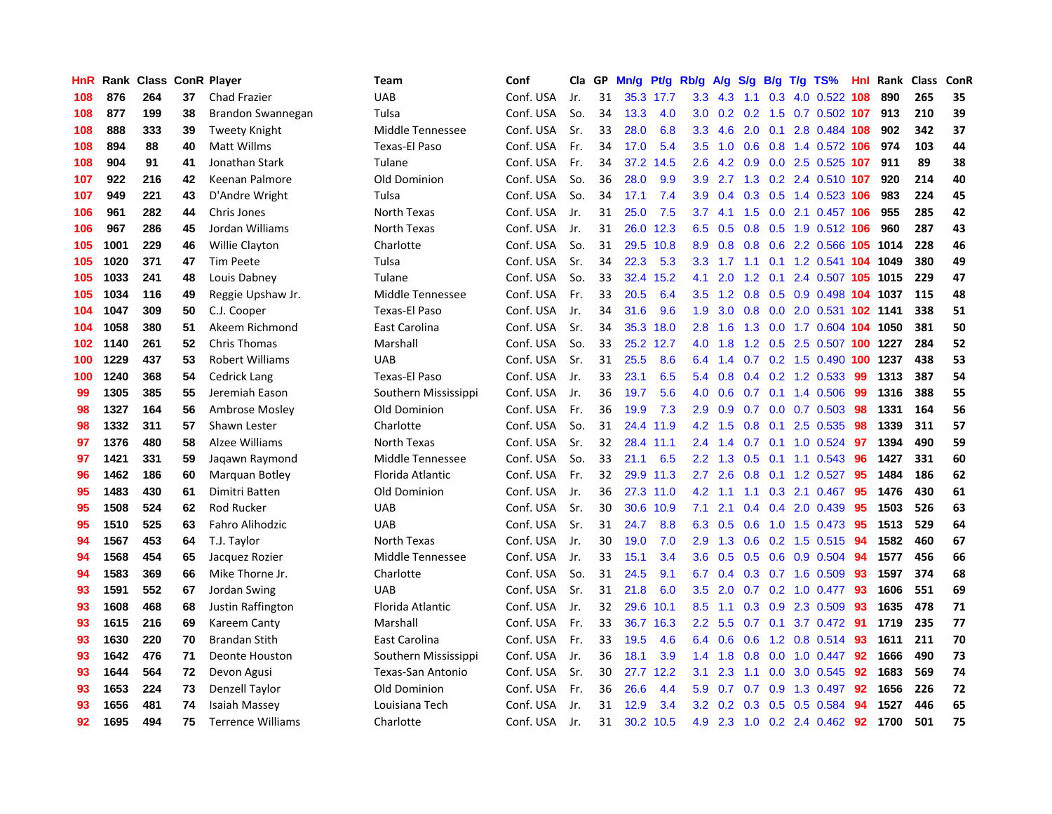| HnR | Rank | Class | ConR | Player | Team | Conf | Cla | GP | Mn/g | Pt/g | Rb/g | A/g | S/g | B/g | T/g | TS% | HnI | Rank | Class | ConR |
|---|---|---|---|---|---|---|---|---|---|---|---|---|---|---|---|---|---|---|---|---|
| 108 | 876 | 264 | 37 | Chad Frazier | UAB | Conf. USA | Jr. | 31 | 35.3 | 17.7 | 3.3 | 4.3 | 1.1 | 0.3 | 4.0 | 0.522 | 108 | 890 | 265 | 35 |
| 108 | 877 | 199 | 38 | Brandon Swannegan | Tulsa | Conf. USA | So. | 34 | 13.3 | 4.0 | 3.0 | 0.2 | 0.2 | 1.5 | 0.7 | 0.502 | 107 | 913 | 210 | 39 |
| 108 | 888 | 333 | 39 | Tweety Knight | Middle Tennessee | Conf. USA | Sr. | 33 | 28.0 | 6.8 | 3.3 | 4.6 | 2.0 | 0.1 | 2.8 | 0.484 | 108 | 902 | 342 | 37 |
| 108 | 894 | 88 | 40 | Matt Willms | Texas-El Paso | Conf. USA | Fr. | 34 | 17.0 | 5.4 | 3.5 | 1.0 | 0.6 | 0.8 | 1.4 | 0.572 | 106 | 974 | 103 | 44 |
| 108 | 904 | 91 | 41 | Jonathan Stark | Tulane | Conf. USA | Fr. | 34 | 37.2 | 14.5 | 2.6 | 4.2 | 0.9 | 0.0 | 2.5 | 0.525 | 107 | 911 | 89 | 38 |
| 107 | 922 | 216 | 42 | Keenan Palmore | Old Dominion | Conf. USA | So. | 36 | 28.0 | 9.9 | 3.9 | 2.7 | 1.3 | 0.2 | 2.4 | 0.510 | 107 | 920 | 214 | 40 |
| 107 | 949 | 221 | 43 | D'Andre Wright | Tulsa | Conf. USA | So. | 34 | 17.1 | 7.4 | 3.9 | 0.4 | 0.3 | 0.5 | 1.4 | 0.523 | 106 | 983 | 224 | 45 |
| 106 | 961 | 282 | 44 | Chris Jones | North Texas | Conf. USA | Jr. | 31 | 25.0 | 7.5 | 3.7 | 4.1 | 1.5 | 0.0 | 2.1 | 0.457 | 106 | 955 | 285 | 42 |
| 106 | 967 | 286 | 45 | Jordan Williams | North Texas | Conf. USA | Jr. | 31 | 26.0 | 12.3 | 6.5 | 0.5 | 0.8 | 0.5 | 1.9 | 0.512 | 106 | 960 | 287 | 43 |
| 105 | 1001 | 229 | 46 | Willie Clayton | Charlotte | Conf. USA | So. | 31 | 29.5 | 10.8 | 8.9 | 0.8 | 0.8 | 0.6 | 2.2 | 0.566 | 105 | 1014 | 228 | 46 |
| 105 | 1020 | 371 | 47 | Tim Peete | Tulsa | Conf. USA | Sr. | 34 | 22.3 | 5.3 | 3.3 | 1.7 | 1.1 | 0.1 | 1.2 | 0.541 | 104 | 1049 | 380 | 49 |
| 105 | 1033 | 241 | 48 | Louis Dabney | Tulane | Conf. USA | So. | 33 | 32.4 | 15.2 | 4.1 | 2.0 | 1.2 | 0.1 | 2.4 | 0.507 | 105 | 1015 | 229 | 47 |
| 105 | 1034 | 116 | 49 | Reggie Upshaw Jr. | Middle Tennessee | Conf. USA | Fr. | 33 | 20.5 | 6.4 | 3.5 | 1.2 | 0.8 | 0.5 | 0.9 | 0.498 | 104 | 1037 | 115 | 48 |
| 104 | 1047 | 309 | 50 | C.J. Cooper | Texas-El Paso | Conf. USA | Jr. | 34 | 31.6 | 9.6 | 1.9 | 3.0 | 0.8 | 0.0 | 2.0 | 0.531 | 102 | 1141 | 338 | 51 |
| 104 | 1058 | 380 | 51 | Akeem Richmond | East Carolina | Conf. USA | Sr. | 34 | 35.3 | 18.0 | 2.8 | 1.6 | 1.3 | 0.0 | 1.7 | 0.604 | 104 | 1050 | 381 | 50 |
| 102 | 1140 | 261 | 52 | Chris Thomas | Marshall | Conf. USA | So. | 33 | 25.2 | 12.7 | 4.0 | 1.8 | 1.2 | 0.5 | 2.5 | 0.507 | 100 | 1227 | 284 | 52 |
| 100 | 1229 | 437 | 53 | Robert Williams | UAB | Conf. USA | Sr. | 31 | 25.5 | 8.6 | 6.4 | 1.4 | 0.7 | 0.2 | 1.5 | 0.490 | 100 | 1237 | 438 | 53 |
| 100 | 1240 | 368 | 54 | Cedrick Lang | Texas-El Paso | Conf. USA | Jr. | 33 | 23.1 | 6.5 | 5.4 | 0.8 | 0.4 | 0.2 | 1.2 | 0.533 | 99 | 1313 | 387 | 54 |
| 99 | 1305 | 385 | 55 | Jeremiah Eason | Southern Mississippi | Conf. USA | Jr. | 36 | 19.7 | 5.6 | 4.0 | 0.6 | 0.7 | 0.1 | 1.4 | 0.506 | 99 | 1316 | 388 | 55 |
| 98 | 1327 | 164 | 56 | Ambrose Mosley | Old Dominion | Conf. USA | Fr. | 36 | 19.9 | 7.3 | 2.9 | 0.9 | 0.7 | 0.0 | 0.7 | 0.503 | 98 | 1331 | 164 | 56 |
| 98 | 1332 | 311 | 57 | Shawn Lester | Charlotte | Conf. USA | So. | 31 | 24.4 | 11.9 | 4.2 | 1.5 | 0.8 | 0.1 | 2.5 | 0.535 | 98 | 1339 | 311 | 57 |
| 97 | 1376 | 480 | 58 | Alzee Williams | North Texas | Conf. USA | Sr. | 32 | 28.4 | 11.1 | 2.4 | 1.4 | 0.7 | 0.1 | 1.0 | 0.524 | 97 | 1394 | 490 | 59 |
| 97 | 1421 | 331 | 59 | Jaqawn Raymond | Middle Tennessee | Conf. USA | So. | 33 | 21.1 | 6.5 | 2.2 | 1.3 | 0.5 | 0.1 | 1.1 | 0.543 | 96 | 1427 | 331 | 60 |
| 96 | 1462 | 186 | 60 | Marquan Botley | Florida Atlantic | Conf. USA | Fr. | 32 | 29.9 | 11.3 | 2.7 | 2.6 | 0.8 | 0.1 | 1.2 | 0.527 | 95 | 1484 | 186 | 62 |
| 95 | 1483 | 430 | 61 | Dimitri Batten | Old Dominion | Conf. USA | Jr. | 36 | 27.3 | 11.0 | 4.2 | 1.1 | 1.1 | 0.3 | 2.1 | 0.467 | 95 | 1476 | 430 | 61 |
| 95 | 1508 | 524 | 62 | Rod Rucker | UAB | Conf. USA | Sr. | 30 | 30.6 | 10.9 | 7.1 | 2.1 | 0.4 | 0.4 | 2.0 | 0.439 | 95 | 1503 | 526 | 63 |
| 95 | 1510 | 525 | 63 | Fahro Alihodzic | UAB | Conf. USA | Sr. | 31 | 24.7 | 8.8 | 6.3 | 0.5 | 0.6 | 1.0 | 1.5 | 0.473 | 95 | 1513 | 529 | 64 |
| 94 | 1567 | 453 | 64 | T.J. Taylor | North Texas | Conf. USA | Jr. | 30 | 19.0 | 7.0 | 2.9 | 1.3 | 0.6 | 0.2 | 1.5 | 0.515 | 94 | 1582 | 460 | 67 |
| 94 | 1568 | 454 | 65 | Jacquez Rozier | Middle Tennessee | Conf. USA | Jr. | 33 | 15.1 | 3.4 | 3.6 | 0.5 | 0.5 | 0.6 | 0.9 | 0.504 | 94 | 1577 | 456 | 66 |
| 94 | 1583 | 369 | 66 | Mike Thorne Jr. | Charlotte | Conf. USA | So. | 31 | 24.5 | 9.1 | 6.7 | 0.4 | 0.3 | 0.7 | 1.6 | 0.509 | 93 | 1597 | 374 | 68 |
| 93 | 1591 | 552 | 67 | Jordan Swing | UAB | Conf. USA | Sr. | 31 | 21.8 | 6.0 | 3.5 | 2.0 | 0.7 | 0.2 | 1.0 | 0.477 | 93 | 1606 | 551 | 69 |
| 93 | 1608 | 468 | 68 | Justin Raffington | Florida Atlantic | Conf. USA | Jr. | 32 | 29.6 | 10.1 | 8.5 | 1.1 | 0.3 | 0.9 | 2.3 | 0.509 | 93 | 1635 | 478 | 71 |
| 93 | 1615 | 216 | 69 | Kareem Canty | Marshall | Conf. USA | Fr. | 33 | 36.7 | 16.3 | 2.2 | 5.5 | 0.7 | 0.1 | 3.7 | 0.472 | 91 | 1719 | 235 | 77 |
| 93 | 1630 | 220 | 70 | Brandan Stith | East Carolina | Conf. USA | Fr. | 33 | 19.5 | 4.6 | 6.4 | 0.6 | 0.6 | 1.2 | 0.8 | 0.514 | 93 | 1611 | 211 | 70 |
| 93 | 1642 | 476 | 71 | Deonte Houston | Southern Mississippi | Conf. USA | Jr. | 36 | 18.1 | 3.9 | 1.4 | 1.8 | 0.8 | 0.0 | 1.0 | 0.447 | 92 | 1666 | 490 | 73 |
| 93 | 1644 | 564 | 72 | Devon Agusi | Texas-San Antonio | Conf. USA | Sr. | 30 | 27.7 | 12.2 | 3.1 | 2.3 | 1.1 | 0.0 | 3.0 | 0.545 | 92 | 1683 | 569 | 74 |
| 93 | 1653 | 224 | 73 | Denzell Taylor | Old Dominion | Conf. USA | Fr. | 36 | 26.6 | 4.4 | 5.9 | 0.7 | 0.7 | 0.9 | 1.3 | 0.497 | 92 | 1656 | 226 | 72 |
| 93 | 1656 | 481 | 74 | Isaiah Massey | Louisiana Tech | Conf. USA | Jr. | 31 | 12.9 | 3.4 | 3.2 | 0.2 | 0.3 | 0.5 | 0.5 | 0.584 | 94 | 1527 | 446 | 65 |
| 92 | 1695 | 494 | 75 | Terrence Williams | Charlotte | Conf. USA | Jr. | 31 | 30.2 | 10.5 | 4.9 | 2.3 | 1.0 | 0.2 | 2.4 | 0.462 | 92 | 1700 | 501 | 75 |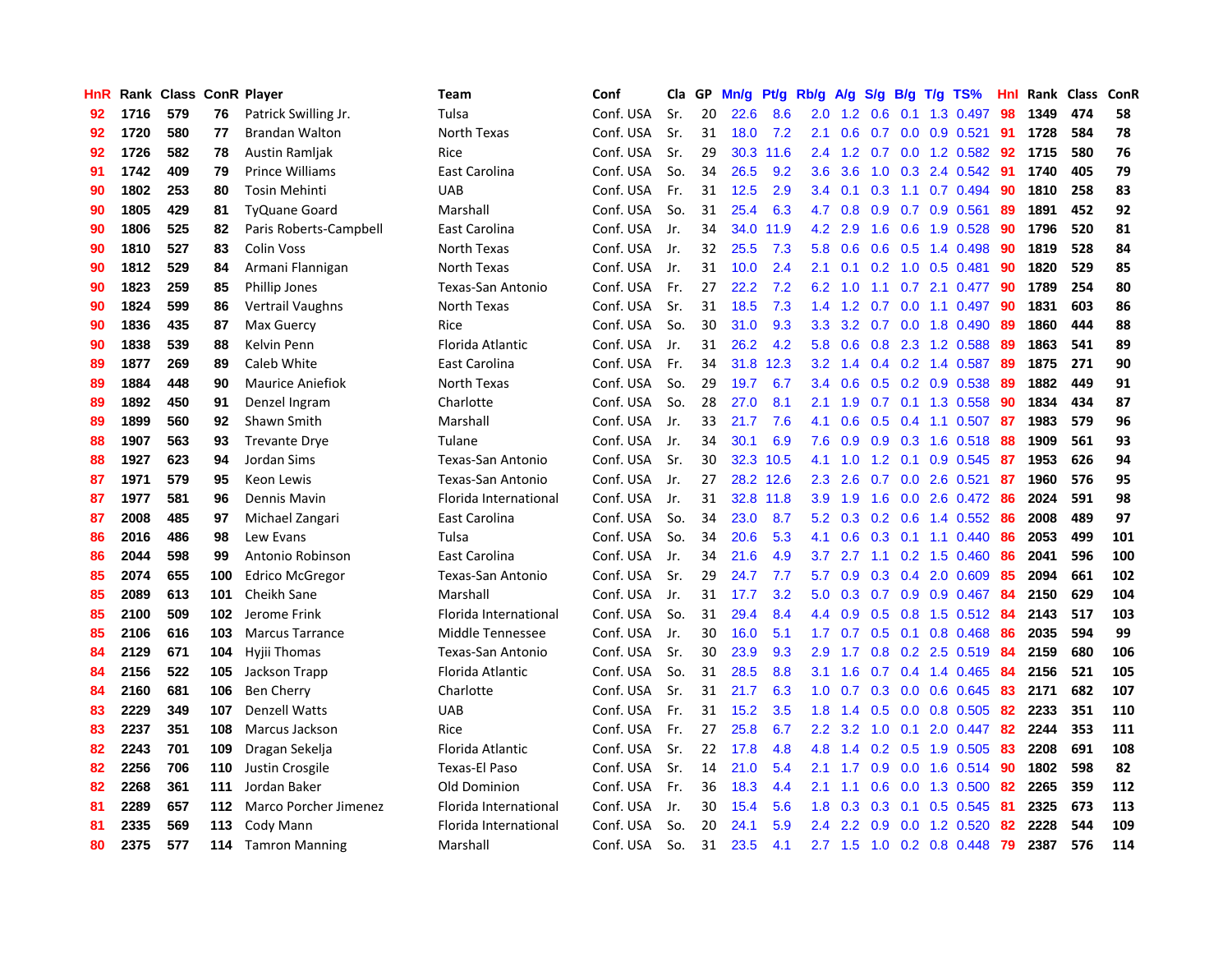| HnR | Rank | Class | ConR | Player | Team | Conf | Cla | GP | Mn/g | Pt/g | Rb/g | A/g | S/g | B/g | T/g | TS% | HnI | Rank | Class | ConR |
|---|---|---|---|---|---|---|---|---|---|---|---|---|---|---|---|---|---|---|---|---|
| 92 | 1716 | 579 | 76 | Patrick Swilling Jr. | Tulsa | Conf. USA | Sr. | 20 | 22.6 | 8.6 | 2.0 | 1.2 | 0.6 | 0.1 | 1.3 | 0.497 | 98 | 1349 | 474 | 58 |
| 92 | 1720 | 580 | 77 | Brandan Walton | North Texas | Conf. USA | Sr. | 31 | 18.0 | 7.2 | 2.1 | 0.6 | 0.7 | 0.0 | 0.9 | 0.521 | 91 | 1728 | 584 | 78 |
| 92 | 1726 | 582 | 78 | Austin Ramljak | Rice | Conf. USA | Sr. | 29 | 30.3 | 11.6 | 2.4 | 1.2 | 0.7 | 0.0 | 1.2 | 0.582 | 92 | 1715 | 580 | 76 |
| 91 | 1742 | 409 | 79 | Prince Williams | East Carolina | Conf. USA | So. | 34 | 26.5 | 9.2 | 3.6 | 3.6 | 1.0 | 0.3 | 2.4 | 0.542 | 91 | 1740 | 405 | 79 |
| 90 | 1802 | 253 | 80 | Tosin Mehinti | UAB | Conf. USA | Fr. | 31 | 12.5 | 2.9 | 3.4 | 0.1 | 0.3 | 1.1 | 0.7 | 0.494 | 90 | 1810 | 258 | 83 |
| 90 | 1805 | 429 | 81 | TyQuane Goard | Marshall | Conf. USA | So. | 31 | 25.4 | 6.3 | 4.7 | 0.8 | 0.9 | 0.7 | 0.9 | 0.561 | 89 | 1891 | 452 | 92 |
| 90 | 1806 | 525 | 82 | Paris Roberts-Campbell | East Carolina | Conf. USA | Jr. | 34 | 34.0 | 11.9 | 4.2 | 2.9 | 1.6 | 0.6 | 1.9 | 0.528 | 90 | 1796 | 520 | 81 |
| 90 | 1810 | 527 | 83 | Colin Voss | North Texas | Conf. USA | Jr. | 32 | 25.5 | 7.3 | 5.8 | 0.6 | 0.6 | 0.5 | 1.4 | 0.498 | 90 | 1819 | 528 | 84 |
| 90 | 1812 | 529 | 84 | Armani Flannigan | North Texas | Conf. USA | Jr. | 31 | 10.0 | 2.4 | 2.1 | 0.1 | 0.2 | 1.0 | 0.5 | 0.481 | 90 | 1820 | 529 | 85 |
| 90 | 1823 | 259 | 85 | Phillip Jones | Texas-San Antonio | Conf. USA | Fr. | 27 | 22.2 | 7.2 | 6.2 | 1.0 | 1.1 | 0.7 | 2.1 | 0.477 | 90 | 1789 | 254 | 80 |
| 90 | 1824 | 599 | 86 | Vertrail Vaughns | North Texas | Conf. USA | Sr. | 31 | 18.5 | 7.3 | 1.4 | 1.2 | 0.7 | 0.0 | 1.1 | 0.497 | 90 | 1831 | 603 | 86 |
| 90 | 1836 | 435 | 87 | Max Guercy | Rice | Conf. USA | So. | 30 | 31.0 | 9.3 | 3.3 | 3.2 | 0.7 | 0.0 | 1.8 | 0.490 | 89 | 1860 | 444 | 88 |
| 90 | 1838 | 539 | 88 | Kelvin Penn | Florida Atlantic | Conf. USA | Jr. | 31 | 26.2 | 4.2 | 5.8 | 0.6 | 0.8 | 2.3 | 1.2 | 0.588 | 89 | 1863 | 541 | 89 |
| 89 | 1877 | 269 | 89 | Caleb White | East Carolina | Conf. USA | Fr. | 34 | 31.8 | 12.3 | 3.2 | 1.4 | 0.4 | 0.2 | 1.4 | 0.587 | 89 | 1875 | 271 | 90 |
| 89 | 1884 | 448 | 90 | Maurice Aniefiok | North Texas | Conf. USA | So. | 29 | 19.7 | 6.7 | 3.4 | 0.6 | 0.5 | 0.2 | 0.9 | 0.538 | 89 | 1882 | 449 | 91 |
| 89 | 1892 | 450 | 91 | Denzel Ingram | Charlotte | Conf. USA | So. | 28 | 27.0 | 8.1 | 2.1 | 1.9 | 0.7 | 0.1 | 1.3 | 0.558 | 90 | 1834 | 434 | 87 |
| 89 | 1899 | 560 | 92 | Shawn Smith | Marshall | Conf. USA | Jr. | 33 | 21.7 | 7.6 | 4.1 | 0.6 | 0.5 | 0.4 | 1.1 | 0.507 | 87 | 1983 | 579 | 96 |
| 88 | 1907 | 563 | 93 | Trevante Drye | Tulane | Conf. USA | Jr. | 34 | 30.1 | 6.9 | 7.6 | 0.9 | 0.9 | 0.3 | 1.6 | 0.518 | 88 | 1909 | 561 | 93 |
| 88 | 1927 | 623 | 94 | Jordan Sims | Texas-San Antonio | Conf. USA | Sr. | 30 | 32.3 | 10.5 | 4.1 | 1.0 | 1.2 | 0.1 | 0.9 | 0.545 | 87 | 1953 | 626 | 94 |
| 87 | 1971 | 579 | 95 | Keon Lewis | Texas-San Antonio | Conf. USA | Jr. | 27 | 28.2 | 12.6 | 2.3 | 2.6 | 0.7 | 0.0 | 2.6 | 0.521 | 87 | 1960 | 576 | 95 |
| 87 | 1977 | 581 | 96 | Dennis Mavin | Florida International | Conf. USA | Jr. | 31 | 32.8 | 11.8 | 3.9 | 1.9 | 1.6 | 0.0 | 2.6 | 0.472 | 86 | 2024 | 591 | 98 |
| 87 | 2008 | 485 | 97 | Michael Zangari | East Carolina | Conf. USA | So. | 34 | 23.0 | 8.7 | 5.2 | 0.3 | 0.2 | 0.6 | 1.4 | 0.552 | 86 | 2008 | 489 | 97 |
| 86 | 2016 | 486 | 98 | Lew Evans | Tulsa | Conf. USA | So. | 34 | 20.6 | 5.3 | 4.1 | 0.6 | 0.3 | 0.1 | 1.1 | 0.440 | 86 | 2053 | 499 | 101 |
| 86 | 2044 | 598 | 99 | Antonio Robinson | East Carolina | Conf. USA | Jr. | 34 | 21.6 | 4.9 | 3.7 | 2.7 | 1.1 | 0.2 | 1.5 | 0.460 | 86 | 2041 | 596 | 100 |
| 85 | 2074 | 655 | 100 | Edrico McGregor | Texas-San Antonio | Conf. USA | Sr. | 29 | 24.7 | 7.7 | 5.7 | 0.9 | 0.3 | 0.4 | 2.0 | 0.609 | 85 | 2094 | 661 | 102 |
| 85 | 2089 | 613 | 101 | Cheikh Sane | Marshall | Conf. USA | Jr. | 31 | 17.7 | 3.2 | 5.0 | 0.3 | 0.7 | 0.9 | 0.9 | 0.467 | 84 | 2150 | 629 | 104 |
| 85 | 2100 | 509 | 102 | Jerome Frink | Florida International | Conf. USA | So. | 31 | 29.4 | 8.4 | 4.4 | 0.9 | 0.5 | 0.8 | 1.5 | 0.512 | 84 | 2143 | 517 | 103 |
| 85 | 2106 | 616 | 103 | Marcus Tarrance | Middle Tennessee | Conf. USA | Jr. | 30 | 16.0 | 5.1 | 1.7 | 0.7 | 0.5 | 0.1 | 0.8 | 0.468 | 86 | 2035 | 594 | 99 |
| 84 | 2129 | 671 | 104 | Hyjii Thomas | Texas-San Antonio | Conf. USA | Sr. | 30 | 23.9 | 9.3 | 2.9 | 1.7 | 0.8 | 0.2 | 2.5 | 0.519 | 84 | 2159 | 680 | 106 |
| 84 | 2156 | 522 | 105 | Jackson Trapp | Florida Atlantic | Conf. USA | So. | 31 | 28.5 | 8.8 | 3.1 | 1.6 | 0.7 | 0.4 | 1.4 | 0.465 | 84 | 2156 | 521 | 105 |
| 84 | 2160 | 681 | 106 | Ben Cherry | Charlotte | Conf. USA | Sr. | 31 | 21.7 | 6.3 | 1.0 | 0.7 | 0.3 | 0.0 | 0.6 | 0.645 | 83 | 2171 | 682 | 107 |
| 83 | 2229 | 349 | 107 | Denzell Watts | UAB | Conf. USA | Fr. | 31 | 15.2 | 3.5 | 1.8 | 1.4 | 0.5 | 0.0 | 0.8 | 0.505 | 82 | 2233 | 351 | 110 |
| 83 | 2237 | 351 | 108 | Marcus Jackson | Rice | Conf. USA | Fr. | 27 | 25.8 | 6.7 | 2.2 | 3.2 | 1.0 | 0.1 | 2.0 | 0.447 | 82 | 2244 | 353 | 111 |
| 82 | 2243 | 701 | 109 | Dragan Sekelja | Florida Atlantic | Conf. USA | Sr. | 22 | 17.8 | 4.8 | 4.8 | 1.4 | 0.2 | 0.5 | 1.9 | 0.505 | 83 | 2208 | 691 | 108 |
| 82 | 2256 | 706 | 110 | Justin Crosgile | Texas-El Paso | Conf. USA | Sr. | 14 | 21.0 | 5.4 | 2.1 | 1.7 | 0.9 | 0.0 | 1.6 | 0.514 | 90 | 1802 | 598 | 82 |
| 82 | 2268 | 361 | 111 | Jordan Baker | Old Dominion | Conf. USA | Fr. | 36 | 18.3 | 4.4 | 2.1 | 1.1 | 0.6 | 0.0 | 1.3 | 0.500 | 82 | 2265 | 359 | 112 |
| 81 | 2289 | 657 | 112 | Marco Porcher Jimenez | Florida International | Conf. USA | Jr. | 30 | 15.4 | 5.6 | 1.8 | 0.3 | 0.3 | 0.1 | 0.5 | 0.545 | 81 | 2325 | 673 | 113 |
| 81 | 2335 | 569 | 113 | Cody Mann | Florida International | Conf. USA | So. | 20 | 24.1 | 5.9 | 2.4 | 2.2 | 0.9 | 0.0 | 1.2 | 0.520 | 82 | 2228 | 544 | 109 |
| 80 | 2375 | 577 | 114 | Tamron Manning | Marshall | Conf. USA | So. | 31 | 23.5 | 4.1 | 2.7 | 1.5 | 1.0 | 0.2 | 0.8 | 0.448 | 79 | 2387 | 576 | 114 |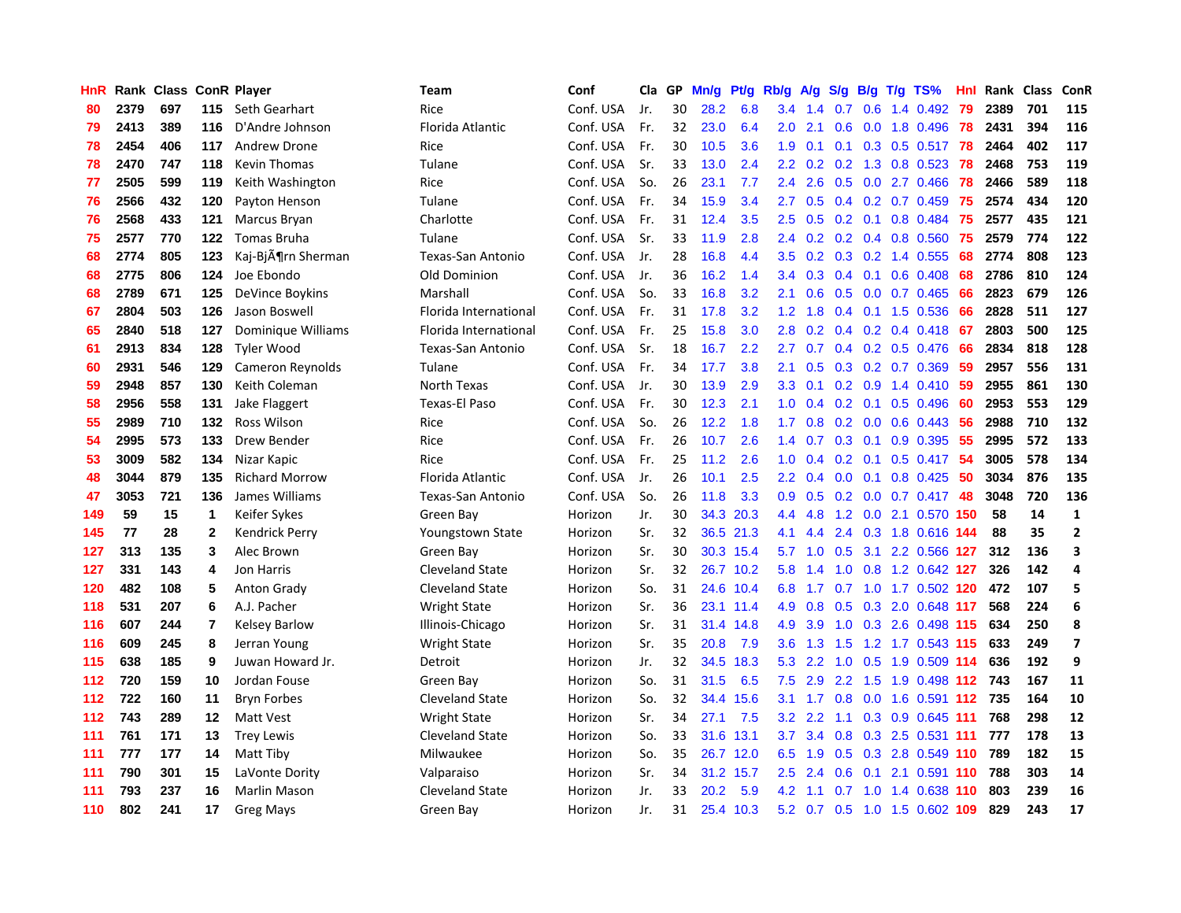| HnR | Rank | Class | ConR | Player | Team | Conf | Cla | GP | Mn/g | Pt/g | Rb/g | A/g | S/g | B/g | T/g | TS% | HnI | Rank | Class | ConR |
|---|---|---|---|---|---|---|---|---|---|---|---|---|---|---|---|---|---|---|---|---|
| 80 | 2379 | 697 | 115 | Seth Gearhart | Rice | Conf. USA | Jr. | 30 | 28.2 | 6.8 | 3.4 | 1.4 | 0.7 | 0.6 | 1.4 | 0.492 | 79 | 2389 | 701 | 115 |
| 79 | 2413 | 389 | 116 | D'Andre Johnson | Florida Atlantic | Conf. USA | Fr. | 32 | 23.0 | 6.4 | 2.0 | 2.1 | 0.6 | 0.0 | 1.8 | 0.496 | 78 | 2431 | 394 | 116 |
| 78 | 2454 | 406 | 117 | Andrew Drone | Rice | Conf. USA | Fr. | 30 | 10.5 | 3.6 | 1.9 | 0.1 | 0.1 | 0.3 | 0.5 | 0.517 | 78 | 2464 | 402 | 117 |
| 78 | 2470 | 747 | 118 | Kevin Thomas | Tulane | Conf. USA | Sr. | 33 | 13.0 | 2.4 | 2.2 | 0.2 | 0.2 | 1.3 | 0.8 | 0.523 | 78 | 2468 | 753 | 119 |
| 77 | 2505 | 599 | 119 | Keith Washington | Rice | Conf. USA | So. | 26 | 23.1 | 7.7 | 2.4 | 2.6 | 0.5 | 0.0 | 2.7 | 0.466 | 78 | 2466 | 589 | 118 |
| 76 | 2566 | 432 | 120 | Payton Henson | Tulane | Conf. USA | Fr. | 34 | 15.9 | 3.4 | 2.7 | 0.5 | 0.4 | 0.2 | 0.7 | 0.459 | 75 | 2574 | 434 | 120 |
| 76 | 2568 | 433 | 121 | Marcus Bryan | Charlotte | Conf. USA | Fr. | 31 | 12.4 | 3.5 | 2.5 | 0.5 | 0.2 | 0.1 | 0.8 | 0.484 | 75 | 2577 | 435 | 121 |
| 75 | 2577 | 770 | 122 | Tomas Bruha | Tulane | Conf. USA | Sr. | 33 | 11.9 | 2.8 | 2.4 | 0.2 | 0.2 | 0.4 | 0.8 | 0.560 | 75 | 2579 | 774 | 122 |
| 68 | 2774 | 805 | 123 | Kaj-BjÃ¶rn Sherman | Texas-San Antonio | Conf. USA | Jr. | 28 | 16.8 | 4.4 | 3.5 | 0.2 | 0.3 | 0.2 | 1.4 | 0.555 | 68 | 2774 | 808 | 123 |
| 68 | 2775 | 806 | 124 | Joe Ebondo | Old Dominion | Conf. USA | Jr. | 36 | 16.2 | 1.4 | 3.4 | 0.3 | 0.4 | 0.1 | 0.6 | 0.408 | 68 | 2786 | 810 | 124 |
| 68 | 2789 | 671 | 125 | DeVince Boykins | Marshall | Conf. USA | So. | 33 | 16.8 | 3.2 | 2.1 | 0.6 | 0.5 | 0.0 | 0.7 | 0.465 | 66 | 2823 | 679 | 126 |
| 67 | 2804 | 503 | 126 | Jason Boswell | Florida International | Conf. USA | Fr. | 31 | 17.8 | 3.2 | 1.2 | 1.8 | 0.4 | 0.1 | 1.5 | 0.536 | 66 | 2828 | 511 | 127 |
| 65 | 2840 | 518 | 127 | Dominique Williams | Florida International | Conf. USA | Fr. | 25 | 15.8 | 3.0 | 2.8 | 0.2 | 0.4 | 0.2 | 0.4 | 0.418 | 67 | 2803 | 500 | 125 |
| 61 | 2913 | 834 | 128 | Tyler Wood | Texas-San Antonio | Conf. USA | Sr. | 18 | 16.7 | 2.2 | 2.7 | 0.7 | 0.4 | 0.2 | 0.5 | 0.476 | 66 | 2834 | 818 | 128 |
| 60 | 2931 | 546 | 129 | Cameron Reynolds | Tulane | Conf. USA | Fr. | 34 | 17.7 | 3.8 | 2.1 | 0.5 | 0.3 | 0.2 | 0.7 | 0.369 | 59 | 2957 | 556 | 131 |
| 59 | 2948 | 857 | 130 | Keith Coleman | North Texas | Conf. USA | Jr. | 30 | 13.9 | 2.9 | 3.3 | 0.1 | 0.2 | 0.9 | 1.4 | 0.410 | 59 | 2955 | 861 | 130 |
| 58 | 2956 | 558 | 131 | Jake Flaggert | Texas-El Paso | Conf. USA | Fr. | 30 | 12.3 | 2.1 | 1.0 | 0.4 | 0.2 | 0.1 | 0.5 | 0.496 | 60 | 2953 | 553 | 129 |
| 55 | 2989 | 710 | 132 | Ross Wilson | Rice | Conf. USA | So. | 26 | 12.2 | 1.8 | 1.7 | 0.8 | 0.2 | 0.0 | 0.6 | 0.443 | 56 | 2988 | 710 | 132 |
| 54 | 2995 | 573 | 133 | Drew Bender | Rice | Conf. USA | Fr. | 26 | 10.7 | 2.6 | 1.4 | 0.7 | 0.3 | 0.1 | 0.9 | 0.395 | 55 | 2995 | 572 | 133 |
| 53 | 3009 | 582 | 134 | Nizar Kapic | Rice | Conf. USA | Fr. | 25 | 11.2 | 2.6 | 1.0 | 0.4 | 0.2 | 0.1 | 0.5 | 0.417 | 54 | 3005 | 578 | 134 |
| 48 | 3044 | 879 | 135 | Richard Morrow | Florida Atlantic | Conf. USA | Jr. | 26 | 10.1 | 2.5 | 2.2 | 0.4 | 0.0 | 0.1 | 0.8 | 0.425 | 50 | 3034 | 876 | 135 |
| 47 | 3053 | 721 | 136 | James Williams | Texas-San Antonio | Conf. USA | So. | 26 | 11.8 | 3.3 | 0.9 | 0.5 | 0.2 | 0.0 | 0.7 | 0.417 | 48 | 3048 | 720 | 136 |
| 149 | 59 | 15 | 1 | Keifer Sykes | Green Bay | Horizon | Jr. | 30 | 34.3 | 20.3 | 4.4 | 4.8 | 1.2 | 0.0 | 2.1 | 0.570 | 150 | 58 | 14 | 1 |
| 145 | 77 | 28 | 2 | Kendrick Perry | Youngstown State | Horizon | Sr. | 32 | 36.5 | 21.3 | 4.1 | 4.4 | 2.4 | 0.3 | 1.8 | 0.616 | 144 | 88 | 35 | 2 |
| 127 | 313 | 135 | 3 | Alec Brown | Green Bay | Horizon | Sr. | 30 | 30.3 | 15.4 | 5.7 | 1.0 | 0.5 | 3.1 | 2.2 | 0.566 | 127 | 312 | 136 | 3 |
| 127 | 331 | 143 | 4 | Jon Harris | Cleveland State | Horizon | Sr. | 32 | 26.7 | 10.2 | 5.8 | 1.4 | 1.0 | 0.8 | 1.2 | 0.642 | 127 | 326 | 142 | 4 |
| 120 | 482 | 108 | 5 | Anton Grady | Cleveland State | Horizon | So. | 31 | 24.6 | 10.4 | 6.8 | 1.7 | 0.7 | 1.0 | 1.7 | 0.502 | 120 | 472 | 107 | 5 |
| 118 | 531 | 207 | 6 | A.J. Pacher | Wright State | Horizon | Sr. | 36 | 23.1 | 11.4 | 4.9 | 0.8 | 0.5 | 0.3 | 2.0 | 0.648 | 117 | 568 | 224 | 6 |
| 116 | 607 | 244 | 7 | Kelsey Barlow | Illinois-Chicago | Horizon | Sr. | 31 | 31.4 | 14.8 | 4.9 | 3.9 | 1.0 | 0.3 | 2.6 | 0.498 | 115 | 634 | 250 | 8 |
| 116 | 609 | 245 | 8 | Jerran Young | Wright State | Horizon | Sr. | 35 | 20.8 | 7.9 | 3.6 | 1.3 | 1.5 | 1.2 | 1.7 | 0.543 | 115 | 633 | 249 | 7 |
| 115 | 638 | 185 | 9 | Juwan Howard Jr. | Detroit | Horizon | Jr. | 32 | 34.5 | 18.3 | 5.3 | 2.2 | 1.0 | 0.5 | 1.9 | 0.509 | 114 | 636 | 192 | 9 |
| 112 | 720 | 159 | 10 | Jordan Fouse | Green Bay | Horizon | So. | 31 | 31.5 | 6.5 | 7.5 | 2.9 | 2.2 | 1.5 | 1.9 | 0.498 | 112 | 743 | 167 | 11 |
| 112 | 722 | 160 | 11 | Bryn Forbes | Cleveland State | Horizon | So. | 32 | 34.4 | 15.6 | 3.1 | 1.7 | 0.8 | 0.0 | 1.6 | 0.591 | 112 | 735 | 164 | 10 |
| 112 | 743 | 289 | 12 | Matt Vest | Wright State | Horizon | Sr. | 34 | 27.1 | 7.5 | 3.2 | 2.2 | 1.1 | 0.3 | 0.9 | 0.645 | 111 | 768 | 298 | 12 |
| 111 | 761 | 171 | 13 | Trey Lewis | Cleveland State | Horizon | So. | 33 | 31.6 | 13.1 | 3.7 | 3.4 | 0.8 | 0.3 | 2.5 | 0.531 | 111 | 777 | 178 | 13 |
| 111 | 777 | 177 | 14 | Matt Tiby | Milwaukee | Horizon | So. | 35 | 26.7 | 12.0 | 6.5 | 1.9 | 0.5 | 0.3 | 2.8 | 0.549 | 110 | 789 | 182 | 15 |
| 111 | 790 | 301 | 15 | LaVonte Dority | Valparaiso | Horizon | Sr. | 34 | 31.2 | 15.7 | 2.5 | 2.4 | 0.6 | 0.1 | 2.1 | 0.591 | 110 | 788 | 303 | 14 |
| 111 | 793 | 237 | 16 | Marlin Mason | Cleveland State | Horizon | Jr. | 33 | 20.2 | 5.9 | 4.2 | 1.1 | 0.7 | 1.0 | 1.4 | 0.638 | 110 | 803 | 239 | 16 |
| 110 | 802 | 241 | 17 | Greg Mays | Green Bay | Horizon | Jr. | 31 | 25.4 | 10.3 | 5.2 | 0.7 | 0.5 | 1.0 | 1.5 | 0.602 | 109 | 829 | 243 | 17 |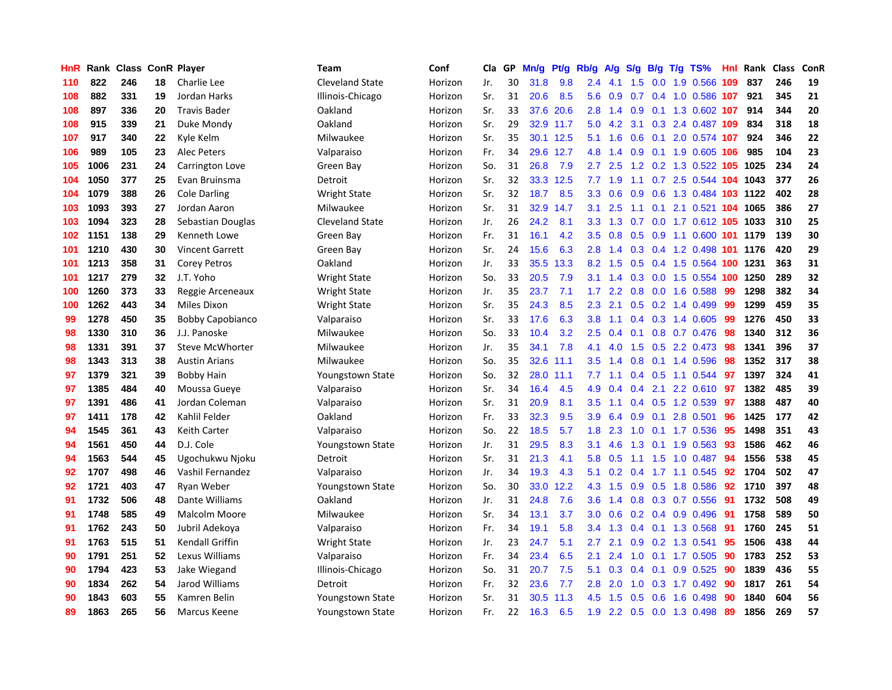| HnR | Rank | Class | ConR | Player | Team | Conf | Cla | GP | Mn/g | Pt/g | Rb/g | A/g | S/g | B/g | T/g | TS% | HnI | Rank | Class | ConR |
|---|---|---|---|---|---|---|---|---|---|---|---|---|---|---|---|---|---|---|---|---|
| 110 | 822 | 246 | 18 | Charlie Lee | Cleveland State | Horizon | Jr. | 30 | 31.8 | 9.8 | 2.4 | 4.1 | 1.5 | 0.0 | 1.9 | 0.566 | 109 | 837 | 246 | 19 |
| 108 | 882 | 331 | 19 | Jordan Harks | Illinois-Chicago | Horizon | Sr. | 31 | 20.6 | 8.5 | 5.6 | 0.9 | 0.7 | 0.4 | 1.0 | 0.586 | 107 | 921 | 345 | 21 |
| 108 | 897 | 336 | 20 | Travis Bader | Oakland | Horizon | Sr. | 33 | 37.6 | 20.6 | 2.8 | 1.4 | 0.9 | 0.1 | 1.3 | 0.602 | 107 | 914 | 344 | 20 |
| 108 | 915 | 339 | 21 | Duke Mondy | Oakland | Horizon | Sr. | 29 | 32.9 | 11.7 | 5.0 | 4.2 | 3.1 | 0.3 | 2.4 | 0.487 | 109 | 834 | 318 | 18 |
| 107 | 917 | 340 | 22 | Kyle Kelm | Milwaukee | Horizon | Sr. | 35 | 30.1 | 12.5 | 5.1 | 1.6 | 0.6 | 0.1 | 2.0 | 0.574 | 107 | 924 | 346 | 22 |
| 106 | 989 | 105 | 23 | Alec Peters | Valparaiso | Horizon | Fr. | 34 | 29.6 | 12.7 | 4.8 | 1.4 | 0.9 | 0.1 | 1.9 | 0.605 | 106 | 985 | 104 | 23 |
| 105 | 1006 | 231 | 24 | Carrington Love | Green Bay | Horizon | So. | 31 | 26.8 | 7.9 | 2.7 | 2.5 | 1.2 | 0.2 | 1.3 | 0.522 | 105 | 1025 | 234 | 24 |
| 104 | 1050 | 377 | 25 | Evan Bruinsma | Detroit | Horizon | Sr. | 32 | 33.3 | 12.5 | 7.7 | 1.9 | 1.1 | 0.7 | 2.5 | 0.544 | 104 | 1043 | 377 | 26 |
| 104 | 1079 | 388 | 26 | Cole Darling | Wright State | Horizon | Sr. | 32 | 18.7 | 8.5 | 3.3 | 0.6 | 0.9 | 0.6 | 1.3 | 0.484 | 103 | 1122 | 402 | 28 |
| 103 | 1093 | 393 | 27 | Jordan Aaron | Milwaukee | Horizon | Sr. | 31 | 32.9 | 14.7 | 3.1 | 2.5 | 1.1 | 0.1 | 2.1 | 0.521 | 104 | 1065 | 386 | 27 |
| 103 | 1094 | 323 | 28 | Sebastian Douglas | Cleveland State | Horizon | Jr. | 26 | 24.2 | 8.1 | 3.3 | 1.3 | 0.7 | 0.0 | 1.7 | 0.612 | 105 | 1033 | 310 | 25 |
| 102 | 1151 | 138 | 29 | Kenneth Lowe | Green Bay | Horizon | Fr. | 31 | 16.1 | 4.2 | 3.5 | 0.8 | 0.5 | 0.9 | 1.1 | 0.600 | 101 | 1179 | 139 | 30 |
| 101 | 1210 | 430 | 30 | Vincent Garrett | Green Bay | Horizon | Sr. | 24 | 15.6 | 6.3 | 2.8 | 1.4 | 0.3 | 0.4 | 1.2 | 0.498 | 101 | 1176 | 420 | 29 |
| 101 | 1213 | 358 | 31 | Corey Petros | Oakland | Horizon | Jr. | 33 | 35.5 | 13.3 | 8.2 | 1.5 | 0.5 | 0.4 | 1.5 | 0.564 | 100 | 1231 | 363 | 31 |
| 101 | 1217 | 279 | 32 | J.T. Yoho | Wright State | Horizon | So. | 33 | 20.5 | 7.9 | 3.1 | 1.4 | 0.3 | 0.0 | 1.5 | 0.554 | 100 | 1250 | 289 | 32 |
| 100 | 1260 | 373 | 33 | Reggie Arceneaux | Wright State | Horizon | Jr. | 35 | 23.7 | 7.1 | 1.7 | 2.2 | 0.8 | 0.0 | 1.6 | 0.588 | 99 | 1298 | 382 | 34 |
| 100 | 1262 | 443 | 34 | Miles Dixon | Wright State | Horizon | Sr. | 35 | 24.3 | 8.5 | 2.3 | 2.1 | 0.5 | 0.2 | 1.4 | 0.499 | 99 | 1299 | 459 | 35 |
| 99 | 1278 | 450 | 35 | Bobby Capobianco | Valparaiso | Horizon | Sr. | 33 | 17.6 | 6.3 | 3.8 | 1.1 | 0.4 | 0.3 | 1.4 | 0.605 | 99 | 1276 | 450 | 33 |
| 98 | 1330 | 310 | 36 | J.J. Panoske | Milwaukee | Horizon | So. | 33 | 10.4 | 3.2 | 2.5 | 0.4 | 0.1 | 0.8 | 0.7 | 0.476 | 98 | 1340 | 312 | 36 |
| 98 | 1331 | 391 | 37 | Steve McWhorter | Milwaukee | Horizon | Jr. | 35 | 34.1 | 7.8 | 4.1 | 4.0 | 1.5 | 0.5 | 2.2 | 0.473 | 98 | 1341 | 396 | 37 |
| 98 | 1343 | 313 | 38 | Austin Arians | Milwaukee | Horizon | So. | 35 | 32.6 | 11.1 | 3.5 | 1.4 | 0.8 | 0.1 | 1.4 | 0.596 | 98 | 1352 | 317 | 38 |
| 97 | 1379 | 321 | 39 | Bobby Hain | Youngstown State | Horizon | So. | 32 | 28.0 | 11.1 | 7.7 | 1.1 | 0.4 | 0.5 | 1.1 | 0.544 | 97 | 1397 | 324 | 41 |
| 97 | 1385 | 484 | 40 | Moussa Gueye | Valparaiso | Horizon | Sr. | 34 | 16.4 | 4.5 | 4.9 | 0.4 | 0.4 | 2.1 | 2.2 | 0.610 | 97 | 1382 | 485 | 39 |
| 97 | 1391 | 486 | 41 | Jordan Coleman | Valparaiso | Horizon | Sr. | 31 | 20.9 | 8.1 | 3.5 | 1.1 | 0.4 | 0.5 | 1.2 | 0.539 | 97 | 1388 | 487 | 40 |
| 97 | 1411 | 178 | 42 | Kahlil Felder | Oakland | Horizon | Fr. | 33 | 32.3 | 9.5 | 3.9 | 6.4 | 0.9 | 0.1 | 2.8 | 0.501 | 96 | 1425 | 177 | 42 |
| 94 | 1545 | 361 | 43 | Keith Carter | Valparaiso | Horizon | So. | 22 | 18.5 | 5.7 | 1.8 | 2.3 | 1.0 | 0.1 | 1.7 | 0.536 | 95 | 1498 | 351 | 43 |
| 94 | 1561 | 450 | 44 | D.J. Cole | Youngstown State | Horizon | Jr. | 31 | 29.5 | 8.3 | 3.1 | 4.6 | 1.3 | 0.1 | 1.9 | 0.563 | 93 | 1586 | 462 | 46 |
| 94 | 1563 | 544 | 45 | Ugochukwu Njoku | Detroit | Horizon | Sr. | 31 | 21.3 | 4.1 | 5.8 | 0.5 | 1.1 | 1.5 | 1.0 | 0.487 | 94 | 1556 | 538 | 45 |
| 92 | 1707 | 498 | 46 | Vashil Fernandez | Valparaiso | Horizon | Jr. | 34 | 19.3 | 4.3 | 5.1 | 0.2 | 0.4 | 1.7 | 1.1 | 0.545 | 92 | 1704 | 502 | 47 |
| 92 | 1721 | 403 | 47 | Ryan Weber | Youngstown State | Horizon | So. | 30 | 33.0 | 12.2 | 4.3 | 1.5 | 0.9 | 0.5 | 1.8 | 0.586 | 92 | 1710 | 397 | 48 |
| 91 | 1732 | 506 | 48 | Dante Williams | Oakland | Horizon | Jr. | 31 | 24.8 | 7.6 | 3.6 | 1.4 | 0.8 | 0.3 | 0.7 | 0.556 | 91 | 1732 | 508 | 49 |
| 91 | 1748 | 585 | 49 | Malcolm Moore | Milwaukee | Horizon | Sr. | 34 | 13.1 | 3.7 | 3.0 | 0.6 | 0.2 | 0.4 | 0.9 | 0.496 | 91 | 1758 | 589 | 50 |
| 91 | 1762 | 243 | 50 | Jubril Adekoya | Valparaiso | Horizon | Fr. | 34 | 19.1 | 5.8 | 3.4 | 1.3 | 0.4 | 0.1 | 1.3 | 0.568 | 91 | 1760 | 245 | 51 |
| 91 | 1763 | 515 | 51 | Kendall Griffin | Wright State | Horizon | Jr. | 23 | 24.7 | 5.1 | 2.7 | 2.1 | 0.9 | 0.2 | 1.3 | 0.541 | 95 | 1506 | 438 | 44 |
| 90 | 1791 | 251 | 52 | Lexus Williams | Valparaiso | Horizon | Fr. | 34 | 23.4 | 6.5 | 2.1 | 2.4 | 1.0 | 0.1 | 1.7 | 0.505 | 90 | 1783 | 252 | 53 |
| 90 | 1794 | 423 | 53 | Jake Wiegand | Illinois-Chicago | Horizon | So. | 31 | 20.7 | 7.5 | 5.1 | 0.3 | 0.4 | 0.1 | 0.9 | 0.525 | 90 | 1839 | 436 | 55 |
| 90 | 1834 | 262 | 54 | Jarod Williams | Detroit | Horizon | Fr. | 32 | 23.6 | 7.7 | 2.8 | 2.0 | 1.0 | 0.3 | 1.7 | 0.492 | 90 | 1817 | 261 | 54 |
| 90 | 1843 | 603 | 55 | Kamren Belin | Youngstown State | Horizon | Sr. | 31 | 30.5 | 11.3 | 4.5 | 1.5 | 0.5 | 0.6 | 1.6 | 0.498 | 90 | 1840 | 604 | 56 |
| 89 | 1863 | 265 | 56 | Marcus Keene | Youngstown State | Horizon | Fr. | 22 | 16.3 | 6.5 | 1.9 | 2.2 | 0.5 | 0.0 | 1.3 | 0.498 | 89 | 1856 | 269 | 57 |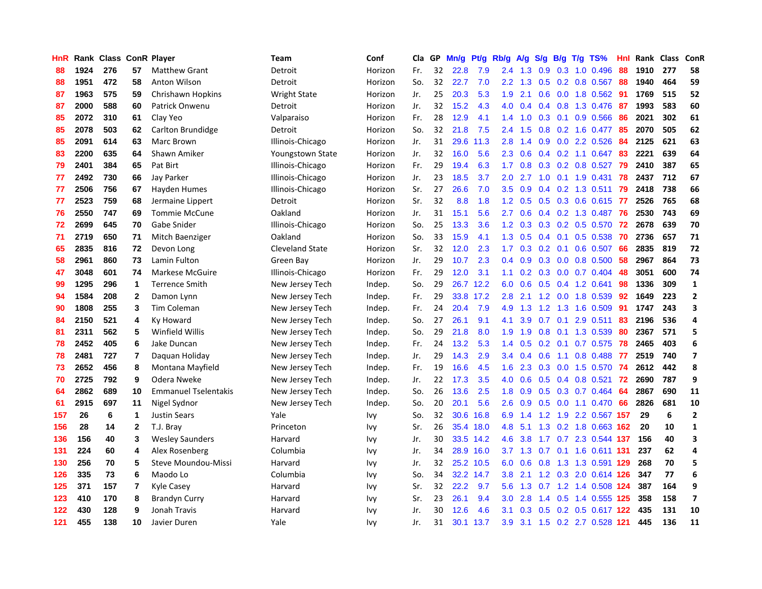| HnR | Rank | Class | ConR | Player | Team | Conf | Cla | GP | Mn/g | Pt/g | Rb/g | A/g | S/g | B/g | T/g | TS% | HnI | Rank | Class | ConR |
|---|---|---|---|---|---|---|---|---|---|---|---|---|---|---|---|---|---|---|---|---|
| 88 | 1924 | 276 | 57 | Matthew Grant | Detroit | Horizon | Fr. | 32 | 22.8 | 7.9 | 2.4 | 1.3 | 0.9 | 0.3 | 1.0 | 0.496 | 88 | 1910 | 277 | 58 |
| 88 | 1951 | 472 | 58 | Anton Wilson | Detroit | Horizon | So. | 32 | 22.7 | 7.0 | 2.2 | 1.3 | 0.5 | 0.2 | 0.8 | 0.567 | 88 | 1940 | 464 | 59 |
| 87 | 1963 | 575 | 59 | Chrishawn Hopkins | Wright State | Horizon | Jr. | 25 | 20.3 | 5.3 | 1.9 | 2.1 | 0.6 | 0.0 | 1.8 | 0.562 | 91 | 1769 | 515 | 52 |
| 87 | 2000 | 588 | 60 | Patrick Onwenu | Detroit | Horizon | Jr. | 32 | 15.2 | 4.3 | 4.0 | 0.4 | 0.4 | 0.8 | 1.3 | 0.476 | 87 | 1993 | 583 | 60 |
| 85 | 2072 | 310 | 61 | Clay Yeo | Valparaiso | Horizon | Fr. | 28 | 12.9 | 4.1 | 1.4 | 1.0 | 0.3 | 0.1 | 0.9 | 0.566 | 86 | 2021 | 302 | 61 |
| 85 | 2078 | 503 | 62 | Carlton Brundidge | Detroit | Horizon | So. | 32 | 21.8 | 7.5 | 2.4 | 1.5 | 0.8 | 0.2 | 1.6 | 0.477 | 85 | 2070 | 505 | 62 |
| 85 | 2091 | 614 | 63 | Marc Brown | Illinois-Chicago | Horizon | Jr. | 31 | 29.6 | 11.3 | 2.8 | 1.4 | 0.9 | 0.0 | 2.2 | 0.526 | 84 | 2125 | 621 | 63 |
| 83 | 2200 | 635 | 64 | Shawn Amiker | Youngstown State | Horizon | Jr. | 32 | 16.0 | 5.6 | 2.3 | 0.6 | 0.4 | 0.2 | 1.1 | 0.647 | 83 | 2221 | 639 | 64 |
| 79 | 2401 | 384 | 65 | Pat Birt | Illinois-Chicago | Horizon | Fr. | 29 | 19.4 | 6.3 | 1.7 | 0.8 | 0.3 | 0.2 | 0.8 | 0.527 | 79 | 2410 | 387 | 65 |
| 77 | 2492 | 730 | 66 | Jay Parker | Illinois-Chicago | Horizon | Jr. | 23 | 18.5 | 3.7 | 2.0 | 2.7 | 1.0 | 0.1 | 1.9 | 0.431 | 78 | 2437 | 712 | 67 |
| 77 | 2506 | 756 | 67 | Hayden Humes | Illinois-Chicago | Horizon | Sr. | 27 | 26.6 | 7.0 | 3.5 | 0.9 | 0.4 | 0.2 | 1.3 | 0.511 | 79 | 2418 | 738 | 66 |
| 77 | 2523 | 759 | 68 | Jermaine Lippert | Detroit | Horizon | Sr. | 32 | 8.8 | 1.8 | 1.2 | 0.5 | 0.5 | 0.3 | 0.6 | 0.615 | 77 | 2526 | 765 | 68 |
| 76 | 2550 | 747 | 69 | Tommie McCune | Oakland | Horizon | Jr. | 31 | 15.1 | 5.6 | 2.7 | 0.6 | 0.4 | 0.2 | 1.3 | 0.487 | 76 | 2530 | 743 | 69 |
| 72 | 2699 | 645 | 70 | Gabe Snider | Illinois-Chicago | Horizon | So. | 25 | 13.3 | 3.6 | 1.2 | 0.3 | 0.3 | 0.2 | 0.5 | 0.570 | 72 | 2678 | 639 | 70 |
| 71 | 2719 | 650 | 71 | Mitch Baenziger | Oakland | Horizon | So. | 33 | 15.9 | 4.1 | 1.3 | 0.5 | 0.4 | 0.1 | 0.5 | 0.538 | 70 | 2736 | 657 | 71 |
| 65 | 2835 | 816 | 72 | Devon Long | Cleveland State | Horizon | Sr. | 32 | 12.0 | 2.3 | 1.7 | 0.3 | 0.2 | 0.1 | 0.6 | 0.507 | 66 | 2835 | 819 | 72 |
| 58 | 2961 | 860 | 73 | Lamin Fulton | Green Bay | Horizon | Jr. | 29 | 10.7 | 2.3 | 0.4 | 0.9 | 0.3 | 0.0 | 0.8 | 0.500 | 58 | 2967 | 864 | 73 |
| 47 | 3048 | 601 | 74 | Markese McGuire | Illinois-Chicago | Horizon | Fr. | 29 | 12.0 | 3.1 | 1.1 | 0.2 | 0.3 | 0.0 | 0.7 | 0.404 | 48 | 3051 | 600 | 74 |
| 99 | 1295 | 296 | 1 | Terrence Smith | New Jersey Tech | Indep. | So. | 29 | 26.7 | 12.2 | 6.0 | 0.6 | 0.5 | 0.4 | 1.2 | 0.641 | 98 | 1336 | 309 | 1 |
| 94 | 1584 | 208 | 2 | Damon Lynn | New Jersey Tech | Indep. | Fr. | 29 | 33.8 | 17.2 | 2.8 | 2.1 | 1.2 | 0.0 | 1.8 | 0.539 | 92 | 1649 | 223 | 2 |
| 90 | 1808 | 255 | 3 | Tim Coleman | New Jersey Tech | Indep. | Fr. | 24 | 20.4 | 7.9 | 4.9 | 1.3 | 1.2 | 1.3 | 1.6 | 0.509 | 91 | 1747 | 243 | 3 |
| 84 | 2150 | 521 | 4 | Ky Howard | New Jersey Tech | Indep. | So. | 27 | 26.1 | 9.1 | 4.1 | 3.9 | 0.7 | 0.1 | 2.9 | 0.511 | 83 | 2196 | 536 | 4 |
| 81 | 2311 | 562 | 5 | Winfield Willis | New Jersey Tech | Indep. | So. | 29 | 21.8 | 8.0 | 1.9 | 1.9 | 0.8 | 0.1 | 1.3 | 0.539 | 80 | 2367 | 571 | 5 |
| 78 | 2452 | 405 | 6 | Jake Duncan | New Jersey Tech | Indep. | Fr. | 24 | 13.2 | 5.3 | 1.4 | 0.5 | 0.2 | 0.1 | 0.7 | 0.575 | 78 | 2465 | 403 | 6 |
| 78 | 2481 | 727 | 7 | Daquan Holiday | New Jersey Tech | Indep. | Jr. | 29 | 14.3 | 2.9 | 3.4 | 0.4 | 0.6 | 1.1 | 0.8 | 0.488 | 77 | 2519 | 740 | 7 |
| 73 | 2652 | 456 | 8 | Montana Mayfield | New Jersey Tech | Indep. | Fr. | 19 | 16.6 | 4.5 | 1.6 | 2.3 | 0.3 | 0.0 | 1.5 | 0.570 | 74 | 2612 | 442 | 8 |
| 70 | 2725 | 792 | 9 | Odera Nweke | New Jersey Tech | Indep. | Jr. | 22 | 17.3 | 3.5 | 4.0 | 0.6 | 0.5 | 0.4 | 0.8 | 0.521 | 72 | 2690 | 787 | 9 |
| 64 | 2862 | 689 | 10 | Emmanuel Tselentakis | New Jersey Tech | Indep. | So. | 26 | 13.6 | 2.5 | 1.8 | 0.9 | 0.5 | 0.3 | 0.7 | 0.464 | 64 | 2867 | 690 | 11 |
| 61 | 2915 | 697 | 11 | Nigel Sydnor | New Jersey Tech | Indep. | So. | 20 | 20.1 | 5.6 | 2.6 | 0.9 | 0.5 | 0.0 | 1.1 | 0.470 | 66 | 2826 | 681 | 10 |
| 157 | 26 | 6 | 1 | Justin Sears | Yale | Ivy | So. | 32 | 30.6 | 16.8 | 6.9 | 1.4 | 1.2 | 1.9 | 2.2 | 0.567 | 157 | 29 | 6 | 2 |
| 156 | 28 | 14 | 2 | T.J. Bray | Princeton | Ivy | Sr. | 26 | 35.4 | 18.0 | 4.8 | 5.1 | 1.3 | 0.2 | 1.8 | 0.663 | 162 | 20 | 10 | 1 |
| 136 | 156 | 40 | 3 | Wesley Saunders | Harvard | Ivy | Jr. | 30 | 33.5 | 14.2 | 4.6 | 3.8 | 1.7 | 0.7 | 2.3 | 0.544 | 137 | 156 | 40 | 3 |
| 131 | 224 | 60 | 4 | Alex Rosenberg | Columbia | Ivy | Jr. | 34 | 28.9 | 16.0 | 3.7 | 1.3 | 0.7 | 0.1 | 1.6 | 0.611 | 131 | 237 | 62 | 4 |
| 130 | 256 | 70 | 5 | Steve Moundou-Missi | Harvard | Ivy | Jr. | 32 | 25.2 | 10.5 | 6.0 | 0.6 | 0.8 | 1.3 | 1.3 | 0.591 | 129 | 268 | 70 | 5 |
| 126 | 335 | 73 | 6 | Maodo Lo | Columbia | Ivy | So. | 34 | 32.2 | 14.7 | 3.8 | 2.1 | 1.2 | 0.3 | 2.0 | 0.614 | 126 | 347 | 77 | 6 |
| 125 | 371 | 157 | 7 | Kyle Casey | Harvard | Ivy | Sr. | 32 | 22.2 | 9.7 | 5.6 | 1.3 | 0.7 | 1.2 | 1.4 | 0.508 | 124 | 387 | 164 | 9 |
| 123 | 410 | 170 | 8 | Brandyn Curry | Harvard | Ivy | Sr. | 23 | 26.1 | 9.4 | 3.0 | 2.8 | 1.4 | 0.5 | 1.4 | 0.555 | 125 | 358 | 158 | 7 |
| 122 | 430 | 128 | 9 | Jonah Travis | Harvard | Ivy | Jr. | 30 | 12.6 | 4.6 | 3.1 | 0.3 | 0.5 | 0.2 | 0.5 | 0.617 | 122 | 435 | 131 | 10 |
| 121 | 455 | 138 | 10 | Javier Duren | Yale | Ivy | Jr. | 31 | 30.1 | 13.7 | 3.9 | 3.1 | 1.5 | 0.2 | 2.7 | 0.528 | 121 | 445 | 136 | 11 |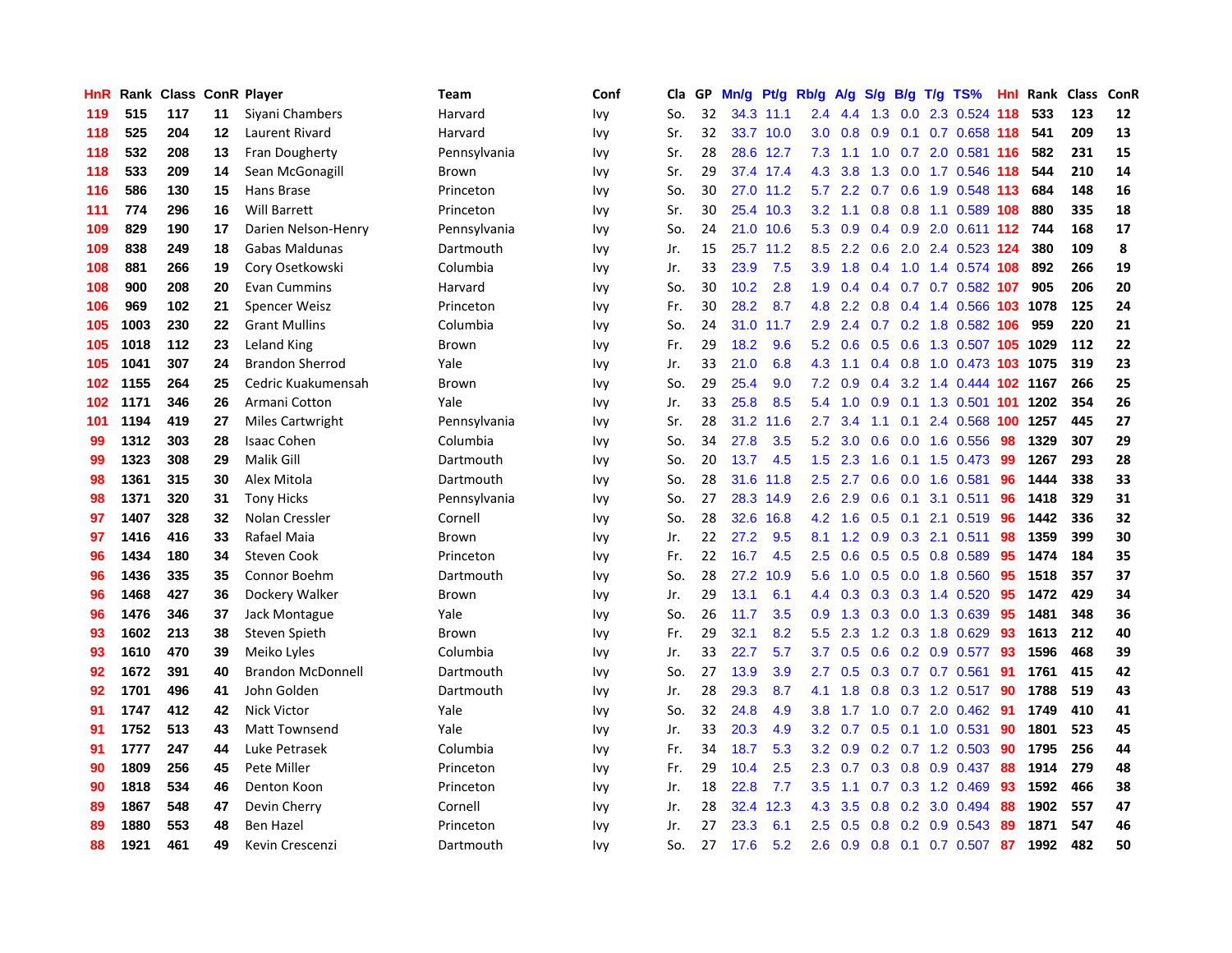| HnR | Rank | Class | ConR | Player | Team | Conf | Cla | GP | Mn/g | Pt/g | Rb/g | A/g | S/g | B/g | T/g | TS% | HnI | Rank | Class | ConR |
|---|---|---|---|---|---|---|---|---|---|---|---|---|---|---|---|---|---|---|---|---|
| 119 | 515 | 117 | 11 | Siyani Chambers | Harvard | Ivy | So. | 32 | 34.3 | 11.1 | 2.4 | 4.4 | 1.3 | 0.0 | 2.3 | 0.524 | 118 | 533 | 123 | 12 |
| 118 | 525 | 204 | 12 | Laurent Rivard | Harvard | Ivy | Sr. | 32 | 33.7 | 10.0 | 3.0 | 0.8 | 0.9 | 0.1 | 0.7 | 0.658 | 118 | 541 | 209 | 13 |
| 118 | 532 | 208 | 13 | Fran Dougherty | Pennsylvania | Ivy | Sr. | 28 | 28.6 | 12.7 | 7.3 | 1.1 | 1.0 | 0.7 | 2.0 | 0.581 | 116 | 582 | 231 | 15 |
| 118 | 533 | 209 | 14 | Sean McGonagill | Brown | Ivy | Sr. | 29 | 37.4 | 17.4 | 4.3 | 3.8 | 1.3 | 0.0 | 1.7 | 0.546 | 118 | 544 | 210 | 14 |
| 116 | 586 | 130 | 15 | Hans Brase | Princeton | Ivy | So. | 30 | 27.0 | 11.2 | 5.7 | 2.2 | 0.7 | 0.6 | 1.9 | 0.548 | 113 | 684 | 148 | 16 |
| 111 | 774 | 296 | 16 | Will Barrett | Princeton | Ivy | Sr. | 30 | 25.4 | 10.3 | 3.2 | 1.1 | 0.8 | 0.8 | 1.1 | 0.589 | 108 | 880 | 335 | 18 |
| 109 | 829 | 190 | 17 | Darien Nelson-Henry | Pennsylvania | Ivy | So. | 24 | 21.0 | 10.6 | 5.3 | 0.9 | 0.4 | 0.9 | 2.0 | 0.611 | 112 | 744 | 168 | 17 |
| 109 | 838 | 249 | 18 | Gabas Maldunas | Dartmouth | Ivy | Jr. | 15 | 25.7 | 11.2 | 8.5 | 2.2 | 0.6 | 2.0 | 2.4 | 0.523 | 124 | 380 | 109 | 8 |
| 108 | 881 | 266 | 19 | Cory Osetkowski | Columbia | Ivy | Jr. | 33 | 23.9 | 7.5 | 3.9 | 1.8 | 0.4 | 1.0 | 1.4 | 0.574 | 108 | 892 | 266 | 19 |
| 108 | 900 | 208 | 20 | Evan Cummins | Harvard | Ivy | So. | 30 | 10.2 | 2.8 | 1.9 | 0.4 | 0.4 | 0.7 | 0.7 | 0.582 | 107 | 905 | 206 | 20 |
| 106 | 969 | 102 | 21 | Spencer Weisz | Princeton | Ivy | Fr. | 30 | 28.2 | 8.7 | 4.8 | 2.2 | 0.8 | 0.4 | 1.4 | 0.566 | 103 | 1078 | 125 | 24 |
| 105 | 1003 | 230 | 22 | Grant Mullins | Columbia | Ivy | So. | 24 | 31.0 | 11.7 | 2.9 | 2.4 | 0.7 | 0.2 | 1.8 | 0.582 | 106 | 959 | 220 | 21 |
| 105 | 1018 | 112 | 23 | Leland King | Brown | Ivy | Fr. | 29 | 18.2 | 9.6 | 5.2 | 0.6 | 0.5 | 0.6 | 1.3 | 0.507 | 105 | 1029 | 112 | 22 |
| 105 | 1041 | 307 | 24 | Brandon Sherrod | Yale | Ivy | Jr. | 33 | 21.0 | 6.8 | 4.3 | 1.1 | 0.4 | 0.8 | 1.0 | 0.473 | 103 | 1075 | 319 | 23 |
| 102 | 1155 | 264 | 25 | Cedric Kuakumensah | Brown | Ivy | So. | 29 | 25.4 | 9.0 | 7.2 | 0.9 | 0.4 | 3.2 | 1.4 | 0.444 | 102 | 1167 | 266 | 25 |
| 102 | 1171 | 346 | 26 | Armani Cotton | Yale | Ivy | Jr. | 33 | 25.8 | 8.5 | 5.4 | 1.0 | 0.9 | 0.1 | 1.3 | 0.501 | 101 | 1202 | 354 | 26 |
| 101 | 1194 | 419 | 27 | Miles Cartwright | Pennsylvania | Ivy | Sr. | 28 | 31.2 | 11.6 | 2.7 | 3.4 | 1.1 | 0.1 | 2.4 | 0.568 | 100 | 1257 | 445 | 27 |
| 99 | 1312 | 303 | 28 | Isaac Cohen | Columbia | Ivy | So. | 34 | 27.8 | 3.5 | 5.2 | 3.0 | 0.6 | 0.0 | 1.6 | 0.556 | 98 | 1329 | 307 | 29 |
| 99 | 1323 | 308 | 29 | Malik Gill | Dartmouth | Ivy | So. | 20 | 13.7 | 4.5 | 1.5 | 2.3 | 1.6 | 0.1 | 1.5 | 0.473 | 99 | 1267 | 293 | 28 |
| 98 | 1361 | 315 | 30 | Alex Mitola | Dartmouth | Ivy | So. | 28 | 31.6 | 11.8 | 2.5 | 2.7 | 0.6 | 0.0 | 1.6 | 0.581 | 96 | 1444 | 338 | 33 |
| 98 | 1371 | 320 | 31 | Tony Hicks | Pennsylvania | Ivy | So. | 27 | 28.3 | 14.9 | 2.6 | 2.9 | 0.6 | 0.1 | 3.1 | 0.511 | 96 | 1418 | 329 | 31 |
| 97 | 1407 | 328 | 32 | Nolan Cressler | Cornell | Ivy | So. | 28 | 32.6 | 16.8 | 4.2 | 1.6 | 0.5 | 0.1 | 2.1 | 0.519 | 96 | 1442 | 336 | 32 |
| 97 | 1416 | 416 | 33 | Rafael Maia | Brown | Ivy | Jr. | 22 | 27.2 | 9.5 | 8.1 | 1.2 | 0.9 | 0.3 | 2.1 | 0.511 | 98 | 1359 | 399 | 30 |
| 96 | 1434 | 180 | 34 | Steven Cook | Princeton | Ivy | Fr. | 22 | 16.7 | 4.5 | 2.5 | 0.6 | 0.5 | 0.5 | 0.8 | 0.589 | 95 | 1474 | 184 | 35 |
| 96 | 1436 | 335 | 35 | Connor Boehm | Dartmouth | Ivy | So. | 28 | 27.2 | 10.9 | 5.6 | 1.0 | 0.5 | 0.0 | 1.8 | 0.560 | 95 | 1518 | 357 | 37 |
| 96 | 1468 | 427 | 36 | Dockery Walker | Brown | Ivy | Jr. | 29 | 13.1 | 6.1 | 4.4 | 0.3 | 0.3 | 0.3 | 1.4 | 0.520 | 95 | 1472 | 429 | 34 |
| 96 | 1476 | 346 | 37 | Jack Montague | Yale | Ivy | So. | 26 | 11.7 | 3.5 | 0.9 | 1.3 | 0.3 | 0.0 | 1.3 | 0.639 | 95 | 1481 | 348 | 36 |
| 93 | 1602 | 213 | 38 | Steven Spieth | Brown | Ivy | Fr. | 29 | 32.1 | 8.2 | 5.5 | 2.3 | 1.2 | 0.3 | 1.8 | 0.629 | 93 | 1613 | 212 | 40 |
| 93 | 1610 | 470 | 39 | Meiko Lyles | Columbia | Ivy | Jr. | 33 | 22.7 | 5.7 | 3.7 | 0.5 | 0.6 | 0.2 | 0.9 | 0.577 | 93 | 1596 | 468 | 39 |
| 92 | 1672 | 391 | 40 | Brandon McDonnell | Dartmouth | Ivy | So. | 27 | 13.9 | 3.9 | 2.7 | 0.5 | 0.3 | 0.7 | 0.7 | 0.561 | 91 | 1761 | 415 | 42 |
| 92 | 1701 | 496 | 41 | John Golden | Dartmouth | Ivy | Jr. | 28 | 29.3 | 8.7 | 4.1 | 1.8 | 0.8 | 0.3 | 1.2 | 0.517 | 90 | 1788 | 519 | 43 |
| 91 | 1747 | 412 | 42 | Nick Victor | Yale | Ivy | So. | 32 | 24.8 | 4.9 | 3.8 | 1.7 | 1.0 | 0.7 | 2.0 | 0.462 | 91 | 1749 | 410 | 41 |
| 91 | 1752 | 513 | 43 | Matt Townsend | Yale | Ivy | Jr. | 33 | 20.3 | 4.9 | 3.2 | 0.7 | 0.5 | 0.1 | 1.0 | 0.531 | 90 | 1801 | 523 | 45 |
| 91 | 1777 | 247 | 44 | Luke Petrasek | Columbia | Ivy | Fr. | 34 | 18.7 | 5.3 | 3.2 | 0.9 | 0.2 | 0.7 | 1.2 | 0.503 | 90 | 1795 | 256 | 44 |
| 90 | 1809 | 256 | 45 | Pete Miller | Princeton | Ivy | Fr. | 29 | 10.4 | 2.5 | 2.3 | 0.7 | 0.3 | 0.8 | 0.9 | 0.437 | 88 | 1914 | 279 | 48 |
| 90 | 1818 | 534 | 46 | Denton Koon | Princeton | Ivy | Jr. | 18 | 22.8 | 7.7 | 3.5 | 1.1 | 0.7 | 0.3 | 1.2 | 0.469 | 93 | 1592 | 466 | 38 |
| 89 | 1867 | 548 | 47 | Devin Cherry | Cornell | Ivy | Jr. | 28 | 32.4 | 12.3 | 4.3 | 3.5 | 0.8 | 0.2 | 3.0 | 0.494 | 88 | 1902 | 557 | 47 |
| 89 | 1880 | 553 | 48 | Ben Hazel | Princeton | Ivy | Jr. | 27 | 23.3 | 6.1 | 2.5 | 0.5 | 0.8 | 0.2 | 0.9 | 0.543 | 89 | 1871 | 547 | 46 |
| 88 | 1921 | 461 | 49 | Kevin Crescenzi | Dartmouth | Ivy | So. | 27 | 17.6 | 5.2 | 2.6 | 0.9 | 0.8 | 0.1 | 0.7 | 0.507 | 87 | 1992 | 482 | 50 |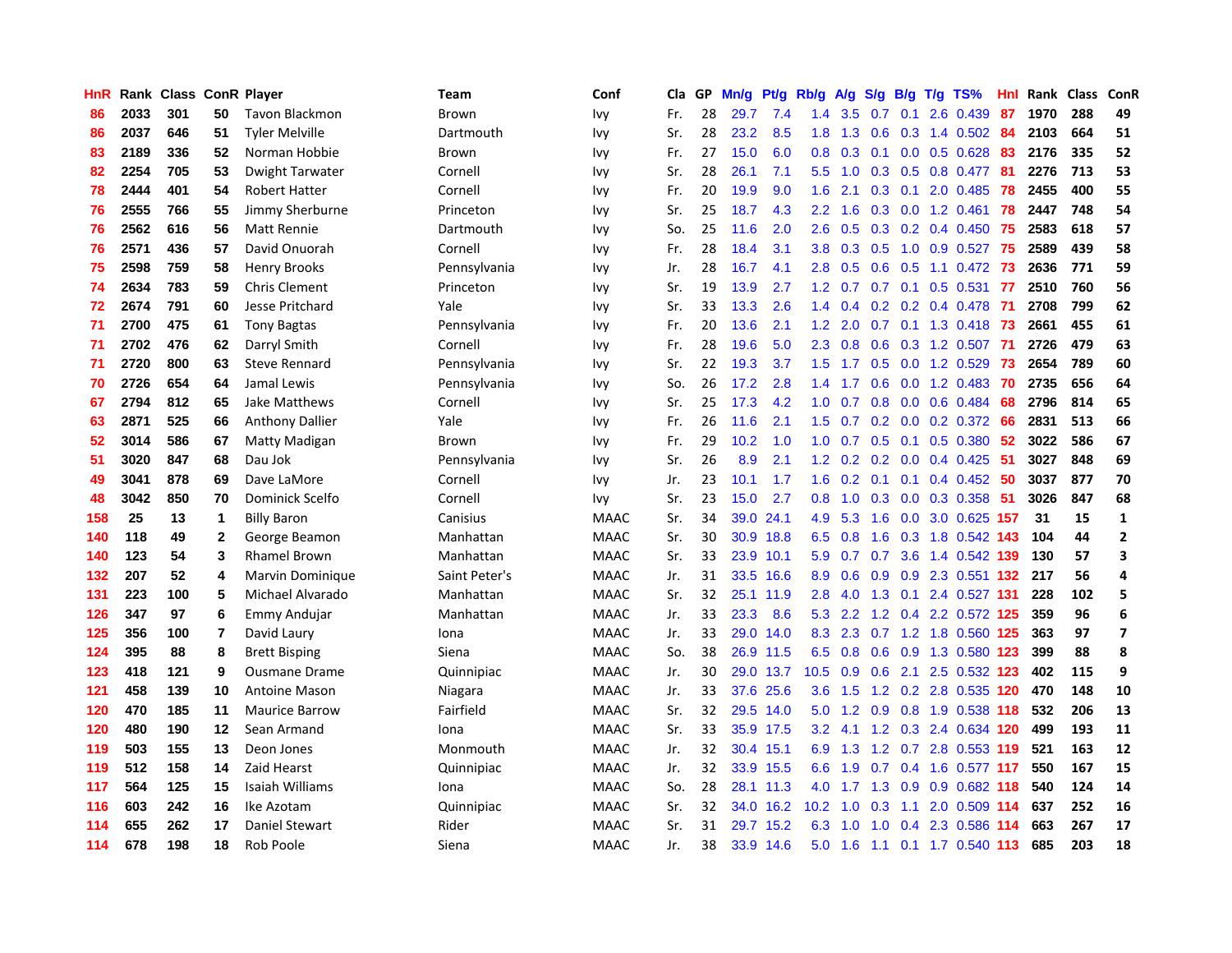| HnR | Rank | Class | ConR | Player | Team | Conf | Cla | GP | Mn/g | Pt/g | Rb/g | A/g | S/g | B/g | T/g | TS% | HnI | Rank | Class | ConR |
|---|---|---|---|---|---|---|---|---|---|---|---|---|---|---|---|---|---|---|---|---|
| 86 | 2033 | 301 | 50 | Tavon Blackmon | Brown | Ivy | Fr. | 28 | 29.7 | 7.4 | 1.4 | 3.5 | 0.7 | 0.1 | 2.6 | 0.439 | 87 | 1970 | 288 | 49 |
| 86 | 2037 | 646 | 51 | Tyler Melville | Dartmouth | Ivy | Sr. | 28 | 23.2 | 8.5 | 1.8 | 1.3 | 0.6 | 0.3 | 1.4 | 0.502 | 84 | 2103 | 664 | 51 |
| 83 | 2189 | 336 | 52 | Norman Hobbie | Brown | Ivy | Fr. | 27 | 15.0 | 6.0 | 0.8 | 0.3 | 0.1 | 0.0 | 0.5 | 0.628 | 83 | 2176 | 335 | 52 |
| 82 | 2254 | 705 | 53 | Dwight Tarwater | Cornell | Ivy | Sr. | 28 | 26.1 | 7.1 | 5.5 | 1.0 | 0.3 | 0.5 | 0.8 | 0.477 | 81 | 2276 | 713 | 53 |
| 78 | 2444 | 401 | 54 | Robert Hatter | Cornell | Ivy | Fr. | 20 | 19.9 | 9.0 | 1.6 | 2.1 | 0.3 | 0.1 | 2.0 | 0.485 | 78 | 2455 | 400 | 55 |
| 76 | 2555 | 766 | 55 | Jimmy Sherburne | Princeton | Ivy | Sr. | 25 | 18.7 | 4.3 | 2.2 | 1.6 | 0.3 | 0.0 | 1.2 | 0.461 | 78 | 2447 | 748 | 54 |
| 76 | 2562 | 616 | 56 | Matt Rennie | Dartmouth | Ivy | So. | 25 | 11.6 | 2.0 | 2.6 | 0.5 | 0.3 | 0.2 | 0.4 | 0.450 | 75 | 2583 | 618 | 57 |
| 76 | 2571 | 436 | 57 | David Onuorah | Cornell | Ivy | Fr. | 28 | 18.4 | 3.1 | 3.8 | 0.3 | 0.5 | 1.0 | 0.9 | 0.527 | 75 | 2589 | 439 | 58 |
| 75 | 2598 | 759 | 58 | Henry Brooks | Pennsylvania | Ivy | Jr. | 28 | 16.7 | 4.1 | 2.8 | 0.5 | 0.6 | 0.5 | 1.1 | 0.472 | 73 | 2636 | 771 | 59 |
| 74 | 2634 | 783 | 59 | Chris Clement | Princeton | Ivy | Sr. | 19 | 13.9 | 2.7 | 1.2 | 0.7 | 0.7 | 0.1 | 0.5 | 0.531 | 77 | 2510 | 760 | 56 |
| 72 | 2674 | 791 | 60 | Jesse Pritchard | Yale | Ivy | Sr. | 33 | 13.3 | 2.6 | 1.4 | 0.4 | 0.2 | 0.2 | 0.4 | 0.478 | 71 | 2708 | 799 | 62 |
| 71 | 2700 | 475 | 61 | Tony Bagtas | Pennsylvania | Ivy | Fr. | 20 | 13.6 | 2.1 | 1.2 | 2.0 | 0.7 | 0.1 | 1.3 | 0.418 | 73 | 2661 | 455 | 61 |
| 71 | 2702 | 476 | 62 | Darryl Smith | Cornell | Ivy | Fr. | 28 | 19.6 | 5.0 | 2.3 | 0.8 | 0.6 | 0.3 | 1.2 | 0.507 | 71 | 2726 | 479 | 63 |
| 71 | 2720 | 800 | 63 | Steve Rennard | Pennsylvania | Ivy | Sr. | 22 | 19.3 | 3.7 | 1.5 | 1.7 | 0.5 | 0.0 | 1.2 | 0.529 | 73 | 2654 | 789 | 60 |
| 70 | 2726 | 654 | 64 | Jamal Lewis | Pennsylvania | Ivy | So. | 26 | 17.2 | 2.8 | 1.4 | 1.7 | 0.6 | 0.0 | 1.2 | 0.483 | 70 | 2735 | 656 | 64 |
| 67 | 2794 | 812 | 65 | Jake Matthews | Cornell | Ivy | Sr. | 25 | 17.3 | 4.2 | 1.0 | 0.7 | 0.8 | 0.0 | 0.6 | 0.484 | 68 | 2796 | 814 | 65 |
| 63 | 2871 | 525 | 66 | Anthony Dallier | Yale | Ivy | Fr. | 26 | 11.6 | 2.1 | 1.5 | 0.7 | 0.2 | 0.0 | 0.2 | 0.372 | 66 | 2831 | 513 | 66 |
| 52 | 3014 | 586 | 67 | Matty Madigan | Brown | Ivy | Fr. | 29 | 10.2 | 1.0 | 1.0 | 0.7 | 0.5 | 0.1 | 0.5 | 0.380 | 52 | 3022 | 586 | 67 |
| 51 | 3020 | 847 | 68 | Dau Jok | Pennsylvania | Ivy | Sr. | 26 | 8.9 | 2.1 | 1.2 | 0.2 | 0.2 | 0.0 | 0.4 | 0.425 | 51 | 3027 | 848 | 69 |
| 49 | 3041 | 878 | 69 | Dave LaMore | Cornell | Ivy | Jr. | 23 | 10.1 | 1.7 | 1.6 | 0.2 | 0.1 | 0.1 | 0.4 | 0.452 | 50 | 3037 | 877 | 70 |
| 48 | 3042 | 850 | 70 | Dominick Scelfo | Cornell | Ivy | Sr. | 23 | 15.0 | 2.7 | 0.8 | 1.0 | 0.3 | 0.0 | 0.3 | 0.358 | 51 | 3026 | 847 | 68 |
| 158 | 25 | 13 | 1 | Billy Baron | Canisius | MAAC | Sr. | 34 | 39.0 | 24.1 | 4.9 | 5.3 | 1.6 | 0.0 | 3.0 | 0.625 | 157 | 31 | 15 | 1 |
| 140 | 118 | 49 | 2 | George Beamon | Manhattan | MAAC | Sr. | 30 | 30.9 | 18.8 | 6.5 | 0.8 | 1.6 | 0.3 | 1.8 | 0.542 | 143 | 104 | 44 | 2 |
| 140 | 123 | 54 | 3 | Rhamel Brown | Manhattan | MAAC | Sr. | 33 | 23.9 | 10.1 | 5.9 | 0.7 | 0.7 | 3.6 | 1.4 | 0.542 | 139 | 130 | 57 | 3 |
| 132 | 207 | 52 | 4 | Marvin Dominique | Saint Peter's | MAAC | Jr. | 31 | 33.5 | 16.6 | 8.9 | 0.6 | 0.9 | 0.9 | 2.3 | 0.551 | 132 | 217 | 56 | 4 |
| 131 | 223 | 100 | 5 | Michael Alvarado | Manhattan | MAAC | Sr. | 32 | 25.1 | 11.9 | 2.8 | 4.0 | 1.3 | 0.1 | 2.4 | 0.527 | 131 | 228 | 102 | 5 |
| 126 | 347 | 97 | 6 | Emmy Andujar | Manhattan | MAAC | Jr. | 33 | 23.3 | 8.6 | 5.3 | 2.2 | 1.2 | 0.4 | 2.2 | 0.572 | 125 | 359 | 96 | 6 |
| 125 | 356 | 100 | 7 | David Laury | Iona | MAAC | Jr. | 33 | 29.0 | 14.0 | 8.3 | 2.3 | 0.7 | 1.2 | 1.8 | 0.560 | 125 | 363 | 97 | 7 |
| 124 | 395 | 88 | 8 | Brett Bisping | Siena | MAAC | So. | 38 | 26.9 | 11.5 | 6.5 | 0.8 | 0.6 | 0.9 | 1.3 | 0.580 | 123 | 399 | 88 | 8 |
| 123 | 418 | 121 | 9 | Ousmane Drame | Quinnipiac | MAAC | Jr. | 30 | 29.0 | 13.7 | 10.5 | 0.9 | 0.6 | 2.1 | 2.5 | 0.532 | 123 | 402 | 115 | 9 |
| 121 | 458 | 139 | 10 | Antoine Mason | Niagara | MAAC | Jr. | 33 | 37.6 | 25.6 | 3.6 | 1.5 | 1.2 | 0.2 | 2.8 | 0.535 | 120 | 470 | 148 | 10 |
| 120 | 470 | 185 | 11 | Maurice Barrow | Fairfield | MAAC | Sr. | 32 | 29.5 | 14.0 | 5.0 | 1.2 | 0.9 | 0.8 | 1.9 | 0.538 | 118 | 532 | 206 | 13 |
| 120 | 480 | 190 | 12 | Sean Armand | Iona | MAAC | Sr. | 33 | 35.9 | 17.5 | 3.2 | 4.1 | 1.2 | 0.3 | 2.4 | 0.634 | 120 | 499 | 193 | 11 |
| 119 | 503 | 155 | 13 | Deon Jones | Monmouth | MAAC | Jr. | 32 | 30.4 | 15.1 | 6.9 | 1.3 | 1.2 | 0.7 | 2.8 | 0.553 | 119 | 521 | 163 | 12 |
| 119 | 512 | 158 | 14 | Zaid Hearst | Quinnipiac | MAAC | Jr. | 32 | 33.9 | 15.5 | 6.6 | 1.9 | 0.7 | 0.4 | 1.6 | 0.577 | 117 | 550 | 167 | 15 |
| 117 | 564 | 125 | 15 | Isaiah Williams | Iona | MAAC | So. | 28 | 28.1 | 11.3 | 4.0 | 1.7 | 1.3 | 0.9 | 0.9 | 0.682 | 118 | 540 | 124 | 14 |
| 116 | 603 | 242 | 16 | Ike Azotam | Quinnipiac | MAAC | Sr. | 32 | 34.0 | 16.2 | 10.2 | 1.0 | 0.3 | 1.1 | 2.0 | 0.509 | 114 | 637 | 252 | 16 |
| 114 | 655 | 262 | 17 | Daniel Stewart | Rider | MAAC | Sr. | 31 | 29.7 | 15.2 | 6.3 | 1.0 | 1.0 | 0.4 | 2.3 | 0.586 | 114 | 663 | 267 | 17 |
| 114 | 678 | 198 | 18 | Rob Poole | Siena | MAAC | Jr. | 38 | 33.9 | 14.6 | 5.0 | 1.6 | 1.1 | 0.1 | 1.7 | 0.540 | 113 | 685 | 203 | 18 |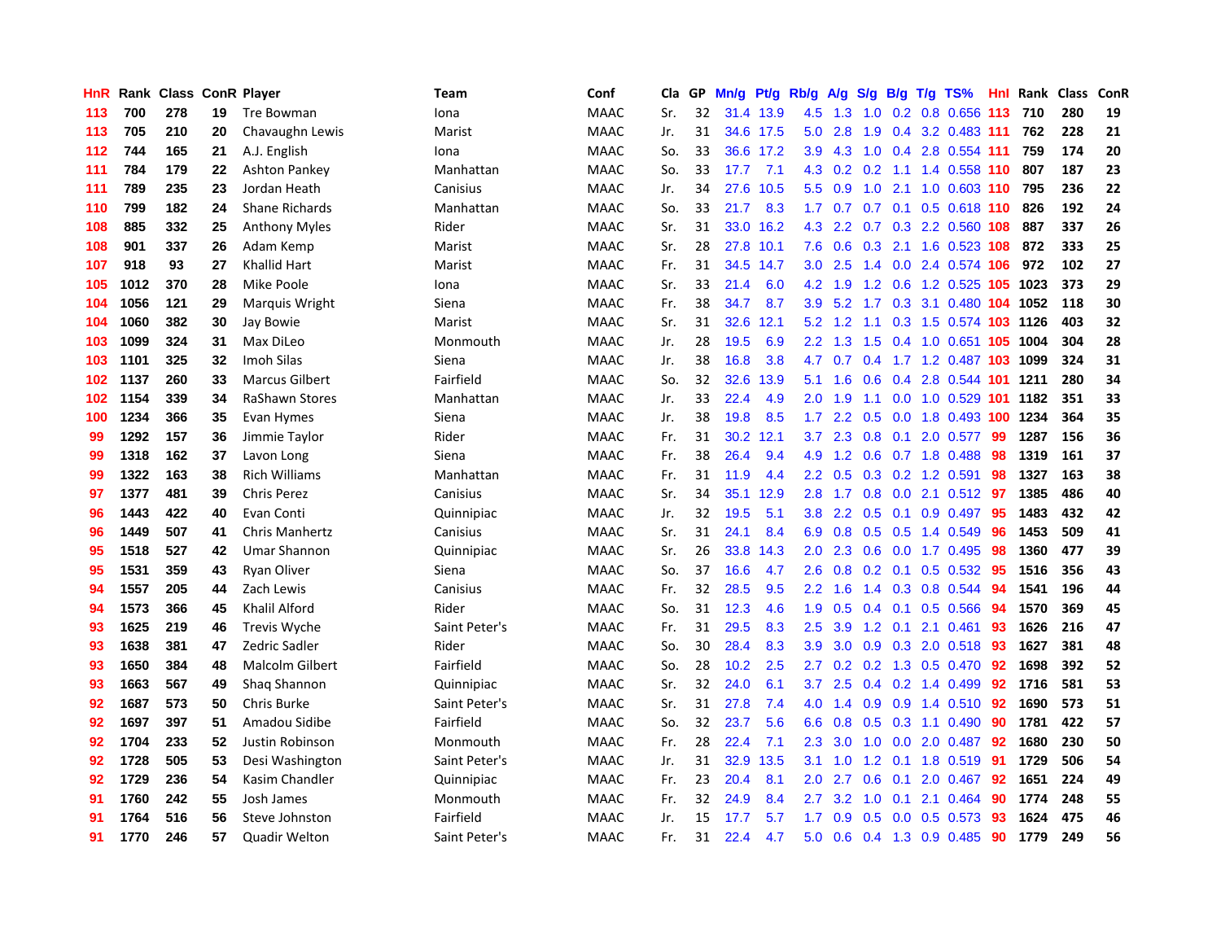| HnR | Rank | Class | ConR | Player | Team | Conf | Cla | GP | Mn/g | Pt/g | Rb/g | A/g | S/g | B/g | T/g | TS% | HnI | Rank | Class | ConR |
|---|---|---|---|---|---|---|---|---|---|---|---|---|---|---|---|---|---|---|---|---|
| 113 | 700 | 278 | 19 | Tre Bowman | Iona | MAAC | Sr. | 32 | 31.4 | 13.9 | 4.5 | 1.3 | 1.0 | 0.2 | 0.8 | 0.656 | 113 | 710 | 280 | 19 |
| 113 | 705 | 210 | 20 | Chavaughn Lewis | Marist | MAAC | Jr. | 31 | 34.6 | 17.5 | 5.0 | 2.8 | 1.9 | 0.4 | 3.2 | 0.483 | 111 | 762 | 228 | 21 |
| 112 | 744 | 165 | 21 | A.J. English | Iona | MAAC | So. | 33 | 36.6 | 17.2 | 3.9 | 4.3 | 1.0 | 0.4 | 2.8 | 0.554 | 111 | 759 | 174 | 20 |
| 111 | 784 | 179 | 22 | Ashton Pankey | Manhattan | MAAC | So. | 33 | 17.7 | 7.1 | 4.3 | 0.2 | 0.2 | 1.1 | 1.4 | 0.558 | 110 | 807 | 187 | 23 |
| 111 | 789 | 235 | 23 | Jordan Heath | Canisius | MAAC | Jr. | 34 | 27.6 | 10.5 | 5.5 | 0.9 | 1.0 | 2.1 | 1.0 | 0.603 | 110 | 795 | 236 | 22 |
| 110 | 799 | 182 | 24 | Shane Richards | Manhattan | MAAC | So. | 33 | 21.7 | 8.3 | 1.7 | 0.7 | 0.7 | 0.1 | 0.5 | 0.618 | 110 | 826 | 192 | 24 |
| 108 | 885 | 332 | 25 | Anthony Myles | Rider | MAAC | Sr. | 31 | 33.0 | 16.2 | 4.3 | 2.2 | 0.7 | 0.3 | 2.2 | 0.560 | 108 | 887 | 337 | 26 |
| 108 | 901 | 337 | 26 | Adam Kemp | Marist | MAAC | Sr. | 28 | 27.8 | 10.1 | 7.6 | 0.6 | 0.3 | 2.1 | 1.6 | 0.523 | 108 | 872 | 333 | 25 |
| 107 | 918 | 93 | 27 | Khallid Hart | Marist | MAAC | Fr. | 31 | 34.5 | 14.7 | 3.0 | 2.5 | 1.4 | 0.0 | 2.4 | 0.574 | 106 | 972 | 102 | 27 |
| 105 | 1012 | 370 | 28 | Mike Poole | Iona | MAAC | Sr. | 33 | 21.4 | 6.0 | 4.2 | 1.9 | 1.2 | 0.6 | 1.2 | 0.525 | 105 | 1023 | 373 | 29 |
| 104 | 1056 | 121 | 29 | Marquis Wright | Siena | MAAC | Fr. | 38 | 34.7 | 8.7 | 3.9 | 5.2 | 1.7 | 0.3 | 3.1 | 0.480 | 104 | 1052 | 118 | 30 |
| 104 | 1060 | 382 | 30 | Jay Bowie | Marist | MAAC | Sr. | 31 | 32.6 | 12.1 | 5.2 | 1.2 | 1.1 | 0.3 | 1.5 | 0.574 | 103 | 1126 | 403 | 32 |
| 103 | 1099 | 324 | 31 | Max DiLeo | Monmouth | MAAC | Jr. | 28 | 19.5 | 6.9 | 2.2 | 1.3 | 1.5 | 0.4 | 1.0 | 0.651 | 105 | 1004 | 304 | 28 |
| 103 | 1101 | 325 | 32 | Imoh Silas | Siena | MAAC | Jr. | 38 | 16.8 | 3.8 | 4.7 | 0.7 | 0.4 | 1.7 | 1.2 | 0.487 | 103 | 1099 | 324 | 31 |
| 102 | 1137 | 260 | 33 | Marcus Gilbert | Fairfield | MAAC | So. | 32 | 32.6 | 13.9 | 5.1 | 1.6 | 0.6 | 0.4 | 2.8 | 0.544 | 101 | 1211 | 280 | 34 |
| 102 | 1154 | 339 | 34 | RaShawn Stores | Manhattan | MAAC | Jr. | 33 | 22.4 | 4.9 | 2.0 | 1.9 | 1.1 | 0.0 | 1.0 | 0.529 | 101 | 1182 | 351 | 33 |
| 100 | 1234 | 366 | 35 | Evan Hymes | Siena | MAAC | Jr. | 38 | 19.8 | 8.5 | 1.7 | 2.2 | 0.5 | 0.0 | 1.8 | 0.493 | 100 | 1234 | 364 | 35 |
| 99 | 1292 | 157 | 36 | Jimmie Taylor | Rider | MAAC | Fr. | 31 | 30.2 | 12.1 | 3.7 | 2.3 | 0.8 | 0.1 | 2.0 | 0.577 | 99 | 1287 | 156 | 36 |
| 99 | 1318 | 162 | 37 | Lavon Long | Siena | MAAC | Fr. | 38 | 26.4 | 9.4 | 4.9 | 1.2 | 0.6 | 0.7 | 1.8 | 0.488 | 98 | 1319 | 161 | 37 |
| 99 | 1322 | 163 | 38 | Rich Williams | Manhattan | MAAC | Fr. | 31 | 11.9 | 4.4 | 2.2 | 0.5 | 0.3 | 0.2 | 1.2 | 0.591 | 98 | 1327 | 163 | 38 |
| 97 | 1377 | 481 | 39 | Chris Perez | Canisius | MAAC | Sr. | 34 | 35.1 | 12.9 | 2.8 | 1.7 | 0.8 | 0.0 | 2.1 | 0.512 | 97 | 1385 | 486 | 40 |
| 96 | 1443 | 422 | 40 | Evan Conti | Quinnipiac | MAAC | Jr. | 32 | 19.5 | 5.1 | 3.8 | 2.2 | 0.5 | 0.1 | 0.9 | 0.497 | 95 | 1483 | 432 | 42 |
| 96 | 1449 | 507 | 41 | Chris Manhertz | Canisius | MAAC | Sr. | 31 | 24.1 | 8.4 | 6.9 | 0.8 | 0.5 | 0.5 | 1.4 | 0.549 | 96 | 1453 | 509 | 41 |
| 95 | 1518 | 527 | 42 | Umar Shannon | Quinnipiac | MAAC | Sr. | 26 | 33.8 | 14.3 | 2.0 | 2.3 | 0.6 | 0.0 | 1.7 | 0.495 | 98 | 1360 | 477 | 39 |
| 95 | 1531 | 359 | 43 | Ryan Oliver | Siena | MAAC | So. | 37 | 16.6 | 4.7 | 2.6 | 0.8 | 0.2 | 0.1 | 0.5 | 0.532 | 95 | 1516 | 356 | 43 |
| 94 | 1557 | 205 | 44 | Zach Lewis | Canisius | MAAC | Fr. | 32 | 28.5 | 9.5 | 2.2 | 1.6 | 1.4 | 0.3 | 0.8 | 0.544 | 94 | 1541 | 196 | 44 |
| 94 | 1573 | 366 | 45 | Khalil Alford | Rider | MAAC | So. | 31 | 12.3 | 4.6 | 1.9 | 0.5 | 0.4 | 0.1 | 0.5 | 0.566 | 94 | 1570 | 369 | 45 |
| 93 | 1625 | 219 | 46 | Trevis Wyche | Saint Peter's | MAAC | Fr. | 31 | 29.5 | 8.3 | 2.5 | 3.9 | 1.2 | 0.1 | 2.1 | 0.461 | 93 | 1626 | 216 | 47 |
| 93 | 1638 | 381 | 47 | Zedric Sadler | Rider | MAAC | So. | 30 | 28.4 | 8.3 | 3.9 | 3.0 | 0.9 | 0.3 | 2.0 | 0.518 | 93 | 1627 | 381 | 48 |
| 93 | 1650 | 384 | 48 | Malcolm Gilbert | Fairfield | MAAC | So. | 28 | 10.2 | 2.5 | 2.7 | 0.2 | 0.2 | 1.3 | 0.5 | 0.470 | 92 | 1698 | 392 | 52 |
| 93 | 1663 | 567 | 49 | Shaq Shannon | Quinnipiac | MAAC | Sr. | 32 | 24.0 | 6.1 | 3.7 | 2.5 | 0.4 | 0.2 | 1.4 | 0.499 | 92 | 1716 | 581 | 53 |
| 92 | 1687 | 573 | 50 | Chris Burke | Saint Peter's | MAAC | Sr. | 31 | 27.8 | 7.4 | 4.0 | 1.4 | 0.9 | 0.9 | 1.4 | 0.510 | 92 | 1690 | 573 | 51 |
| 92 | 1697 | 397 | 51 | Amadou Sidibe | Fairfield | MAAC | So. | 32 | 23.7 | 5.6 | 6.6 | 0.8 | 0.5 | 0.3 | 1.1 | 0.490 | 90 | 1781 | 422 | 57 |
| 92 | 1704 | 233 | 52 | Justin Robinson | Monmouth | MAAC | Fr. | 28 | 22.4 | 7.1 | 2.3 | 3.0 | 1.0 | 0.0 | 2.0 | 0.487 | 92 | 1680 | 230 | 50 |
| 92 | 1728 | 505 | 53 | Desi Washington | Saint Peter's | MAAC | Jr. | 31 | 32.9 | 13.5 | 3.1 | 1.0 | 1.2 | 0.1 | 1.8 | 0.519 | 91 | 1729 | 506 | 54 |
| 92 | 1729 | 236 | 54 | Kasim Chandler | Quinnipiac | MAAC | Fr. | 23 | 20.4 | 8.1 | 2.0 | 2.7 | 0.6 | 0.1 | 2.0 | 0.467 | 92 | 1651 | 224 | 49 |
| 91 | 1760 | 242 | 55 | Josh James | Monmouth | MAAC | Fr. | 32 | 24.9 | 8.4 | 2.7 | 3.2 | 1.0 | 0.1 | 2.1 | 0.464 | 90 | 1774 | 248 | 55 |
| 91 | 1764 | 516 | 56 | Steve Johnston | Fairfield | MAAC | Jr. | 15 | 17.7 | 5.7 | 1.7 | 0.9 | 0.5 | 0.0 | 0.5 | 0.573 | 93 | 1624 | 475 | 46 |
| 91 | 1770 | 246 | 57 | Quadir Welton | Saint Peter's | MAAC | Fr. | 31 | 22.4 | 4.7 | 5.0 | 0.6 | 0.4 | 1.3 | 0.9 | 0.485 | 90 | 1779 | 249 | 56 |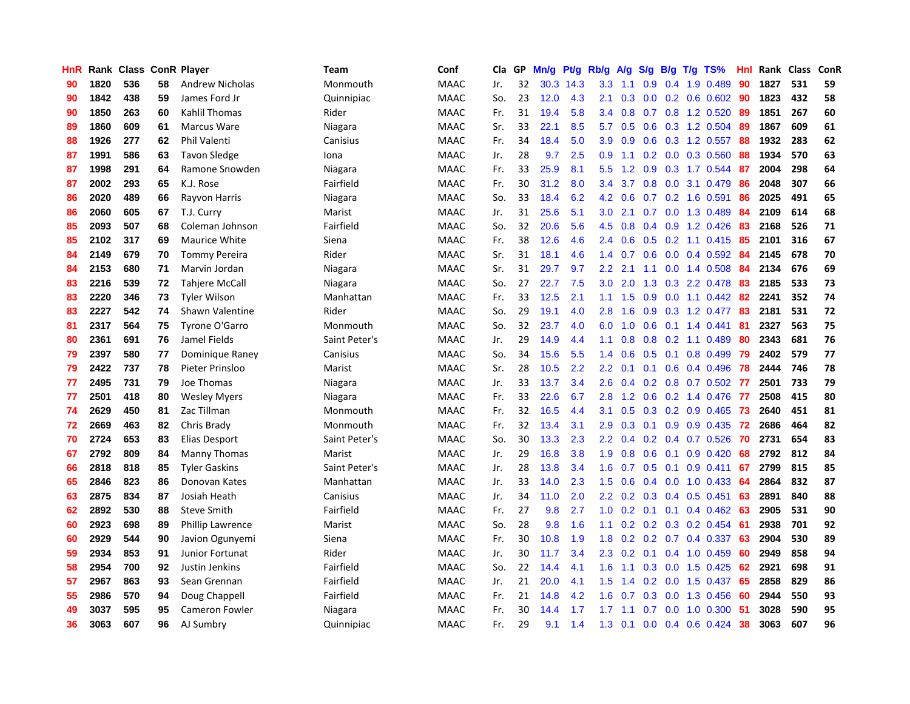| HnR | Rank | Class | ConR | Player | Team | Conf | Cla | GP | Mn/g | Pt/g | Rb/g | A/g | S/g | B/g | T/g | TS% | HnI | Rank | Class | ConR |
|---|---|---|---|---|---|---|---|---|---|---|---|---|---|---|---|---|---|---|---|---|
| 90 | 1820 | 536 | 58 | Andrew Nicholas | Monmouth | MAAC | Jr. | 32 | 30.3 | 14.3 | 3.3 | 1.1 | 0.9 | 0.4 | 1.9 | 0.489 | 90 | 1827 | 531 | 59 |
| 90 | 1842 | 438 | 59 | James Ford Jr | Quinnipiac | MAAC | So. | 23 | 12.0 | 4.3 | 2.1 | 0.3 | 0.0 | 0.2 | 0.6 | 0.602 | 90 | 1823 | 432 | 58 |
| 90 | 1850 | 263 | 60 | Kahlil Thomas | Rider | MAAC | Fr. | 31 | 19.4 | 5.8 | 3.4 | 0.8 | 0.7 | 0.8 | 1.2 | 0.520 | 89 | 1851 | 267 | 60 |
| 89 | 1860 | 609 | 61 | Marcus Ware | Niagara | MAAC | Sr. | 33 | 22.1 | 8.5 | 5.7 | 0.5 | 0.6 | 0.3 | 1.2 | 0.504 | 89 | 1867 | 609 | 61 |
| 88 | 1926 | 277 | 62 | Phil Valenti | Canisius | MAAC | Fr. | 34 | 18.4 | 5.0 | 3.9 | 0.9 | 0.6 | 0.3 | 1.2 | 0.557 | 88 | 1932 | 283 | 62 |
| 87 | 1991 | 586 | 63 | Tavon Sledge | Iona | MAAC | Jr. | 28 | 9.7 | 2.5 | 0.9 | 1.1 | 0.2 | 0.0 | 0.3 | 0.560 | 88 | 1934 | 570 | 63 |
| 87 | 1998 | 291 | 64 | Ramone Snowden | Niagara | MAAC | Fr. | 33 | 25.9 | 8.1 | 5.5 | 1.2 | 0.9 | 0.3 | 1.7 | 0.544 | 87 | 2004 | 298 | 64 |
| 87 | 2002 | 293 | 65 | K.J. Rose | Fairfield | MAAC | Fr. | 30 | 31.2 | 8.0 | 3.4 | 3.7 | 0.8 | 0.0 | 3.1 | 0.479 | 86 | 2048 | 307 | 66 |
| 86 | 2020 | 489 | 66 | Rayvon Harris | Niagara | MAAC | So. | 33 | 18.4 | 6.2 | 4.2 | 0.6 | 0.7 | 0.2 | 1.6 | 0.591 | 86 | 2025 | 491 | 65 |
| 86 | 2060 | 605 | 67 | T.J. Curry | Marist | MAAC | Jr. | 31 | 25.6 | 5.1 | 3.0 | 2.1 | 0.7 | 0.0 | 1.3 | 0.489 | 84 | 2109 | 614 | 68 |
| 85 | 2093 | 507 | 68 | Coleman Johnson | Fairfield | MAAC | So. | 32 | 20.6 | 5.6 | 4.5 | 0.8 | 0.4 | 0.9 | 1.2 | 0.426 | 83 | 2168 | 526 | 71 |
| 85 | 2102 | 317 | 69 | Maurice White | Siena | MAAC | Fr. | 38 | 12.6 | 4.6 | 2.4 | 0.6 | 0.5 | 0.2 | 1.1 | 0.415 | 85 | 2101 | 316 | 67 |
| 84 | 2149 | 679 | 70 | Tommy Pereira | Rider | MAAC | Sr. | 31 | 18.1 | 4.6 | 1.4 | 0.7 | 0.6 | 0.0 | 0.4 | 0.592 | 84 | 2145 | 678 | 70 |
| 84 | 2153 | 680 | 71 | Marvin Jordan | Niagara | MAAC | Sr. | 31 | 29.7 | 9.7 | 2.2 | 2.1 | 1.1 | 0.0 | 1.4 | 0.508 | 84 | 2134 | 676 | 69 |
| 83 | 2216 | 539 | 72 | Tahjere McCall | Niagara | MAAC | So. | 27 | 22.7 | 7.5 | 3.0 | 2.0 | 1.3 | 0.3 | 2.2 | 0.478 | 83 | 2185 | 533 | 73 |
| 83 | 2220 | 346 | 73 | Tyler Wilson | Manhattan | MAAC | Fr. | 33 | 12.5 | 2.1 | 1.1 | 1.5 | 0.9 | 0.0 | 1.1 | 0.442 | 82 | 2241 | 352 | 74 |
| 83 | 2227 | 542 | 74 | Shawn Valentine | Rider | MAAC | So. | 29 | 19.1 | 4.0 | 2.8 | 1.6 | 0.9 | 0.3 | 1.2 | 0.477 | 83 | 2181 | 531 | 72 |
| 81 | 2317 | 564 | 75 | Tyrone O'Garro | Monmouth | MAAC | So. | 32 | 23.7 | 4.0 | 6.0 | 1.0 | 0.6 | 0.1 | 1.4 | 0.441 | 81 | 2327 | 563 | 75 |
| 80 | 2361 | 691 | 76 | Jamel Fields | Saint Peter's | MAAC | Jr. | 29 | 14.9 | 4.4 | 1.1 | 0.8 | 0.8 | 0.2 | 1.1 | 0.489 | 80 | 2343 | 681 | 76 |
| 79 | 2397 | 580 | 77 | Dominique Raney | Canisius | MAAC | So. | 34 | 15.6 | 5.5 | 1.4 | 0.6 | 0.5 | 0.1 | 0.8 | 0.499 | 79 | 2402 | 579 | 77 |
| 79 | 2422 | 737 | 78 | Pieter Prinsloo | Marist | MAAC | Sr. | 28 | 10.5 | 2.2 | 2.2 | 0.1 | 0.1 | 0.6 | 0.4 | 0.496 | 78 | 2444 | 746 | 78 |
| 77 | 2495 | 731 | 79 | Joe Thomas | Niagara | MAAC | Jr. | 33 | 13.7 | 3.4 | 2.6 | 0.4 | 0.2 | 0.8 | 0.7 | 0.502 | 77 | 2501 | 733 | 79 |
| 77 | 2501 | 418 | 80 | Wesley Myers | Niagara | MAAC | Fr. | 33 | 22.6 | 6.7 | 2.8 | 1.2 | 0.6 | 0.2 | 1.4 | 0.476 | 77 | 2508 | 415 | 80 |
| 74 | 2629 | 450 | 81 | Zac Tillman | Monmouth | MAAC | Fr. | 32 | 16.5 | 4.4 | 3.1 | 0.5 | 0.3 | 0.2 | 0.9 | 0.465 | 73 | 2640 | 451 | 81 |
| 72 | 2669 | 463 | 82 | Chris Brady | Monmouth | MAAC | Fr. | 32 | 13.4 | 3.1 | 2.9 | 0.3 | 0.1 | 0.9 | 0.9 | 0.435 | 72 | 2686 | 464 | 82 |
| 70 | 2724 | 653 | 83 | Elias Desport | Saint Peter's | MAAC | So. | 30 | 13.3 | 2.3 | 2.2 | 0.4 | 0.2 | 0.4 | 0.7 | 0.526 | 70 | 2731 | 654 | 83 |
| 67 | 2792 | 809 | 84 | Manny Thomas | Marist | MAAC | Jr. | 29 | 16.8 | 3.8 | 1.9 | 0.8 | 0.6 | 0.1 | 0.9 | 0.420 | 68 | 2792 | 812 | 84 |
| 66 | 2818 | 818 | 85 | Tyler Gaskins | Saint Peter's | MAAC | Jr. | 28 | 13.8 | 3.4 | 1.6 | 0.7 | 0.5 | 0.1 | 0.9 | 0.411 | 67 | 2799 | 815 | 85 |
| 65 | 2846 | 823 | 86 | Donovan Kates | Manhattan | MAAC | Jr. | 33 | 14.0 | 2.3 | 1.5 | 0.6 | 0.4 | 0.0 | 1.0 | 0.433 | 64 | 2864 | 832 | 87 |
| 63 | 2875 | 834 | 87 | Josiah Heath | Canisius | MAAC | Jr. | 34 | 11.0 | 2.0 | 2.2 | 0.2 | 0.3 | 0.4 | 0.5 | 0.451 | 63 | 2891 | 840 | 88 |
| 62 | 2892 | 530 | 88 | Steve Smith | Fairfield | MAAC | Fr. | 27 | 9.8 | 2.7 | 1.0 | 0.2 | 0.1 | 0.1 | 0.4 | 0.462 | 63 | 2905 | 531 | 90 |
| 60 | 2923 | 698 | 89 | Phillip Lawrence | Marist | MAAC | So. | 28 | 9.8 | 1.6 | 1.1 | 0.2 | 0.2 | 0.3 | 0.2 | 0.454 | 61 | 2938 | 701 | 92 |
| 60 | 2929 | 544 | 90 | Javion Ogunyemi | Siena | MAAC | Fr. | 30 | 10.8 | 1.9 | 1.8 | 0.2 | 0.2 | 0.7 | 0.4 | 0.337 | 63 | 2904 | 530 | 89 |
| 59 | 2934 | 853 | 91 | Junior Fortunat | Rider | MAAC | Jr. | 30 | 11.7 | 3.4 | 2.3 | 0.2 | 0.1 | 0.4 | 1.0 | 0.459 | 60 | 2949 | 858 | 94 |
| 58 | 2954 | 700 | 92 | Justin Jenkins | Fairfield | MAAC | So. | 22 | 14.4 | 4.1 | 1.6 | 1.1 | 0.3 | 0.0 | 1.5 | 0.425 | 62 | 2921 | 698 | 91 |
| 57 | 2967 | 863 | 93 | Sean Grennan | Fairfield | MAAC | Jr. | 21 | 20.0 | 4.1 | 1.5 | 1.4 | 0.2 | 0.0 | 1.5 | 0.437 | 65 | 2858 | 829 | 86 |
| 55 | 2986 | 570 | 94 | Doug Chappell | Fairfield | MAAC | Fr. | 21 | 14.8 | 4.2 | 1.6 | 0.7 | 0.3 | 0.0 | 1.3 | 0.456 | 60 | 2944 | 550 | 93 |
| 49 | 3037 | 595 | 95 | Cameron Fowler | Niagara | MAAC | Fr. | 30 | 14.4 | 1.7 | 1.7 | 1.1 | 0.7 | 0.0 | 1.0 | 0.300 | 51 | 3028 | 590 | 95 |
| 36 | 3063 | 607 | 96 | AJ Sumbry | Quinnipiac | MAAC | Fr. | 29 | 9.1 | 1.4 | 1.3 | 0.1 | 0.0 | 0.4 | 0.6 | 0.424 | 38 | 3063 | 607 | 96 |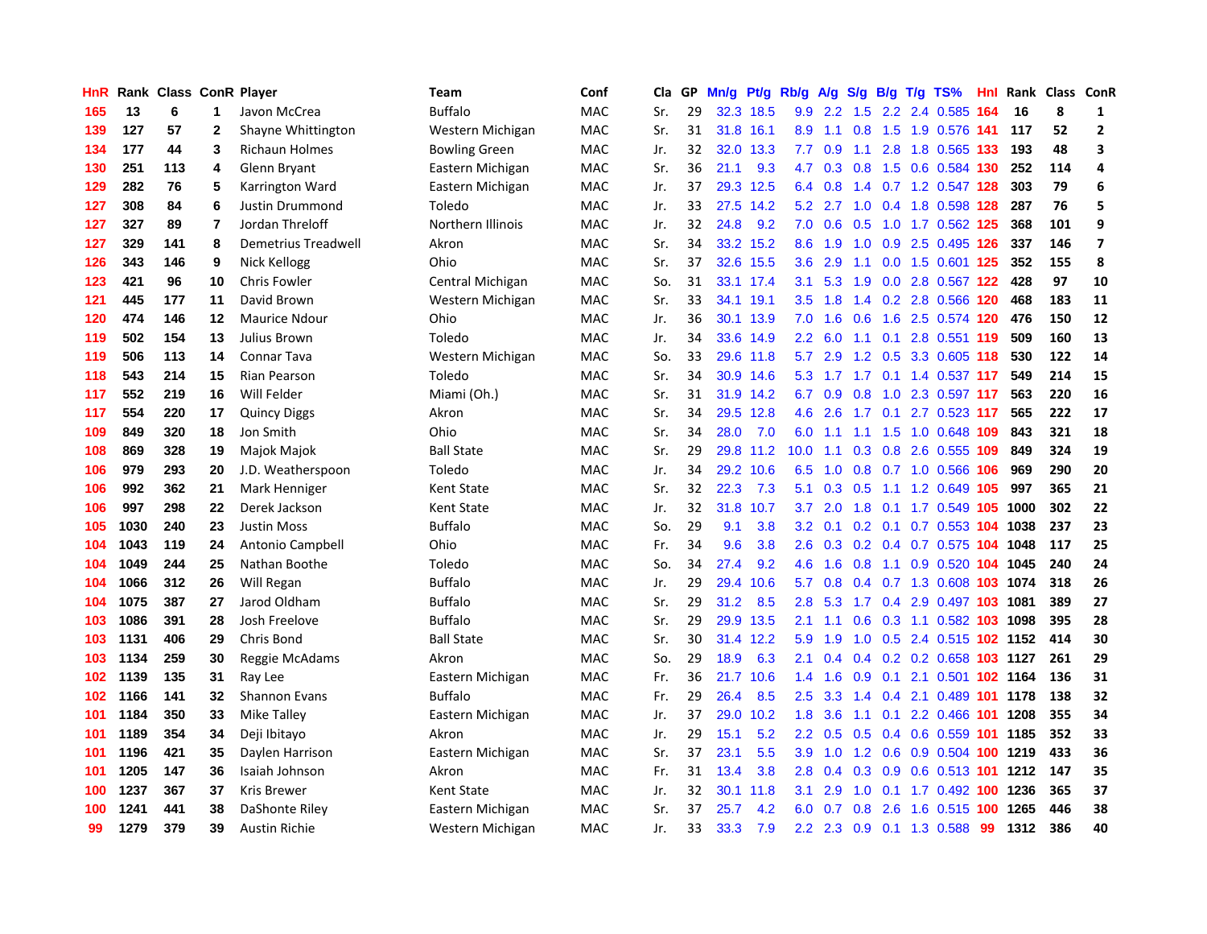| HnR | Rank | Class | ConR | Player | Team | Conf | Cla | GP | Mn/g | Pt/g | Rb/g | A/g | S/g | B/g | T/g | TS% | HnI | Rank | Class | ConR |
|---|---|---|---|---|---|---|---|---|---|---|---|---|---|---|---|---|---|---|---|---|
| 165 | 13 | 6 | 1 | Javon McCrea | Buffalo | MAC | Sr. | 29 | 32.3 | 18.5 | 9.9 | 2.2 | 1.5 | 2.2 | 2.4 | 0.585 | 164 | 16 | 8 | 1 |
| 139 | 127 | 57 | 2 | Shayne Whittington | Western Michigan | MAC | Sr. | 31 | 31.8 | 16.1 | 8.9 | 1.1 | 0.8 | 1.5 | 1.9 | 0.576 | 141 | 117 | 52 | 2 |
| 134 | 177 | 44 | 3 | Richaun Holmes | Bowling Green | MAC | Jr. | 32 | 32.0 | 13.3 | 7.7 | 0.9 | 1.1 | 2.8 | 1.8 | 0.565 | 133 | 193 | 48 | 3 |
| 130 | 251 | 113 | 4 | Glenn Bryant | Eastern Michigan | MAC | Sr. | 36 | 21.1 | 9.3 | 4.7 | 0.3 | 0.8 | 1.5 | 0.6 | 0.584 | 130 | 252 | 114 | 4 |
| 129 | 282 | 76 | 5 | Karrington Ward | Eastern Michigan | MAC | Jr. | 37 | 29.3 | 12.5 | 6.4 | 0.8 | 1.4 | 0.7 | 1.2 | 0.547 | 128 | 303 | 79 | 6 |
| 127 | 308 | 84 | 6 | Justin Drummond | Toledo | MAC | Jr. | 33 | 27.5 | 14.2 | 5.2 | 2.7 | 1.0 | 0.4 | 1.8 | 0.598 | 128 | 287 | 76 | 5 |
| 127 | 327 | 89 | 7 | Jordan Threloff | Northern Illinois | MAC | Jr. | 32 | 24.8 | 9.2 | 7.0 | 0.6 | 0.5 | 1.0 | 1.7 | 0.562 | 125 | 368 | 101 | 9 |
| 127 | 329 | 141 | 8 | Demetrius Treadwell | Akron | MAC | Sr. | 34 | 33.2 | 15.2 | 8.6 | 1.9 | 1.0 | 0.9 | 2.5 | 0.495 | 126 | 337 | 146 | 7 |
| 126 | 343 | 146 | 9 | Nick Kellogg | Ohio | MAC | Sr. | 37 | 32.6 | 15.5 | 3.6 | 2.9 | 1.1 | 0.0 | 1.5 | 0.601 | 125 | 352 | 155 | 8 |
| 123 | 421 | 96 | 10 | Chris Fowler | Central Michigan | MAC | So. | 31 | 33.1 | 17.4 | 3.1 | 5.3 | 1.9 | 0.0 | 2.8 | 0.567 | 122 | 428 | 97 | 10 |
| 121 | 445 | 177 | 11 | David Brown | Western Michigan | MAC | Sr. | 33 | 34.1 | 19.1 | 3.5 | 1.8 | 1.4 | 0.2 | 2.8 | 0.566 | 120 | 468 | 183 | 11 |
| 120 | 474 | 146 | 12 | Maurice Ndour | Ohio | MAC | Jr. | 36 | 30.1 | 13.9 | 7.0 | 1.6 | 0.6 | 1.6 | 2.5 | 0.574 | 120 | 476 | 150 | 12 |
| 119 | 502 | 154 | 13 | Julius Brown | Toledo | MAC | Jr. | 34 | 33.6 | 14.9 | 2.2 | 6.0 | 1.1 | 0.1 | 2.8 | 0.551 | 119 | 509 | 160 | 13 |
| 119 | 506 | 113 | 14 | Connar Tava | Western Michigan | MAC | So. | 33 | 29.6 | 11.8 | 5.7 | 2.9 | 1.2 | 0.5 | 3.3 | 0.605 | 118 | 530 | 122 | 14 |
| 118 | 543 | 214 | 15 | Rian Pearson | Toledo | MAC | Sr. | 34 | 30.9 | 14.6 | 5.3 | 1.7 | 1.7 | 0.1 | 1.4 | 0.537 | 117 | 549 | 214 | 15 |
| 117 | 552 | 219 | 16 | Will Felder | Miami (Oh.) | MAC | Sr. | 31 | 31.9 | 14.2 | 6.7 | 0.9 | 0.8 | 1.0 | 2.3 | 0.597 | 117 | 563 | 220 | 16 |
| 117 | 554 | 220 | 17 | Quincy Diggs | Akron | MAC | Sr. | 34 | 29.5 | 12.8 | 4.6 | 2.6 | 1.7 | 0.1 | 2.7 | 0.523 | 117 | 565 | 222 | 17 |
| 109 | 849 | 320 | 18 | Jon Smith | Ohio | MAC | Sr. | 34 | 28.0 | 7.0 | 6.0 | 1.1 | 1.1 | 1.5 | 1.0 | 0.648 | 109 | 843 | 321 | 18 |
| 108 | 869 | 328 | 19 | Majok Majok | Ball State | MAC | Sr. | 29 | 29.8 | 11.2 | 10.0 | 1.1 | 0.3 | 0.8 | 2.6 | 0.555 | 109 | 849 | 324 | 19 |
| 106 | 979 | 293 | 20 | J.D. Weatherspoon | Toledo | MAC | Jr. | 34 | 29.2 | 10.6 | 6.5 | 1.0 | 0.8 | 0.7 | 1.0 | 0.566 | 106 | 969 | 290 | 20 |
| 106 | 992 | 362 | 21 | Mark Henniger | Kent State | MAC | Sr. | 32 | 22.3 | 7.3 | 5.1 | 0.3 | 0.5 | 1.1 | 1.2 | 0.649 | 105 | 997 | 365 | 21 |
| 106 | 997 | 298 | 22 | Derek Jackson | Kent State | MAC | Jr. | 32 | 31.8 | 10.7 | 3.7 | 2.0 | 1.8 | 0.1 | 1.7 | 0.549 | 105 | 1000 | 302 | 22 |
| 105 | 1030 | 240 | 23 | Justin Moss | Buffalo | MAC | So. | 29 | 9.1 | 3.8 | 3.2 | 0.1 | 0.2 | 0.1 | 0.7 | 0.553 | 104 | 1038 | 237 | 23 |
| 104 | 1043 | 119 | 24 | Antonio Campbell | Ohio | MAC | Fr. | 34 | 9.6 | 3.8 | 2.6 | 0.3 | 0.2 | 0.4 | 0.7 | 0.575 | 104 | 1048 | 117 | 25 |
| 104 | 1049 | 244 | 25 | Nathan Boothe | Toledo | MAC | So. | 34 | 27.4 | 9.2 | 4.6 | 1.6 | 0.8 | 1.1 | 0.9 | 0.520 | 104 | 1045 | 240 | 24 |
| 104 | 1066 | 312 | 26 | Will Regan | Buffalo | MAC | Jr. | 29 | 29.4 | 10.6 | 5.7 | 0.8 | 0.4 | 0.7 | 1.3 | 0.608 | 103 | 1074 | 318 | 26 |
| 104 | 1075 | 387 | 27 | Jarod Oldham | Buffalo | MAC | Sr. | 29 | 31.2 | 8.5 | 2.8 | 5.3 | 1.7 | 0.4 | 2.9 | 0.497 | 103 | 1081 | 389 | 27 |
| 103 | 1086 | 391 | 28 | Josh Freelove | Buffalo | MAC | Sr. | 29 | 29.9 | 13.5 | 2.1 | 1.1 | 0.6 | 0.3 | 1.1 | 0.582 | 103 | 1098 | 395 | 28 |
| 103 | 1131 | 406 | 29 | Chris Bond | Ball State | MAC | Sr. | 30 | 31.4 | 12.2 | 5.9 | 1.9 | 1.0 | 0.5 | 2.4 | 0.515 | 102 | 1152 | 414 | 30 |
| 103 | 1134 | 259 | 30 | Reggie McAdams | Akron | MAC | So. | 29 | 18.9 | 6.3 | 2.1 | 0.4 | 0.4 | 0.2 | 0.2 | 0.658 | 103 | 1127 | 261 | 29 |
| 102 | 1139 | 135 | 31 | Ray Lee | Eastern Michigan | MAC | Fr. | 36 | 21.7 | 10.6 | 1.4 | 1.6 | 0.9 | 0.1 | 2.1 | 0.501 | 102 | 1164 | 136 | 31 |
| 102 | 1166 | 141 | 32 | Shannon Evans | Buffalo | MAC | Fr. | 29 | 26.4 | 8.5 | 2.5 | 3.3 | 1.4 | 0.4 | 2.1 | 0.489 | 101 | 1178 | 138 | 32 |
| 101 | 1184 | 350 | 33 | Mike Talley | Eastern Michigan | MAC | Jr. | 37 | 29.0 | 10.2 | 1.8 | 3.6 | 1.1 | 0.1 | 2.2 | 0.466 | 101 | 1208 | 355 | 34 |
| 101 | 1189 | 354 | 34 | Deji Ibitayo | Akron | MAC | Jr. | 29 | 15.1 | 5.2 | 2.2 | 0.5 | 0.5 | 0.4 | 0.6 | 0.559 | 101 | 1185 | 352 | 33 |
| 101 | 1196 | 421 | 35 | Daylen Harrison | Eastern Michigan | MAC | Sr. | 37 | 23.1 | 5.5 | 3.9 | 1.0 | 1.2 | 0.6 | 0.9 | 0.504 | 100 | 1219 | 433 | 36 |
| 101 | 1205 | 147 | 36 | Isaiah Johnson | Akron | MAC | Fr. | 31 | 13.4 | 3.8 | 2.8 | 0.4 | 0.3 | 0.9 | 0.6 | 0.513 | 101 | 1212 | 147 | 35 |
| 100 | 1237 | 367 | 37 | Kris Brewer | Kent State | MAC | Jr. | 32 | 30.1 | 11.8 | 3.1 | 2.9 | 1.0 | 0.1 | 1.7 | 0.492 | 100 | 1236 | 365 | 37 |
| 100 | 1241 | 441 | 38 | DaShonte Riley | Eastern Michigan | MAC | Sr. | 37 | 25.7 | 4.2 | 6.0 | 0.7 | 0.8 | 2.6 | 1.6 | 0.515 | 100 | 1265 | 446 | 38 |
| 99 | 1279 | 379 | 39 | Austin Richie | Western Michigan | MAC | Jr. | 33 | 33.3 | 7.9 | 2.2 | 2.3 | 0.9 | 0.1 | 1.3 | 0.588 | 99 | 1312 | 386 | 40 |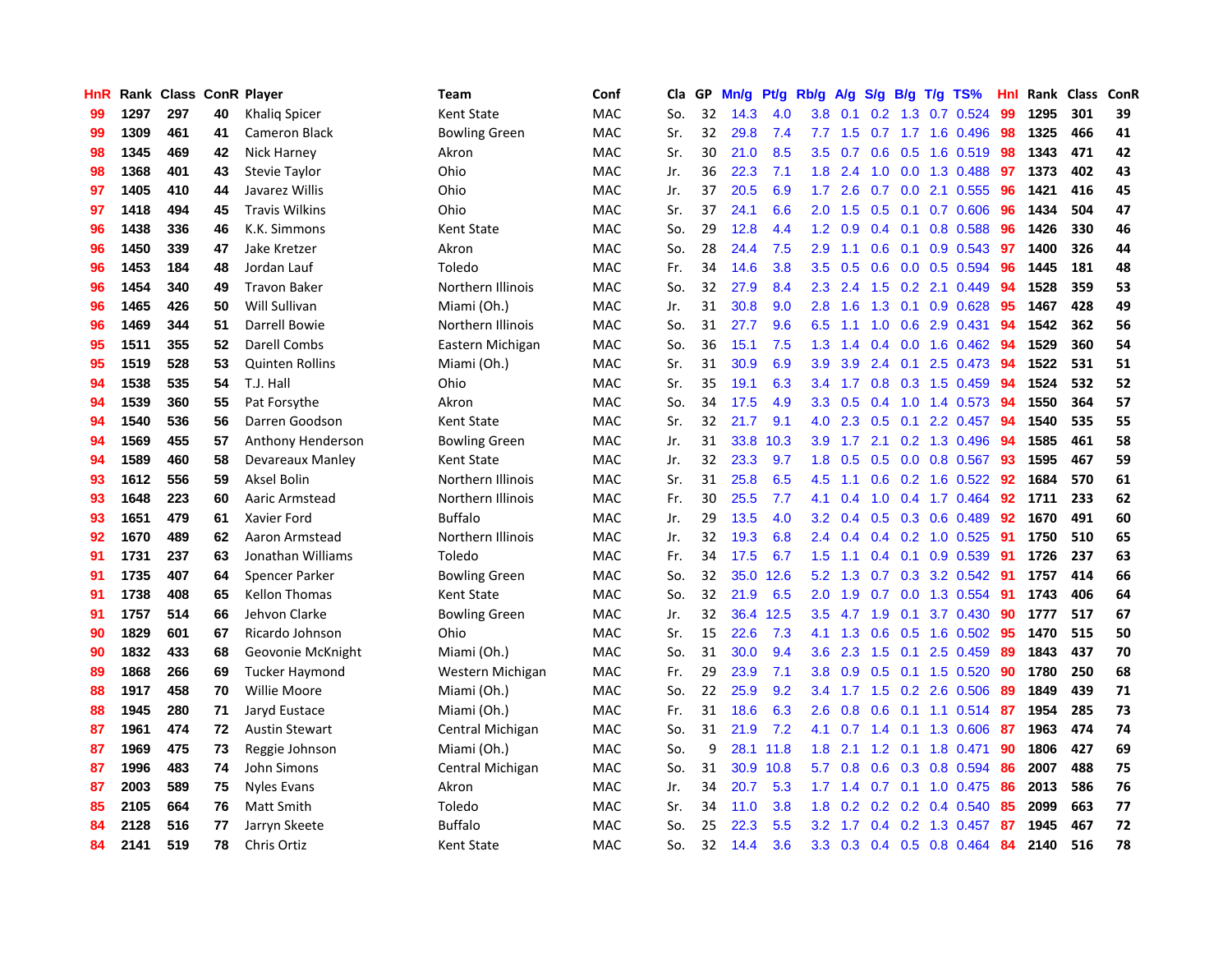| HnR | Rank | Class | ConR | Player | Team | Conf | Cla | GP | Mn/g | Pt/g | Rb/g | A/g | S/g | B/g | T/g | TS% | HnI | Rank | Class | ConR |
|---|---|---|---|---|---|---|---|---|---|---|---|---|---|---|---|---|---|---|---|---|
| 99 | 1297 | 297 | 40 | Khaliq Spicer | Kent State | MAC | So. | 32 | 14.3 | 4.0 | 3.8 | 0.1 | 0.2 | 1.3 | 0.7 | 0.524 | 99 | 1295 | 301 | 39 |
| 99 | 1309 | 461 | 41 | Cameron Black | Bowling Green | MAC | Sr. | 32 | 29.8 | 7.4 | 7.7 | 1.5 | 0.7 | 1.7 | 1.6 | 0.496 | 98 | 1325 | 466 | 41 |
| 98 | 1345 | 469 | 42 | Nick Harney | Akron | MAC | Sr. | 30 | 21.0 | 8.5 | 3.5 | 0.7 | 0.6 | 0.5 | 1.6 | 0.519 | 98 | 1343 | 471 | 42 |
| 98 | 1368 | 401 | 43 | Stevie Taylor | Ohio | MAC | Jr. | 36 | 22.3 | 7.1 | 1.8 | 2.4 | 1.0 | 0.0 | 1.3 | 0.488 | 97 | 1373 | 402 | 43 |
| 97 | 1405 | 410 | 44 | Javarez Willis | Ohio | MAC | Jr. | 37 | 20.5 | 6.9 | 1.7 | 2.6 | 0.7 | 0.0 | 2.1 | 0.555 | 96 | 1421 | 416 | 45 |
| 97 | 1418 | 494 | 45 | Travis Wilkins | Ohio | MAC | Sr. | 37 | 24.1 | 6.6 | 2.0 | 1.5 | 0.5 | 0.1 | 0.7 | 0.606 | 96 | 1434 | 504 | 47 |
| 96 | 1438 | 336 | 46 | K.K. Simmons | Kent State | MAC | So. | 29 | 12.8 | 4.4 | 1.2 | 0.9 | 0.4 | 0.1 | 0.8 | 0.588 | 96 | 1426 | 330 | 46 |
| 96 | 1450 | 339 | 47 | Jake Kretzer | Akron | MAC | So. | 28 | 24.4 | 7.5 | 2.9 | 1.1 | 0.6 | 0.1 | 0.9 | 0.543 | 97 | 1400 | 326 | 44 |
| 96 | 1453 | 184 | 48 | Jordan Lauf | Toledo | MAC | Fr. | 34 | 14.6 | 3.8 | 3.5 | 0.5 | 0.6 | 0.0 | 0.5 | 0.594 | 96 | 1445 | 181 | 48 |
| 96 | 1454 | 340 | 49 | Travon Baker | Northern Illinois | MAC | So. | 32 | 27.9 | 8.4 | 2.3 | 2.4 | 1.5 | 0.2 | 2.1 | 0.449 | 94 | 1528 | 359 | 53 |
| 96 | 1465 | 426 | 50 | Will Sullivan | Miami (Oh.) | MAC | Jr. | 31 | 30.8 | 9.0 | 2.8 | 1.6 | 1.3 | 0.1 | 0.9 | 0.628 | 95 | 1467 | 428 | 49 |
| 96 | 1469 | 344 | 51 | Darrell Bowie | Northern Illinois | MAC | So. | 31 | 27.7 | 9.6 | 6.5 | 1.1 | 1.0 | 0.6 | 2.9 | 0.431 | 94 | 1542 | 362 | 56 |
| 95 | 1511 | 355 | 52 | Darell Combs | Eastern Michigan | MAC | So. | 36 | 15.1 | 7.5 | 1.3 | 1.4 | 0.4 | 0.0 | 1.6 | 0.462 | 94 | 1529 | 360 | 54 |
| 95 | 1519 | 528 | 53 | Quinten Rollins | Miami (Oh.) | MAC | Sr. | 31 | 30.9 | 6.9 | 3.9 | 3.9 | 2.4 | 0.1 | 2.5 | 0.473 | 94 | 1522 | 531 | 51 |
| 94 | 1538 | 535 | 54 | T.J. Hall | Ohio | MAC | Sr. | 35 | 19.1 | 6.3 | 3.4 | 1.7 | 0.8 | 0.3 | 1.5 | 0.459 | 94 | 1524 | 532 | 52 |
| 94 | 1539 | 360 | 55 | Pat Forsythe | Akron | MAC | So. | 34 | 17.5 | 4.9 | 3.3 | 0.5 | 0.4 | 1.0 | 1.4 | 0.573 | 94 | 1550 | 364 | 57 |
| 94 | 1540 | 536 | 56 | Darren Goodson | Kent State | MAC | Sr. | 32 | 21.7 | 9.1 | 4.0 | 2.3 | 0.5 | 0.1 | 2.2 | 0.457 | 94 | 1540 | 535 | 55 |
| 94 | 1569 | 455 | 57 | Anthony Henderson | Bowling Green | MAC | Jr. | 31 | 33.8 | 10.3 | 3.9 | 1.7 | 2.1 | 0.2 | 1.3 | 0.496 | 94 | 1585 | 461 | 58 |
| 94 | 1589 | 460 | 58 | Devareaux Manley | Kent State | MAC | Jr. | 32 | 23.3 | 9.7 | 1.8 | 0.5 | 0.5 | 0.0 | 0.8 | 0.567 | 93 | 1595 | 467 | 59 |
| 93 | 1612 | 556 | 59 | Aksel Bolin | Northern Illinois | MAC | Sr. | 31 | 25.8 | 6.5 | 4.5 | 1.1 | 0.6 | 0.2 | 1.6 | 0.522 | 92 | 1684 | 570 | 61 |
| 93 | 1648 | 223 | 60 | Aaric Armstead | Northern Illinois | MAC | Fr. | 30 | 25.5 | 7.7 | 4.1 | 0.4 | 1.0 | 0.4 | 1.7 | 0.464 | 92 | 1711 | 233 | 62 |
| 93 | 1651 | 479 | 61 | Xavier Ford | Buffalo | MAC | Jr. | 29 | 13.5 | 4.0 | 3.2 | 0.4 | 0.5 | 0.3 | 0.6 | 0.489 | 92 | 1670 | 491 | 60 |
| 92 | 1670 | 489 | 62 | Aaron Armstead | Northern Illinois | MAC | Jr. | 32 | 19.3 | 6.8 | 2.4 | 0.4 | 0.4 | 0.2 | 1.0 | 0.525 | 91 | 1750 | 510 | 65 |
| 91 | 1731 | 237 | 63 | Jonathan Williams | Toledo | MAC | Fr. | 34 | 17.5 | 6.7 | 1.5 | 1.1 | 0.4 | 0.1 | 0.9 | 0.539 | 91 | 1726 | 237 | 63 |
| 91 | 1735 | 407 | 64 | Spencer Parker | Bowling Green | MAC | So. | 32 | 35.0 | 12.6 | 5.2 | 1.3 | 0.7 | 0.3 | 3.2 | 0.542 | 91 | 1757 | 414 | 66 |
| 91 | 1738 | 408 | 65 | Kellon Thomas | Kent State | MAC | So. | 32 | 21.9 | 6.5 | 2.0 | 1.9 | 0.7 | 0.0 | 1.3 | 0.554 | 91 | 1743 | 406 | 64 |
| 91 | 1757 | 514 | 66 | Jehvon Clarke | Bowling Green | MAC | Jr. | 32 | 36.4 | 12.5 | 3.5 | 4.7 | 1.9 | 0.1 | 3.7 | 0.430 | 90 | 1777 | 517 | 67 |
| 90 | 1829 | 601 | 67 | Ricardo Johnson | Ohio | MAC | Sr. | 15 | 22.6 | 7.3 | 4.1 | 1.3 | 0.6 | 0.5 | 1.6 | 0.502 | 95 | 1470 | 515 | 50 |
| 90 | 1832 | 433 | 68 | Geovonie McKnight | Miami (Oh.) | MAC | So. | 31 | 30.0 | 9.4 | 3.6 | 2.3 | 1.5 | 0.1 | 2.5 | 0.459 | 89 | 1843 | 437 | 70 |
| 89 | 1868 | 266 | 69 | Tucker Haymond | Western Michigan | MAC | Fr. | 29 | 23.9 | 7.1 | 3.8 | 0.9 | 0.5 | 0.1 | 1.5 | 0.520 | 90 | 1780 | 250 | 68 |
| 88 | 1917 | 458 | 70 | Willie Moore | Miami (Oh.) | MAC | So. | 22 | 25.9 | 9.2 | 3.4 | 1.7 | 1.5 | 0.2 | 2.6 | 0.506 | 89 | 1849 | 439 | 71 |
| 88 | 1945 | 280 | 71 | Jaryd Eustace | Miami (Oh.) | MAC | Fr. | 31 | 18.6 | 6.3 | 2.6 | 0.8 | 0.6 | 0.1 | 1.1 | 0.514 | 87 | 1954 | 285 | 73 |
| 87 | 1961 | 474 | 72 | Austin Stewart | Central Michigan | MAC | So. | 31 | 21.9 | 7.2 | 4.1 | 0.7 | 1.4 | 0.1 | 1.3 | 0.606 | 87 | 1963 | 474 | 74 |
| 87 | 1969 | 475 | 73 | Reggie Johnson | Miami (Oh.) | MAC | So. | 9 | 28.1 | 11.8 | 1.8 | 2.1 | 1.2 | 0.1 | 1.8 | 0.471 | 90 | 1806 | 427 | 69 |
| 87 | 1996 | 483 | 74 | John Simons | Central Michigan | MAC | So. | 31 | 30.9 | 10.8 | 5.7 | 0.8 | 0.6 | 0.3 | 0.8 | 0.594 | 86 | 2007 | 488 | 75 |
| 87 | 2003 | 589 | 75 | Nyles Evans | Akron | MAC | Jr. | 34 | 20.7 | 5.3 | 1.7 | 1.4 | 0.7 | 0.1 | 1.0 | 0.475 | 86 | 2013 | 586 | 76 |
| 85 | 2105 | 664 | 76 | Matt Smith | Toledo | MAC | Sr. | 34 | 11.0 | 3.8 | 1.8 | 0.2 | 0.2 | 0.2 | 0.4 | 0.540 | 85 | 2099 | 663 | 77 |
| 84 | 2128 | 516 | 77 | Jarryn Skeete | Buffalo | MAC | So. | 25 | 22.3 | 5.5 | 3.2 | 1.7 | 0.4 | 0.2 | 1.3 | 0.457 | 87 | 1945 | 467 | 72 |
| 84 | 2141 | 519 | 78 | Chris Ortiz | Kent State | MAC | So. | 32 | 14.4 | 3.6 | 3.3 | 0.3 | 0.4 | 0.5 | 0.8 | 0.464 | 84 | 2140 | 516 | 78 |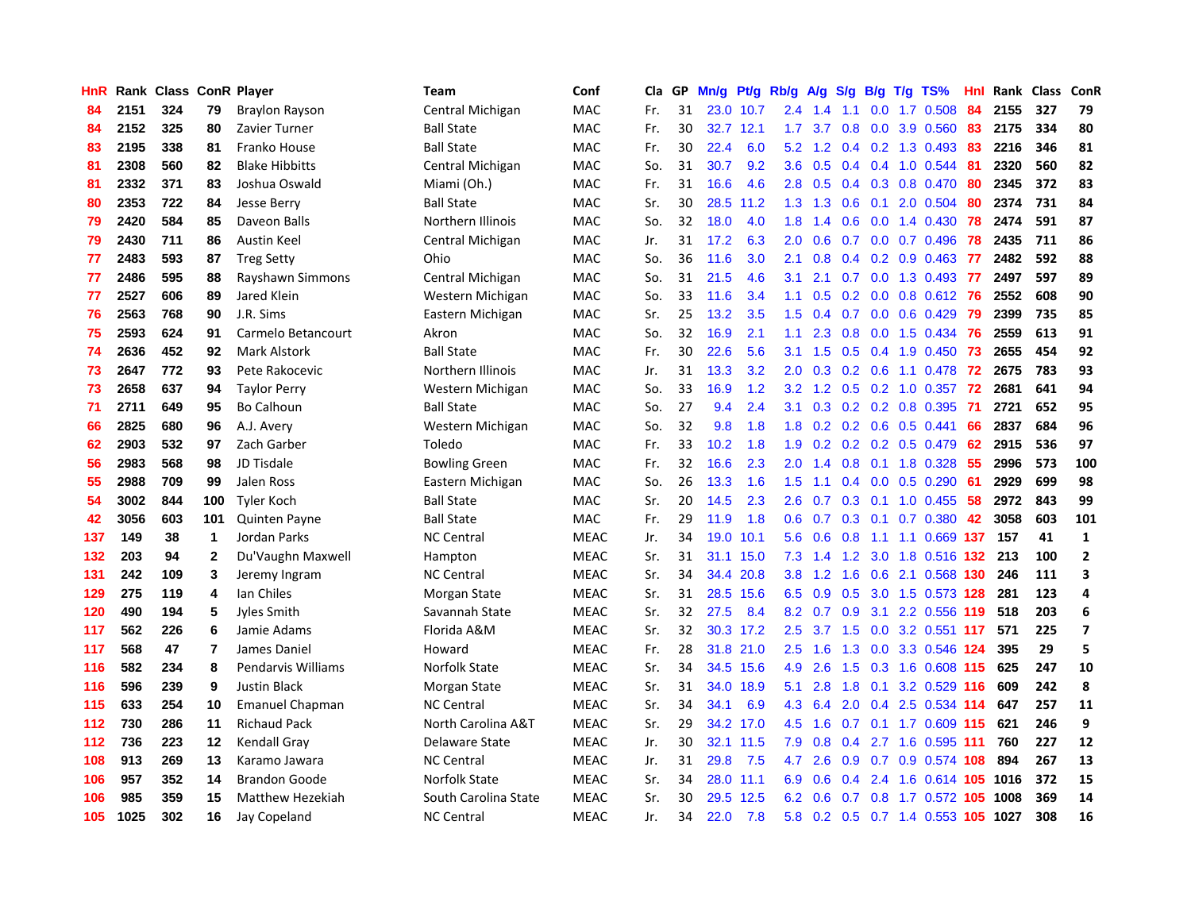| HnR | Rank | Class | ConR | Player | Team | Conf | Cla | GP | Mn/g | Pt/g | Rb/g | A/g | S/g | B/g | T/g | TS% | HnI | Rank | Class | ConR |
|---|---|---|---|---|---|---|---|---|---|---|---|---|---|---|---|---|---|---|---|---|
| 84 | 2151 | 324 | 79 | Braylon Rayson | Central Michigan | MAC | Fr. | 31 | 23.0 | 10.7 | 2.4 | 1.4 | 1.1 | 0.0 | 1.7 | 0.508 | 84 | 2155 | 327 | 79 |
| 84 | 2152 | 325 | 80 | Zavier Turner | Ball State | MAC | Fr. | 30 | 32.7 | 12.1 | 1.7 | 3.7 | 0.8 | 0.0 | 3.9 | 0.560 | 83 | 2175 | 334 | 80 |
| 83 | 2195 | 338 | 81 | Franko House | Ball State | MAC | Fr. | 30 | 22.4 | 6.0 | 5.2 | 1.2 | 0.4 | 0.2 | 1.3 | 0.493 | 83 | 2216 | 346 | 81 |
| 81 | 2308 | 560 | 82 | Blake Hibbitts | Central Michigan | MAC | So. | 31 | 30.7 | 9.2 | 3.6 | 0.5 | 0.4 | 0.4 | 1.0 | 0.544 | 81 | 2320 | 560 | 82 |
| 81 | 2332 | 371 | 83 | Joshua Oswald | Miami (Oh.) | MAC | Fr. | 31 | 16.6 | 4.6 | 2.8 | 0.5 | 0.4 | 0.3 | 0.8 | 0.470 | 80 | 2345 | 372 | 83 |
| 80 | 2353 | 722 | 84 | Jesse Berry | Ball State | MAC | Sr. | 30 | 28.5 | 11.2 | 1.3 | 1.3 | 0.6 | 0.1 | 2.0 | 0.504 | 80 | 2374 | 731 | 84 |
| 79 | 2420 | 584 | 85 | Daveon Balls | Northern Illinois | MAC | So. | 32 | 18.0 | 4.0 | 1.8 | 1.4 | 0.6 | 0.0 | 1.4 | 0.430 | 78 | 2474 | 591 | 87 |
| 79 | 2430 | 711 | 86 | Austin Keel | Central Michigan | MAC | Jr. | 31 | 17.2 | 6.3 | 2.0 | 0.6 | 0.7 | 0.0 | 0.7 | 0.496 | 78 | 2435 | 711 | 86 |
| 77 | 2483 | 593 | 87 | Treg Setty | Ohio | MAC | So. | 36 | 11.6 | 3.0 | 2.1 | 0.8 | 0.4 | 0.2 | 0.9 | 0.463 | 77 | 2482 | 592 | 88 |
| 77 | 2486 | 595 | 88 | Rayshawn Simmons | Central Michigan | MAC | So. | 31 | 21.5 | 4.6 | 3.1 | 2.1 | 0.7 | 0.0 | 1.3 | 0.493 | 77 | 2497 | 597 | 89 |
| 77 | 2527 | 606 | 89 | Jared Klein | Western Michigan | MAC | So. | 33 | 11.6 | 3.4 | 1.1 | 0.5 | 0.2 | 0.0 | 0.8 | 0.612 | 76 | 2552 | 608 | 90 |
| 76 | 2563 | 768 | 90 | J.R. Sims | Eastern Michigan | MAC | Sr. | 25 | 13.2 | 3.5 | 1.5 | 0.4 | 0.7 | 0.0 | 0.6 | 0.429 | 79 | 2399 | 735 | 85 |
| 75 | 2593 | 624 | 91 | Carmelo Betancourt | Akron | MAC | So. | 32 | 16.9 | 2.1 | 1.1 | 2.3 | 0.8 | 0.0 | 1.5 | 0.434 | 76 | 2559 | 613 | 91 |
| 74 | 2636 | 452 | 92 | Mark Alstork | Ball State | MAC | Fr. | 30 | 22.6 | 5.6 | 3.1 | 1.5 | 0.5 | 0.4 | 1.9 | 0.450 | 73 | 2655 | 454 | 92 |
| 73 | 2647 | 772 | 93 | Pete Rakocevic | Northern Illinois | MAC | Jr. | 31 | 13.3 | 3.2 | 2.0 | 0.3 | 0.2 | 0.6 | 1.1 | 0.478 | 72 | 2675 | 783 | 93 |
| 73 | 2658 | 637 | 94 | Taylor Perry | Western Michigan | MAC | So. | 33 | 16.9 | 1.2 | 3.2 | 1.2 | 0.5 | 0.2 | 1.0 | 0.357 | 72 | 2681 | 641 | 94 |
| 71 | 2711 | 649 | 95 | Bo Calhoun | Ball State | MAC | So. | 27 | 9.4 | 2.4 | 3.1 | 0.3 | 0.2 | 0.2 | 0.8 | 0.395 | 71 | 2721 | 652 | 95 |
| 66 | 2825 | 680 | 96 | A.J. Avery | Western Michigan | MAC | So. | 32 | 9.8 | 1.8 | 1.8 | 0.2 | 0.2 | 0.6 | 0.5 | 0.441 | 66 | 2837 | 684 | 96 |
| 62 | 2903 | 532 | 97 | Zach Garber | Toledo | MAC | Fr. | 33 | 10.2 | 1.8 | 1.9 | 0.2 | 0.2 | 0.2 | 0.5 | 0.479 | 62 | 2915 | 536 | 97 |
| 56 | 2983 | 568 | 98 | JD Tisdale | Bowling Green | MAC | Fr. | 32 | 16.6 | 2.3 | 2.0 | 1.4 | 0.8 | 0.1 | 1.8 | 0.328 | 55 | 2996 | 573 | 100 |
| 55 | 2988 | 709 | 99 | Jalen Ross | Eastern Michigan | MAC | So. | 26 | 13.3 | 1.6 | 1.5 | 1.1 | 0.4 | 0.0 | 0.5 | 0.290 | 61 | 2929 | 699 | 98 |
| 54 | 3002 | 844 | 100 | Tyler Koch | Ball State | MAC | Sr. | 20 | 14.5 | 2.3 | 2.6 | 0.7 | 0.3 | 0.1 | 1.0 | 0.455 | 58 | 2972 | 843 | 99 |
| 42 | 3056 | 603 | 101 | Quinten Payne | Ball State | MAC | Fr. | 29 | 11.9 | 1.8 | 0.6 | 0.7 | 0.3 | 0.1 | 0.7 | 0.380 | 42 | 3058 | 603 | 101 |
| 137 | 149 | 38 | 1 | Jordan Parks | NC Central | MEAC | Jr. | 34 | 19.0 | 10.1 | 5.6 | 0.6 | 0.8 | 1.1 | 1.1 | 0.669 | 137 | 157 | 41 | 1 |
| 132 | 203 | 94 | 2 | Du'Vaughn Maxwell | Hampton | MEAC | Sr. | 31 | 31.1 | 15.0 | 7.3 | 1.4 | 1.2 | 3.0 | 1.8 | 0.516 | 132 | 213 | 100 | 2 |
| 131 | 242 | 109 | 3 | Jeremy Ingram | NC Central | MEAC | Sr. | 34 | 34.4 | 20.8 | 3.8 | 1.2 | 1.6 | 0.6 | 2.1 | 0.568 | 130 | 246 | 111 | 3 |
| 129 | 275 | 119 | 4 | Ian Chiles | Morgan State | MEAC | Sr. | 31 | 28.5 | 15.6 | 6.5 | 0.9 | 0.5 | 3.0 | 1.5 | 0.573 | 128 | 281 | 123 | 4 |
| 120 | 490 | 194 | 5 | Jyles Smith | Savannah State | MEAC | Sr. | 32 | 27.5 | 8.4 | 8.2 | 0.7 | 0.9 | 3.1 | 2.2 | 0.556 | 119 | 518 | 203 | 6 |
| 117 | 562 | 226 | 6 | Jamie Adams | Florida A&M | MEAC | Sr. | 32 | 30.3 | 17.2 | 2.5 | 3.7 | 1.5 | 0.0 | 3.2 | 0.551 | 117 | 571 | 225 | 7 |
| 117 | 568 | 47 | 7 | James Daniel | Howard | MEAC | Fr. | 28 | 31.8 | 21.0 | 2.5 | 1.6 | 1.3 | 0.0 | 3.3 | 0.546 | 124 | 395 | 29 | 5 |
| 116 | 582 | 234 | 8 | Pendarvis Williams | Norfolk State | MEAC | Sr. | 34 | 34.5 | 15.6 | 4.9 | 2.6 | 1.5 | 0.3 | 1.6 | 0.608 | 115 | 625 | 247 | 10 |
| 116 | 596 | 239 | 9 | Justin Black | Morgan State | MEAC | Sr. | 31 | 34.0 | 18.9 | 5.1 | 2.8 | 1.8 | 0.1 | 3.2 | 0.529 | 116 | 609 | 242 | 8 |
| 115 | 633 | 254 | 10 | Emanuel Chapman | NC Central | MEAC | Sr. | 34 | 34.1 | 6.9 | 4.3 | 6.4 | 2.0 | 0.4 | 2.5 | 0.534 | 114 | 647 | 257 | 11 |
| 112 | 730 | 286 | 11 | Richaud Pack | North Carolina A&T | MEAC | Sr. | 29 | 34.2 | 17.0 | 4.5 | 1.6 | 0.7 | 0.1 | 1.7 | 0.609 | 115 | 621 | 246 | 9 |
| 112 | 736 | 223 | 12 | Kendall Gray | Delaware State | MEAC | Jr. | 30 | 32.1 | 11.5 | 7.9 | 0.8 | 0.4 | 2.7 | 1.6 | 0.595 | 111 | 760 | 227 | 12 |
| 108 | 913 | 269 | 13 | Karamo Jawara | NC Central | MEAC | Jr. | 31 | 29.8 | 7.5 | 4.7 | 2.6 | 0.9 | 0.7 | 0.9 | 0.574 | 108 | 894 | 267 | 13 |
| 106 | 957 | 352 | 14 | Brandon Goode | Norfolk State | MEAC | Sr. | 34 | 28.0 | 11.1 | 6.9 | 0.6 | 0.4 | 2.4 | 1.6 | 0.614 | 105 | 1016 | 372 | 15 |
| 106 | 985 | 359 | 15 | Matthew Hezekiah | South Carolina State | MEAC | Sr. | 30 | 29.5 | 12.5 | 6.2 | 0.6 | 0.7 | 0.8 | 1.7 | 0.572 | 105 | 1008 | 369 | 14 |
| 105 | 1025 | 302 | 16 | Jay Copeland | NC Central | MEAC | Jr. | 34 | 22.0 | 7.8 | 5.8 | 0.2 | 0.5 | 0.7 | 1.4 | 0.553 | 105 | 1027 | 308 | 16 |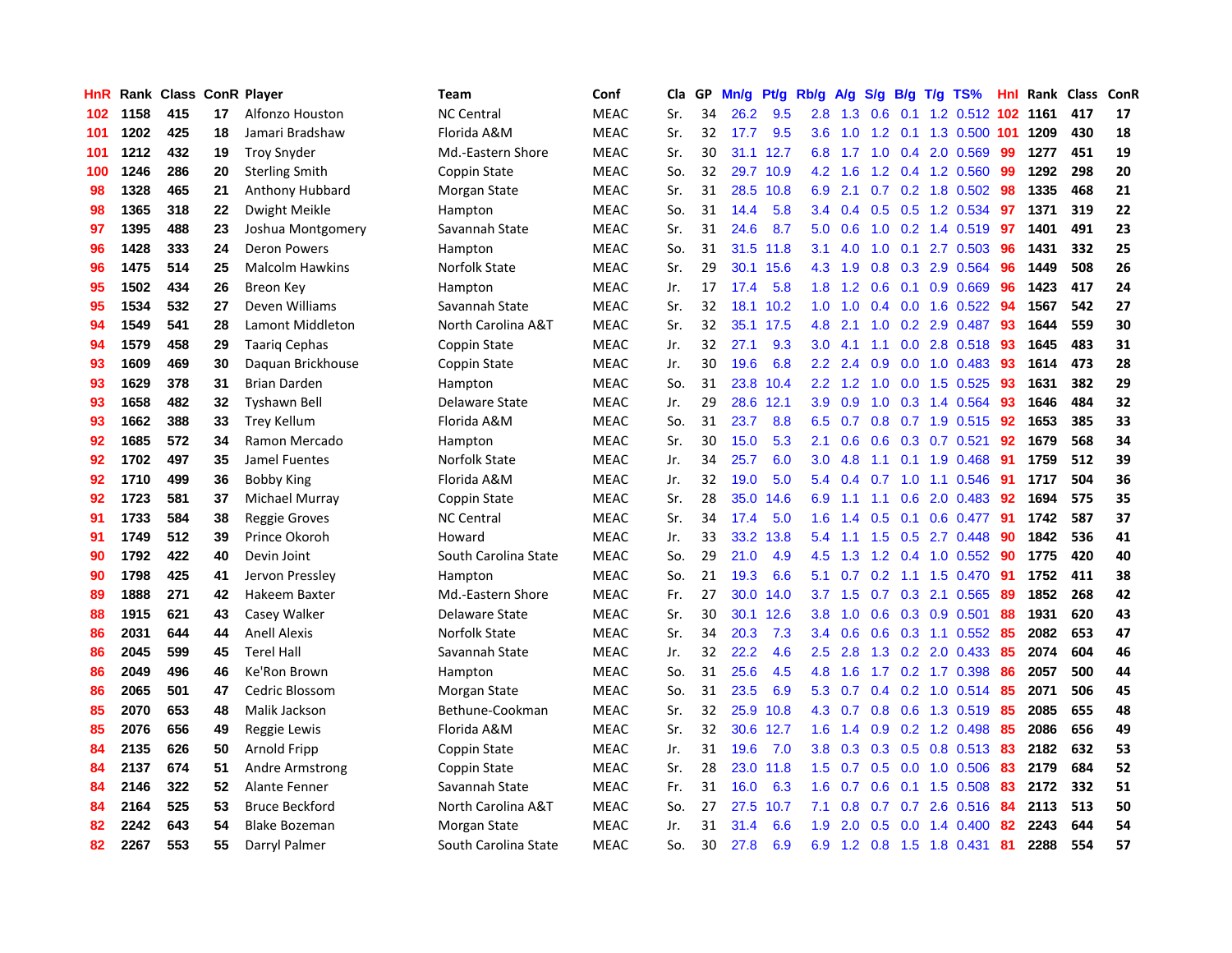| HnR | Rank | Class | ConR | Player | Team | Conf | Cla | GP | Mn/g | Pt/g | Rb/g | A/g | S/g | B/g | T/g | TS% | HnI | Rank | Class | ConR |
|---|---|---|---|---|---|---|---|---|---|---|---|---|---|---|---|---|---|---|---|---|
| 102 | 1158 | 415 | 17 | Alfonzo Houston | NC Central | MEAC | Sr. | 34 | 26.2 | 9.5 | 2.8 | 1.3 | 0.6 | 0.1 | 1.2 | 0.512 | 102 | 1161 | 417 | 17 |
| 101 | 1202 | 425 | 18 | Jamari Bradshaw | Florida A&M | MEAC | Sr. | 32 | 17.7 | 9.5 | 3.6 | 1.0 | 1.2 | 0.1 | 1.3 | 0.500 | 101 | 1209 | 430 | 18 |
| 101 | 1212 | 432 | 19 | Troy Snyder | Md.-Eastern Shore | MEAC | Sr. | 30 | 31.1 | 12.7 | 6.8 | 1.7 | 1.0 | 0.4 | 2.0 | 0.569 | 99 | 1277 | 451 | 19 |
| 100 | 1246 | 286 | 20 | Sterling Smith | Coppin State | MEAC | So. | 32 | 29.7 | 10.9 | 4.2 | 1.6 | 1.2 | 0.4 | 1.2 | 0.560 | 99 | 1292 | 298 | 20 |
| 98 | 1328 | 465 | 21 | Anthony Hubbard | Morgan State | MEAC | Sr. | 31 | 28.5 | 10.8 | 6.9 | 2.1 | 0.7 | 0.2 | 1.8 | 0.502 | 98 | 1335 | 468 | 21 |
| 98 | 1365 | 318 | 22 | Dwight Meikle | Hampton | MEAC | So. | 31 | 14.4 | 5.8 | 3.4 | 0.4 | 0.5 | 0.5 | 1.2 | 0.534 | 97 | 1371 | 319 | 22 |
| 97 | 1395 | 488 | 23 | Joshua Montgomery | Savannah State | MEAC | Sr. | 31 | 24.6 | 8.7 | 5.0 | 0.6 | 1.0 | 0.2 | 1.4 | 0.519 | 97 | 1401 | 491 | 23 |
| 96 | 1428 | 333 | 24 | Deron Powers | Hampton | MEAC | So. | 31 | 31.5 | 11.8 | 3.1 | 4.0 | 1.0 | 0.1 | 2.7 | 0.503 | 96 | 1431 | 332 | 25 |
| 96 | 1475 | 514 | 25 | Malcolm Hawkins | Norfolk State | MEAC | Sr. | 29 | 30.1 | 15.6 | 4.3 | 1.9 | 0.8 | 0.3 | 2.9 | 0.564 | 96 | 1449 | 508 | 26 |
| 95 | 1502 | 434 | 26 | Breon Key | Hampton | MEAC | Jr. | 17 | 17.4 | 5.8 | 1.8 | 1.2 | 0.6 | 0.1 | 0.9 | 0.669 | 96 | 1423 | 417 | 24 |
| 95 | 1534 | 532 | 27 | Deven Williams | Savannah State | MEAC | Sr. | 32 | 18.1 | 10.2 | 1.0 | 1.0 | 0.4 | 0.0 | 1.6 | 0.522 | 94 | 1567 | 542 | 27 |
| 94 | 1549 | 541 | 28 | Lamont Middleton | North Carolina A&T | MEAC | Sr. | 32 | 35.1 | 17.5 | 4.8 | 2.1 | 1.0 | 0.2 | 2.9 | 0.487 | 93 | 1644 | 559 | 30 |
| 94 | 1579 | 458 | 29 | Taariq Cephas | Coppin State | MEAC | Jr. | 32 | 27.1 | 9.3 | 3.0 | 4.1 | 1.1 | 0.0 | 2.8 | 0.518 | 93 | 1645 | 483 | 31 |
| 93 | 1609 | 469 | 30 | Daquan Brickhouse | Coppin State | MEAC | Jr. | 30 | 19.6 | 6.8 | 2.2 | 2.4 | 0.9 | 0.0 | 1.0 | 0.483 | 93 | 1614 | 473 | 28 |
| 93 | 1629 | 378 | 31 | Brian Darden | Hampton | MEAC | So. | 31 | 23.8 | 10.4 | 2.2 | 1.2 | 1.0 | 0.0 | 1.5 | 0.525 | 93 | 1631 | 382 | 29 |
| 93 | 1658 | 482 | 32 | Tyshawn Bell | Delaware State | MEAC | Jr. | 29 | 28.6 | 12.1 | 3.9 | 0.9 | 1.0 | 0.3 | 1.4 | 0.564 | 93 | 1646 | 484 | 32 |
| 93 | 1662 | 388 | 33 | Trey Kellum | Florida A&M | MEAC | So. | 31 | 23.7 | 8.8 | 6.5 | 0.7 | 0.8 | 0.7 | 1.9 | 0.515 | 92 | 1653 | 385 | 33 |
| 92 | 1685 | 572 | 34 | Ramon Mercado | Hampton | MEAC | Sr. | 30 | 15.0 | 5.3 | 2.1 | 0.6 | 0.6 | 0.3 | 0.7 | 0.521 | 92 | 1679 | 568 | 34 |
| 92 | 1702 | 497 | 35 | Jamel Fuentes | Norfolk State | MEAC | Jr. | 34 | 25.7 | 6.0 | 3.0 | 4.8 | 1.1 | 0.1 | 1.9 | 0.468 | 91 | 1759 | 512 | 39 |
| 92 | 1710 | 499 | 36 | Bobby King | Florida A&M | MEAC | Jr. | 32 | 19.0 | 5.0 | 5.4 | 0.4 | 0.7 | 1.0 | 1.1 | 0.546 | 91 | 1717 | 504 | 36 |
| 92 | 1723 | 581 | 37 | Michael Murray | Coppin State | MEAC | Sr. | 28 | 35.0 | 14.6 | 6.9 | 1.1 | 1.1 | 0.6 | 2.0 | 0.483 | 92 | 1694 | 575 | 35 |
| 91 | 1733 | 584 | 38 | Reggie Groves | NC Central | MEAC | Sr. | 34 | 17.4 | 5.0 | 1.6 | 1.4 | 0.5 | 0.1 | 0.6 | 0.477 | 91 | 1742 | 587 | 37 |
| 91 | 1749 | 512 | 39 | Prince Okoroh | Howard | MEAC | Jr. | 33 | 33.2 | 13.8 | 5.4 | 1.1 | 1.5 | 0.5 | 2.7 | 0.448 | 90 | 1842 | 536 | 41 |
| 90 | 1792 | 422 | 40 | Devin Joint | South Carolina State | MEAC | So. | 29 | 21.0 | 4.9 | 4.5 | 1.3 | 1.2 | 0.4 | 1.0 | 0.552 | 90 | 1775 | 420 | 40 |
| 90 | 1798 | 425 | 41 | Jervon Pressley | Hampton | MEAC | So. | 21 | 19.3 | 6.6 | 5.1 | 0.7 | 0.2 | 1.1 | 1.5 | 0.470 | 91 | 1752 | 411 | 38 |
| 89 | 1888 | 271 | 42 | Hakeem Baxter | Md.-Eastern Shore | MEAC | Fr. | 27 | 30.0 | 14.0 | 3.7 | 1.5 | 0.7 | 0.3 | 2.1 | 0.565 | 89 | 1852 | 268 | 42 |
| 88 | 1915 | 621 | 43 | Casey Walker | Delaware State | MEAC | Sr. | 30 | 30.1 | 12.6 | 3.8 | 1.0 | 0.6 | 0.3 | 0.9 | 0.501 | 88 | 1931 | 620 | 43 |
| 86 | 2031 | 644 | 44 | Anell Alexis | Norfolk State | MEAC | Sr. | 34 | 20.3 | 7.3 | 3.4 | 0.6 | 0.6 | 0.3 | 1.1 | 0.552 | 85 | 2082 | 653 | 47 |
| 86 | 2045 | 599 | 45 | Terel Hall | Savannah State | MEAC | Jr. | 32 | 22.2 | 4.6 | 2.5 | 2.8 | 1.3 | 0.2 | 2.0 | 0.433 | 85 | 2074 | 604 | 46 |
| 86 | 2049 | 496 | 46 | Ke'Ron Brown | Hampton | MEAC | So. | 31 | 25.6 | 4.5 | 4.8 | 1.6 | 1.7 | 0.2 | 1.7 | 0.398 | 86 | 2057 | 500 | 44 |
| 86 | 2065 | 501 | 47 | Cedric Blossom | Morgan State | MEAC | So. | 31 | 23.5 | 6.9 | 5.3 | 0.7 | 0.4 | 0.2 | 1.0 | 0.514 | 85 | 2071 | 506 | 45 |
| 85 | 2070 | 653 | 48 | Malik Jackson | Bethune-Cookman | MEAC | Sr. | 32 | 25.9 | 10.8 | 4.3 | 0.7 | 0.8 | 0.6 | 1.3 | 0.519 | 85 | 2085 | 655 | 48 |
| 85 | 2076 | 656 | 49 | Reggie Lewis | Florida A&M | MEAC | Sr. | 32 | 30.6 | 12.7 | 1.6 | 1.4 | 0.9 | 0.2 | 1.2 | 0.498 | 85 | 2086 | 656 | 49 |
| 84 | 2135 | 626 | 50 | Arnold Fripp | Coppin State | MEAC | Jr. | 31 | 19.6 | 7.0 | 3.8 | 0.3 | 0.3 | 0.5 | 0.8 | 0.513 | 83 | 2182 | 632 | 53 |
| 84 | 2137 | 674 | 51 | Andre Armstrong | Coppin State | MEAC | Sr. | 28 | 23.0 | 11.8 | 1.5 | 0.7 | 0.5 | 0.0 | 1.0 | 0.506 | 83 | 2179 | 684 | 52 |
| 84 | 2146 | 322 | 52 | Alante Fenner | Savannah State | MEAC | Fr. | 31 | 16.0 | 6.3 | 1.6 | 0.7 | 0.6 | 0.1 | 1.5 | 0.508 | 83 | 2172 | 332 | 51 |
| 84 | 2164 | 525 | 53 | Bruce Beckford | North Carolina A&T | MEAC | So. | 27 | 27.5 | 10.7 | 7.1 | 0.8 | 0.7 | 0.7 | 2.6 | 0.516 | 84 | 2113 | 513 | 50 |
| 82 | 2242 | 643 | 54 | Blake Bozeman | Morgan State | MEAC | Jr. | 31 | 31.4 | 6.6 | 1.9 | 2.0 | 0.5 | 0.0 | 1.4 | 0.400 | 82 | 2243 | 644 | 54 |
| 82 | 2267 | 553 | 55 | Darryl Palmer | South Carolina State | MEAC | So. | 30 | 27.8 | 6.9 | 6.9 | 1.2 | 0.8 | 1.5 | 1.8 | 0.431 | 81 | 2288 | 554 | 57 |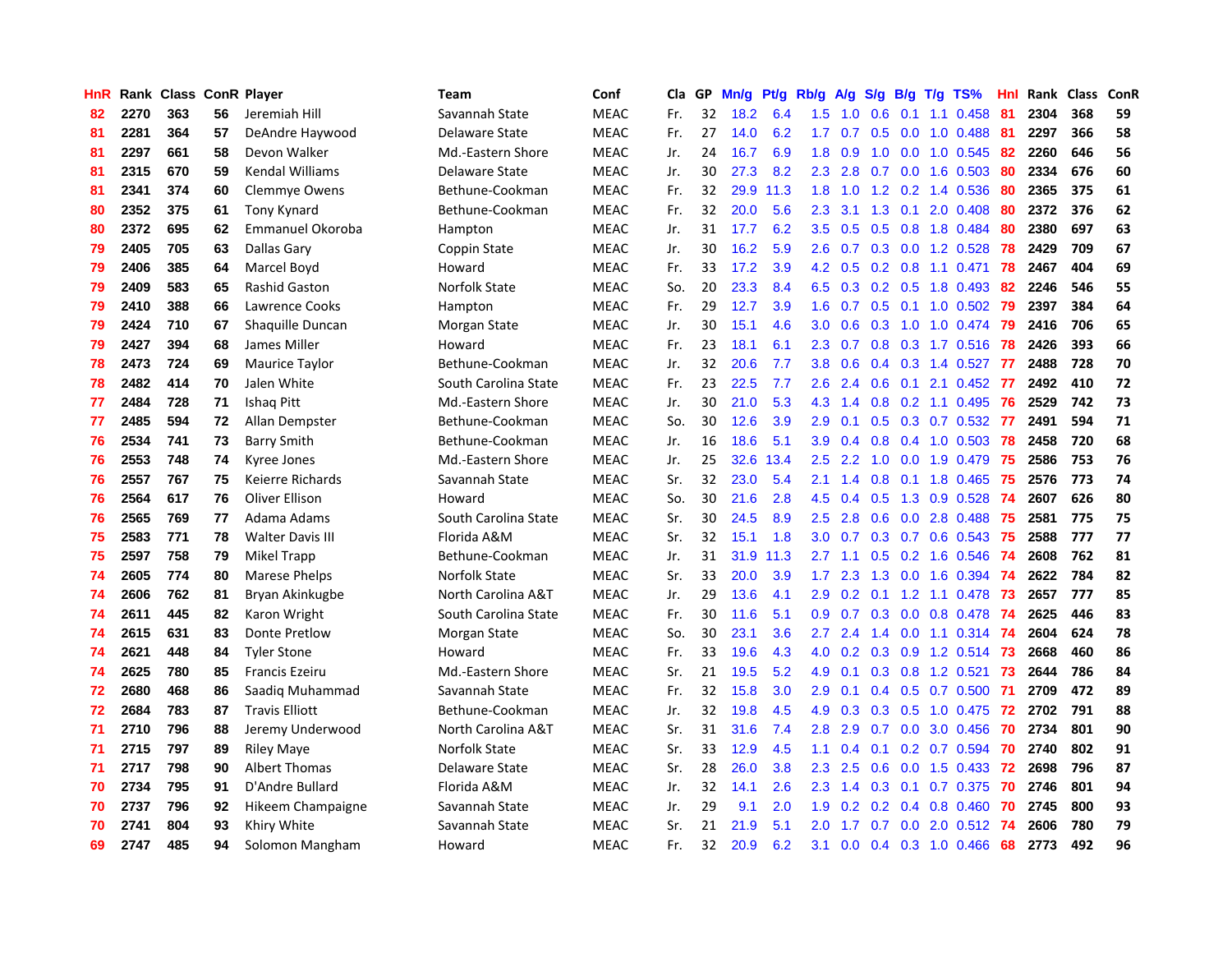| HnR | Rank | Class | ConR | Player | Team | Conf | Cla | GP | Mn/g | Pt/g | Rb/g | A/g | S/g | B/g | T/g | TS% | HnI | Rank | Class | ConR |
|---|---|---|---|---|---|---|---|---|---|---|---|---|---|---|---|---|---|---|---|---|
| 82 | 2270 | 363 | 56 | Jeremiah Hill | Savannah State | MEAC | Fr. | 32 | 18.2 | 6.4 | 1.5 | 1.0 | 0.6 | 0.1 | 1.1 | 0.458 | 81 | 2304 | 368 | 59 |
| 81 | 2281 | 364 | 57 | DeAndre Haywood | Delaware State | MEAC | Fr. | 27 | 14.0 | 6.2 | 1.7 | 0.7 | 0.5 | 0.0 | 1.0 | 0.488 | 81 | 2297 | 366 | 58 |
| 81 | 2297 | 661 | 58 | Devon Walker | Md.-Eastern Shore | MEAC | Jr. | 24 | 16.7 | 6.9 | 1.8 | 0.9 | 1.0 | 0.0 | 1.0 | 0.545 | 82 | 2260 | 646 | 56 |
| 81 | 2315 | 670 | 59 | Kendal Williams | Delaware State | MEAC | Jr. | 30 | 27.3 | 8.2 | 2.3 | 2.8 | 0.7 | 0.0 | 1.6 | 0.503 | 80 | 2334 | 676 | 60 |
| 81 | 2341 | 374 | 60 | Clemmye Owens | Bethune-Cookman | MEAC | Fr. | 32 | 29.9 | 11.3 | 1.8 | 1.0 | 1.2 | 0.2 | 1.4 | 0.536 | 80 | 2365 | 375 | 61 |
| 80 | 2352 | 375 | 61 | Tony Kynard | Bethune-Cookman | MEAC | Fr. | 32 | 20.0 | 5.6 | 2.3 | 3.1 | 1.3 | 0.1 | 2.0 | 0.408 | 80 | 2372 | 376 | 62 |
| 80 | 2372 | 695 | 62 | Emmanuel Okoroba | Hampton | MEAC | Jr. | 31 | 17.7 | 6.2 | 3.5 | 0.5 | 0.5 | 0.8 | 1.8 | 0.484 | 80 | 2380 | 697 | 63 |
| 79 | 2405 | 705 | 63 | Dallas Gary | Coppin State | MEAC | Jr. | 30 | 16.2 | 5.9 | 2.6 | 0.7 | 0.3 | 0.0 | 1.2 | 0.528 | 78 | 2429 | 709 | 67 |
| 79 | 2406 | 385 | 64 | Marcel Boyd | Howard | MEAC | Fr. | 33 | 17.2 | 3.9 | 4.2 | 0.5 | 0.2 | 0.8 | 1.1 | 0.471 | 78 | 2467 | 404 | 69 |
| 79 | 2409 | 583 | 65 | Rashid Gaston | Norfolk State | MEAC | So. | 20 | 23.3 | 8.4 | 6.5 | 0.3 | 0.2 | 0.5 | 1.8 | 0.493 | 82 | 2246 | 546 | 55 |
| 79 | 2410 | 388 | 66 | Lawrence Cooks | Hampton | MEAC | Fr. | 29 | 12.7 | 3.9 | 1.6 | 0.7 | 0.5 | 0.1 | 1.0 | 0.502 | 79 | 2397 | 384 | 64 |
| 79 | 2424 | 710 | 67 | Shaquille Duncan | Morgan State | MEAC | Jr. | 30 | 15.1 | 4.6 | 3.0 | 0.6 | 0.3 | 1.0 | 1.0 | 0.474 | 79 | 2416 | 706 | 65 |
| 79 | 2427 | 394 | 68 | James Miller | Howard | MEAC | Fr. | 23 | 18.1 | 6.1 | 2.3 | 0.7 | 0.8 | 0.3 | 1.7 | 0.516 | 78 | 2426 | 393 | 66 |
| 78 | 2473 | 724 | 69 | Maurice Taylor | Bethune-Cookman | MEAC | Jr. | 32 | 20.6 | 7.7 | 3.8 | 0.6 | 0.4 | 0.3 | 1.4 | 0.527 | 77 | 2488 | 728 | 70 |
| 78 | 2482 | 414 | 70 | Jalen White | South Carolina State | MEAC | Fr. | 23 | 22.5 | 7.7 | 2.6 | 2.4 | 0.6 | 0.1 | 2.1 | 0.452 | 77 | 2492 | 410 | 72 |
| 77 | 2484 | 728 | 71 | Ishaq Pitt | Md.-Eastern Shore | MEAC | Jr. | 30 | 21.0 | 5.3 | 4.3 | 1.4 | 0.8 | 0.2 | 1.1 | 0.495 | 76 | 2529 | 742 | 73 |
| 77 | 2485 | 594 | 72 | Allan Dempster | Bethune-Cookman | MEAC | So. | 30 | 12.6 | 3.9 | 2.9 | 0.1 | 0.5 | 0.3 | 0.7 | 0.532 | 77 | 2491 | 594 | 71 |
| 76 | 2534 | 741 | 73 | Barry Smith | Bethune-Cookman | MEAC | Jr. | 16 | 18.6 | 5.1 | 3.9 | 0.4 | 0.8 | 0.4 | 1.0 | 0.503 | 78 | 2458 | 720 | 68 |
| 76 | 2553 | 748 | 74 | Kyree Jones | Md.-Eastern Shore | MEAC | Jr. | 25 | 32.6 | 13.4 | 2.5 | 2.2 | 1.0 | 0.0 | 1.9 | 0.479 | 75 | 2586 | 753 | 76 |
| 76 | 2557 | 767 | 75 | Keierre Richards | Savannah State | MEAC | Sr. | 32 | 23.0 | 5.4 | 2.1 | 1.4 | 0.8 | 0.1 | 1.8 | 0.465 | 75 | 2576 | 773 | 74 |
| 76 | 2564 | 617 | 76 | Oliver Ellison | Howard | MEAC | So. | 30 | 21.6 | 2.8 | 4.5 | 0.4 | 0.5 | 1.3 | 0.9 | 0.528 | 74 | 2607 | 626 | 80 |
| 76 | 2565 | 769 | 77 | Adama Adams | South Carolina State | MEAC | Sr. | 30 | 24.5 | 8.9 | 2.5 | 2.8 | 0.6 | 0.0 | 2.8 | 0.488 | 75 | 2581 | 775 | 75 |
| 75 | 2583 | 771 | 78 | Walter Davis III | Florida A&M | MEAC | Sr. | 32 | 15.1 | 1.8 | 3.0 | 0.7 | 0.3 | 0.7 | 0.6 | 0.543 | 75 | 2588 | 777 | 77 |
| 75 | 2597 | 758 | 79 | Mikel Trapp | Bethune-Cookman | MEAC | Jr. | 31 | 31.9 | 11.3 | 2.7 | 1.1 | 0.5 | 0.2 | 1.6 | 0.546 | 74 | 2608 | 762 | 81 |
| 74 | 2605 | 774 | 80 | Marese Phelps | Norfolk State | MEAC | Sr. | 33 | 20.0 | 3.9 | 1.7 | 2.3 | 1.3 | 0.0 | 1.6 | 0.394 | 74 | 2622 | 784 | 82 |
| 74 | 2606 | 762 | 81 | Bryan Akinkugbe | North Carolina A&T | MEAC | Jr. | 29 | 13.6 | 4.1 | 2.9 | 0.2 | 0.1 | 1.2 | 1.1 | 0.478 | 73 | 2657 | 777 | 85 |
| 74 | 2611 | 445 | 82 | Karon Wright | South Carolina State | MEAC | Fr. | 30 | 11.6 | 5.1 | 0.9 | 0.7 | 0.3 | 0.0 | 0.8 | 0.478 | 74 | 2625 | 446 | 83 |
| 74 | 2615 | 631 | 83 | Donte Pretlow | Morgan State | MEAC | So. | 30 | 23.1 | 3.6 | 2.7 | 2.4 | 1.4 | 0.0 | 1.1 | 0.314 | 74 | 2604 | 624 | 78 |
| 74 | 2621 | 448 | 84 | Tyler Stone | Howard | MEAC | Fr. | 33 | 19.6 | 4.3 | 4.0 | 0.2 | 0.3 | 0.9 | 1.2 | 0.514 | 73 | 2668 | 460 | 86 |
| 74 | 2625 | 780 | 85 | Francis Ezeiru | Md.-Eastern Shore | MEAC | Sr. | 21 | 19.5 | 5.2 | 4.9 | 0.1 | 0.3 | 0.8 | 1.2 | 0.521 | 73 | 2644 | 786 | 84 |
| 72 | 2680 | 468 | 86 | Saadiq Muhammad | Savannah State | MEAC | Fr. | 32 | 15.8 | 3.0 | 2.9 | 0.1 | 0.4 | 0.5 | 0.7 | 0.500 | 71 | 2709 | 472 | 89 |
| 72 | 2684 | 783 | 87 | Travis Elliott | Bethune-Cookman | MEAC | Jr. | 32 | 19.8 | 4.5 | 4.9 | 0.3 | 0.3 | 0.5 | 1.0 | 0.475 | 72 | 2702 | 791 | 88 |
| 71 | 2710 | 796 | 88 | Jeremy Underwood | North Carolina A&T | MEAC | Sr. | 31 | 31.6 | 7.4 | 2.8 | 2.9 | 0.7 | 0.0 | 3.0 | 0.456 | 70 | 2734 | 801 | 90 |
| 71 | 2715 | 797 | 89 | Riley Maye | Norfolk State | MEAC | Sr. | 33 | 12.9 | 4.5 | 1.1 | 0.4 | 0.1 | 0.2 | 0.7 | 0.594 | 70 | 2740 | 802 | 91 |
| 71 | 2717 | 798 | 90 | Albert Thomas | Delaware State | MEAC | Sr. | 28 | 26.0 | 3.8 | 2.3 | 2.5 | 0.6 | 0.0 | 1.5 | 0.433 | 72 | 2698 | 796 | 87 |
| 70 | 2734 | 795 | 91 | D'Andre Bullard | Florida A&M | MEAC | Jr. | 32 | 14.1 | 2.6 | 2.3 | 1.4 | 0.3 | 0.1 | 0.7 | 0.375 | 70 | 2746 | 801 | 94 |
| 70 | 2737 | 796 | 92 | Hikeem Champaigne | Savannah State | MEAC | Jr. | 29 | 9.1 | 2.0 | 1.9 | 0.2 | 0.2 | 0.4 | 0.8 | 0.460 | 70 | 2745 | 800 | 93 |
| 70 | 2741 | 804 | 93 | Khiry White | Savannah State | MEAC | Sr. | 21 | 21.9 | 5.1 | 2.0 | 1.7 | 0.7 | 0.0 | 2.0 | 0.512 | 74 | 2606 | 780 | 79 |
| 69 | 2747 | 485 | 94 | Solomon Mangham | Howard | MEAC | Fr. | 32 | 20.9 | 6.2 | 3.1 | 0.0 | 0.4 | 0.3 | 1.0 | 0.466 | 68 | 2773 | 492 | 96 |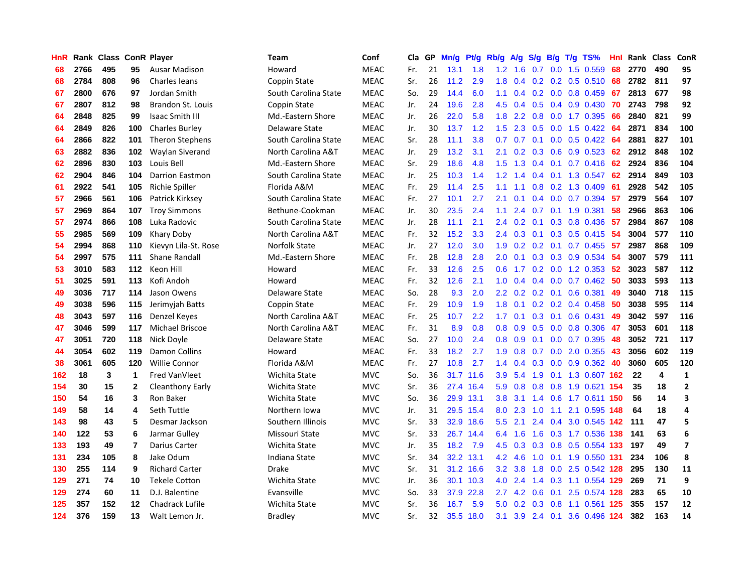| HnR | Rank | Class | ConR | Player | Team | Conf | Cla | GP | Mn/g | Pt/g | Rb/g | A/g | S/g | B/g | T/g | TS% | HnI | Rank | Class | ConR |
|---|---|---|---|---|---|---|---|---|---|---|---|---|---|---|---|---|---|---|---|---|
| 68 | 2766 | 495 | 95 | Ausar Madison | Howard | MEAC | Fr. | 21 | 13.1 | 1.8 | 1.2 | 1.6 | 0.7 | 0.0 | 1.5 | 0.559 | 68 | 2770 | 490 | 95 |
| 68 | 2784 | 808 | 96 | Charles Ieans | Coppin State | MEAC | Sr. | 26 | 11.2 | 2.9 | 1.8 | 0.4 | 0.2 | 0.2 | 0.5 | 0.510 | 68 | 2782 | 811 | 97 |
| 67 | 2800 | 676 | 97 | Jordan Smith | South Carolina State | MEAC | So. | 29 | 14.4 | 6.0 | 1.1 | 0.4 | 0.2 | 0.0 | 0.8 | 0.459 | 67 | 2813 | 677 | 98 |
| 67 | 2807 | 812 | 98 | Brandon St. Louis | Coppin State | MEAC | Jr. | 24 | 19.6 | 2.8 | 4.5 | 0.4 | 0.5 | 0.4 | 0.9 | 0.430 | 70 | 2743 | 798 | 92 |
| 64 | 2848 | 825 | 99 | Isaac Smith III | Md.-Eastern Shore | MEAC | Jr. | 26 | 22.0 | 5.8 | 1.8 | 2.2 | 0.8 | 0.0 | 1.7 | 0.395 | 66 | 2840 | 821 | 99 |
| 64 | 2849 | 826 | 100 | Charles Burley | Delaware State | MEAC | Jr. | 30 | 13.7 | 1.2 | 1.5 | 2.3 | 0.5 | 0.0 | 1.5 | 0.422 | 64 | 2871 | 834 | 100 |
| 64 | 2866 | 822 | 101 | Theron Stephens | South Carolina State | MEAC | Sr. | 28 | 11.1 | 3.8 | 0.7 | 0.7 | 0.1 | 0.0 | 0.5 | 0.422 | 64 | 2881 | 827 | 101 |
| 63 | 2882 | 836 | 102 | Waylan Siverand | North Carolina A&T | MEAC | Jr. | 29 | 13.2 | 3.1 | 2.1 | 0.2 | 0.3 | 0.6 | 0.9 | 0.523 | 62 | 2912 | 848 | 102 |
| 62 | 2896 | 830 | 103 | Louis Bell | Md.-Eastern Shore | MEAC | Sr. | 29 | 18.6 | 4.8 | 1.5 | 1.3 | 0.4 | 0.1 | 0.7 | 0.416 | 62 | 2924 | 836 | 104 |
| 62 | 2904 | 846 | 104 | Darrion Eastmon | South Carolina State | MEAC | Jr. | 25 | 10.3 | 1.4 | 1.2 | 1.4 | 0.4 | 0.1 | 1.3 | 0.547 | 62 | 2914 | 849 | 103 |
| 61 | 2922 | 541 | 105 | Richie Spiller | Florida A&M | MEAC | Fr. | 29 | 11.4 | 2.5 | 1.1 | 1.1 | 0.8 | 0.2 | 1.3 | 0.409 | 61 | 2928 | 542 | 105 |
| 57 | 2966 | 561 | 106 | Patrick Kirksey | South Carolina State | MEAC | Fr. | 27 | 10.1 | 2.7 | 2.1 | 0.1 | 0.4 | 0.0 | 0.7 | 0.394 | 57 | 2979 | 564 | 107 |
| 57 | 2969 | 864 | 107 | Troy Simmons | Bethune-Cookman | MEAC | Jr. | 30 | 23.5 | 2.4 | 1.1 | 2.4 | 0.7 | 0.1 | 1.9 | 0.381 | 58 | 2966 | 863 | 106 |
| 57 | 2974 | 866 | 108 | Luka Radovic | South Carolina State | MEAC | Jr. | 28 | 11.1 | 2.1 | 2.4 | 0.2 | 0.1 | 0.3 | 0.8 | 0.436 | 57 | 2984 | 867 | 108 |
| 55 | 2985 | 569 | 109 | Khary Doby | North Carolina A&T | MEAC | Fr. | 32 | 15.2 | 3.3 | 2.4 | 0.3 | 0.1 | 0.3 | 0.5 | 0.415 | 54 | 3004 | 577 | 110 |
| 54 | 2994 | 868 | 110 | Kievyn Lila-St. Rose | Norfolk State | MEAC | Jr. | 27 | 12.0 | 3.0 | 1.9 | 0.2 | 0.2 | 0.1 | 0.7 | 0.455 | 57 | 2987 | 868 | 109 |
| 54 | 2997 | 575 | 111 | Shane Randall | Md.-Eastern Shore | MEAC | Fr. | 28 | 12.8 | 2.8 | 2.0 | 0.1 | 0.3 | 0.3 | 0.9 | 0.534 | 54 | 3007 | 579 | 111 |
| 53 | 3010 | 583 | 112 | Keon Hill | Howard | MEAC | Fr. | 33 | 12.6 | 2.5 | 0.6 | 1.7 | 0.2 | 0.0 | 1.2 | 0.353 | 52 | 3023 | 587 | 112 |
| 51 | 3025 | 591 | 113 | Kofi Andoh | Howard | MEAC | Fr. | 32 | 12.6 | 2.1 | 1.0 | 0.4 | 0.4 | 0.0 | 0.7 | 0.462 | 50 | 3033 | 593 | 113 |
| 49 | 3036 | 717 | 114 | Jason Owens | Delaware State | MEAC | So. | 28 | 9.3 | 2.0 | 2.2 | 0.2 | 0.2 | 0.1 | 0.6 | 0.381 | 49 | 3040 | 718 | 115 |
| 49 | 3038 | 596 | 115 | Jerimyjah Batts | Coppin State | MEAC | Fr. | 29 | 10.9 | 1.9 | 1.8 | 0.1 | 0.2 | 0.2 | 0.4 | 0.458 | 50 | 3038 | 595 | 114 |
| 48 | 3043 | 597 | 116 | Denzel Keyes | North Carolina A&T | MEAC | Fr. | 25 | 10.7 | 2.2 | 1.7 | 0.1 | 0.3 | 0.1 | 0.6 | 0.431 | 49 | 3042 | 597 | 116 |
| 47 | 3046 | 599 | 117 | Michael Briscoe | North Carolina A&T | MEAC | Fr. | 31 | 8.9 | 0.8 | 0.8 | 0.9 | 0.5 | 0.0 | 0.8 | 0.306 | 47 | 3053 | 601 | 118 |
| 47 | 3051 | 720 | 118 | Nick Doyle | Delaware State | MEAC | So. | 27 | 10.0 | 2.4 | 0.8 | 0.9 | 0.1 | 0.0 | 0.7 | 0.395 | 48 | 3052 | 721 | 117 |
| 44 | 3054 | 602 | 119 | Damon Collins | Howard | MEAC | Fr. | 33 | 18.2 | 2.7 | 1.9 | 0.8 | 0.7 | 0.0 | 2.0 | 0.355 | 43 | 3056 | 602 | 119 |
| 38 | 3061 | 605 | 120 | Willie Connor | Florida A&M | MEAC | Fr. | 27 | 10.8 | 2.7 | 1.4 | 0.4 | 0.3 | 0.0 | 0.9 | 0.362 | 40 | 3060 | 605 | 120 |
| 162 | 18 | 3 | 1 | Fred VanVleet | Wichita State | MVC | So. | 36 | 31.7 | 11.6 | 3.9 | 5.4 | 1.9 | 0.1 | 1.3 | 0.607 | 162 | 22 | 4 | 1 |
| 154 | 30 | 15 | 2 | Cleanthony Early | Wichita State | MVC | Sr. | 36 | 27.4 | 16.4 | 5.9 | 0.8 | 0.8 | 0.8 | 1.9 | 0.621 | 154 | 35 | 18 | 2 |
| 150 | 54 | 16 | 3 | Ron Baker | Wichita State | MVC | So. | 36 | 29.9 | 13.1 | 3.8 | 3.1 | 1.4 | 0.6 | 1.7 | 0.611 | 150 | 56 | 14 | 3 |
| 149 | 58 | 14 | 4 | Seth Tuttle | Northern Iowa | MVC | Jr. | 31 | 29.5 | 15.4 | 8.0 | 2.3 | 1.0 | 1.1 | 2.1 | 0.595 | 148 | 64 | 18 | 4 |
| 143 | 98 | 43 | 5 | Desmar Jackson | Southern Illinois | MVC | Sr. | 33 | 32.9 | 18.6 | 5.5 | 2.1 | 2.4 | 0.4 | 3.0 | 0.545 | 142 | 111 | 47 | 5 |
| 140 | 122 | 53 | 6 | Jarmar Gulley | Missouri State | MVC | Sr. | 33 | 26.7 | 14.4 | 6.4 | 1.6 | 1.6 | 0.3 | 1.7 | 0.536 | 138 | 141 | 63 | 6 |
| 133 | 193 | 49 | 7 | Darius Carter | Wichita State | MVC | Jr. | 35 | 18.2 | 7.9 | 4.5 | 0.3 | 0.3 | 0.8 | 0.5 | 0.554 | 133 | 197 | 49 | 7 |
| 131 | 234 | 105 | 8 | Jake Odum | Indiana State | MVC | Sr. | 34 | 32.2 | 13.1 | 4.2 | 4.6 | 1.0 | 0.1 | 1.9 | 0.550 | 131 | 234 | 106 | 8 |
| 130 | 255 | 114 | 9 | Richard Carter | Drake | MVC | Sr. | 31 | 31.2 | 16.6 | 3.2 | 3.8 | 1.8 | 0.0 | 2.5 | 0.542 | 128 | 295 | 130 | 11 |
| 129 | 271 | 74 | 10 | Tekele Cotton | Wichita State | MVC | Jr. | 36 | 30.1 | 10.3 | 4.0 | 2.4 | 1.4 | 0.3 | 1.1 | 0.554 | 129 | 269 | 71 | 9 |
| 129 | 274 | 60 | 11 | D.J. Balentine | Evansville | MVC | So. | 33 | 37.9 | 22.8 | 2.7 | 4.2 | 0.6 | 0.1 | 2.5 | 0.574 | 128 | 283 | 65 | 10 |
| 125 | 357 | 152 | 12 | Chadrack Lufile | Wichita State | MVC | Sr. | 36 | 16.7 | 5.9 | 5.0 | 0.2 | 0.3 | 0.8 | 1.1 | 0.561 | 125 | 355 | 157 | 12 |
| 124 | 376 | 159 | 13 | Walt Lemon Jr. | Bradley | MVC | Sr. | 32 | 35.5 | 18.0 | 3.1 | 3.9 | 2.4 | 0.1 | 3.6 | 0.496 | 124 | 382 | 163 | 14 |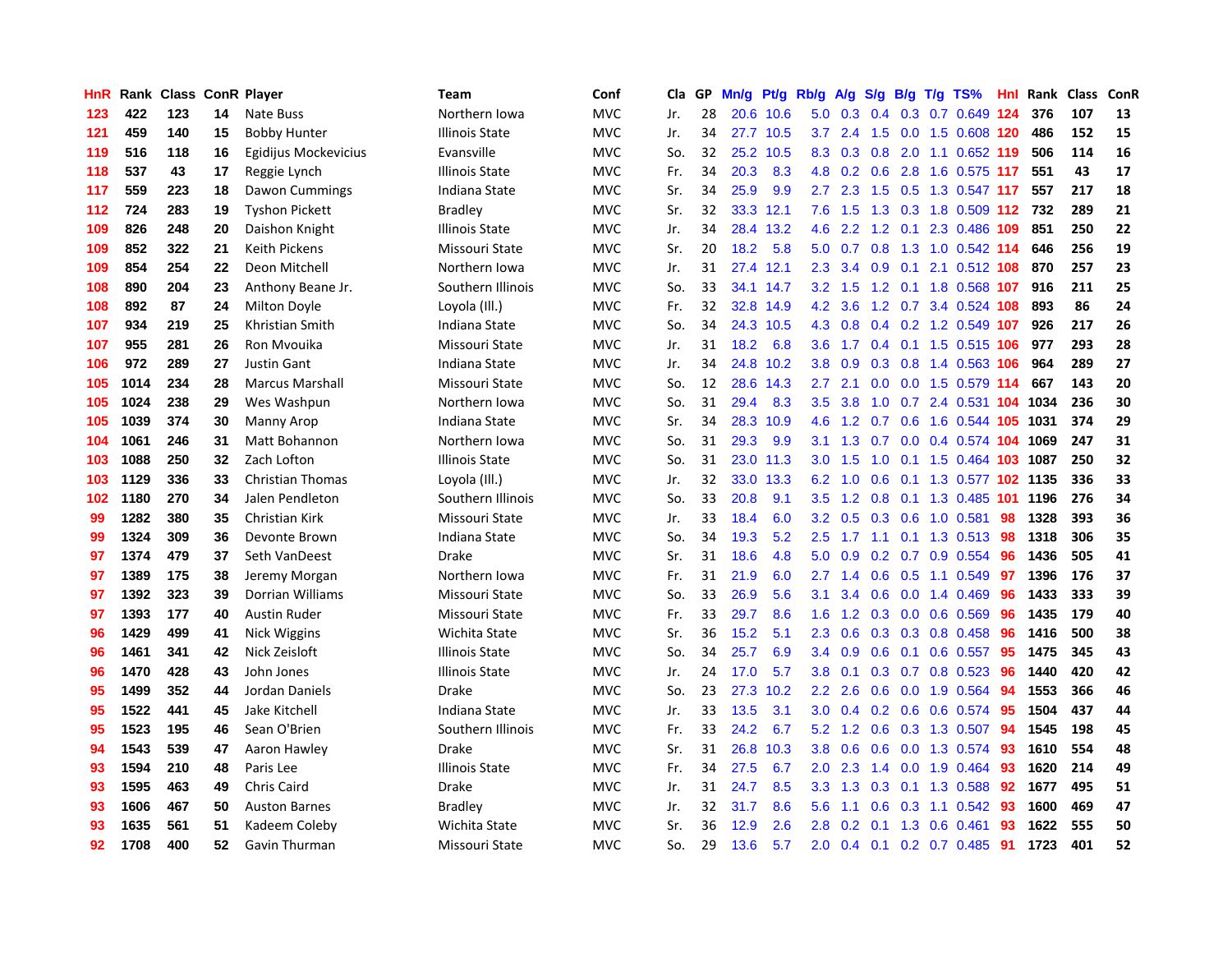| HnR | Rank | Class | ConR | Player | Team | Conf | Cla | GP | Mn/g | Pt/g | Rb/g | A/g | S/g | B/g | T/g | TS% | HnI | Rank | Class | ConR |
|---|---|---|---|---|---|---|---|---|---|---|---|---|---|---|---|---|---|---|---|---|
| 123 | 422 | 123 | 14 | Nate Buss | Northern Iowa | MVC | Jr. | 28 | 20.6 | 10.6 | 5.0 | 0.3 | 0.4 | 0.3 | 0.7 | 0.649 | 124 | 376 | 107 | 13 |
| 121 | 459 | 140 | 15 | Bobby Hunter | Illinois State | MVC | Jr. | 34 | 27.7 | 10.5 | 3.7 | 2.4 | 1.5 | 0.0 | 1.5 | 0.608 | 120 | 486 | 152 | 15 |
| 119 | 516 | 118 | 16 | Egidijus Mockevicius | Evansville | MVC | So. | 32 | 25.2 | 10.5 | 8.3 | 0.3 | 0.8 | 2.0 | 1.1 | 0.652 | 119 | 506 | 114 | 16 |
| 118 | 537 | 43 | 17 | Reggie Lynch | Illinois State | MVC | Fr. | 34 | 20.3 | 8.3 | 4.8 | 0.2 | 0.6 | 2.8 | 1.6 | 0.575 | 117 | 551 | 43 | 17 |
| 117 | 559 | 223 | 18 | Dawon Cummings | Indiana State | MVC | Sr. | 34 | 25.9 | 9.9 | 2.7 | 2.3 | 1.5 | 0.5 | 1.3 | 0.547 | 117 | 557 | 217 | 18 |
| 112 | 724 | 283 | 19 | Tyshon Pickett | Bradley | MVC | Sr. | 32 | 33.3 | 12.1 | 7.6 | 1.5 | 1.3 | 0.3 | 1.8 | 0.509 | 112 | 732 | 289 | 21 |
| 109 | 826 | 248 | 20 | Daishon Knight | Illinois State | MVC | Jr. | 34 | 28.4 | 13.2 | 4.6 | 2.2 | 1.2 | 0.1 | 2.3 | 0.486 | 109 | 851 | 250 | 22 |
| 109 | 852 | 322 | 21 | Keith Pickens | Missouri State | MVC | Sr. | 20 | 18.2 | 5.8 | 5.0 | 0.7 | 0.8 | 1.3 | 1.0 | 0.542 | 114 | 646 | 256 | 19 |
| 109 | 854 | 254 | 22 | Deon Mitchell | Northern Iowa | MVC | Jr. | 31 | 27.4 | 12.1 | 2.3 | 3.4 | 0.9 | 0.1 | 2.1 | 0.512 | 108 | 870 | 257 | 23 |
| 108 | 890 | 204 | 23 | Anthony Beane Jr. | Southern Illinois | MVC | So. | 33 | 34.1 | 14.7 | 3.2 | 1.5 | 1.2 | 0.1 | 1.8 | 0.568 | 107 | 916 | 211 | 25 |
| 108 | 892 | 87 | 24 | Milton Doyle | Loyola (Ill.) | MVC | Fr. | 32 | 32.8 | 14.9 | 4.2 | 3.6 | 1.2 | 0.7 | 3.4 | 0.524 | 108 | 893 | 86 | 24 |
| 107 | 934 | 219 | 25 | Khristian Smith | Indiana State | MVC | So. | 34 | 24.3 | 10.5 | 4.3 | 0.8 | 0.4 | 0.2 | 1.2 | 0.549 | 107 | 926 | 217 | 26 |
| 107 | 955 | 281 | 26 | Ron Mvouika | Missouri State | MVC | Jr. | 31 | 18.2 | 6.8 | 3.6 | 1.7 | 0.4 | 0.1 | 1.5 | 0.515 | 106 | 977 | 293 | 28 |
| 106 | 972 | 289 | 27 | Justin Gant | Indiana State | MVC | Jr. | 34 | 24.8 | 10.2 | 3.8 | 0.9 | 0.3 | 0.8 | 1.4 | 0.563 | 106 | 964 | 289 | 27 |
| 105 | 1014 | 234 | 28 | Marcus Marshall | Missouri State | MVC | So. | 12 | 28.6 | 14.3 | 2.7 | 2.1 | 0.0 | 0.0 | 1.5 | 0.579 | 114 | 667 | 143 | 20 |
| 105 | 1024 | 238 | 29 | Wes Washpun | Northern Iowa | MVC | So. | 31 | 29.4 | 8.3 | 3.5 | 3.8 | 1.0 | 0.7 | 2.4 | 0.531 | 104 | 1034 | 236 | 30 |
| 105 | 1039 | 374 | 30 | Manny Arop | Indiana State | MVC | Sr. | 34 | 28.3 | 10.9 | 4.6 | 1.2 | 0.7 | 0.6 | 1.6 | 0.544 | 105 | 1031 | 374 | 29 |
| 104 | 1061 | 246 | 31 | Matt Bohannon | Northern Iowa | MVC | So. | 31 | 29.3 | 9.9 | 3.1 | 1.3 | 0.7 | 0.0 | 0.4 | 0.574 | 104 | 1069 | 247 | 31 |
| 103 | 1088 | 250 | 32 | Zach Lofton | Illinois State | MVC | So. | 31 | 23.0 | 11.3 | 3.0 | 1.5 | 1.0 | 0.1 | 1.5 | 0.464 | 103 | 1087 | 250 | 32 |
| 103 | 1129 | 336 | 33 | Christian Thomas | Loyola (Ill.) | MVC | Jr. | 32 | 33.0 | 13.3 | 6.2 | 1.0 | 0.6 | 0.1 | 1.3 | 0.577 | 102 | 1135 | 336 | 33 |
| 102 | 1180 | 270 | 34 | Jalen Pendleton | Southern Illinois | MVC | So. | 33 | 20.8 | 9.1 | 3.5 | 1.2 | 0.8 | 0.1 | 1.3 | 0.485 | 101 | 1196 | 276 | 34 |
| 99 | 1282 | 380 | 35 | Christian Kirk | Missouri State | MVC | Jr. | 33 | 18.4 | 6.0 | 3.2 | 0.5 | 0.3 | 0.6 | 1.0 | 0.581 | 98 | 1328 | 393 | 36 |
| 99 | 1324 | 309 | 36 | Devonte Brown | Indiana State | MVC | So. | 34 | 19.3 | 5.2 | 2.5 | 1.7 | 1.1 | 0.1 | 1.3 | 0.513 | 98 | 1318 | 306 | 35 |
| 97 | 1374 | 479 | 37 | Seth VanDeest | Drake | MVC | Sr. | 31 | 18.6 | 4.8 | 5.0 | 0.9 | 0.2 | 0.7 | 0.9 | 0.554 | 96 | 1436 | 505 | 41 |
| 97 | 1389 | 175 | 38 | Jeremy Morgan | Northern Iowa | MVC | Fr. | 31 | 21.9 | 6.0 | 2.7 | 1.4 | 0.6 | 0.5 | 1.1 | 0.549 | 97 | 1396 | 176 | 37 |
| 97 | 1392 | 323 | 39 | Dorrian Williams | Missouri State | MVC | So. | 33 | 26.9 | 5.6 | 3.1 | 3.4 | 0.6 | 0.0 | 1.4 | 0.469 | 96 | 1433 | 333 | 39 |
| 97 | 1393 | 177 | 40 | Austin Ruder | Missouri State | MVC | Fr. | 33 | 29.7 | 8.6 | 1.6 | 1.2 | 0.3 | 0.0 | 0.6 | 0.569 | 96 | 1435 | 179 | 40 |
| 96 | 1429 | 499 | 41 | Nick Wiggins | Wichita State | MVC | Sr. | 36 | 15.2 | 5.1 | 2.3 | 0.6 | 0.3 | 0.3 | 0.8 | 0.458 | 96 | 1416 | 500 | 38 |
| 96 | 1461 | 341 | 42 | Nick Zeisloft | Illinois State | MVC | So. | 34 | 25.7 | 6.9 | 3.4 | 0.9 | 0.6 | 0.1 | 0.6 | 0.557 | 95 | 1475 | 345 | 43 |
| 96 | 1470 | 428 | 43 | John Jones | Illinois State | MVC | Jr. | 24 | 17.0 | 5.7 | 3.8 | 0.1 | 0.3 | 0.7 | 0.8 | 0.523 | 96 | 1440 | 420 | 42 |
| 95 | 1499 | 352 | 44 | Jordan Daniels | Drake | MVC | So. | 23 | 27.3 | 10.2 | 2.2 | 2.6 | 0.6 | 0.0 | 1.9 | 0.564 | 94 | 1553 | 366 | 46 |
| 95 | 1522 | 441 | 45 | Jake Kitchell | Indiana State | MVC | Jr. | 33 | 13.5 | 3.1 | 3.0 | 0.4 | 0.2 | 0.6 | 0.6 | 0.574 | 95 | 1504 | 437 | 44 |
| 95 | 1523 | 195 | 46 | Sean O'Brien | Southern Illinois | MVC | Fr. | 33 | 24.2 | 6.7 | 5.2 | 1.2 | 0.6 | 0.3 | 1.3 | 0.507 | 94 | 1545 | 198 | 45 |
| 94 | 1543 | 539 | 47 | Aaron Hawley | Drake | MVC | Sr. | 31 | 26.8 | 10.3 | 3.8 | 0.6 | 0.6 | 0.0 | 1.3 | 0.574 | 93 | 1610 | 554 | 48 |
| 93 | 1594 | 210 | 48 | Paris Lee | Illinois State | MVC | Fr. | 34 | 27.5 | 6.7 | 2.0 | 2.3 | 1.4 | 0.0 | 1.9 | 0.464 | 93 | 1620 | 214 | 49 |
| 93 | 1595 | 463 | 49 | Chris Caird | Drake | MVC | Jr. | 31 | 24.7 | 8.5 | 3.3 | 1.3 | 0.3 | 0.1 | 1.3 | 0.588 | 92 | 1677 | 495 | 51 |
| 93 | 1606 | 467 | 50 | Auston Barnes | Bradley | MVC | Jr. | 32 | 31.7 | 8.6 | 5.6 | 1.1 | 0.6 | 0.3 | 1.1 | 0.542 | 93 | 1600 | 469 | 47 |
| 93 | 1635 | 561 | 51 | Kadeem Coleby | Wichita State | MVC | Sr. | 36 | 12.9 | 2.6 | 2.8 | 0.2 | 0.1 | 1.3 | 0.6 | 0.461 | 93 | 1622 | 555 | 50 |
| 92 | 1708 | 400 | 52 | Gavin Thurman | Missouri State | MVC | So. | 29 | 13.6 | 5.7 | 2.0 | 0.4 | 0.1 | 0.2 | 0.7 | 0.485 | 91 | 1723 | 401 | 52 |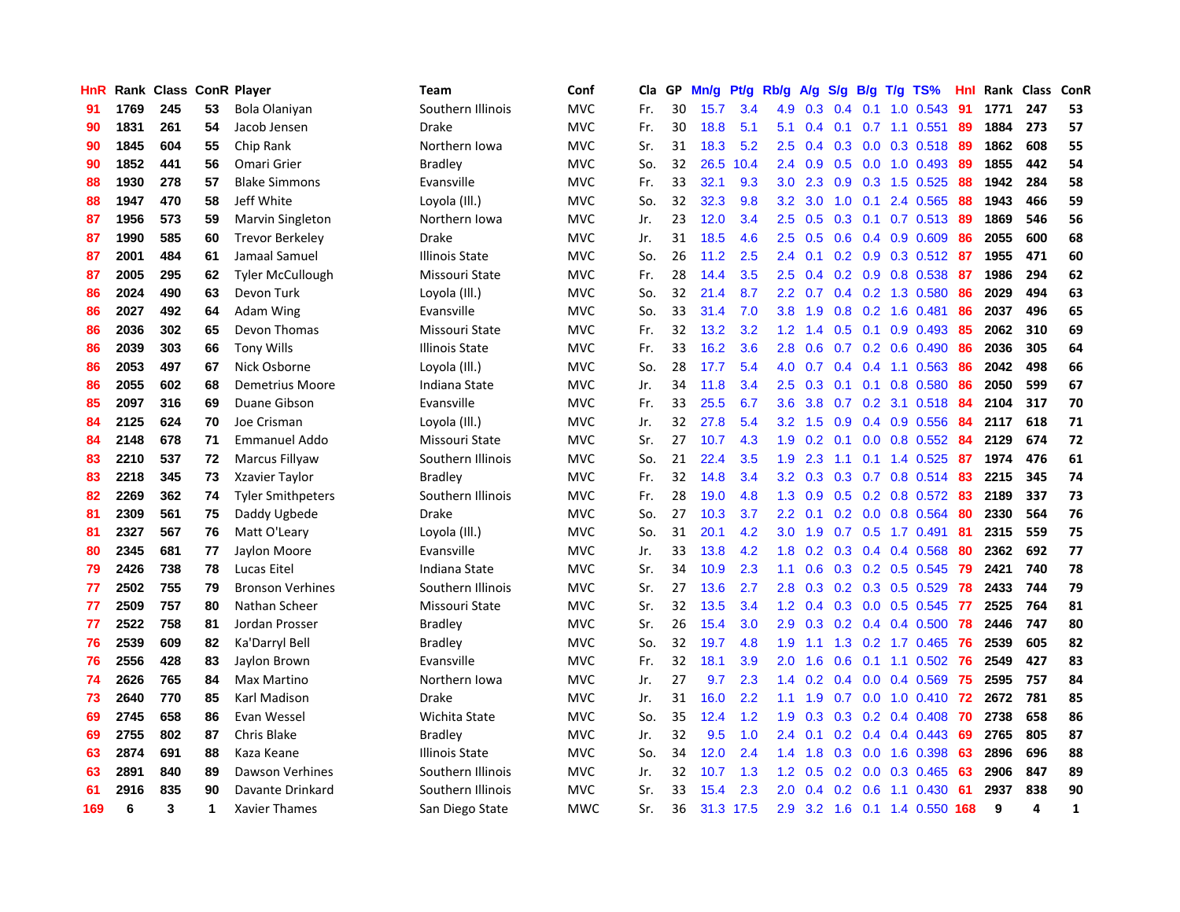| HnR | Rank | Class | ConR | Player | Team | Conf | Cla | GP | Mn/g | Pt/g | Rb/g | A/g | S/g | B/g | T/g | TS% | HnI | Rank | Class | ConR |
|---|---|---|---|---|---|---|---|---|---|---|---|---|---|---|---|---|---|---|---|---|
| 91 | 1769 | 245 | 53 | Bola Olaniyan | Southern Illinois | MVC | Fr. | 30 | 15.7 | 3.4 | 4.9 | 0.3 | 0.4 | 0.1 | 1.0 | 0.543 | 91 | 1771 | 247 | 53 |
| 90 | 1831 | 261 | 54 | Jacob Jensen | Drake | MVC | Fr. | 30 | 18.8 | 5.1 | 5.1 | 0.4 | 0.1 | 0.7 | 1.1 | 0.551 | 89 | 1884 | 273 | 57 |
| 90 | 1845 | 604 | 55 | Chip Rank | Northern Iowa | MVC | Sr. | 31 | 18.3 | 5.2 | 2.5 | 0.4 | 0.3 | 0.0 | 0.3 | 0.518 | 89 | 1862 | 608 | 55 |
| 90 | 1852 | 441 | 56 | Omari Grier | Bradley | MVC | So. | 32 | 26.5 | 10.4 | 2.4 | 0.9 | 0.5 | 0.0 | 1.0 | 0.493 | 89 | 1855 | 442 | 54 |
| 88 | 1930 | 278 | 57 | Blake Simmons | Evansville | MVC | Fr. | 33 | 32.1 | 9.3 | 3.0 | 2.3 | 0.9 | 0.3 | 1.5 | 0.525 | 88 | 1942 | 284 | 58 |
| 88 | 1947 | 470 | 58 | Jeff White | Loyola (Ill.) | MVC | So. | 32 | 32.3 | 9.8 | 3.2 | 3.0 | 1.0 | 0.1 | 2.4 | 0.565 | 88 | 1943 | 466 | 59 |
| 87 | 1956 | 573 | 59 | Marvin Singleton | Northern Iowa | MVC | Jr. | 23 | 12.0 | 3.4 | 2.5 | 0.5 | 0.3 | 0.1 | 0.7 | 0.513 | 89 | 1869 | 546 | 56 |
| 87 | 1990 | 585 | 60 | Trevor Berkeley | Drake | MVC | Jr. | 31 | 18.5 | 4.6 | 2.5 | 0.5 | 0.6 | 0.4 | 0.9 | 0.609 | 86 | 2055 | 600 | 68 |
| 87 | 2001 | 484 | 61 | Jamaal Samuel | Illinois State | MVC | So. | 26 | 11.2 | 2.5 | 2.4 | 0.1 | 0.2 | 0.9 | 0.3 | 0.512 | 87 | 1955 | 471 | 60 |
| 87 | 2005 | 295 | 62 | Tyler McCullough | Missouri State | MVC | Fr. | 28 | 14.4 | 3.5 | 2.5 | 0.4 | 0.2 | 0.9 | 0.8 | 0.538 | 87 | 1986 | 294 | 62 |
| 86 | 2024 | 490 | 63 | Devon Turk | Loyola (Ill.) | MVC | So. | 32 | 21.4 | 8.7 | 2.2 | 0.7 | 0.4 | 0.2 | 1.3 | 0.580 | 86 | 2029 | 494 | 63 |
| 86 | 2027 | 492 | 64 | Adam Wing | Evansville | MVC | So. | 33 | 31.4 | 7.0 | 3.8 | 1.9 | 0.8 | 0.2 | 1.6 | 0.481 | 86 | 2037 | 496 | 65 |
| 86 | 2036 | 302 | 65 | Devon Thomas | Missouri State | MVC | Fr. | 32 | 13.2 | 3.2 | 1.2 | 1.4 | 0.5 | 0.1 | 0.9 | 0.493 | 85 | 2062 | 310 | 69 |
| 86 | 2039 | 303 | 66 | Tony Wills | Illinois State | MVC | Fr. | 33 | 16.2 | 3.6 | 2.8 | 0.6 | 0.7 | 0.2 | 0.6 | 0.490 | 86 | 2036 | 305 | 64 |
| 86 | 2053 | 497 | 67 | Nick Osborne | Loyola (Ill.) | MVC | So. | 28 | 17.7 | 5.4 | 4.0 | 0.7 | 0.4 | 0.4 | 1.1 | 0.563 | 86 | 2042 | 498 | 66 |
| 86 | 2055 | 602 | 68 | Demetrius Moore | Indiana State | MVC | Jr. | 34 | 11.8 | 3.4 | 2.5 | 0.3 | 0.1 | 0.1 | 0.8 | 0.580 | 86 | 2050 | 599 | 67 |
| 85 | 2097 | 316 | 69 | Duane Gibson | Evansville | MVC | Fr. | 33 | 25.5 | 6.7 | 3.6 | 3.8 | 0.7 | 0.2 | 3.1 | 0.518 | 84 | 2104 | 317 | 70 |
| 84 | 2125 | 624 | 70 | Joe Crisman | Loyola (Ill.) | MVC | Jr. | 32 | 27.8 | 5.4 | 3.2 | 1.5 | 0.9 | 0.4 | 0.9 | 0.556 | 84 | 2117 | 618 | 71 |
| 84 | 2148 | 678 | 71 | Emmanuel Addo | Missouri State | MVC | Sr. | 27 | 10.7 | 4.3 | 1.9 | 0.2 | 0.1 | 0.0 | 0.8 | 0.552 | 84 | 2129 | 674 | 72 |
| 83 | 2210 | 537 | 72 | Marcus Fillyaw | Southern Illinois | MVC | So. | 21 | 22.4 | 3.5 | 1.9 | 2.3 | 1.1 | 0.1 | 1.4 | 0.525 | 87 | 1974 | 476 | 61 |
| 83 | 2218 | 345 | 73 | Xzavier Taylor | Bradley | MVC | Fr. | 32 | 14.8 | 3.4 | 3.2 | 0.3 | 0.3 | 0.7 | 0.8 | 0.514 | 83 | 2215 | 345 | 74 |
| 82 | 2269 | 362 | 74 | Tyler Smithpeters | Southern Illinois | MVC | Fr. | 28 | 19.0 | 4.8 | 1.3 | 0.9 | 0.5 | 0.2 | 0.8 | 0.572 | 83 | 2189 | 337 | 73 |
| 81 | 2309 | 561 | 75 | Daddy Ugbede | Drake | MVC | So. | 27 | 10.3 | 3.7 | 2.2 | 0.1 | 0.2 | 0.0 | 0.8 | 0.564 | 80 | 2330 | 564 | 76 |
| 81 | 2327 | 567 | 76 | Matt O'Leary | Loyola (Ill.) | MVC | So. | 31 | 20.1 | 4.2 | 3.0 | 1.9 | 0.7 | 0.5 | 1.7 | 0.491 | 81 | 2315 | 559 | 75 |
| 80 | 2345 | 681 | 77 | Jaylon Moore | Evansville | MVC | Jr. | 33 | 13.8 | 4.2 | 1.8 | 0.2 | 0.3 | 0.4 | 0.4 | 0.568 | 80 | 2362 | 692 | 77 |
| 79 | 2426 | 738 | 78 | Lucas Eitel | Indiana State | MVC | Sr. | 34 | 10.9 | 2.3 | 1.1 | 0.6 | 0.3 | 0.2 | 0.5 | 0.545 | 79 | 2421 | 740 | 78 |
| 77 | 2502 | 755 | 79 | Bronson Verhines | Southern Illinois | MVC | Sr. | 27 | 13.6 | 2.7 | 2.8 | 0.3 | 0.2 | 0.3 | 0.5 | 0.529 | 78 | 2433 | 744 | 79 |
| 77 | 2509 | 757 | 80 | Nathan Scheer | Missouri State | MVC | Sr. | 32 | 13.5 | 3.4 | 1.2 | 0.4 | 0.3 | 0.0 | 0.5 | 0.545 | 77 | 2525 | 764 | 81 |
| 77 | 2522 | 758 | 81 | Jordan Prosser | Bradley | MVC | Sr. | 26 | 15.4 | 3.0 | 2.9 | 0.3 | 0.2 | 0.4 | 0.4 | 0.500 | 78 | 2446 | 747 | 80 |
| 76 | 2539 | 609 | 82 | Ka'Darryl Bell | Bradley | MVC | So. | 32 | 19.7 | 4.8 | 1.9 | 1.1 | 1.3 | 0.2 | 1.7 | 0.465 | 76 | 2539 | 605 | 82 |
| 76 | 2556 | 428 | 83 | Jaylon Brown | Evansville | MVC | Fr. | 32 | 18.1 | 3.9 | 2.0 | 1.6 | 0.6 | 0.1 | 1.1 | 0.502 | 76 | 2549 | 427 | 83 |
| 74 | 2626 | 765 | 84 | Max Martino | Northern Iowa | MVC | Jr. | 27 | 9.7 | 2.3 | 1.4 | 0.2 | 0.4 | 0.0 | 0.4 | 0.569 | 75 | 2595 | 757 | 84 |
| 73 | 2640 | 770 | 85 | Karl Madison | Drake | MVC | Jr. | 31 | 16.0 | 2.2 | 1.1 | 1.9 | 0.7 | 0.0 | 1.0 | 0.410 | 72 | 2672 | 781 | 85 |
| 69 | 2745 | 658 | 86 | Evan Wessel | Wichita State | MVC | So. | 35 | 12.4 | 1.2 | 1.9 | 0.3 | 0.3 | 0.2 | 0.4 | 0.408 | 70 | 2738 | 658 | 86 |
| 69 | 2755 | 802 | 87 | Chris Blake | Bradley | MVC | Jr. | 32 | 9.5 | 1.0 | 2.4 | 0.1 | 0.2 | 0.4 | 0.4 | 0.443 | 69 | 2765 | 805 | 87 |
| 63 | 2874 | 691 | 88 | Kaza Keane | Illinois State | MVC | So. | 34 | 12.0 | 2.4 | 1.4 | 1.8 | 0.3 | 0.0 | 1.6 | 0.398 | 63 | 2896 | 696 | 88 |
| 63 | 2891 | 840 | 89 | Dawson Verhines | Southern Illinois | MVC | Jr. | 32 | 10.7 | 1.3 | 1.2 | 0.5 | 0.2 | 0.0 | 0.3 | 0.465 | 63 | 2906 | 847 | 89 |
| 61 | 2916 | 835 | 90 | Davante Drinkard | Southern Illinois | MVC | Sr. | 33 | 15.4 | 2.3 | 2.0 | 0.4 | 0.2 | 0.6 | 1.1 | 0.430 | 61 | 2937 | 838 | 90 |
| 169 | 6 | 3 | 1 | Xavier Thames | San Diego State | MWC | Sr. | 36 | 31.3 | 17.5 | 2.9 | 3.2 | 1.6 | 0.1 | 1.4 | 0.550 | 168 | 9 | 4 | 1 |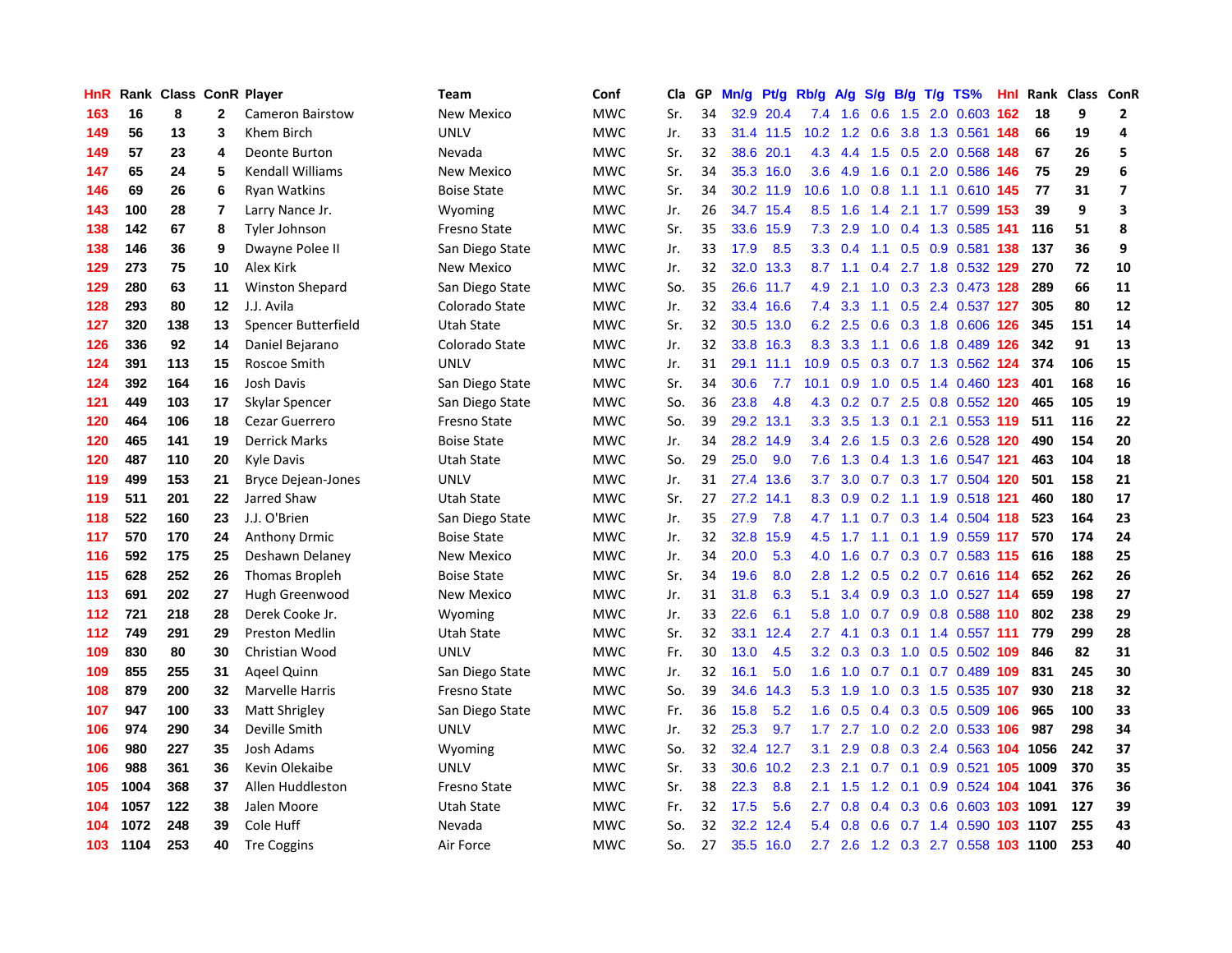| HnR | Rank | Class | ConR | Player | Team | Conf | Cla | GP | Mn/g | Pt/g | Rb/g | A/g | S/g | B/g | T/g | TS% | HnI | Rank | Class | ConR |
|---|---|---|---|---|---|---|---|---|---|---|---|---|---|---|---|---|---|---|---|---|
| 163 | 16 | 8 | 2 | Cameron Bairstow | New Mexico | MWC | Sr. | 34 | 32.9 | 20.4 | 7.4 | 1.6 | 0.6 | 1.5 | 2.0 | 0.603 | 162 | 18 | 9 | 2 |
| 149 | 56 | 13 | 3 | Khem Birch | UNLV | MWC | Jr. | 33 | 31.4 | 11.5 | 10.2 | 1.2 | 0.6 | 3.8 | 1.3 | 0.561 | 148 | 66 | 19 | 4 |
| 149 | 57 | 23 | 4 | Deonte Burton | Nevada | MWC | Sr. | 32 | 38.6 | 20.1 | 4.3 | 4.4 | 1.5 | 0.5 | 2.0 | 0.568 | 148 | 67 | 26 | 5 |
| 147 | 65 | 24 | 5 | Kendall Williams | New Mexico | MWC | Sr. | 34 | 35.3 | 16.0 | 3.6 | 4.9 | 1.6 | 0.1 | 2.0 | 0.586 | 146 | 75 | 29 | 6 |
| 146 | 69 | 26 | 6 | Ryan Watkins | Boise State | MWC | Sr. | 34 | 30.2 | 11.9 | 10.6 | 1.0 | 0.8 | 1.1 | 1.1 | 0.610 | 145 | 77 | 31 | 7 |
| 143 | 100 | 28 | 7 | Larry Nance Jr. | Wyoming | MWC | Jr. | 26 | 34.7 | 15.4 | 8.5 | 1.6 | 1.4 | 2.1 | 1.7 | 0.599 | 153 | 39 | 9 | 3 |
| 138 | 142 | 67 | 8 | Tyler Johnson | Fresno State | MWC | Sr. | 35 | 33.6 | 15.9 | 7.3 | 2.9 | 1.0 | 0.4 | 1.3 | 0.585 | 141 | 116 | 51 | 8 |
| 138 | 146 | 36 | 9 | Dwayne Polee II | San Diego State | MWC | Jr. | 33 | 17.9 | 8.5 | 3.3 | 0.4 | 1.1 | 0.5 | 0.9 | 0.581 | 138 | 137 | 36 | 9 |
| 129 | 273 | 75 | 10 | Alex Kirk | New Mexico | MWC | Jr. | 32 | 32.0 | 13.3 | 8.7 | 1.1 | 0.4 | 2.7 | 1.8 | 0.532 | 129 | 270 | 72 | 10 |
| 129 | 280 | 63 | 11 | Winston Shepard | San Diego State | MWC | So. | 35 | 26.6 | 11.7 | 4.9 | 2.1 | 1.0 | 0.3 | 2.3 | 0.473 | 128 | 289 | 66 | 11 |
| 128 | 293 | 80 | 12 | J.J. Avila | Colorado State | MWC | Jr. | 32 | 33.4 | 16.6 | 7.4 | 3.3 | 1.1 | 0.5 | 2.4 | 0.537 | 127 | 305 | 80 | 12 |
| 127 | 320 | 138 | 13 | Spencer Butterfield | Utah State | MWC | Sr. | 32 | 30.5 | 13.0 | 6.2 | 2.5 | 0.6 | 0.3 | 1.8 | 0.606 | 126 | 345 | 151 | 14 |
| 126 | 336 | 92 | 14 | Daniel Bejarano | Colorado State | MWC | Jr. | 32 | 33.8 | 16.3 | 8.3 | 3.3 | 1.1 | 0.6 | 1.8 | 0.489 | 126 | 342 | 91 | 13 |
| 124 | 391 | 113 | 15 | Roscoe Smith | UNLV | MWC | Jr. | 31 | 29.1 | 11.1 | 10.9 | 0.5 | 0.3 | 0.7 | 1.3 | 0.562 | 124 | 374 | 106 | 15 |
| 124 | 392 | 164 | 16 | Josh Davis | San Diego State | MWC | Sr. | 34 | 30.6 | 7.7 | 10.1 | 0.9 | 1.0 | 0.5 | 1.4 | 0.460 | 123 | 401 | 168 | 16 |
| 121 | 449 | 103 | 17 | Skylar Spencer | San Diego State | MWC | So. | 36 | 23.8 | 4.8 | 4.3 | 0.2 | 0.7 | 2.5 | 0.8 | 0.552 | 120 | 465 | 105 | 19 |
| 120 | 464 | 106 | 18 | Cezar Guerrero | Fresno State | MWC | So. | 39 | 29.2 | 13.1 | 3.3 | 3.5 | 1.3 | 0.1 | 2.1 | 0.553 | 119 | 511 | 116 | 22 |
| 120 | 465 | 141 | 19 | Derrick Marks | Boise State | MWC | Jr. | 34 | 28.2 | 14.9 | 3.4 | 2.6 | 1.5 | 0.3 | 2.6 | 0.528 | 120 | 490 | 154 | 20 |
| 120 | 487 | 110 | 20 | Kyle Davis | Utah State | MWC | So. | 29 | 25.0 | 9.0 | 7.6 | 1.3 | 0.4 | 1.3 | 1.6 | 0.547 | 121 | 463 | 104 | 18 |
| 119 | 499 | 153 | 21 | Bryce Dejean-Jones | UNLV | MWC | Jr. | 31 | 27.4 | 13.6 | 3.7 | 3.0 | 0.7 | 0.3 | 1.7 | 0.504 | 120 | 501 | 158 | 21 |
| 119 | 511 | 201 | 22 | Jarred Shaw | Utah State | MWC | Sr. | 27 | 27.2 | 14.1 | 8.3 | 0.9 | 0.2 | 1.1 | 1.9 | 0.518 | 121 | 460 | 180 | 17 |
| 118 | 522 | 160 | 23 | J.J. O'Brien | San Diego State | MWC | Jr. | 35 | 27.9 | 7.8 | 4.7 | 1.1 | 0.7 | 0.3 | 1.4 | 0.504 | 118 | 523 | 164 | 23 |
| 117 | 570 | 170 | 24 | Anthony Drmic | Boise State | MWC | Jr. | 32 | 32.8 | 15.9 | 4.5 | 1.7 | 1.1 | 0.1 | 1.9 | 0.559 | 117 | 570 | 174 | 24 |
| 116 | 592 | 175 | 25 | Deshawn Delaney | New Mexico | MWC | Jr. | 34 | 20.0 | 5.3 | 4.0 | 1.6 | 0.7 | 0.3 | 0.7 | 0.583 | 115 | 616 | 188 | 25 |
| 115 | 628 | 252 | 26 | Thomas Bropleh | Boise State | MWC | Sr. | 34 | 19.6 | 8.0 | 2.8 | 1.2 | 0.5 | 0.2 | 0.7 | 0.616 | 114 | 652 | 262 | 26 |
| 113 | 691 | 202 | 27 | Hugh Greenwood | New Mexico | MWC | Jr. | 31 | 31.8 | 6.3 | 5.1 | 3.4 | 0.9 | 0.3 | 1.0 | 0.527 | 114 | 659 | 198 | 27 |
| 112 | 721 | 218 | 28 | Derek Cooke Jr. | Wyoming | MWC | Jr. | 33 | 22.6 | 6.1 | 5.8 | 1.0 | 0.7 | 0.9 | 0.8 | 0.588 | 110 | 802 | 238 | 29 |
| 112 | 749 | 291 | 29 | Preston Medlin | Utah State | MWC | Sr. | 32 | 33.1 | 12.4 | 2.7 | 4.1 | 0.3 | 0.1 | 1.4 | 0.557 | 111 | 779 | 299 | 28 |
| 109 | 830 | 80 | 30 | Christian Wood | UNLV | MWC | Fr. | 30 | 13.0 | 4.5 | 3.2 | 0.3 | 0.3 | 1.0 | 0.5 | 0.502 | 109 | 846 | 82 | 31 |
| 109 | 855 | 255 | 31 | Aqeel Quinn | San Diego State | MWC | Jr. | 32 | 16.1 | 5.0 | 1.6 | 1.0 | 0.7 | 0.1 | 0.7 | 0.489 | 109 | 831 | 245 | 30 |
| 108 | 879 | 200 | 32 | Marvelle Harris | Fresno State | MWC | So. | 39 | 34.6 | 14.3 | 5.3 | 1.9 | 1.0 | 0.3 | 1.5 | 0.535 | 107 | 930 | 218 | 32 |
| 107 | 947 | 100 | 33 | Matt Shrigley | San Diego State | MWC | Fr. | 36 | 15.8 | 5.2 | 1.6 | 0.5 | 0.4 | 0.3 | 0.5 | 0.509 | 106 | 965 | 100 | 33 |
| 106 | 974 | 290 | 34 | Deville Smith | UNLV | MWC | Jr. | 32 | 25.3 | 9.7 | 1.7 | 2.7 | 1.0 | 0.2 | 2.0 | 0.533 | 106 | 987 | 298 | 34 |
| 106 | 980 | 227 | 35 | Josh Adams | Wyoming | MWC | So. | 32 | 32.4 | 12.7 | 3.1 | 2.9 | 0.8 | 0.3 | 2.4 | 0.563 | 104 | 1056 | 242 | 37 |
| 106 | 988 | 361 | 36 | Kevin Olekaibe | UNLV | MWC | Sr. | 33 | 30.6 | 10.2 | 2.3 | 2.1 | 0.7 | 0.1 | 0.9 | 0.521 | 105 | 1009 | 370 | 35 |
| 105 | 1004 | 368 | 37 | Allen Huddleston | Fresno State | MWC | Sr. | 38 | 22.3 | 8.8 | 2.1 | 1.5 | 1.2 | 0.1 | 0.9 | 0.524 | 104 | 1041 | 376 | 36 |
| 104 | 1057 | 122 | 38 | Jalen Moore | Utah State | MWC | Fr. | 32 | 17.5 | 5.6 | 2.7 | 0.8 | 0.4 | 0.3 | 0.6 | 0.603 | 103 | 1091 | 127 | 39 |
| 104 | 1072 | 248 | 39 | Cole Huff | Nevada | MWC | So. | 32 | 32.2 | 12.4 | 5.4 | 0.8 | 0.6 | 0.7 | 1.4 | 0.590 | 103 | 1107 | 255 | 43 |
| 103 | 1104 | 253 | 40 | Tre Coggins | Air Force | MWC | So. | 27 | 35.5 | 16.0 | 2.7 | 2.6 | 1.2 | 0.3 | 2.7 | 0.558 | 103 | 1100 | 253 | 40 |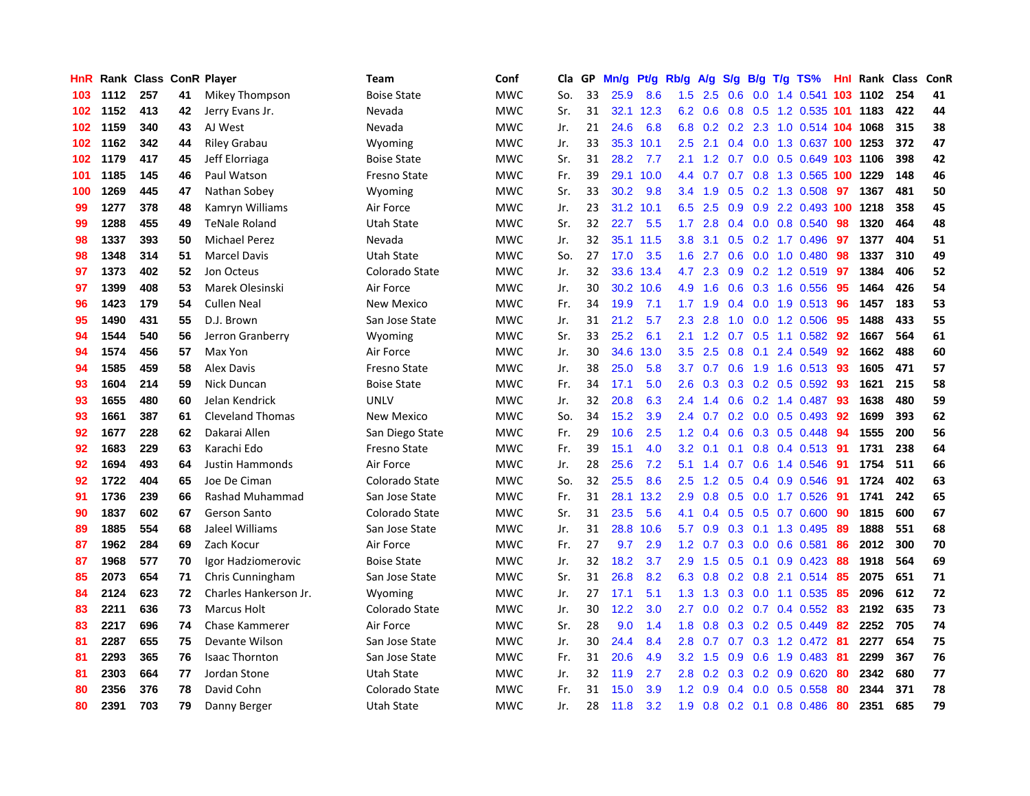| HnR | Rank | Class | ConR | Player | Team | Conf | Cla | GP | Mn/g | Pt/g | Rb/g | A/g | S/g | B/g | T/g | TS% | HnI | Rank | Class | ConR |
|---|---|---|---|---|---|---|---|---|---|---|---|---|---|---|---|---|---|---|---|---|
| 103 | 1112 | 257 | 41 | Mikey Thompson | Boise State | MWC | So. | 33 | 25.9 | 8.6 | 1.5 | 2.5 | 0.6 | 0.0 | 1.4 | 0.541 | 103 | 1102 | 254 | 41 |
| 102 | 1152 | 413 | 42 | Jerry Evans Jr. | Nevada | MWC | Sr. | 31 | 32.1 | 12.3 | 6.2 | 0.6 | 0.8 | 0.5 | 1.2 | 0.535 | 101 | 1183 | 422 | 44 |
| 102 | 1159 | 340 | 43 | AJ West | Nevada | MWC | Jr. | 21 | 24.6 | 6.8 | 6.8 | 0.2 | 0.2 | 2.3 | 1.0 | 0.514 | 104 | 1068 | 315 | 38 |
| 102 | 1162 | 342 | 44 | Riley Grabau | Wyoming | MWC | Jr. | 33 | 35.3 | 10.1 | 2.5 | 2.1 | 0.4 | 0.0 | 1.3 | 0.637 | 100 | 1253 | 372 | 47 |
| 102 | 1179 | 417 | 45 | Jeff Elorriaga | Boise State | MWC | Sr. | 31 | 28.2 | 7.7 | 2.1 | 1.2 | 0.7 | 0.0 | 0.5 | 0.649 | 103 | 1106 | 398 | 42 |
| 101 | 1185 | 145 | 46 | Paul Watson | Fresno State | MWC | Fr. | 39 | 29.1 | 10.0 | 4.4 | 0.7 | 0.7 | 0.8 | 1.3 | 0.565 | 100 | 1229 | 148 | 46 |
| 100 | 1269 | 445 | 47 | Nathan Sobey | Wyoming | MWC | Sr. | 33 | 30.2 | 9.8 | 3.4 | 1.9 | 0.5 | 0.2 | 1.3 | 0.508 | 97 | 1367 | 481 | 50 |
| 99 | 1277 | 378 | 48 | Kamryn Williams | Air Force | MWC | Jr. | 23 | 31.2 | 10.1 | 6.5 | 2.5 | 0.9 | 0.9 | 2.2 | 0.493 | 100 | 1218 | 358 | 45 |
| 99 | 1288 | 455 | 49 | TeNale Roland | Utah State | MWC | Sr. | 32 | 22.7 | 5.5 | 1.7 | 2.8 | 0.4 | 0.0 | 0.8 | 0.540 | 98 | 1320 | 464 | 48 |
| 98 | 1337 | 393 | 50 | Michael Perez | Nevada | MWC | Jr. | 32 | 35.1 | 11.5 | 3.8 | 3.1 | 0.5 | 0.2 | 1.7 | 0.496 | 97 | 1377 | 404 | 51 |
| 98 | 1348 | 314 | 51 | Marcel Davis | Utah State | MWC | So. | 27 | 17.0 | 3.5 | 1.6 | 2.7 | 0.6 | 0.0 | 1.0 | 0.480 | 98 | 1337 | 310 | 49 |
| 97 | 1373 | 402 | 52 | Jon Octeus | Colorado State | MWC | Jr. | 32 | 33.6 | 13.4 | 4.7 | 2.3 | 0.9 | 0.2 | 1.2 | 0.519 | 97 | 1384 | 406 | 52 |
| 97 | 1399 | 408 | 53 | Marek Olesinski | Air Force | MWC | Jr. | 30 | 30.2 | 10.6 | 4.9 | 1.6 | 0.6 | 0.3 | 1.6 | 0.556 | 95 | 1464 | 426 | 54 |
| 96 | 1423 | 179 | 54 | Cullen Neal | New Mexico | MWC | Fr. | 34 | 19.9 | 7.1 | 1.7 | 1.9 | 0.4 | 0.0 | 1.9 | 0.513 | 96 | 1457 | 183 | 53 |
| 95 | 1490 | 431 | 55 | D.J. Brown | San Jose State | MWC | Jr. | 31 | 21.2 | 5.7 | 2.3 | 2.8 | 1.0 | 0.0 | 1.2 | 0.506 | 95 | 1488 | 433 | 55 |
| 94 | 1544 | 540 | 56 | Jerron Granberry | Wyoming | MWC | Sr. | 33 | 25.2 | 6.1 | 2.1 | 1.2 | 0.7 | 0.5 | 1.1 | 0.582 | 92 | 1667 | 564 | 61 |
| 94 | 1574 | 456 | 57 | Max Yon | Air Force | MWC | Jr. | 30 | 34.6 | 13.0 | 3.5 | 2.5 | 0.8 | 0.1 | 2.4 | 0.549 | 92 | 1662 | 488 | 60 |
| 94 | 1585 | 459 | 58 | Alex Davis | Fresno State | MWC | Jr. | 38 | 25.0 | 5.8 | 3.7 | 0.7 | 0.6 | 1.9 | 1.6 | 0.513 | 93 | 1605 | 471 | 57 |
| 93 | 1604 | 214 | 59 | Nick Duncan | Boise State | MWC | Fr. | 34 | 17.1 | 5.0 | 2.6 | 0.3 | 0.3 | 0.2 | 0.5 | 0.592 | 93 | 1621 | 215 | 58 |
| 93 | 1655 | 480 | 60 | Jelan Kendrick | UNLV | MWC | Jr. | 32 | 20.8 | 6.3 | 2.4 | 1.4 | 0.6 | 0.2 | 1.4 | 0.487 | 93 | 1638 | 480 | 59 |
| 93 | 1661 | 387 | 61 | Cleveland Thomas | New Mexico | MWC | So. | 34 | 15.2 | 3.9 | 2.4 | 0.7 | 0.2 | 0.0 | 0.5 | 0.493 | 92 | 1699 | 393 | 62 |
| 92 | 1677 | 228 | 62 | Dakarai Allen | San Diego State | MWC | Fr. | 29 | 10.6 | 2.5 | 1.2 | 0.4 | 0.6 | 0.3 | 0.5 | 0.448 | 94 | 1555 | 200 | 56 |
| 92 | 1683 | 229 | 63 | Karachi Edo | Fresno State | MWC | Fr. | 39 | 15.1 | 4.0 | 3.2 | 0.1 | 0.1 | 0.8 | 0.4 | 0.513 | 91 | 1731 | 238 | 64 |
| 92 | 1694 | 493 | 64 | Justin Hammonds | Air Force | MWC | Jr. | 28 | 25.6 | 7.2 | 5.1 | 1.4 | 0.7 | 0.6 | 1.4 | 0.546 | 91 | 1754 | 511 | 66 |
| 92 | 1722 | 404 | 65 | Joe De Ciman | Colorado State | MWC | So. | 32 | 25.5 | 8.6 | 2.5 | 1.2 | 0.5 | 0.4 | 0.9 | 0.546 | 91 | 1724 | 402 | 63 |
| 91 | 1736 | 239 | 66 | Rashad Muhammad | San Jose State | MWC | Fr. | 31 | 28.1 | 13.2 | 2.9 | 0.8 | 0.5 | 0.0 | 1.7 | 0.526 | 91 | 1741 | 242 | 65 |
| 90 | 1837 | 602 | 67 | Gerson Santo | Colorado State | MWC | Sr. | 31 | 23.5 | 5.6 | 4.1 | 0.4 | 0.5 | 0.5 | 0.7 | 0.600 | 90 | 1815 | 600 | 67 |
| 89 | 1885 | 554 | 68 | Jaleel Williams | San Jose State | MWC | Jr. | 31 | 28.8 | 10.6 | 5.7 | 0.9 | 0.3 | 0.1 | 1.3 | 0.495 | 89 | 1888 | 551 | 68 |
| 87 | 1962 | 284 | 69 | Zach Kocur | Air Force | MWC | Fr. | 27 | 9.7 | 2.9 | 1.2 | 0.7 | 0.3 | 0.0 | 0.6 | 0.581 | 86 | 2012 | 300 | 70 |
| 87 | 1968 | 577 | 70 | Igor Hadziomerovic | Boise State | MWC | Jr. | 32 | 18.2 | 3.7 | 2.9 | 1.5 | 0.5 | 0.1 | 0.9 | 0.423 | 88 | 1918 | 564 | 69 |
| 85 | 2073 | 654 | 71 | Chris Cunningham | San Jose State | MWC | Sr. | 31 | 26.8 | 8.2 | 6.3 | 0.8 | 0.2 | 0.8 | 2.1 | 0.514 | 85 | 2075 | 651 | 71 |
| 84 | 2124 | 623 | 72 | Charles Hankerson Jr. | Wyoming | MWC | Jr. | 27 | 17.1 | 5.1 | 1.3 | 1.3 | 0.3 | 0.0 | 1.1 | 0.535 | 85 | 2096 | 612 | 72 |
| 83 | 2211 | 636 | 73 | Marcus Holt | Colorado State | MWC | Jr. | 30 | 12.2 | 3.0 | 2.7 | 0.0 | 0.2 | 0.7 | 0.4 | 0.552 | 83 | 2192 | 635 | 73 |
| 83 | 2217 | 696 | 74 | Chase Kammerer | Air Force | MWC | Sr. | 28 | 9.0 | 1.4 | 1.8 | 0.8 | 0.3 | 0.2 | 0.5 | 0.449 | 82 | 2252 | 705 | 74 |
| 81 | 2287 | 655 | 75 | Devante Wilson | San Jose State | MWC | Jr. | 30 | 24.4 | 8.4 | 2.8 | 0.7 | 0.7 | 0.3 | 1.2 | 0.472 | 81 | 2277 | 654 | 75 |
| 81 | 2293 | 365 | 76 | Isaac Thornton | San Jose State | MWC | Fr. | 31 | 20.6 | 4.9 | 3.2 | 1.5 | 0.9 | 0.6 | 1.9 | 0.483 | 81 | 2299 | 367 | 76 |
| 81 | 2303 | 664 | 77 | Jordan Stone | Utah State | MWC | Jr. | 32 | 11.9 | 2.7 | 2.8 | 0.2 | 0.3 | 0.2 | 0.9 | 0.620 | 80 | 2342 | 680 | 77 |
| 80 | 2356 | 376 | 78 | David Cohn | Colorado State | MWC | Fr. | 31 | 15.0 | 3.9 | 1.2 | 0.9 | 0.4 | 0.0 | 0.5 | 0.558 | 80 | 2344 | 371 | 78 |
| 80 | 2391 | 703 | 79 | Danny Berger | Utah State | MWC | Jr. | 28 | 11.8 | 3.2 | 1.9 | 0.8 | 0.2 | 0.1 | 0.8 | 0.486 | 80 | 2351 | 685 | 79 |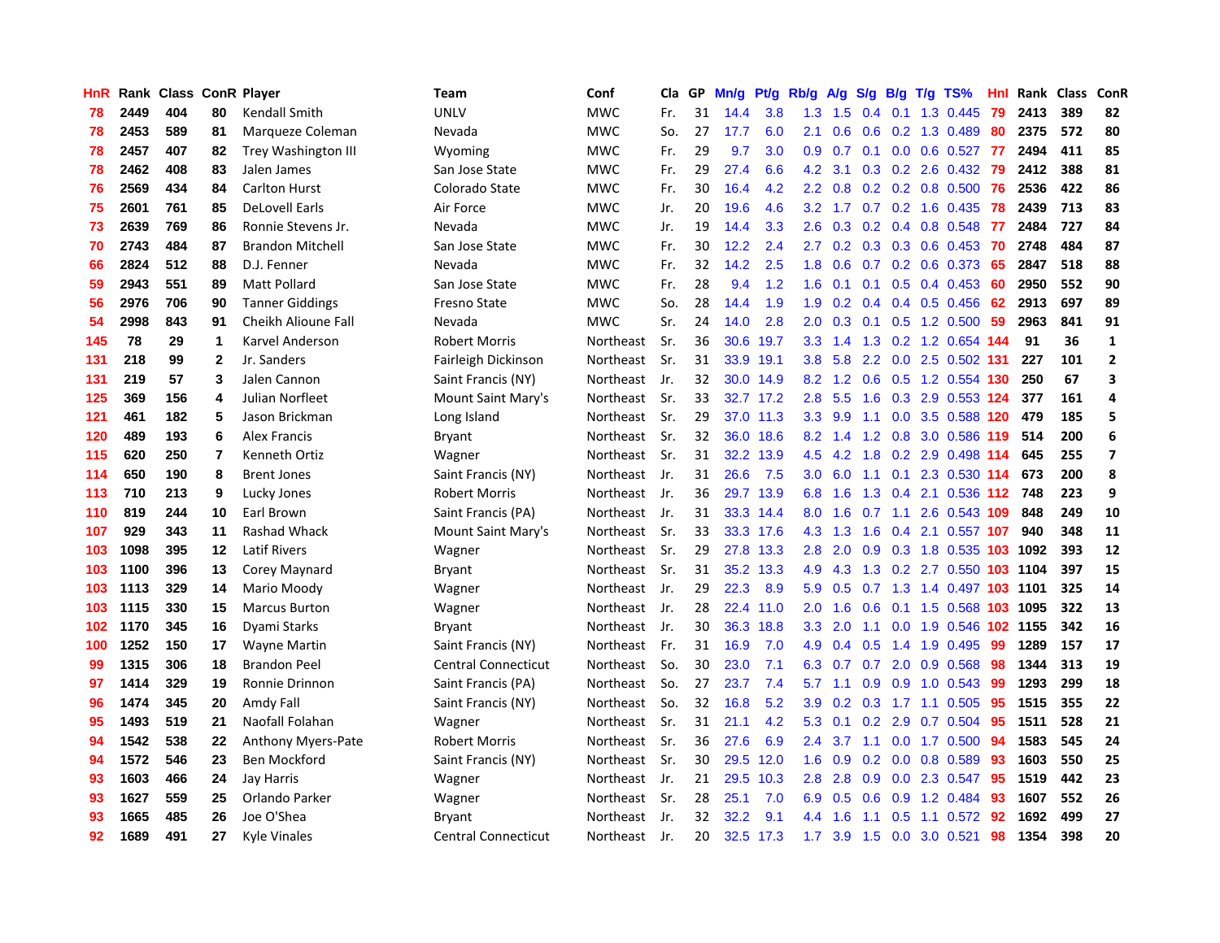| HnR | Rank | Class | ConR | Player | Team | Conf | Cla | GP | Mn/g | Pt/g | Rb/g | A/g | S/g | B/g | T/g | TS% | HnI | Rank | Class | ConR |
|---|---|---|---|---|---|---|---|---|---|---|---|---|---|---|---|---|---|---|---|---|
| 78 | 2449 | 404 | 80 | Kendall Smith | UNLV | MWC | Fr. | 31 | 14.4 | 3.8 | 1.3 | 1.5 | 0.4 | 0.1 | 1.3 | 0.445 | 79 | 2413 | 389 | 82 |
| 78 | 2453 | 589 | 81 | Marqueze Coleman | Nevada | MWC | So. | 27 | 17.7 | 6.0 | 2.1 | 0.6 | 0.6 | 0.2 | 1.3 | 0.489 | 80 | 2375 | 572 | 80 |
| 78 | 2457 | 407 | 82 | Trey Washington III | Wyoming | MWC | Fr. | 29 | 9.7 | 3.0 | 0.9 | 0.7 | 0.1 | 0.0 | 0.6 | 0.527 | 77 | 2494 | 411 | 85 |
| 78 | 2462 | 408 | 83 | Jalen James | San Jose State | MWC | Fr. | 29 | 27.4 | 6.6 | 4.2 | 3.1 | 0.3 | 0.2 | 2.6 | 0.432 | 79 | 2412 | 388 | 81 |
| 76 | 2569 | 434 | 84 | Carlton Hurst | Colorado State | MWC | Fr. | 30 | 16.4 | 4.2 | 2.2 | 0.8 | 0.2 | 0.2 | 0.8 | 0.500 | 76 | 2536 | 422 | 86 |
| 75 | 2601 | 761 | 85 | DeLovell Earls | Air Force | MWC | Jr. | 20 | 19.6 | 4.6 | 3.2 | 1.7 | 0.7 | 0.2 | 1.6 | 0.435 | 78 | 2439 | 713 | 83 |
| 73 | 2639 | 769 | 86 | Ronnie Stevens Jr. | Nevada | MWC | Jr. | 19 | 14.4 | 3.3 | 2.6 | 0.3 | 0.2 | 0.4 | 0.8 | 0.548 | 77 | 2484 | 727 | 84 |
| 70 | 2743 | 484 | 87 | Brandon Mitchell | San Jose State | MWC | Fr. | 30 | 12.2 | 2.4 | 2.7 | 0.2 | 0.3 | 0.3 | 0.6 | 0.453 | 70 | 2748 | 484 | 87 |
| 66 | 2824 | 512 | 88 | D.J. Fenner | Nevada | MWC | Fr. | 32 | 14.2 | 2.5 | 1.8 | 0.6 | 0.7 | 0.2 | 0.6 | 0.373 | 65 | 2847 | 518 | 88 |
| 59 | 2943 | 551 | 89 | Matt Pollard | San Jose State | MWC | Fr. | 28 | 9.4 | 1.2 | 1.6 | 0.1 | 0.1 | 0.5 | 0.4 | 0.453 | 60 | 2950 | 552 | 90 |
| 56 | 2976 | 706 | 90 | Tanner Giddings | Fresno State | MWC | So. | 28 | 14.4 | 1.9 | 1.9 | 0.2 | 0.4 | 0.4 | 0.5 | 0.456 | 62 | 2913 | 697 | 89 |
| 54 | 2998 | 843 | 91 | Cheikh Alioune Fall | Nevada | MWC | Sr. | 24 | 14.0 | 2.8 | 2.0 | 0.3 | 0.1 | 0.5 | 1.2 | 0.500 | 59 | 2963 | 841 | 91 |
| 145 | 78 | 29 | 1 | Karvel Anderson | Robert Morris | Northeast | Sr. | 36 | 30.6 | 19.7 | 3.3 | 1.4 | 1.3 | 0.2 | 1.2 | 0.654 | 144 | 91 | 36 | 1 |
| 131 | 218 | 99 | 2 | Jr. Sanders | Fairleigh Dickinson | Northeast | Sr. | 31 | 33.9 | 19.1 | 3.8 | 5.8 | 2.2 | 0.0 | 2.5 | 0.502 | 131 | 227 | 101 | 2 |
| 131 | 219 | 57 | 3 | Jalen Cannon | Saint Francis (NY) | Northeast | Jr. | 32 | 30.0 | 14.9 | 8.2 | 1.2 | 0.6 | 0.5 | 1.2 | 0.554 | 130 | 250 | 67 | 3 |
| 125 | 369 | 156 | 4 | Julian Norfleet | Mount Saint Mary's | Northeast | Sr. | 33 | 32.7 | 17.2 | 2.8 | 5.5 | 1.6 | 0.3 | 2.9 | 0.553 | 124 | 377 | 161 | 4 |
| 121 | 461 | 182 | 5 | Jason Brickman | Long Island | Northeast | Sr. | 29 | 37.0 | 11.3 | 3.3 | 9.9 | 1.1 | 0.0 | 3.5 | 0.588 | 120 | 479 | 185 | 5 |
| 120 | 489 | 193 | 6 | Alex Francis | Bryant | Northeast | Sr. | 32 | 36.0 | 18.6 | 8.2 | 1.4 | 1.2 | 0.8 | 3.0 | 0.586 | 119 | 514 | 200 | 6 |
| 115 | 620 | 250 | 7 | Kenneth Ortiz | Wagner | Northeast | Sr. | 31 | 32.2 | 13.9 | 4.5 | 4.2 | 1.8 | 0.2 | 2.9 | 0.498 | 114 | 645 | 255 | 7 |
| 114 | 650 | 190 | 8 | Brent Jones | Saint Francis (NY) | Northeast | Jr. | 31 | 26.6 | 7.5 | 3.0 | 6.0 | 1.1 | 0.1 | 2.3 | 0.530 | 114 | 673 | 200 | 8 |
| 113 | 710 | 213 | 9 | Lucky Jones | Robert Morris | Northeast | Jr. | 36 | 29.7 | 13.9 | 6.8 | 1.6 | 1.3 | 0.4 | 2.1 | 0.536 | 112 | 748 | 223 | 9 |
| 110 | 819 | 244 | 10 | Earl Brown | Saint Francis (PA) | Northeast | Jr. | 31 | 33.3 | 14.4 | 8.0 | 1.6 | 0.7 | 1.1 | 2.6 | 0.543 | 109 | 848 | 249 | 10 |
| 107 | 929 | 343 | 11 | Rashad Whack | Mount Saint Mary's | Northeast | Sr. | 33 | 33.3 | 17.6 | 4.3 | 1.3 | 1.6 | 0.4 | 2.1 | 0.557 | 107 | 940 | 348 | 11 |
| 103 | 1098 | 395 | 12 | Latif Rivers | Wagner | Northeast | Sr. | 29 | 27.8 | 13.3 | 2.8 | 2.0 | 0.9 | 0.3 | 1.8 | 0.535 | 103 | 1092 | 393 | 12 |
| 103 | 1100 | 396 | 13 | Corey Maynard | Bryant | Northeast | Sr. | 31 | 35.2 | 13.3 | 4.9 | 4.3 | 1.3 | 0.2 | 2.7 | 0.550 | 103 | 1104 | 397 | 15 |
| 103 | 1113 | 329 | 14 | Mario Moody | Wagner | Northeast | Jr. | 29 | 22.3 | 8.9 | 5.9 | 0.5 | 0.7 | 1.3 | 1.4 | 0.497 | 103 | 1101 | 325 | 14 |
| 103 | 1115 | 330 | 15 | Marcus Burton | Wagner | Northeast | Jr. | 28 | 22.4 | 11.0 | 2.0 | 1.6 | 0.6 | 0.1 | 1.5 | 0.568 | 103 | 1095 | 322 | 13 |
| 102 | 1170 | 345 | 16 | Dyami Starks | Bryant | Northeast | Jr. | 30 | 36.3 | 18.8 | 3.3 | 2.0 | 1.1 | 0.0 | 1.9 | 0.546 | 102 | 1155 | 342 | 16 |
| 100 | 1252 | 150 | 17 | Wayne Martin | Saint Francis (NY) | Northeast | Fr. | 31 | 16.9 | 7.0 | 4.9 | 0.4 | 0.5 | 1.4 | 1.9 | 0.495 | 99 | 1289 | 157 | 17 |
| 99 | 1315 | 306 | 18 | Brandon Peel | Central Connecticut | Northeast | So. | 30 | 23.0 | 7.1 | 6.3 | 0.7 | 0.7 | 2.0 | 0.9 | 0.568 | 98 | 1344 | 313 | 19 |
| 97 | 1414 | 329 | 19 | Ronnie Drinnon | Saint Francis (PA) | Northeast | So. | 27 | 23.7 | 7.4 | 5.7 | 1.1 | 0.9 | 0.9 | 1.0 | 0.543 | 99 | 1293 | 299 | 18 |
| 96 | 1474 | 345 | 20 | Amdy Fall | Saint Francis (NY) | Northeast | So. | 32 | 16.8 | 5.2 | 3.9 | 0.2 | 0.3 | 1.7 | 1.1 | 0.505 | 95 | 1515 | 355 | 22 |
| 95 | 1493 | 519 | 21 | Naofall Folahan | Wagner | Northeast | Sr. | 31 | 21.1 | 4.2 | 5.3 | 0.1 | 0.2 | 2.9 | 0.7 | 0.504 | 95 | 1511 | 528 | 21 |
| 94 | 1542 | 538 | 22 | Anthony Myers-Pate | Robert Morris | Northeast | Sr. | 36 | 27.6 | 6.9 | 2.4 | 3.7 | 1.1 | 0.0 | 1.7 | 0.500 | 94 | 1583 | 545 | 24 |
| 94 | 1572 | 546 | 23 | Ben Mockford | Saint Francis (NY) | Northeast | Sr. | 30 | 29.5 | 12.0 | 1.6 | 0.9 | 0.2 | 0.0 | 0.8 | 0.589 | 93 | 1603 | 550 | 25 |
| 93 | 1603 | 466 | 24 | Jay Harris | Wagner | Northeast | Jr. | 21 | 29.5 | 10.3 | 2.8 | 2.8 | 0.9 | 0.0 | 2.3 | 0.547 | 95 | 1519 | 442 | 23 |
| 93 | 1627 | 559 | 25 | Orlando Parker | Wagner | Northeast | Sr. | 28 | 25.1 | 7.0 | 6.9 | 0.5 | 0.6 | 0.9 | 1.2 | 0.484 | 93 | 1607 | 552 | 26 |
| 93 | 1665 | 485 | 26 | Joe O'Shea | Bryant | Northeast | Jr. | 32 | 32.2 | 9.1 | 4.4 | 1.6 | 1.1 | 0.5 | 1.1 | 0.572 | 92 | 1692 | 499 | 27 |
| 92 | 1689 | 491 | 27 | Kyle Vinales | Central Connecticut | Northeast | Jr. | 20 | 32.5 | 17.3 | 1.7 | 3.9 | 1.5 | 0.0 | 3.0 | 0.521 | 98 | 1354 | 398 | 20 |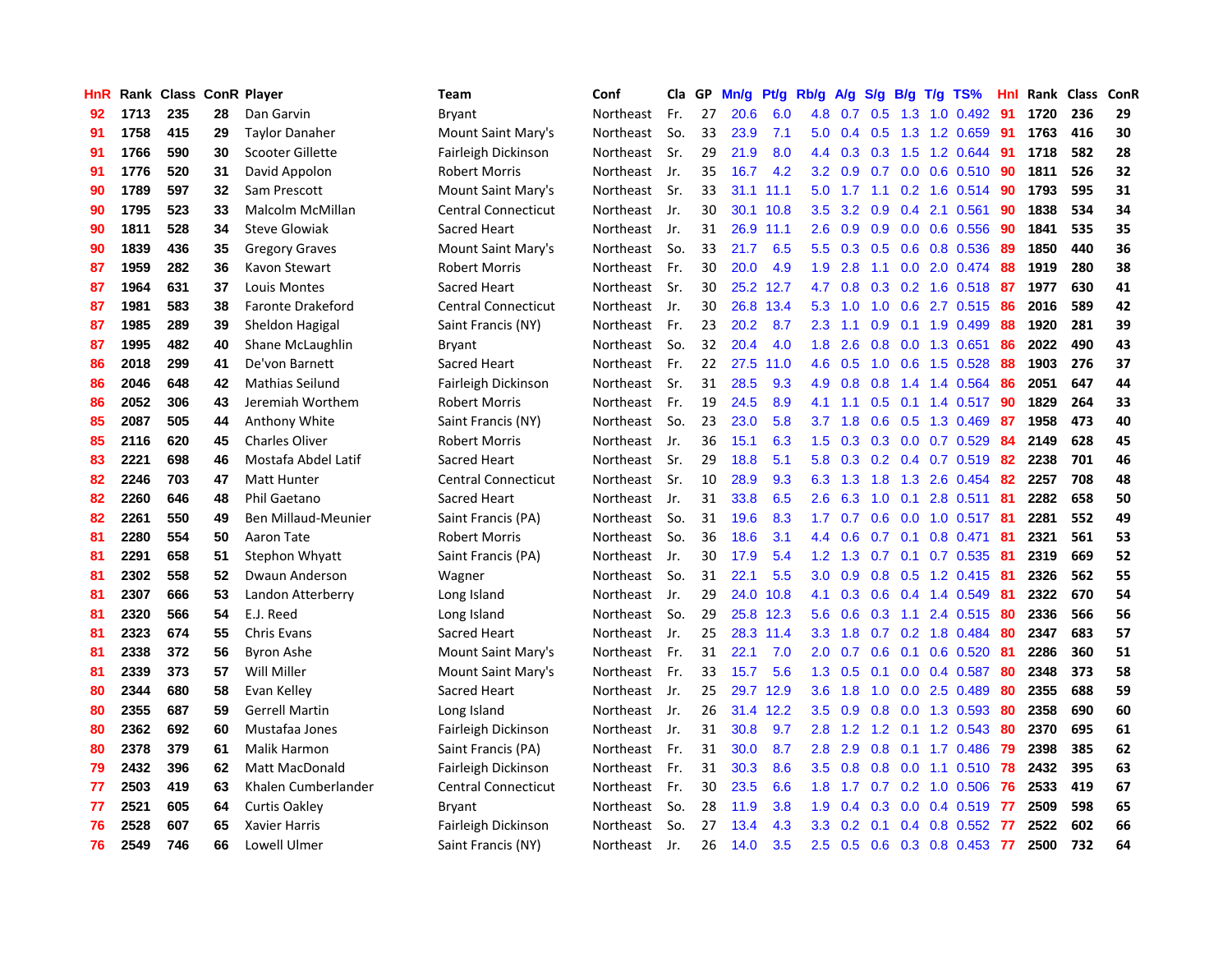| HnR | Rank | Class | ConR | Player | Team | Conf | Cla | GP | Mn/g | Pt/g | Rb/g | A/g | S/g | B/g | T/g | TS% | HnI | Rank | Class | ConR |
|---|---|---|---|---|---|---|---|---|---|---|---|---|---|---|---|---|---|---|---|---|
| 92 | 1713 | 235 | 28 | Dan Garvin | Bryant | Northeast | Fr. | 27 | 20.6 | 6.0 | 4.8 | 0.7 | 0.5 | 1.3 | 1.0 | 0.492 | 91 | 1720 | 236 | 29 |
| 91 | 1758 | 415 | 29 | Taylor Danaher | Mount Saint Mary's | Northeast | So. | 33 | 23.9 | 7.1 | 5.0 | 0.4 | 0.5 | 1.3 | 1.2 | 0.659 | 91 | 1763 | 416 | 30 |
| 91 | 1766 | 590 | 30 | Scooter Gillette | Fairleigh Dickinson | Northeast | Sr. | 29 | 21.9 | 8.0 | 4.4 | 0.3 | 0.3 | 1.5 | 1.2 | 0.644 | 91 | 1718 | 582 | 28 |
| 91 | 1776 | 520 | 31 | David Appolon | Robert Morris | Northeast | Jr. | 35 | 16.7 | 4.2 | 3.2 | 0.9 | 0.7 | 0.0 | 0.6 | 0.510 | 90 | 1811 | 526 | 32 |
| 90 | 1789 | 597 | 32 | Sam Prescott | Mount Saint Mary's | Northeast | Sr. | 33 | 31.1 | 11.1 | 5.0 | 1.7 | 1.1 | 0.2 | 1.6 | 0.514 | 90 | 1793 | 595 | 31 |
| 90 | 1795 | 523 | 33 | Malcolm McMillan | Central Connecticut | Northeast | Jr. | 30 | 30.1 | 10.8 | 3.5 | 3.2 | 0.9 | 0.4 | 2.1 | 0.561 | 90 | 1838 | 534 | 34 |
| 90 | 1811 | 528 | 34 | Steve Glowiak | Sacred Heart | Northeast | Jr. | 31 | 26.9 | 11.1 | 2.6 | 0.9 | 0.9 | 0.0 | 0.6 | 0.556 | 90 | 1841 | 535 | 35 |
| 90 | 1839 | 436 | 35 | Gregory Graves | Mount Saint Mary's | Northeast | So. | 33 | 21.7 | 6.5 | 5.5 | 0.3 | 0.5 | 0.6 | 0.8 | 0.536 | 89 | 1850 | 440 | 36 |
| 87 | 1959 | 282 | 36 | Kavon Stewart | Robert Morris | Northeast | Fr. | 30 | 20.0 | 4.9 | 1.9 | 2.8 | 1.1 | 0.0 | 2.0 | 0.474 | 88 | 1919 | 280 | 38 |
| 87 | 1964 | 631 | 37 | Louis Montes | Sacred Heart | Northeast | Sr. | 30 | 25.2 | 12.7 | 4.7 | 0.8 | 0.3 | 0.2 | 1.6 | 0.518 | 87 | 1977 | 630 | 41 |
| 87 | 1981 | 583 | 38 | Faronte Drakeford | Central Connecticut | Northeast | Jr. | 30 | 26.8 | 13.4 | 5.3 | 1.0 | 1.0 | 0.6 | 2.7 | 0.515 | 86 | 2016 | 589 | 42 |
| 87 | 1985 | 289 | 39 | Sheldon Hagigal | Saint Francis (NY) | Northeast | Fr. | 23 | 20.2 | 8.7 | 2.3 | 1.1 | 0.9 | 0.1 | 1.9 | 0.499 | 88 | 1920 | 281 | 39 |
| 87 | 1995 | 482 | 40 | Shane McLaughlin | Bryant | Northeast | So. | 32 | 20.4 | 4.0 | 1.8 | 2.6 | 0.8 | 0.0 | 1.3 | 0.651 | 86 | 2022 | 490 | 43 |
| 86 | 2018 | 299 | 41 | De'von Barnett | Sacred Heart | Northeast | Fr. | 22 | 27.5 | 11.0 | 4.6 | 0.5 | 1.0 | 0.6 | 1.5 | 0.528 | 88 | 1903 | 276 | 37 |
| 86 | 2046 | 648 | 42 | Mathias Seilund | Fairleigh Dickinson | Northeast | Sr. | 31 | 28.5 | 9.3 | 4.9 | 0.8 | 0.8 | 1.4 | 1.4 | 0.564 | 86 | 2051 | 647 | 44 |
| 86 | 2052 | 306 | 43 | Jeremiah Worthem | Robert Morris | Northeast | Fr. | 19 | 24.5 | 8.9 | 4.1 | 1.1 | 0.5 | 0.1 | 1.4 | 0.517 | 90 | 1829 | 264 | 33 |
| 85 | 2087 | 505 | 44 | Anthony White | Saint Francis (NY) | Northeast | So. | 23 | 23.0 | 5.8 | 3.7 | 1.8 | 0.6 | 0.5 | 1.3 | 0.469 | 87 | 1958 | 473 | 40 |
| 85 | 2116 | 620 | 45 | Charles Oliver | Robert Morris | Northeast | Jr. | 36 | 15.1 | 6.3 | 1.5 | 0.3 | 0.3 | 0.0 | 0.7 | 0.529 | 84 | 2149 | 628 | 45 |
| 83 | 2221 | 698 | 46 | Mostafa Abdel Latif | Sacred Heart | Northeast | Sr. | 29 | 18.8 | 5.1 | 5.8 | 0.3 | 0.2 | 0.4 | 0.7 | 0.519 | 82 | 2238 | 701 | 46 |
| 82 | 2246 | 703 | 47 | Matt Hunter | Central Connecticut | Northeast | Sr. | 10 | 28.9 | 9.3 | 6.3 | 1.3 | 1.8 | 1.3 | 2.6 | 0.454 | 82 | 2257 | 708 | 48 |
| 82 | 2260 | 646 | 48 | Phil Gaetano | Sacred Heart | Northeast | Jr. | 31 | 33.8 | 6.5 | 2.6 | 6.3 | 1.0 | 0.1 | 2.8 | 0.511 | 81 | 2282 | 658 | 50 |
| 82 | 2261 | 550 | 49 | Ben Millaud-Meunier | Saint Francis (PA) | Northeast | So. | 31 | 19.6 | 8.3 | 1.7 | 0.7 | 0.6 | 0.0 | 1.0 | 0.517 | 81 | 2281 | 552 | 49 |
| 81 | 2280 | 554 | 50 | Aaron Tate | Robert Morris | Northeast | So. | 36 | 18.6 | 3.1 | 4.4 | 0.6 | 0.7 | 0.1 | 0.8 | 0.471 | 81 | 2321 | 561 | 53 |
| 81 | 2291 | 658 | 51 | Stephon Whyatt | Saint Francis (PA) | Northeast | Jr. | 30 | 17.9 | 5.4 | 1.2 | 1.3 | 0.7 | 0.1 | 0.7 | 0.535 | 81 | 2319 | 669 | 52 |
| 81 | 2302 | 558 | 52 | Dwaun Anderson | Wagner | Northeast | So. | 31 | 22.1 | 5.5 | 3.0 | 0.9 | 0.8 | 0.5 | 1.2 | 0.415 | 81 | 2326 | 562 | 55 |
| 81 | 2307 | 666 | 53 | Landon Atterberry | Long Island | Northeast | Jr. | 29 | 24.0 | 10.8 | 4.1 | 0.3 | 0.6 | 0.4 | 1.4 | 0.549 | 81 | 2322 | 670 | 54 |
| 81 | 2320 | 566 | 54 | E.J. Reed | Long Island | Northeast | So. | 29 | 25.8 | 12.3 | 5.6 | 0.6 | 0.3 | 1.1 | 2.4 | 0.515 | 80 | 2336 | 566 | 56 |
| 81 | 2323 | 674 | 55 | Chris Evans | Sacred Heart | Northeast | Jr. | 25 | 28.3 | 11.4 | 3.3 | 1.8 | 0.7 | 0.2 | 1.8 | 0.484 | 80 | 2347 | 683 | 57 |
| 81 | 2338 | 372 | 56 | Byron Ashe | Mount Saint Mary's | Northeast | Fr. | 31 | 22.1 | 7.0 | 2.0 | 0.7 | 0.6 | 0.1 | 0.6 | 0.520 | 81 | 2286 | 360 | 51 |
| 81 | 2339 | 373 | 57 | Will Miller | Mount Saint Mary's | Northeast | Fr. | 33 | 15.7 | 5.6 | 1.3 | 0.5 | 0.1 | 0.0 | 0.4 | 0.587 | 80 | 2348 | 373 | 58 |
| 80 | 2344 | 680 | 58 | Evan Kelley | Sacred Heart | Northeast | Jr. | 25 | 29.7 | 12.9 | 3.6 | 1.8 | 1.0 | 0.0 | 2.5 | 0.489 | 80 | 2355 | 688 | 59 |
| 80 | 2355 | 687 | 59 | Gerrell Martin | Long Island | Northeast | Jr. | 26 | 31.4 | 12.2 | 3.5 | 0.9 | 0.8 | 0.0 | 1.3 | 0.593 | 80 | 2358 | 690 | 60 |
| 80 | 2362 | 692 | 60 | Mustafaa Jones | Fairleigh Dickinson | Northeast | Jr. | 31 | 30.8 | 9.7 | 2.8 | 1.2 | 1.2 | 0.1 | 1.2 | 0.543 | 80 | 2370 | 695 | 61 |
| 80 | 2378 | 379 | 61 | Malik Harmon | Saint Francis (PA) | Northeast | Fr. | 31 | 30.0 | 8.7 | 2.8 | 2.9 | 0.8 | 0.1 | 1.7 | 0.486 | 79 | 2398 | 385 | 62 |
| 79 | 2432 | 396 | 62 | Matt MacDonald | Fairleigh Dickinson | Northeast | Fr. | 31 | 30.3 | 8.6 | 3.5 | 0.8 | 0.8 | 0.0 | 1.1 | 0.510 | 78 | 2432 | 395 | 63 |
| 77 | 2503 | 419 | 63 | Khalen Cumberlander | Central Connecticut | Northeast | Fr. | 30 | 23.5 | 6.6 | 1.8 | 1.7 | 0.7 | 0.2 | 1.0 | 0.506 | 76 | 2533 | 419 | 67 |
| 77 | 2521 | 605 | 64 | Curtis Oakley | Bryant | Northeast | So. | 28 | 11.9 | 3.8 | 1.9 | 0.4 | 0.3 | 0.0 | 0.4 | 0.519 | 77 | 2509 | 598 | 65 |
| 76 | 2528 | 607 | 65 | Xavier Harris | Fairleigh Dickinson | Northeast | So. | 27 | 13.4 | 4.3 | 3.3 | 0.2 | 0.1 | 0.4 | 0.8 | 0.552 | 77 | 2522 | 602 | 66 |
| 76 | 2549 | 746 | 66 | Lowell Ulmer | Saint Francis (NY) | Northeast | Jr. | 26 | 14.0 | 3.5 | 2.5 | 0.5 | 0.6 | 0.3 | 0.8 | 0.453 | 77 | 2500 | 732 | 64 |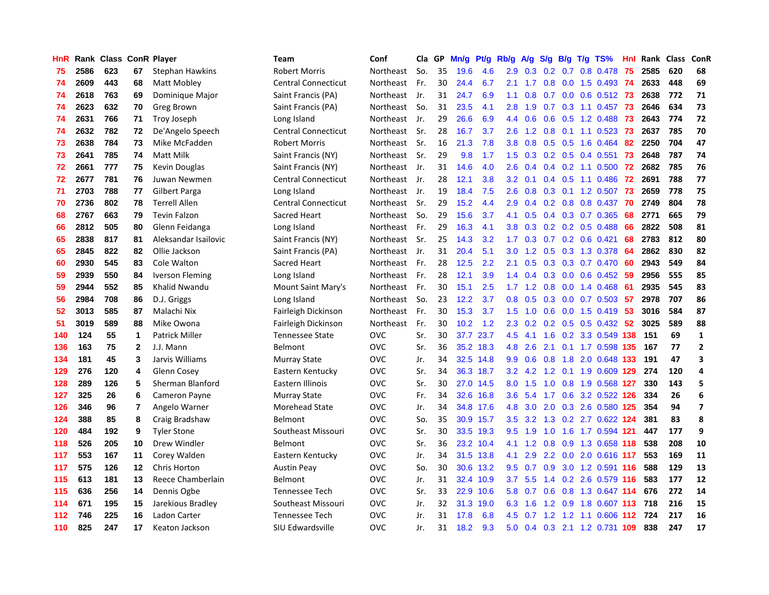| HnR | Rank | Class | ConR | Player | Team | Conf | Cla | GP | Mn/g | Pt/g | Rb/g | A/g | S/g | B/g | T/g | TS% | HnI | Rank | Class | ConR |
|---|---|---|---|---|---|---|---|---|---|---|---|---|---|---|---|---|---|---|---|---|
| 75 | 2586 | 623 | 67 | Stephan Hawkins | Robert Morris | Northeast | So. | 35 | 19.6 | 4.6 | 2.9 | 0.3 | 0.2 | 0.7 | 0.8 | 0.478 | 75 | 2585 | 620 | 68 |
| 74 | 2609 | 443 | 68 | Matt Mobley | Central Connecticut | Northeast | Fr. | 30 | 24.4 | 6.7 | 2.1 | 1.7 | 0.8 | 0.0 | 1.5 | 0.493 | 74 | 2633 | 448 | 69 |
| 74 | 2618 | 763 | 69 | Dominique Major | Saint Francis (PA) | Northeast | Jr. | 31 | 24.7 | 6.9 | 1.1 | 0.8 | 0.7 | 0.0 | 0.6 | 0.512 | 73 | 2638 | 772 | 71 |
| 74 | 2623 | 632 | 70 | Greg Brown | Saint Francis (PA) | Northeast | So. | 31 | 23.5 | 4.1 | 2.8 | 1.9 | 0.7 | 0.3 | 1.1 | 0.457 | 73 | 2646 | 634 | 73 |
| 74 | 2631 | 766 | 71 | Troy Joseph | Long Island | Northeast | Jr. | 29 | 26.6 | 6.9 | 4.4 | 0.6 | 0.6 | 0.5 | 1.2 | 0.488 | 73 | 2643 | 774 | 72 |
| 74 | 2632 | 782 | 72 | De'Angelo Speech | Central Connecticut | Northeast | Sr. | 28 | 16.7 | 3.7 | 2.6 | 1.2 | 0.8 | 0.1 | 1.1 | 0.523 | 73 | 2637 | 785 | 70 |
| 73 | 2638 | 784 | 73 | Mike McFadden | Robert Morris | Northeast | Sr. | 16 | 21.3 | 7.8 | 3.8 | 0.8 | 0.5 | 0.5 | 1.6 | 0.464 | 82 | 2250 | 704 | 47 |
| 73 | 2641 | 785 | 74 | Matt Milk | Saint Francis (NY) | Northeast | Sr. | 29 | 9.8 | 1.7 | 1.5 | 0.3 | 0.2 | 0.5 | 0.4 | 0.551 | 73 | 2648 | 787 | 74 |
| 72 | 2661 | 777 | 75 | Kevin Douglas | Saint Francis (NY) | Northeast | Jr. | 31 | 14.6 | 4.0 | 2.6 | 0.4 | 0.4 | 0.2 | 1.1 | 0.500 | 72 | 2682 | 785 | 76 |
| 72 | 2677 | 781 | 76 | Juwan Newmen | Central Connecticut | Northeast | Jr. | 28 | 12.1 | 3.8 | 3.2 | 0.1 | 0.4 | 0.5 | 1.1 | 0.486 | 72 | 2691 | 788 | 77 |
| 71 | 2703 | 788 | 77 | Gilbert Parga | Long Island | Northeast | Jr. | 19 | 18.4 | 7.5 | 2.6 | 0.8 | 0.3 | 0.1 | 1.2 | 0.507 | 73 | 2659 | 778 | 75 |
| 70 | 2736 | 802 | 78 | Terrell Allen | Central Connecticut | Northeast | Sr. | 29 | 15.2 | 4.4 | 2.9 | 0.4 | 0.2 | 0.8 | 0.8 | 0.437 | 70 | 2749 | 804 | 78 |
| 68 | 2767 | 663 | 79 | Tevin Falzon | Sacred Heart | Northeast | So. | 29 | 15.6 | 3.7 | 4.1 | 0.5 | 0.4 | 0.3 | 0.7 | 0.365 | 68 | 2771 | 665 | 79 |
| 66 | 2812 | 505 | 80 | Glenn Feidanga | Long Island | Northeast | Fr. | 29 | 16.3 | 4.1 | 3.8 | 0.3 | 0.2 | 0.2 | 0.5 | 0.488 | 66 | 2822 | 508 | 81 |
| 65 | 2838 | 817 | 81 | Aleksandar Isailovic | Saint Francis (NY) | Northeast | Sr. | 25 | 14.3 | 3.2 | 1.7 | 0.3 | 0.7 | 0.2 | 0.6 | 0.421 | 68 | 2783 | 812 | 80 |
| 65 | 2845 | 822 | 82 | Ollie Jackson | Saint Francis (PA) | Northeast | Jr. | 31 | 20.4 | 5.1 | 3.0 | 1.2 | 0.5 | 0.3 | 1.3 | 0.378 | 64 | 2862 | 830 | 82 |
| 60 | 2930 | 545 | 83 | Cole Walton | Sacred Heart | Northeast | Fr. | 28 | 12.5 | 2.2 | 2.1 | 0.5 | 0.3 | 0.3 | 0.7 | 0.470 | 60 | 2943 | 549 | 84 |
| 59 | 2939 | 550 | 84 | Iverson Fleming | Long Island | Northeast | Fr. | 28 | 12.1 | 3.9 | 1.4 | 0.4 | 0.3 | 0.0 | 0.6 | 0.452 | 59 | 2956 | 555 | 85 |
| 59 | 2944 | 552 | 85 | Khalid Nwandu | Mount Saint Mary's | Northeast | Fr. | 30 | 15.1 | 2.5 | 1.7 | 1.2 | 0.8 | 0.0 | 1.4 | 0.468 | 61 | 2935 | 545 | 83 |
| 56 | 2984 | 708 | 86 | D.J. Griggs | Long Island | Northeast | So. | 23 | 12.2 | 3.7 | 0.8 | 0.5 | 0.3 | 0.0 | 0.7 | 0.503 | 57 | 2978 | 707 | 86 |
| 52 | 3013 | 585 | 87 | Malachi Nix | Fairleigh Dickinson | Northeast | Fr. | 30 | 15.3 | 3.7 | 1.5 | 1.0 | 0.6 | 0.0 | 1.5 | 0.419 | 53 | 3016 | 584 | 87 |
| 51 | 3019 | 589 | 88 | Mike Owona | Fairleigh Dickinson | Northeast | Fr. | 30 | 10.2 | 1.2 | 2.3 | 0.2 | 0.2 | 0.5 | 0.5 | 0.432 | 52 | 3025 | 589 | 88 |
| 140 | 124 | 55 | 1 | Patrick Miller | Tennessee State | OVC | Sr. | 30 | 37.7 | 23.7 | 4.5 | 4.1 | 1.6 | 0.2 | 3.3 | 0.549 | 138 | 151 | 69 | 1 |
| 136 | 163 | 75 | 2 | J.J. Mann | Belmont | OVC | Sr. | 36 | 35.2 | 18.3 | 4.8 | 2.6 | 2.1 | 0.1 | 1.7 | 0.598 | 135 | 167 | 77 | 2 |
| 134 | 181 | 45 | 3 | Jarvis Williams | Murray State | OVC | Jr. | 34 | 32.5 | 14.8 | 9.9 | 0.6 | 0.8 | 1.8 | 2.0 | 0.648 | 133 | 191 | 47 | 3 |
| 129 | 276 | 120 | 4 | Glenn Cosey | Eastern Kentucky | OVC | Sr. | 34 | 36.3 | 18.7 | 3.2 | 4.2 | 1.2 | 0.1 | 1.9 | 0.609 | 129 | 274 | 120 | 4 |
| 128 | 289 | 126 | 5 | Sherman Blanford | Eastern Illinois | OVC | Sr. | 30 | 27.0 | 14.5 | 8.0 | 1.5 | 1.0 | 0.8 | 1.9 | 0.568 | 127 | 330 | 143 | 5 |
| 127 | 325 | 26 | 6 | Cameron Payne | Murray State | OVC | Fr. | 34 | 32.6 | 16.8 | 3.6 | 5.4 | 1.7 | 0.6 | 3.2 | 0.522 | 126 | 334 | 26 | 6 |
| 126 | 346 | 96 | 7 | Angelo Warner | Morehead State | OVC | Jr. | 34 | 34.8 | 17.6 | 4.8 | 3.0 | 2.0 | 0.3 | 2.6 | 0.580 | 125 | 354 | 94 | 7 |
| 124 | 388 | 85 | 8 | Craig Bradshaw | Belmont | OVC | So. | 35 | 30.9 | 15.7 | 3.5 | 3.2 | 1.3 | 0.2 | 2.7 | 0.622 | 124 | 381 | 83 | 8 |
| 120 | 484 | 192 | 9 | Tyler Stone | Southeast Missouri | OVC | Sr. | 30 | 33.5 | 19.3 | 9.5 | 1.9 | 1.0 | 1.6 | 1.7 | 0.594 | 121 | 447 | 177 | 9 |
| 118 | 526 | 205 | 10 | Drew Windler | Belmont | OVC | Sr. | 36 | 23.2 | 10.4 | 4.1 | 1.2 | 0.8 | 0.9 | 1.3 | 0.658 | 118 | 538 | 208 | 10 |
| 117 | 553 | 167 | 11 | Corey Walden | Eastern Kentucky | OVC | Jr. | 34 | 31.5 | 13.8 | 4.1 | 2.9 | 2.2 | 0.0 | 2.0 | 0.616 | 117 | 553 | 169 | 11 |
| 117 | 575 | 126 | 12 | Chris Horton | Austin Peay | OVC | So. | 30 | 30.6 | 13.2 | 9.5 | 0.7 | 0.9 | 3.0 | 1.2 | 0.591 | 116 | 588 | 129 | 13 |
| 115 | 613 | 181 | 13 | Reece Chamberlain | Belmont | OVC | Jr. | 31 | 32.4 | 10.9 | 3.7 | 5.5 | 1.4 | 0.2 | 2.6 | 0.579 | 116 | 583 | 177 | 12 |
| 115 | 636 | 256 | 14 | Dennis Ogbe | Tennessee Tech | OVC | Sr. | 33 | 22.9 | 10.6 | 5.8 | 0.7 | 0.6 | 0.8 | 1.3 | 0.647 | 114 | 676 | 272 | 14 |
| 114 | 671 | 195 | 15 | Jarekious Bradley | Southeast Missouri | OVC | Jr. | 32 | 31.3 | 19.0 | 6.3 | 1.6 | 1.2 | 0.9 | 1.8 | 0.607 | 113 | 718 | 216 | 15 |
| 112 | 746 | 225 | 16 | Ladon Carter | Tennessee Tech | OVC | Jr. | 31 | 17.8 | 6.8 | 4.5 | 0.7 | 1.2 | 1.2 | 1.1 | 0.606 | 112 | 724 | 217 | 16 |
| 110 | 825 | 247 | 17 | Keaton Jackson | SIU Edwardsville | OVC | Jr. | 31 | 18.2 | 9.3 | 5.0 | 0.4 | 0.3 | 2.1 | 1.2 | 0.731 | 109 | 838 | 247 | 17 |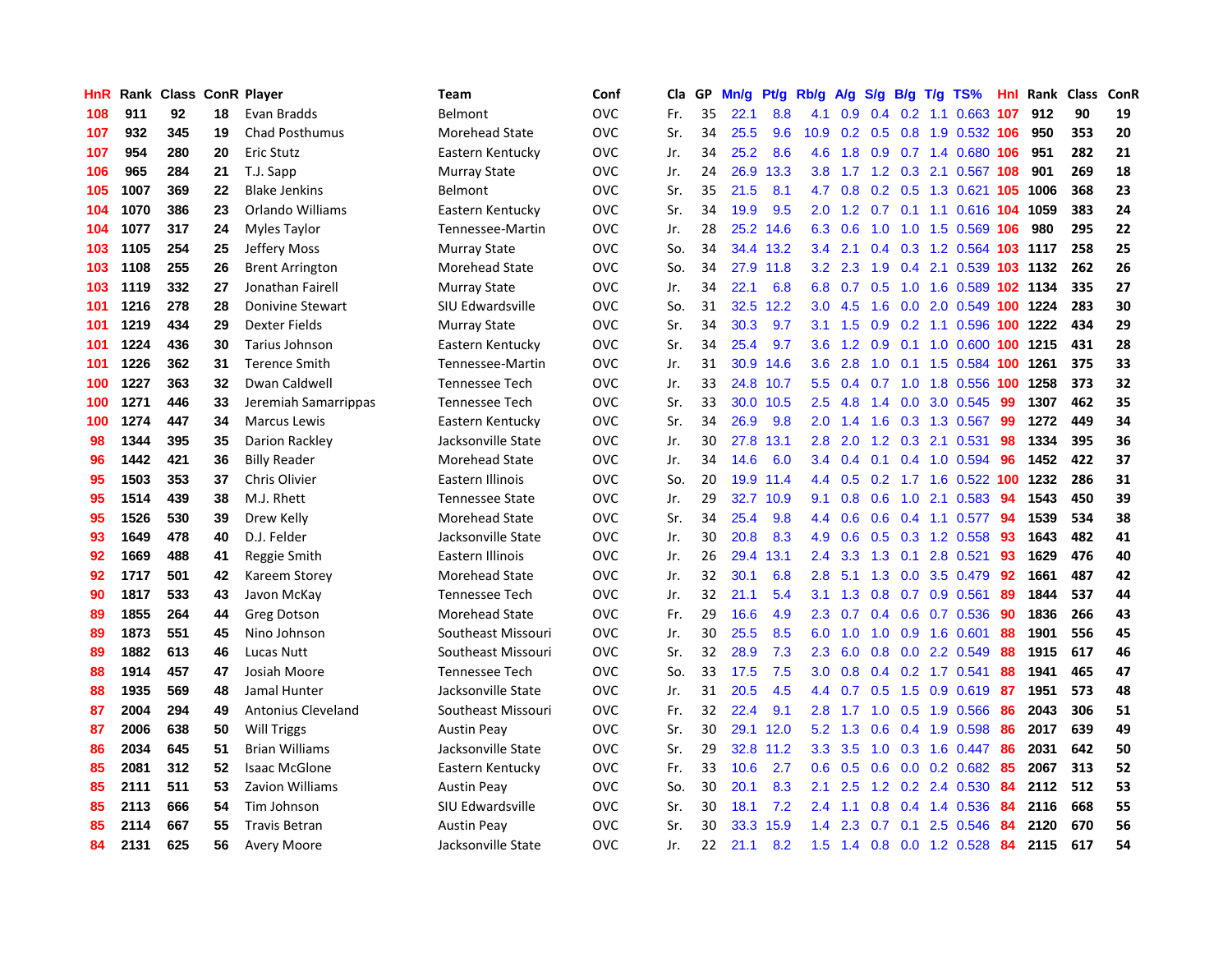| HnR | Rank | Class | ConR | Player | Team | Conf | Cla | GP | Mn/g | Pt/g | Rb/g | A/g | S/g | B/g | T/g | TS% | HnI | Rank | Class | ConR |
|---|---|---|---|---|---|---|---|---|---|---|---|---|---|---|---|---|---|---|---|---|
| 108 | 911 | 92 | 18 | Evan Bradds | Belmont | OVC | Fr. | 35 | 22.1 | 8.8 | 4.1 | 0.9 | 0.4 | 0.2 | 1.1 | 0.663 | 107 | 912 | 90 | 19 |
| 107 | 932 | 345 | 19 | Chad Posthumus | Morehead State | OVC | Sr. | 34 | 25.5 | 9.6 | 10.9 | 0.2 | 0.5 | 0.8 | 1.9 | 0.532 | 106 | 950 | 353 | 20 |
| 107 | 954 | 280 | 20 | Eric Stutz | Eastern Kentucky | OVC | Jr. | 34 | 25.2 | 8.6 | 4.6 | 1.8 | 0.9 | 0.7 | 1.4 | 0.680 | 106 | 951 | 282 | 21 |
| 106 | 965 | 284 | 21 | T.J. Sapp | Murray State | OVC | Jr. | 24 | 26.9 | 13.3 | 3.8 | 1.7 | 1.2 | 0.3 | 2.1 | 0.567 | 108 | 901 | 269 | 18 |
| 105 | 1007 | 369 | 22 | Blake Jenkins | Belmont | OVC | Sr. | 35 | 21.5 | 8.1 | 4.7 | 0.8 | 0.2 | 0.5 | 1.3 | 0.621 | 105 | 1006 | 368 | 23 |
| 104 | 1070 | 386 | 23 | Orlando Williams | Eastern Kentucky | OVC | Sr. | 34 | 19.9 | 9.5 | 2.0 | 1.2 | 0.7 | 0.1 | 1.1 | 0.616 | 104 | 1059 | 383 | 24 |
| 104 | 1077 | 317 | 24 | Myles Taylor | Tennessee-Martin | OVC | Jr. | 28 | 25.2 | 14.6 | 6.3 | 0.6 | 1.0 | 1.0 | 1.5 | 0.569 | 106 | 980 | 295 | 22 |
| 103 | 1105 | 254 | 25 | Jeffery Moss | Murray State | OVC | So. | 34 | 34.4 | 13.2 | 3.4 | 2.1 | 0.4 | 0.3 | 1.2 | 0.564 | 103 | 1117 | 258 | 25 |
| 103 | 1108 | 255 | 26 | Brent Arrington | Morehead State | OVC | So. | 34 | 27.9 | 11.8 | 3.2 | 2.3 | 1.9 | 0.4 | 2.1 | 0.539 | 103 | 1132 | 262 | 26 |
| 103 | 1119 | 332 | 27 | Jonathan Fairell | Murray State | OVC | Jr. | 34 | 22.1 | 6.8 | 6.8 | 0.7 | 0.5 | 1.0 | 1.6 | 0.589 | 102 | 1134 | 335 | 27 |
| 101 | 1216 | 278 | 28 | Donivine Stewart | SIU Edwardsville | OVC | So. | 31 | 32.5 | 12.2 | 3.0 | 4.5 | 1.6 | 0.0 | 2.0 | 0.549 | 100 | 1224 | 283 | 30 |
| 101 | 1219 | 434 | 29 | Dexter Fields | Murray State | OVC | Sr. | 34 | 30.3 | 9.7 | 3.1 | 1.5 | 0.9 | 0.2 | 1.1 | 0.596 | 100 | 1222 | 434 | 29 |
| 101 | 1224 | 436 | 30 | Tarius Johnson | Eastern Kentucky | OVC | Sr. | 34 | 25.4 | 9.7 | 3.6 | 1.2 | 0.9 | 0.1 | 1.0 | 0.600 | 100 | 1215 | 431 | 28 |
| 101 | 1226 | 362 | 31 | Terence Smith | Tennessee-Martin | OVC | Jr. | 31 | 30.9 | 14.6 | 3.6 | 2.8 | 1.0 | 0.1 | 1.5 | 0.584 | 100 | 1261 | 375 | 33 |
| 100 | 1227 | 363 | 32 | Dwan Caldwell | Tennessee Tech | OVC | Jr. | 33 | 24.8 | 10.7 | 5.5 | 0.4 | 0.7 | 1.0 | 1.8 | 0.556 | 100 | 1258 | 373 | 32 |
| 100 | 1271 | 446 | 33 | Jeremiah Samarrippas | Tennessee Tech | OVC | Sr. | 33 | 30.0 | 10.5 | 2.5 | 4.8 | 1.4 | 0.0 | 3.0 | 0.545 | 99 | 1307 | 462 | 35 |
| 100 | 1274 | 447 | 34 | Marcus Lewis | Eastern Kentucky | OVC | Sr. | 34 | 26.9 | 9.8 | 2.0 | 1.4 | 1.6 | 0.3 | 1.3 | 0.567 | 99 | 1272 | 449 | 34 |
| 98 | 1344 | 395 | 35 | Darion Rackley | Jacksonville State | OVC | Jr. | 30 | 27.8 | 13.1 | 2.8 | 2.0 | 1.2 | 0.3 | 2.1 | 0.531 | 98 | 1334 | 395 | 36 |
| 96 | 1442 | 421 | 36 | Billy Reader | Morehead State | OVC | Jr. | 34 | 14.6 | 6.0 | 3.4 | 0.4 | 0.1 | 0.4 | 1.0 | 0.594 | 96 | 1452 | 422 | 37 |
| 95 | 1503 | 353 | 37 | Chris Olivier | Eastern Illinois | OVC | So. | 20 | 19.9 | 11.4 | 4.4 | 0.5 | 0.2 | 1.7 | 1.6 | 0.522 | 100 | 1232 | 286 | 31 |
| 95 | 1514 | 439 | 38 | M.J. Rhett | Tennessee State | OVC | Jr. | 29 | 32.7 | 10.9 | 9.1 | 0.8 | 0.6 | 1.0 | 2.1 | 0.583 | 94 | 1543 | 450 | 39 |
| 95 | 1526 | 530 | 39 | Drew Kelly | Morehead State | OVC | Sr. | 34 | 25.4 | 9.8 | 4.4 | 0.6 | 0.6 | 0.4 | 1.1 | 0.577 | 94 | 1539 | 534 | 38 |
| 93 | 1649 | 478 | 40 | D.J. Felder | Jacksonville State | OVC | Jr. | 30 | 20.8 | 8.3 | 4.9 | 0.6 | 0.5 | 0.3 | 1.2 | 0.558 | 93 | 1643 | 482 | 41 |
| 92 | 1669 | 488 | 41 | Reggie Smith | Eastern Illinois | OVC | Jr. | 26 | 29.4 | 13.1 | 2.4 | 3.3 | 1.3 | 0.1 | 2.8 | 0.521 | 93 | 1629 | 476 | 40 |
| 92 | 1717 | 501 | 42 | Kareem Storey | Morehead State | OVC | Jr. | 32 | 30.1 | 6.8 | 2.8 | 5.1 | 1.3 | 0.0 | 3.5 | 0.479 | 92 | 1661 | 487 | 42 |
| 90 | 1817 | 533 | 43 | Javon McKay | Tennessee Tech | OVC | Jr. | 32 | 21.1 | 5.4 | 3.1 | 1.3 | 0.8 | 0.7 | 0.9 | 0.561 | 89 | 1844 | 537 | 44 |
| 89 | 1855 | 264 | 44 | Greg Dotson | Morehead State | OVC | Fr. | 29 | 16.6 | 4.9 | 2.3 | 0.7 | 0.4 | 0.6 | 0.7 | 0.536 | 90 | 1836 | 266 | 43 |
| 89 | 1873 | 551 | 45 | Nino Johnson | Southeast Missouri | OVC | Jr. | 30 | 25.5 | 8.5 | 6.0 | 1.0 | 1.0 | 0.9 | 1.6 | 0.601 | 88 | 1901 | 556 | 45 |
| 89 | 1882 | 613 | 46 | Lucas Nutt | Southeast Missouri | OVC | Sr. | 32 | 28.9 | 7.3 | 2.3 | 6.0 | 0.8 | 0.0 | 2.2 | 0.549 | 88 | 1915 | 617 | 46 |
| 88 | 1914 | 457 | 47 | Josiah Moore | Tennessee Tech | OVC | So. | 33 | 17.5 | 7.5 | 3.0 | 0.8 | 0.4 | 0.2 | 1.7 | 0.541 | 88 | 1941 | 465 | 47 |
| 88 | 1935 | 569 | 48 | Jamal Hunter | Jacksonville State | OVC | Jr. | 31 | 20.5 | 4.5 | 4.4 | 0.7 | 0.5 | 1.5 | 0.9 | 0.619 | 87 | 1951 | 573 | 48 |
| 87 | 2004 | 294 | 49 | Antonius Cleveland | Southeast Missouri | OVC | Fr. | 32 | 22.4 | 9.1 | 2.8 | 1.7 | 1.0 | 0.5 | 1.9 | 0.566 | 86 | 2043 | 306 | 51 |
| 87 | 2006 | 638 | 50 | Will Triggs | Austin Peay | OVC | Sr. | 30 | 29.1 | 12.0 | 5.2 | 1.3 | 0.6 | 0.4 | 1.9 | 0.598 | 86 | 2017 | 639 | 49 |
| 86 | 2034 | 645 | 51 | Brian Williams | Jacksonville State | OVC | Sr. | 29 | 32.8 | 11.2 | 3.3 | 3.5 | 1.0 | 0.3 | 1.6 | 0.447 | 86 | 2031 | 642 | 50 |
| 85 | 2081 | 312 | 52 | Isaac McGlone | Eastern Kentucky | OVC | Fr. | 33 | 10.6 | 2.7 | 0.6 | 0.5 | 0.6 | 0.0 | 0.2 | 0.682 | 85 | 2067 | 313 | 52 |
| 85 | 2111 | 511 | 53 | Zavion Williams | Austin Peay | OVC | So. | 30 | 20.1 | 8.3 | 2.1 | 2.5 | 1.2 | 0.2 | 2.4 | 0.530 | 84 | 2112 | 512 | 53 |
| 85 | 2113 | 666 | 54 | Tim Johnson | SIU Edwardsville | OVC | Sr. | 30 | 18.1 | 7.2 | 2.4 | 1.1 | 0.8 | 0.4 | 1.4 | 0.536 | 84 | 2116 | 668 | 55 |
| 85 | 2114 | 667 | 55 | Travis Betran | Austin Peay | OVC | Sr. | 30 | 33.3 | 15.9 | 1.4 | 2.3 | 0.7 | 0.1 | 2.5 | 0.546 | 84 | 2120 | 670 | 56 |
| 84 | 2131 | 625 | 56 | Avery Moore | Jacksonville State | OVC | Jr. | 22 | 21.1 | 8.2 | 1.5 | 1.4 | 0.8 | 0.0 | 1.2 | 0.528 | 84 | 2115 | 617 | 54 |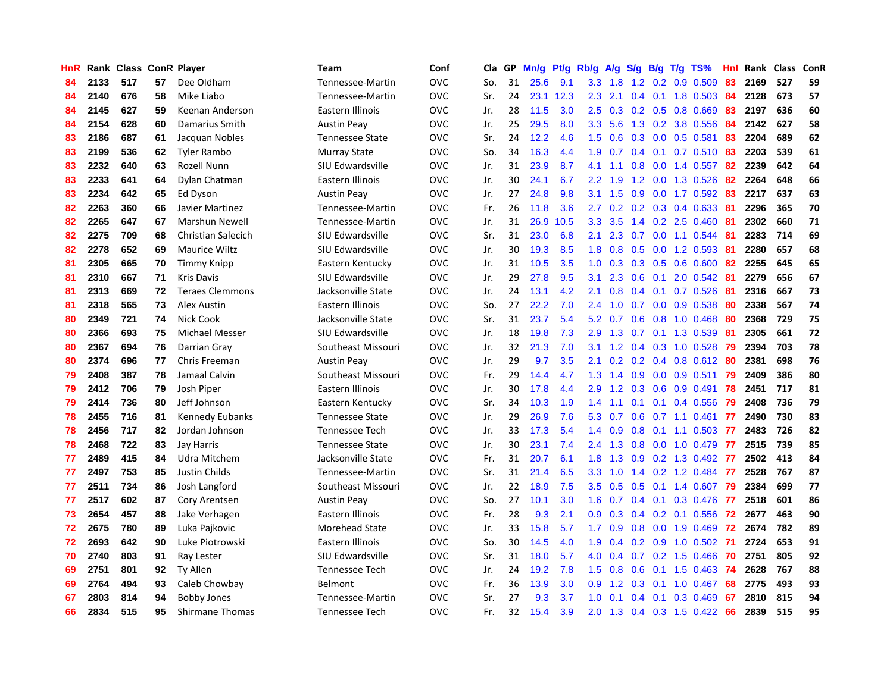| HnR | Rank | Class | ConR | Player | Team | Conf | Cla | GP | Mn/g | Pt/g | Rb/g | A/g | S/g | B/g | T/g | TS% | HnI | Rank | Class | ConR |
|---|---|---|---|---|---|---|---|---|---|---|---|---|---|---|---|---|---|---|---|---|
| 84 | 2133 | 517 | 57 | Dee Oldham | Tennessee-Martin | OVC | So. | 31 | 25.6 | 9.1 | 3.3 | 1.8 | 1.2 | 0.2 | 0.9 | 0.509 | 83 | 2169 | 527 | 59 |
| 84 | 2140 | 676 | 58 | Mike Liabo | Tennessee-Martin | OVC | Sr. | 24 | 23.1 | 12.3 | 2.3 | 2.1 | 0.4 | 0.1 | 1.8 | 0.503 | 84 | 2128 | 673 | 57 |
| 84 | 2145 | 627 | 59 | Keenan Anderson | Eastern Illinois | OVC | Jr. | 28 | 11.5 | 3.0 | 2.5 | 0.3 | 0.2 | 0.5 | 0.8 | 0.669 | 83 | 2197 | 636 | 60 |
| 84 | 2154 | 628 | 60 | Damarius Smith | Austin Peay | OVC | Jr. | 25 | 29.5 | 8.0 | 3.3 | 5.6 | 1.3 | 0.2 | 3.8 | 0.556 | 84 | 2142 | 627 | 58 |
| 83 | 2186 | 687 | 61 | Jacquan Nobles | Tennessee State | OVC | Sr. | 24 | 12.2 | 4.6 | 1.5 | 0.6 | 0.3 | 0.0 | 0.5 | 0.581 | 83 | 2204 | 689 | 62 |
| 83 | 2199 | 536 | 62 | Tyler Rambo | Murray State | OVC | So. | 34 | 16.3 | 4.4 | 1.9 | 0.7 | 0.4 | 0.1 | 0.7 | 0.510 | 83 | 2203 | 539 | 61 |
| 83 | 2232 | 640 | 63 | Rozell Nunn | SIU Edwardsville | OVC | Jr. | 31 | 23.9 | 8.7 | 4.1 | 1.1 | 0.8 | 0.0 | 1.4 | 0.557 | 82 | 2239 | 642 | 64 |
| 83 | 2233 | 641 | 64 | Dylan Chatman | Eastern Illinois | OVC | Jr. | 30 | 24.1 | 6.7 | 2.2 | 1.9 | 1.2 | 0.0 | 1.3 | 0.526 | 82 | 2264 | 648 | 66 |
| 83 | 2234 | 642 | 65 | Ed Dyson | Austin Peay | OVC | Jr. | 27 | 24.8 | 9.8 | 3.1 | 1.5 | 0.9 | 0.0 | 1.7 | 0.592 | 83 | 2217 | 637 | 63 |
| 82 | 2263 | 360 | 66 | Javier Martinez | Tennessee-Martin | OVC | Fr. | 26 | 11.8 | 3.6 | 2.7 | 0.2 | 0.2 | 0.3 | 0.4 | 0.633 | 81 | 2296 | 365 | 70 |
| 82 | 2265 | 647 | 67 | Marshun Newell | Tennessee-Martin | OVC | Jr. | 31 | 26.9 | 10.5 | 3.3 | 3.5 | 1.4 | 0.2 | 2.5 | 0.460 | 81 | 2302 | 660 | 71 |
| 82 | 2275 | 709 | 68 | Christian Salecich | SIU Edwardsville | OVC | Sr. | 31 | 23.0 | 6.8 | 2.1 | 2.3 | 0.7 | 0.0 | 1.1 | 0.544 | 81 | 2283 | 714 | 69 |
| 82 | 2278 | 652 | 69 | Maurice Wiltz | SIU Edwardsville | OVC | Jr. | 30 | 19.3 | 8.5 | 1.8 | 0.8 | 0.5 | 0.0 | 1.2 | 0.593 | 81 | 2280 | 657 | 68 |
| 81 | 2305 | 665 | 70 | Timmy Knipp | Eastern Kentucky | OVC | Jr. | 31 | 10.5 | 3.5 | 1.0 | 0.3 | 0.3 | 0.5 | 0.6 | 0.600 | 82 | 2255 | 645 | 65 |
| 81 | 2310 | 667 | 71 | Kris Davis | SIU Edwardsville | OVC | Jr. | 29 | 27.8 | 9.5 | 3.1 | 2.3 | 0.6 | 0.1 | 2.0 | 0.542 | 81 | 2279 | 656 | 67 |
| 81 | 2313 | 669 | 72 | Teraes Clemmons | Jacksonville State | OVC | Jr. | 24 | 13.1 | 4.2 | 2.1 | 0.8 | 0.4 | 0.1 | 0.7 | 0.526 | 81 | 2316 | 667 | 73 |
| 81 | 2318 | 565 | 73 | Alex Austin | Eastern Illinois | OVC | So. | 27 | 22.2 | 7.0 | 2.4 | 1.0 | 0.7 | 0.0 | 0.9 | 0.538 | 80 | 2338 | 567 | 74 |
| 80 | 2349 | 721 | 74 | Nick Cook | Jacksonville State | OVC | Sr. | 31 | 23.7 | 5.4 | 5.2 | 0.7 | 0.6 | 0.8 | 1.0 | 0.468 | 80 | 2368 | 729 | 75 |
| 80 | 2366 | 693 | 75 | Michael Messer | SIU Edwardsville | OVC | Jr. | 18 | 19.8 | 7.3 | 2.9 | 1.3 | 0.7 | 0.1 | 1.3 | 0.539 | 81 | 2305 | 661 | 72 |
| 80 | 2367 | 694 | 76 | Darrian Gray | Southeast Missouri | OVC | Jr. | 32 | 21.3 | 7.0 | 3.1 | 1.2 | 0.4 | 0.3 | 1.0 | 0.528 | 79 | 2394 | 703 | 78 |
| 80 | 2374 | 696 | 77 | Chris Freeman | Austin Peay | OVC | Jr. | 29 | 9.7 | 3.5 | 2.1 | 0.2 | 0.2 | 0.4 | 0.8 | 0.612 | 80 | 2381 | 698 | 76 |
| 79 | 2408 | 387 | 78 | Jamaal Calvin | Southeast Missouri | OVC | Fr. | 29 | 14.4 | 4.7 | 1.3 | 1.4 | 0.9 | 0.0 | 0.9 | 0.511 | 79 | 2409 | 386 | 80 |
| 79 | 2412 | 706 | 79 | Josh Piper | Eastern Illinois | OVC | Jr. | 30 | 17.8 | 4.4 | 2.9 | 1.2 | 0.3 | 0.6 | 0.9 | 0.491 | 78 | 2451 | 717 | 81 |
| 79 | 2414 | 736 | 80 | Jeff Johnson | Eastern Kentucky | OVC | Sr. | 34 | 10.3 | 1.9 | 1.4 | 1.1 | 0.1 | 0.1 | 0.4 | 0.556 | 79 | 2408 | 736 | 79 |
| 78 | 2455 | 716 | 81 | Kennedy Eubanks | Tennessee State | OVC | Jr. | 29 | 26.9 | 7.6 | 5.3 | 0.7 | 0.6 | 0.7 | 1.1 | 0.461 | 77 | 2490 | 730 | 83 |
| 78 | 2456 | 717 | 82 | Jordan Johnson | Tennessee Tech | OVC | Jr. | 33 | 17.3 | 5.4 | 1.4 | 0.9 | 0.8 | 0.1 | 1.1 | 0.503 | 77 | 2483 | 726 | 82 |
| 78 | 2468 | 722 | 83 | Jay Harris | Tennessee State | OVC | Jr. | 30 | 23.1 | 7.4 | 2.4 | 1.3 | 0.8 | 0.0 | 1.0 | 0.479 | 77 | 2515 | 739 | 85 |
| 77 | 2489 | 415 | 84 | Udra Mitchem | Jacksonville State | OVC | Fr. | 31 | 20.7 | 6.1 | 1.8 | 1.3 | 0.9 | 0.2 | 1.3 | 0.492 | 77 | 2502 | 413 | 84 |
| 77 | 2497 | 753 | 85 | Justin Childs | Tennessee-Martin | OVC | Sr. | 31 | 21.4 | 6.5 | 3.3 | 1.0 | 1.4 | 0.2 | 1.2 | 0.484 | 77 | 2528 | 767 | 87 |
| 77 | 2511 | 734 | 86 | Josh Langford | Southeast Missouri | OVC | Jr. | 22 | 18.9 | 7.5 | 3.5 | 0.5 | 0.5 | 0.1 | 1.4 | 0.607 | 79 | 2384 | 699 | 77 |
| 77 | 2517 | 602 | 87 | Cory Arentsen | Austin Peay | OVC | So. | 27 | 10.1 | 3.0 | 1.6 | 0.7 | 0.4 | 0.1 | 0.3 | 0.476 | 77 | 2518 | 601 | 86 |
| 73 | 2654 | 457 | 88 | Jake Verhagen | Eastern Illinois | OVC | Fr. | 28 | 9.3 | 2.1 | 0.9 | 0.3 | 0.4 | 0.2 | 0.1 | 0.556 | 72 | 2677 | 463 | 90 |
| 72 | 2675 | 780 | 89 | Luka Pajkovic | Morehead State | OVC | Jr. | 33 | 15.8 | 5.7 | 1.7 | 0.9 | 0.8 | 0.0 | 1.9 | 0.469 | 72 | 2674 | 782 | 89 |
| 72 | 2693 | 642 | 90 | Luke Piotrowski | Eastern Illinois | OVC | So. | 30 | 14.5 | 4.0 | 1.9 | 0.4 | 0.2 | 0.9 | 1.0 | 0.502 | 71 | 2724 | 653 | 91 |
| 70 | 2740 | 803 | 91 | Ray Lester | SIU Edwardsville | OVC | Sr. | 31 | 18.0 | 5.7 | 4.0 | 0.4 | 0.7 | 0.2 | 1.5 | 0.466 | 70 | 2751 | 805 | 92 |
| 69 | 2751 | 801 | 92 | Ty Allen | Tennessee Tech | OVC | Jr. | 24 | 19.2 | 7.8 | 1.5 | 0.8 | 0.6 | 0.1 | 1.5 | 0.463 | 74 | 2628 | 767 | 88 |
| 69 | 2764 | 494 | 93 | Caleb Chowbay | Belmont | OVC | Fr. | 36 | 13.9 | 3.0 | 0.9 | 1.2 | 0.3 | 0.1 | 1.0 | 0.467 | 68 | 2775 | 493 | 93 |
| 67 | 2803 | 814 | 94 | Bobby Jones | Tennessee-Martin | OVC | Sr. | 27 | 9.3 | 3.7 | 1.0 | 0.1 | 0.4 | 0.1 | 0.3 | 0.469 | 67 | 2810 | 815 | 94 |
| 66 | 2834 | 515 | 95 | Shirmane Thomas | Tennessee Tech | OVC | Fr. | 32 | 15.4 | 3.9 | 2.0 | 1.3 | 0.4 | 0.3 | 1.5 | 0.422 | 66 | 2839 | 515 | 95 |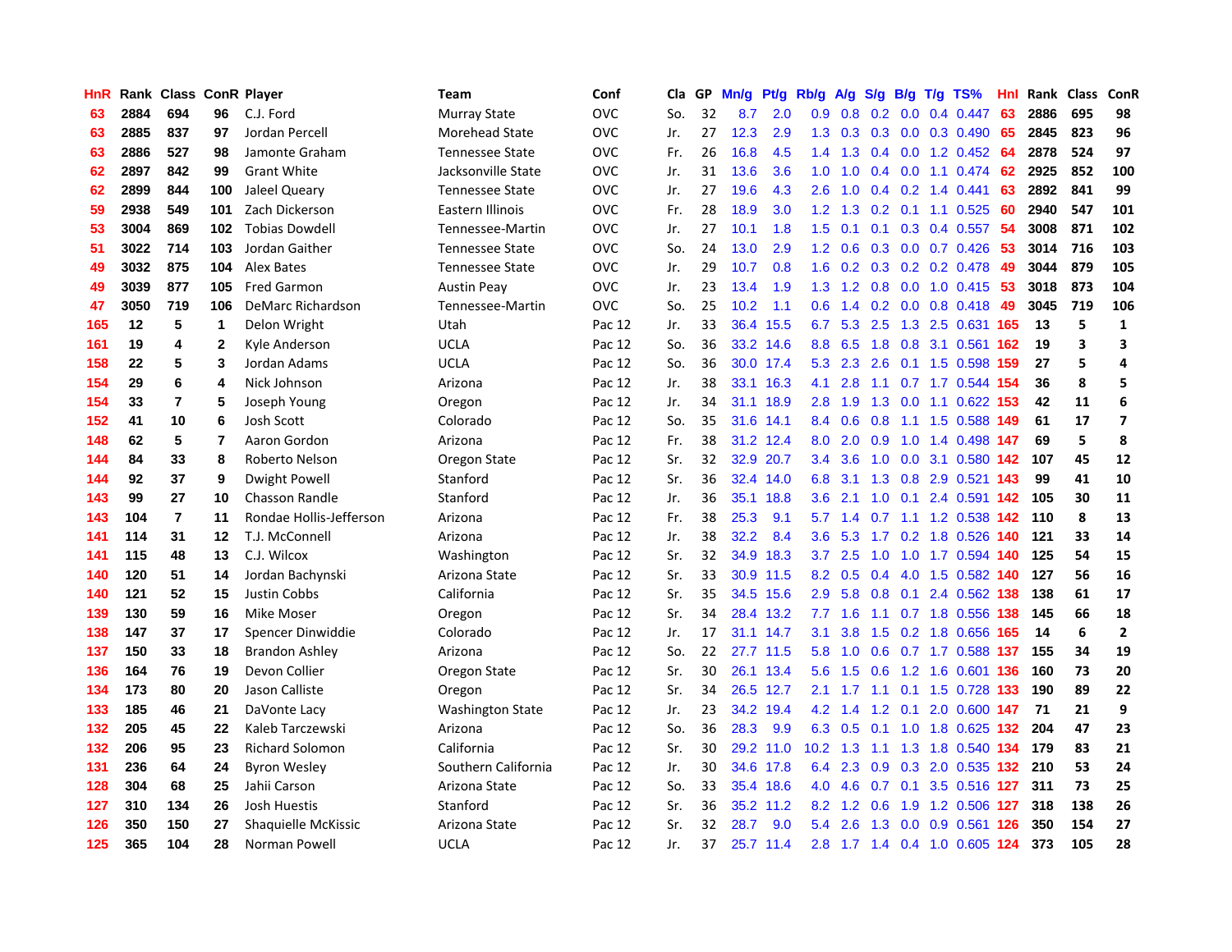| HnR | Rank | Class | ConR | Player | Team | Conf | Cla | GP | Mn/g | Pt/g | Rb/g | A/g | S/g | B/g | T/g | TS% | HnI | Rank | Class | ConR |
|---|---|---|---|---|---|---|---|---|---|---|---|---|---|---|---|---|---|---|---|---|
| 63 | 2884 | 694 | 96 | C.J. Ford | Murray State | OVC | So. | 32 | 8.7 | 2.0 | 0.9 | 0.8 | 0.2 | 0.0 | 0.4 | 0.447 | 63 | 2886 | 695 | 98 |
| 63 | 2885 | 837 | 97 | Jordan Percell | Morehead State | OVC | Jr. | 27 | 12.3 | 2.9 | 1.3 | 0.3 | 0.3 | 0.0 | 0.3 | 0.490 | 65 | 2845 | 823 | 96 |
| 63 | 2886 | 527 | 98 | Jamonte Graham | Tennessee State | OVC | Fr. | 26 | 16.8 | 4.5 | 1.4 | 1.3 | 0.4 | 0.0 | 1.2 | 0.452 | 64 | 2878 | 524 | 97 |
| 62 | 2897 | 842 | 99 | Grant White | Jacksonville State | OVC | Jr. | 31 | 13.6 | 3.6 | 1.0 | 1.0 | 0.4 | 0.0 | 1.1 | 0.474 | 62 | 2925 | 852 | 100 |
| 62 | 2899 | 844 | 100 | Jaleel Queary | Tennessee State | OVC | Jr. | 27 | 19.6 | 4.3 | 2.6 | 1.0 | 0.4 | 0.2 | 1.4 | 0.441 | 63 | 2892 | 841 | 99 |
| 59 | 2938 | 549 | 101 | Zach Dickerson | Eastern Illinois | OVC | Fr. | 28 | 18.9 | 3.0 | 1.2 | 1.3 | 0.2 | 0.1 | 1.1 | 0.525 | 60 | 2940 | 547 | 101 |
| 53 | 3004 | 869 | 102 | Tobias Dowdell | Tennessee-Martin | OVC | Jr. | 27 | 10.1 | 1.8 | 1.5 | 0.1 | 0.1 | 0.3 | 0.4 | 0.557 | 54 | 3008 | 871 | 102 |
| 51 | 3022 | 714 | 103 | Jordan Gaither | Tennessee State | OVC | So. | 24 | 13.0 | 2.9 | 1.2 | 0.6 | 0.3 | 0.0 | 0.7 | 0.426 | 53 | 3014 | 716 | 103 |
| 49 | 3032 | 875 | 104 | Alex Bates | Tennessee State | OVC | Jr. | 29 | 10.7 | 0.8 | 1.6 | 0.2 | 0.3 | 0.2 | 0.2 | 0.478 | 49 | 3044 | 879 | 105 |
| 49 | 3039 | 877 | 105 | Fred Garmon | Austin Peay | OVC | Jr. | 23 | 13.4 | 1.9 | 1.3 | 1.2 | 0.8 | 0.0 | 1.0 | 0.415 | 53 | 3018 | 873 | 104 |
| 47 | 3050 | 719 | 106 | DeMarc Richardson | Tennessee-Martin | OVC | So. | 25 | 10.2 | 1.1 | 0.6 | 1.4 | 0.2 | 0.0 | 0.8 | 0.418 | 49 | 3045 | 719 | 106 |
| 165 | 12 | 5 | 1 | Delon Wright | Utah | Pac 12 | Jr. | 33 | 36.4 | 15.5 | 6.7 | 5.3 | 2.5 | 1.3 | 2.5 | 0.631 | 165 | 13 | 5 | 1 |
| 161 | 19 | 4 | 2 | Kyle Anderson | UCLA | Pac 12 | So. | 36 | 33.2 | 14.6 | 8.8 | 6.5 | 1.8 | 0.8 | 3.1 | 0.561 | 162 | 19 | 3 | 3 |
| 158 | 22 | 5 | 3 | Jordan Adams | UCLA | Pac 12 | So. | 36 | 30.0 | 17.4 | 5.3 | 2.3 | 2.6 | 0.1 | 1.5 | 0.598 | 159 | 27 | 5 | 4 |
| 154 | 29 | 6 | 4 | Nick Johnson | Arizona | Pac 12 | Jr. | 38 | 33.1 | 16.3 | 4.1 | 2.8 | 1.1 | 0.7 | 1.7 | 0.544 | 154 | 36 | 8 | 5 |
| 154 | 33 | 7 | 5 | Joseph Young | Oregon | Pac 12 | Jr. | 34 | 31.1 | 18.9 | 2.8 | 1.9 | 1.3 | 0.0 | 1.1 | 0.622 | 153 | 42 | 11 | 6 |
| 152 | 41 | 10 | 6 | Josh Scott | Colorado | Pac 12 | So. | 35 | 31.6 | 14.1 | 8.4 | 0.6 | 0.8 | 1.1 | 1.5 | 0.588 | 149 | 61 | 17 | 7 |
| 148 | 62 | 5 | 7 | Aaron Gordon | Arizona | Pac 12 | Fr. | 38 | 31.2 | 12.4 | 8.0 | 2.0 | 0.9 | 1.0 | 1.4 | 0.498 | 147 | 69 | 5 | 8 |
| 144 | 84 | 33 | 8 | Roberto Nelson | Oregon State | Pac 12 | Sr. | 32 | 32.9 | 20.7 | 3.4 | 3.6 | 1.0 | 0.0 | 3.1 | 0.580 | 142 | 107 | 45 | 12 |
| 144 | 92 | 37 | 9 | Dwight Powell | Stanford | Pac 12 | Sr. | 36 | 32.4 | 14.0 | 6.8 | 3.1 | 1.3 | 0.8 | 2.9 | 0.521 | 143 | 99 | 41 | 10 |
| 143 | 99 | 27 | 10 | Chasson Randle | Stanford | Pac 12 | Jr. | 36 | 35.1 | 18.8 | 3.6 | 2.1 | 1.0 | 0.1 | 2.4 | 0.591 | 142 | 105 | 30 | 11 |
| 143 | 104 | 7 | 11 | Rondae Hollis-Jefferson | Arizona | Pac 12 | Fr. | 38 | 25.3 | 9.1 | 5.7 | 1.4 | 0.7 | 1.1 | 1.2 | 0.538 | 142 | 110 | 8 | 13 |
| 141 | 114 | 31 | 12 | T.J. McConnell | Arizona | Pac 12 | Jr. | 38 | 32.2 | 8.4 | 3.6 | 5.3 | 1.7 | 0.2 | 1.8 | 0.526 | 140 | 121 | 33 | 14 |
| 141 | 115 | 48 | 13 | C.J. Wilcox | Washington | Pac 12 | Sr. | 32 | 34.9 | 18.3 | 3.7 | 2.5 | 1.0 | 1.0 | 1.7 | 0.594 | 140 | 125 | 54 | 15 |
| 140 | 120 | 51 | 14 | Jordan Bachynski | Arizona State | Pac 12 | Sr. | 33 | 30.9 | 11.5 | 8.2 | 0.5 | 0.4 | 4.0 | 1.5 | 0.582 | 140 | 127 | 56 | 16 |
| 140 | 121 | 52 | 15 | Justin Cobbs | California | Pac 12 | Sr. | 35 | 34.5 | 15.6 | 2.9 | 5.8 | 0.8 | 0.1 | 2.4 | 0.562 | 138 | 138 | 61 | 17 |
| 139 | 130 | 59 | 16 | Mike Moser | Oregon | Pac 12 | Sr. | 34 | 28.4 | 13.2 | 7.7 | 1.6 | 1.1 | 0.7 | 1.8 | 0.556 | 138 | 145 | 66 | 18 |
| 138 | 147 | 37 | 17 | Spencer Dinwiddie | Colorado | Pac 12 | Jr. | 17 | 31.1 | 14.7 | 3.1 | 3.8 | 1.5 | 0.2 | 1.8 | 0.656 | 165 | 14 | 6 | 2 |
| 137 | 150 | 33 | 18 | Brandon Ashley | Arizona | Pac 12 | So. | 22 | 27.7 | 11.5 | 5.8 | 1.0 | 0.6 | 0.7 | 1.7 | 0.588 | 137 | 155 | 34 | 19 |
| 136 | 164 | 76 | 19 | Devon Collier | Oregon State | Pac 12 | Sr. | 30 | 26.1 | 13.4 | 5.6 | 1.5 | 0.6 | 1.2 | 1.6 | 0.601 | 136 | 160 | 73 | 20 |
| 134 | 173 | 80 | 20 | Jason Calliste | Oregon | Pac 12 | Sr. | 34 | 26.5 | 12.7 | 2.1 | 1.7 | 1.1 | 0.1 | 1.5 | 0.728 | 133 | 190 | 89 | 22 |
| 133 | 185 | 46 | 21 | DaVonte Lacy | Washington State | Pac 12 | Jr. | 23 | 34.2 | 19.4 | 4.2 | 1.4 | 1.2 | 0.1 | 2.0 | 0.600 | 147 | 71 | 21 | 9 |
| 132 | 205 | 45 | 22 | Kaleb Tarczewski | Arizona | Pac 12 | So. | 36 | 28.3 | 9.9 | 6.3 | 0.5 | 0.1 | 1.0 | 1.8 | 0.625 | 132 | 204 | 47 | 23 |
| 132 | 206 | 95 | 23 | Richard Solomon | California | Pac 12 | Sr. | 30 | 29.2 | 11.0 | 10.2 | 1.3 | 1.1 | 1.3 | 1.8 | 0.540 | 134 | 179 | 83 | 21 |
| 131 | 236 | 64 | 24 | Byron Wesley | Southern California | Pac 12 | Jr. | 30 | 34.6 | 17.8 | 6.4 | 2.3 | 0.9 | 0.3 | 2.0 | 0.535 | 132 | 210 | 53 | 24 |
| 128 | 304 | 68 | 25 | Jahii Carson | Arizona State | Pac 12 | So. | 33 | 35.4 | 18.6 | 4.0 | 4.6 | 0.7 | 0.1 | 3.5 | 0.516 | 127 | 311 | 73 | 25 |
| 127 | 310 | 134 | 26 | Josh Huestis | Stanford | Pac 12 | Sr. | 36 | 35.2 | 11.2 | 8.2 | 1.2 | 0.6 | 1.9 | 1.2 | 0.506 | 127 | 318 | 138 | 26 |
| 126 | 350 | 150 | 27 | Shaquielle McKissic | Arizona State | Pac 12 | Sr. | 32 | 28.7 | 9.0 | 5.4 | 2.6 | 1.3 | 0.0 | 0.9 | 0.561 | 126 | 350 | 154 | 27 |
| 125 | 365 | 104 | 28 | Norman Powell | UCLA | Pac 12 | Jr. | 37 | 25.7 | 11.4 | 2.8 | 1.7 | 1.4 | 0.4 | 1.0 | 0.605 | 124 | 373 | 105 | 28 |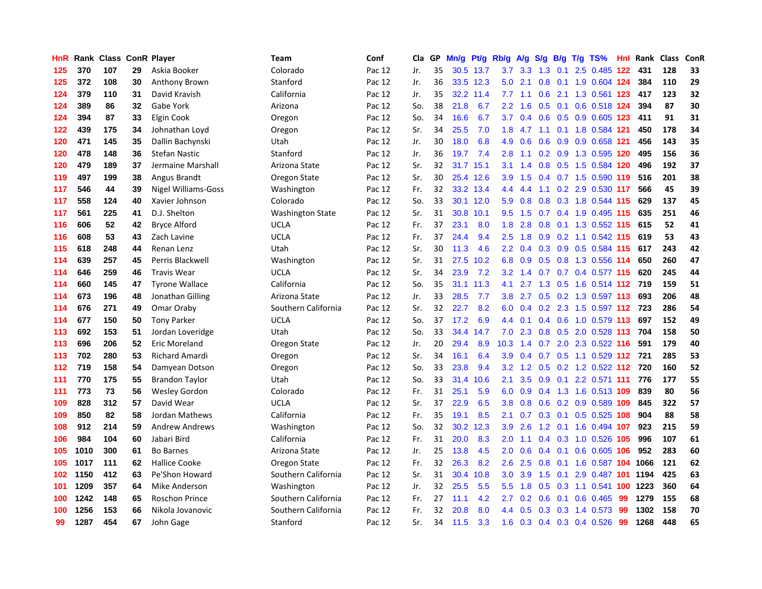| HnR | Rank | Class | ConR | Player | Team | Conf | Cla | GP | Mn/g | Pt/g | Rb/g | A/g | S/g | B/g | T/g | TS% | HnI | Rank | Class | ConR |
|---|---|---|---|---|---|---|---|---|---|---|---|---|---|---|---|---|---|---|---|---|
| 125 | 370 | 107 | 29 | Askia Booker | Colorado | Pac 12 | Jr. | 35 | 30.5 | 13.7 | 3.7 | 3.3 | 1.3 | 0.1 | 2.5 | 0.485 | 122 | 431 | 128 | 33 |
| 125 | 372 | 108 | 30 | Anthony Brown | Stanford | Pac 12 | Jr. | 36 | 33.5 | 12.3 | 5.0 | 2.1 | 0.8 | 0.1 | 1.9 | 0.604 | 124 | 384 | 110 | 29 |
| 124 | 379 | 110 | 31 | David Kravish | California | Pac 12 | Jr. | 35 | 32.2 | 11.4 | 7.7 | 1.1 | 0.6 | 2.1 | 1.3 | 0.561 | 123 | 417 | 123 | 32 |
| 124 | 389 | 86 | 32 | Gabe York | Arizona | Pac 12 | So. | 38 | 21.8 | 6.7 | 2.2 | 1.6 | 0.5 | 0.1 | 0.6 | 0.518 | 124 | 394 | 87 | 30 |
| 124 | 394 | 87 | 33 | Elgin Cook | Oregon | Pac 12 | So. | 34 | 16.6 | 6.7 | 3.7 | 0.4 | 0.6 | 0.5 | 0.9 | 0.605 | 123 | 411 | 91 | 31 |
| 122 | 439 | 175 | 34 | Johnathan Loyd | Oregon | Pac 12 | Sr. | 34 | 25.5 | 7.0 | 1.8 | 4.7 | 1.1 | 0.1 | 1.8 | 0.584 | 121 | 450 | 178 | 34 |
| 120 | 471 | 145 | 35 | Dallin Bachynski | Utah | Pac 12 | Jr. | 30 | 18.0 | 6.8 | 4.9 | 0.6 | 0.6 | 0.9 | 0.9 | 0.658 | 121 | 456 | 143 | 35 |
| 120 | 478 | 148 | 36 | Stefan Nastic | Stanford | Pac 12 | Jr. | 36 | 19.7 | 7.4 | 2.8 | 1.1 | 0.2 | 0.9 | 1.3 | 0.595 | 120 | 495 | 156 | 36 |
| 120 | 479 | 189 | 37 | Jermaine Marshall | Arizona State | Pac 12 | Sr. | 32 | 31.7 | 15.1 | 3.1 | 1.4 | 0.8 | 0.5 | 1.5 | 0.584 | 120 | 496 | 192 | 37 |
| 119 | 497 | 199 | 38 | Angus Brandt | Oregon State | Pac 12 | Sr. | 30 | 25.4 | 12.6 | 3.9 | 1.5 | 0.4 | 0.7 | 1.5 | 0.590 | 119 | 516 | 201 | 38 |
| 117 | 546 | 44 | 39 | Nigel Williams-Goss | Washington | Pac 12 | Fr. | 32 | 33.2 | 13.4 | 4.4 | 4.4 | 1.1 | 0.2 | 2.9 | 0.530 | 117 | 566 | 45 | 39 |
| 117 | 558 | 124 | 40 | Xavier Johnson | Colorado | Pac 12 | So. | 33 | 30.1 | 12.0 | 5.9 | 0.8 | 0.8 | 0.3 | 1.8 | 0.544 | 115 | 629 | 137 | 45 |
| 117 | 561 | 225 | 41 | D.J. Shelton | Washington State | Pac 12 | Sr. | 31 | 30.8 | 10.1 | 9.5 | 1.5 | 0.7 | 0.4 | 1.9 | 0.495 | 115 | 635 | 251 | 46 |
| 116 | 606 | 52 | 42 | Bryce Alford | UCLA | Pac 12 | Fr. | 37 | 23.1 | 8.0 | 1.8 | 2.8 | 0.8 | 0.1 | 1.3 | 0.552 | 115 | 615 | 52 | 41 |
| 116 | 608 | 53 | 43 | Zach Lavine | UCLA | Pac 12 | Fr. | 37 | 24.4 | 9.4 | 2.5 | 1.8 | 0.9 | 0.2 | 1.1 | 0.542 | 115 | 619 | 53 | 43 |
| 115 | 618 | 248 | 44 | Renan Lenz | Utah | Pac 12 | Sr. | 30 | 11.3 | 4.6 | 2.2 | 0.4 | 0.3 | 0.9 | 0.5 | 0.584 | 115 | 617 | 243 | 42 |
| 114 | 639 | 257 | 45 | Perris Blackwell | Washington | Pac 12 | Sr. | 31 | 27.5 | 10.2 | 6.8 | 0.9 | 0.5 | 0.8 | 1.3 | 0.556 | 114 | 650 | 260 | 47 |
| 114 | 646 | 259 | 46 | Travis Wear | UCLA | Pac 12 | Sr. | 34 | 23.9 | 7.2 | 3.2 | 1.4 | 0.7 | 0.7 | 0.4 | 0.577 | 115 | 620 | 245 | 44 |
| 114 | 660 | 145 | 47 | Tyrone Wallace | California | Pac 12 | So. | 35 | 31.1 | 11.3 | 4.1 | 2.7 | 1.3 | 0.5 | 1.6 | 0.514 | 112 | 719 | 159 | 51 |
| 114 | 673 | 196 | 48 | Jonathan Gilling | Arizona State | Pac 12 | Jr. | 33 | 28.5 | 7.7 | 3.8 | 2.7 | 0.5 | 0.2 | 1.3 | 0.597 | 113 | 693 | 206 | 48 |
| 114 | 676 | 271 | 49 | Omar Oraby | Southern California | Pac 12 | Sr. | 32 | 22.7 | 8.2 | 6.0 | 0.4 | 0.2 | 2.3 | 1.5 | 0.597 | 112 | 723 | 286 | 54 |
| 114 | 677 | 150 | 50 | Tony Parker | UCLA | Pac 12 | So. | 37 | 17.2 | 6.9 | 4.4 | 0.1 | 0.4 | 0.6 | 1.0 | 0.579 | 113 | 697 | 152 | 49 |
| 113 | 692 | 153 | 51 | Jordan Loveridge | Utah | Pac 12 | So. | 33 | 34.4 | 14.7 | 7.0 | 2.3 | 0.8 | 0.5 | 2.0 | 0.528 | 113 | 704 | 158 | 50 |
| 113 | 696 | 206 | 52 | Eric Moreland | Oregon State | Pac 12 | Jr. | 20 | 29.4 | 8.9 | 10.3 | 1.4 | 0.7 | 2.0 | 2.3 | 0.522 | 116 | 591 | 179 | 40 |
| 113 | 702 | 280 | 53 | Richard Amardi | Oregon | Pac 12 | Sr. | 34 | 16.1 | 6.4 | 3.9 | 0.4 | 0.7 | 0.5 | 1.1 | 0.529 | 112 | 721 | 285 | 53 |
| 112 | 719 | 158 | 54 | Damyean Dotson | Oregon | Pac 12 | So. | 33 | 23.8 | 9.4 | 3.2 | 1.2 | 0.5 | 0.2 | 1.2 | 0.522 | 112 | 720 | 160 | 52 |
| 111 | 770 | 175 | 55 | Brandon Taylor | Utah | Pac 12 | So. | 33 | 31.4 | 10.6 | 2.1 | 3.5 | 0.9 | 0.1 | 2.2 | 0.571 | 111 | 776 | 177 | 55 |
| 111 | 773 | 73 | 56 | Wesley Gordon | Colorado | Pac 12 | Fr. | 31 | 25.1 | 5.9 | 6.0 | 0.9 | 0.4 | 1.3 | 1.6 | 0.513 | 109 | 839 | 80 | 56 |
| 109 | 828 | 312 | 57 | David Wear | UCLA | Pac 12 | Sr. | 37 | 22.9 | 6.5 | 3.8 | 0.8 | 0.6 | 0.2 | 0.9 | 0.589 | 109 | 845 | 322 | 57 |
| 109 | 850 | 82 | 58 | Jordan Mathews | California | Pac 12 | Fr. | 35 | 19.1 | 8.5 | 2.1 | 0.7 | 0.3 | 0.1 | 0.5 | 0.525 | 108 | 904 | 88 | 58 |
| 108 | 912 | 214 | 59 | Andrew Andrews | Washington | Pac 12 | So. | 32 | 30.2 | 12.3 | 3.9 | 2.6 | 1.2 | 0.1 | 1.6 | 0.494 | 107 | 923 | 215 | 59 |
| 106 | 984 | 104 | 60 | Jabari Bird | California | Pac 12 | Fr. | 31 | 20.0 | 8.3 | 2.0 | 1.1 | 0.4 | 0.3 | 1.0 | 0.526 | 105 | 996 | 107 | 61 |
| 105 | 1010 | 300 | 61 | Bo Barnes | Arizona State | Pac 12 | Jr. | 25 | 13.8 | 4.5 | 2.0 | 0.6 | 0.4 | 0.1 | 0.6 | 0.605 | 106 | 952 | 283 | 60 |
| 105 | 1017 | 111 | 62 | Hallice Cooke | Oregon State | Pac 12 | Fr. | 32 | 26.3 | 8.2 | 2.6 | 2.5 | 0.8 | 0.1 | 1.6 | 0.587 | 104 | 1066 | 121 | 62 |
| 102 | 1150 | 412 | 63 | Pe'Shon Howard | Southern California | Pac 12 | Sr. | 31 | 30.4 | 10.8 | 3.0 | 3.9 | 1.5 | 0.1 | 2.9 | 0.487 | 101 | 1194 | 425 | 63 |
| 101 | 1209 | 357 | 64 | Mike Anderson | Washington | Pac 12 | Jr. | 32 | 25.5 | 5.5 | 5.5 | 1.8 | 0.5 | 0.3 | 1.1 | 0.541 | 100 | 1223 | 360 | 64 |
| 100 | 1242 | 148 | 65 | Roschon Prince | Southern California | Pac 12 | Fr. | 27 | 11.1 | 4.2 | 2.7 | 0.2 | 0.6 | 0.1 | 0.6 | 0.465 | 99 | 1279 | 155 | 68 |
| 100 | 1256 | 153 | 66 | Nikola Jovanovic | Southern California | Pac 12 | Fr. | 32 | 20.8 | 8.0 | 4.4 | 0.5 | 0.3 | 0.3 | 1.4 | 0.573 | 99 | 1302 | 158 | 70 |
| 99 | 1287 | 454 | 67 | John Gage | Stanford | Pac 12 | Sr. | 34 | 11.5 | 3.3 | 1.6 | 0.3 | 0.4 | 0.3 | 0.4 | 0.526 | 99 | 1268 | 448 | 65 |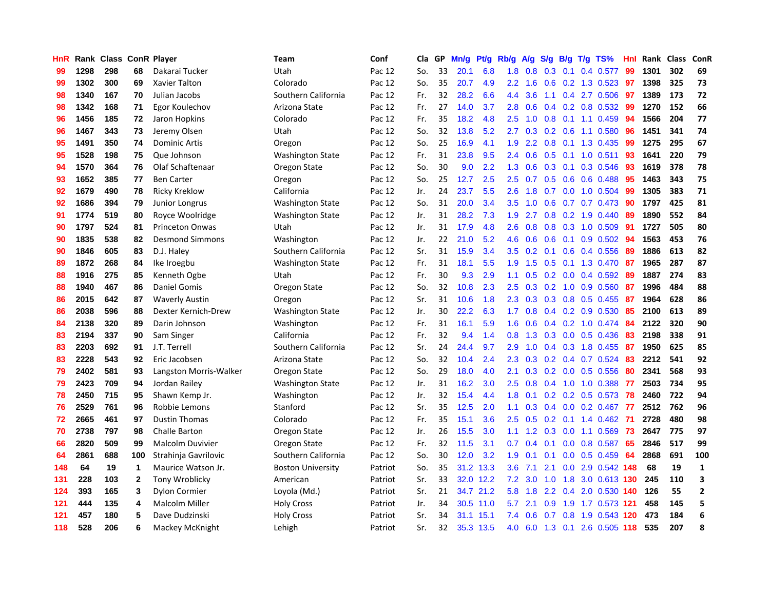| HnR | Rank | Class | ConR | Player | Team | Conf | Cla | GP | Mn/g | Pt/g | Rb/g | A/g | S/g | B/g | T/g | TS% | HnI | Rank | Class | ConR |
|---|---|---|---|---|---|---|---|---|---|---|---|---|---|---|---|---|---|---|---|---|
| 99 | 1298 | 298 | 68 | Dakarai Tucker | Utah | Pac 12 | So. | 33 | 20.1 | 6.8 | 1.8 | 0.8 | 0.3 | 0.1 | 0.4 | 0.577 | 99 | 1301 | 302 | 69 |
| 99 | 1302 | 300 | 69 | Xavier Talton | Colorado | Pac 12 | So. | 35 | 20.7 | 4.9 | 2.2 | 1.6 | 0.6 | 0.2 | 1.3 | 0.523 | 97 | 1398 | 325 | 73 |
| 98 | 1340 | 167 | 70 | Julian Jacobs | Southern California | Pac 12 | Fr. | 32 | 28.2 | 6.6 | 4.4 | 3.6 | 1.1 | 0.4 | 2.7 | 0.506 | 97 | 1389 | 173 | 72 |
| 98 | 1342 | 168 | 71 | Egor Koulechov | Arizona State | Pac 12 | Fr. | 27 | 14.0 | 3.7 | 2.8 | 0.6 | 0.4 | 0.2 | 0.8 | 0.532 | 99 | 1270 | 152 | 66 |
| 96 | 1456 | 185 | 72 | Jaron Hopkins | Colorado | Pac 12 | Fr. | 35 | 18.2 | 4.8 | 2.5 | 1.0 | 0.8 | 0.1 | 1.1 | 0.459 | 94 | 1566 | 204 | 77 |
| 96 | 1467 | 343 | 73 | Jeremy Olsen | Utah | Pac 12 | So. | 32 | 13.8 | 5.2 | 2.7 | 0.3 | 0.2 | 0.6 | 1.1 | 0.580 | 96 | 1451 | 341 | 74 |
| 95 | 1491 | 350 | 74 | Dominic Artis | Oregon | Pac 12 | So. | 25 | 16.9 | 4.1 | 1.9 | 2.2 | 0.8 | 0.1 | 1.3 | 0.435 | 99 | 1275 | 295 | 67 |
| 95 | 1528 | 198 | 75 | Que Johnson | Washington State | Pac 12 | Fr. | 31 | 23.8 | 9.5 | 2.4 | 0.6 | 0.5 | 0.1 | 1.0 | 0.511 | 93 | 1641 | 220 | 79 |
| 94 | 1570 | 364 | 76 | Olaf Schaftenaar | Oregon State | Pac 12 | So. | 30 | 9.0 | 2.2 | 1.3 | 0.6 | 0.3 | 0.1 | 0.3 | 0.546 | 93 | 1619 | 378 | 78 |
| 93 | 1652 | 385 | 77 | Ben Carter | Oregon | Pac 12 | So. | 25 | 12.7 | 2.5 | 2.5 | 0.7 | 0.5 | 0.6 | 0.6 | 0.488 | 95 | 1463 | 343 | 75 |
| 92 | 1679 | 490 | 78 | Ricky Kreklow | California | Pac 12 | Jr. | 24 | 23.7 | 5.5 | 2.6 | 1.8 | 0.7 | 0.0 | 1.0 | 0.504 | 99 | 1305 | 383 | 71 |
| 92 | 1686 | 394 | 79 | Junior Longrus | Washington State | Pac 12 | So. | 31 | 20.0 | 3.4 | 3.5 | 1.0 | 0.6 | 0.7 | 0.7 | 0.473 | 90 | 1797 | 425 | 81 |
| 91 | 1774 | 519 | 80 | Royce Woolridge | Washington State | Pac 12 | Jr. | 31 | 28.2 | 7.3 | 1.9 | 2.7 | 0.8 | 0.2 | 1.9 | 0.440 | 89 | 1890 | 552 | 84 |
| 90 | 1797 | 524 | 81 | Princeton Onwas | Utah | Pac 12 | Jr. | 31 | 17.9 | 4.8 | 2.6 | 0.8 | 0.8 | 0.3 | 1.0 | 0.509 | 91 | 1727 | 505 | 80 |
| 90 | 1835 | 538 | 82 | Desmond Simmons | Washington | Pac 12 | Jr. | 22 | 21.0 | 5.2 | 4.6 | 0.6 | 0.6 | 0.1 | 0.9 | 0.502 | 94 | 1563 | 453 | 76 |
| 90 | 1846 | 605 | 83 | D.J. Haley | Southern California | Pac 12 | Sr. | 31 | 15.9 | 3.4 | 3.5 | 0.2 | 0.1 | 0.6 | 0.4 | 0.556 | 89 | 1886 | 613 | 82 |
| 89 | 1872 | 268 | 84 | Ike Iroegbu | Washington State | Pac 12 | Fr. | 31 | 18.1 | 5.5 | 1.9 | 1.5 | 0.5 | 0.1 | 1.3 | 0.470 | 87 | 1965 | 287 | 87 |
| 88 | 1916 | 275 | 85 | Kenneth Ogbe | Utah | Pac 12 | Fr. | 30 | 9.3 | 2.9 | 1.1 | 0.5 | 0.2 | 0.0 | 0.4 | 0.592 | 89 | 1887 | 274 | 83 |
| 88 | 1940 | 467 | 86 | Daniel Gomis | Oregon State | Pac 12 | So. | 32 | 10.8 | 2.3 | 2.5 | 0.3 | 0.2 | 1.0 | 0.9 | 0.560 | 87 | 1996 | 484 | 88 |
| 86 | 2015 | 642 | 87 | Waverly Austin | Oregon | Pac 12 | Sr. | 31 | 10.6 | 1.8 | 2.3 | 0.3 | 0.3 | 0.8 | 0.5 | 0.455 | 87 | 1964 | 628 | 86 |
| 86 | 2038 | 596 | 88 | Dexter Kernich-Drew | Washington State | Pac 12 | Jr. | 30 | 22.2 | 6.3 | 1.7 | 0.8 | 0.4 | 0.2 | 0.9 | 0.530 | 85 | 2100 | 613 | 89 |
| 84 | 2138 | 320 | 89 | Darin Johnson | Washington | Pac 12 | Fr. | 31 | 16.1 | 5.9 | 1.6 | 0.6 | 0.4 | 0.2 | 1.0 | 0.474 | 84 | 2122 | 320 | 90 |
| 83 | 2194 | 337 | 90 | Sam Singer | California | Pac 12 | Fr. | 32 | 9.4 | 1.4 | 0.8 | 1.3 | 0.3 | 0.0 | 0.5 | 0.436 | 83 | 2198 | 338 | 91 |
| 83 | 2203 | 692 | 91 | J.T. Terrell | Southern California | Pac 12 | Sr. | 24 | 24.4 | 9.7 | 2.9 | 1.0 | 0.4 | 0.3 | 1.8 | 0.455 | 87 | 1950 | 625 | 85 |
| 83 | 2228 | 543 | 92 | Eric Jacobsen | Arizona State | Pac 12 | So. | 32 | 10.4 | 2.4 | 2.3 | 0.3 | 0.2 | 0.4 | 0.7 | 0.524 | 83 | 2212 | 541 | 92 |
| 79 | 2402 | 581 | 93 | Langston Morris-Walker | Oregon State | Pac 12 | So. | 29 | 18.0 | 4.0 | 2.1 | 0.3 | 0.2 | 0.0 | 0.5 | 0.556 | 80 | 2341 | 568 | 93 |
| 79 | 2423 | 709 | 94 | Jordan Railey | Washington State | Pac 12 | Jr. | 31 | 16.2 | 3.0 | 2.5 | 0.8 | 0.4 | 1.0 | 1.0 | 0.388 | 77 | 2503 | 734 | 95 |
| 78 | 2450 | 715 | 95 | Shawn Kemp Jr. | Washington | Pac 12 | Jr. | 32 | 15.4 | 4.4 | 1.8 | 0.1 | 0.2 | 0.2 | 0.5 | 0.573 | 78 | 2460 | 722 | 94 |
| 76 | 2529 | 761 | 96 | Robbie Lemons | Stanford | Pac 12 | Sr. | 35 | 12.5 | 2.0 | 1.1 | 0.3 | 0.4 | 0.0 | 0.2 | 0.467 | 77 | 2512 | 762 | 96 |
| 72 | 2665 | 461 | 97 | Dustin Thomas | Colorado | Pac 12 | Fr. | 35 | 15.1 | 3.6 | 2.5 | 0.5 | 0.2 | 0.1 | 1.4 | 0.462 | 71 | 2728 | 480 | 98 |
| 70 | 2738 | 797 | 98 | Challe Barton | Oregon State | Pac 12 | Jr. | 26 | 15.5 | 3.0 | 1.1 | 1.2 | 0.3 | 0.0 | 1.1 | 0.569 | 73 | 2647 | 775 | 97 |
| 66 | 2820 | 509 | 99 | Malcolm Duvivier | Oregon State | Pac 12 | Fr. | 32 | 11.5 | 3.1 | 0.7 | 0.4 | 0.1 | 0.0 | 0.8 | 0.587 | 65 | 2846 | 517 | 99 |
| 64 | 2861 | 688 | 100 | Strahinja Gavrilovic | Southern California | Pac 12 | So. | 30 | 12.0 | 3.2 | 1.9 | 0.1 | 0.1 | 0.0 | 0.5 | 0.459 | 64 | 2868 | 691 | 100 |
| 148 | 64 | 19 | 1 | Maurice Watson Jr. | Boston University | Patriot | So. | 35 | 31.2 | 13.3 | 3.6 | 7.1 | 2.1 | 0.0 | 2.9 | 0.542 | 148 | 68 | 19 | 1 |
| 131 | 228 | 103 | 2 | Tony Wroblicky | American | Patriot | Sr. | 33 | 32.0 | 12.2 | 7.2 | 3.0 | 1.0 | 1.8 | 3.0 | 0.613 | 130 | 245 | 110 | 3 |
| 124 | 393 | 165 | 3 | Dylon Cormier | Loyola (Md.) | Patriot | Sr. | 21 | 34.7 | 21.2 | 5.8 | 1.8 | 2.2 | 0.4 | 2.0 | 0.530 | 140 | 126 | 55 | 2 |
| 121 | 444 | 135 | 4 | Malcolm Miller | Holy Cross | Patriot | Jr. | 34 | 30.5 | 11.0 | 5.7 | 2.1 | 0.9 | 1.9 | 1.7 | 0.573 | 121 | 458 | 145 | 5 |
| 121 | 457 | 180 | 5 | Dave Dudzinski | Holy Cross | Patriot | Sr. | 34 | 31.1 | 15.1 | 7.4 | 0.6 | 0.7 | 0.8 | 1.9 | 0.543 | 120 | 473 | 184 | 6 |
| 118 | 528 | 206 | 6 | Mackey McKnight | Lehigh | Patriot | Sr. | 32 | 35.3 | 13.5 | 4.0 | 6.0 | 1.3 | 0.1 | 2.6 | 0.505 | 118 | 535 | 207 | 8 |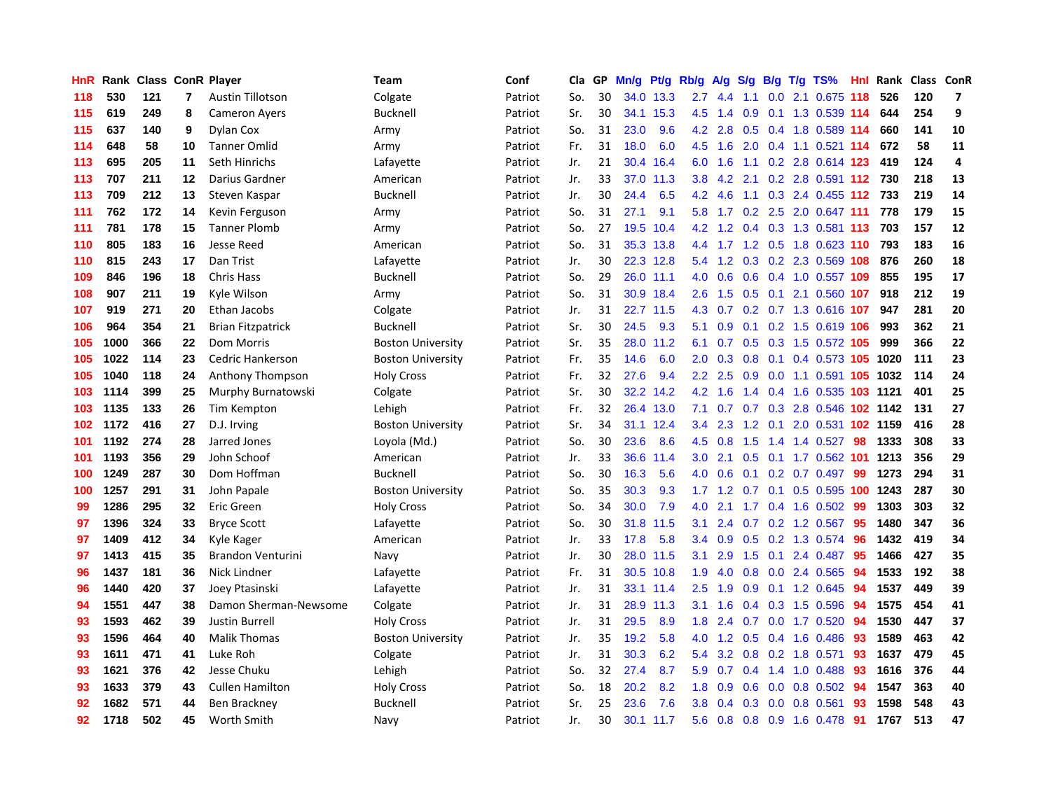| HnR | Rank | Class | ConR | Player | Team | Conf | Cla | GP | Mn/g | Pt/g | Rb/g | A/g | S/g | B/g | T/g | TS% | HnI | Rank | Class | ConR |
|---|---|---|---|---|---|---|---|---|---|---|---|---|---|---|---|---|---|---|---|---|
| 118 | 530 | 121 | 7 | Austin Tillotson | Colgate | Patriot | So. | 30 | 34.0 | 13.3 | 2.7 | 4.4 | 1.1 | 0.0 | 2.1 | 0.675 | 118 | 526 | 120 | 7 |
| 115 | 619 | 249 | 8 | Cameron Ayers | Bucknell | Patriot | Sr. | 30 | 34.1 | 15.3 | 4.5 | 1.4 | 0.9 | 0.1 | 1.3 | 0.539 | 114 | 644 | 254 | 9 |
| 115 | 637 | 140 | 9 | Dylan Cox | Army | Patriot | So. | 31 | 23.0 | 9.6 | 4.2 | 2.8 | 0.5 | 0.4 | 1.8 | 0.589 | 114 | 660 | 141 | 10 |
| 114 | 648 | 58 | 10 | Tanner Omlid | Army | Patriot | Fr. | 31 | 18.0 | 6.0 | 4.5 | 1.6 | 2.0 | 0.4 | 1.1 | 0.521 | 114 | 672 | 58 | 11 |
| 113 | 695 | 205 | 11 | Seth Hinrichs | Lafayette | Patriot | Jr. | 21 | 30.4 | 16.4 | 6.0 | 1.6 | 1.1 | 0.2 | 2.8 | 0.614 | 123 | 419 | 124 | 4 |
| 113 | 707 | 211 | 12 | Darius Gardner | American | Patriot | Jr. | 33 | 37.0 | 11.3 | 3.8 | 4.2 | 2.1 | 0.2 | 2.8 | 0.591 | 112 | 730 | 218 | 13 |
| 113 | 709 | 212 | 13 | Steven Kaspar | Bucknell | Patriot | Jr. | 30 | 24.4 | 6.5 | 4.2 | 4.6 | 1.1 | 0.3 | 2.4 | 0.455 | 112 | 733 | 219 | 14 |
| 111 | 762 | 172 | 14 | Kevin Ferguson | Army | Patriot | So. | 31 | 27.1 | 9.1 | 5.8 | 1.7 | 0.2 | 2.5 | 2.0 | 0.647 | 111 | 778 | 179 | 15 |
| 111 | 781 | 178 | 15 | Tanner Plomb | Army | Patriot | So. | 27 | 19.5 | 10.4 | 4.2 | 1.2 | 0.4 | 0.3 | 1.3 | 0.581 | 113 | 703 | 157 | 12 |
| 110 | 805 | 183 | 16 | Jesse Reed | American | Patriot | So. | 31 | 35.3 | 13.8 | 4.4 | 1.7 | 1.2 | 0.5 | 1.8 | 0.623 | 110 | 793 | 183 | 16 |
| 110 | 815 | 243 | 17 | Dan Trist | Lafayette | Patriot | Jr. | 30 | 22.3 | 12.8 | 5.4 | 1.2 | 0.3 | 0.2 | 2.3 | 0.569 | 108 | 876 | 260 | 18 |
| 109 | 846 | 196 | 18 | Chris Hass | Bucknell | Patriot | So. | 29 | 26.0 | 11.1 | 4.0 | 0.6 | 0.6 | 0.4 | 1.0 | 0.557 | 109 | 855 | 195 | 17 |
| 108 | 907 | 211 | 19 | Kyle Wilson | Army | Patriot | So. | 31 | 30.9 | 18.4 | 2.6 | 1.5 | 0.5 | 0.1 | 2.1 | 0.560 | 107 | 918 | 212 | 19 |
| 107 | 919 | 271 | 20 | Ethan Jacobs | Colgate | Patriot | Jr. | 31 | 22.7 | 11.5 | 4.3 | 0.7 | 0.2 | 0.7 | 1.3 | 0.616 | 107 | 947 | 281 | 20 |
| 106 | 964 | 354 | 21 | Brian Fitzpatrick | Bucknell | Patriot | Sr. | 30 | 24.5 | 9.3 | 5.1 | 0.9 | 0.1 | 0.2 | 1.5 | 0.619 | 106 | 993 | 362 | 21 |
| 105 | 1000 | 366 | 22 | Dom Morris | Boston University | Patriot | Sr. | 35 | 28.0 | 11.2 | 6.1 | 0.7 | 0.5 | 0.3 | 1.5 | 0.572 | 105 | 999 | 366 | 22 |
| 105 | 1022 | 114 | 23 | Cedric Hankerson | Boston University | Patriot | Fr. | 35 | 14.6 | 6.0 | 2.0 | 0.3 | 0.8 | 0.1 | 0.4 | 0.573 | 105 | 1020 | 111 | 23 |
| 105 | 1040 | 118 | 24 | Anthony Thompson | Holy Cross | Patriot | Fr. | 32 | 27.6 | 9.4 | 2.2 | 2.5 | 0.9 | 0.0 | 1.1 | 0.591 | 105 | 1032 | 114 | 24 |
| 103 | 1114 | 399 | 25 | Murphy Burnatowski | Colgate | Patriot | Sr. | 30 | 32.2 | 14.2 | 4.2 | 1.6 | 1.4 | 0.4 | 1.6 | 0.535 | 103 | 1121 | 401 | 25 |
| 103 | 1135 | 133 | 26 | Tim Kempton | Lehigh | Patriot | Fr. | 32 | 26.4 | 13.0 | 7.1 | 0.7 | 0.7 | 0.3 | 2.8 | 0.546 | 102 | 1142 | 131 | 27 |
| 102 | 1172 | 416 | 27 | D.J. Irving | Boston University | Patriot | Sr. | 34 | 31.1 | 12.4 | 3.4 | 2.3 | 1.2 | 0.1 | 2.0 | 0.531 | 102 | 1159 | 416 | 28 |
| 101 | 1192 | 274 | 28 | Jarred Jones | Loyola (Md.) | Patriot | So. | 30 | 23.6 | 8.6 | 4.5 | 0.8 | 1.5 | 1.4 | 1.4 | 0.527 | 98 | 1333 | 308 | 33 |
| 101 | 1193 | 356 | 29 | John Schoof | American | Patriot | Jr. | 33 | 36.6 | 11.4 | 3.0 | 2.1 | 0.5 | 0.1 | 1.7 | 0.562 | 101 | 1213 | 356 | 29 |
| 100 | 1249 | 287 | 30 | Dom Hoffman | Bucknell | Patriot | So. | 30 | 16.3 | 5.6 | 4.0 | 0.6 | 0.1 | 0.2 | 0.7 | 0.497 | 99 | 1273 | 294 | 31 |
| 100 | 1257 | 291 | 31 | John Papale | Boston University | Patriot | So. | 35 | 30.3 | 9.3 | 1.7 | 1.2 | 0.7 | 0.1 | 0.5 | 0.595 | 100 | 1243 | 287 | 30 |
| 99 | 1286 | 295 | 32 | Eric Green | Holy Cross | Patriot | So. | 34 | 30.0 | 7.9 | 4.0 | 2.1 | 1.7 | 0.4 | 1.6 | 0.502 | 99 | 1303 | 303 | 32 |
| 97 | 1396 | 324 | 33 | Bryce Scott | Lafayette | Patriot | So. | 30 | 31.8 | 11.5 | 3.1 | 2.4 | 0.7 | 0.2 | 1.2 | 0.567 | 95 | 1480 | 347 | 36 |
| 97 | 1409 | 412 | 34 | Kyle Kager | American | Patriot | Jr. | 33 | 17.8 | 5.8 | 3.4 | 0.9 | 0.5 | 0.2 | 1.3 | 0.574 | 96 | 1432 | 419 | 34 |
| 97 | 1413 | 415 | 35 | Brandon Venturini | Navy | Patriot | Jr. | 30 | 28.0 | 11.5 | 3.1 | 2.9 | 1.5 | 0.1 | 2.4 | 0.487 | 95 | 1466 | 427 | 35 |
| 96 | 1437 | 181 | 36 | Nick Lindner | Lafayette | Patriot | Fr. | 31 | 30.5 | 10.8 | 1.9 | 4.0 | 0.8 | 0.0 | 2.4 | 0.565 | 94 | 1533 | 192 | 38 |
| 96 | 1440 | 420 | 37 | Joey Ptasinski | Lafayette | Patriot | Jr. | 31 | 33.1 | 11.4 | 2.5 | 1.9 | 0.9 | 0.1 | 1.2 | 0.645 | 94 | 1537 | 449 | 39 |
| 94 | 1551 | 447 | 38 | Damon Sherman-Newsome | Colgate | Patriot | Jr. | 31 | 28.9 | 11.3 | 3.1 | 1.6 | 0.4 | 0.3 | 1.5 | 0.596 | 94 | 1575 | 454 | 41 |
| 93 | 1593 | 462 | 39 | Justin Burrell | Holy Cross | Patriot | Jr. | 31 | 29.5 | 8.9 | 1.8 | 2.4 | 0.7 | 0.0 | 1.7 | 0.520 | 94 | 1530 | 447 | 37 |
| 93 | 1596 | 464 | 40 | Malik Thomas | Boston University | Patriot | Jr. | 35 | 19.2 | 5.8 | 4.0 | 1.2 | 0.5 | 0.4 | 1.6 | 0.486 | 93 | 1589 | 463 | 42 |
| 93 | 1611 | 471 | 41 | Luke Roh | Colgate | Patriot | Jr. | 31 | 30.3 | 6.2 | 5.4 | 3.2 | 0.8 | 0.2 | 1.8 | 0.571 | 93 | 1637 | 479 | 45 |
| 93 | 1621 | 376 | 42 | Jesse Chuku | Lehigh | Patriot | So. | 32 | 27.4 | 8.7 | 5.9 | 0.7 | 0.4 | 1.4 | 1.0 | 0.488 | 93 | 1616 | 376 | 44 |
| 93 | 1633 | 379 | 43 | Cullen Hamilton | Holy Cross | Patriot | So. | 18 | 20.2 | 8.2 | 1.8 | 0.9 | 0.6 | 0.0 | 0.8 | 0.502 | 94 | 1547 | 363 | 40 |
| 92 | 1682 | 571 | 44 | Ben Brackney | Bucknell | Patriot | Sr. | 25 | 23.6 | 7.6 | 3.8 | 0.4 | 0.3 | 0.0 | 0.8 | 0.561 | 93 | 1598 | 548 | 43 |
| 92 | 1718 | 502 | 45 | Worth Smith | Navy | Patriot | Jr. | 30 | 30.1 | 11.7 | 5.6 | 0.8 | 0.8 | 0.9 | 1.6 | 0.478 | 91 | 1767 | 513 | 47 |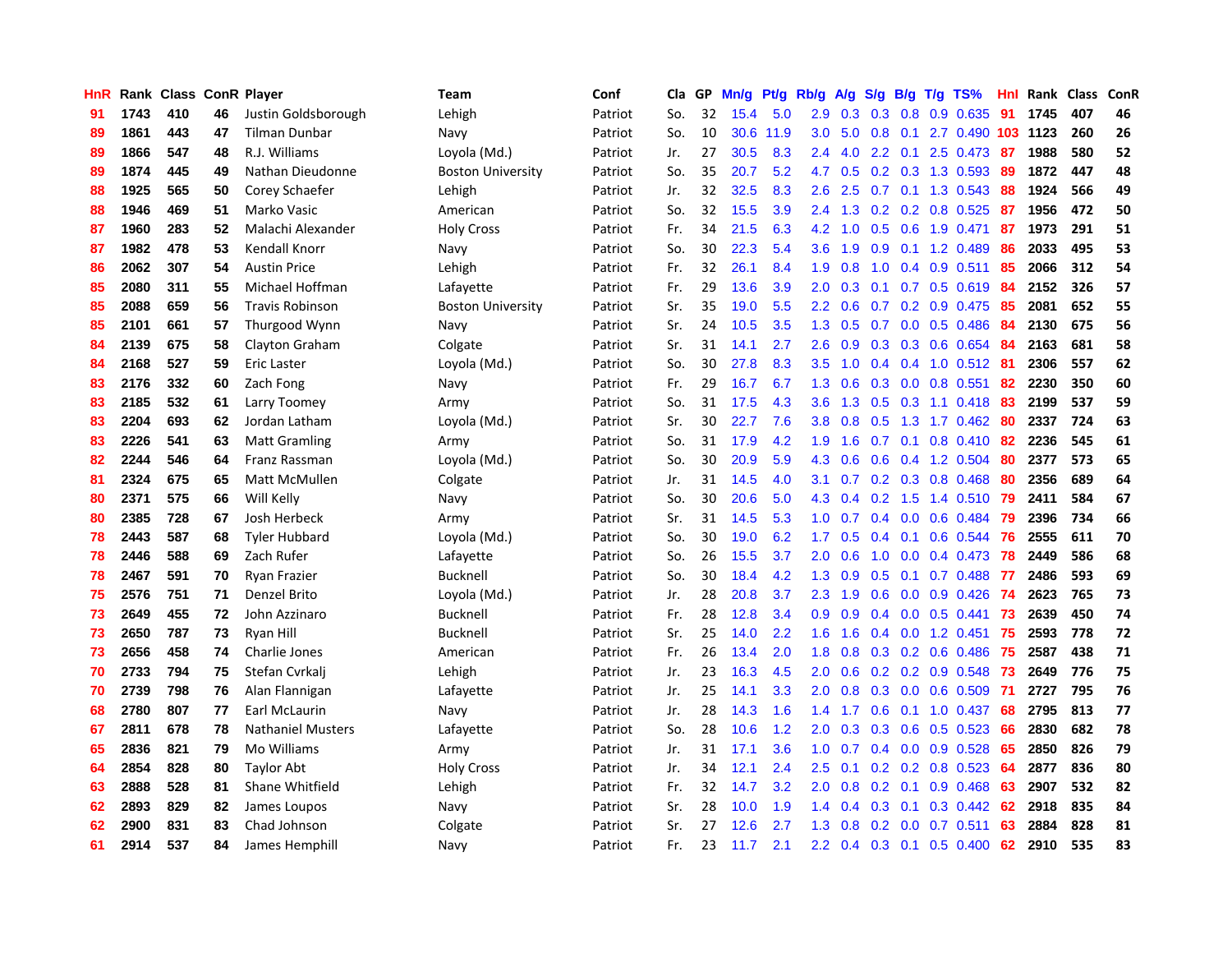| HnR | Rank | Class | ConR | Player | Team | Conf | Cla | GP | Mn/g | Pt/g | Rb/g | A/g | S/g | B/g | T/g | TS% | HnI | Rank | Class | ConR |
|---|---|---|---|---|---|---|---|---|---|---|---|---|---|---|---|---|---|---|---|---|
| 91 | 1743 | 410 | 46 | Justin Goldsborough | Lehigh | Patriot | So. | 32 | 15.4 | 5.0 | 2.9 | 0.3 | 0.3 | 0.8 | 0.9 | 0.635 | 91 | 1745 | 407 | 46 |
| 89 | 1861 | 443 | 47 | Tilman Dunbar | Navy | Patriot | So. | 10 | 30.6 | 11.9 | 3.0 | 5.0 | 0.8 | 0.1 | 2.7 | 0.490 | 103 | 1123 | 260 | 26 |
| 89 | 1866 | 547 | 48 | R.J. Williams | Loyola (Md.) | Patriot | Jr. | 27 | 30.5 | 8.3 | 2.4 | 4.0 | 2.2 | 0.1 | 2.5 | 0.473 | 87 | 1988 | 580 | 52 |
| 89 | 1874 | 445 | 49 | Nathan Dieudonne | Boston University | Patriot | So. | 35 | 20.7 | 5.2 | 4.7 | 0.5 | 0.2 | 0.3 | 1.3 | 0.593 | 89 | 1872 | 447 | 48 |
| 88 | 1925 | 565 | 50 | Corey Schaefer | Lehigh | Patriot | Jr. | 32 | 32.5 | 8.3 | 2.6 | 2.5 | 0.7 | 0.1 | 1.3 | 0.543 | 88 | 1924 | 566 | 49 |
| 88 | 1946 | 469 | 51 | Marko Vasic | American | Patriot | So. | 32 | 15.5 | 3.9 | 2.4 | 1.3 | 0.2 | 0.2 | 0.8 | 0.525 | 87 | 1956 | 472 | 50 |
| 87 | 1960 | 283 | 52 | Malachi Alexander | Holy Cross | Patriot | Fr. | 34 | 21.5 | 6.3 | 4.2 | 1.0 | 0.5 | 0.6 | 1.9 | 0.471 | 87 | 1973 | 291 | 51 |
| 87 | 1982 | 478 | 53 | Kendall Knorr | Navy | Patriot | So. | 30 | 22.3 | 5.4 | 3.6 | 1.9 | 0.9 | 0.1 | 1.2 | 0.489 | 86 | 2033 | 495 | 53 |
| 86 | 2062 | 307 | 54 | Austin Price | Lehigh | Patriot | Fr. | 32 | 26.1 | 8.4 | 1.9 | 0.8 | 1.0 | 0.4 | 0.9 | 0.511 | 85 | 2066 | 312 | 54 |
| 85 | 2080 | 311 | 55 | Michael Hoffman | Lafayette | Patriot | Fr. | 29 | 13.6 | 3.9 | 2.0 | 0.3 | 0.1 | 0.7 | 0.5 | 0.619 | 84 | 2152 | 326 | 57 |
| 85 | 2088 | 659 | 56 | Travis Robinson | Boston University | Patriot | Sr. | 35 | 19.0 | 5.5 | 2.2 | 0.6 | 0.7 | 0.2 | 0.9 | 0.475 | 85 | 2081 | 652 | 55 |
| 85 | 2101 | 661 | 57 | Thurgood Wynn | Navy | Patriot | Sr. | 24 | 10.5 | 3.5 | 1.3 | 0.5 | 0.7 | 0.0 | 0.5 | 0.486 | 84 | 2130 | 675 | 56 |
| 84 | 2139 | 675 | 58 | Clayton Graham | Colgate | Patriot | Sr. | 31 | 14.1 | 2.7 | 2.6 | 0.9 | 0.3 | 0.3 | 0.6 | 0.654 | 84 | 2163 | 681 | 58 |
| 84 | 2168 | 527 | 59 | Eric Laster | Loyola (Md.) | Patriot | So. | 30 | 27.8 | 8.3 | 3.5 | 1.0 | 0.4 | 0.4 | 1.0 | 0.512 | 81 | 2306 | 557 | 62 |
| 83 | 2176 | 332 | 60 | Zach Fong | Navy | Patriot | Fr. | 29 | 16.7 | 6.7 | 1.3 | 0.6 | 0.3 | 0.0 | 0.8 | 0.551 | 82 | 2230 | 350 | 60 |
| 83 | 2185 | 532 | 61 | Larry Toomey | Army | Patriot | So. | 31 | 17.5 | 4.3 | 3.6 | 1.3 | 0.5 | 0.3 | 1.1 | 0.418 | 83 | 2199 | 537 | 59 |
| 83 | 2204 | 693 | 62 | Jordan Latham | Loyola (Md.) | Patriot | Sr. | 30 | 22.7 | 7.6 | 3.8 | 0.8 | 0.5 | 1.3 | 1.7 | 0.462 | 80 | 2337 | 724 | 63 |
| 83 | 2226 | 541 | 63 | Matt Gramling | Army | Patriot | So. | 31 | 17.9 | 4.2 | 1.9 | 1.6 | 0.7 | 0.1 | 0.8 | 0.410 | 82 | 2236 | 545 | 61 |
| 82 | 2244 | 546 | 64 | Franz Rassman | Loyola (Md.) | Patriot | So. | 30 | 20.9 | 5.9 | 4.3 | 0.6 | 0.6 | 0.4 | 1.2 | 0.504 | 80 | 2377 | 573 | 65 |
| 81 | 2324 | 675 | 65 | Matt McMullen | Colgate | Patriot | Jr. | 31 | 14.5 | 4.0 | 3.1 | 0.7 | 0.2 | 0.3 | 0.8 | 0.468 | 80 | 2356 | 689 | 64 |
| 80 | 2371 | 575 | 66 | Will Kelly | Navy | Patriot | So. | 30 | 20.6 | 5.0 | 4.3 | 0.4 | 0.2 | 1.5 | 1.4 | 0.510 | 79 | 2411 | 584 | 67 |
| 80 | 2385 | 728 | 67 | Josh Herbeck | Army | Patriot | Sr. | 31 | 14.5 | 5.3 | 1.0 | 0.7 | 0.4 | 0.0 | 0.6 | 0.484 | 79 | 2396 | 734 | 66 |
| 78 | 2443 | 587 | 68 | Tyler Hubbard | Loyola (Md.) | Patriot | So. | 30 | 19.0 | 6.2 | 1.7 | 0.5 | 0.4 | 0.1 | 0.6 | 0.544 | 76 | 2555 | 611 | 70 |
| 78 | 2446 | 588 | 69 | Zach Rufer | Lafayette | Patriot | So. | 26 | 15.5 | 3.7 | 2.0 | 0.6 | 1.0 | 0.0 | 0.4 | 0.473 | 78 | 2449 | 586 | 68 |
| 78 | 2467 | 591 | 70 | Ryan Frazier | Bucknell | Patriot | So. | 30 | 18.4 | 4.2 | 1.3 | 0.9 | 0.5 | 0.1 | 0.7 | 0.488 | 77 | 2486 | 593 | 69 |
| 75 | 2576 | 751 | 71 | Denzel Brito | Loyola (Md.) | Patriot | Jr. | 28 | 20.8 | 3.7 | 2.3 | 1.9 | 0.6 | 0.0 | 0.9 | 0.426 | 74 | 2623 | 765 | 73 |
| 73 | 2649 | 455 | 72 | John Azzinaro | Bucknell | Patriot | Fr. | 28 | 12.8 | 3.4 | 0.9 | 0.9 | 0.4 | 0.0 | 0.5 | 0.441 | 73 | 2639 | 450 | 74 |
| 73 | 2650 | 787 | 73 | Ryan Hill | Bucknell | Patriot | Sr. | 25 | 14.0 | 2.2 | 1.6 | 1.6 | 0.4 | 0.0 | 1.2 | 0.451 | 75 | 2593 | 778 | 72 |
| 73 | 2656 | 458 | 74 | Charlie Jones | American | Patriot | Fr. | 26 | 13.4 | 2.0 | 1.8 | 0.8 | 0.3 | 0.2 | 0.6 | 0.486 | 75 | 2587 | 438 | 71 |
| 70 | 2733 | 794 | 75 | Stefan Cvrkalj | Lehigh | Patriot | Jr. | 23 | 16.3 | 4.5 | 2.0 | 0.6 | 0.2 | 0.2 | 0.9 | 0.548 | 73 | 2649 | 776 | 75 |
| 70 | 2739 | 798 | 76 | Alan Flannigan | Lafayette | Patriot | Jr. | 25 | 14.1 | 3.3 | 2.0 | 0.8 | 0.3 | 0.0 | 0.6 | 0.509 | 71 | 2727 | 795 | 76 |
| 68 | 2780 | 807 | 77 | Earl McLaurin | Navy | Patriot | Jr. | 28 | 14.3 | 1.6 | 1.4 | 1.7 | 0.6 | 0.1 | 1.0 | 0.437 | 68 | 2795 | 813 | 77 |
| 67 | 2811 | 678 | 78 | Nathaniel Musters | Lafayette | Patriot | So. | 28 | 10.6 | 1.2 | 2.0 | 0.3 | 0.3 | 0.6 | 0.5 | 0.523 | 66 | 2830 | 682 | 78 |
| 65 | 2836 | 821 | 79 | Mo Williams | Army | Patriot | Jr. | 31 | 17.1 | 3.6 | 1.0 | 0.7 | 0.4 | 0.0 | 0.9 | 0.528 | 65 | 2850 | 826 | 79 |
| 64 | 2854 | 828 | 80 | Taylor Abt | Holy Cross | Patriot | Jr. | 34 | 12.1 | 2.4 | 2.5 | 0.1 | 0.2 | 0.2 | 0.8 | 0.523 | 64 | 2877 | 836 | 80 |
| 63 | 2888 | 528 | 81 | Shane Whitfield | Lehigh | Patriot | Fr. | 32 | 14.7 | 3.2 | 2.0 | 0.8 | 0.2 | 0.1 | 0.9 | 0.468 | 63 | 2907 | 532 | 82 |
| 62 | 2893 | 829 | 82 | James Loupos | Navy | Patriot | Sr. | 28 | 10.0 | 1.9 | 1.4 | 0.4 | 0.3 | 0.1 | 0.3 | 0.442 | 62 | 2918 | 835 | 84 |
| 62 | 2900 | 831 | 83 | Chad Johnson | Colgate | Patriot | Sr. | 27 | 12.6 | 2.7 | 1.3 | 0.8 | 0.2 | 0.0 | 0.7 | 0.511 | 63 | 2884 | 828 | 81 |
| 61 | 2914 | 537 | 84 | James Hemphill | Navy | Patriot | Fr. | 23 | 11.7 | 2.1 | 2.2 | 0.4 | 0.3 | 0.1 | 0.5 | 0.400 | 62 | 2910 | 535 | 83 |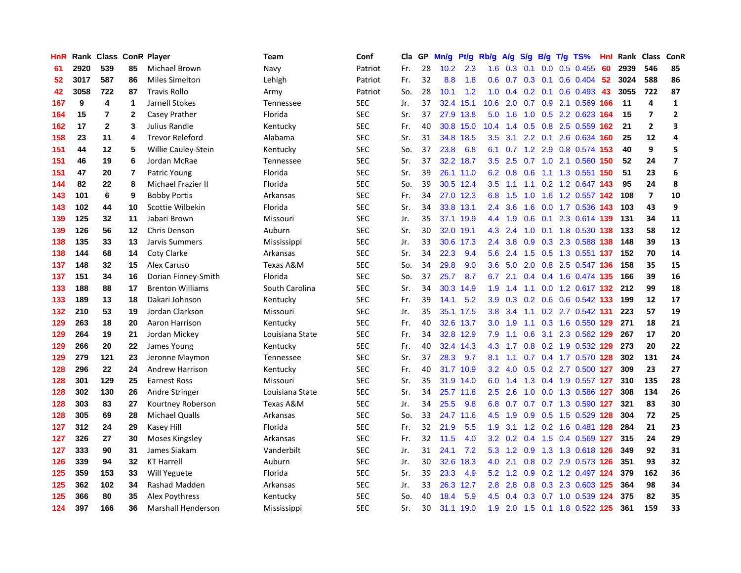| HnR | Rank | Class | ConR | Player | Team | Conf | Cla | GP | Mn/g | Pt/g | Rb/g | A/g | S/g | B/g | T/g | TS% | HnI | Rank | Class | ConR |
|---|---|---|---|---|---|---|---|---|---|---|---|---|---|---|---|---|---|---|---|---|
| 61 | 2920 | 539 | 85 | Michael Brown | Navy | Patriot | Fr. | 28 | 10.2 | 2.3 | 1.6 | 0.3 | 0.1 | 0.0 | 0.5 | 0.455 | 60 | 2939 | 546 | 85 |
| 52 | 3017 | 587 | 86 | Miles Simelton | Lehigh | Patriot | Fr. | 32 | 8.8 | 1.8 | 0.6 | 0.7 | 0.3 | 0.1 | 0.6 | 0.404 | 52 | 3024 | 588 | 86 |
| 42 | 3058 | 722 | 87 | Travis Rollo | Army | Patriot | So. | 28 | 10.1 | 1.2 | 1.0 | 0.4 | 0.2 | 0.1 | 0.6 | 0.493 | 43 | 3055 | 722 | 87 |
| 167 | 9 | 4 | 1 | Jarnell Stokes | Tennessee | SEC | Jr. | 37 | 32.4 | 15.1 | 10.6 | 2.0 | 0.7 | 0.9 | 2.1 | 0.569 | 166 | 11 | 4 | 1 |
| 164 | 15 | 7 | 2 | Casey Prather | Florida | SEC | Sr. | 37 | 27.9 | 13.8 | 5.0 | 1.6 | 1.0 | 0.5 | 2.2 | 0.623 | 164 | 15 | 7 | 2 |
| 162 | 17 | 2 | 3 | Julius Randle | Kentucky | SEC | Fr. | 40 | 30.8 | 15.0 | 10.4 | 1.4 | 0.5 | 0.8 | 2.5 | 0.559 | 162 | 21 | 2 | 3 |
| 158 | 23 | 11 | 4 | Trevor Releford | Alabama | SEC | Sr. | 31 | 34.8 | 18.5 | 3.5 | 3.1 | 2.2 | 0.1 | 2.6 | 0.634 | 160 | 25 | 12 | 4 |
| 151 | 44 | 12 | 5 | Willie Cauley-Stein | Kentucky | SEC | So. | 37 | 23.8 | 6.8 | 6.1 | 0.7 | 1.2 | 2.9 | 0.8 | 0.574 | 153 | 40 | 9 | 5 |
| 151 | 46 | 19 | 6 | Jordan McRae | Tennessee | SEC | Sr. | 37 | 32.2 | 18.7 | 3.5 | 2.5 | 0.7 | 1.0 | 2.1 | 0.560 | 150 | 52 | 24 | 7 |
| 151 | 47 | 20 | 7 | Patric Young | Florida | SEC | Sr. | 39 | 26.1 | 11.0 | 6.2 | 0.8 | 0.6 | 1.1 | 1.3 | 0.551 | 150 | 51 | 23 | 6 |
| 144 | 82 | 22 | 8 | Michael Frazier II | Florida | SEC | So. | 39 | 30.5 | 12.4 | 3.5 | 1.1 | 1.1 | 0.2 | 1.2 | 0.647 | 143 | 95 | 24 | 8 |
| 143 | 101 | 6 | 9 | Bobby Portis | Arkansas | SEC | Fr. | 34 | 27.0 | 12.3 | 6.8 | 1.5 | 1.0 | 1.6 | 1.2 | 0.557 | 142 | 108 | 7 | 10 |
| 143 | 102 | 44 | 10 | Scottie Wilbekin | Florida | SEC | Sr. | 34 | 33.8 | 13.1 | 2.4 | 3.6 | 1.6 | 0.0 | 1.7 | 0.536 | 143 | 103 | 43 | 9 |
| 139 | 125 | 32 | 11 | Jabari Brown | Missouri | SEC | Jr. | 35 | 37.1 | 19.9 | 4.4 | 1.9 | 0.6 | 0.1 | 2.3 | 0.614 | 139 | 131 | 34 | 11 |
| 139 | 126 | 56 | 12 | Chris Denson | Auburn | SEC | Sr. | 30 | 32.0 | 19.1 | 4.3 | 2.4 | 1.0 | 0.1 | 1.8 | 0.530 | 138 | 133 | 58 | 12 |
| 138 | 135 | 33 | 13 | Jarvis Summers | Mississippi | SEC | Jr. | 33 | 30.6 | 17.3 | 2.4 | 3.8 | 0.9 | 0.3 | 2.3 | 0.588 | 138 | 148 | 39 | 13 |
| 138 | 144 | 68 | 14 | Coty Clarke | Arkansas | SEC | Sr. | 34 | 22.3 | 9.4 | 5.6 | 2.4 | 1.5 | 0.5 | 1.3 | 0.551 | 137 | 152 | 70 | 14 |
| 137 | 148 | 32 | 15 | Alex Caruso | Texas A&M | SEC | So. | 34 | 29.8 | 9.0 | 3.6 | 5.0 | 2.0 | 0.8 | 2.5 | 0.547 | 136 | 158 | 35 | 15 |
| 137 | 151 | 34 | 16 | Dorian Finney-Smith | Florida | SEC | So. | 37 | 25.7 | 8.7 | 6.7 | 2.1 | 0.4 | 0.4 | 1.6 | 0.474 | 135 | 166 | 39 | 16 |
| 133 | 188 | 88 | 17 | Brenton Williams | South Carolina | SEC | Sr. | 34 | 30.3 | 14.9 | 1.9 | 1.4 | 1.1 | 0.0 | 1.2 | 0.617 | 132 | 212 | 99 | 18 |
| 133 | 189 | 13 | 18 | Dakari Johnson | Kentucky | SEC | Fr. | 39 | 14.1 | 5.2 | 3.9 | 0.3 | 0.2 | 0.6 | 0.6 | 0.542 | 133 | 199 | 12 | 17 |
| 132 | 210 | 53 | 19 | Jordan Clarkson | Missouri | SEC | Jr. | 35 | 35.1 | 17.5 | 3.8 | 3.4 | 1.1 | 0.2 | 2.7 | 0.542 | 131 | 223 | 57 | 19 |
| 129 | 263 | 18 | 20 | Aaron Harrison | Kentucky | SEC | Fr. | 40 | 32.6 | 13.7 | 3.0 | 1.9 | 1.1 | 0.3 | 1.6 | 0.550 | 129 | 271 | 18 | 21 |
| 129 | 264 | 19 | 21 | Jordan Mickey | Louisiana State | SEC | Fr. | 34 | 32.8 | 12.9 | 7.9 | 1.1 | 0.6 | 3.1 | 2.3 | 0.562 | 129 | 267 | 17 | 20 |
| 129 | 266 | 20 | 22 | James Young | Kentucky | SEC | Fr. | 40 | 32.4 | 14.3 | 4.3 | 1.7 | 0.8 | 0.2 | 1.9 | 0.532 | 129 | 273 | 20 | 22 |
| 129 | 279 | 121 | 23 | Jeronne Maymon | Tennessee | SEC | Sr. | 37 | 28.3 | 9.7 | 8.1 | 1.1 | 0.7 | 0.4 | 1.7 | 0.570 | 128 | 302 | 131 | 24 |
| 128 | 296 | 22 | 24 | Andrew Harrison | Kentucky | SEC | Fr. | 40 | 31.7 | 10.9 | 3.2 | 4.0 | 0.5 | 0.2 | 2.7 | 0.500 | 127 | 309 | 23 | 27 |
| 128 | 301 | 129 | 25 | Earnest Ross | Missouri | SEC | Sr. | 35 | 31.9 | 14.0 | 6.0 | 1.4 | 1.3 | 0.4 | 1.9 | 0.557 | 127 | 310 | 135 | 28 |
| 128 | 302 | 130 | 26 | Andre Stringer | Louisiana State | SEC | Sr. | 34 | 25.7 | 11.8 | 2.5 | 2.6 | 1.0 | 0.0 | 1.3 | 0.586 | 127 | 308 | 134 | 26 |
| 128 | 303 | 83 | 27 | Kourtney Roberson | Texas A&M | SEC | Jr. | 34 | 25.5 | 9.8 | 6.8 | 0.7 | 0.7 | 0.7 | 1.3 | 0.590 | 127 | 321 | 83 | 30 |
| 128 | 305 | 69 | 28 | Michael Qualls | Arkansas | SEC | So. | 33 | 24.7 | 11.6 | 4.5 | 1.9 | 0.9 | 0.5 | 1.5 | 0.529 | 128 | 304 | 72 | 25 |
| 127 | 312 | 24 | 29 | Kasey Hill | Florida | SEC | Fr. | 32 | 21.9 | 5.5 | 1.9 | 3.1 | 1.2 | 0.2 | 1.6 | 0.481 | 128 | 284 | 21 | 23 |
| 127 | 326 | 27 | 30 | Moses Kingsley | Arkansas | SEC | Fr. | 32 | 11.5 | 4.0 | 3.2 | 0.2 | 0.4 | 1.5 | 0.4 | 0.569 | 127 | 315 | 24 | 29 |
| 127 | 333 | 90 | 31 | James Siakam | Vanderbilt | SEC | Jr. | 31 | 24.1 | 7.2 | 5.3 | 1.2 | 0.9 | 1.3 | 1.3 | 0.618 | 126 | 349 | 92 | 31 |
| 126 | 339 | 94 | 32 | KT Harrell | Auburn | SEC | Jr. | 30 | 32.6 | 18.3 | 4.0 | 2.1 | 0.8 | 0.2 | 2.9 | 0.573 | 126 | 351 | 93 | 32 |
| 125 | 359 | 153 | 33 | Will Yeguete | Florida | SEC | Sr. | 39 | 23.3 | 4.9 | 5.2 | 1.2 | 0.9 | 0.2 | 1.2 | 0.497 | 124 | 379 | 162 | 36 |
| 125 | 362 | 102 | 34 | Rashad Madden | Arkansas | SEC | Jr. | 33 | 26.3 | 12.7 | 2.8 | 2.8 | 0.8 | 0.3 | 2.3 | 0.603 | 125 | 364 | 98 | 34 |
| 125 | 366 | 80 | 35 | Alex Poythress | Kentucky | SEC | So. | 40 | 18.4 | 5.9 | 4.5 | 0.4 | 0.3 | 0.7 | 1.0 | 0.539 | 124 | 375 | 82 | 35 |
| 124 | 397 | 166 | 36 | Marshall Henderson | Mississippi | SEC | Sr. | 30 | 31.1 | 19.0 | 1.9 | 2.0 | 1.5 | 0.1 | 1.8 | 0.522 | 125 | 361 | 159 | 33 |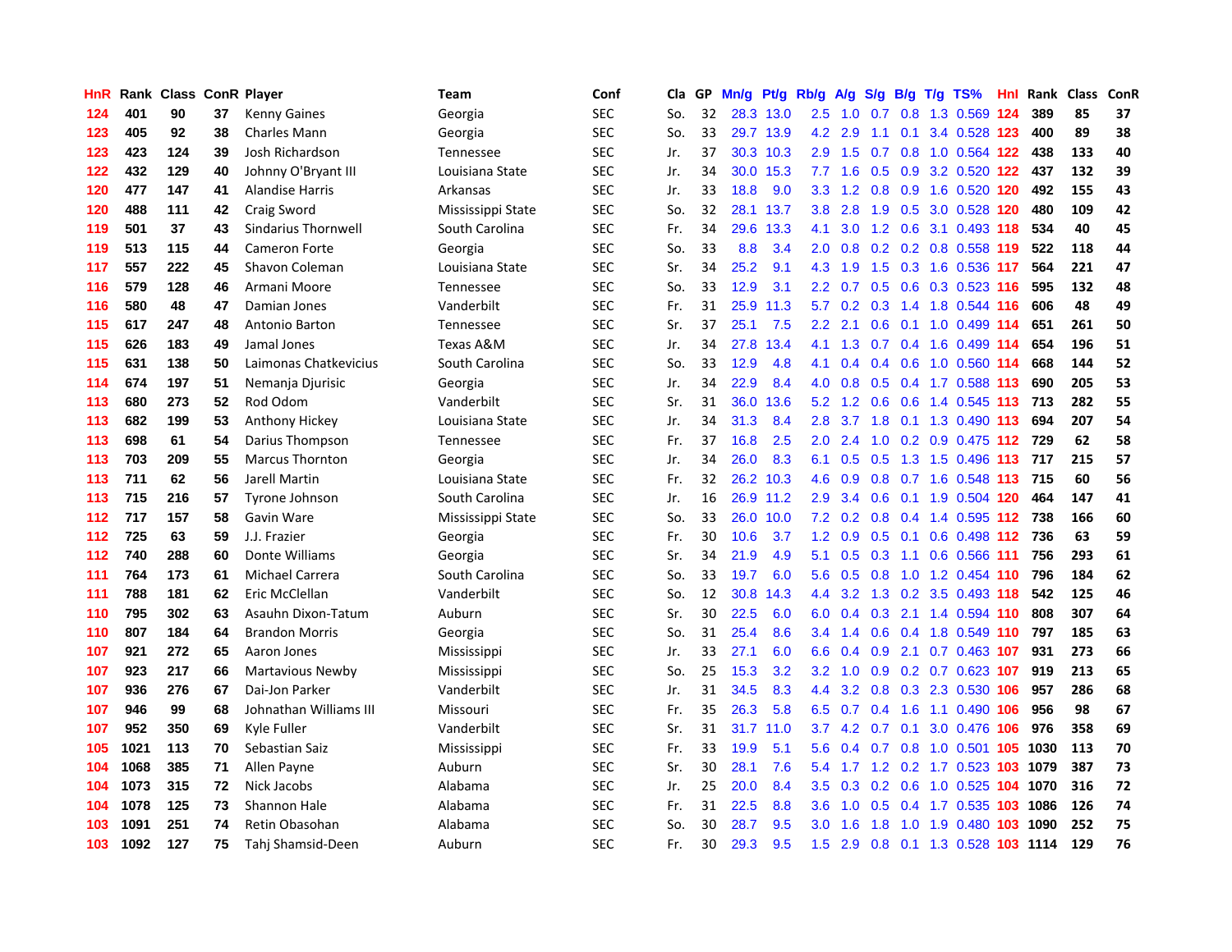| HnR | Rank | Class | ConR | Player | Team | Conf | Cla | GP | Mn/g | Pt/g | Rb/g | A/g | S/g | B/g | T/g | TS% | HnI | Rank | Class | ConR |
|---|---|---|---|---|---|---|---|---|---|---|---|---|---|---|---|---|---|---|---|---|
| 124 | 401 | 90 | 37 | Kenny Gaines | Georgia | SEC | So. | 32 | 28.3 | 13.0 | 2.5 | 1.0 | 0.7 | 0.8 | 1.3 | 0.569 | 124 | 389 | 85 | 37 |
| 123 | 405 | 92 | 38 | Charles Mann | Georgia | SEC | So. | 33 | 29.7 | 13.9 | 4.2 | 2.9 | 1.1 | 0.1 | 3.4 | 0.528 | 123 | 400 | 89 | 38 |
| 123 | 423 | 124 | 39 | Josh Richardson | Tennessee | SEC | Jr. | 37 | 30.3 | 10.3 | 2.9 | 1.5 | 0.7 | 0.8 | 1.0 | 0.564 | 122 | 438 | 133 | 40 |
| 122 | 432 | 129 | 40 | Johnny O'Bryant III | Louisiana State | SEC | Jr. | 34 | 30.0 | 15.3 | 7.7 | 1.6 | 0.5 | 0.9 | 3.2 | 0.520 | 122 | 437 | 132 | 39 |
| 120 | 477 | 147 | 41 | Alandise Harris | Arkansas | SEC | Jr. | 33 | 18.8 | 9.0 | 3.3 | 1.2 | 0.8 | 0.9 | 1.6 | 0.520 | 120 | 492 | 155 | 43 |
| 120 | 488 | 111 | 42 | Craig Sword | Mississippi State | SEC | So. | 32 | 28.1 | 13.7 | 3.8 | 2.8 | 1.9 | 0.5 | 3.0 | 0.528 | 120 | 480 | 109 | 42 |
| 119 | 501 | 37 | 43 | Sindarius Thornwell | South Carolina | SEC | Fr. | 34 | 29.6 | 13.3 | 4.1 | 3.0 | 1.2 | 0.6 | 3.1 | 0.493 | 118 | 534 | 40 | 45 |
| 119 | 513 | 115 | 44 | Cameron Forte | Georgia | SEC | So. | 33 | 8.8 | 3.4 | 2.0 | 0.8 | 0.2 | 0.2 | 0.8 | 0.558 | 119 | 522 | 118 | 44 |
| 117 | 557 | 222 | 45 | Shavon Coleman | Louisiana State | SEC | Sr. | 34 | 25.2 | 9.1 | 4.3 | 1.9 | 1.5 | 0.3 | 1.6 | 0.536 | 117 | 564 | 221 | 47 |
| 116 | 579 | 128 | 46 | Armani Moore | Tennessee | SEC | So. | 33 | 12.9 | 3.1 | 2.2 | 0.7 | 0.5 | 0.6 | 0.3 | 0.523 | 116 | 595 | 132 | 48 |
| 116 | 580 | 48 | 47 | Damian Jones | Vanderbilt | SEC | Fr. | 31 | 25.9 | 11.3 | 5.7 | 0.2 | 0.3 | 1.4 | 1.8 | 0.544 | 116 | 606 | 48 | 49 |
| 115 | 617 | 247 | 48 | Antonio Barton | Tennessee | SEC | Sr. | 37 | 25.1 | 7.5 | 2.2 | 2.1 | 0.6 | 0.1 | 1.0 | 0.499 | 114 | 651 | 261 | 50 |
| 115 | 626 | 183 | 49 | Jamal Jones | Texas A&M | SEC | Jr. | 34 | 27.8 | 13.4 | 4.1 | 1.3 | 0.7 | 0.4 | 1.6 | 0.499 | 114 | 654 | 196 | 51 |
| 115 | 631 | 138 | 50 | Laimonas Chatkevicius | South Carolina | SEC | So. | 33 | 12.9 | 4.8 | 4.1 | 0.4 | 0.4 | 0.6 | 1.0 | 0.560 | 114 | 668 | 144 | 52 |
| 114 | 674 | 197 | 51 | Nemanja Djurisic | Georgia | SEC | Jr. | 34 | 22.9 | 8.4 | 4.0 | 0.8 | 0.5 | 0.4 | 1.7 | 0.588 | 113 | 690 | 205 | 53 |
| 113 | 680 | 273 | 52 | Rod Odom | Vanderbilt | SEC | Sr. | 31 | 36.0 | 13.6 | 5.2 | 1.2 | 0.6 | 0.6 | 1.4 | 0.545 | 113 | 713 | 282 | 55 |
| 113 | 682 | 199 | 53 | Anthony Hickey | Louisiana State | SEC | Jr. | 34 | 31.3 | 8.4 | 2.8 | 3.7 | 1.8 | 0.1 | 1.3 | 0.490 | 113 | 694 | 207 | 54 |
| 113 | 698 | 61 | 54 | Darius Thompson | Tennessee | SEC | Fr. | 37 | 16.8 | 2.5 | 2.0 | 2.4 | 1.0 | 0.2 | 0.9 | 0.475 | 112 | 729 | 62 | 58 |
| 113 | 703 | 209 | 55 | Marcus Thornton | Georgia | SEC | Jr. | 34 | 26.0 | 8.3 | 6.1 | 0.5 | 0.5 | 1.3 | 1.5 | 0.496 | 113 | 717 | 215 | 57 |
| 113 | 711 | 62 | 56 | Jarell Martin | Louisiana State | SEC | Fr. | 32 | 26.2 | 10.3 | 4.6 | 0.9 | 0.8 | 0.7 | 1.6 | 0.548 | 113 | 715 | 60 | 56 |
| 113 | 715 | 216 | 57 | Tyrone Johnson | South Carolina | SEC | Jr. | 16 | 26.9 | 11.2 | 2.9 | 3.4 | 0.6 | 0.1 | 1.9 | 0.504 | 120 | 464 | 147 | 41 |
| 112 | 717 | 157 | 58 | Gavin Ware | Mississippi State | SEC | So. | 33 | 26.0 | 10.0 | 7.2 | 0.2 | 0.8 | 0.4 | 1.4 | 0.595 | 112 | 738 | 166 | 60 |
| 112 | 725 | 63 | 59 | J.J. Frazier | Georgia | SEC | Fr. | 30 | 10.6 | 3.7 | 1.2 | 0.9 | 0.5 | 0.1 | 0.6 | 0.498 | 112 | 736 | 63 | 59 |
| 112 | 740 | 288 | 60 | Donte Williams | Georgia | SEC | Sr. | 34 | 21.9 | 4.9 | 5.1 | 0.5 | 0.3 | 1.1 | 0.6 | 0.566 | 111 | 756 | 293 | 61 |
| 111 | 764 | 173 | 61 | Michael Carrera | South Carolina | SEC | So. | 33 | 19.7 | 6.0 | 5.6 | 0.5 | 0.8 | 1.0 | 1.2 | 0.454 | 110 | 796 | 184 | 62 |
| 111 | 788 | 181 | 62 | Eric McClellan | Vanderbilt | SEC | So. | 12 | 30.8 | 14.3 | 4.4 | 3.2 | 1.3 | 0.2 | 3.5 | 0.493 | 118 | 542 | 125 | 46 |
| 110 | 795 | 302 | 63 | Asauhn Dixon-Tatum | Auburn | SEC | Sr. | 30 | 22.5 | 6.0 | 6.0 | 0.4 | 0.3 | 2.1 | 1.4 | 0.594 | 110 | 808 | 307 | 64 |
| 110 | 807 | 184 | 64 | Brandon Morris | Georgia | SEC | So. | 31 | 25.4 | 8.6 | 3.4 | 1.4 | 0.6 | 0.4 | 1.8 | 0.549 | 110 | 797 | 185 | 63 |
| 107 | 921 | 272 | 65 | Aaron Jones | Mississippi | SEC | Jr. | 33 | 27.1 | 6.0 | 6.6 | 0.4 | 0.9 | 2.1 | 0.7 | 0.463 | 107 | 931 | 273 | 66 |
| 107 | 923 | 217 | 66 | Martavious Newby | Mississippi | SEC | So. | 25 | 15.3 | 3.2 | 3.2 | 1.0 | 0.9 | 0.2 | 0.7 | 0.623 | 107 | 919 | 213 | 65 |
| 107 | 936 | 276 | 67 | Dai-Jon Parker | Vanderbilt | SEC | Jr. | 31 | 34.5 | 8.3 | 4.4 | 3.2 | 0.8 | 0.3 | 2.3 | 0.530 | 106 | 957 | 286 | 68 |
| 107 | 946 | 99 | 68 | Johnathan Williams III | Missouri | SEC | Fr. | 35 | 26.3 | 5.8 | 6.5 | 0.7 | 0.4 | 1.6 | 1.1 | 0.490 | 106 | 956 | 98 | 67 |
| 107 | 952 | 350 | 69 | Kyle Fuller | Vanderbilt | SEC | Sr. | 31 | 31.7 | 11.0 | 3.7 | 4.2 | 0.7 | 0.1 | 3.0 | 0.476 | 106 | 976 | 358 | 69 |
| 105 | 1021 | 113 | 70 | Sebastian Saiz | Mississippi | SEC | Fr. | 33 | 19.9 | 5.1 | 5.6 | 0.4 | 0.7 | 0.8 | 1.0 | 0.501 | 105 | 1030 | 113 | 70 |
| 104 | 1068 | 385 | 71 | Allen Payne | Auburn | SEC | Sr. | 30 | 28.1 | 7.6 | 5.4 | 1.7 | 1.2 | 0.2 | 1.7 | 0.523 | 103 | 1079 | 387 | 73 |
| 104 | 1073 | 315 | 72 | Nick Jacobs | Alabama | SEC | Jr. | 25 | 20.0 | 8.4 | 3.5 | 0.3 | 0.2 | 0.6 | 1.0 | 0.525 | 104 | 1070 | 316 | 72 |
| 104 | 1078 | 125 | 73 | Shannon Hale | Alabama | SEC | Fr. | 31 | 22.5 | 8.8 | 3.6 | 1.0 | 0.5 | 0.4 | 1.7 | 0.535 | 103 | 1086 | 126 | 74 |
| 103 | 1091 | 251 | 74 | Retin Obasohan | Alabama | SEC | So. | 30 | 28.7 | 9.5 | 3.0 | 1.6 | 1.8 | 1.0 | 1.9 | 0.480 | 103 | 1090 | 252 | 75 |
| 103 | 1092 | 127 | 75 | Tahj Shamsid-Deen | Auburn | SEC | Fr. | 30 | 29.3 | 9.5 | 1.5 | 2.9 | 0.8 | 0.1 | 1.3 | 0.528 | 103 | 1114 | 129 | 76 |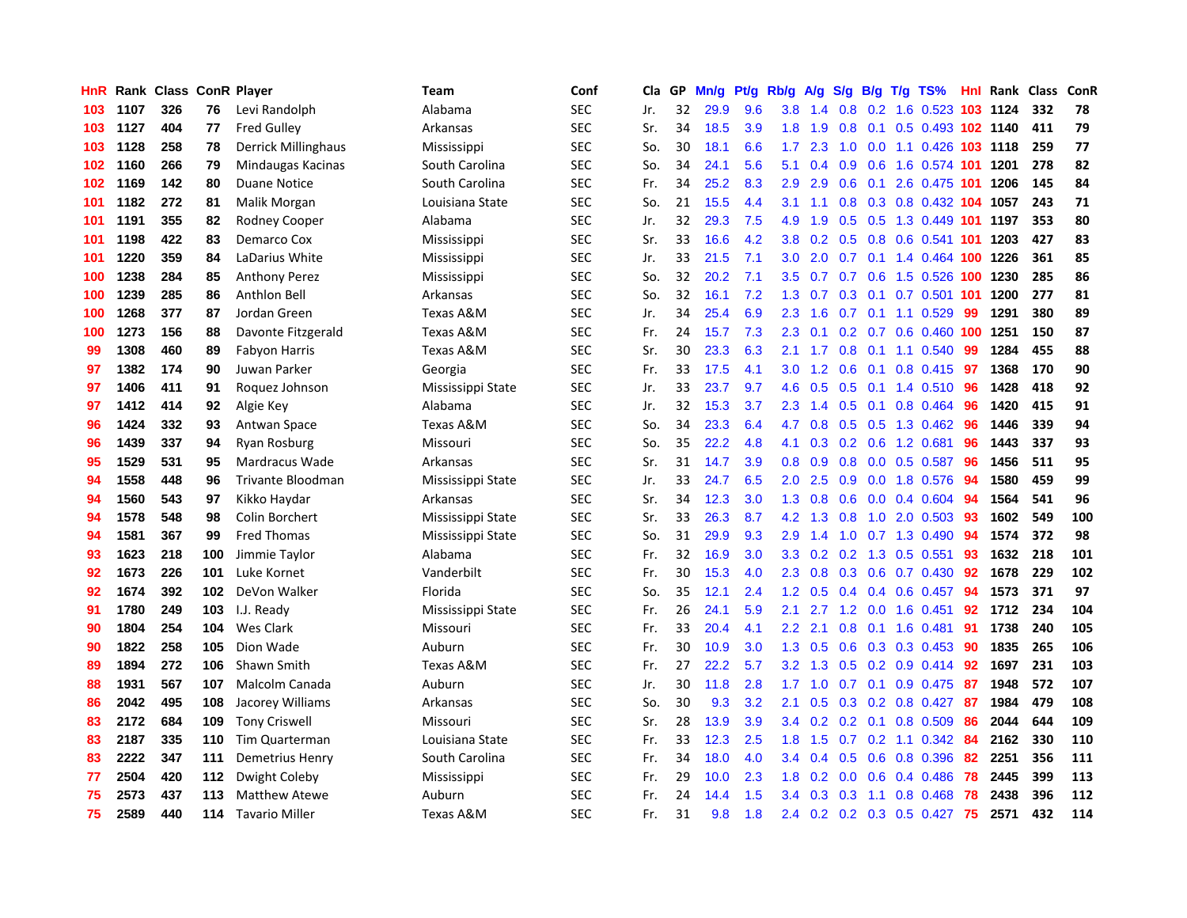| HnR | Rank | Class | ConR | Player | Team | Conf | Cla | GP | Mn/g | Pt/g | Rb/g | A/g | S/g | B/g | T/g | TS% | HnI | Rank | Class | ConR |
|---|---|---|---|---|---|---|---|---|---|---|---|---|---|---|---|---|---|---|---|---|
| 103 | 1107 | 326 | 76 | Levi Randolph | Alabama | SEC | Jr. | 32 | 29.9 | 9.6 | 3.8 | 1.4 | 0.8 | 0.2 | 1.6 | 0.523 | 103 | 1124 | 332 | 78 |
| 103 | 1127 | 404 | 77 | Fred Gulley | Arkansas | SEC | Sr. | 34 | 18.5 | 3.9 | 1.8 | 1.9 | 0.8 | 0.1 | 0.5 | 0.493 | 102 | 1140 | 411 | 79 |
| 103 | 1128 | 258 | 78 | Derrick Millinghaus | Mississippi | SEC | So. | 30 | 18.1 | 6.6 | 1.7 | 2.3 | 1.0 | 0.0 | 1.1 | 0.426 | 103 | 1118 | 259 | 77 |
| 102 | 1160 | 266 | 79 | Mindaugas Kacinas | South Carolina | SEC | So. | 34 | 24.1 | 5.6 | 5.1 | 0.4 | 0.9 | 0.6 | 1.6 | 0.574 | 101 | 1201 | 278 | 82 |
| 102 | 1169 | 142 | 80 | Duane Notice | South Carolina | SEC | Fr. | 34 | 25.2 | 8.3 | 2.9 | 2.9 | 0.6 | 0.1 | 2.6 | 0.475 | 101 | 1206 | 145 | 84 |
| 101 | 1182 | 272 | 81 | Malik Morgan | Louisiana State | SEC | So. | 21 | 15.5 | 4.4 | 3.1 | 1.1 | 0.8 | 0.3 | 0.8 | 0.432 | 104 | 1057 | 243 | 71 |
| 101 | 1191 | 355 | 82 | Rodney Cooper | Alabama | SEC | Jr. | 32 | 29.3 | 7.5 | 4.9 | 1.9 | 0.5 | 0.5 | 1.3 | 0.449 | 101 | 1197 | 353 | 80 |
| 101 | 1198 | 422 | 83 | Demarco Cox | Mississippi | SEC | Sr. | 33 | 16.6 | 4.2 | 3.8 | 0.2 | 0.5 | 0.8 | 0.6 | 0.541 | 101 | 1203 | 427 | 83 |
| 101 | 1220 | 359 | 84 | LaDarius White | Mississippi | SEC | Jr. | 33 | 21.5 | 7.1 | 3.0 | 2.0 | 0.7 | 0.1 | 1.4 | 0.464 | 100 | 1226 | 361 | 85 |
| 100 | 1238 | 284 | 85 | Anthony Perez | Mississippi | SEC | So. | 32 | 20.2 | 7.1 | 3.5 | 0.7 | 0.7 | 0.6 | 1.5 | 0.526 | 100 | 1230 | 285 | 86 |
| 100 | 1239 | 285 | 86 | Anthlon Bell | Arkansas | SEC | So. | 32 | 16.1 | 7.2 | 1.3 | 0.7 | 0.3 | 0.1 | 0.7 | 0.501 | 101 | 1200 | 277 | 81 |
| 100 | 1268 | 377 | 87 | Jordan Green | Texas A&M | SEC | Jr. | 34 | 25.4 | 6.9 | 2.3 | 1.6 | 0.7 | 0.1 | 1.1 | 0.529 | 99 | 1291 | 380 | 89 |
| 100 | 1273 | 156 | 88 | Davonte Fitzgerald | Texas A&M | SEC | Fr. | 24 | 15.7 | 7.3 | 2.3 | 0.1 | 0.2 | 0.7 | 0.6 | 0.460 | 100 | 1251 | 150 | 87 |
| 99 | 1308 | 460 | 89 | Fabyon Harris | Texas A&M | SEC | Sr. | 30 | 23.3 | 6.3 | 2.1 | 1.7 | 0.8 | 0.1 | 1.1 | 0.540 | 99 | 1284 | 455 | 88 |
| 97 | 1382 | 174 | 90 | Juwan Parker | Georgia | SEC | Fr. | 33 | 17.5 | 4.1 | 3.0 | 1.2 | 0.6 | 0.1 | 0.8 | 0.415 | 97 | 1368 | 170 | 90 |
| 97 | 1406 | 411 | 91 | Roquez Johnson | Mississippi State | SEC | Jr. | 33 | 23.7 | 9.7 | 4.6 | 0.5 | 0.5 | 0.1 | 1.4 | 0.510 | 96 | 1428 | 418 | 92 |
| 97 | 1412 | 414 | 92 | Algie Key | Alabama | SEC | Jr. | 32 | 15.3 | 3.7 | 2.3 | 1.4 | 0.5 | 0.1 | 0.8 | 0.464 | 96 | 1420 | 415 | 91 |
| 96 | 1424 | 332 | 93 | Antwan Space | Texas A&M | SEC | So. | 34 | 23.3 | 6.4 | 4.7 | 0.8 | 0.5 | 0.5 | 1.3 | 0.462 | 96 | 1446 | 339 | 94 |
| 96 | 1439 | 337 | 94 | Ryan Rosburg | Missouri | SEC | So. | 35 | 22.2 | 4.8 | 4.1 | 0.3 | 0.2 | 0.6 | 1.2 | 0.681 | 96 | 1443 | 337 | 93 |
| 95 | 1529 | 531 | 95 | Mardracus Wade | Arkansas | SEC | Sr. | 31 | 14.7 | 3.9 | 0.8 | 0.9 | 0.8 | 0.0 | 0.5 | 0.587 | 96 | 1456 | 511 | 95 |
| 94 | 1558 | 448 | 96 | Trivante Bloodman | Mississippi State | SEC | Jr. | 33 | 24.7 | 6.5 | 2.0 | 2.5 | 0.9 | 0.0 | 1.8 | 0.576 | 94 | 1580 | 459 | 99 |
| 94 | 1560 | 543 | 97 | Kikko Haydar | Arkansas | SEC | Sr. | 34 | 12.3 | 3.0 | 1.3 | 0.8 | 0.6 | 0.0 | 0.4 | 0.604 | 94 | 1564 | 541 | 96 |
| 94 | 1578 | 548 | 98 | Colin Borchert | Mississippi State | SEC | Sr. | 33 | 26.3 | 8.7 | 4.2 | 1.3 | 0.8 | 1.0 | 2.0 | 0.503 | 93 | 1602 | 549 | 100 |
| 94 | 1581 | 367 | 99 | Fred Thomas | Mississippi State | SEC | So. | 31 | 29.9 | 9.3 | 2.9 | 1.4 | 1.0 | 0.7 | 1.3 | 0.490 | 94 | 1574 | 372 | 98 |
| 93 | 1623 | 218 | 100 | Jimmie Taylor | Alabama | SEC | Fr. | 32 | 16.9 | 3.0 | 3.3 | 0.2 | 0.2 | 1.3 | 0.5 | 0.551 | 93 | 1632 | 218 | 101 |
| 92 | 1673 | 226 | 101 | Luke Kornet | Vanderbilt | SEC | Fr. | 30 | 15.3 | 4.0 | 2.3 | 0.8 | 0.3 | 0.6 | 0.7 | 0.430 | 92 | 1678 | 229 | 102 |
| 92 | 1674 | 392 | 102 | DeVon Walker | Florida | SEC | So. | 35 | 12.1 | 2.4 | 1.2 | 0.5 | 0.4 | 0.4 | 0.6 | 0.457 | 94 | 1573 | 371 | 97 |
| 91 | 1780 | 249 | 103 | I.J. Ready | Mississippi State | SEC | Fr. | 26 | 24.1 | 5.9 | 2.1 | 2.7 | 1.2 | 0.0 | 1.6 | 0.451 | 92 | 1712 | 234 | 104 |
| 90 | 1804 | 254 | 104 | Wes Clark | Missouri | SEC | Fr. | 33 | 20.4 | 4.1 | 2.2 | 2.1 | 0.8 | 0.1 | 1.6 | 0.481 | 91 | 1738 | 240 | 105 |
| 90 | 1822 | 258 | 105 | Dion Wade | Auburn | SEC | Fr. | 30 | 10.9 | 3.0 | 1.3 | 0.5 | 0.6 | 0.3 | 0.3 | 0.453 | 90 | 1835 | 265 | 106 |
| 89 | 1894 | 272 | 106 | Shawn Smith | Texas A&M | SEC | Fr. | 27 | 22.2 | 5.7 | 3.2 | 1.3 | 0.5 | 0.2 | 0.9 | 0.414 | 92 | 1697 | 231 | 103 |
| 88 | 1931 | 567 | 107 | Malcolm Canada | Auburn | SEC | Jr. | 30 | 11.8 | 2.8 | 1.7 | 1.0 | 0.7 | 0.1 | 0.9 | 0.475 | 87 | 1948 | 572 | 107 |
| 86 | 2042 | 495 | 108 | Jacorey Williams | Arkansas | SEC | So. | 30 | 9.3 | 3.2 | 2.1 | 0.5 | 0.3 | 0.2 | 0.8 | 0.427 | 87 | 1984 | 479 | 108 |
| 83 | 2172 | 684 | 109 | Tony Criswell | Missouri | SEC | Sr. | 28 | 13.9 | 3.9 | 3.4 | 0.2 | 0.2 | 0.1 | 0.8 | 0.509 | 86 | 2044 | 644 | 109 |
| 83 | 2187 | 335 | 110 | Tim Quarterman | Louisiana State | SEC | Fr. | 33 | 12.3 | 2.5 | 1.8 | 1.5 | 0.7 | 0.2 | 1.1 | 0.342 | 84 | 2162 | 330 | 110 |
| 83 | 2222 | 347 | 111 | Demetrius Henry | South Carolina | SEC | Fr. | 34 | 18.0 | 4.0 | 3.4 | 0.4 | 0.5 | 0.6 | 0.8 | 0.396 | 82 | 2251 | 356 | 111 |
| 77 | 2504 | 420 | 112 | Dwight Coleby | Mississippi | SEC | Fr. | 29 | 10.0 | 2.3 | 1.8 | 0.2 | 0.0 | 0.6 | 0.4 | 0.486 | 78 | 2445 | 399 | 113 |
| 75 | 2573 | 437 | 113 | Matthew Atewe | Auburn | SEC | Fr. | 24 | 14.4 | 1.5 | 3.4 | 0.3 | 0.3 | 1.1 | 0.8 | 0.468 | 78 | 2438 | 396 | 112 |
| 75 | 2589 | 440 | 114 | Tavario Miller | Texas A&M | SEC | Fr. | 31 | 9.8 | 1.8 | 2.4 | 0.2 | 0.2 | 0.3 | 0.5 | 0.427 | 75 | 2571 | 432 | 114 |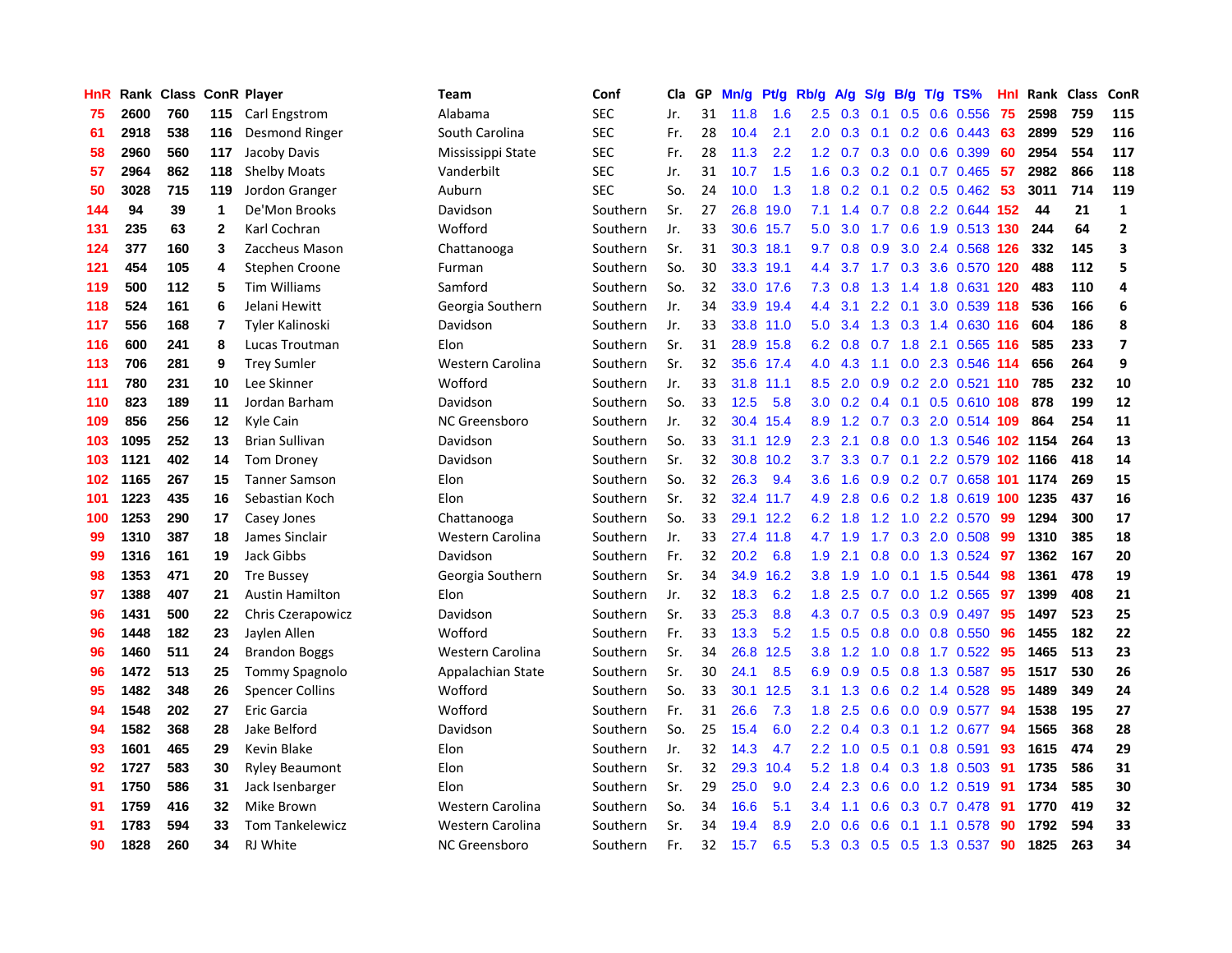| HnR | Rank | Class | ConR | Player | Team | Conf | Cla | GP | Mn/g | Pt/g | Rb/g | A/g | S/g | B/g | T/g | TS% | HnI | Rank | Class | ConR |
|---|---|---|---|---|---|---|---|---|---|---|---|---|---|---|---|---|---|---|---|---|
| 75 | 2600 | 760 | 115 | Carl Engstrom | Alabama | SEC | Jr. | 31 | 11.8 | 1.6 | 2.5 | 0.3 | 0.1 | 0.5 | 0.6 | 0.556 | 75 | 2598 | 759 | 115 |
| 61 | 2918 | 538 | 116 | Desmond Ringer | South Carolina | SEC | Fr. | 28 | 10.4 | 2.1 | 2.0 | 0.3 | 0.1 | 0.2 | 0.6 | 0.443 | 63 | 2899 | 529 | 116 |
| 58 | 2960 | 560 | 117 | Jacoby Davis | Mississippi State | SEC | Fr. | 28 | 11.3 | 2.2 | 1.2 | 0.7 | 0.3 | 0.0 | 0.6 | 0.399 | 60 | 2954 | 554 | 117 |
| 57 | 2964 | 862 | 118 | Shelby Moats | Vanderbilt | SEC | Jr. | 31 | 10.7 | 1.5 | 1.6 | 0.3 | 0.2 | 0.1 | 0.7 | 0.465 | 57 | 2982 | 866 | 118 |
| 50 | 3028 | 715 | 119 | Jordon Granger | Auburn | SEC | So. | 24 | 10.0 | 1.3 | 1.8 | 0.2 | 0.1 | 0.2 | 0.5 | 0.462 | 53 | 3011 | 714 | 119 |
| 144 | 94 | 39 | 1 | De'Mon Brooks | Davidson | Southern | Sr. | 27 | 26.8 | 19.0 | 7.1 | 1.4 | 0.7 | 0.8 | 2.2 | 0.644 | 152 | 44 | 21 | 1 |
| 131 | 235 | 63 | 2 | Karl Cochran | Wofford | Southern | Jr. | 33 | 30.6 | 15.7 | 5.0 | 3.0 | 1.7 | 0.6 | 1.9 | 0.513 | 130 | 244 | 64 | 2 |
| 124 | 377 | 160 | 3 | Zaccheus Mason | Chattanooga | Southern | Sr. | 31 | 30.3 | 18.1 | 9.7 | 0.8 | 0.9 | 3.0 | 2.4 | 0.568 | 126 | 332 | 145 | 3 |
| 121 | 454 | 105 | 4 | Stephen Croone | Furman | Southern | So. | 30 | 33.3 | 19.1 | 4.4 | 3.7 | 1.7 | 0.3 | 3.6 | 0.570 | 120 | 488 | 112 | 5 |
| 119 | 500 | 112 | 5 | Tim Williams | Samford | Southern | So. | 32 | 33.0 | 17.6 | 7.3 | 0.8 | 1.3 | 1.4 | 1.8 | 0.631 | 120 | 483 | 110 | 4 |
| 118 | 524 | 161 | 6 | Jelani Hewitt | Georgia Southern | Southern | Jr. | 34 | 33.9 | 19.4 | 4.4 | 3.1 | 2.2 | 0.1 | 3.0 | 0.539 | 118 | 536 | 166 | 6 |
| 117 | 556 | 168 | 7 | Tyler Kalinoski | Davidson | Southern | Jr. | 33 | 33.8 | 11.0 | 5.0 | 3.4 | 1.3 | 0.3 | 1.4 | 0.630 | 116 | 604 | 186 | 8 |
| 116 | 600 | 241 | 8 | Lucas Troutman | Elon | Southern | Sr. | 31 | 28.9 | 15.8 | 6.2 | 0.8 | 0.7 | 1.8 | 2.1 | 0.565 | 116 | 585 | 233 | 7 |
| 113 | 706 | 281 | 9 | Trey Sumler | Western Carolina | Southern | Sr. | 32 | 35.6 | 17.4 | 4.0 | 4.3 | 1.1 | 0.0 | 2.3 | 0.546 | 114 | 656 | 264 | 9 |
| 111 | 780 | 231 | 10 | Lee Skinner | Wofford | Southern | Jr. | 33 | 31.8 | 11.1 | 8.5 | 2.0 | 0.9 | 0.2 | 2.0 | 0.521 | 110 | 785 | 232 | 10 |
| 110 | 823 | 189 | 11 | Jordan Barham | Davidson | Southern | So. | 33 | 12.5 | 5.8 | 3.0 | 0.2 | 0.4 | 0.1 | 0.5 | 0.610 | 108 | 878 | 199 | 12 |
| 109 | 856 | 256 | 12 | Kyle Cain | NC Greensboro | Southern | Jr. | 32 | 30.4 | 15.4 | 8.9 | 1.2 | 0.7 | 0.3 | 2.0 | 0.514 | 109 | 864 | 254 | 11 |
| 103 | 1095 | 252 | 13 | Brian Sullivan | Davidson | Southern | So. | 33 | 31.1 | 12.9 | 2.3 | 2.1 | 0.8 | 0.0 | 1.3 | 0.546 | 102 | 1154 | 264 | 13 |
| 103 | 1121 | 402 | 14 | Tom Droney | Davidson | Southern | Sr. | 32 | 30.8 | 10.2 | 3.7 | 3.3 | 0.7 | 0.1 | 2.2 | 0.579 | 102 | 1166 | 418 | 14 |
| 102 | 1165 | 267 | 15 | Tanner Samson | Elon | Southern | So. | 32 | 26.3 | 9.4 | 3.6 | 1.6 | 0.9 | 0.2 | 0.7 | 0.658 | 101 | 1174 | 269 | 15 |
| 101 | 1223 | 435 | 16 | Sebastian Koch | Elon | Southern | Sr. | 32 | 32.4 | 11.7 | 4.9 | 2.8 | 0.6 | 0.2 | 1.8 | 0.619 | 100 | 1235 | 437 | 16 |
| 100 | 1253 | 290 | 17 | Casey Jones | Chattanooga | Southern | So. | 33 | 29.1 | 12.2 | 6.2 | 1.8 | 1.2 | 1.0 | 2.2 | 0.570 | 99 | 1294 | 300 | 17 |
| 99 | 1310 | 387 | 18 | James Sinclair | Western Carolina | Southern | Jr. | 33 | 27.4 | 11.8 | 4.7 | 1.9 | 1.7 | 0.3 | 2.0 | 0.508 | 99 | 1310 | 385 | 18 |
| 99 | 1316 | 161 | 19 | Jack Gibbs | Davidson | Southern | Fr. | 32 | 20.2 | 6.8 | 1.9 | 2.1 | 0.8 | 0.0 | 1.3 | 0.524 | 97 | 1362 | 167 | 20 |
| 98 | 1353 | 471 | 20 | Tre Bussey | Georgia Southern | Southern | Sr. | 34 | 34.9 | 16.2 | 3.8 | 1.9 | 1.0 | 0.1 | 1.5 | 0.544 | 98 | 1361 | 478 | 19 |
| 97 | 1388 | 407 | 21 | Austin Hamilton | Elon | Southern | Jr. | 32 | 18.3 | 6.2 | 1.8 | 2.5 | 0.7 | 0.0 | 1.2 | 0.565 | 97 | 1399 | 408 | 21 |
| 96 | 1431 | 500 | 22 | Chris Czerapowicz | Davidson | Southern | Sr. | 33 | 25.3 | 8.8 | 4.3 | 0.7 | 0.5 | 0.3 | 0.9 | 0.497 | 95 | 1497 | 523 | 25 |
| 96 | 1448 | 182 | 23 | Jaylen Allen | Wofford | Southern | Fr. | 33 | 13.3 | 5.2 | 1.5 | 0.5 | 0.8 | 0.0 | 0.8 | 0.550 | 96 | 1455 | 182 | 22 |
| 96 | 1460 | 511 | 24 | Brandon Boggs | Western Carolina | Southern | Sr. | 34 | 26.8 | 12.5 | 3.8 | 1.2 | 1.0 | 0.8 | 1.7 | 0.522 | 95 | 1465 | 513 | 23 |
| 96 | 1472 | 513 | 25 | Tommy Spagnolo | Appalachian State | Southern | Sr. | 30 | 24.1 | 8.5 | 6.9 | 0.9 | 0.5 | 0.8 | 1.3 | 0.587 | 95 | 1517 | 530 | 26 |
| 95 | 1482 | 348 | 26 | Spencer Collins | Wofford | Southern | So. | 33 | 30.1 | 12.5 | 3.1 | 1.3 | 0.6 | 0.2 | 1.4 | 0.528 | 95 | 1489 | 349 | 24 |
| 94 | 1548 | 202 | 27 | Eric Garcia | Wofford | Southern | Fr. | 31 | 26.6 | 7.3 | 1.8 | 2.5 | 0.6 | 0.0 | 0.9 | 0.577 | 94 | 1538 | 195 | 27 |
| 94 | 1582 | 368 | 28 | Jake Belford | Davidson | Southern | So. | 25 | 15.4 | 6.0 | 2.2 | 0.4 | 0.3 | 0.1 | 1.2 | 0.677 | 94 | 1565 | 368 | 28 |
| 93 | 1601 | 465 | 29 | Kevin Blake | Elon | Southern | Jr. | 32 | 14.3 | 4.7 | 2.2 | 1.0 | 0.5 | 0.1 | 0.8 | 0.591 | 93 | 1615 | 474 | 29 |
| 92 | 1727 | 583 | 30 | Ryley Beaumont | Elon | Southern | Sr. | 32 | 29.3 | 10.4 | 5.2 | 1.8 | 0.4 | 0.3 | 1.8 | 0.503 | 91 | 1735 | 586 | 31 |
| 91 | 1750 | 586 | 31 | Jack Isenbarger | Elon | Southern | Sr. | 29 | 25.0 | 9.0 | 2.4 | 2.3 | 0.6 | 0.0 | 1.2 | 0.519 | 91 | 1734 | 585 | 30 |
| 91 | 1759 | 416 | 32 | Mike Brown | Western Carolina | Southern | So. | 34 | 16.6 | 5.1 | 3.4 | 1.1 | 0.6 | 0.3 | 0.7 | 0.478 | 91 | 1770 | 419 | 32 |
| 91 | 1783 | 594 | 33 | Tom Tankelewicz | Western Carolina | Southern | Sr. | 34 | 19.4 | 8.9 | 2.0 | 0.6 | 0.6 | 0.1 | 1.1 | 0.578 | 90 | 1792 | 594 | 33 |
| 90 | 1828 | 260 | 34 | RJ White | NC Greensboro | Southern | Fr. | 32 | 15.7 | 6.5 | 5.3 | 0.3 | 0.5 | 0.5 | 1.3 | 0.537 | 90 | 1825 | 263 | 34 |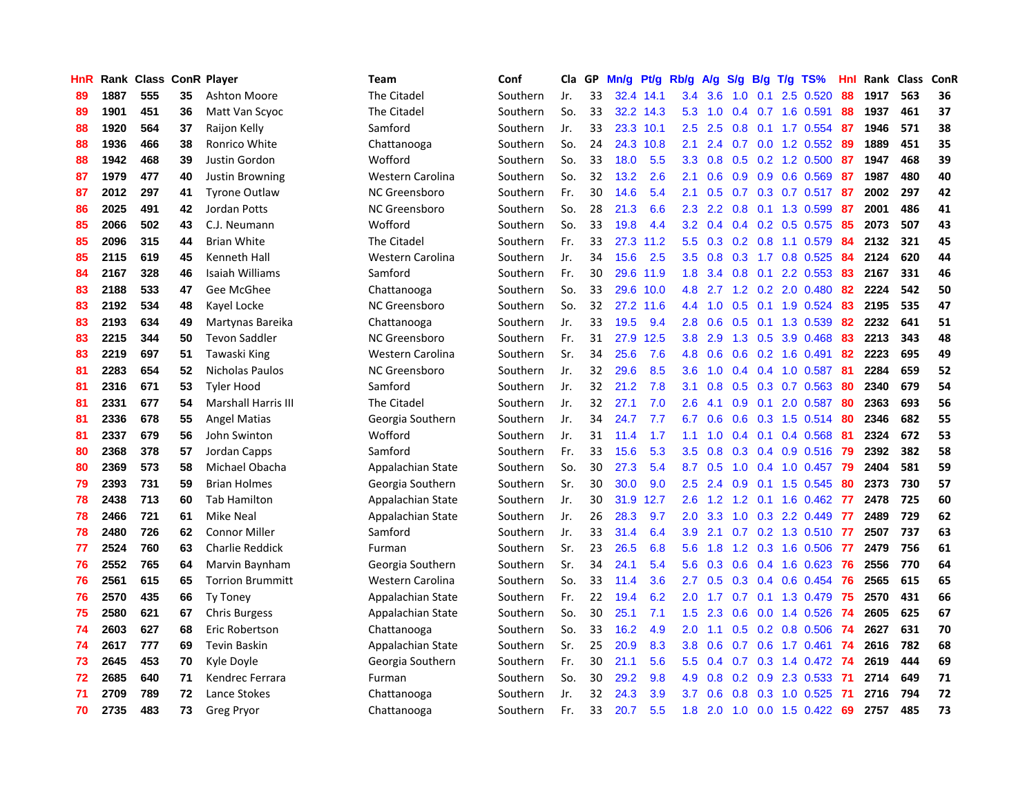| HnR | Rank | Class | ConR | Player | Team | Conf | Cla | GP | Mn/g | Pt/g | Rb/g | A/g | S/g | B/g | T/g | TS% | HnI | Rank | Class | ConR |
|---|---|---|---|---|---|---|---|---|---|---|---|---|---|---|---|---|---|---|---|---|
| 89 | 1887 | 555 | 35 | Ashton Moore | The Citadel | Southern | Jr. | 33 | 32.4 | 14.1 | 3.4 | 3.6 | 1.0 | 0.1 | 2.5 | 0.520 | 88 | 1917 | 563 | 36 |
| 89 | 1901 | 451 | 36 | Matt Van Scyoc | The Citadel | Southern | So. | 33 | 32.2 | 14.3 | 5.3 | 1.0 | 0.4 | 0.7 | 1.6 | 0.591 | 88 | 1937 | 461 | 37 |
| 88 | 1920 | 564 | 37 | Raijon Kelly | Samford | Southern | Jr. | 33 | 23.3 | 10.1 | 2.5 | 2.5 | 0.8 | 0.1 | 1.7 | 0.554 | 87 | 1946 | 571 | 38 |
| 88 | 1936 | 466 | 38 | Ronrico White | Chattanooga | Southern | So. | 24 | 24.3 | 10.8 | 2.1 | 2.4 | 0.7 | 0.0 | 1.2 | 0.552 | 89 | 1889 | 451 | 35 |
| 88 | 1942 | 468 | 39 | Justin Gordon | Wofford | Southern | So. | 33 | 18.0 | 5.5 | 3.3 | 0.8 | 0.5 | 0.2 | 1.2 | 0.500 | 87 | 1947 | 468 | 39 |
| 87 | 1979 | 477 | 40 | Justin Browning | Western Carolina | Southern | So. | 32 | 13.2 | 2.6 | 2.1 | 0.6 | 0.9 | 0.9 | 0.6 | 0.569 | 87 | 1987 | 480 | 40 |
| 87 | 2012 | 297 | 41 | Tyrone Outlaw | NC Greensboro | Southern | Fr. | 30 | 14.6 | 5.4 | 2.1 | 0.5 | 0.7 | 0.3 | 0.7 | 0.517 | 87 | 2002 | 297 | 42 |
| 86 | 2025 | 491 | 42 | Jordan Potts | NC Greensboro | Southern | So. | 28 | 21.3 | 6.6 | 2.3 | 2.2 | 0.8 | 0.1 | 1.3 | 0.599 | 87 | 2001 | 486 | 41 |
| 85 | 2066 | 502 | 43 | C.J. Neumann | Wofford | Southern | So. | 33 | 19.8 | 4.4 | 3.2 | 0.4 | 0.4 | 0.2 | 0.5 | 0.575 | 85 | 2073 | 507 | 43 |
| 85 | 2096 | 315 | 44 | Brian White | The Citadel | Southern | Fr. | 33 | 27.3 | 11.2 | 5.5 | 0.3 | 0.2 | 0.8 | 1.1 | 0.579 | 84 | 2132 | 321 | 45 |
| 85 | 2115 | 619 | 45 | Kenneth Hall | Western Carolina | Southern | Jr. | 34 | 15.6 | 2.5 | 3.5 | 0.8 | 0.3 | 1.7 | 0.8 | 0.525 | 84 | 2124 | 620 | 44 |
| 84 | 2167 | 328 | 46 | Isaiah Williams | Samford | Southern | Fr. | 30 | 29.6 | 11.9 | 1.8 | 3.4 | 0.8 | 0.1 | 2.2 | 0.553 | 83 | 2167 | 331 | 46 |
| 83 | 2188 | 533 | 47 | Gee McGhee | Chattanooga | Southern | So. | 33 | 29.6 | 10.0 | 4.8 | 2.7 | 1.2 | 0.2 | 2.0 | 0.480 | 82 | 2224 | 542 | 50 |
| 83 | 2192 | 534 | 48 | Kayel Locke | NC Greensboro | Southern | So. | 32 | 27.2 | 11.6 | 4.4 | 1.0 | 0.5 | 0.1 | 1.9 | 0.524 | 83 | 2195 | 535 | 47 |
| 83 | 2193 | 634 | 49 | Martynas Bareika | Chattanooga | Southern | Jr. | 33 | 19.5 | 9.4 | 2.8 | 0.6 | 0.5 | 0.1 | 1.3 | 0.539 | 82 | 2232 | 641 | 51 |
| 83 | 2215 | 344 | 50 | Tevon Saddler | NC Greensboro | Southern | Fr. | 31 | 27.9 | 12.5 | 3.8 | 2.9 | 1.3 | 0.5 | 3.9 | 0.468 | 83 | 2213 | 343 | 48 |
| 83 | 2219 | 697 | 51 | Tawaski King | Western Carolina | Southern | Sr. | 34 | 25.6 | 7.6 | 4.8 | 0.6 | 0.6 | 0.2 | 1.6 | 0.491 | 82 | 2223 | 695 | 49 |
| 81 | 2283 | 654 | 52 | Nicholas Paulos | NC Greensboro | Southern | Jr. | 32 | 29.6 | 8.5 | 3.6 | 1.0 | 0.4 | 0.4 | 1.0 | 0.587 | 81 | 2284 | 659 | 52 |
| 81 | 2316 | 671 | 53 | Tyler Hood | Samford | Southern | Jr. | 32 | 21.2 | 7.8 | 3.1 | 0.8 | 0.5 | 0.3 | 0.7 | 0.563 | 80 | 2340 | 679 | 54 |
| 81 | 2331 | 677 | 54 | Marshall Harris III | The Citadel | Southern | Jr. | 32 | 27.1 | 7.0 | 2.6 | 4.1 | 0.9 | 0.1 | 2.0 | 0.587 | 80 | 2363 | 693 | 56 |
| 81 | 2336 | 678 | 55 | Angel Matias | Georgia Southern | Southern | Jr. | 34 | 24.7 | 7.7 | 6.7 | 0.6 | 0.6 | 0.3 | 1.5 | 0.514 | 80 | 2346 | 682 | 55 |
| 81 | 2337 | 679 | 56 | John Swinton | Wofford | Southern | Jr. | 31 | 11.4 | 1.7 | 1.1 | 1.0 | 0.4 | 0.1 | 0.4 | 0.568 | 81 | 2324 | 672 | 53 |
| 80 | 2368 | 378 | 57 | Jordan Capps | Samford | Southern | Fr. | 33 | 15.6 | 5.3 | 3.5 | 0.8 | 0.3 | 0.4 | 0.9 | 0.516 | 79 | 2392 | 382 | 58 |
| 80 | 2369 | 573 | 58 | Michael Obacha | Appalachian State | Southern | So. | 30 | 27.3 | 5.4 | 8.7 | 0.5 | 1.0 | 0.4 | 1.0 | 0.457 | 79 | 2404 | 581 | 59 |
| 79 | 2393 | 731 | 59 | Brian Holmes | Georgia Southern | Southern | Sr. | 30 | 30.0 | 9.0 | 2.5 | 2.4 | 0.9 | 0.1 | 1.5 | 0.545 | 80 | 2373 | 730 | 57 |
| 78 | 2438 | 713 | 60 | Tab Hamilton | Appalachian State | Southern | Jr. | 30 | 31.9 | 12.7 | 2.6 | 1.2 | 1.2 | 0.1 | 1.6 | 0.462 | 77 | 2478 | 725 | 60 |
| 78 | 2466 | 721 | 61 | Mike Neal | Appalachian State | Southern | Jr. | 26 | 28.3 | 9.7 | 2.0 | 3.3 | 1.0 | 0.3 | 2.2 | 0.449 | 77 | 2489 | 729 | 62 |
| 78 | 2480 | 726 | 62 | Connor Miller | Samford | Southern | Jr. | 33 | 31.4 | 6.4 | 3.9 | 2.1 | 0.7 | 0.2 | 1.3 | 0.510 | 77 | 2507 | 737 | 63 |
| 77 | 2524 | 760 | 63 | Charlie Reddick | Furman | Southern | Sr. | 23 | 26.5 | 6.8 | 5.6 | 1.8 | 1.2 | 0.3 | 1.6 | 0.506 | 77 | 2479 | 756 | 61 |
| 76 | 2552 | 765 | 64 | Marvin Baynham | Georgia Southern | Southern | Sr. | 34 | 24.1 | 5.4 | 5.6 | 0.3 | 0.6 | 0.4 | 1.6 | 0.623 | 76 | 2556 | 770 | 64 |
| 76 | 2561 | 615 | 65 | Torrion Brummitt | Western Carolina | Southern | So. | 33 | 11.4 | 3.6 | 2.7 | 0.5 | 0.3 | 0.4 | 0.6 | 0.454 | 76 | 2565 | 615 | 65 |
| 76 | 2570 | 435 | 66 | Ty Toney | Appalachian State | Southern | Fr. | 22 | 19.4 | 6.2 | 2.0 | 1.7 | 0.7 | 0.1 | 1.3 | 0.479 | 75 | 2570 | 431 | 66 |
| 75 | 2580 | 621 | 67 | Chris Burgess | Appalachian State | Southern | So. | 30 | 25.1 | 7.1 | 1.5 | 2.3 | 0.6 | 0.0 | 1.4 | 0.526 | 74 | 2605 | 625 | 67 |
| 74 | 2603 | 627 | 68 | Eric Robertson | Chattanooga | Southern | So. | 33 | 16.2 | 4.9 | 2.0 | 1.1 | 0.5 | 0.2 | 0.8 | 0.506 | 74 | 2627 | 631 | 70 |
| 74 | 2617 | 777 | 69 | Tevin Baskin | Appalachian State | Southern | Sr. | 25 | 20.9 | 8.3 | 3.8 | 0.6 | 0.7 | 0.6 | 1.7 | 0.461 | 74 | 2616 | 782 | 68 |
| 73 | 2645 | 453 | 70 | Kyle Doyle | Georgia Southern | Southern | Fr. | 30 | 21.1 | 5.6 | 5.5 | 0.4 | 0.7 | 0.3 | 1.4 | 0.472 | 74 | 2619 | 444 | 69 |
| 72 | 2685 | 640 | 71 | Kendrec Ferrara | Furman | Southern | So. | 30 | 29.2 | 9.8 | 4.9 | 0.8 | 0.2 | 0.9 | 2.3 | 0.533 | 71 | 2714 | 649 | 71 |
| 71 | 2709 | 789 | 72 | Lance Stokes | Chattanooga | Southern | Jr. | 32 | 24.3 | 3.9 | 3.7 | 0.6 | 0.8 | 0.3 | 1.0 | 0.525 | 71 | 2716 | 794 | 72 |
| 70 | 2735 | 483 | 73 | Greg Pryor | Chattanooga | Southern | Fr. | 33 | 20.7 | 5.5 | 1.8 | 2.0 | 1.0 | 0.0 | 1.5 | 0.422 | 69 | 2757 | 485 | 73 |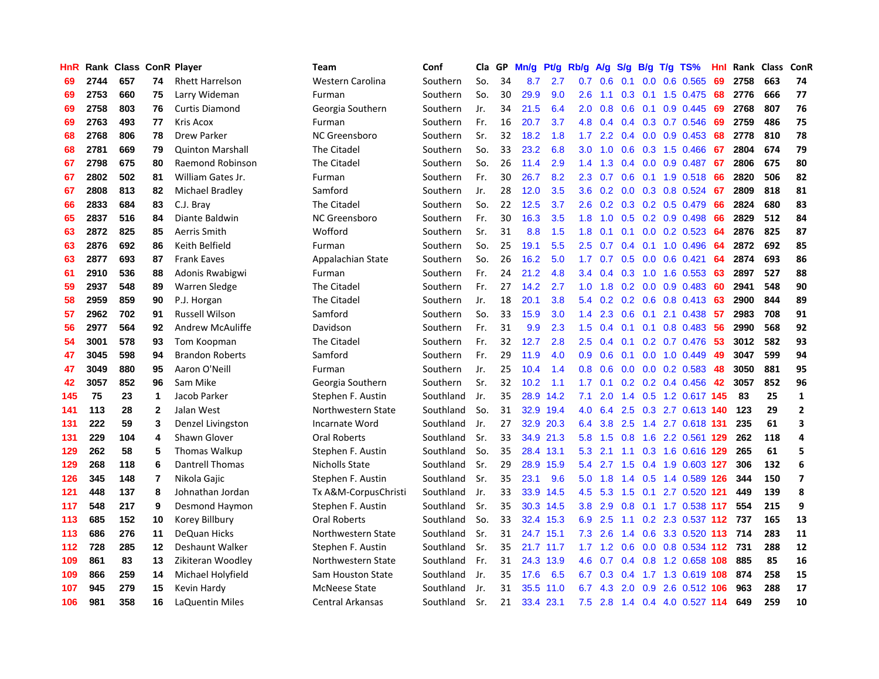| HnR | Rank | Class | ConR | Player | Team | Conf | Cla | GP | Mn/g | Pt/g | Rb/g | A/g | S/g | B/g | T/g | TS% | HnI | Rank | Class | ConR |
|---|---|---|---|---|---|---|---|---|---|---|---|---|---|---|---|---|---|---|---|---|
| 69 | 2744 | 657 | 74 | Rhett Harrelson | Western Carolina | Southern | So. | 34 | 8.7 | 2.7 | 0.7 | 0.6 | 0.1 | 0.0 | 0.6 | 0.565 | 69 | 2758 | 663 | 74 |
| 69 | 2753 | 660 | 75 | Larry Wideman | Furman | Southern | So. | 30 | 29.9 | 9.0 | 2.6 | 1.1 | 0.3 | 0.1 | 1.5 | 0.475 | 68 | 2776 | 666 | 77 |
| 69 | 2758 | 803 | 76 | Curtis Diamond | Georgia Southern | Southern | Jr. | 34 | 21.5 | 6.4 | 2.0 | 0.8 | 0.6 | 0.1 | 0.9 | 0.445 | 69 | 2768 | 807 | 76 |
| 69 | 2763 | 493 | 77 | Kris Acox | Furman | Southern | Fr. | 16 | 20.7 | 3.7 | 4.8 | 0.4 | 0.4 | 0.3 | 0.7 | 0.546 | 69 | 2759 | 486 | 75 |
| 68 | 2768 | 806 | 78 | Drew Parker | NC Greensboro | Southern | Sr. | 32 | 18.2 | 1.8 | 1.7 | 2.2 | 0.4 | 0.0 | 0.9 | 0.453 | 68 | 2778 | 810 | 78 |
| 68 | 2781 | 669 | 79 | Quinton Marshall | The Citadel | Southern | So. | 33 | 23.2 | 6.8 | 3.0 | 1.0 | 0.6 | 0.3 | 1.5 | 0.466 | 67 | 2804 | 674 | 79 |
| 67 | 2798 | 675 | 80 | Raemond Robinson | The Citadel | Southern | So. | 26 | 11.4 | 2.9 | 1.4 | 1.3 | 0.4 | 0.0 | 0.9 | 0.487 | 67 | 2806 | 675 | 80 |
| 67 | 2802 | 502 | 81 | William Gates Jr. | Furman | Southern | Fr. | 30 | 26.7 | 8.2 | 2.3 | 0.7 | 0.6 | 0.1 | 1.9 | 0.518 | 66 | 2820 | 506 | 82 |
| 67 | 2808 | 813 | 82 | Michael Bradley | Samford | Southern | Jr. | 28 | 12.0 | 3.5 | 3.6 | 0.2 | 0.0 | 0.3 | 0.8 | 0.524 | 67 | 2809 | 818 | 81 |
| 66 | 2833 | 684 | 83 | C.J. Bray | The Citadel | Southern | So. | 22 | 12.5 | 3.7 | 2.6 | 0.2 | 0.3 | 0.2 | 0.5 | 0.479 | 66 | 2824 | 680 | 83 |
| 65 | 2837 | 516 | 84 | Diante Baldwin | NC Greensboro | Southern | Fr. | 30 | 16.3 | 3.5 | 1.8 | 1.0 | 0.5 | 0.2 | 0.9 | 0.498 | 66 | 2829 | 512 | 84 |
| 63 | 2872 | 825 | 85 | Aerris Smith | Wofford | Southern | Sr. | 31 | 8.8 | 1.5 | 1.8 | 0.1 | 0.1 | 0.0 | 0.2 | 0.523 | 64 | 2876 | 825 | 87 |
| 63 | 2876 | 692 | 86 | Keith Belfield | Furman | Southern | So. | 25 | 19.1 | 5.5 | 2.5 | 0.7 | 0.4 | 0.1 | 1.0 | 0.496 | 64 | 2872 | 692 | 85 |
| 63 | 2877 | 693 | 87 | Frank Eaves | Appalachian State | Southern | So. | 26 | 16.2 | 5.0 | 1.7 | 0.7 | 0.5 | 0.0 | 0.6 | 0.421 | 64 | 2874 | 693 | 86 |
| 61 | 2910 | 536 | 88 | Adonis Rwabigwi | Furman | Southern | Fr. | 24 | 21.2 | 4.8 | 3.4 | 0.4 | 0.3 | 1.0 | 1.6 | 0.553 | 63 | 2897 | 527 | 88 |
| 59 | 2937 | 548 | 89 | Warren Sledge | The Citadel | Southern | Fr. | 27 | 14.2 | 2.7 | 1.0 | 1.8 | 0.2 | 0.0 | 0.9 | 0.483 | 60 | 2941 | 548 | 90 |
| 58 | 2959 | 859 | 90 | P.J. Horgan | The Citadel | Southern | Jr. | 18 | 20.1 | 3.8 | 5.4 | 0.2 | 0.2 | 0.6 | 0.8 | 0.413 | 63 | 2900 | 844 | 89 |
| 57 | 2962 | 702 | 91 | Russell Wilson | Samford | Southern | So. | 33 | 15.9 | 3.0 | 1.4 | 2.3 | 0.6 | 0.1 | 2.1 | 0.438 | 57 | 2983 | 708 | 91 |
| 56 | 2977 | 564 | 92 | Andrew McAuliffe | Davidson | Southern | Fr. | 31 | 9.9 | 2.3 | 1.5 | 0.4 | 0.1 | 0.1 | 0.8 | 0.483 | 56 | 2990 | 568 | 92 |
| 54 | 3001 | 578 | 93 | Tom Koopman | The Citadel | Southern | Fr. | 32 | 12.7 | 2.8 | 2.5 | 0.4 | 0.1 | 0.2 | 0.7 | 0.476 | 53 | 3012 | 582 | 93 |
| 47 | 3045 | 598 | 94 | Brandon Roberts | Samford | Southern | Fr. | 29 | 11.9 | 4.0 | 0.9 | 0.6 | 0.1 | 0.0 | 1.0 | 0.449 | 49 | 3047 | 599 | 94 |
| 47 | 3049 | 880 | 95 | Aaron O'Neill | Furman | Southern | Jr. | 25 | 10.4 | 1.4 | 0.8 | 0.6 | 0.0 | 0.0 | 0.2 | 0.583 | 48 | 3050 | 881 | 95 |
| 42 | 3057 | 852 | 96 | Sam Mike | Georgia Southern | Southern | Sr. | 32 | 10.2 | 1.1 | 1.7 | 0.1 | 0.2 | 0.2 | 0.4 | 0.456 | 42 | 3057 | 852 | 96 |
| 145 | 75 | 23 | 1 | Jacob Parker | Stephen F. Austin | Southland | Jr. | 35 | 28.9 | 14.2 | 7.1 | 2.0 | 1.4 | 0.5 | 1.2 | 0.617 | 145 | 83 | 25 | 1 |
| 141 | 113 | 28 | 2 | Jalan West | Northwestern State | Southland | So. | 31 | 32.9 | 19.4 | 4.0 | 6.4 | 2.5 | 0.3 | 2.7 | 0.613 | 140 | 123 | 29 | 2 |
| 131 | 222 | 59 | 3 | Denzel Livingston | Incarnate Word | Southland | Jr. | 27 | 32.9 | 20.3 | 6.4 | 3.8 | 2.5 | 1.4 | 2.7 | 0.618 | 131 | 235 | 61 | 3 |
| 131 | 229 | 104 | 4 | Shawn Glover | Oral Roberts | Southland | Sr. | 33 | 34.9 | 21.3 | 5.8 | 1.5 | 0.8 | 1.6 | 2.2 | 0.561 | 129 | 262 | 118 | 4 |
| 129 | 262 | 58 | 5 | Thomas Walkup | Stephen F. Austin | Southland | So. | 35 | 28.4 | 13.1 | 5.3 | 2.1 | 1.1 | 0.3 | 1.6 | 0.616 | 129 | 265 | 61 | 5 |
| 129 | 268 | 118 | 6 | Dantrell Thomas | Nicholls State | Southland | Sr. | 29 | 28.9 | 15.9 | 5.4 | 2.7 | 1.5 | 0.4 | 1.9 | 0.603 | 127 | 306 | 132 | 6 |
| 126 | 345 | 148 | 7 | Nikola Gajic | Stephen F. Austin | Southland | Sr. | 35 | 23.1 | 9.6 | 5.0 | 1.8 | 1.4 | 0.5 | 1.4 | 0.589 | 126 | 344 | 150 | 7 |
| 121 | 448 | 137 | 8 | Johnathan Jordan | Tx A&M-CorpusChristi | Southland | Jr. | 33 | 33.9 | 14.5 | 4.5 | 5.3 | 1.5 | 0.1 | 2.7 | 0.520 | 121 | 449 | 139 | 8 |
| 117 | 548 | 217 | 9 | Desmond Haymon | Stephen F. Austin | Southland | Sr. | 35 | 30.3 | 14.5 | 3.8 | 2.9 | 0.8 | 0.1 | 1.7 | 0.538 | 117 | 554 | 215 | 9 |
| 113 | 685 | 152 | 10 | Korey Billbury | Oral Roberts | Southland | So. | 33 | 32.4 | 15.3 | 6.9 | 2.5 | 1.1 | 0.2 | 2.3 | 0.537 | 112 | 737 | 165 | 13 |
| 113 | 686 | 276 | 11 | DeQuan Hicks | Northwestern State | Southland | Sr. | 31 | 24.7 | 15.1 | 7.3 | 2.6 | 1.4 | 0.6 | 3.3 | 0.520 | 113 | 714 | 283 | 11 |
| 112 | 728 | 285 | 12 | Deshaunt Walker | Stephen F. Austin | Southland | Sr. | 35 | 21.7 | 11.7 | 1.7 | 1.2 | 0.6 | 0.0 | 0.8 | 0.534 | 112 | 731 | 288 | 12 |
| 109 | 861 | 83 | 13 | Zikiteran Woodley | Northwestern State | Southland | Fr. | 31 | 24.3 | 13.9 | 4.6 | 0.7 | 0.4 | 0.8 | 1.2 | 0.658 | 108 | 885 | 85 | 16 |
| 109 | 866 | 259 | 14 | Michael Holyfield | Sam Houston State | Southland | Jr. | 35 | 17.6 | 6.5 | 6.7 | 0.3 | 0.4 | 1.7 | 1.3 | 0.619 | 108 | 874 | 258 | 15 |
| 107 | 945 | 279 | 15 | Kevin Hardy | McNeese State | Southland | Jr. | 31 | 35.5 | 11.0 | 6.7 | 4.3 | 2.0 | 0.9 | 2.6 | 0.512 | 106 | 963 | 288 | 17 |
| 106 | 981 | 358 | 16 | LaQuentin Miles | Central Arkansas | Southland | Sr. | 21 | 33.4 | 23.1 | 7.5 | 2.8 | 1.4 | 0.4 | 4.0 | 0.527 | 114 | 649 | 259 | 10 |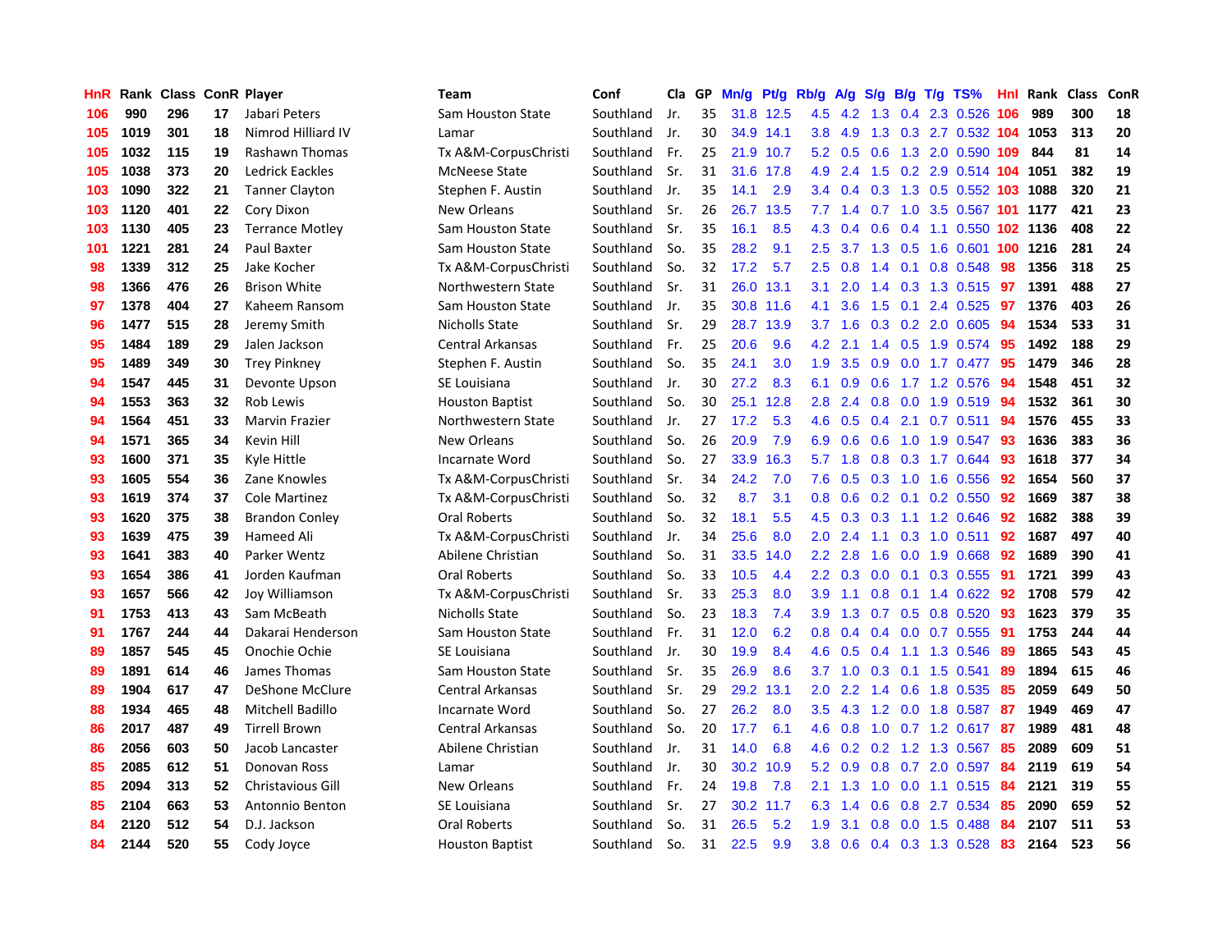| HnR | Rank | Class | ConR | Player | Team | Conf | Cla | GP | Mn/g | Pt/g | Rb/g | A/g | S/g | B/g | T/g | TS% | HnI | Rank | Class | ConR |
|---|---|---|---|---|---|---|---|---|---|---|---|---|---|---|---|---|---|---|---|---|
| 106 | 990 | 296 | 17 | Jabari Peters | Sam Houston State | Southland | Jr. | 35 | 31.8 | 12.5 | 4.5 | 4.2 | 1.3 | 0.4 | 2.3 | 0.526 | 106 | 989 | 300 | 18 |
| 105 | 1019 | 301 | 18 | Nimrod Hilliard IV | Lamar | Southland | Jr. | 30 | 34.9 | 14.1 | 3.8 | 4.9 | 1.3 | 0.3 | 2.7 | 0.532 | 104 | 1053 | 313 | 20 |
| 105 | 1032 | 115 | 19 | Rashawn Thomas | Tx A&M-CorpusChristi | Southland | Fr. | 25 | 21.9 | 10.7 | 5.2 | 0.5 | 0.6 | 1.3 | 2.0 | 0.590 | 109 | 844 | 81 | 14 |
| 105 | 1038 | 373 | 20 | Ledrick Eackles | McNeese State | Southland | Sr. | 31 | 31.6 | 17.8 | 4.9 | 2.4 | 1.5 | 0.2 | 2.9 | 0.514 | 104 | 1051 | 382 | 19 |
| 103 | 1090 | 322 | 21 | Tanner Clayton | Stephen F. Austin | Southland | Jr. | 35 | 14.1 | 2.9 | 3.4 | 0.4 | 0.3 | 1.3 | 0.5 | 0.552 | 103 | 1088 | 320 | 21 |
| 103 | 1120 | 401 | 22 | Cory Dixon | New Orleans | Southland | Sr. | 26 | 26.7 | 13.5 | 7.7 | 1.4 | 0.7 | 1.0 | 3.5 | 0.567 | 101 | 1177 | 421 | 23 |
| 103 | 1130 | 405 | 23 | Terrance Motley | Sam Houston State | Southland | Sr. | 35 | 16.1 | 8.5 | 4.3 | 0.4 | 0.6 | 0.4 | 1.1 | 0.550 | 102 | 1136 | 408 | 22 |
| 101 | 1221 | 281 | 24 | Paul Baxter | Sam Houston State | Southland | So. | 35 | 28.2 | 9.1 | 2.5 | 3.7 | 1.3 | 0.5 | 1.6 | 0.601 | 100 | 1216 | 281 | 24 |
| 98 | 1339 | 312 | 25 | Jake Kocher | Tx A&M-CorpusChristi | Southland | So. | 32 | 17.2 | 5.7 | 2.5 | 0.8 | 1.4 | 0.1 | 0.8 | 0.548 | 98 | 1356 | 318 | 25 |
| 98 | 1366 | 476 | 26 | Brison White | Northwestern State | Southland | Sr. | 31 | 26.0 | 13.1 | 3.1 | 2.0 | 1.4 | 0.3 | 1.3 | 0.515 | 97 | 1391 | 488 | 27 |
| 97 | 1378 | 404 | 27 | Kaheem Ransom | Sam Houston State | Southland | Jr. | 35 | 30.8 | 11.6 | 4.1 | 3.6 | 1.5 | 0.1 | 2.4 | 0.525 | 97 | 1376 | 403 | 26 |
| 96 | 1477 | 515 | 28 | Jeremy Smith | Nicholls State | Southland | Sr. | 29 | 28.7 | 13.9 | 3.7 | 1.6 | 0.3 | 0.2 | 2.0 | 0.605 | 94 | 1534 | 533 | 31 |
| 95 | 1484 | 189 | 29 | Jalen Jackson | Central Arkansas | Southland | Fr. | 25 | 20.6 | 9.6 | 4.2 | 2.1 | 1.4 | 0.5 | 1.9 | 0.574 | 95 | 1492 | 188 | 29 |
| 95 | 1489 | 349 | 30 | Trey Pinkney | Stephen F. Austin | Southland | So. | 35 | 24.1 | 3.0 | 1.9 | 3.5 | 0.9 | 0.0 | 1.7 | 0.477 | 95 | 1479 | 346 | 28 |
| 94 | 1547 | 445 | 31 | Devonte Upson | SE Louisiana | Southland | Jr. | 30 | 27.2 | 8.3 | 6.1 | 0.9 | 0.6 | 1.7 | 1.2 | 0.576 | 94 | 1548 | 451 | 32 |
| 94 | 1553 | 363 | 32 | Rob Lewis | Houston Baptist | Southland | So. | 30 | 25.1 | 12.8 | 2.8 | 2.4 | 0.8 | 0.0 | 1.9 | 0.519 | 94 | 1532 | 361 | 30 |
| 94 | 1564 | 451 | 33 | Marvin Frazier | Northwestern State | Southland | Jr. | 27 | 17.2 | 5.3 | 4.6 | 0.5 | 0.4 | 2.1 | 0.7 | 0.511 | 94 | 1576 | 455 | 33 |
| 94 | 1571 | 365 | 34 | Kevin Hill | New Orleans | Southland | So. | 26 | 20.9 | 7.9 | 6.9 | 0.6 | 0.6 | 1.0 | 1.9 | 0.547 | 93 | 1636 | 383 | 36 |
| 93 | 1600 | 371 | 35 | Kyle Hittle | Incarnate Word | Southland | So. | 27 | 33.9 | 16.3 | 5.7 | 1.8 | 0.8 | 0.3 | 1.7 | 0.644 | 93 | 1618 | 377 | 34 |
| 93 | 1605 | 554 | 36 | Zane Knowles | Tx A&M-CorpusChristi | Southland | Sr. | 34 | 24.2 | 7.0 | 7.6 | 0.5 | 0.3 | 1.0 | 1.6 | 0.556 | 92 | 1654 | 560 | 37 |
| 93 | 1619 | 374 | 37 | Cole Martinez | Tx A&M-CorpusChristi | Southland | So. | 32 | 8.7 | 3.1 | 0.8 | 0.6 | 0.2 | 0.1 | 0.2 | 0.550 | 92 | 1669 | 387 | 38 |
| 93 | 1620 | 375 | 38 | Brandon Conley | Oral Roberts | Southland | So. | 32 | 18.1 | 5.5 | 4.5 | 0.3 | 0.3 | 1.1 | 1.2 | 0.646 | 92 | 1682 | 388 | 39 |
| 93 | 1639 | 475 | 39 | Hameed Ali | Tx A&M-CorpusChristi | Southland | Jr. | 34 | 25.6 | 8.0 | 2.0 | 2.4 | 1.1 | 0.3 | 1.0 | 0.511 | 92 | 1687 | 497 | 40 |
| 93 | 1641 | 383 | 40 | Parker Wentz | Abilene Christian | Southland | So. | 31 | 33.5 | 14.0 | 2.2 | 2.8 | 1.6 | 0.0 | 1.9 | 0.668 | 92 | 1689 | 390 | 41 |
| 93 | 1654 | 386 | 41 | Jorden Kaufman | Oral Roberts | Southland | So. | 33 | 10.5 | 4.4 | 2.2 | 0.3 | 0.0 | 0.1 | 0.3 | 0.555 | 91 | 1721 | 399 | 43 |
| 93 | 1657 | 566 | 42 | Joy Williamson | Tx A&M-CorpusChristi | Southland | Sr. | 33 | 25.3 | 8.0 | 3.9 | 1.1 | 0.8 | 0.1 | 1.4 | 0.622 | 92 | 1708 | 579 | 42 |
| 91 | 1753 | 413 | 43 | Sam McBeath | Nicholls State | Southland | So. | 23 | 18.3 | 7.4 | 3.9 | 1.3 | 0.7 | 0.5 | 0.8 | 0.520 | 93 | 1623 | 379 | 35 |
| 91 | 1767 | 244 | 44 | Dakarai Henderson | Sam Houston State | Southland | Fr. | 31 | 12.0 | 6.2 | 0.8 | 0.4 | 0.4 | 0.0 | 0.7 | 0.555 | 91 | 1753 | 244 | 44 |
| 89 | 1857 | 545 | 45 | Onochie Ochie | SE Louisiana | Southland | Jr. | 30 | 19.9 | 8.4 | 4.6 | 0.5 | 0.4 | 1.1 | 1.3 | 0.546 | 89 | 1865 | 543 | 45 |
| 89 | 1891 | 614 | 46 | James Thomas | Sam Houston State | Southland | Sr. | 35 | 26.9 | 8.6 | 3.7 | 1.0 | 0.3 | 0.1 | 1.5 | 0.541 | 89 | 1894 | 615 | 46 |
| 89 | 1904 | 617 | 47 | DeShone McClure | Central Arkansas | Southland | Sr. | 29 | 29.2 | 13.1 | 2.0 | 2.2 | 1.4 | 0.6 | 1.8 | 0.535 | 85 | 2059 | 649 | 50 |
| 88 | 1934 | 465 | 48 | Mitchell Badillo | Incarnate Word | Southland | So. | 27 | 26.2 | 8.0 | 3.5 | 4.3 | 1.2 | 0.0 | 1.8 | 0.587 | 87 | 1949 | 469 | 47 |
| 86 | 2017 | 487 | 49 | Tirrell Brown | Central Arkansas | Southland | So. | 20 | 17.7 | 6.1 | 4.6 | 0.8 | 1.0 | 0.7 | 1.2 | 0.617 | 87 | 1989 | 481 | 48 |
| 86 | 2056 | 603 | 50 | Jacob Lancaster | Abilene Christian | Southland | Jr. | 31 | 14.0 | 6.8 | 4.6 | 0.2 | 0.2 | 1.2 | 1.3 | 0.567 | 85 | 2089 | 609 | 51 |
| 85 | 2085 | 612 | 51 | Donovan Ross | Lamar | Southland | Jr. | 30 | 30.2 | 10.9 | 5.2 | 0.9 | 0.8 | 0.7 | 2.0 | 0.597 | 84 | 2119 | 619 | 54 |
| 85 | 2094 | 313 | 52 | Christavious Gill | New Orleans | Southland | Fr. | 24 | 19.8 | 7.8 | 2.1 | 1.3 | 1.0 | 0.0 | 1.1 | 0.515 | 84 | 2121 | 319 | 55 |
| 85 | 2104 | 663 | 53 | Antonnio Benton | SE Louisiana | Southland | Sr. | 27 | 30.2 | 11.7 | 6.3 | 1.4 | 0.6 | 0.8 | 2.7 | 0.534 | 85 | 2090 | 659 | 52 |
| 84 | 2120 | 512 | 54 | D.J. Jackson | Oral Roberts | Southland | So. | 31 | 26.5 | 5.2 | 1.9 | 3.1 | 0.8 | 0.0 | 1.5 | 0.488 | 84 | 2107 | 511 | 53 |
| 84 | 2144 | 520 | 55 | Cody Joyce | Houston Baptist | Southland | So. | 31 | 22.5 | 9.9 | 3.8 | 0.6 | 0.4 | 0.3 | 1.3 | 0.528 | 83 | 2164 | 523 | 56 |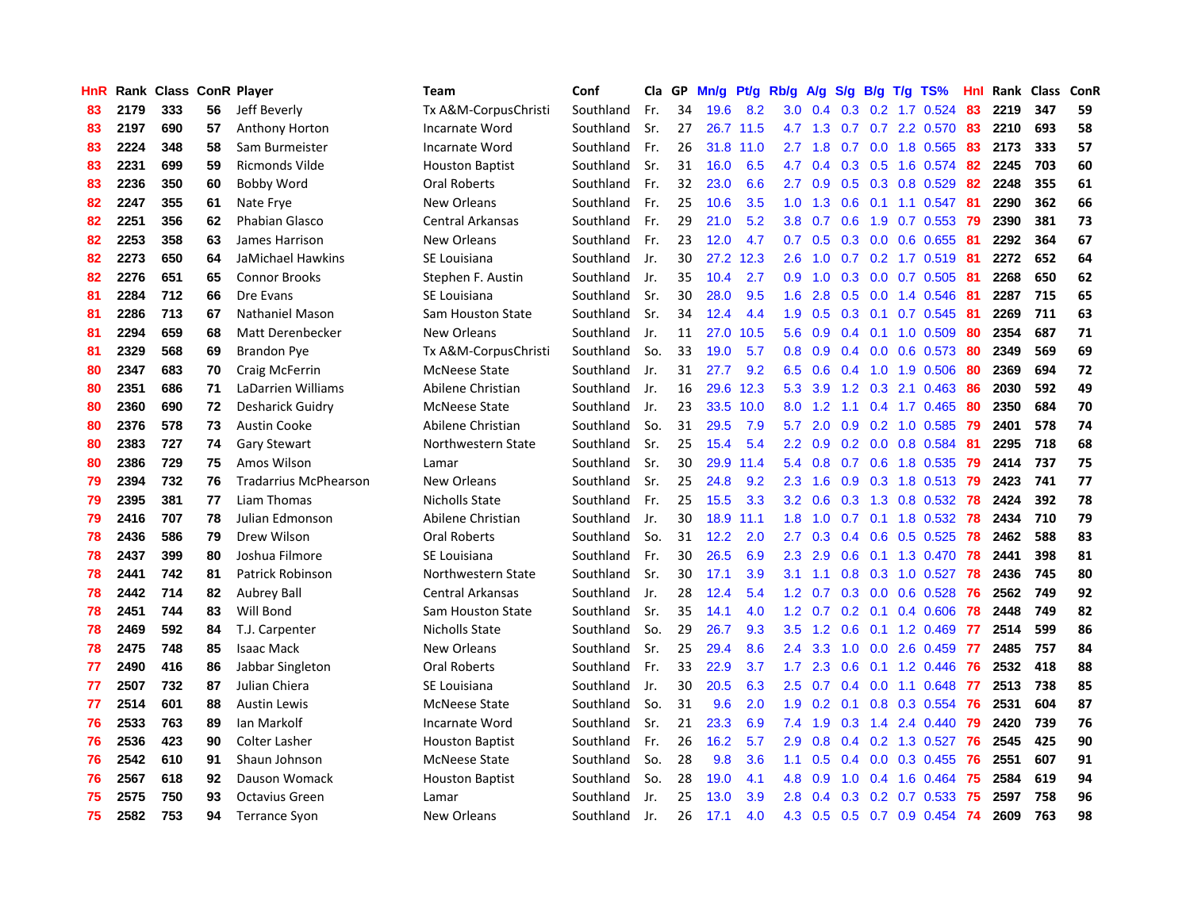| HnR | Rank | Class | ConR | Player | Team | Conf | Cla | GP | Mn/g | Pt/g | Rb/g | A/g | S/g | B/g | T/g | TS% | HnI | Rank | Class | ConR |
|---|---|---|---|---|---|---|---|---|---|---|---|---|---|---|---|---|---|---|---|---|
| 83 | 2179 | 333 | 56 | Jeff Beverly | Tx A&M-CorpusChristi | Southland | Fr. | 34 | 19.6 | 8.2 | 3.0 | 0.4 | 0.3 | 0.2 | 1.7 | 0.524 | 83 | 2219 | 347 | 59 |
| 83 | 2197 | 690 | 57 | Anthony Horton | Incarnate Word | Southland | Sr. | 27 | 26.7 | 11.5 | 4.7 | 1.3 | 0.7 | 0.7 | 2.2 | 0.570 | 83 | 2210 | 693 | 58 |
| 83 | 2224 | 348 | 58 | Sam Burmeister | Incarnate Word | Southland | Fr. | 26 | 31.8 | 11.0 | 2.7 | 1.8 | 0.7 | 0.0 | 1.8 | 0.565 | 83 | 2173 | 333 | 57 |
| 83 | 2231 | 699 | 59 | Ricmonds Vilde | Houston Baptist | Southland | Sr. | 31 | 16.0 | 6.5 | 4.7 | 0.4 | 0.3 | 0.5 | 1.6 | 0.574 | 82 | 2245 | 703 | 60 |
| 83 | 2236 | 350 | 60 | Bobby Word | Oral Roberts | Southland | Fr. | 32 | 23.0 | 6.6 | 2.7 | 0.9 | 0.5 | 0.3 | 0.8 | 0.529 | 82 | 2248 | 355 | 61 |
| 82 | 2247 | 355 | 61 | Nate Frye | New Orleans | Southland | Fr. | 25 | 10.6 | 3.5 | 1.0 | 1.3 | 0.6 | 0.1 | 1.1 | 0.547 | 81 | 2290 | 362 | 66 |
| 82 | 2251 | 356 | 62 | Phabian Glasco | Central Arkansas | Southland | Fr. | 29 | 21.0 | 5.2 | 3.8 | 0.7 | 0.6 | 1.9 | 0.7 | 0.553 | 79 | 2390 | 381 | 73 |
| 82 | 2253 | 358 | 63 | James Harrison | New Orleans | Southland | Fr. | 23 | 12.0 | 4.7 | 0.7 | 0.5 | 0.3 | 0.0 | 0.6 | 0.655 | 81 | 2292 | 364 | 67 |
| 82 | 2273 | 650 | 64 | JaMichael Hawkins | SE Louisiana | Southland | Jr. | 30 | 27.2 | 12.3 | 2.6 | 1.0 | 0.7 | 0.2 | 1.7 | 0.519 | 81 | 2272 | 652 | 64 |
| 82 | 2276 | 651 | 65 | Connor Brooks | Stephen F. Austin | Southland | Jr. | 35 | 10.4 | 2.7 | 0.9 | 1.0 | 0.3 | 0.0 | 0.7 | 0.505 | 81 | 2268 | 650 | 62 |
| 81 | 2284 | 712 | 66 | Dre Evans | SE Louisiana | Southland | Sr. | 30 | 28.0 | 9.5 | 1.6 | 2.8 | 0.5 | 0.0 | 1.4 | 0.546 | 81 | 2287 | 715 | 65 |
| 81 | 2286 | 713 | 67 | Nathaniel Mason | Sam Houston State | Southland | Sr. | 34 | 12.4 | 4.4 | 1.9 | 0.5 | 0.3 | 0.1 | 0.7 | 0.545 | 81 | 2269 | 711 | 63 |
| 81 | 2294 | 659 | 68 | Matt Derenbecker | New Orleans | Southland | Jr. | 11 | 27.0 | 10.5 | 5.6 | 0.9 | 0.4 | 0.1 | 1.0 | 0.509 | 80 | 2354 | 687 | 71 |
| 81 | 2329 | 568 | 69 | Brandon Pye | Tx A&M-CorpusChristi | Southland | So. | 33 | 19.0 | 5.7 | 0.8 | 0.9 | 0.4 | 0.0 | 0.6 | 0.573 | 80 | 2349 | 569 | 69 |
| 80 | 2347 | 683 | 70 | Craig McFerrin | McNeese State | Southland | Jr. | 31 | 27.7 | 9.2 | 6.5 | 0.6 | 0.4 | 1.0 | 1.9 | 0.506 | 80 | 2369 | 694 | 72 |
| 80 | 2351 | 686 | 71 | LaDarrien Williams | Abilene Christian | Southland | Jr. | 16 | 29.6 | 12.3 | 5.3 | 3.9 | 1.2 | 0.3 | 2.1 | 0.463 | 86 | 2030 | 592 | 49 |
| 80 | 2360 | 690 | 72 | Desharick Guidry | McNeese State | Southland | Jr. | 23 | 33.5 | 10.0 | 8.0 | 1.2 | 1.1 | 0.4 | 1.7 | 0.465 | 80 | 2350 | 684 | 70 |
| 80 | 2376 | 578 | 73 | Austin Cooke | Abilene Christian | Southland | So. | 31 | 29.5 | 7.9 | 5.7 | 2.0 | 0.9 | 0.2 | 1.0 | 0.585 | 79 | 2401 | 578 | 74 |
| 80 | 2383 | 727 | 74 | Gary Stewart | Northwestern State | Southland | Sr. | 25 | 15.4 | 5.4 | 2.2 | 0.9 | 0.2 | 0.0 | 0.8 | 0.584 | 81 | 2295 | 718 | 68 |
| 80 | 2386 | 729 | 75 | Amos Wilson | Lamar | Southland | Sr. | 30 | 29.9 | 11.4 | 5.4 | 0.8 | 0.7 | 0.6 | 1.8 | 0.535 | 79 | 2414 | 737 | 75 |
| 79 | 2394 | 732 | 76 | Tradarrius McPhearson | New Orleans | Southland | Sr. | 25 | 24.8 | 9.2 | 2.3 | 1.6 | 0.9 | 0.3 | 1.8 | 0.513 | 79 | 2423 | 741 | 77 |
| 79 | 2395 | 381 | 77 | Liam Thomas | Nicholls State | Southland | Fr. | 25 | 15.5 | 3.3 | 3.2 | 0.6 | 0.3 | 1.3 | 0.8 | 0.532 | 78 | 2424 | 392 | 78 |
| 79 | 2416 | 707 | 78 | Julian Edmonson | Abilene Christian | Southland | Jr. | 30 | 18.9 | 11.1 | 1.8 | 1.0 | 0.7 | 0.1 | 1.8 | 0.532 | 78 | 2434 | 710 | 79 |
| 78 | 2436 | 586 | 79 | Drew Wilson | Oral Roberts | Southland | So. | 31 | 12.2 | 2.0 | 2.7 | 0.3 | 0.4 | 0.6 | 0.5 | 0.525 | 78 | 2462 | 588 | 83 |
| 78 | 2437 | 399 | 80 | Joshua Filmore | SE Louisiana | Southland | Fr. | 30 | 26.5 | 6.9 | 2.3 | 2.9 | 0.6 | 0.1 | 1.3 | 0.470 | 78 | 2441 | 398 | 81 |
| 78 | 2441 | 742 | 81 | Patrick Robinson | Northwestern State | Southland | Sr. | 30 | 17.1 | 3.9 | 3.1 | 1.1 | 0.8 | 0.3 | 1.0 | 0.527 | 78 | 2436 | 745 | 80 |
| 78 | 2442 | 714 | 82 | Aubrey Ball | Central Arkansas | Southland | Jr. | 28 | 12.4 | 5.4 | 1.2 | 0.7 | 0.3 | 0.0 | 0.6 | 0.528 | 76 | 2562 | 749 | 92 |
| 78 | 2451 | 744 | 83 | Will Bond | Sam Houston State | Southland | Sr. | 35 | 14.1 | 4.0 | 1.2 | 0.7 | 0.2 | 0.1 | 0.4 | 0.606 | 78 | 2448 | 749 | 82 |
| 78 | 2469 | 592 | 84 | T.J. Carpenter | Nicholls State | Southland | So. | 29 | 26.7 | 9.3 | 3.5 | 1.2 | 0.6 | 0.1 | 1.2 | 0.469 | 77 | 2514 | 599 | 86 |
| 78 | 2475 | 748 | 85 | Isaac Mack | New Orleans | Southland | Sr. | 25 | 29.4 | 8.6 | 2.4 | 3.3 | 1.0 | 0.0 | 2.6 | 0.459 | 77 | 2485 | 757 | 84 |
| 77 | 2490 | 416 | 86 | Jabbar Singleton | Oral Roberts | Southland | Fr. | 33 | 22.9 | 3.7 | 1.7 | 2.3 | 0.6 | 0.1 | 1.2 | 0.446 | 76 | 2532 | 418 | 88 |
| 77 | 2507 | 732 | 87 | Julian Chiera | SE Louisiana | Southland | Jr. | 30 | 20.5 | 6.3 | 2.5 | 0.7 | 0.4 | 0.0 | 1.1 | 0.648 | 77 | 2513 | 738 | 85 |
| 77 | 2514 | 601 | 88 | Austin Lewis | McNeese State | Southland | So. | 31 | 9.6 | 2.0 | 1.9 | 0.2 | 0.1 | 0.8 | 0.3 | 0.554 | 76 | 2531 | 604 | 87 |
| 76 | 2533 | 763 | 89 | Ian Markolf | Incarnate Word | Southland | Sr. | 21 | 23.3 | 6.9 | 7.4 | 1.9 | 0.3 | 1.4 | 2.4 | 0.440 | 79 | 2420 | 739 | 76 |
| 76 | 2536 | 423 | 90 | Colter Lasher | Houston Baptist | Southland | Fr. | 26 | 16.2 | 5.7 | 2.9 | 0.8 | 0.4 | 0.2 | 1.3 | 0.527 | 76 | 2545 | 425 | 90 |
| 76 | 2542 | 610 | 91 | Shaun Johnson | McNeese State | Southland | So. | 28 | 9.8 | 3.6 | 1.1 | 0.5 | 0.4 | 0.0 | 0.3 | 0.455 | 76 | 2551 | 607 | 91 |
| 76 | 2567 | 618 | 92 | Dauson Womack | Houston Baptist | Southland | So. | 28 | 19.0 | 4.1 | 4.8 | 0.9 | 1.0 | 0.4 | 1.6 | 0.464 | 75 | 2584 | 619 | 94 |
| 75 | 2575 | 750 | 93 | Octavius Green | Lamar | Southland | Jr. | 25 | 13.0 | 3.9 | 2.8 | 0.4 | 0.3 | 0.2 | 0.7 | 0.533 | 75 | 2597 | 758 | 96 |
| 75 | 2582 | 753 | 94 | Terrance Syon | New Orleans | Southland | Jr. | 26 | 17.1 | 4.0 | 4.3 | 0.5 | 0.5 | 0.7 | 0.9 | 0.454 | 74 | 2609 | 763 | 98 |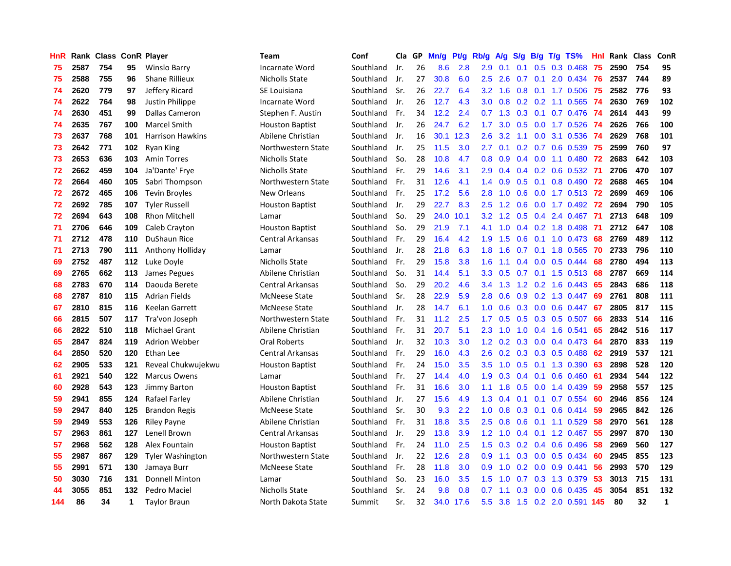| HnR | Rank | Class | ConR | Player | Team | Conf | Cla | GP | Mn/g | Pt/g | Rb/g | A/g | S/g | B/g | T/g | TS% | HnI | Rank | Class | ConR |
|---|---|---|---|---|---|---|---|---|---|---|---|---|---|---|---|---|---|---|---|---|
| 75 | 2587 | 754 | 95 | Winslo Barry | Incarnate Word | Southland | Jr. | 26 | 8.6 | 2.8 | 2.9 | 0.1 | 0.1 | 0.5 | 0.3 | 0.468 | 75 | 2590 | 754 | 95 |
| 75 | 2588 | 755 | 96 | Shane Rillieux | Nicholls State | Southland | Jr. | 27 | 30.8 | 6.0 | 2.5 | 2.6 | 0.7 | 0.1 | 2.0 | 0.434 | 76 | 2537 | 744 | 89 |
| 74 | 2620 | 779 | 97 | Jeffery Ricard | SE Louisiana | Southland | Sr. | 26 | 22.7 | 6.4 | 3.2 | 1.6 | 0.8 | 0.1 | 1.7 | 0.506 | 75 | 2582 | 776 | 93 |
| 74 | 2622 | 764 | 98 | Justin Philippe | Incarnate Word | Southland | Jr. | 26 | 12.7 | 4.3 | 3.0 | 0.8 | 0.2 | 0.2 | 1.1 | 0.565 | 74 | 2630 | 769 | 102 |
| 74 | 2630 | 451 | 99 | Dallas Cameron | Stephen F. Austin | Southland | Fr. | 34 | 12.2 | 2.4 | 0.7 | 1.3 | 0.3 | 0.1 | 0.7 | 0.476 | 74 | 2614 | 443 | 99 |
| 74 | 2635 | 767 | 100 | Marcel Smith | Houston Baptist | Southland | Jr. | 26 | 24.7 | 6.2 | 1.7 | 3.0 | 0.5 | 0.0 | 1.7 | 0.526 | 74 | 2626 | 766 | 100 |
| 73 | 2637 | 768 | 101 | Harrison Hawkins | Abilene Christian | Southland | Jr. | 16 | 30.1 | 12.3 | 2.6 | 3.2 | 1.1 | 0.0 | 3.1 | 0.536 | 74 | 2629 | 768 | 101 |
| 73 | 2642 | 771 | 102 | Ryan King | Northwestern State | Southland | Jr. | 25 | 11.5 | 3.0 | 2.7 | 0.1 | 0.2 | 0.7 | 0.6 | 0.539 | 75 | 2599 | 760 | 97 |
| 73 | 2653 | 636 | 103 | Amin Torres | Nicholls State | Southland | So. | 28 | 10.8 | 4.7 | 0.8 | 0.9 | 0.4 | 0.0 | 1.1 | 0.480 | 72 | 2683 | 642 | 103 |
| 72 | 2662 | 459 | 104 | Ja'Dante' Frye | Nicholls State | Southland | Fr. | 29 | 14.6 | 3.1 | 2.9 | 0.4 | 0.4 | 0.2 | 0.6 | 0.532 | 71 | 2706 | 470 | 107 |
| 72 | 2664 | 460 | 105 | Sabri Thompson | Northwestern State | Southland | Fr. | 31 | 12.6 | 4.1 | 1.4 | 0.9 | 0.5 | 0.1 | 0.8 | 0.490 | 72 | 2688 | 465 | 104 |
| 72 | 2672 | 465 | 106 | Tevin Broyles | New Orleans | Southland | Fr. | 25 | 17.2 | 5.6 | 2.8 | 1.0 | 0.6 | 0.0 | 1.7 | 0.513 | 72 | 2699 | 469 | 106 |
| 72 | 2692 | 785 | 107 | Tyler Russell | Houston Baptist | Southland | Jr. | 29 | 22.7 | 8.3 | 2.5 | 1.2 | 0.6 | 0.0 | 1.7 | 0.492 | 72 | 2694 | 790 | 105 |
| 72 | 2694 | 643 | 108 | Rhon Mitchell | Lamar | Southland | So. | 29 | 24.0 | 10.1 | 3.2 | 1.2 | 0.5 | 0.4 | 2.4 | 0.467 | 71 | 2713 | 648 | 109 |
| 71 | 2706 | 646 | 109 | Caleb Crayton | Houston Baptist | Southland | So. | 29 | 21.9 | 7.1 | 4.1 | 1.0 | 0.4 | 0.2 | 1.8 | 0.498 | 71 | 2712 | 647 | 108 |
| 71 | 2712 | 478 | 110 | DuShaun Rice | Central Arkansas | Southland | Fr. | 29 | 16.4 | 4.2 | 1.9 | 1.5 | 0.6 | 0.1 | 1.0 | 0.473 | 68 | 2769 | 489 | 112 |
| 71 | 2713 | 790 | 111 | Anthony Holliday | Lamar | Southland | Jr. | 28 | 21.8 | 6.3 | 1.8 | 1.6 | 0.7 | 0.1 | 1.8 | 0.565 | 70 | 2733 | 796 | 110 |
| 69 | 2752 | 487 | 112 | Luke Doyle | Nicholls State | Southland | Fr. | 29 | 15.8 | 3.8 | 1.6 | 1.1 | 0.4 | 0.0 | 0.5 | 0.444 | 68 | 2780 | 494 | 113 |
| 69 | 2765 | 662 | 113 | James Pegues | Abilene Christian | Southland | So. | 31 | 14.4 | 5.1 | 3.3 | 0.5 | 0.7 | 0.1 | 1.5 | 0.513 | 68 | 2787 | 669 | 114 |
| 68 | 2783 | 670 | 114 | Daouda Berete | Central Arkansas | Southland | So. | 29 | 20.2 | 4.6 | 3.4 | 1.3 | 1.2 | 0.2 | 1.6 | 0.443 | 65 | 2843 | 686 | 118 |
| 68 | 2787 | 810 | 115 | Adrian Fields | McNeese State | Southland | Sr. | 28 | 22.9 | 5.9 | 2.8 | 0.6 | 0.9 | 0.2 | 1.3 | 0.447 | 69 | 2761 | 808 | 111 |
| 67 | 2810 | 815 | 116 | Keelan Garrett | McNeese State | Southland | Jr. | 28 | 14.7 | 6.1 | 1.0 | 0.6 | 0.3 | 0.0 | 0.6 | 0.447 | 67 | 2805 | 817 | 115 |
| 66 | 2815 | 507 | 117 | Tra'von Joseph | Northwestern State | Southland | Fr. | 31 | 11.2 | 2.5 | 1.7 | 0.5 | 0.5 | 0.3 | 0.5 | 0.507 | 66 | 2833 | 514 | 116 |
| 66 | 2822 | 510 | 118 | Michael Grant | Abilene Christian | Southland | Fr. | 31 | 20.7 | 5.1 | 2.3 | 1.0 | 1.0 | 0.4 | 1.6 | 0.541 | 65 | 2842 | 516 | 117 |
| 65 | 2847 | 824 | 119 | Adrion Webber | Oral Roberts | Southland | Jr. | 32 | 10.3 | 3.0 | 1.2 | 0.2 | 0.3 | 0.0 | 0.4 | 0.473 | 64 | 2870 | 833 | 119 |
| 64 | 2850 | 520 | 120 | Ethan Lee | Central Arkansas | Southland | Fr. | 29 | 16.0 | 4.3 | 2.6 | 0.2 | 0.3 | 0.3 | 0.5 | 0.488 | 62 | 2919 | 537 | 121 |
| 62 | 2905 | 533 | 121 | Reveal Chukwujekwu | Houston Baptist | Southland | Fr. | 24 | 15.0 | 3.5 | 3.5 | 1.0 | 0.5 | 0.1 | 1.3 | 0.390 | 63 | 2898 | 528 | 120 |
| 61 | 2921 | 540 | 122 | Marcus Owens | Lamar | Southland | Fr. | 27 | 14.4 | 4.0 | 1.9 | 0.3 | 0.4 | 0.1 | 0.6 | 0.460 | 61 | 2934 | 544 | 122 |
| 60 | 2928 | 543 | 123 | Jimmy Barton | Houston Baptist | Southland | Fr. | 31 | 16.6 | 3.0 | 1.1 | 1.8 | 0.5 | 0.0 | 1.4 | 0.439 | 59 | 2958 | 557 | 125 |
| 59 | 2941 | 855 | 124 | Rafael Farley | Abilene Christian | Southland | Jr. | 27 | 15.6 | 4.9 | 1.3 | 0.4 | 0.1 | 0.1 | 0.7 | 0.554 | 60 | 2946 | 856 | 124 |
| 59 | 2947 | 840 | 125 | Brandon Regis | McNeese State | Southland | Sr. | 30 | 9.3 | 2.2 | 1.0 | 0.8 | 0.3 | 0.1 | 0.6 | 0.414 | 59 | 2965 | 842 | 126 |
| 59 | 2949 | 553 | 126 | Riley Payne | Abilene Christian | Southland | Fr. | 31 | 18.8 | 3.5 | 2.5 | 0.8 | 0.6 | 0.1 | 1.1 | 0.529 | 58 | 2970 | 561 | 128 |
| 57 | 2963 | 861 | 127 | Lenell Brown | Central Arkansas | Southland | Jr. | 29 | 13.8 | 3.9 | 1.2 | 1.0 | 0.4 | 0.1 | 1.2 | 0.467 | 55 | 2997 | 870 | 130 |
| 57 | 2968 | 562 | 128 | Alex Fountain | Houston Baptist | Southland | Fr. | 24 | 11.0 | 2.5 | 1.5 | 0.3 | 0.2 | 0.4 | 0.6 | 0.496 | 58 | 2969 | 560 | 127 |
| 55 | 2987 | 867 | 129 | Tyler Washington | Northwestern State | Southland | Jr. | 22 | 12.6 | 2.8 | 0.9 | 1.1 | 0.3 | 0.0 | 0.5 | 0.434 | 60 | 2945 | 855 | 123 |
| 55 | 2991 | 571 | 130 | Jamaya Burr | McNeese State | Southland | Fr. | 28 | 11.8 | 3.0 | 0.9 | 1.0 | 0.2 | 0.0 | 0.9 | 0.441 | 56 | 2993 | 570 | 129 |
| 50 | 3030 | 716 | 131 | Donnell Minton | Lamar | Southland | So. | 23 | 16.0 | 3.5 | 1.5 | 1.0 | 0.7 | 0.3 | 1.3 | 0.379 | 53 | 3013 | 715 | 131 |
| 44 | 3055 | 851 | 132 | Pedro Maciel | Nicholls State | Southland | Sr. | 24 | 9.8 | 0.8 | 0.7 | 1.1 | 0.3 | 0.0 | 0.6 | 0.435 | 45 | 3054 | 851 | 132 |
| 144 | 86 | 34 | 1 | Taylor Braun | North Dakota State | Summit | Sr. | 32 | 34.0 | 17.6 | 5.5 | 3.8 | 1.5 | 0.2 | 2.0 | 0.591 | 145 | 80 | 32 | 1 |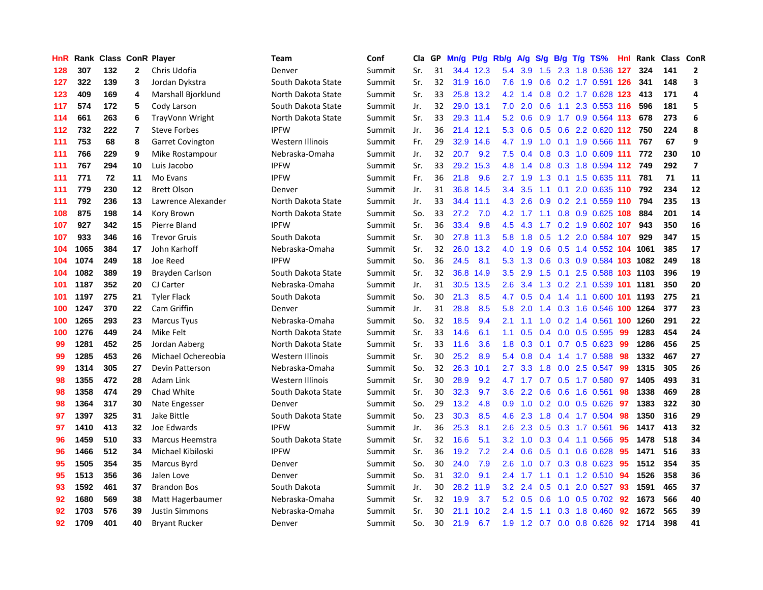| HnR | Rank | Class | ConR | Player | Team | Conf | Cla | GP | Mn/g | Pt/g | Rb/g | A/g | S/g | B/g | T/g | TS% | HnI | Rank | Class | ConR |
|---|---|---|---|---|---|---|---|---|---|---|---|---|---|---|---|---|---|---|---|---|
| 128 | 307 | 132 | 2 | Chris Udofia | Denver | Summit | Sr. | 31 | 34.4 | 12.3 | 5.4 | 3.9 | 1.5 | 2.3 | 1.8 | 0.536 | 127 | 324 | 141 | 2 |
| 127 | 322 | 139 | 3 | Jordan Dykstra | South Dakota State | Summit | Sr. | 32 | 31.9 | 16.0 | 7.6 | 1.9 | 0.6 | 0.2 | 1.7 | 0.591 | 126 | 341 | 148 | 3 |
| 123 | 409 | 169 | 4 | Marshall Bjorklund | North Dakota State | Summit | Sr. | 33 | 25.8 | 13.2 | 4.2 | 1.4 | 0.8 | 0.2 | 1.7 | 0.628 | 123 | 413 | 171 | 4 |
| 117 | 574 | 172 | 5 | Cody Larson | South Dakota State | Summit | Jr. | 32 | 29.0 | 13.1 | 7.0 | 2.0 | 0.6 | 1.1 | 2.3 | 0.553 | 116 | 596 | 181 | 5 |
| 114 | 661 | 263 | 6 | TrayVonn Wright | North Dakota State | Summit | Sr. | 33 | 29.3 | 11.4 | 5.2 | 0.6 | 0.9 | 1.7 | 0.9 | 0.564 | 113 | 678 | 273 | 6 |
| 112 | 732 | 222 | 7 | Steve Forbes | IPFW | Summit | Jr. | 36 | 21.4 | 12.1 | 5.3 | 0.6 | 0.5 | 0.6 | 2.2 | 0.620 | 112 | 750 | 224 | 8 |
| 111 | 753 | 68 | 8 | Garret Covington | Western Illinois | Summit | Fr. | 29 | 32.9 | 14.6 | 4.7 | 1.9 | 1.0 | 0.1 | 1.9 | 0.566 | 111 | 767 | 67 | 9 |
| 111 | 766 | 229 | 9 | Mike Rostampour | Nebraska-Omaha | Summit | Jr. | 32 | 20.7 | 9.2 | 7.5 | 0.4 | 0.8 | 0.3 | 1.0 | 0.609 | 111 | 772 | 230 | 10 |
| 111 | 767 | 294 | 10 | Luis Jacobo | IPFW | Summit | Sr. | 33 | 29.2 | 15.3 | 4.8 | 1.4 | 0.8 | 0.3 | 1.8 | 0.594 | 112 | 749 | 292 | 7 |
| 111 | 771 | 72 | 11 | Mo Evans | IPFW | Summit | Fr. | 36 | 21.8 | 9.6 | 2.7 | 1.9 | 1.3 | 0.1 | 1.5 | 0.635 | 111 | 781 | 71 | 11 |
| 111 | 779 | 230 | 12 | Brett Olson | Denver | Summit | Jr. | 31 | 36.8 | 14.5 | 3.4 | 3.5 | 1.1 | 0.1 | 2.0 | 0.635 | 110 | 792 | 234 | 12 |
| 111 | 792 | 236 | 13 | Lawrence Alexander | North Dakota State | Summit | Jr. | 33 | 34.4 | 11.1 | 4.3 | 2.6 | 0.9 | 0.2 | 2.1 | 0.559 | 110 | 794 | 235 | 13 |
| 108 | 875 | 198 | 14 | Kory Brown | North Dakota State | Summit | So. | 33 | 27.2 | 7.0 | 4.2 | 1.7 | 1.1 | 0.8 | 0.9 | 0.625 | 108 | 884 | 201 | 14 |
| 107 | 927 | 342 | 15 | Pierre Bland | IPFW | Summit | Sr. | 36 | 33.4 | 9.8 | 4.5 | 4.3 | 1.7 | 0.2 | 1.9 | 0.602 | 107 | 943 | 350 | 16 |
| 107 | 933 | 346 | 16 | Trevor Gruis | South Dakota | Summit | Sr. | 30 | 27.8 | 11.3 | 5.8 | 1.8 | 0.5 | 1.2 | 2.0 | 0.584 | 107 | 929 | 347 | 15 |
| 104 | 1065 | 384 | 17 | John Karhoff | Nebraska-Omaha | Summit | Sr. | 32 | 26.0 | 13.2 | 4.0 | 1.9 | 0.6 | 0.5 | 1.4 | 0.552 | 104 | 1061 | 385 | 17 |
| 104 | 1074 | 249 | 18 | Joe Reed | IPFW | Summit | So. | 36 | 24.5 | 8.1 | 5.3 | 1.3 | 0.6 | 0.3 | 0.9 | 0.584 | 103 | 1082 | 249 | 18 |
| 104 | 1082 | 389 | 19 | Brayden Carlson | South Dakota State | Summit | Sr. | 32 | 36.8 | 14.9 | 3.5 | 2.9 | 1.5 | 0.1 | 2.5 | 0.588 | 103 | 1103 | 396 | 19 |
| 101 | 1187 | 352 | 20 | CJ Carter | Nebraska-Omaha | Summit | Jr. | 31 | 30.5 | 13.5 | 2.6 | 3.4 | 1.3 | 0.2 | 2.1 | 0.539 | 101 | 1181 | 350 | 20 |
| 101 | 1197 | 275 | 21 | Tyler Flack | South Dakota | Summit | So. | 30 | 21.3 | 8.5 | 4.7 | 0.5 | 0.4 | 1.4 | 1.1 | 0.600 | 101 | 1193 | 275 | 21 |
| 100 | 1247 | 370 | 22 | Cam Griffin | Denver | Summit | Jr. | 31 | 28.8 | 8.5 | 5.8 | 2.0 | 1.4 | 0.3 | 1.6 | 0.546 | 100 | 1264 | 377 | 23 |
| 100 | 1265 | 293 | 23 | Marcus Tyus | Nebraska-Omaha | Summit | So. | 32 | 18.5 | 9.4 | 2.1 | 1.1 | 1.0 | 0.2 | 1.4 | 0.561 | 100 | 1260 | 291 | 22 |
| 100 | 1276 | 449 | 24 | Mike Felt | North Dakota State | Summit | Sr. | 33 | 14.6 | 6.1 | 1.1 | 0.5 | 0.4 | 0.0 | 0.5 | 0.595 | 99 | 1283 | 454 | 24 |
| 99 | 1281 | 452 | 25 | Jordan Aaberg | North Dakota State | Summit | Sr. | 33 | 11.6 | 3.6 | 1.8 | 0.3 | 0.1 | 0.7 | 0.5 | 0.623 | 99 | 1286 | 456 | 25 |
| 99 | 1285 | 453 | 26 | Michael Ochereobia | Western Illinois | Summit | Sr. | 30 | 25.2 | 8.9 | 5.4 | 0.8 | 0.4 | 1.4 | 1.7 | 0.588 | 98 | 1332 | 467 | 27 |
| 99 | 1314 | 305 | 27 | Devin Patterson | Nebraska-Omaha | Summit | So. | 32 | 26.3 | 10.1 | 2.7 | 3.3 | 1.8 | 0.0 | 2.5 | 0.547 | 99 | 1315 | 305 | 26 |
| 98 | 1355 | 472 | 28 | Adam Link | Western Illinois | Summit | Sr. | 30 | 28.9 | 9.2 | 4.7 | 1.7 | 0.7 | 0.5 | 1.7 | 0.580 | 97 | 1405 | 493 | 31 |
| 98 | 1358 | 474 | 29 | Chad White | South Dakota State | Summit | Sr. | 30 | 32.3 | 9.7 | 3.6 | 2.2 | 0.6 | 0.6 | 1.6 | 0.561 | 98 | 1338 | 469 | 28 |
| 98 | 1364 | 317 | 30 | Nate Engesser | Denver | Summit | So. | 29 | 13.2 | 4.8 | 0.9 | 1.0 | 0.2 | 0.0 | 0.5 | 0.626 | 97 | 1383 | 322 | 30 |
| 97 | 1397 | 325 | 31 | Jake Bittle | South Dakota State | Summit | So. | 23 | 30.3 | 8.5 | 4.6 | 2.3 | 1.8 | 0.4 | 1.7 | 0.504 | 98 | 1350 | 316 | 29 |
| 97 | 1410 | 413 | 32 | Joe Edwards | IPFW | Summit | Jr. | 36 | 25.3 | 8.1 | 2.6 | 2.3 | 0.5 | 0.3 | 1.7 | 0.561 | 96 | 1417 | 413 | 32 |
| 96 | 1459 | 510 | 33 | Marcus Heemstra | South Dakota State | Summit | Sr. | 32 | 16.6 | 5.1 | 3.2 | 1.0 | 0.3 | 0.4 | 1.1 | 0.566 | 95 | 1478 | 518 | 34 |
| 96 | 1466 | 512 | 34 | Michael Kibiloski | IPFW | Summit | Sr. | 36 | 19.2 | 7.2 | 2.4 | 0.6 | 0.5 | 0.1 | 0.6 | 0.628 | 95 | 1471 | 516 | 33 |
| 95 | 1505 | 354 | 35 | Marcus Byrd | Denver | Summit | So. | 30 | 24.0 | 7.9 | 2.6 | 1.0 | 0.7 | 0.3 | 0.8 | 0.623 | 95 | 1512 | 354 | 35 |
| 95 | 1513 | 356 | 36 | Jalen Love | Denver | Summit | So. | 31 | 32.0 | 9.1 | 2.4 | 1.7 | 1.1 | 0.1 | 1.2 | 0.510 | 94 | 1526 | 358 | 36 |
| 93 | 1592 | 461 | 37 | Brandon Bos | South Dakota | Summit | Jr. | 30 | 28.2 | 11.9 | 3.2 | 2.4 | 0.5 | 0.1 | 2.0 | 0.527 | 93 | 1591 | 465 | 37 |
| 92 | 1680 | 569 | 38 | Matt Hagerbaumer | Nebraska-Omaha | Summit | Sr. | 32 | 19.9 | 3.7 | 5.2 | 0.5 | 0.6 | 1.0 | 0.5 | 0.702 | 92 | 1673 | 566 | 40 |
| 92 | 1703 | 576 | 39 | Justin Simmons | Nebraska-Omaha | Summit | Sr. | 30 | 21.1 | 10.2 | 2.4 | 1.5 | 1.1 | 0.3 | 1.8 | 0.460 | 92 | 1672 | 565 | 39 |
| 92 | 1709 | 401 | 40 | Bryant Rucker | Denver | Summit | So. | 30 | 21.9 | 6.7 | 1.9 | 1.2 | 0.7 | 0.0 | 0.8 | 0.626 | 92 | 1714 | 398 | 41 |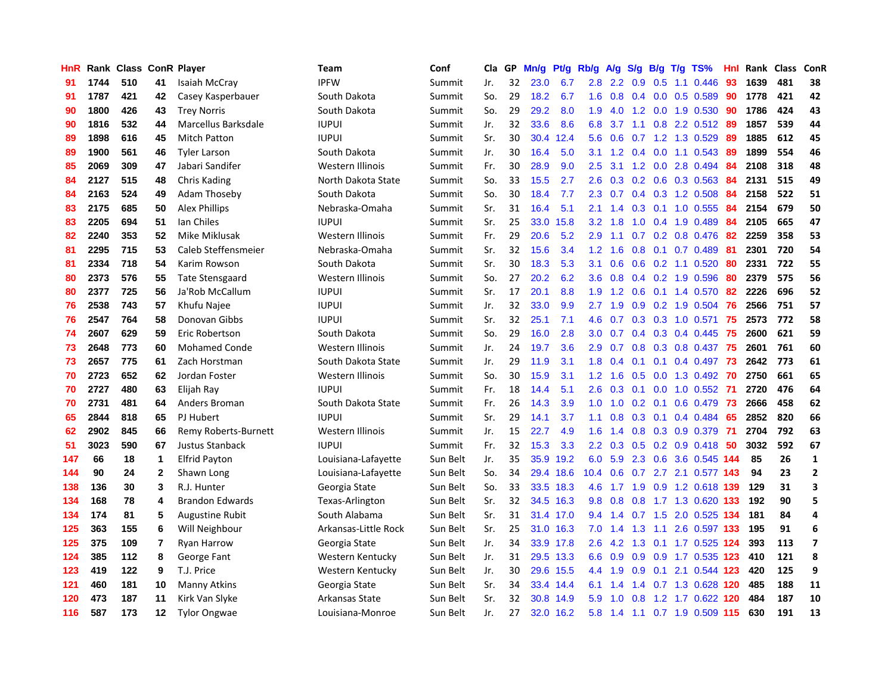| HnR | Rank | Class | ConR | Player | Team | Conf | Cla | GP | Mn/g | Pt/g | Rb/g | A/g | S/g | B/g | T/g | TS% | HnI | Rank | Class | ConR |
|---|---|---|---|---|---|---|---|---|---|---|---|---|---|---|---|---|---|---|---|---|
| 91 | 1744 | 510 | 41 | Isaiah McCray | IPFW | Summit | Jr. | 32 | 23.0 | 6.7 | 2.8 | 2.2 | 0.9 | 0.5 | 1.1 | 0.446 | 93 | 1639 | 481 | 38 |
| 91 | 1787 | 421 | 42 | Casey Kasperbauer | South Dakota | Summit | So. | 29 | 18.2 | 6.7 | 1.6 | 0.8 | 0.4 | 0.0 | 0.5 | 0.589 | 90 | 1778 | 421 | 42 |
| 90 | 1800 | 426 | 43 | Trey Norris | South Dakota | Summit | So. | 29 | 29.2 | 8.0 | 1.9 | 4.0 | 1.2 | 0.0 | 1.9 | 0.530 | 90 | 1786 | 424 | 43 |
| 90 | 1816 | 532 | 44 | Marcellus Barksdale | IUPUI | Summit | Jr. | 32 | 33.6 | 8.6 | 6.8 | 3.7 | 1.1 | 0.8 | 2.2 | 0.512 | 89 | 1857 | 539 | 44 |
| 89 | 1898 | 616 | 45 | Mitch Patton | IUPUI | Summit | Sr. | 30 | 30.4 | 12.4 | 5.6 | 0.6 | 0.7 | 1.2 | 1.3 | 0.529 | 89 | 1885 | 612 | 45 |
| 89 | 1900 | 561 | 46 | Tyler Larson | South Dakota | Summit | Jr. | 30 | 16.4 | 5.0 | 3.1 | 1.2 | 0.4 | 0.0 | 1.1 | 0.543 | 89 | 1899 | 554 | 46 |
| 85 | 2069 | 309 | 47 | Jabari Sandifer | Western Illinois | Summit | Fr. | 30 | 28.9 | 9.0 | 2.5 | 3.1 | 1.2 | 0.0 | 2.8 | 0.494 | 84 | 2108 | 318 | 48 |
| 84 | 2127 | 515 | 48 | Chris Kading | North Dakota State | Summit | So. | 33 | 15.5 | 2.7 | 2.6 | 0.3 | 0.2 | 0.6 | 0.3 | 0.563 | 84 | 2131 | 515 | 49 |
| 84 | 2163 | 524 | 49 | Adam Thoseby | South Dakota | Summit | So. | 30 | 18.4 | 7.7 | 2.3 | 0.7 | 0.4 | 0.3 | 1.2 | 0.508 | 84 | 2158 | 522 | 51 |
| 83 | 2175 | 685 | 50 | Alex Phillips | Nebraska-Omaha | Summit | Sr. | 31 | 16.4 | 5.1 | 2.1 | 1.4 | 0.3 | 0.1 | 1.0 | 0.555 | 84 | 2154 | 679 | 50 |
| 83 | 2205 | 694 | 51 | Ian Chiles | IUPUI | Summit | Sr. | 25 | 33.0 | 15.8 | 3.2 | 1.8 | 1.0 | 0.4 | 1.9 | 0.489 | 84 | 2105 | 665 | 47 |
| 82 | 2240 | 353 | 52 | Mike Miklusak | Western Illinois | Summit | Fr. | 29 | 20.6 | 5.2 | 2.9 | 1.1 | 0.7 | 0.2 | 0.8 | 0.476 | 82 | 2259 | 358 | 53 |
| 81 | 2295 | 715 | 53 | Caleb Steffensmeier | Nebraska-Omaha | Summit | Sr. | 32 | 15.6 | 3.4 | 1.2 | 1.6 | 0.8 | 0.1 | 0.7 | 0.489 | 81 | 2301 | 720 | 54 |
| 81 | 2334 | 718 | 54 | Karim Rowson | South Dakota | Summit | Sr. | 30 | 18.3 | 5.3 | 3.1 | 0.6 | 0.6 | 0.2 | 1.1 | 0.520 | 80 | 2331 | 722 | 55 |
| 80 | 2373 | 576 | 55 | Tate Stensgaard | Western Illinois | Summit | So. | 27 | 20.2 | 6.2 | 3.6 | 0.8 | 0.4 | 0.2 | 1.9 | 0.596 | 80 | 2379 | 575 | 56 |
| 80 | 2377 | 725 | 56 | Ja'Rob McCallum | IUPUI | Summit | Sr. | 17 | 20.1 | 8.8 | 1.9 | 1.2 | 0.6 | 0.1 | 1.4 | 0.570 | 82 | 2226 | 696 | 52 |
| 76 | 2538 | 743 | 57 | Khufu Najee | IUPUI | Summit | Jr. | 32 | 33.0 | 9.9 | 2.7 | 1.9 | 0.9 | 0.2 | 1.9 | 0.504 | 76 | 2566 | 751 | 57 |
| 76 | 2547 | 764 | 58 | Donovan Gibbs | IUPUI | Summit | Sr. | 32 | 25.1 | 7.1 | 4.6 | 0.7 | 0.3 | 0.3 | 1.0 | 0.571 | 75 | 2573 | 772 | 58 |
| 74 | 2607 | 629 | 59 | Eric Robertson | South Dakota | Summit | So. | 29 | 16.0 | 2.8 | 3.0 | 0.7 | 0.4 | 0.3 | 0.4 | 0.445 | 75 | 2600 | 621 | 59 |
| 73 | 2648 | 773 | 60 | Mohamed Conde | Western Illinois | Summit | Jr. | 24 | 19.7 | 3.6 | 2.9 | 0.7 | 0.8 | 0.3 | 0.8 | 0.437 | 75 | 2601 | 761 | 60 |
| 73 | 2657 | 775 | 61 | Zach Horstman | South Dakota State | Summit | Jr. | 29 | 11.9 | 3.1 | 1.8 | 0.4 | 0.1 | 0.1 | 0.4 | 0.497 | 73 | 2642 | 773 | 61 |
| 70 | 2723 | 652 | 62 | Jordan Foster | Western Illinois | Summit | So. | 30 | 15.9 | 3.1 | 1.2 | 1.6 | 0.5 | 0.0 | 1.3 | 0.492 | 70 | 2750 | 661 | 65 |
| 70 | 2727 | 480 | 63 | Elijah Ray | IUPUI | Summit | Fr. | 18 | 14.4 | 5.1 | 2.6 | 0.3 | 0.1 | 0.0 | 1.0 | 0.552 | 71 | 2720 | 476 | 64 |
| 70 | 2731 | 481 | 64 | Anders Broman | South Dakota State | Summit | Fr. | 26 | 14.3 | 3.9 | 1.0 | 1.0 | 0.2 | 0.1 | 0.6 | 0.479 | 73 | 2666 | 458 | 62 |
| 65 | 2844 | 818 | 65 | PJ Hubert | IUPUI | Summit | Sr. | 29 | 14.1 | 3.7 | 1.1 | 0.8 | 0.3 | 0.1 | 0.4 | 0.484 | 65 | 2852 | 820 | 66 |
| 62 | 2902 | 845 | 66 | Remy Roberts-Burnett | Western Illinois | Summit | Jr. | 15 | 22.7 | 4.9 | 1.6 | 1.4 | 0.8 | 0.3 | 0.9 | 0.379 | 71 | 2704 | 792 | 63 |
| 51 | 3023 | 590 | 67 | Justus Stanback | IUPUI | Summit | Fr. | 32 | 15.3 | 3.3 | 2.2 | 0.3 | 0.5 | 0.2 | 0.9 | 0.418 | 50 | 3032 | 592 | 67 |
| 147 | 66 | 18 | 1 | Elfrid Payton | Louisiana-Lafayette | Sun Belt | Jr. | 35 | 35.9 | 19.2 | 6.0 | 5.9 | 2.3 | 0.6 | 3.6 | 0.545 | 144 | 85 | 26 | 1 |
| 144 | 90 | 24 | 2 | Shawn Long | Louisiana-Lafayette | Sun Belt | So. | 34 | 29.4 | 18.6 | 10.4 | 0.6 | 0.7 | 2.7 | 2.1 | 0.577 | 143 | 94 | 23 | 2 |
| 138 | 136 | 30 | 3 | R.J. Hunter | Georgia State | Sun Belt | So. | 33 | 33.5 | 18.3 | 4.6 | 1.7 | 1.9 | 0.9 | 1.2 | 0.618 | 139 | 129 | 31 | 3 |
| 134 | 168 | 78 | 4 | Brandon Edwards | Texas-Arlington | Sun Belt | Sr. | 32 | 34.5 | 16.3 | 9.8 | 0.8 | 0.8 | 1.7 | 1.3 | 0.620 | 133 | 192 | 90 | 5 |
| 134 | 174 | 81 | 5 | Augustine Rubit | South Alabama | Sun Belt | Sr. | 31 | 31.4 | 17.0 | 9.4 | 1.4 | 0.7 | 1.5 | 2.0 | 0.525 | 134 | 181 | 84 | 4 |
| 125 | 363 | 155 | 6 | Will Neighbour | Arkansas-Little Rock | Sun Belt | Sr. | 25 | 31.0 | 16.3 | 7.0 | 1.4 | 1.3 | 1.1 | 2.6 | 0.597 | 133 | 195 | 91 | 6 |
| 125 | 375 | 109 | 7 | Ryan Harrow | Georgia State | Sun Belt | Jr. | 34 | 33.9 | 17.8 | 2.6 | 4.2 | 1.3 | 0.1 | 1.7 | 0.525 | 124 | 393 | 113 | 7 |
| 124 | 385 | 112 | 8 | George Fant | Western Kentucky | Sun Belt | Jr. | 31 | 29.5 | 13.3 | 6.6 | 0.9 | 0.9 | 0.9 | 1.7 | 0.535 | 123 | 410 | 121 | 8 |
| 123 | 419 | 122 | 9 | T.J. Price | Western Kentucky | Sun Belt | Jr. | 30 | 29.6 | 15.5 | 4.4 | 1.9 | 0.9 | 0.1 | 2.1 | 0.544 | 123 | 420 | 125 | 9 |
| 121 | 460 | 181 | 10 | Manny Atkins | Georgia State | Sun Belt | Sr. | 34 | 33.4 | 14.4 | 6.1 | 1.4 | 1.4 | 0.7 | 1.3 | 0.628 | 120 | 485 | 188 | 11 |
| 120 | 473 | 187 | 11 | Kirk Van Slyke | Arkansas State | Sun Belt | Sr. | 32 | 30.8 | 14.9 | 5.9 | 1.0 | 0.8 | 1.2 | 1.7 | 0.622 | 120 | 484 | 187 | 10 |
| 116 | 587 | 173 | 12 | Tylor Ongwae | Louisiana-Monroe | Sun Belt | Jr. | 27 | 32.0 | 16.2 | 5.8 | 1.4 | 1.1 | 0.7 | 1.9 | 0.509 | 115 | 630 | 191 | 13 |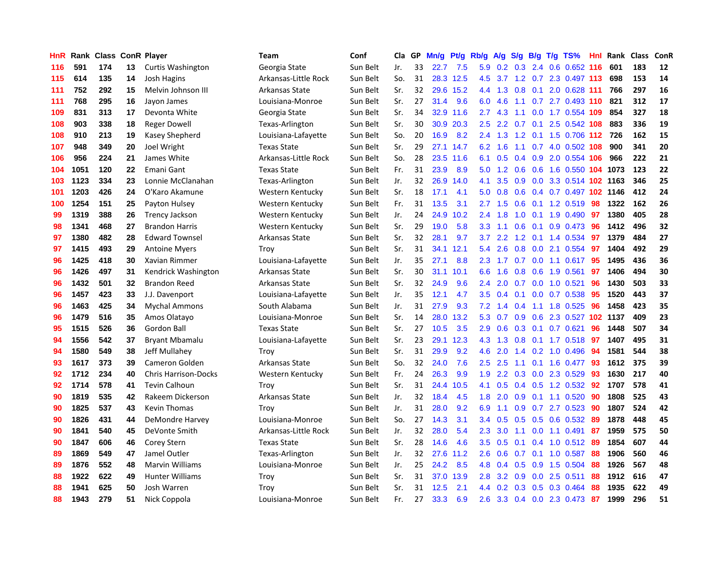| HnR | Rank | Class | ConR | Player | Team | Conf | Cla | GP | Mn/g | Pt/g | Rb/g | A/g | S/g | B/g | T/g | TS% | HnI | Rank | Class | ConR |
|---|---|---|---|---|---|---|---|---|---|---|---|---|---|---|---|---|---|---|---|---|
| 116 | 591 | 174 | 13 | Curtis Washington | Georgia State | Sun Belt | Jr. | 33 | 22.7 | 7.5 | 5.9 | 0.2 | 0.3 | 2.4 | 0.6 | 0.652 | 116 | 601 | 183 | 12 |
| 115 | 614 | 135 | 14 | Josh Hagins | Arkansas-Little Rock | Sun Belt | So. | 31 | 28.3 | 12.5 | 4.5 | 3.7 | 1.2 | 0.7 | 2.3 | 0.497 | 113 | 698 | 153 | 14 |
| 111 | 752 | 292 | 15 | Melvin Johnson III | Arkansas State | Sun Belt | Sr. | 32 | 29.6 | 15.2 | 4.4 | 1.3 | 0.8 | 0.1 | 2.0 | 0.628 | 111 | 766 | 297 | 16 |
| 111 | 768 | 295 | 16 | Jayon James | Louisiana-Monroe | Sun Belt | Sr. | 27 | 31.4 | 9.6 | 6.0 | 4.6 | 1.1 | 0.7 | 2.7 | 0.493 | 110 | 821 | 312 | 17 |
| 109 | 831 | 313 | 17 | Devonta White | Georgia State | Sun Belt | Sr. | 34 | 32.9 | 11.6 | 2.7 | 4.3 | 1.1 | 0.0 | 1.7 | 0.554 | 109 | 854 | 327 | 18 |
| 108 | 903 | 338 | 18 | Reger Dowell | Texas-Arlington | Sun Belt | Sr. | 30 | 30.9 | 20.3 | 2.5 | 2.2 | 0.7 | 0.1 | 2.5 | 0.542 | 108 | 883 | 336 | 19 |
| 108 | 910 | 213 | 19 | Kasey Shepherd | Louisiana-Lafayette | Sun Belt | So. | 20 | 16.9 | 8.2 | 2.4 | 1.3 | 1.2 | 0.1 | 1.5 | 0.706 | 112 | 726 | 162 | 15 |
| 107 | 948 | 349 | 20 | Joel Wright | Texas State | Sun Belt | Sr. | 29 | 27.1 | 14.7 | 6.2 | 1.6 | 1.1 | 0.7 | 4.0 | 0.502 | 108 | 900 | 341 | 20 |
| 106 | 956 | 224 | 21 | James White | Arkansas-Little Rock | Sun Belt | So. | 28 | 23.5 | 11.6 | 6.1 | 0.5 | 0.4 | 0.9 | 2.0 | 0.554 | 106 | 966 | 222 | 21 |
| 104 | 1051 | 120 | 22 | Emani Gant | Texas State | Sun Belt | Fr. | 31 | 23.9 | 8.9 | 5.0 | 1.2 | 0.6 | 0.6 | 1.6 | 0.550 | 104 | 1073 | 123 | 22 |
| 103 | 1123 | 334 | 23 | Lonnie McClanahan | Texas-Arlington | Sun Belt | Jr. | 32 | 26.9 | 14.0 | 4.1 | 3.5 | 0.9 | 0.0 | 3.3 | 0.514 | 102 | 1163 | 346 | 25 |
| 101 | 1203 | 426 | 24 | O'Karo Akamune | Western Kentucky | Sun Belt | Sr. | 18 | 17.1 | 4.1 | 5.0 | 0.8 | 0.6 | 0.4 | 0.7 | 0.497 | 102 | 1146 | 412 | 24 |
| 100 | 1254 | 151 | 25 | Payton Hulsey | Western Kentucky | Sun Belt | Fr. | 31 | 13.5 | 3.1 | 2.7 | 1.5 | 0.6 | 0.1 | 1.2 | 0.519 | 98 | 1322 | 162 | 26 |
| 99 | 1319 | 388 | 26 | Trency Jackson | Western Kentucky | Sun Belt | Jr. | 24 | 24.9 | 10.2 | 2.4 | 1.8 | 1.0 | 0.1 | 1.9 | 0.490 | 97 | 1380 | 405 | 28 |
| 98 | 1341 | 468 | 27 | Brandon Harris | Western Kentucky | Sun Belt | Sr. | 29 | 19.0 | 5.8 | 3.3 | 1.1 | 0.6 | 0.1 | 0.9 | 0.473 | 96 | 1412 | 496 | 32 |
| 97 | 1380 | 482 | 28 | Edward Townsel | Arkansas State | Sun Belt | Sr. | 32 | 28.1 | 9.7 | 3.7 | 2.2 | 1.2 | 0.1 | 1.4 | 0.534 | 97 | 1379 | 484 | 27 |
| 97 | 1415 | 493 | 29 | Antoine Myers | Troy | Sun Belt | Sr. | 31 | 34.1 | 12.1 | 5.4 | 2.6 | 0.8 | 0.0 | 2.1 | 0.554 | 97 | 1404 | 492 | 29 |
| 96 | 1425 | 418 | 30 | Xavian Rimmer | Louisiana-Lafayette | Sun Belt | Jr. | 35 | 27.1 | 8.8 | 2.3 | 1.7 | 0.7 | 0.0 | 1.1 | 0.617 | 95 | 1495 | 436 | 36 |
| 96 | 1426 | 497 | 31 | Kendrick Washington | Arkansas State | Sun Belt | Sr. | 30 | 31.1 | 10.1 | 6.6 | 1.6 | 0.8 | 0.6 | 1.9 | 0.561 | 97 | 1406 | 494 | 30 |
| 96 | 1432 | 501 | 32 | Brandon Reed | Arkansas State | Sun Belt | Sr. | 32 | 24.9 | 9.6 | 2.4 | 2.0 | 0.7 | 0.0 | 1.0 | 0.521 | 96 | 1430 | 503 | 33 |
| 96 | 1457 | 423 | 33 | J.J. Davenport | Louisiana-Lafayette | Sun Belt | Jr. | 35 | 12.1 | 4.7 | 3.5 | 0.4 | 0.1 | 0.0 | 0.7 | 0.538 | 95 | 1520 | 443 | 37 |
| 96 | 1463 | 425 | 34 | Mychal Ammons | South Alabama | Sun Belt | Jr. | 31 | 27.9 | 9.3 | 7.2 | 1.4 | 0.4 | 1.1 | 1.8 | 0.525 | 96 | 1458 | 423 | 35 |
| 96 | 1479 | 516 | 35 | Amos Olatayo | Louisiana-Monroe | Sun Belt | Sr. | 14 | 28.0 | 13.2 | 5.3 | 0.7 | 0.9 | 0.6 | 2.3 | 0.527 | 102 | 1137 | 409 | 23 |
| 95 | 1515 | 526 | 36 | Gordon Ball | Texas State | Sun Belt | Sr. | 27 | 10.5 | 3.5 | 2.9 | 0.6 | 0.3 | 0.1 | 0.7 | 0.621 | 96 | 1448 | 507 | 34 |
| 94 | 1556 | 542 | 37 | Bryant Mbamalu | Louisiana-Lafayette | Sun Belt | Sr. | 23 | 29.1 | 12.3 | 4.3 | 1.3 | 0.8 | 0.1 | 1.7 | 0.518 | 97 | 1407 | 495 | 31 |
| 94 | 1580 | 549 | 38 | Jeff Mullahey | Troy | Sun Belt | Sr. | 31 | 29.9 | 9.2 | 4.6 | 2.0 | 1.4 | 0.2 | 1.0 | 0.496 | 94 | 1581 | 544 | 38 |
| 93 | 1617 | 373 | 39 | Cameron Golden | Arkansas State | Sun Belt | So. | 32 | 24.0 | 7.6 | 2.5 | 2.5 | 1.1 | 0.1 | 1.6 | 0.477 | 93 | 1612 | 375 | 39 |
| 92 | 1712 | 234 | 40 | Chris Harrison-Docks | Western Kentucky | Sun Belt | Fr. | 24 | 26.3 | 9.9 | 1.9 | 2.2 | 0.3 | 0.0 | 2.3 | 0.529 | 93 | 1630 | 217 | 40 |
| 92 | 1714 | 578 | 41 | Tevin Calhoun | Troy | Sun Belt | Sr. | 31 | 24.4 | 10.5 | 4.1 | 0.5 | 0.4 | 0.5 | 1.2 | 0.532 | 92 | 1707 | 578 | 41 |
| 90 | 1819 | 535 | 42 | Rakeem Dickerson | Arkansas State | Sun Belt | Jr. | 32 | 18.4 | 4.5 | 1.8 | 2.0 | 0.9 | 0.1 | 1.1 | 0.520 | 90 | 1808 | 525 | 43 |
| 90 | 1825 | 537 | 43 | Kevin Thomas | Troy | Sun Belt | Jr. | 31 | 28.0 | 9.2 | 6.9 | 1.1 | 0.9 | 0.7 | 2.7 | 0.523 | 90 | 1807 | 524 | 42 |
| 90 | 1826 | 431 | 44 | DeMondre Harvey | Louisiana-Monroe | Sun Belt | So. | 27 | 14.3 | 3.1 | 3.4 | 0.5 | 0.5 | 0.5 | 0.6 | 0.532 | 89 | 1878 | 448 | 45 |
| 90 | 1841 | 540 | 45 | DeVonte Smith | Arkansas-Little Rock | Sun Belt | Jr. | 32 | 28.0 | 5.4 | 2.3 | 3.0 | 1.1 | 0.0 | 1.1 | 0.491 | 87 | 1959 | 575 | 50 |
| 90 | 1847 | 606 | 46 | Corey Stern | Texas State | Sun Belt | Sr. | 28 | 14.6 | 4.6 | 3.5 | 0.5 | 0.1 | 0.4 | 1.0 | 0.512 | 89 | 1854 | 607 | 44 |
| 89 | 1869 | 549 | 47 | Jamel Outler | Texas-Arlington | Sun Belt | Jr. | 32 | 27.6 | 11.2 | 2.6 | 0.6 | 0.7 | 0.1 | 1.0 | 0.587 | 88 | 1906 | 560 | 46 |
| 89 | 1876 | 552 | 48 | Marvin Williams | Louisiana-Monroe | Sun Belt | Jr. | 25 | 24.2 | 8.5 | 4.8 | 0.4 | 0.5 | 0.9 | 1.5 | 0.504 | 88 | 1926 | 567 | 48 |
| 88 | 1922 | 622 | 49 | Hunter Williams | Troy | Sun Belt | Sr. | 31 | 37.0 | 13.9 | 2.8 | 3.2 | 0.9 | 0.0 | 2.5 | 0.511 | 88 | 1912 | 616 | 47 |
| 88 | 1941 | 625 | 50 | Josh Warren | Troy | Sun Belt | Sr. | 31 | 12.5 | 2.1 | 4.4 | 0.2 | 0.3 | 0.5 | 0.3 | 0.464 | 88 | 1935 | 622 | 49 |
| 88 | 1943 | 279 | 51 | Nick Coppola | Louisiana-Monroe | Sun Belt | Fr. | 27 | 33.3 | 6.9 | 2.6 | 3.3 | 0.4 | 0.0 | 2.3 | 0.473 | 87 | 1999 | 296 | 51 |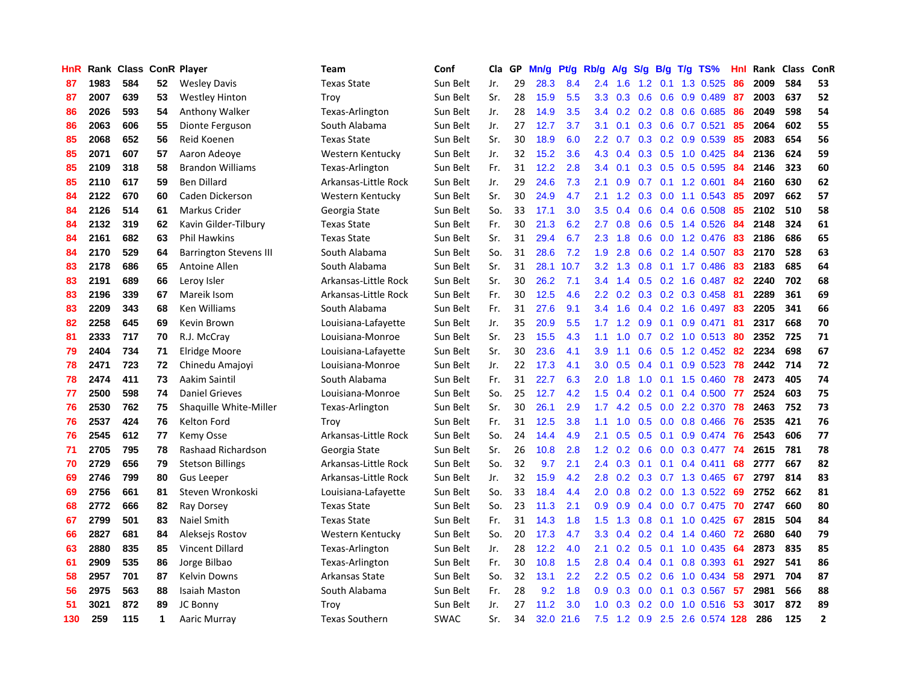| HnR | Rank | Class | ConR | Player | Team | Conf | Cla | GP | Mn/g | Pt/g | Rb/g | A/g | S/g | B/g | T/g | TS% | HnI | Rank | Class | ConR |
|---|---|---|---|---|---|---|---|---|---|---|---|---|---|---|---|---|---|---|---|---|
| 87 | 1983 | 584 | 52 | Wesley Davis | Texas State | Sun Belt | Jr. | 29 | 28.3 | 8.4 | 2.4 | 1.6 | 1.2 | 0.1 | 1.3 | 0.525 | 86 | 2009 | 584 | 53 |
| 87 | 2007 | 639 | 53 | Westley Hinton | Troy | Sun Belt | Sr. | 28 | 15.9 | 5.5 | 3.3 | 0.3 | 0.6 | 0.6 | 0.9 | 0.489 | 87 | 2003 | 637 | 52 |
| 86 | 2026 | 593 | 54 | Anthony Walker | Texas-Arlington | Sun Belt | Jr. | 28 | 14.9 | 3.5 | 3.4 | 0.2 | 0.2 | 0.8 | 0.6 | 0.685 | 86 | 2049 | 598 | 54 |
| 86 | 2063 | 606 | 55 | Dionte Ferguson | South Alabama | Sun Belt | Jr. | 27 | 12.7 | 3.7 | 3.1 | 0.1 | 0.3 | 0.6 | 0.7 | 0.521 | 85 | 2064 | 602 | 55 |
| 85 | 2068 | 652 | 56 | Reid Koenen | Texas State | Sun Belt | Sr. | 30 | 18.9 | 6.0 | 2.2 | 0.7 | 0.3 | 0.2 | 0.9 | 0.539 | 85 | 2083 | 654 | 56 |
| 85 | 2071 | 607 | 57 | Aaron Adeoye | Western Kentucky | Sun Belt | Jr. | 32 | 15.2 | 3.6 | 4.3 | 0.4 | 0.3 | 0.5 | 1.0 | 0.425 | 84 | 2136 | 624 | 59 |
| 85 | 2109 | 318 | 58 | Brandon Williams | Texas-Arlington | Sun Belt | Fr. | 31 | 12.2 | 2.8 | 3.4 | 0.1 | 0.3 | 0.5 | 0.5 | 0.595 | 84 | 2146 | 323 | 60 |
| 85 | 2110 | 617 | 59 | Ben Dillard | Arkansas-Little Rock | Sun Belt | Jr. | 29 | 24.6 | 7.3 | 2.1 | 0.9 | 0.7 | 0.1 | 1.2 | 0.601 | 84 | 2160 | 630 | 62 |
| 84 | 2122 | 670 | 60 | Caden Dickerson | Western Kentucky | Sun Belt | Sr. | 30 | 24.9 | 4.7 | 2.1 | 1.2 | 0.3 | 0.0 | 1.1 | 0.543 | 85 | 2097 | 662 | 57 |
| 84 | 2126 | 514 | 61 | Markus Crider | Georgia State | Sun Belt | So. | 33 | 17.1 | 3.0 | 3.5 | 0.4 | 0.6 | 0.4 | 0.6 | 0.508 | 85 | 2102 | 510 | 58 |
| 84 | 2132 | 319 | 62 | Kavin Gilder-Tilbury | Texas State | Sun Belt | Fr. | 30 | 21.3 | 6.2 | 2.7 | 0.8 | 0.6 | 0.5 | 1.4 | 0.526 | 84 | 2148 | 324 | 61 |
| 84 | 2161 | 682 | 63 | Phil Hawkins | Texas State | Sun Belt | Sr. | 31 | 29.4 | 6.7 | 2.3 | 1.8 | 0.6 | 0.0 | 1.2 | 0.476 | 83 | 2186 | 686 | 65 |
| 84 | 2170 | 529 | 64 | Barrington Stevens III | South Alabama | Sun Belt | So. | 31 | 28.6 | 7.2 | 1.9 | 2.8 | 0.6 | 0.2 | 1.4 | 0.507 | 83 | 2170 | 528 | 63 |
| 83 | 2178 | 686 | 65 | Antoine Allen | South Alabama | Sun Belt | Sr. | 31 | 28.1 | 10.7 | 3.2 | 1.3 | 0.8 | 0.1 | 1.7 | 0.486 | 83 | 2183 | 685 | 64 |
| 83 | 2191 | 689 | 66 | Leroy Isler | Arkansas-Little Rock | Sun Belt | Sr. | 30 | 26.2 | 7.1 | 3.4 | 1.4 | 0.5 | 0.2 | 1.6 | 0.487 | 82 | 2240 | 702 | 68 |
| 83 | 2196 | 339 | 67 | Mareik Isom | Arkansas-Little Rock | Sun Belt | Fr. | 30 | 12.5 | 4.6 | 2.2 | 0.2 | 0.3 | 0.2 | 0.3 | 0.458 | 81 | 2289 | 361 | 69 |
| 83 | 2209 | 343 | 68 | Ken Williams | South Alabama | Sun Belt | Fr. | 31 | 27.6 | 9.1 | 3.4 | 1.6 | 0.4 | 0.2 | 1.6 | 0.497 | 83 | 2205 | 341 | 66 |
| 82 | 2258 | 645 | 69 | Kevin Brown | Louisiana-Lafayette | Sun Belt | Jr. | 35 | 20.9 | 5.5 | 1.7 | 1.2 | 0.9 | 0.1 | 0.9 | 0.471 | 81 | 2317 | 668 | 70 |
| 81 | 2333 | 717 | 70 | R.J. McCray | Louisiana-Monroe | Sun Belt | Sr. | 23 | 15.5 | 4.3 | 1.1 | 1.0 | 0.7 | 0.2 | 1.0 | 0.513 | 80 | 2352 | 725 | 71 |
| 79 | 2404 | 734 | 71 | Elridge Moore | Louisiana-Lafayette | Sun Belt | Sr. | 30 | 23.6 | 4.1 | 3.9 | 1.1 | 0.6 | 0.5 | 1.2 | 0.452 | 82 | 2234 | 698 | 67 |
| 78 | 2471 | 723 | 72 | Chinedu Amajoyi | Louisiana-Monroe | Sun Belt | Jr. | 22 | 17.3 | 4.1 | 3.0 | 0.5 | 0.4 | 0.1 | 0.9 | 0.523 | 78 | 2442 | 714 | 72 |
| 78 | 2474 | 411 | 73 | Aakim Saintil | South Alabama | Sun Belt | Fr. | 31 | 22.7 | 6.3 | 2.0 | 1.8 | 1.0 | 0.1 | 1.5 | 0.460 | 78 | 2473 | 405 | 74 |
| 77 | 2500 | 598 | 74 | Daniel Grieves | Louisiana-Monroe | Sun Belt | So. | 25 | 12.7 | 4.2 | 1.5 | 0.4 | 0.2 | 0.1 | 0.4 | 0.500 | 77 | 2524 | 603 | 75 |
| 76 | 2530 | 762 | 75 | Shaquille White-Miller | Texas-Arlington | Sun Belt | Sr. | 30 | 26.1 | 2.9 | 1.7 | 4.2 | 0.5 | 0.0 | 2.2 | 0.370 | 78 | 2463 | 752 | 73 |
| 76 | 2537 | 424 | 76 | Kelton Ford | Troy | Sun Belt | Fr. | 31 | 12.5 | 3.8 | 1.1 | 1.0 | 0.5 | 0.0 | 0.8 | 0.466 | 76 | 2535 | 421 | 76 |
| 76 | 2545 | 612 | 77 | Kemy Osse | Arkansas-Little Rock | Sun Belt | So. | 24 | 14.4 | 4.9 | 2.1 | 0.5 | 0.5 | 0.1 | 0.9 | 0.474 | 76 | 2543 | 606 | 77 |
| 71 | 2705 | 795 | 78 | Rashaad Richardson | Georgia State | Sun Belt | Sr. | 26 | 10.8 | 2.8 | 1.2 | 0.2 | 0.6 | 0.0 | 0.3 | 0.477 | 74 | 2615 | 781 | 78 |
| 70 | 2729 | 656 | 79 | Stetson Billings | Arkansas-Little Rock | Sun Belt | So. | 32 | 9.7 | 2.1 | 2.4 | 0.3 | 0.1 | 0.1 | 0.4 | 0.411 | 68 | 2777 | 667 | 82 |
| 69 | 2746 | 799 | 80 | Gus Leeper | Arkansas-Little Rock | Sun Belt | Jr. | 32 | 15.9 | 4.2 | 2.8 | 0.2 | 0.3 | 0.7 | 1.3 | 0.465 | 67 | 2797 | 814 | 83 |
| 69 | 2756 | 661 | 81 | Steven Wronkoski | Louisiana-Lafayette | Sun Belt | So. | 33 | 18.4 | 4.4 | 2.0 | 0.8 | 0.2 | 0.0 | 1.3 | 0.522 | 69 | 2752 | 662 | 81 |
| 68 | 2772 | 666 | 82 | Ray Dorsey | Texas State | Sun Belt | So. | 23 | 11.3 | 2.1 | 0.9 | 0.9 | 0.4 | 0.0 | 0.7 | 0.475 | 70 | 2747 | 660 | 80 |
| 67 | 2799 | 501 | 83 | Naiel Smith | Texas State | Sun Belt | Fr. | 31 | 14.3 | 1.8 | 1.5 | 1.3 | 0.8 | 0.1 | 1.0 | 0.425 | 67 | 2815 | 504 | 84 |
| 66 | 2827 | 681 | 84 | Aleksejs Rostov | Western Kentucky | Sun Belt | So. | 20 | 17.3 | 4.7 | 3.3 | 0.4 | 0.2 | 0.4 | 1.4 | 0.460 | 72 | 2680 | 640 | 79 |
| 63 | 2880 | 835 | 85 | Vincent Dillard | Texas-Arlington | Sun Belt | Jr. | 28 | 12.2 | 4.0 | 2.1 | 0.2 | 0.5 | 0.1 | 1.0 | 0.435 | 64 | 2873 | 835 | 85 |
| 61 | 2909 | 535 | 86 | Jorge Bilbao | Texas-Arlington | Sun Belt | Fr. | 30 | 10.8 | 1.5 | 2.8 | 0.4 | 0.4 | 0.1 | 0.8 | 0.393 | 61 | 2927 | 541 | 86 |
| 58 | 2957 | 701 | 87 | Kelvin Downs | Arkansas State | Sun Belt | So. | 32 | 13.1 | 2.2 | 2.2 | 0.5 | 0.2 | 0.6 | 1.0 | 0.434 | 58 | 2971 | 704 | 87 |
| 56 | 2975 | 563 | 88 | Isaiah Maston | South Alabama | Sun Belt | Fr. | 28 | 9.2 | 1.8 | 0.9 | 0.3 | 0.0 | 0.1 | 0.3 | 0.567 | 57 | 2981 | 566 | 88 |
| 51 | 3021 | 872 | 89 | JC Bonny | Troy | Sun Belt | Jr. | 27 | 11.2 | 3.0 | 1.0 | 0.3 | 0.2 | 0.0 | 1.0 | 0.516 | 53 | 3017 | 872 | 89 |
| 130 | 259 | 115 | 1 | Aaric Murray | Texas Southern | SWAC | Sr. | 34 | 32.0 | 21.6 | 7.5 | 1.2 | 0.9 | 2.5 | 2.6 | 0.574 | 128 | 286 | 125 | 2 |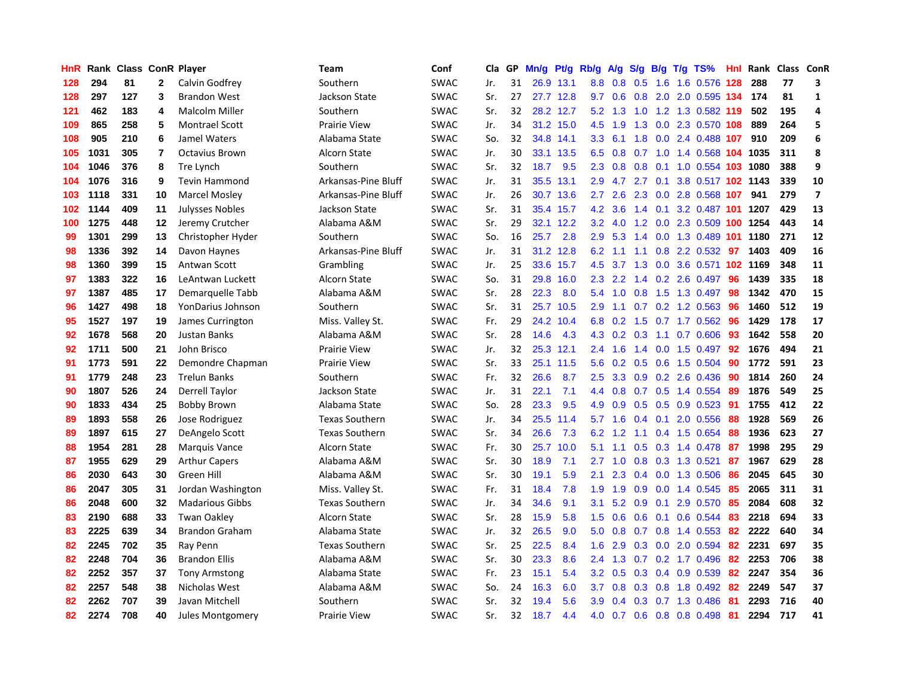| HnR | Rank | Class | ConR | Player | Team | Conf | Cla | GP | Mn/g | Pt/g | Rb/g | A/g | S/g | B/g | T/g | TS% | HnI | Rank | Class | ConR |
|---|---|---|---|---|---|---|---|---|---|---|---|---|---|---|---|---|---|---|---|---|
| 128 | 294 | 81 | 2 | Calvin Godfrey | Southern | SWAC | Jr. | 31 | 26.9 | 13.1 | 8.8 | 0.8 | 0.5 | 1.6 | 1.6 | 0.576 | 128 | 288 | 77 | 3 |
| 128 | 297 | 127 | 3 | Brandon West | Jackson State | SWAC | Sr. | 27 | 27.7 | 12.8 | 9.7 | 0.6 | 0.8 | 2.0 | 2.0 | 0.595 | 134 | 174 | 81 | 1 |
| 121 | 462 | 183 | 4 | Malcolm Miller | Southern | SWAC | Sr. | 32 | 28.2 | 12.7 | 5.2 | 1.3 | 1.0 | 1.2 | 1.3 | 0.582 | 119 | 502 | 195 | 4 |
| 109 | 865 | 258 | 5 | Montrael Scott | Prairie View | SWAC | Jr. | 34 | 31.2 | 15.0 | 4.5 | 1.9 | 1.3 | 0.0 | 2.3 | 0.570 | 108 | 889 | 264 | 5 |
| 108 | 905 | 210 | 6 | Jamel Waters | Alabama State | SWAC | So. | 32 | 34.8 | 14.1 | 3.3 | 6.1 | 1.8 | 0.0 | 2.4 | 0.488 | 107 | 910 | 209 | 6 |
| 105 | 1031 | 305 | 7 | Octavius Brown | Alcorn State | SWAC | Jr. | 30 | 33.1 | 13.5 | 6.5 | 0.8 | 0.7 | 1.0 | 1.4 | 0.568 | 104 | 1035 | 311 | 8 |
| 104 | 1046 | 376 | 8 | Tre Lynch | Southern | SWAC | Sr. | 32 | 18.7 | 9.5 | 2.3 | 0.8 | 0.8 | 0.1 | 1.0 | 0.554 | 103 | 1080 | 388 | 9 |
| 104 | 1076 | 316 | 9 | Tevin Hammond | Arkansas-Pine Bluff | SWAC | Jr. | 31 | 35.5 | 13.1 | 2.9 | 4.7 | 2.7 | 0.1 | 3.8 | 0.517 | 102 | 1143 | 339 | 10 |
| 103 | 1118 | 331 | 10 | Marcel Mosley | Arkansas-Pine Bluff | SWAC | Jr. | 26 | 30.7 | 13.6 | 2.7 | 2.6 | 2.3 | 0.0 | 2.8 | 0.568 | 107 | 941 | 279 | 7 |
| 102 | 1144 | 409 | 11 | Julysses Nobles | Jackson State | SWAC | Sr. | 31 | 35.4 | 15.7 | 4.2 | 3.6 | 1.4 | 0.1 | 3.2 | 0.487 | 101 | 1207 | 429 | 13 |
| 100 | 1275 | 448 | 12 | Jeremy Crutcher | Alabama A&M | SWAC | Sr. | 29 | 32.1 | 12.2 | 3.2 | 4.0 | 1.2 | 0.0 | 2.3 | 0.509 | 100 | 1254 | 443 | 14 |
| 99 | 1301 | 299 | 13 | Christopher Hyder | Southern | SWAC | So. | 16 | 25.7 | 2.8 | 2.9 | 5.3 | 1.4 | 0.0 | 1.3 | 0.489 | 101 | 1180 | 271 | 12 |
| 98 | 1336 | 392 | 14 | Davon Haynes | Arkansas-Pine Bluff | SWAC | Jr. | 31 | 31.2 | 12.8 | 6.2 | 1.1 | 1.1 | 0.8 | 2.2 | 0.532 | 97 | 1403 | 409 | 16 |
| 98 | 1360 | 399 | 15 | Antwan Scott | Grambling | SWAC | Jr. | 25 | 33.6 | 15.7 | 4.5 | 3.7 | 1.3 | 0.0 | 3.6 | 0.571 | 102 | 1169 | 348 | 11 |
| 97 | 1383 | 322 | 16 | LeAntwan Luckett | Alcorn State | SWAC | So. | 31 | 29.8 | 16.0 | 2.3 | 2.2 | 1.4 | 0.2 | 2.6 | 0.497 | 96 | 1439 | 335 | 18 |
| 97 | 1387 | 485 | 17 | Demarquelle Tabb | Alabama A&M | SWAC | Sr. | 28 | 22.3 | 8.0 | 5.4 | 1.0 | 0.8 | 1.5 | 1.3 | 0.497 | 98 | 1342 | 470 | 15 |
| 96 | 1427 | 498 | 18 | YonDarius Johnson | Southern | SWAC | Sr. | 31 | 25.7 | 10.5 | 2.9 | 1.1 | 0.7 | 0.2 | 1.2 | 0.563 | 96 | 1460 | 512 | 19 |
| 95 | 1527 | 197 | 19 | James Currington | Miss. Valley St. | SWAC | Fr. | 29 | 24.2 | 10.4 | 6.8 | 0.2 | 1.5 | 0.7 | 1.7 | 0.562 | 96 | 1429 | 178 | 17 |
| 92 | 1678 | 568 | 20 | Justan Banks | Alabama A&M | SWAC | Sr. | 28 | 14.6 | 4.3 | 4.3 | 0.2 | 0.3 | 1.1 | 0.7 | 0.606 | 93 | 1642 | 558 | 20 |
| 92 | 1711 | 500 | 21 | John Brisco | Prairie View | SWAC | Jr. | 32 | 25.3 | 12.1 | 2.4 | 1.6 | 1.4 | 0.0 | 1.5 | 0.497 | 92 | 1676 | 494 | 21 |
| 91 | 1773 | 591 | 22 | Demondre Chapman | Prairie View | SWAC | Sr. | 33 | 25.1 | 11.5 | 5.6 | 0.2 | 0.5 | 0.6 | 1.5 | 0.504 | 90 | 1772 | 591 | 23 |
| 91 | 1779 | 248 | 23 | Trelun Banks | Southern | SWAC | Fr. | 32 | 26.6 | 8.7 | 2.5 | 3.3 | 0.9 | 0.2 | 2.6 | 0.436 | 90 | 1814 | 260 | 24 |
| 90 | 1807 | 526 | 24 | Derrell Taylor | Jackson State | SWAC | Jr. | 31 | 22.1 | 7.1 | 4.4 | 0.8 | 0.7 | 0.5 | 1.4 | 0.554 | 89 | 1876 | 549 | 25 |
| 90 | 1833 | 434 | 25 | Bobby Brown | Alabama State | SWAC | So. | 28 | 23.3 | 9.5 | 4.9 | 0.9 | 0.5 | 0.5 | 0.9 | 0.523 | 91 | 1755 | 412 | 22 |
| 89 | 1893 | 558 | 26 | Jose Rodriguez | Texas Southern | SWAC | Jr. | 34 | 25.5 | 11.4 | 5.7 | 1.6 | 0.4 | 0.1 | 2.0 | 0.556 | 88 | 1928 | 569 | 26 |
| 89 | 1897 | 615 | 27 | DeAngelo Scott | Texas Southern | SWAC | Sr. | 34 | 26.6 | 7.3 | 6.2 | 1.2 | 1.1 | 0.4 | 1.5 | 0.654 | 88 | 1936 | 623 | 27 |
| 88 | 1954 | 281 | 28 | Marquis Vance | Alcorn State | SWAC | Fr. | 30 | 25.7 | 10.0 | 5.1 | 1.1 | 0.5 | 0.3 | 1.4 | 0.478 | 87 | 1998 | 295 | 29 |
| 87 | 1955 | 629 | 29 | Arthur Capers | Alabama A&M | SWAC | Sr. | 30 | 18.9 | 7.1 | 2.7 | 1.0 | 0.8 | 0.3 | 1.3 | 0.521 | 87 | 1967 | 629 | 28 |
| 86 | 2030 | 643 | 30 | Green Hill | Alabama A&M | SWAC | Sr. | 30 | 19.1 | 5.9 | 2.1 | 2.3 | 0.4 | 0.0 | 1.3 | 0.506 | 86 | 2045 | 645 | 30 |
| 86 | 2047 | 305 | 31 | Jordan Washington | Miss. Valley St. | SWAC | Fr. | 31 | 18.4 | 7.8 | 1.9 | 1.9 | 0.9 | 0.0 | 1.4 | 0.545 | 85 | 2065 | 311 | 31 |
| 86 | 2048 | 600 | 32 | Madarious Gibbs | Texas Southern | SWAC | Jr. | 34 | 34.6 | 9.1 | 3.1 | 5.2 | 0.9 | 0.1 | 2.9 | 0.570 | 85 | 2084 | 608 | 32 |
| 83 | 2190 | 688 | 33 | Twan Oakley | Alcorn State | SWAC | Sr. | 28 | 15.9 | 5.8 | 1.5 | 0.6 | 0.6 | 0.1 | 0.6 | 0.544 | 83 | 2218 | 694 | 33 |
| 83 | 2225 | 639 | 34 | Brandon Graham | Alabama State | SWAC | Jr. | 32 | 26.5 | 9.0 | 5.0 | 0.8 | 0.7 | 0.8 | 1.4 | 0.553 | 82 | 2222 | 640 | 34 |
| 82 | 2245 | 702 | 35 | Ray Penn | Texas Southern | SWAC | Sr. | 25 | 22.5 | 8.4 | 1.6 | 2.9 | 0.3 | 0.0 | 2.0 | 0.594 | 82 | 2231 | 697 | 35 |
| 82 | 2248 | 704 | 36 | Brandon Ellis | Alabama A&M | SWAC | Sr. | 30 | 23.3 | 8.6 | 2.4 | 1.3 | 0.7 | 0.2 | 1.7 | 0.496 | 82 | 2253 | 706 | 38 |
| 82 | 2252 | 357 | 37 | Tony Armstong | Alabama State | SWAC | Fr. | 23 | 15.1 | 5.4 | 3.2 | 0.5 | 0.3 | 0.4 | 0.9 | 0.539 | 82 | 2247 | 354 | 36 |
| 82 | 2257 | 548 | 38 | Nicholas West | Alabama A&M | SWAC | So. | 24 | 16.3 | 6.0 | 3.7 | 0.8 | 0.3 | 0.8 | 1.8 | 0.492 | 82 | 2249 | 547 | 37 |
| 82 | 2262 | 707 | 39 | Javan Mitchell | Southern | SWAC | Sr. | 32 | 19.4 | 5.6 | 3.9 | 0.4 | 0.3 | 0.7 | 1.3 | 0.486 | 81 | 2293 | 716 | 40 |
| 82 | 2274 | 708 | 40 | Jules Montgomery | Prairie View | SWAC | Sr. | 32 | 18.7 | 4.4 | 4.0 | 0.7 | 0.6 | 0.8 | 0.8 | 0.498 | 81 | 2294 | 717 | 41 |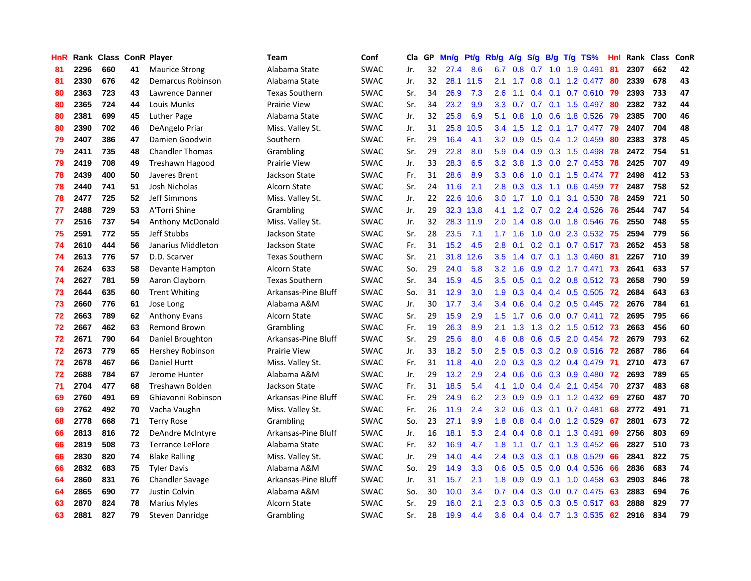| HnR | Rank | Class | ConR | Player | Team | Conf | Cla | GP | Mn/g | Pt/g | Rb/g | A/g | S/g | B/g | T/g | TS% | HnI | Rank | Class | ConR |
|---|---|---|---|---|---|---|---|---|---|---|---|---|---|---|---|---|---|---|---|---|
| 81 | 2296 | 660 | 41 | Maurice Strong | Alabama State | SWAC | Jr. | 32 | 27.4 | 8.6 | 6.7 | 0.8 | 0.7 | 1.0 | 1.9 | 0.491 | 81 | 2307 | 662 | 42 |
| 81 | 2330 | 676 | 42 | Demarcus Robinson | Alabama State | SWAC | Jr. | 32 | 28.1 | 11.5 | 2.1 | 1.7 | 0.8 | 0.1 | 1.2 | 0.477 | 80 | 2339 | 678 | 43 |
| 80 | 2363 | 723 | 43 | Lawrence Danner | Texas Southern | SWAC | Sr. | 34 | 26.9 | 7.3 | 2.6 | 1.1 | 0.4 | 0.1 | 0.7 | 0.610 | 79 | 2393 | 733 | 47 |
| 80 | 2365 | 724 | 44 | Louis Munks | Prairie View | SWAC | Sr. | 34 | 23.2 | 9.9 | 3.3 | 0.7 | 0.7 | 0.1 | 1.5 | 0.497 | 80 | 2382 | 732 | 44 |
| 80 | 2381 | 699 | 45 | Luther Page | Alabama State | SWAC | Jr. | 32 | 25.8 | 6.9 | 5.1 | 0.8 | 1.0 | 0.6 | 1.8 | 0.526 | 79 | 2385 | 700 | 46 |
| 80 | 2390 | 702 | 46 | DeAngelo Priar | Miss. Valley St. | SWAC | Jr. | 31 | 25.8 | 10.5 | 3.4 | 1.5 | 1.2 | 0.1 | 1.7 | 0.477 | 79 | 2407 | 704 | 48 |
| 79 | 2407 | 386 | 47 | Damien Goodwin | Southern | SWAC | Fr. | 29 | 16.4 | 4.1 | 3.2 | 0.9 | 0.5 | 0.4 | 1.2 | 0.459 | 80 | 2383 | 378 | 45 |
| 79 | 2411 | 735 | 48 | Chandler Thomas | Grambling | SWAC | Sr. | 29 | 22.8 | 8.0 | 5.9 | 0.4 | 0.9 | 0.3 | 1.5 | 0.498 | 78 | 2472 | 754 | 51 |
| 79 | 2419 | 708 | 49 | Treshawn Hagood | Prairie View | SWAC | Jr. | 33 | 28.3 | 6.5 | 3.2 | 3.8 | 1.3 | 0.0 | 2.7 | 0.453 | 78 | 2425 | 707 | 49 |
| 78 | 2439 | 400 | 50 | Javeres Brent | Jackson State | SWAC | Fr. | 31 | 28.6 | 8.9 | 3.3 | 0.6 | 1.0 | 0.1 | 1.5 | 0.474 | 77 | 2498 | 412 | 53 |
| 78 | 2440 | 741 | 51 | Josh Nicholas | Alcorn State | SWAC | Sr. | 24 | 11.6 | 2.1 | 2.8 | 0.3 | 0.3 | 1.1 | 0.6 | 0.459 | 77 | 2487 | 758 | 52 |
| 78 | 2477 | 725 | 52 | Jeff Simmons | Miss. Valley St. | SWAC | Jr. | 22 | 22.6 | 10.6 | 3.0 | 1.7 | 1.0 | 0.1 | 3.1 | 0.530 | 78 | 2459 | 721 | 50 |
| 77 | 2488 | 729 | 53 | A'Torri Shine | Grambling | SWAC | Jr. | 29 | 32.3 | 13.8 | 4.1 | 1.2 | 0.7 | 0.2 | 2.4 | 0.526 | 76 | 2544 | 747 | 54 |
| 77 | 2516 | 737 | 54 | Anthony McDonald | Miss. Valley St. | SWAC | Jr. | 32 | 28.3 | 11.9 | 2.0 | 1.4 | 0.8 | 0.0 | 1.8 | 0.546 | 76 | 2550 | 748 | 55 |
| 75 | 2591 | 772 | 55 | Jeff Stubbs | Jackson State | SWAC | Sr. | 28 | 23.5 | 7.1 | 1.7 | 1.6 | 1.0 | 0.0 | 2.3 | 0.532 | 75 | 2594 | 779 | 56 |
| 74 | 2610 | 444 | 56 | Janarius Middleton | Jackson State | SWAC | Fr. | 31 | 15.2 | 4.5 | 2.8 | 0.1 | 0.2 | 0.1 | 0.7 | 0.517 | 73 | 2652 | 453 | 58 |
| 74 | 2613 | 776 | 57 | D.D. Scarver | Texas Southern | SWAC | Sr. | 21 | 31.8 | 12.6 | 3.5 | 1.4 | 0.7 | 0.1 | 1.3 | 0.460 | 81 | 2267 | 710 | 39 |
| 74 | 2624 | 633 | 58 | Devante Hampton | Alcorn State | SWAC | So. | 29 | 24.0 | 5.8 | 3.2 | 1.6 | 0.9 | 0.2 | 1.7 | 0.471 | 73 | 2641 | 633 | 57 |
| 74 | 2627 | 781 | 59 | Aaron Clayborn | Texas Southern | SWAC | Sr. | 34 | 15.9 | 4.5 | 3.5 | 0.5 | 0.1 | 0.2 | 0.8 | 0.512 | 73 | 2658 | 790 | 59 |
| 73 | 2644 | 635 | 60 | Trent Whiting | Arkansas-Pine Bluff | SWAC | So. | 31 | 12.9 | 3.0 | 1.9 | 0.3 | 0.4 | 0.4 | 0.5 | 0.505 | 72 | 2684 | 643 | 63 |
| 73 | 2660 | 776 | 61 | Jose Long | Alabama A&M | SWAC | Jr. | 30 | 17.7 | 3.4 | 3.4 | 0.6 | 0.4 | 0.2 | 0.5 | 0.445 | 72 | 2676 | 784 | 61 |
| 72 | 2663 | 789 | 62 | Anthony Evans | Alcorn State | SWAC | Sr. | 29 | 15.9 | 2.9 | 1.5 | 1.7 | 0.6 | 0.0 | 0.7 | 0.411 | 72 | 2695 | 795 | 66 |
| 72 | 2667 | 462 | 63 | Remond Brown | Grambling | SWAC | Fr. | 19 | 26.3 | 8.9 | 2.1 | 1.3 | 1.3 | 0.2 | 1.5 | 0.512 | 73 | 2663 | 456 | 60 |
| 72 | 2671 | 790 | 64 | Daniel Broughton | Arkansas-Pine Bluff | SWAC | Sr. | 29 | 25.6 | 8.0 | 4.6 | 0.8 | 0.6 | 0.5 | 2.0 | 0.454 | 72 | 2679 | 793 | 62 |
| 72 | 2673 | 779 | 65 | Hershey Robinson | Prairie View | SWAC | Jr. | 33 | 18.2 | 5.0 | 2.5 | 0.5 | 0.3 | 0.2 | 0.9 | 0.516 | 72 | 2687 | 786 | 64 |
| 72 | 2678 | 467 | 66 | Daniel Hurtt | Miss. Valley St. | SWAC | Fr. | 31 | 11.8 | 4.0 | 2.0 | 0.3 | 0.3 | 0.2 | 0.4 | 0.479 | 71 | 2710 | 473 | 67 |
| 72 | 2688 | 784 | 67 | Jerome Hunter | Alabama A&M | SWAC | Jr. | 29 | 13.2 | 2.9 | 2.4 | 0.6 | 0.6 | 0.3 | 0.9 | 0.480 | 72 | 2693 | 789 | 65 |
| 71 | 2704 | 477 | 68 | Treshawn Bolden | Jackson State | SWAC | Fr. | 31 | 18.5 | 5.4 | 4.1 | 1.0 | 0.4 | 0.4 | 2.1 | 0.454 | 70 | 2737 | 483 | 68 |
| 69 | 2760 | 491 | 69 | Ghiavonni Robinson | Arkansas-Pine Bluff | SWAC | Fr. | 29 | 24.9 | 6.2 | 2.3 | 0.9 | 0.9 | 0.1 | 1.2 | 0.432 | 69 | 2760 | 487 | 70 |
| 69 | 2762 | 492 | 70 | Vacha Vaughn | Miss. Valley St. | SWAC | Fr. | 26 | 11.9 | 2.4 | 3.2 | 0.6 | 0.3 | 0.1 | 0.7 | 0.481 | 68 | 2772 | 491 | 71 |
| 68 | 2778 | 668 | 71 | Terry Rose | Grambling | SWAC | So. | 23 | 27.1 | 9.9 | 1.8 | 0.8 | 0.4 | 0.0 | 1.2 | 0.529 | 67 | 2801 | 673 | 72 |
| 66 | 2813 | 816 | 72 | DeAndre McIntyre | Arkansas-Pine Bluff | SWAC | Jr. | 16 | 18.1 | 5.3 | 2.4 | 0.4 | 0.8 | 0.1 | 1.3 | 0.491 | 69 | 2756 | 803 | 69 |
| 66 | 2819 | 508 | 73 | Terrance LeFlore | Alabama State | SWAC | Fr. | 32 | 16.9 | 4.7 | 1.8 | 1.1 | 0.7 | 0.1 | 1.3 | 0.452 | 66 | 2827 | 510 | 73 |
| 66 | 2830 | 820 | 74 | Blake Ralling | Miss. Valley St. | SWAC | Jr. | 29 | 14.0 | 4.4 | 2.4 | 0.3 | 0.3 | 0.1 | 0.8 | 0.529 | 66 | 2841 | 822 | 75 |
| 66 | 2832 | 683 | 75 | Tyler Davis | Alabama A&M | SWAC | So. | 29 | 14.9 | 3.3 | 0.6 | 0.5 | 0.5 | 0.0 | 0.4 | 0.536 | 66 | 2836 | 683 | 74 |
| 64 | 2860 | 831 | 76 | Chandler Savage | Arkansas-Pine Bluff | SWAC | Jr. | 31 | 15.7 | 2.1 | 1.8 | 0.9 | 0.9 | 0.1 | 1.0 | 0.458 | 63 | 2903 | 846 | 78 |
| 64 | 2865 | 690 | 77 | Justin Colvin | Alabama A&M | SWAC | So. | 30 | 10.0 | 3.4 | 0.7 | 0.4 | 0.3 | 0.0 | 0.7 | 0.475 | 63 | 2883 | 694 | 76 |
| 63 | 2870 | 824 | 78 | Marius Myles | Alcorn State | SWAC | Sr. | 29 | 16.0 | 2.1 | 2.3 | 0.3 | 0.5 | 0.3 | 0.5 | 0.517 | 63 | 2888 | 829 | 77 |
| 63 | 2881 | 827 | 79 | Steven Danridge | Grambling | SWAC | Sr. | 28 | 19.9 | 4.4 | 3.6 | 0.4 | 0.4 | 0.7 | 1.3 | 0.535 | 62 | 2916 | 834 | 79 |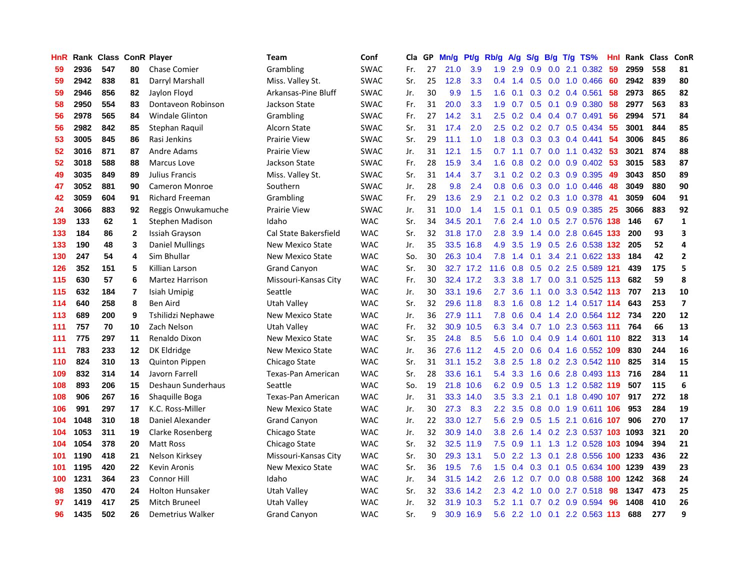| HnR | Rank | Class | ConR | Player | Team | Conf | Cla | GP | Mn/g | Pt/g | Rb/g | A/g | S/g | B/g | T/g | TS% | HnI | Rank | Class | ConR |
|---|---|---|---|---|---|---|---|---|---|---|---|---|---|---|---|---|---|---|---|---|
| 59 | 2936 | 547 | 80 | Chase Comier | Grambling | SWAC | Fr. | 27 | 21.0 | 3.9 | 1.9 | 2.9 | 0.9 | 0.0 | 2.1 | 0.382 | 59 | 2959 | 558 | 81 |
| 59 | 2942 | 838 | 81 | Darryl Marshall | Miss. Valley St. | SWAC | Sr. | 25 | 12.8 | 3.3 | 0.4 | 1.4 | 0.5 | 0.0 | 1.0 | 0.466 | 60 | 2942 | 839 | 80 |
| 59 | 2946 | 856 | 82 | Jaylon Floyd | Arkansas-Pine Bluff | SWAC | Jr. | 30 | 9.9 | 1.5 | 1.6 | 0.1 | 0.3 | 0.2 | 0.4 | 0.561 | 58 | 2973 | 865 | 82 |
| 58 | 2950 | 554 | 83 | Dontaveon Robinson | Jackson State | SWAC | Fr. | 31 | 20.0 | 3.3 | 1.9 | 0.7 | 0.5 | 0.1 | 0.9 | 0.380 | 58 | 2977 | 563 | 83 |
| 56 | 2978 | 565 | 84 | Windale Glinton | Grambling | SWAC | Fr. | 27 | 14.2 | 3.1 | 2.5 | 0.2 | 0.4 | 0.4 | 0.7 | 0.491 | 56 | 2994 | 571 | 84 |
| 56 | 2982 | 842 | 85 | Stephan Raquil | Alcorn State | SWAC | Sr. | 31 | 17.4 | 2.0 | 2.5 | 0.2 | 0.2 | 0.7 | 0.5 | 0.434 | 55 | 3001 | 844 | 85 |
| 53 | 3005 | 845 | 86 | Rasi Jenkins | Prairie View | SWAC | Sr. | 29 | 11.1 | 1.0 | 1.8 | 0.3 | 0.3 | 0.3 | 0.4 | 0.441 | 54 | 3006 | 845 | 86 |
| 52 | 3016 | 871 | 87 | Andre Adams | Prairie View | SWAC | Jr. | 31 | 12.1 | 1.5 | 0.7 | 1.1 | 0.7 | 0.0 | 1.1 | 0.432 | 53 | 3021 | 874 | 88 |
| 52 | 3018 | 588 | 88 | Marcus Love | Jackson State | SWAC | Fr. | 28 | 15.9 | 3.4 | 1.6 | 0.8 | 0.2 | 0.0 | 0.9 | 0.402 | 53 | 3015 | 583 | 87 |
| 49 | 3035 | 849 | 89 | Julius Francis | Miss. Valley St. | SWAC | Sr. | 31 | 14.4 | 3.7 | 3.1 | 0.2 | 0.2 | 0.3 | 0.9 | 0.395 | 49 | 3043 | 850 | 89 |
| 47 | 3052 | 881 | 90 | Cameron Monroe | Southern | SWAC | Jr. | 28 | 9.8 | 2.4 | 0.8 | 0.6 | 0.3 | 0.0 | 1.0 | 0.446 | 48 | 3049 | 880 | 90 |
| 42 | 3059 | 604 | 91 | Richard Freeman | Grambling | SWAC | Fr. | 29 | 13.6 | 2.9 | 2.1 | 0.2 | 0.2 | 0.3 | 1.0 | 0.378 | 41 | 3059 | 604 | 91 |
| 24 | 3066 | 883 | 92 | Reggis Onwukamuche | Prairie View | SWAC | Jr. | 31 | 10.0 | 1.4 | 1.5 | 0.1 | 0.1 | 0.5 | 0.9 | 0.385 | 25 | 3066 | 883 | 92 |
| 139 | 133 | 62 | 1 | Stephen Madison | Idaho | WAC | Sr. | 34 | 34.5 | 20.1 | 7.6 | 2.4 | 1.0 | 0.5 | 2.7 | 0.576 | 138 | 146 | 67 | 1 |
| 133 | 184 | 86 | 2 | Issiah Grayson | Cal State Bakersfield | WAC | Sr. | 32 | 31.8 | 17.0 | 2.8 | 3.9 | 1.4 | 0.0 | 2.8 | 0.645 | 133 | 200 | 93 | 3 |
| 133 | 190 | 48 | 3 | Daniel Mullings | New Mexico State | WAC | Jr. | 35 | 33.5 | 16.8 | 4.9 | 3.5 | 1.9 | 0.5 | 2.6 | 0.538 | 132 | 205 | 52 | 4 |
| 130 | 247 | 54 | 4 | Sim Bhullar | New Mexico State | WAC | So. | 30 | 26.3 | 10.4 | 7.8 | 1.4 | 0.1 | 3.4 | 2.1 | 0.622 | 133 | 184 | 42 | 2 |
| 126 | 352 | 151 | 5 | Killian Larson | Grand Canyon | WAC | Sr. | 30 | 32.7 | 17.2 | 11.6 | 0.8 | 0.5 | 0.2 | 2.5 | 0.589 | 121 | 439 | 175 | 5 |
| 115 | 630 | 57 | 6 | Martez Harrison | Missouri-Kansas City | WAC | Fr. | 30 | 32.4 | 17.2 | 3.3 | 3.8 | 1.7 | 0.0 | 3.1 | 0.525 | 113 | 682 | 59 | 8 |
| 115 | 632 | 184 | 7 | Isiah Umipig | Seattle | WAC | Jr. | 30 | 33.1 | 19.6 | 2.7 | 3.6 | 1.1 | 0.0 | 3.3 | 0.542 | 113 | 707 | 213 | 10 |
| 114 | 640 | 258 | 8 | Ben Aird | Utah Valley | WAC | Sr. | 32 | 29.6 | 11.8 | 8.3 | 1.6 | 0.8 | 1.2 | 1.4 | 0.517 | 114 | 643 | 253 | 7 |
| 113 | 689 | 200 | 9 | Tshilidzi Nephawe | New Mexico State | WAC | Jr. | 36 | 27.9 | 11.1 | 7.8 | 0.6 | 0.4 | 1.4 | 2.0 | 0.564 | 112 | 734 | 220 | 12 |
| 111 | 757 | 70 | 10 | Zach Nelson | Utah Valley | WAC | Fr. | 32 | 30.9 | 10.5 | 6.3 | 3.4 | 0.7 | 1.0 | 2.3 | 0.563 | 111 | 764 | 66 | 13 |
| 111 | 775 | 297 | 11 | Renaldo Dixon | New Mexico State | WAC | Sr. | 35 | 24.8 | 8.5 | 5.6 | 1.0 | 0.4 | 0.9 | 1.4 | 0.601 | 110 | 822 | 313 | 14 |
| 111 | 783 | 233 | 12 | DK Eldridge | New Mexico State | WAC | Jr. | 36 | 27.6 | 11.2 | 4.5 | 2.0 | 0.6 | 0.4 | 1.6 | 0.552 | 109 | 830 | 244 | 16 |
| 110 | 824 | 310 | 13 | Quinton Pippen | Chicago State | WAC | Sr. | 31 | 31.1 | 15.2 | 3.8 | 2.5 | 1.8 | 0.2 | 2.3 | 0.542 | 110 | 825 | 314 | 15 |
| 109 | 832 | 314 | 14 | Javorn Farrell | Texas-Pan American | WAC | Sr. | 28 | 33.6 | 16.1 | 5.4 | 3.3 | 1.6 | 0.6 | 2.8 | 0.493 | 113 | 716 | 284 | 11 |
| 108 | 893 | 206 | 15 | Deshaun Sunderhaus | Seattle | WAC | So. | 19 | 21.8 | 10.6 | 6.2 | 0.9 | 0.5 | 1.3 | 1.2 | 0.582 | 119 | 507 | 115 | 6 |
| 108 | 906 | 267 | 16 | Shaquille Boga | Texas-Pan American | WAC | Jr. | 31 | 33.3 | 14.0 | 3.5 | 3.3 | 2.1 | 0.1 | 1.8 | 0.490 | 107 | 917 | 272 | 18 |
| 106 | 991 | 297 | 17 | K.C. Ross-Miller | New Mexico State | WAC | Jr. | 30 | 27.3 | 8.3 | 2.2 | 3.5 | 0.8 | 0.0 | 1.9 | 0.611 | 106 | 953 | 284 | 19 |
| 104 | 1048 | 310 | 18 | Daniel Alexander | Grand Canyon | WAC | Jr. | 22 | 33.0 | 12.7 | 5.6 | 2.9 | 0.5 | 1.5 | 2.1 | 0.616 | 107 | 906 | 270 | 17 |
| 104 | 1053 | 311 | 19 | Clarke Rosenberg | Chicago State | WAC | Jr. | 32 | 30.9 | 14.0 | 3.8 | 2.6 | 1.4 | 0.2 | 2.3 | 0.537 | 103 | 1093 | 321 | 20 |
| 104 | 1054 | 378 | 20 | Matt Ross | Chicago State | WAC | Sr. | 32 | 32.5 | 11.9 | 7.5 | 0.9 | 1.1 | 1.3 | 1.2 | 0.528 | 103 | 1094 | 394 | 21 |
| 101 | 1190 | 418 | 21 | Nelson Kirksey | Missouri-Kansas City | WAC | Sr. | 30 | 29.3 | 13.1 | 5.0 | 2.2 | 1.3 | 0.1 | 2.8 | 0.556 | 100 | 1233 | 436 | 22 |
| 101 | 1195 | 420 | 22 | Kevin Aronis | New Mexico State | WAC | Sr. | 36 | 19.5 | 7.6 | 1.5 | 0.4 | 0.3 | 0.1 | 0.5 | 0.634 | 100 | 1239 | 439 | 23 |
| 100 | 1231 | 364 | 23 | Connor Hill | Idaho | WAC | Jr. | 34 | 31.5 | 14.2 | 2.6 | 1.2 | 0.7 | 0.0 | 0.8 | 0.588 | 100 | 1242 | 368 | 24 |
| 98 | 1350 | 470 | 24 | Holton Hunsaker | Utah Valley | WAC | Sr. | 32 | 33.6 | 14.2 | 2.3 | 4.2 | 1.0 | 0.0 | 2.7 | 0.518 | 98 | 1347 | 473 | 25 |
| 97 | 1419 | 417 | 25 | Mitch Bruneel | Utah Valley | WAC | Jr. | 32 | 31.9 | 10.3 | 5.2 | 1.1 | 0.7 | 0.2 | 0.9 | 0.594 | 96 | 1408 | 410 | 26 |
| 96 | 1435 | 502 | 26 | Demetrius Walker | Grand Canyon | WAC | Sr. | 9 | 30.9 | 16.9 | 5.6 | 2.2 | 1.0 | 0.1 | 2.2 | 0.563 | 113 | 688 | 277 | 9 |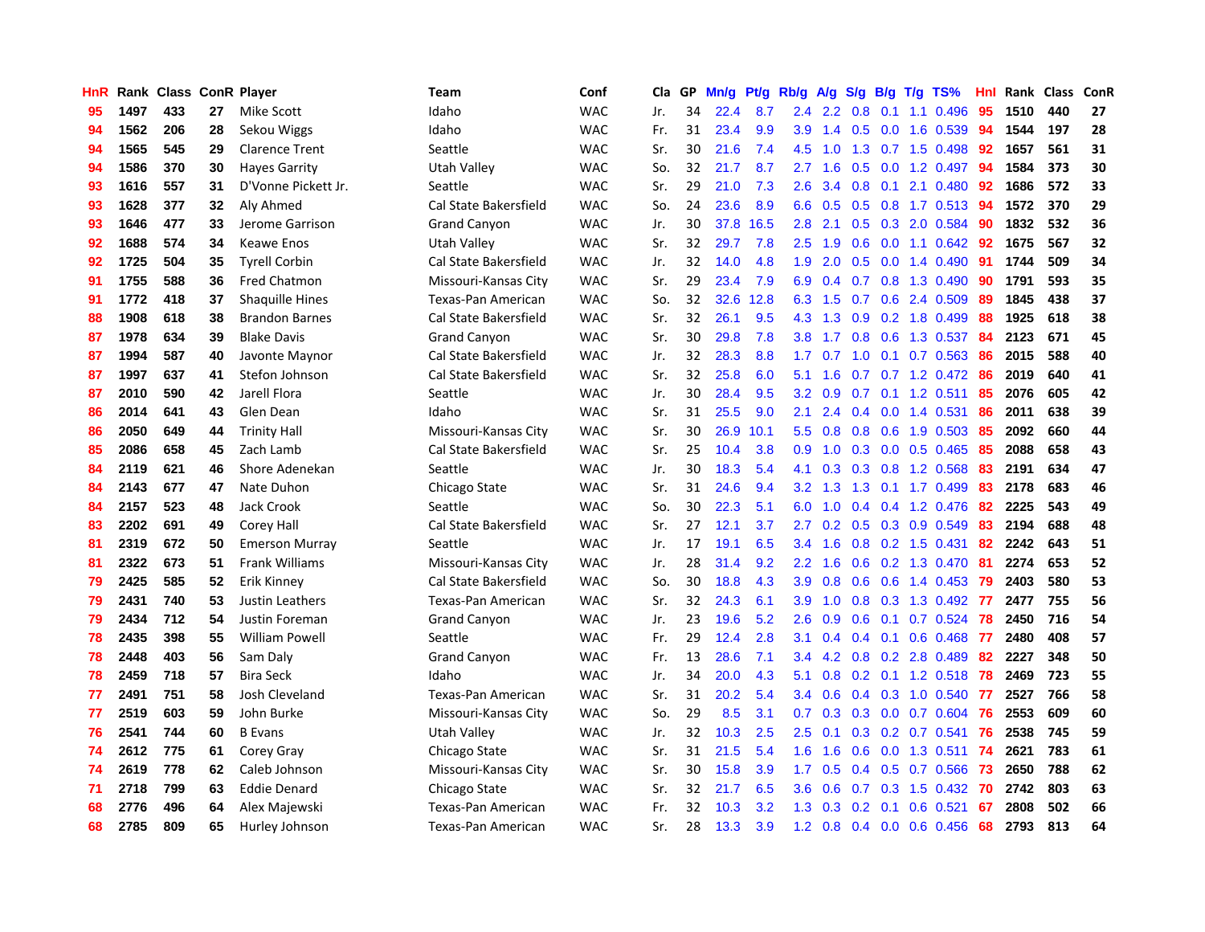| HnR | Rank | Class | ConR | Player | Team | Conf | Cla | GP | Mn/g | Pt/g | Rb/g | A/g | S/g | B/g | T/g | TS% | HnI | Rank | Class | ConR |
|---|---|---|---|---|---|---|---|---|---|---|---|---|---|---|---|---|---|---|---|---|
| 95 | 1497 | 433 | 27 | Mike Scott | Idaho | WAC | Jr. | 34 | 22.4 | 8.7 | 2.4 | 2.2 | 0.8 | 0.1 | 1.1 | 0.496 | 95 | 1510 | 440 | 27 |
| 94 | 1562 | 206 | 28 | Sekou Wiggs | Idaho | WAC | Fr. | 31 | 23.4 | 9.9 | 3.9 | 1.4 | 0.5 | 0.0 | 1.6 | 0.539 | 94 | 1544 | 197 | 28 |
| 94 | 1565 | 545 | 29 | Clarence Trent | Seattle | WAC | Sr. | 30 | 21.6 | 7.4 | 4.5 | 1.0 | 1.3 | 0.7 | 1.5 | 0.498 | 92 | 1657 | 561 | 31 |
| 94 | 1586 | 370 | 30 | Hayes Garrity | Utah Valley | WAC | So. | 32 | 21.7 | 8.7 | 2.7 | 1.6 | 0.5 | 0.0 | 1.2 | 0.497 | 94 | 1584 | 373 | 30 |
| 93 | 1616 | 557 | 31 | D'Vonne Pickett Jr. | Seattle | WAC | Sr. | 29 | 21.0 | 7.3 | 2.6 | 3.4 | 0.8 | 0.1 | 2.1 | 0.480 | 92 | 1686 | 572 | 33 |
| 93 | 1628 | 377 | 32 | Aly Ahmed | Cal State Bakersfield | WAC | So. | 24 | 23.6 | 8.9 | 6.6 | 0.5 | 0.5 | 0.8 | 1.7 | 0.513 | 94 | 1572 | 370 | 29 |
| 93 | 1646 | 477 | 33 | Jerome Garrison | Grand Canyon | WAC | Jr. | 30 | 37.8 | 16.5 | 2.8 | 2.1 | 0.5 | 0.3 | 2.0 | 0.584 | 90 | 1832 | 532 | 36 |
| 92 | 1688 | 574 | 34 | Keawe Enos | Utah Valley | WAC | Sr. | 32 | 29.7 | 7.8 | 2.5 | 1.9 | 0.6 | 0.0 | 1.1 | 0.642 | 92 | 1675 | 567 | 32 |
| 92 | 1725 | 504 | 35 | Tyrell Corbin | Cal State Bakersfield | WAC | Jr. | 32 | 14.0 | 4.8 | 1.9 | 2.0 | 0.5 | 0.0 | 1.4 | 0.490 | 91 | 1744 | 509 | 34 |
| 91 | 1755 | 588 | 36 | Fred Chatmon | Missouri-Kansas City | WAC | Sr. | 29 | 23.4 | 7.9 | 6.9 | 0.4 | 0.7 | 0.8 | 1.3 | 0.490 | 90 | 1791 | 593 | 35 |
| 91 | 1772 | 418 | 37 | Shaquille Hines | Texas-Pan American | WAC | So. | 32 | 32.6 | 12.8 | 6.3 | 1.5 | 0.7 | 0.6 | 2.4 | 0.509 | 89 | 1845 | 438 | 37 |
| 88 | 1908 | 618 | 38 | Brandon Barnes | Cal State Bakersfield | WAC | Sr. | 32 | 26.1 | 9.5 | 4.3 | 1.3 | 0.9 | 0.2 | 1.8 | 0.499 | 88 | 1925 | 618 | 38 |
| 87 | 1978 | 634 | 39 | Blake Davis | Grand Canyon | WAC | Sr. | 30 | 29.8 | 7.8 | 3.8 | 1.7 | 0.8 | 0.6 | 1.3 | 0.537 | 84 | 2123 | 671 | 45 |
| 87 | 1994 | 587 | 40 | Javonte Maynor | Cal State Bakersfield | WAC | Jr. | 32 | 28.3 | 8.8 | 1.7 | 0.7 | 1.0 | 0.1 | 0.7 | 0.563 | 86 | 2015 | 588 | 40 |
| 87 | 1997 | 637 | 41 | Stefon Johnson | Cal State Bakersfield | WAC | Sr. | 32 | 25.8 | 6.0 | 5.1 | 1.6 | 0.7 | 0.7 | 1.2 | 0.472 | 86 | 2019 | 640 | 41 |
| 87 | 2010 | 590 | 42 | Jarell Flora | Seattle | WAC | Jr. | 30 | 28.4 | 9.5 | 3.2 | 0.9 | 0.7 | 0.1 | 1.2 | 0.511 | 85 | 2076 | 605 | 42 |
| 86 | 2014 | 641 | 43 | Glen Dean | Idaho | WAC | Sr. | 31 | 25.5 | 9.0 | 2.1 | 2.4 | 0.4 | 0.0 | 1.4 | 0.531 | 86 | 2011 | 638 | 39 |
| 86 | 2050 | 649 | 44 | Trinity Hall | Missouri-Kansas City | WAC | Sr. | 30 | 26.9 | 10.1 | 5.5 | 0.8 | 0.8 | 0.6 | 1.9 | 0.503 | 85 | 2092 | 660 | 44 |
| 85 | 2086 | 658 | 45 | Zach Lamb | Cal State Bakersfield | WAC | Sr. | 25 | 10.4 | 3.8 | 0.9 | 1.0 | 0.3 | 0.0 | 0.5 | 0.465 | 85 | 2088 | 658 | 43 |
| 84 | 2119 | 621 | 46 | Shore Adenekan | Seattle | WAC | Jr. | 30 | 18.3 | 5.4 | 4.1 | 0.3 | 0.3 | 0.8 | 1.2 | 0.568 | 83 | 2191 | 634 | 47 |
| 84 | 2143 | 677 | 47 | Nate Duhon | Chicago State | WAC | Sr. | 31 | 24.6 | 9.4 | 3.2 | 1.3 | 1.3 | 0.1 | 1.7 | 0.499 | 83 | 2178 | 683 | 46 |
| 84 | 2157 | 523 | 48 | Jack Crook | Seattle | WAC | So. | 30 | 22.3 | 5.1 | 6.0 | 1.0 | 0.4 | 0.4 | 1.2 | 0.476 | 82 | 2225 | 543 | 49 |
| 83 | 2202 | 691 | 49 | Corey Hall | Cal State Bakersfield | WAC | Sr. | 27 | 12.1 | 3.7 | 2.7 | 0.2 | 0.5 | 0.3 | 0.9 | 0.549 | 83 | 2194 | 688 | 48 |
| 81 | 2319 | 672 | 50 | Emerson Murray | Seattle | WAC | Jr. | 17 | 19.1 | 6.5 | 3.4 | 1.6 | 0.8 | 0.2 | 1.5 | 0.431 | 82 | 2242 | 643 | 51 |
| 81 | 2322 | 673 | 51 | Frank Williams | Missouri-Kansas City | WAC | Jr. | 28 | 31.4 | 9.2 | 2.2 | 1.6 | 0.6 | 0.2 | 1.3 | 0.470 | 81 | 2274 | 653 | 52 |
| 79 | 2425 | 585 | 52 | Erik Kinney | Cal State Bakersfield | WAC | So. | 30 | 18.8 | 4.3 | 3.9 | 0.8 | 0.6 | 0.6 | 1.4 | 0.453 | 79 | 2403 | 580 | 53 |
| 79 | 2431 | 740 | 53 | Justin Leathers | Texas-Pan American | WAC | Sr. | 32 | 24.3 | 6.1 | 3.9 | 1.0 | 0.8 | 0.3 | 1.3 | 0.492 | 77 | 2477 | 755 | 56 |
| 79 | 2434 | 712 | 54 | Justin Foreman | Grand Canyon | WAC | Jr. | 23 | 19.6 | 5.2 | 2.6 | 0.9 | 0.6 | 0.1 | 0.7 | 0.524 | 78 | 2450 | 716 | 54 |
| 78 | 2435 | 398 | 55 | William Powell | Seattle | WAC | Fr. | 29 | 12.4 | 2.8 | 3.1 | 0.4 | 0.4 | 0.1 | 0.6 | 0.468 | 77 | 2480 | 408 | 57 |
| 78 | 2448 | 403 | 56 | Sam Daly | Grand Canyon | WAC | Fr. | 13 | 28.6 | 7.1 | 3.4 | 4.2 | 0.8 | 0.2 | 2.8 | 0.489 | 82 | 2227 | 348 | 50 |
| 78 | 2459 | 718 | 57 | Bira Seck | Idaho | WAC | Jr. | 34 | 20.0 | 4.3 | 5.1 | 0.8 | 0.2 | 0.1 | 1.2 | 0.518 | 78 | 2469 | 723 | 55 |
| 77 | 2491 | 751 | 58 | Josh Cleveland | Texas-Pan American | WAC | Sr. | 31 | 20.2 | 5.4 | 3.4 | 0.6 | 0.4 | 0.3 | 1.0 | 0.540 | 77 | 2527 | 766 | 58 |
| 77 | 2519 | 603 | 59 | John Burke | Missouri-Kansas City | WAC | So. | 29 | 8.5 | 3.1 | 0.7 | 0.3 | 0.3 | 0.0 | 0.7 | 0.604 | 76 | 2553 | 609 | 60 |
| 76 | 2541 | 744 | 60 | B Evans | Utah Valley | WAC | Jr. | 32 | 10.3 | 2.5 | 2.5 | 0.1 | 0.3 | 0.2 | 0.7 | 0.541 | 76 | 2538 | 745 | 59 |
| 74 | 2612 | 775 | 61 | Corey Gray | Chicago State | WAC | Sr. | 31 | 21.5 | 5.4 | 1.6 | 1.6 | 0.6 | 0.0 | 1.3 | 0.511 | 74 | 2621 | 783 | 61 |
| 74 | 2619 | 778 | 62 | Caleb Johnson | Missouri-Kansas City | WAC | Sr. | 30 | 15.8 | 3.9 | 1.7 | 0.5 | 0.4 | 0.5 | 0.7 | 0.566 | 73 | 2650 | 788 | 62 |
| 71 | 2718 | 799 | 63 | Eddie Denard | Chicago State | WAC | Sr. | 32 | 21.7 | 6.5 | 3.6 | 0.6 | 0.7 | 0.3 | 1.5 | 0.432 | 70 | 2742 | 803 | 63 |
| 68 | 2776 | 496 | 64 | Alex Majewski | Texas-Pan American | WAC | Fr. | 32 | 10.3 | 3.2 | 1.3 | 0.3 | 0.2 | 0.1 | 0.6 | 0.521 | 67 | 2808 | 502 | 66 |
| 68 | 2785 | 809 | 65 | Hurley Johnson | Texas-Pan American | WAC | Sr. | 28 | 13.3 | 3.9 | 1.2 | 0.8 | 0.4 | 0.0 | 0.6 | 0.456 | 68 | 2793 | 813 | 64 |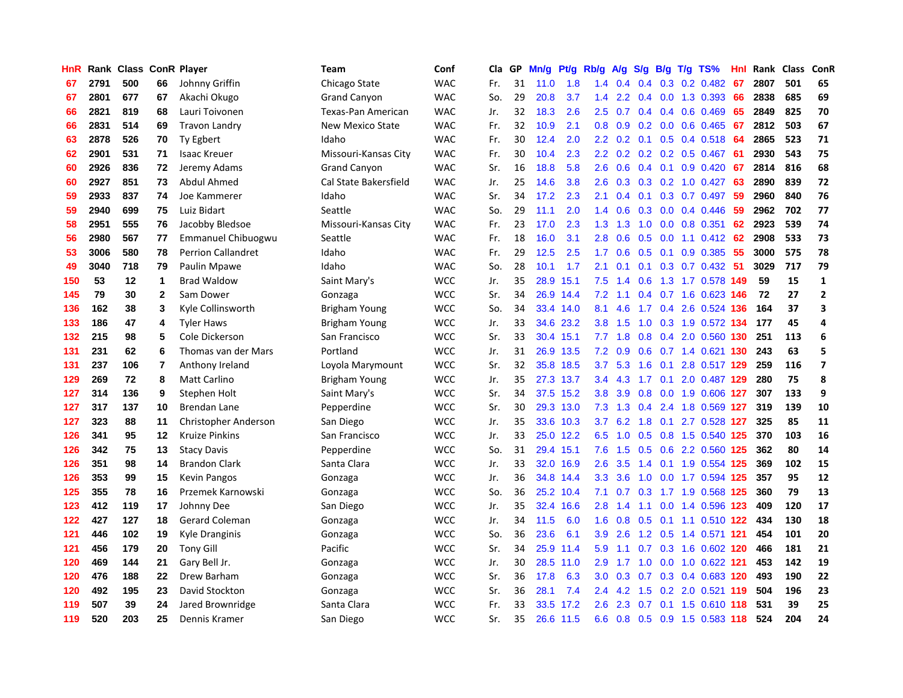| HnR | Rank | Class | ConR | Player | Team | Conf | Cla | GP | Mn/g | Pt/g | Rb/g | A/g | S/g | B/g | T/g | TS% | HnI | Rank | Class | ConR |
|---|---|---|---|---|---|---|---|---|---|---|---|---|---|---|---|---|---|---|---|---|
| 67 | 2791 | 500 | 66 | Johnny Griffin | Chicago State | WAC | Fr. | 31 | 11.0 | 1.8 | 1.4 | 0.4 | 0.4 | 0.3 | 0.2 | 0.482 | 67 | 2807 | 501 | 65 |
| 67 | 2801 | 677 | 67 | Akachi Okugo | Grand Canyon | WAC | So. | 29 | 20.8 | 3.7 | 1.4 | 2.2 | 0.4 | 0.0 | 1.3 | 0.393 | 66 | 2838 | 685 | 69 |
| 66 | 2821 | 819 | 68 | Lauri Toivonen | Texas-Pan American | WAC | Jr. | 32 | 18.3 | 2.6 | 2.5 | 0.7 | 0.4 | 0.4 | 0.6 | 0.469 | 65 | 2849 | 825 | 70 |
| 66 | 2831 | 514 | 69 | Travon Landry | New Mexico State | WAC | Fr. | 32 | 10.9 | 2.1 | 0.8 | 0.9 | 0.2 | 0.0 | 0.6 | 0.465 | 67 | 2812 | 503 | 67 |
| 63 | 2878 | 526 | 70 | Ty Egbert | Idaho | WAC | Fr. | 30 | 12.4 | 2.0 | 2.2 | 0.2 | 0.1 | 0.5 | 0.4 | 0.518 | 64 | 2865 | 523 | 71 |
| 62 | 2901 | 531 | 71 | Isaac Kreuer | Missouri-Kansas City | WAC | Fr. | 30 | 10.4 | 2.3 | 2.2 | 0.2 | 0.2 | 0.2 | 0.5 | 0.467 | 61 | 2930 | 543 | 75 |
| 60 | 2926 | 836 | 72 | Jeremy Adams | Grand Canyon | WAC | Sr. | 16 | 18.8 | 5.8 | 2.6 | 0.6 | 0.4 | 0.1 | 0.9 | 0.420 | 67 | 2814 | 816 | 68 |
| 60 | 2927 | 851 | 73 | Abdul Ahmed | Cal State Bakersfield | WAC | Jr. | 25 | 14.6 | 3.8 | 2.6 | 0.3 | 0.3 | 0.2 | 1.0 | 0.427 | 63 | 2890 | 839 | 72 |
| 59 | 2933 | 837 | 74 | Joe Kammerer | Idaho | WAC | Sr. | 34 | 17.2 | 2.3 | 2.1 | 0.4 | 0.1 | 0.3 | 0.7 | 0.497 | 59 | 2960 | 840 | 76 |
| 59 | 2940 | 699 | 75 | Luiz Bidart | Seattle | WAC | So. | 29 | 11.1 | 2.0 | 1.4 | 0.6 | 0.3 | 0.0 | 0.4 | 0.446 | 59 | 2962 | 702 | 77 |
| 58 | 2951 | 555 | 76 | Jacobby Bledsoe | Missouri-Kansas City | WAC | Fr. | 23 | 17.0 | 2.3 | 1.3 | 1.3 | 1.0 | 0.0 | 0.8 | 0.351 | 62 | 2923 | 539 | 74 |
| 56 | 2980 | 567 | 77 | Emmanuel Chibuogwu | Seattle | WAC | Fr. | 18 | 16.0 | 3.1 | 2.8 | 0.6 | 0.5 | 0.0 | 1.1 | 0.412 | 62 | 2908 | 533 | 73 |
| 53 | 3006 | 580 | 78 | Perrion Callandret | Idaho | WAC | Fr. | 29 | 12.5 | 2.5 | 1.7 | 0.6 | 0.5 | 0.1 | 0.9 | 0.385 | 55 | 3000 | 575 | 78 |
| 49 | 3040 | 718 | 79 | Paulin Mpawe | Idaho | WAC | So. | 28 | 10.1 | 1.7 | 2.1 | 0.1 | 0.1 | 0.3 | 0.7 | 0.432 | 51 | 3029 | 717 | 79 |
| 150 | 53 | 12 | 1 | Brad Waldow | Saint Mary's | WCC | Jr. | 35 | 28.9 | 15.1 | 7.5 | 1.4 | 0.6 | 1.3 | 1.7 | 0.578 | 149 | 59 | 15 | 1 |
| 145 | 79 | 30 | 2 | Sam Dower | Gonzaga | WCC | Sr. | 34 | 26.9 | 14.4 | 7.2 | 1.1 | 0.4 | 0.7 | 1.6 | 0.623 | 146 | 72 | 27 | 2 |
| 136 | 162 | 38 | 3 | Kyle Collinsworth | Brigham Young | WCC | So. | 34 | 33.4 | 14.0 | 8.1 | 4.6 | 1.7 | 0.4 | 2.6 | 0.524 | 136 | 164 | 37 | 3 |
| 133 | 186 | 47 | 4 | Tyler Haws | Brigham Young | WCC | Jr. | 33 | 34.6 | 23.2 | 3.8 | 1.5 | 1.0 | 0.3 | 1.9 | 0.572 | 134 | 177 | 45 | 4 |
| 132 | 215 | 98 | 5 | Cole Dickerson | San Francisco | WCC | Sr. | 33 | 30.4 | 15.1 | 7.7 | 1.8 | 0.8 | 0.4 | 2.0 | 0.560 | 130 | 251 | 113 | 6 |
| 131 | 231 | 62 | 6 | Thomas van der Mars | Portland | WCC | Jr. | 31 | 26.9 | 13.5 | 7.2 | 0.9 | 0.6 | 0.7 | 1.4 | 0.621 | 130 | 243 | 63 | 5 |
| 131 | 237 | 106 | 7 | Anthony Ireland | Loyola Marymount | WCC | Sr. | 32 | 35.8 | 18.5 | 3.7 | 5.3 | 1.6 | 0.1 | 2.8 | 0.517 | 129 | 259 | 116 | 7 |
| 129 | 269 | 72 | 8 | Matt Carlino | Brigham Young | WCC | Jr. | 35 | 27.3 | 13.7 | 3.4 | 4.3 | 1.7 | 0.1 | 2.0 | 0.487 | 129 | 280 | 75 | 8 |
| 127 | 314 | 136 | 9 | Stephen Holt | Saint Mary's | WCC | Sr. | 34 | 37.5 | 15.2 | 3.8 | 3.9 | 0.8 | 0.0 | 1.9 | 0.606 | 127 | 307 | 133 | 9 |
| 127 | 317 | 137 | 10 | Brendan Lane | Pepperdine | WCC | Sr. | 30 | 29.3 | 13.0 | 7.3 | 1.3 | 0.4 | 2.4 | 1.8 | 0.569 | 127 | 319 | 139 | 10 |
| 127 | 323 | 88 | 11 | Christopher Anderson | San Diego | WCC | Jr. | 35 | 33.6 | 10.3 | 3.7 | 6.2 | 1.8 | 0.1 | 2.7 | 0.528 | 127 | 325 | 85 | 11 |
| 126 | 341 | 95 | 12 | Kruize Pinkins | San Francisco | WCC | Jr. | 33 | 25.0 | 12.2 | 6.5 | 1.0 | 0.5 | 0.8 | 1.5 | 0.540 | 125 | 370 | 103 | 16 |
| 126 | 342 | 75 | 13 | Stacy Davis | Pepperdine | WCC | So. | 31 | 29.4 | 15.1 | 7.6 | 1.5 | 0.5 | 0.6 | 2.2 | 0.560 | 125 | 362 | 80 | 14 |
| 126 | 351 | 98 | 14 | Brandon Clark | Santa Clara | WCC | Jr. | 33 | 32.0 | 16.9 | 2.6 | 3.5 | 1.4 | 0.1 | 1.9 | 0.554 | 125 | 369 | 102 | 15 |
| 126 | 353 | 99 | 15 | Kevin Pangos | Gonzaga | WCC | Jr. | 36 | 34.8 | 14.4 | 3.3 | 3.6 | 1.0 | 0.0 | 1.7 | 0.594 | 125 | 357 | 95 | 12 |
| 125 | 355 | 78 | 16 | Przemek Karnowski | Gonzaga | WCC | So. | 36 | 25.2 | 10.4 | 7.1 | 0.7 | 0.3 | 1.7 | 1.9 | 0.568 | 125 | 360 | 79 | 13 |
| 123 | 412 | 119 | 17 | Johnny Dee | San Diego | WCC | Jr. | 35 | 32.4 | 16.6 | 2.8 | 1.4 | 1.1 | 0.0 | 1.4 | 0.596 | 123 | 409 | 120 | 17 |
| 122 | 427 | 127 | 18 | Gerard Coleman | Gonzaga | WCC | Jr. | 34 | 11.5 | 6.0 | 1.6 | 0.8 | 0.5 | 0.1 | 1.1 | 0.510 | 122 | 434 | 130 | 18 |
| 121 | 446 | 102 | 19 | Kyle Dranginis | Gonzaga | WCC | So. | 36 | 23.6 | 6.1 | 3.9 | 2.6 | 1.2 | 0.5 | 1.4 | 0.571 | 121 | 454 | 101 | 20 |
| 121 | 456 | 179 | 20 | Tony Gill | Pacific | WCC | Sr. | 34 | 25.9 | 11.4 | 5.9 | 1.1 | 0.7 | 0.3 | 1.6 | 0.602 | 120 | 466 | 181 | 21 |
| 120 | 469 | 144 | 21 | Gary Bell Jr. | Gonzaga | WCC | Jr. | 30 | 28.5 | 11.0 | 2.9 | 1.7 | 1.0 | 0.0 | 1.0 | 0.622 | 121 | 453 | 142 | 19 |
| 120 | 476 | 188 | 22 | Drew Barham | Gonzaga | WCC | Sr. | 36 | 17.8 | 6.3 | 3.0 | 0.3 | 0.7 | 0.3 | 0.4 | 0.683 | 120 | 493 | 190 | 22 |
| 120 | 492 | 195 | 23 | David Stockton | Gonzaga | WCC | Sr. | 36 | 28.1 | 7.4 | 2.4 | 4.2 | 1.5 | 0.2 | 2.0 | 0.521 | 119 | 504 | 196 | 23 |
| 119 | 507 | 39 | 24 | Jared Brownridge | Santa Clara | WCC | Fr. | 33 | 33.5 | 17.2 | 2.6 | 2.3 | 0.7 | 0.1 | 1.5 | 0.610 | 118 | 531 | 39 | 25 |
| 119 | 520 | 203 | 25 | Dennis Kramer | San Diego | WCC | Sr. | 35 | 26.6 | 11.5 | 6.6 | 0.8 | 0.5 | 0.9 | 1.5 | 0.583 | 118 | 524 | 204 | 24 |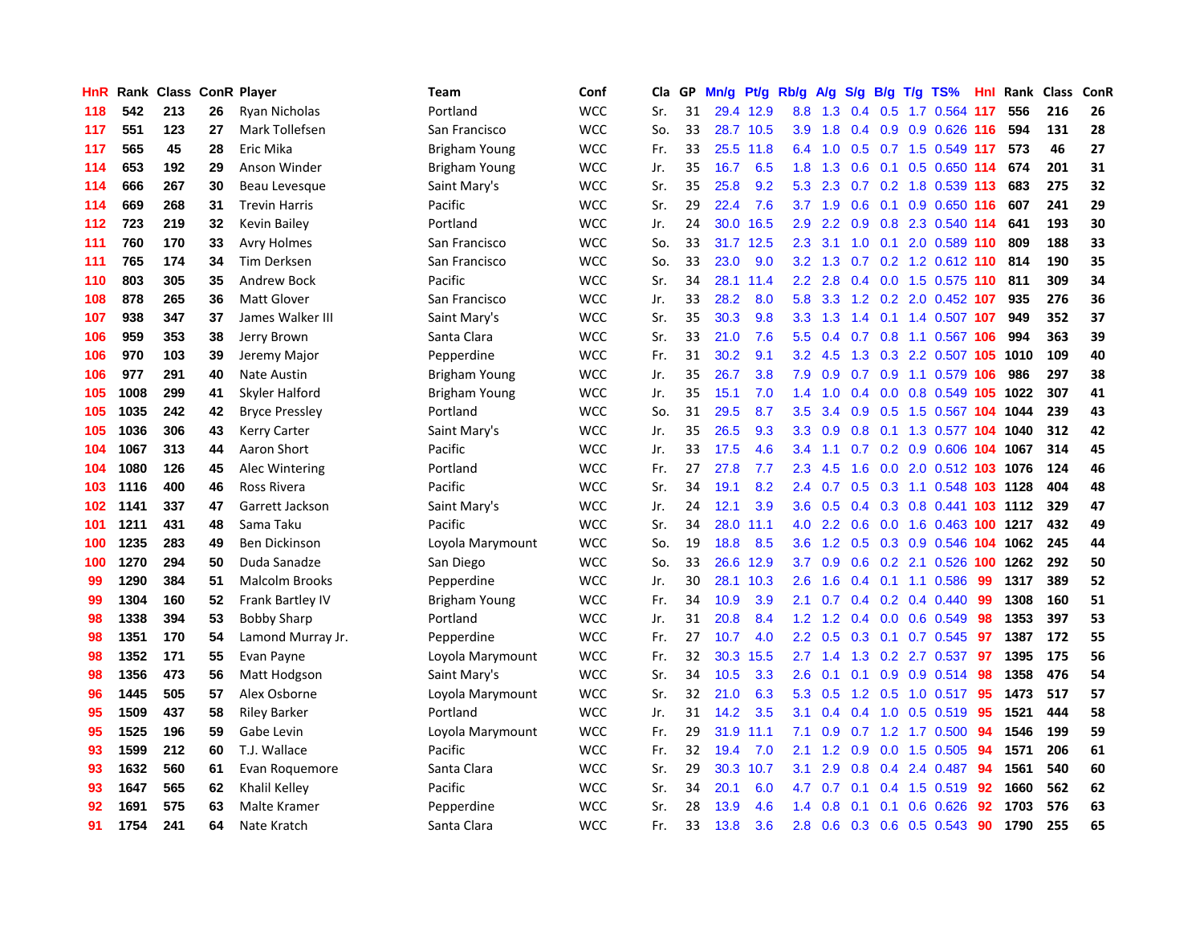| HnR | Rank | Class | ConR | Player | Team | Conf | Cla | GP | Mn/g | Pt/g | Rb/g | A/g | S/g | B/g | T/g | TS% | HnI | Rank | Class | ConR |
|---|---|---|---|---|---|---|---|---|---|---|---|---|---|---|---|---|---|---|---|---|
| 118 | 542 | 213 | 26 | Ryan Nicholas | Portland | WCC | Sr. | 31 | 29.4 | 12.9 | 8.8 | 1.3 | 0.4 | 0.5 | 1.7 | 0.564 | 117 | 556 | 216 | 26 |
| 117 | 551 | 123 | 27 | Mark Tollefsen | San Francisco | WCC | So. | 33 | 28.7 | 10.5 | 3.9 | 1.8 | 0.4 | 0.9 | 0.9 | 0.626 | 116 | 594 | 131 | 28 |
| 117 | 565 | 45 | 28 | Eric Mika | Brigham Young | WCC | Fr. | 33 | 25.5 | 11.8 | 6.4 | 1.0 | 0.5 | 0.7 | 1.5 | 0.549 | 117 | 573 | 46 | 27 |
| 114 | 653 | 192 | 29 | Anson Winder | Brigham Young | WCC | Jr. | 35 | 16.7 | 6.5 | 1.8 | 1.3 | 0.6 | 0.1 | 0.5 | 0.650 | 114 | 674 | 201 | 31 |
| 114 | 666 | 267 | 30 | Beau Levesque | Saint Mary's | WCC | Sr. | 35 | 25.8 | 9.2 | 5.3 | 2.3 | 0.7 | 0.2 | 1.8 | 0.539 | 113 | 683 | 275 | 32 |
| 114 | 669 | 268 | 31 | Trevin Harris | Pacific | WCC | Sr. | 29 | 22.4 | 7.6 | 3.7 | 1.9 | 0.6 | 0.1 | 0.9 | 0.650 | 116 | 607 | 241 | 29 |
| 112 | 723 | 219 | 32 | Kevin Bailey | Portland | WCC | Jr. | 24 | 30.0 | 16.5 | 2.9 | 2.2 | 0.9 | 0.8 | 2.3 | 0.540 | 114 | 641 | 193 | 30 |
| 111 | 760 | 170 | 33 | Avry Holmes | San Francisco | WCC | So. | 33 | 31.7 | 12.5 | 2.3 | 3.1 | 1.0 | 0.1 | 2.0 | 0.589 | 110 | 809 | 188 | 33 |
| 111 | 765 | 174 | 34 | Tim Derksen | San Francisco | WCC | So. | 33 | 23.0 | 9.0 | 3.2 | 1.3 | 0.7 | 0.2 | 1.2 | 0.612 | 110 | 814 | 190 | 35 |
| 110 | 803 | 305 | 35 | Andrew Bock | Pacific | WCC | Sr. | 34 | 28.1 | 11.4 | 2.2 | 2.8 | 0.4 | 0.0 | 1.5 | 0.575 | 110 | 811 | 309 | 34 |
| 108 | 878 | 265 | 36 | Matt Glover | San Francisco | WCC | Jr. | 33 | 28.2 | 8.0 | 5.8 | 3.3 | 1.2 | 0.2 | 2.0 | 0.452 | 107 | 935 | 276 | 36 |
| 107 | 938 | 347 | 37 | James Walker III | Saint Mary's | WCC | Sr. | 35 | 30.3 | 9.8 | 3.3 | 1.3 | 1.4 | 0.1 | 1.4 | 0.507 | 107 | 949 | 352 | 37 |
| 106 | 959 | 353 | 38 | Jerry Brown | Santa Clara | WCC | Sr. | 33 | 21.0 | 7.6 | 5.5 | 0.4 | 0.7 | 0.8 | 1.1 | 0.567 | 106 | 994 | 363 | 39 |
| 106 | 970 | 103 | 39 | Jeremy Major | Pepperdine | WCC | Fr. | 31 | 30.2 | 9.1 | 3.2 | 4.5 | 1.3 | 0.3 | 2.2 | 0.507 | 105 | 1010 | 109 | 40 |
| 106 | 977 | 291 | 40 | Nate Austin | Brigham Young | WCC | Jr. | 35 | 26.7 | 3.8 | 7.9 | 0.9 | 0.7 | 0.9 | 1.1 | 0.579 | 106 | 986 | 297 | 38 |
| 105 | 1008 | 299 | 41 | Skyler Halford | Brigham Young | WCC | Jr. | 35 | 15.1 | 7.0 | 1.4 | 1.0 | 0.4 | 0.0 | 0.8 | 0.549 | 105 | 1022 | 307 | 41 |
| 105 | 1035 | 242 | 42 | Bryce Pressley | Portland | WCC | So. | 31 | 29.5 | 8.7 | 3.5 | 3.4 | 0.9 | 0.5 | 1.5 | 0.567 | 104 | 1044 | 239 | 43 |
| 105 | 1036 | 306 | 43 | Kerry Carter | Saint Mary's | WCC | Jr. | 35 | 26.5 | 9.3 | 3.3 | 0.9 | 0.8 | 0.1 | 1.3 | 0.577 | 104 | 1040 | 312 | 42 |
| 104 | 1067 | 313 | 44 | Aaron Short | Pacific | WCC | Jr. | 33 | 17.5 | 4.6 | 3.4 | 1.1 | 0.7 | 0.2 | 0.9 | 0.606 | 104 | 1067 | 314 | 45 |
| 104 | 1080 | 126 | 45 | Alec Wintering | Portland | WCC | Fr. | 27 | 27.8 | 7.7 | 2.3 | 4.5 | 1.6 | 0.0 | 2.0 | 0.512 | 103 | 1076 | 124 | 46 |
| 103 | 1116 | 400 | 46 | Ross Rivera | Pacific | WCC | Sr. | 34 | 19.1 | 8.2 | 2.4 | 0.7 | 0.5 | 0.3 | 1.1 | 0.548 | 103 | 1128 | 404 | 48 |
| 102 | 1141 | 337 | 47 | Garrett Jackson | Saint Mary's | WCC | Jr. | 24 | 12.1 | 3.9 | 3.6 | 0.5 | 0.4 | 0.3 | 0.8 | 0.441 | 103 | 1112 | 329 | 47 |
| 101 | 1211 | 431 | 48 | Sama Taku | Pacific | WCC | Sr. | 34 | 28.0 | 11.1 | 4.0 | 2.2 | 0.6 | 0.0 | 1.6 | 0.463 | 100 | 1217 | 432 | 49 |
| 100 | 1235 | 283 | 49 | Ben Dickinson | Loyola Marymount | WCC | So. | 19 | 18.8 | 8.5 | 3.6 | 1.2 | 0.5 | 0.3 | 0.9 | 0.546 | 104 | 1062 | 245 | 44 |
| 100 | 1270 | 294 | 50 | Duda Sanadze | San Diego | WCC | So. | 33 | 26.6 | 12.9 | 3.7 | 0.9 | 0.6 | 0.2 | 2.1 | 0.526 | 100 | 1262 | 292 | 50 |
| 99 | 1290 | 384 | 51 | Malcolm Brooks | Pepperdine | WCC | Jr. | 30 | 28.1 | 10.3 | 2.6 | 1.6 | 0.4 | 0.1 | 1.1 | 0.586 | 99 | 1317 | 389 | 52 |
| 99 | 1304 | 160 | 52 | Frank Bartley IV | Brigham Young | WCC | Fr. | 34 | 10.9 | 3.9 | 2.1 | 0.7 | 0.4 | 0.2 | 0.4 | 0.440 | 99 | 1308 | 160 | 51 |
| 98 | 1338 | 394 | 53 | Bobby Sharp | Portland | WCC | Jr. | 31 | 20.8 | 8.4 | 1.2 | 1.2 | 0.4 | 0.0 | 0.6 | 0.549 | 98 | 1353 | 397 | 53 |
| 98 | 1351 | 170 | 54 | Lamond Murray Jr. | Pepperdine | WCC | Fr. | 27 | 10.7 | 4.0 | 2.2 | 0.5 | 0.3 | 0.1 | 0.7 | 0.545 | 97 | 1387 | 172 | 55 |
| 98 | 1352 | 171 | 55 | Evan Payne | Loyola Marymount | WCC | Fr. | 32 | 30.3 | 15.5 | 2.7 | 1.4 | 1.3 | 0.2 | 2.7 | 0.537 | 97 | 1395 | 175 | 56 |
| 98 | 1356 | 473 | 56 | Matt Hodgson | Saint Mary's | WCC | Sr. | 34 | 10.5 | 3.3 | 2.6 | 0.1 | 0.1 | 0.9 | 0.9 | 0.514 | 98 | 1358 | 476 | 54 |
| 96 | 1445 | 505 | 57 | Alex Osborne | Loyola Marymount | WCC | Sr. | 32 | 21.0 | 6.3 | 5.3 | 0.5 | 1.2 | 0.5 | 1.0 | 0.517 | 95 | 1473 | 517 | 57 |
| 95 | 1509 | 437 | 58 | Riley Barker | Portland | WCC | Jr. | 31 | 14.2 | 3.5 | 3.1 | 0.4 | 0.4 | 1.0 | 0.5 | 0.519 | 95 | 1521 | 444 | 58 |
| 95 | 1525 | 196 | 59 | Gabe Levin | Loyola Marymount | WCC | Fr. | 29 | 31.9 | 11.1 | 7.1 | 0.9 | 0.7 | 1.2 | 1.7 | 0.500 | 94 | 1546 | 199 | 59 |
| 93 | 1599 | 212 | 60 | T.J. Wallace | Pacific | WCC | Fr. | 32 | 19.4 | 7.0 | 2.1 | 1.2 | 0.9 | 0.0 | 1.5 | 0.505 | 94 | 1571 | 206 | 61 |
| 93 | 1632 | 560 | 61 | Evan Roquemore | Santa Clara | WCC | Sr. | 29 | 30.3 | 10.7 | 3.1 | 2.9 | 0.8 | 0.4 | 2.4 | 0.487 | 94 | 1561 | 540 | 60 |
| 93 | 1647 | 565 | 62 | Khalil Kelley | Pacific | WCC | Sr. | 34 | 20.1 | 6.0 | 4.7 | 0.7 | 0.1 | 0.4 | 1.5 | 0.519 | 92 | 1660 | 562 | 62 |
| 92 | 1691 | 575 | 63 | Malte Kramer | Pepperdine | WCC | Sr. | 28 | 13.9 | 4.6 | 1.4 | 0.8 | 0.1 | 0.1 | 0.6 | 0.626 | 92 | 1703 | 576 | 63 |
| 91 | 1754 | 241 | 64 | Nate Kratch | Santa Clara | WCC | Fr. | 33 | 13.8 | 3.6 | 2.8 | 0.6 | 0.3 | 0.6 | 0.5 | 0.543 | 90 | 1790 | 255 | 65 |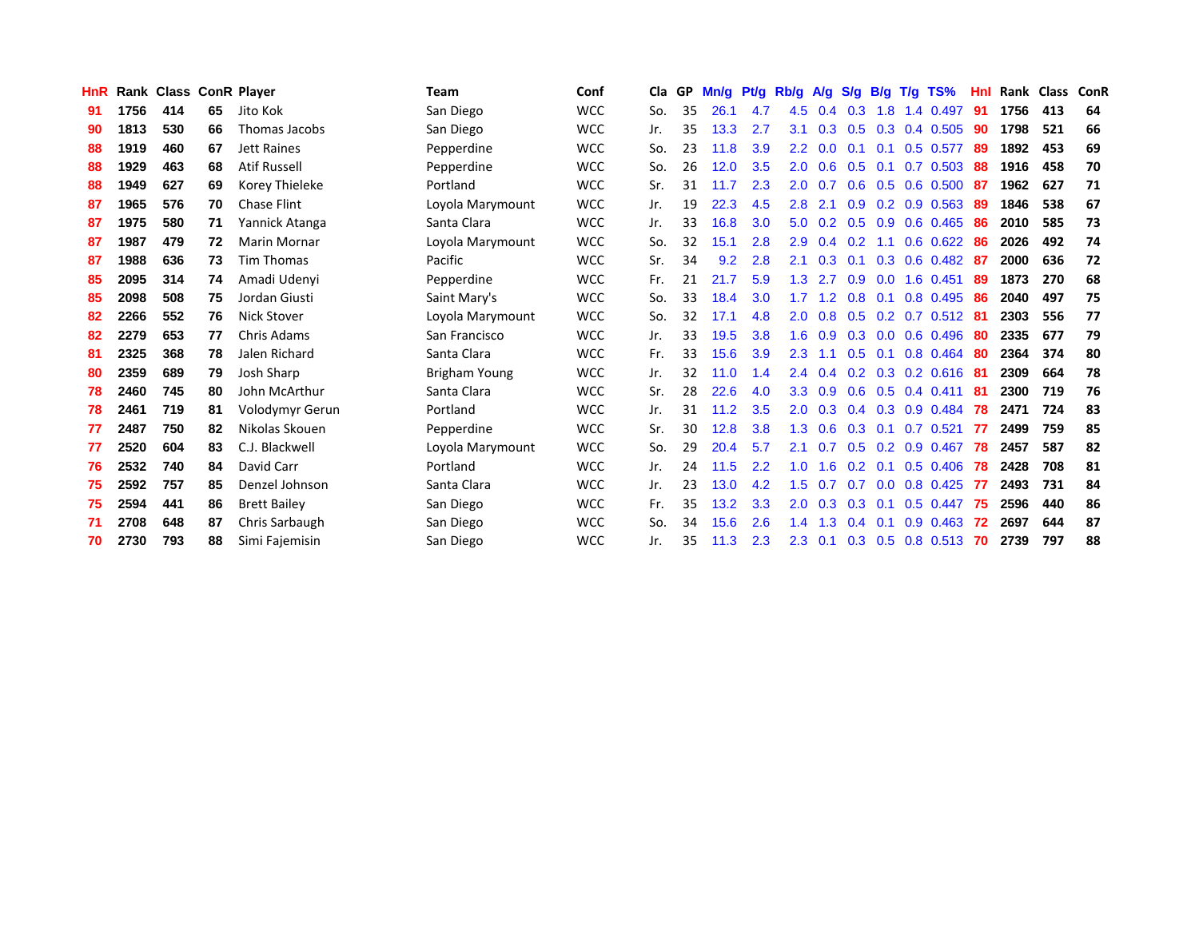| HnR | Rank | Class | ConR | Player | Team | Conf | Cla | GP | Mn/g | Pt/g | Rb/g | A/g | S/g | B/g | T/g | TS% | HnI | Rank | Class | ConR |
|---|---|---|---|---|---|---|---|---|---|---|---|---|---|---|---|---|---|---|---|---|
| 91 | 1756 | 414 | 65 | Jito Kok | San Diego | WCC | So. | 35 | 26.1 | 4.7 | 4.5 | 0.4 | 0.3 | 1.8 | 1.4 | 0.497 | 91 | 1756 | 413 | 64 |
| 90 | 1813 | 530 | 66 | Thomas Jacobs | San Diego | WCC | Jr. | 35 | 13.3 | 2.7 | 3.1 | 0.3 | 0.5 | 0.3 | 0.4 | 0.505 | 90 | 1798 | 521 | 66 |
| 88 | 1919 | 460 | 67 | Jett Raines | Pepperdine | WCC | So. | 23 | 11.8 | 3.9 | 2.2 | 0.0 | 0.1 | 0.1 | 0.5 | 0.577 | 89 | 1892 | 453 | 69 |
| 88 | 1929 | 463 | 68 | Atif Russell | Pepperdine | WCC | So. | 26 | 12.0 | 3.5 | 2.0 | 0.6 | 0.5 | 0.1 | 0.7 | 0.503 | 88 | 1916 | 458 | 70 |
| 88 | 1949 | 627 | 69 | Korey Thieleke | Portland | WCC | Sr. | 31 | 11.7 | 2.3 | 2.0 | 0.7 | 0.6 | 0.5 | 0.6 | 0.500 | 87 | 1962 | 627 | 71 |
| 87 | 1965 | 576 | 70 | Chase Flint | Loyola Marymount | WCC | Jr. | 19 | 22.3 | 4.5 | 2.8 | 2.1 | 0.9 | 0.2 | 0.9 | 0.563 | 89 | 1846 | 538 | 67 |
| 87 | 1975 | 580 | 71 | Yannick Atanga | Santa Clara | WCC | Jr. | 33 | 16.8 | 3.0 | 5.0 | 0.2 | 0.5 | 0.9 | 0.6 | 0.465 | 86 | 2010 | 585 | 73 |
| 87 | 1987 | 479 | 72 | Marin Mornar | Loyola Marymount | WCC | So. | 32 | 15.1 | 2.8 | 2.9 | 0.4 | 0.2 | 1.1 | 0.6 | 0.622 | 86 | 2026 | 492 | 74 |
| 87 | 1988 | 636 | 73 | Tim Thomas | Pacific | WCC | Sr. | 34 | 9.2 | 2.8 | 2.1 | 0.3 | 0.1 | 0.3 | 0.6 | 0.482 | 87 | 2000 | 636 | 72 |
| 85 | 2095 | 314 | 74 | Amadi Udenyi | Pepperdine | WCC | Fr. | 21 | 21.7 | 5.9 | 1.3 | 2.7 | 0.9 | 0.0 | 1.6 | 0.451 | 89 | 1873 | 270 | 68 |
| 85 | 2098 | 508 | 75 | Jordan Giusti | Saint Mary's | WCC | So. | 33 | 18.4 | 3.0 | 1.7 | 1.2 | 0.8 | 0.1 | 0.8 | 0.495 | 86 | 2040 | 497 | 75 |
| 82 | 2266 | 552 | 76 | Nick Stover | Loyola Marymount | WCC | So. | 32 | 17.1 | 4.8 | 2.0 | 0.8 | 0.5 | 0.2 | 0.7 | 0.512 | 81 | 2303 | 556 | 77 |
| 82 | 2279 | 653 | 77 | Chris Adams | San Francisco | WCC | Jr. | 33 | 19.5 | 3.8 | 1.6 | 0.9 | 0.3 | 0.0 | 0.6 | 0.496 | 80 | 2335 | 677 | 79 |
| 81 | 2325 | 368 | 78 | Jalen Richard | Santa Clara | WCC | Fr. | 33 | 15.6 | 3.9 | 2.3 | 1.1 | 0.5 | 0.1 | 0.8 | 0.464 | 80 | 2364 | 374 | 80 |
| 80 | 2359 | 689 | 79 | Josh Sharp | Brigham Young | WCC | Jr. | 32 | 11.0 | 1.4 | 2.4 | 0.4 | 0.2 | 0.3 | 0.2 | 0.616 | 81 | 2309 | 664 | 78 |
| 78 | 2460 | 745 | 80 | John McArthur | Santa Clara | WCC | Sr. | 28 | 22.6 | 4.0 | 3.3 | 0.9 | 0.6 | 0.5 | 0.4 | 0.411 | 81 | 2300 | 719 | 76 |
| 78 | 2461 | 719 | 81 | Volodymyr Gerun | Portland | WCC | Jr. | 31 | 11.2 | 3.5 | 2.0 | 0.3 | 0.4 | 0.3 | 0.9 | 0.484 | 78 | 2471 | 724 | 83 |
| 77 | 2487 | 750 | 82 | Nikolas Skouen | Pepperdine | WCC | Sr. | 30 | 12.8 | 3.8 | 1.3 | 0.6 | 0.3 | 0.1 | 0.7 | 0.521 | 77 | 2499 | 759 | 85 |
| 77 | 2520 | 604 | 83 | C.J. Blackwell | Loyola Marymount | WCC | So. | 29 | 20.4 | 5.7 | 2.1 | 0.7 | 0.5 | 0.2 | 0.9 | 0.467 | 78 | 2457 | 587 | 82 |
| 76 | 2532 | 740 | 84 | David Carr | Portland | WCC | Jr. | 24 | 11.5 | 2.2 | 1.0 | 1.6 | 0.2 | 0.1 | 0.5 | 0.406 | 78 | 2428 | 708 | 81 |
| 75 | 2592 | 757 | 85 | Denzel Johnson | Santa Clara | WCC | Jr. | 23 | 13.0 | 4.2 | 1.5 | 0.7 | 0.7 | 0.0 | 0.8 | 0.425 | 77 | 2493 | 731 | 84 |
| 75 | 2594 | 441 | 86 | Brett Bailey | San Diego | WCC | Fr. | 35 | 13.2 | 3.3 | 2.0 | 0.3 | 0.3 | 0.1 | 0.5 | 0.447 | 75 | 2596 | 440 | 86 |
| 71 | 2708 | 648 | 87 | Chris Sarbaugh | San Diego | WCC | So. | 34 | 15.6 | 2.6 | 1.4 | 1.3 | 0.4 | 0.1 | 0.9 | 0.463 | 72 | 2697 | 644 | 87 |
| 70 | 2730 | 793 | 88 | Simi Fajemisin | San Diego | WCC | Jr. | 35 | 11.3 | 2.3 | 2.3 | 0.1 | 0.3 | 0.5 | 0.8 | 0.513 | 70 | 2739 | 797 | 88 |